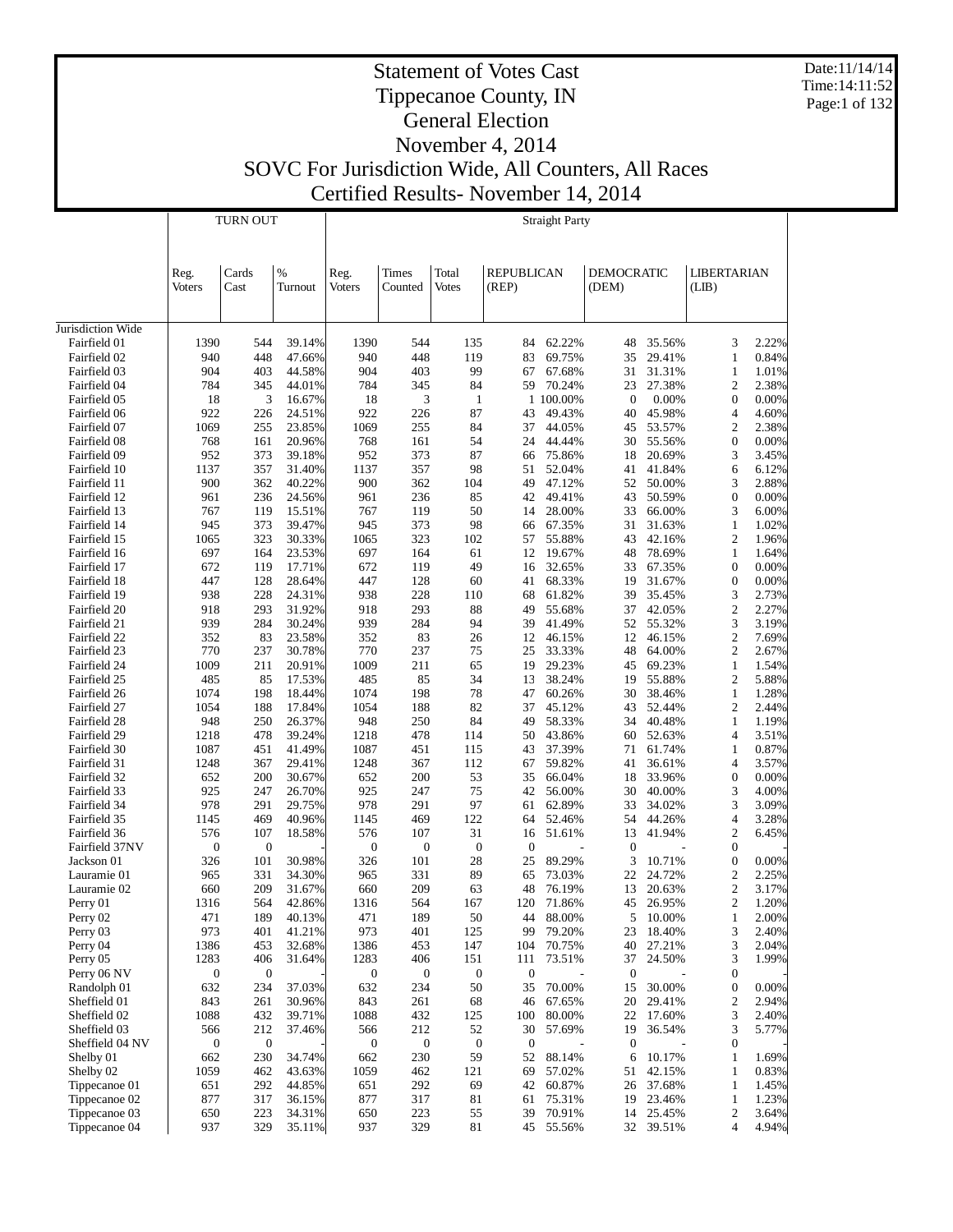# Statement of Votes Cast
# Tippecanoe County, IN
# General Election
# November 4, 2014
# SOVC For Jurisdiction Wide, All Counters, All Races
# Certified Results- November 14, 2014

Date:11/14/14
Time:14:11:52

| | TURN OUT | | | Straight Party | | | | | | | | |
|---|---|---|---|---|---|---|---|---|---|---|---|---|
| | Reg. Voters | Cards Cast | % Turnout | Reg. Voters | Times Counted | Total Votes | REPUBLICAN (REP) | | DEMOCRATIC (DEM) | | LIBERTARIAN (LIB) | |
| Jurisdiction Wide | | | | | | | | | | | | |
| Fairfield 01 | 1390 | 544 | 39.14% | 1390 | 544 | 135 | 84 | 62.22% | 48 | 35.56% | 3 | 2.22% |
| Fairfield 02 | 940 | 448 | 47.66% | 940 | 448 | 119 | 83 | 69.75% | 35 | 29.41% | 1 | 0.84% |
| Fairfield 03 | 904 | 403 | 44.58% | 904 | 403 | 99 | 67 | 67.68% | 31 | 31.31% | 1 | 1.01% |
| Fairfield 04 | 784 | 345 | 44.01% | 784 | 345 | 84 | 59 | 70.24% | 23 | 27.38% | 2 | 2.38% |
| Fairfield 05 | 18 | 3 | 16.67% | 18 | 3 | 1 | 1 | 100.00% | 0 | 0.00% | 0 | 0.00% |
| Fairfield 06 | 922 | 226 | 24.51% | 922 | 226 | 87 | 43 | 49.43% | 40 | 45.98% | 4 | 4.60% |
| Fairfield 07 | 1069 | 255 | 23.85% | 1069 | 255 | 84 | 37 | 44.05% | 45 | 53.57% | 2 | 2.38% |
| Fairfield 08 | 768 | 161 | 20.96% | 768 | 161 | 54 | 24 | 44.44% | 30 | 55.56% | 0 | 0.00% |
| Fairfield 09 | 952 | 373 | 39.18% | 952 | 373 | 87 | 66 | 75.86% | 18 | 20.69% | 3 | 3.45% |
| Fairfield 10 | 1137 | 357 | 31.40% | 1137 | 357 | 98 | 51 | 52.04% | 41 | 41.84% | 6 | 6.12% |
| Fairfield 11 | 900 | 362 | 40.22% | 900 | 362 | 104 | 49 | 47.12% | 52 | 50.00% | 3 | 2.88% |
| Fairfield 12 | 961 | 236 | 24.56% | 961 | 236 | 85 | 42 | 49.41% | 43 | 50.59% | 0 | 0.00% |
| Fairfield 13 | 767 | 119 | 15.51% | 767 | 119 | 50 | 14 | 28.00% | 33 | 66.00% | 3 | 6.00% |
| Fairfield 14 | 945 | 373 | 39.47% | 945 | 373 | 98 | 66 | 67.35% | 31 | 31.63% | 1 | 1.02% |
| Fairfield 15 | 1065 | 323 | 30.33% | 1065 | 323 | 102 | 57 | 55.88% | 43 | 42.16% | 2 | 1.96% |
| Fairfield 16 | 697 | 164 | 23.53% | 697 | 164 | 61 | 12 | 19.67% | 48 | 78.69% | 1 | 1.64% |
| Fairfield 17 | 672 | 119 | 17.71% | 672 | 119 | 49 | 16 | 32.65% | 33 | 67.35% | 0 | 0.00% |
| Fairfield 18 | 447 | 128 | 28.64% | 447 | 128 | 60 | 41 | 68.33% | 19 | 31.67% | 0 | 0.00% |
| Fairfield 19 | 938 | 228 | 24.31% | 938 | 228 | 110 | 68 | 61.82% | 39 | 35.45% | 3 | 2.73% |
| Fairfield 20 | 918 | 293 | 31.92% | 918 | 293 | 88 | 49 | 55.68% | 37 | 42.05% | 2 | 2.27% |
| Fairfield 21 | 939 | 284 | 30.24% | 939 | 284 | 94 | 39 | 41.49% | 52 | 55.32% | 3 | 3.19% |
| Fairfield 22 | 352 | 83 | 23.58% | 352 | 83 | 26 | 12 | 46.15% | 12 | 46.15% | 2 | 7.69% |
| Fairfield 23 | 770 | 237 | 30.78% | 770 | 237 | 75 | 25 | 33.33% | 48 | 64.00% | 2 | 2.67% |
| Fairfield 24 | 1009 | 211 | 20.91% | 1009 | 211 | 65 | 19 | 29.23% | 45 | 69.23% | 1 | 1.54% |
| Fairfield 25 | 485 | 85 | 17.53% | 485 | 85 | 34 | 13 | 38.24% | 19 | 55.88% | 2 | 5.88% |
| Fairfield 26 | 1074 | 198 | 18.44% | 1074 | 198 | 78 | 47 | 60.26% | 30 | 38.46% | 1 | 1.28% |
| Fairfield 27 | 1054 | 188 | 17.84% | 1054 | 188 | 82 | 37 | 45.12% | 43 | 52.44% | 2 | 2.44% |
| Fairfield 28 | 948 | 250 | 26.37% | 948 | 250 | 84 | 49 | 58.33% | 34 | 40.48% | 1 | 1.19% |
| Fairfield 29 | 1218 | 478 | 39.24% | 1218 | 478 | 114 | 50 | 43.86% | 60 | 52.63% | 4 | 3.51% |
| Fairfield 30 | 1087 | 451 | 41.49% | 1087 | 451 | 115 | 43 | 37.39% | 71 | 61.74% | 1 | 0.87% |
| Fairfield 31 | 1248 | 367 | 29.41% | 1248 | 367 | 112 | 67 | 59.82% | 41 | 36.61% | 4 | 3.57% |
| Fairfield 32 | 652 | 200 | 30.67% | 652 | 200 | 53 | 35 | 66.04% | 18 | 33.96% | 0 | 0.00% |
| Fairfield 33 | 925 | 247 | 26.70% | 925 | 247 | 75 | 42 | 56.00% | 30 | 40.00% | 3 | 4.00% |
| Fairfield 34 | 978 | 291 | 29.75% | 978 | 291 | 97 | 61 | 62.89% | 33 | 34.02% | 3 | 3.09% |
| Fairfield 35 | 1145 | 469 | 40.96% | 1145 | 469 | 122 | 64 | 52.46% | 54 | 44.26% | 4 | 3.28% |
| Fairfield 36 | 576 | 107 | 18.58% | 576 | 107 | 31 | 16 | 51.61% | 13 | 41.94% | 2 | 6.45% |
| Fairfield 37NV | 0 | 0 | - | 0 | 0 | 0 | 0 | - | 0 | - | 0 | - |
| Jackson 01 | 326 | 101 | 30.98% | 326 | 101 | 28 | 25 | 89.29% | 3 | 10.71% | 0 | 0.00% |
| Lauramie 01 | 965 | 331 | 34.30% | 965 | 331 | 89 | 65 | 73.03% | 22 | 24.72% | 2 | 2.25% |
| Lauramie 02 | 660 | 209 | 31.67% | 660 | 209 | 63 | 48 | 76.19% | 13 | 20.63% | 2 | 3.17% |
| Perry 01 | 1316 | 564 | 42.86% | 1316 | 564 | 167 | 120 | 71.86% | 45 | 26.95% | 2 | 1.20% |
| Perry 02 | 471 | 189 | 40.13% | 471 | 189 | 50 | 44 | 88.00% | 5 | 10.00% | 1 | 2.00% |
| Perry 03 | 973 | 401 | 41.21% | 973 | 401 | 125 | 99 | 79.20% | 23 | 18.40% | 3 | 2.40% |
| Perry 04 | 1386 | 453 | 32.68% | 1386 | 453 | 147 | 104 | 70.75% | 40 | 27.21% | 3 | 2.04% |
| Perry 05 | 1283 | 406 | 31.64% | 1283 | 406 | 151 | 111 | 73.51% | 37 | 24.50% | 3 | 1.99% |
| Perry 06 NV | 0 | 0 | - | 0 | 0 | 0 | 0 | - | 0 | - | 0 | - |
| Randolph 01 | 632 | 234 | 37.03% | 632 | 234 | 50 | 35 | 70.00% | 15 | 30.00% | 0 | 0.00% |
| Sheffield 01 | 843 | 261 | 30.96% | 843 | 261 | 68 | 46 | 67.65% | 20 | 29.41% | 2 | 2.94% |
| Sheffield 02 | 1088 | 432 | 39.71% | 1088 | 432 | 125 | 100 | 80.00% | 22 | 17.60% | 3 | 2.40% |
| Sheffield 03 | 566 | 212 | 37.46% | 566 | 212 | 52 | 30 | 57.69% | 19 | 36.54% | 3 | 5.77% |
| Sheffield 04 NV | 0 | 0 | - | 0 | 0 | 0 | 0 | - | 0 | - | 0 | - |
| Shelby 01 | 662 | 230 | 34.74% | 662 | 230 | 59 | 52 | 88.14% | 6 | 10.17% | 1 | 1.69% |
| Shelby 02 | 1059 | 462 | 43.63% | 1059 | 462 | 121 | 69 | 57.02% | 51 | 42.15% | 1 | 0.83% |
| Tippecanoe 01 | 651 | 292 | 44.85% | 651 | 292 | 69 | 42 | 60.87% | 26 | 37.68% | 1 | 1.45% |
| Tippecanoe 02 | 877 | 317 | 36.15% | 877 | 317 | 81 | 61 | 75.31% | 19 | 23.46% | 1 | 1.23% |
| Tippecanoe 03 | 650 | 223 | 34.31% | 650 | 223 | 55 | 39 | 70.91% | 14 | 25.45% | 2 | 3.64% |
| Tippecanoe 04 | 937 | 329 | 35.11% | 937 | 329 | 81 | 45 | 55.56% | 32 | 39.51% | 4 | 4.94% |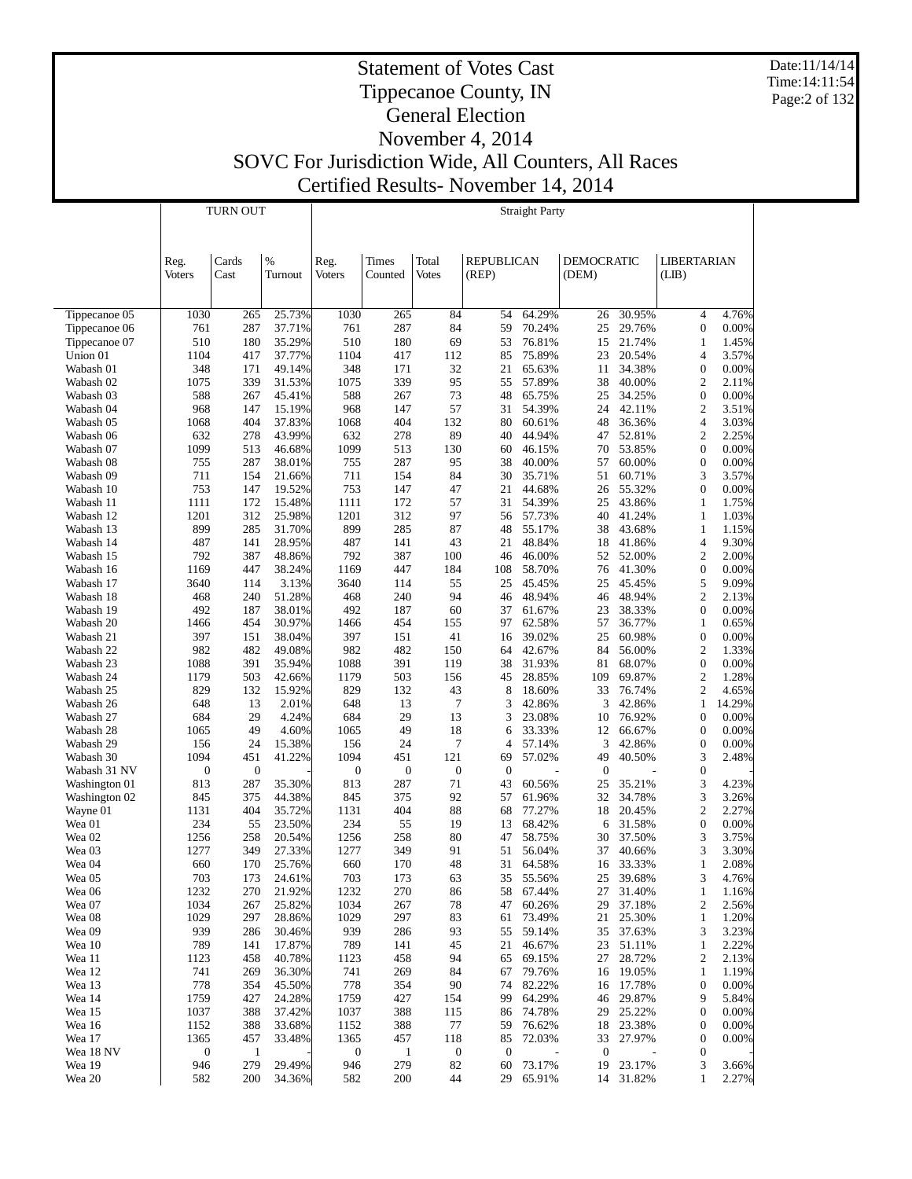# Statement of Votes Cast
# Tippecanoe County, IN
# General Election
# November 4, 2014
# SOVC For Jurisdiction Wide, All Counters, All Races
# Certified Results- November 14, 2014

Date:11/14/14
Time:14:11:54

| | TURN OUT | | | Straight Party | | | | | | | | |
|---|---|---|---|---|---|---|---|---|---|---|---|---|
| | Reg. Voters | Cards Cast | % Turnout | Reg. Voters | Times Counted | Total Votes | REPUBLICAN (REP) | | DEMOCRATIC (DEM) | | LIBERTARIAN (LIB) | |
| Tippecanoe 05 | 1030 | 265 | 25.73% | 1030 | 265 | 84 | 54 | 64.29% | 26 | 30.95% | 4 | 4.76% |
| Tippecanoe 06 | 761 | 287 | 37.71% | 761 | 287 | 84 | 59 | 70.24% | 25 | 29.76% | 0 | 0.00% |
| Tippecanoe 07 | 510 | 180 | 35.29% | 510 | 180 | 69 | 53 | 76.81% | 15 | 21.74% | 1 | 1.45% |
| Union 01 | 1104 | 417 | 37.77% | 1104 | 417 | 112 | 85 | 75.89% | 23 | 20.54% | 4 | 3.57% |
| Wabash 01 | 348 | 171 | 49.14% | 348 | 171 | 32 | 21 | 65.63% | 11 | 34.38% | 0 | 0.00% |
| Wabash 02 | 1075 | 339 | 31.53% | 1075 | 339 | 95 | 55 | 57.89% | 38 | 40.00% | 2 | 2.11% |
| Wabash 03 | 588 | 267 | 45.41% | 588 | 267 | 73 | 48 | 65.75% | 25 | 34.25% | 0 | 0.00% |
| Wabash 04 | 968 | 147 | 15.19% | 968 | 147 | 57 | 31 | 54.39% | 24 | 42.11% | 2 | 3.51% |
| Wabash 05 | 1068 | 404 | 37.83% | 1068 | 404 | 132 | 80 | 60.61% | 48 | 36.36% | 4 | 3.03% |
| Wabash 06 | 632 | 278 | 43.99% | 632 | 278 | 89 | 40 | 44.94% | 47 | 52.81% | 2 | 2.25% |
| Wabash 07 | 1099 | 513 | 46.68% | 1099 | 513 | 130 | 60 | 46.15% | 70 | 53.85% | 0 | 0.00% |
| Wabash 08 | 755 | 287 | 38.01% | 755 | 287 | 95 | 38 | 40.00% | 57 | 60.00% | 0 | 0.00% |
| Wabash 09 | 711 | 154 | 21.66% | 711 | 154 | 84 | 30 | 35.71% | 51 | 60.71% | 3 | 3.57% |
| Wabash 10 | 753 | 147 | 19.52% | 753 | 147 | 47 | 21 | 44.68% | 26 | 55.32% | 0 | 0.00% |
| Wabash 11 | 1111 | 172 | 15.48% | 1111 | 172 | 57 | 31 | 54.39% | 25 | 43.86% | 1 | 1.75% |
| Wabash 12 | 1201 | 312 | 25.98% | 1201 | 312 | 97 | 56 | 57.73% | 40 | 41.24% | 1 | 1.03% |
| Wabash 13 | 899 | 285 | 31.70% | 899 | 285 | 87 | 48 | 55.17% | 38 | 43.68% | 1 | 1.15% |
| Wabash 14 | 487 | 141 | 28.95% | 487 | 141 | 43 | 21 | 48.84% | 18 | 41.86% | 4 | 9.30% |
| Wabash 15 | 792 | 387 | 48.86% | 792 | 387 | 100 | 46 | 46.00% | 52 | 52.00% | 2 | 2.00% |
| Wabash 16 | 1169 | 447 | 38.24% | 1169 | 447 | 184 | 108 | 58.70% | 76 | 41.30% | 0 | 0.00% |
| Wabash 17 | 3640 | 114 | 3.13% | 3640 | 114 | 55 | 25 | 45.45% | 25 | 45.45% | 5 | 9.09% |
| Wabash 18 | 468 | 240 | 51.28% | 468 | 240 | 94 | 46 | 48.94% | 46 | 48.94% | 2 | 2.13% |
| Wabash 19 | 492 | 187 | 38.01% | 492 | 187 | 60 | 37 | 61.67% | 23 | 38.33% | 0 | 0.00% |
| Wabash 20 | 1466 | 454 | 30.97% | 1466 | 454 | 155 | 97 | 62.58% | 57 | 36.77% | 1 | 0.65% |
| Wabash 21 | 397 | 151 | 38.04% | 397 | 151 | 41 | 16 | 39.02% | 25 | 60.98% | 0 | 0.00% |
| Wabash 22 | 982 | 482 | 49.08% | 982 | 482 | 150 | 64 | 42.67% | 84 | 56.00% | 2 | 1.33% |
| Wabash 23 | 1088 | 391 | 35.94% | 1088 | 391 | 119 | 38 | 31.93% | 81 | 68.07% | 0 | 0.00% |
| Wabash 24 | 1179 | 503 | 42.66% | 1179 | 503 | 156 | 45 | 28.85% | 109 | 69.87% | 2 | 1.28% |
| Wabash 25 | 829 | 132 | 15.92% | 829 | 132 | 43 | 8 | 18.60% | 33 | 76.74% | 2 | 4.65% |
| Wabash 26 | 648 | 13 | 2.01% | 648 | 13 | 7 | 3 | 42.86% | 3 | 42.86% | 1 | 14.29% |
| Wabash 27 | 684 | 29 | 4.24% | 684 | 29 | 13 | 3 | 23.08% | 10 | 76.92% | 0 | 0.00% |
| Wabash 28 | 1065 | 49 | 4.60% | 1065 | 49 | 18 | 6 | 33.33% | 12 | 66.67% | 0 | 0.00% |
| Wabash 29 | 156 | 24 | 15.38% | 156 | 24 | 7 | 4 | 57.14% | 3 | 42.86% | 0 | 0.00% |
| Wabash 30 | 1094 | 451 | 41.22% | 1094 | 451 | 121 | 69 | 57.02% | 49 | 40.50% | 3 | 2.48% |
| Wabash 31 NV | 0 | 0 | - | 0 | 0 | 0 | 0 | - | 0 | - | 0 | - |
| Washington 01 | 813 | 287 | 35.30% | 813 | 287 | 71 | 43 | 60.56% | 25 | 35.21% | 3 | 4.23% |
| Washington 02 | 845 | 375 | 44.38% | 845 | 375 | 92 | 57 | 61.96% | 32 | 34.78% | 3 | 3.26% |
| Wayne 01 | 1131 | 404 | 35.72% | 1131 | 404 | 88 | 68 | 77.27% | 18 | 20.45% | 2 | 2.27% |
| Wea 01 | 234 | 55 | 23.50% | 234 | 55 | 19 | 13 | 68.42% | 6 | 31.58% | 0 | 0.00% |
| Wea 02 | 1256 | 258 | 20.54% | 1256 | 258 | 80 | 47 | 58.75% | 30 | 37.50% | 3 | 3.75% |
| Wea 03 | 1277 | 349 | 27.33% | 1277 | 349 | 91 | 51 | 56.04% | 37 | 40.66% | 3 | 3.30% |
| Wea 04 | 660 | 170 | 25.76% | 660 | 170 | 48 | 31 | 64.58% | 16 | 33.33% | 1 | 2.08% |
| Wea 05 | 703 | 173 | 24.61% | 703 | 173 | 63 | 35 | 55.56% | 25 | 39.68% | 3 | 4.76% |
| Wea 06 | 1232 | 270 | 21.92% | 1232 | 270 | 86 | 58 | 67.44% | 27 | 31.40% | 1 | 1.16% |
| Wea 07 | 1034 | 267 | 25.82% | 1034 | 267 | 78 | 47 | 60.26% | 29 | 37.18% | 2 | 2.56% |
| Wea 08 | 1029 | 297 | 28.86% | 1029 | 297 | 83 | 61 | 73.49% | 21 | 25.30% | 1 | 1.20% |
| Wea 09 | 939 | 286 | 30.46% | 939 | 286 | 93 | 55 | 59.14% | 35 | 37.63% | 3 | 3.23% |
| Wea 10 | 789 | 141 | 17.87% | 789 | 141 | 45 | 21 | 46.67% | 23 | 51.11% | 1 | 2.22% |
| Wea 11 | 1123 | 458 | 40.78% | 1123 | 458 | 94 | 65 | 69.15% | 27 | 28.72% | 2 | 2.13% |
| Wea 12 | 741 | 269 | 36.30% | 741 | 269 | 84 | 67 | 79.76% | 16 | 19.05% | 1 | 1.19% |
| Wea 13 | 778 | 354 | 45.50% | 778 | 354 | 90 | 74 | 82.22% | 16 | 17.78% | 0 | 0.00% |
| Wea 14 | 1759 | 427 | 24.28% | 1759 | 427 | 154 | 99 | 64.29% | 46 | 29.87% | 9 | 5.84% |
| Wea 15 | 1037 | 388 | 37.42% | 1037 | 388 | 115 | 86 | 74.78% | 29 | 25.22% | 0 | 0.00% |
| Wea 16 | 1152 | 388 | 33.68% | 1152 | 388 | 77 | 59 | 76.62% | 18 | 23.38% | 0 | 0.00% |
| Wea 17 | 1365 | 457 | 33.48% | 1365 | 457 | 118 | 85 | 72.03% | 33 | 27.97% | 0 | 0.00% |
| Wea 18 NV | 0 | 1 | - | 0 | 1 | 0 | 0 | - | 0 | - | 0 | - |
| Wea 19 | 946 | 279 | 29.49% | 946 | 279 | 82 | 60 | 73.17% | 19 | 23.17% | 3 | 3.66% |
| Wea 20 | 582 | 200 | 34.36% | 582 | 200 | 44 | 29 | 65.91% | 14 | 31.82% | 1 | 2.27% |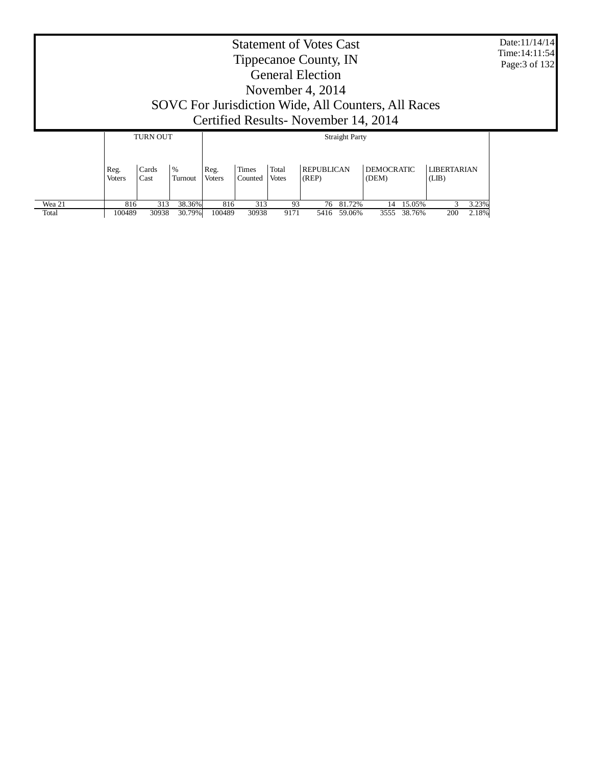# Statement of Votes Cast
# Tippecanoe County, IN
# General Election
# November 4, 2014
# SOVC For Jurisdiction Wide, All Counters, All Races
# Certified Results- November 14, 2014

Date:11/14/14
Time:14:11:54

| | TURN OUT | | | Straight Party | | | | | | | | |
|---|---|---|---|---|---|---|---|---|---|---|---|---|
| | Reg. Voters | Cards Cast | % Turnout | Reg. Voters | Times Counted | Total Votes | REPUBLICAN (REP) | | DEMOCRATIC (DEM) | | LIBERTARIAN (LIB) | |
| Wea 21 | 816 | 313 | 38.36% | 816 | 313 | 93 | 76 | 81.72% | 14 | 15.05% | 3 | 3.23% |
| Total | 100489 | 30938 | 30.79% | 100489 | 30938 | 9171 | 5416 | 59.06% | 3555 | 38.76% | 200 | 2.18% |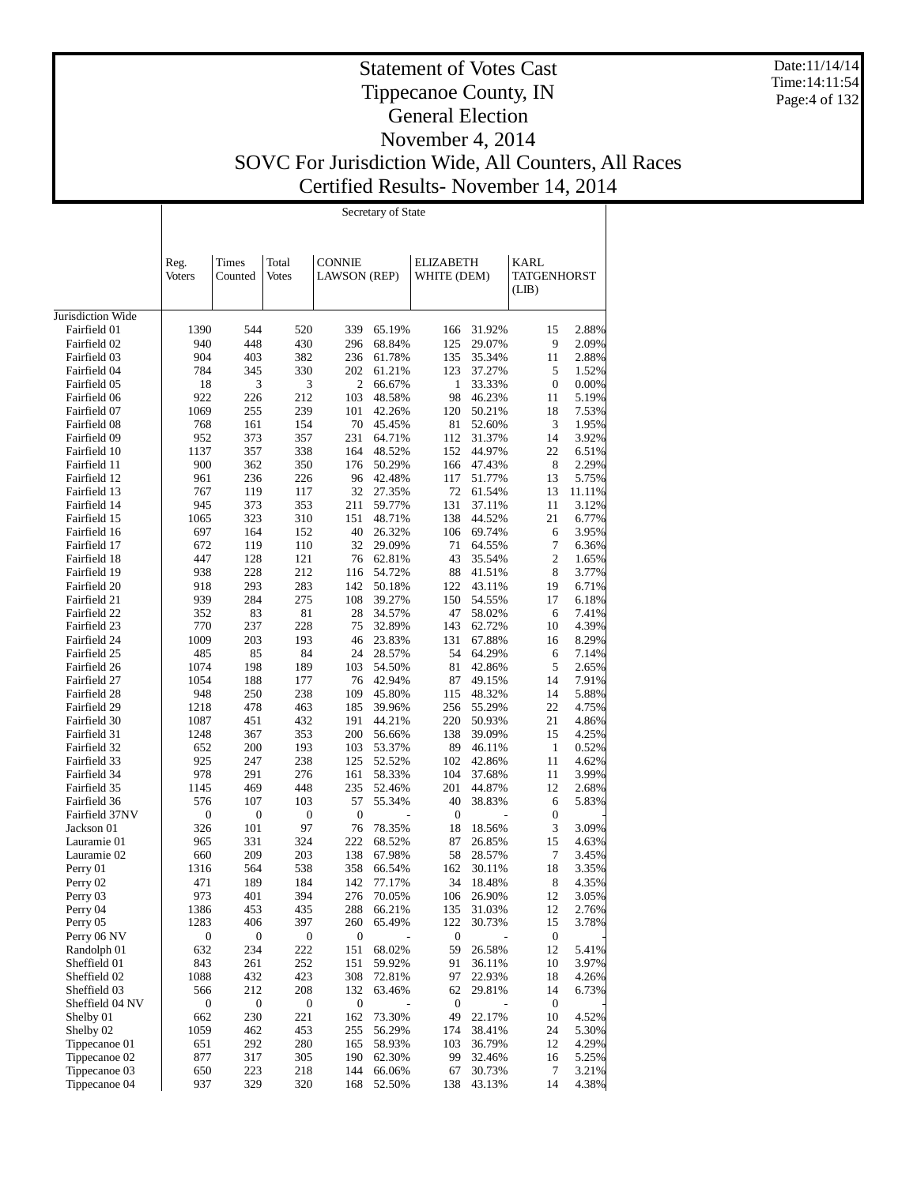# Statement of Votes Cast
# Tippecanoe County, IN
# General Election
# November 4, 2014
# SOVC For Jurisdiction Wide, All Counters, All Races
# Certified Results- November 14, 2014

Date:11/14/14
Time:14:11:54

## Secretary of State

| | Reg. Voters | Times Counted | Total Votes | CONNIE LAWSON (REP) | | ELIZABETH WHITE (DEM) | | KARL TATGENHORST (LIB) | |
|---|---|---|---|---|---|---|---|---|---|
| Jurisdiction Wide | | | | | | | | | |
| Fairfield 01 | 1390 | 544 | 520 | 339 | 65.19% | 166 | 31.92% | 15 | 2.88% |
| Fairfield 02 | 940 | 448 | 430 | 296 | 68.84% | 125 | 29.07% | 9 | 2.09% |
| Fairfield 03 | 904 | 403 | 382 | 236 | 61.78% | 135 | 35.34% | 11 | 2.88% |
| Fairfield 04 | 784 | 345 | 330 | 202 | 61.21% | 123 | 37.27% | 5 | 1.52% |
| Fairfield 05 | 18 | 3 | 3 | 2 | 66.67% | 1 | 33.33% | 0 | 0.00% |
| Fairfield 06 | 922 | 226 | 212 | 103 | 48.58% | 98 | 46.23% | 11 | 5.19% |
| Fairfield 07 | 1069 | 255 | 239 | 101 | 42.26% | 120 | 50.21% | 18 | 7.53% |
| Fairfield 08 | 768 | 161 | 154 | 70 | 45.45% | 81 | 52.60% | 3 | 1.95% |
| Fairfield 09 | 952 | 373 | 357 | 231 | 64.71% | 112 | 31.37% | 14 | 3.92% |
| Fairfield 10 | 1137 | 357 | 338 | 164 | 48.52% | 152 | 44.97% | 22 | 6.51% |
| Fairfield 11 | 900 | 362 | 350 | 176 | 50.29% | 166 | 47.43% | 8 | 2.29% |
| Fairfield 12 | 961 | 236 | 226 | 96 | 42.48% | 117 | 51.77% | 13 | 5.75% |
| Fairfield 13 | 767 | 119 | 117 | 32 | 27.35% | 72 | 61.54% | 13 | 11.11% |
| Fairfield 14 | 945 | 373 | 353 | 211 | 59.77% | 131 | 37.11% | 11 | 3.12% |
| Fairfield 15 | 1065 | 323 | 310 | 151 | 48.71% | 138 | 44.52% | 21 | 6.77% |
| Fairfield 16 | 697 | 164 | 152 | 40 | 26.32% | 106 | 69.74% | 6 | 3.95% |
| Fairfield 17 | 672 | 119 | 110 | 32 | 29.09% | 71 | 64.55% | 7 | 6.36% |
| Fairfield 18 | 447 | 128 | 121 | 76 | 62.81% | 43 | 35.54% | 2 | 1.65% |
| Fairfield 19 | 938 | 228 | 212 | 116 | 54.72% | 88 | 41.51% | 8 | 3.77% |
| Fairfield 20 | 918 | 293 | 283 | 142 | 50.18% | 122 | 43.11% | 19 | 6.71% |
| Fairfield 21 | 939 | 284 | 275 | 108 | 39.27% | 150 | 54.55% | 17 | 6.18% |
| Fairfield 22 | 352 | 83 | 81 | 28 | 34.57% | 47 | 58.02% | 6 | 7.41% |
| Fairfield 23 | 770 | 237 | 228 | 75 | 32.89% | 143 | 62.72% | 10 | 4.39% |
| Fairfield 24 | 1009 | 203 | 193 | 46 | 23.83% | 131 | 67.88% | 16 | 8.29% |
| Fairfield 25 | 485 | 85 | 84 | 24 | 28.57% | 54 | 64.29% | 6 | 7.14% |
| Fairfield 26 | 1074 | 198 | 189 | 103 | 54.50% | 81 | 42.86% | 5 | 2.65% |
| Fairfield 27 | 1054 | 188 | 177 | 76 | 42.94% | 87 | 49.15% | 14 | 7.91% |
| Fairfield 28 | 948 | 250 | 238 | 109 | 45.80% | 115 | 48.32% | 14 | 5.88% |
| Fairfield 29 | 1218 | 478 | 463 | 185 | 39.96% | 256 | 55.29% | 22 | 4.75% |
| Fairfield 30 | 1087 | 451 | 432 | 191 | 44.21% | 220 | 50.93% | 21 | 4.86% |
| Fairfield 31 | 1248 | 367 | 353 | 200 | 56.66% | 138 | 39.09% | 15 | 4.25% |
| Fairfield 32 | 652 | 200 | 193 | 103 | 53.37% | 89 | 46.11% | 1 | 0.52% |
| Fairfield 33 | 925 | 247 | 238 | 125 | 52.52% | 102 | 42.86% | 11 | 4.62% |
| Fairfield 34 | 978 | 291 | 276 | 161 | 58.33% | 104 | 37.68% | 11 | 3.99% |
| Fairfield 35 | 1145 | 469 | 448 | 235 | 52.46% | 201 | 44.87% | 12 | 2.68% |
| Fairfield 36 | 576 | 107 | 103 | 57 | 55.34% | 40 | 38.83% | 6 | 5.83% |
| Fairfield 37NV | 0 | 0 | 0 | 0 | - | 0 | - | 0 | - |
| Jackson 01 | 326 | 101 | 97 | 76 | 78.35% | 18 | 18.56% | 3 | 3.09% |
| Lauramie 01 | 965 | 331 | 324 | 222 | 68.52% | 87 | 26.85% | 15 | 4.63% |
| Lauramie 02 | 660 | 209 | 203 | 138 | 67.98% | 58 | 28.57% | 7 | 3.45% |
| Perry 01 | 1316 | 564 | 538 | 358 | 66.54% | 162 | 30.11% | 18 | 3.35% |
| Perry 02 | 471 | 189 | 184 | 142 | 77.17% | 34 | 18.48% | 8 | 4.35% |
| Perry 03 | 973 | 401 | 394 | 276 | 70.05% | 106 | 26.90% | 12 | 3.05% |
| Perry 04 | 1386 | 453 | 435 | 288 | 66.21% | 135 | 31.03% | 12 | 2.76% |
| Perry 05 | 1283 | 406 | 397 | 260 | 65.49% | 122 | 30.73% | 15 | 3.78% |
| Perry 06 NV | 0 | 0 | 0 | 0 | - | 0 | - | 0 | - |
| Randolph 01 | 632 | 234 | 222 | 151 | 68.02% | 59 | 26.58% | 12 | 5.41% |
| Sheffield 01 | 843 | 261 | 252 | 151 | 59.92% | 91 | 36.11% | 10 | 3.97% |
| Sheffield 02 | 1088 | 432 | 423 | 308 | 72.81% | 97 | 22.93% | 18 | 4.26% |
| Sheffield 03 | 566 | 212 | 208 | 132 | 63.46% | 62 | 29.81% | 14 | 6.73% |
| Sheffield 04 NV | 0 | 0 | 0 | 0 | - | 0 | - | 0 | - |
| Shelby 01 | 662 | 230 | 221 | 162 | 73.30% | 49 | 22.17% | 10 | 4.52% |
| Shelby 02 | 1059 | 462 | 453 | 255 | 56.29% | 174 | 38.41% | 24 | 5.30% |
| Tippecanoe 01 | 651 | 292 | 280 | 165 | 58.93% | 103 | 36.79% | 12 | 4.29% |
| Tippecanoe 02 | 877 | 317 | 305 | 190 | 62.30% | 99 | 32.46% | 16 | 5.25% |
| Tippecanoe 03 | 650 | 223 | 218 | 144 | 66.06% | 67 | 30.73% | 7 | 3.21% |
| Tippecanoe 04 | 937 | 329 | 320 | 168 | 52.50% | 138 | 43.13% | 14 | 4.38% |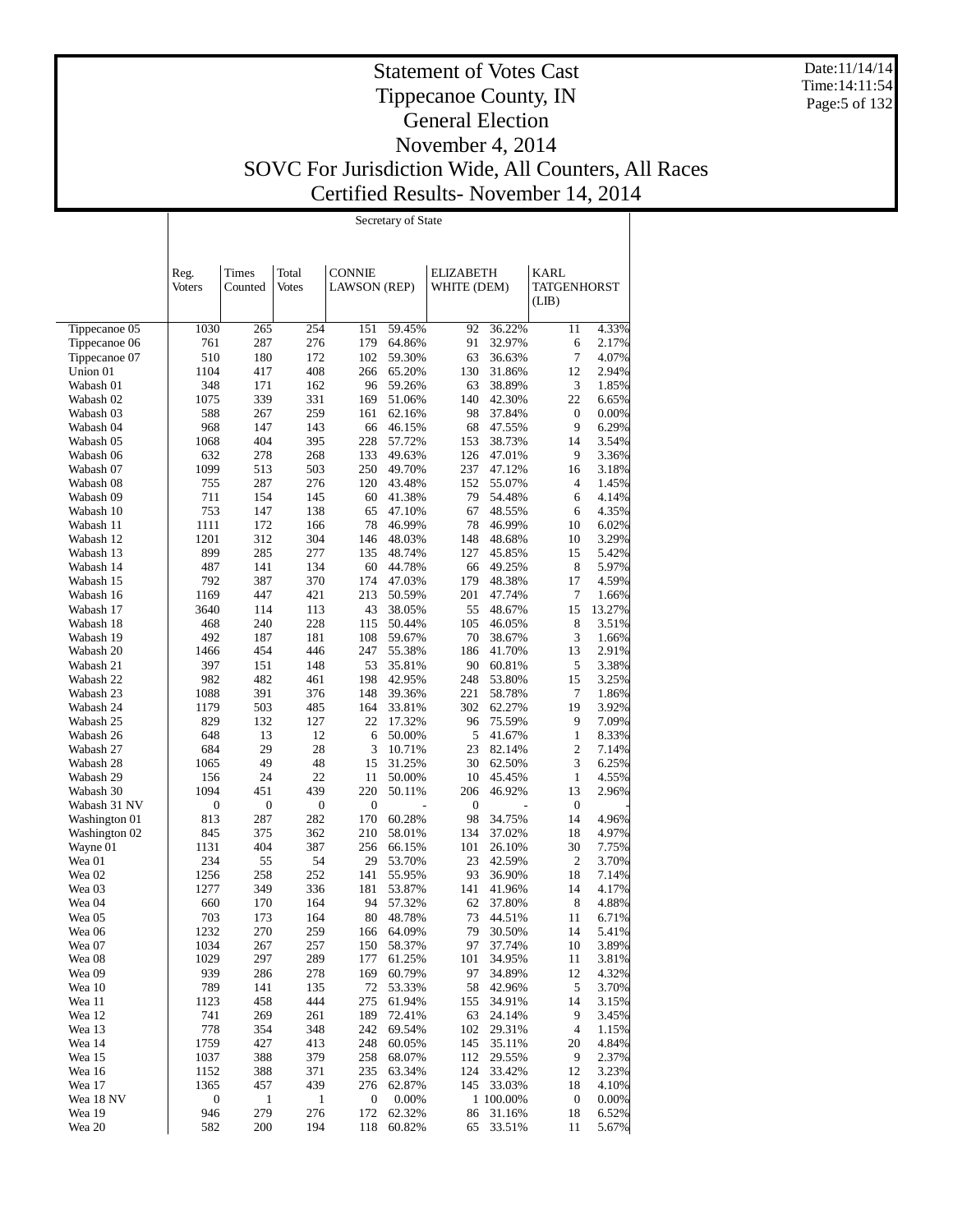# Statement of Votes Cast
# Tippecanoe County, IN
# General Election
# November 4, 2014
# SOVC For Jurisdiction Wide, All Counters, All Races
# Certified Results- November 14, 2014

Date:11/14/14
Time:14:11:54

## Secretary of State

| | Reg. Voters | Times Counted | Total Votes | CONNIE LAWSON (REP) | | ELIZABETH WHITE (DEM) | | KARL TATGENHORST (LIB) | |
|---|---|---|---|---|---|---|---|---|---|
| Tippecanoe 05 | 1030 | 265 | 254 | 151 | 59.45% | 92 | 36.22% | 11 | 4.33% |
| Tippecanoe 06 | 761 | 287 | 276 | 179 | 64.86% | 91 | 32.97% | 6 | 2.17% |
| Tippecanoe 07 | 510 | 180 | 172 | 102 | 59.30% | 63 | 36.63% | 7 | 4.07% |
| Union 01 | 1104 | 417 | 408 | 266 | 65.20% | 130 | 31.86% | 12 | 2.94% |
| Wabash 01 | 348 | 171 | 162 | 96 | 59.26% | 63 | 38.89% | 3 | 1.85% |
| Wabash 02 | 1075 | 339 | 331 | 169 | 51.06% | 140 | 42.30% | 22 | 6.65% |
| Wabash 03 | 588 | 267 | 259 | 161 | 62.16% | 98 | 37.84% | 0 | 0.00% |
| Wabash 04 | 968 | 147 | 143 | 66 | 46.15% | 68 | 47.55% | 9 | 6.29% |
| Wabash 05 | 1068 | 404 | 395 | 228 | 57.72% | 153 | 38.73% | 14 | 3.54% |
| Wabash 06 | 632 | 278 | 268 | 133 | 49.63% | 126 | 47.01% | 9 | 3.36% |
| Wabash 07 | 1099 | 513 | 503 | 250 | 49.70% | 237 | 47.12% | 16 | 3.18% |
| Wabash 08 | 755 | 287 | 276 | 120 | 43.48% | 152 | 55.07% | 4 | 1.45% |
| Wabash 09 | 711 | 154 | 145 | 60 | 41.38% | 79 | 54.48% | 6 | 4.14% |
| Wabash 10 | 753 | 147 | 138 | 65 | 47.10% | 67 | 48.55% | 6 | 4.35% |
| Wabash 11 | 1111 | 172 | 166 | 78 | 46.99% | 78 | 46.99% | 10 | 6.02% |
| Wabash 12 | 1201 | 312 | 304 | 146 | 48.03% | 148 | 48.68% | 10 | 3.29% |
| Wabash 13 | 899 | 285 | 277 | 135 | 48.74% | 127 | 45.85% | 15 | 5.42% |
| Wabash 14 | 487 | 141 | 134 | 60 | 44.78% | 66 | 49.25% | 8 | 5.97% |
| Wabash 15 | 792 | 387 | 370 | 174 | 47.03% | 179 | 48.38% | 17 | 4.59% |
| Wabash 16 | 1169 | 447 | 421 | 213 | 50.59% | 201 | 47.74% | 7 | 1.66% |
| Wabash 17 | 3640 | 114 | 113 | 43 | 38.05% | 55 | 48.67% | 15 | 13.27% |
| Wabash 18 | 468 | 240 | 228 | 115 | 50.44% | 105 | 46.05% | 8 | 3.51% |
| Wabash 19 | 492 | 187 | 181 | 108 | 59.67% | 70 | 38.67% | 3 | 1.66% |
| Wabash 20 | 1466 | 454 | 446 | 247 | 55.38% | 186 | 41.70% | 13 | 2.91% |
| Wabash 21 | 397 | 151 | 148 | 53 | 35.81% | 90 | 60.81% | 5 | 3.38% |
| Wabash 22 | 982 | 482 | 461 | 198 | 42.95% | 248 | 53.80% | 15 | 3.25% |
| Wabash 23 | 1088 | 391 | 376 | 148 | 39.36% | 221 | 58.78% | 7 | 1.86% |
| Wabash 24 | 1179 | 503 | 485 | 164 | 33.81% | 302 | 62.27% | 19 | 3.92% |
| Wabash 25 | 829 | 132 | 127 | 22 | 17.32% | 96 | 75.59% | 9 | 7.09% |
| Wabash 26 | 648 | 13 | 12 | 6 | 50.00% | 5 | 41.67% | 1 | 8.33% |
| Wabash 27 | 684 | 29 | 28 | 3 | 10.71% | 23 | 82.14% | 2 | 7.14% |
| Wabash 28 | 1065 | 49 | 48 | 15 | 31.25% | 30 | 62.50% | 3 | 6.25% |
| Wabash 29 | 156 | 24 | 22 | 11 | 50.00% | 10 | 45.45% | 1 | 4.55% |
| Wabash 30 | 1094 | 451 | 439 | 220 | 50.11% | 206 | 46.92% | 13 | 2.96% |
| Wabash 31 NV | 0 | 0 | 0 | 0 | - | 0 | - | 0 | - |
| Washington 01 | 813 | 287 | 282 | 170 | 60.28% | 98 | 34.75% | 14 | 4.96% |
| Washington 02 | 845 | 375 | 362 | 210 | 58.01% | 134 | 37.02% | 18 | 4.97% |
| Wayne 01 | 1131 | 404 | 387 | 256 | 66.15% | 101 | 26.10% | 30 | 7.75% |
| Wea 01 | 234 | 55 | 54 | 29 | 53.70% | 23 | 42.59% | 2 | 3.70% |
| Wea 02 | 1256 | 258 | 252 | 141 | 55.95% | 93 | 36.90% | 18 | 7.14% |
| Wea 03 | 1277 | 349 | 336 | 181 | 53.87% | 141 | 41.96% | 14 | 4.17% |
| Wea 04 | 660 | 170 | 164 | 94 | 57.32% | 62 | 37.80% | 8 | 4.88% |
| Wea 05 | 703 | 173 | 164 | 80 | 48.78% | 73 | 44.51% | 11 | 6.71% |
| Wea 06 | 1232 | 270 | 259 | 166 | 64.09% | 79 | 30.50% | 14 | 5.41% |
| Wea 07 | 1034 | 267 | 257 | 150 | 58.37% | 97 | 37.74% | 10 | 3.89% |
| Wea 08 | 1029 | 297 | 289 | 177 | 61.25% | 101 | 34.95% | 11 | 3.81% |
| Wea 09 | 939 | 286 | 278 | 169 | 60.79% | 97 | 34.89% | 12 | 4.32% |
| Wea 10 | 789 | 141 | 135 | 72 | 53.33% | 58 | 42.96% | 5 | 3.70% |
| Wea 11 | 1123 | 458 | 444 | 275 | 61.94% | 155 | 34.91% | 14 | 3.15% |
| Wea 12 | 741 | 269 | 261 | 189 | 72.41% | 63 | 24.14% | 9 | 3.45% |
| Wea 13 | 778 | 354 | 348 | 242 | 69.54% | 102 | 29.31% | 4 | 1.15% |
| Wea 14 | 1759 | 427 | 413 | 248 | 60.05% | 145 | 35.11% | 20 | 4.84% |
| Wea 15 | 1037 | 388 | 379 | 258 | 68.07% | 112 | 29.55% | 9 | 2.37% |
| Wea 16 | 1152 | 388 | 371 | 235 | 63.34% | 124 | 33.42% | 12 | 3.23% |
| Wea 17 | 1365 | 457 | 439 | 276 | 62.87% | 145 | 33.03% | 18 | 4.10% |
| Wea 18 NV | 0 | 1 | 1 | 0 | 0.00% | 1 | 100.00% | 0 | 0.00% |
| Wea 19 | 946 | 279 | 276 | 172 | 62.32% | 86 | 31.16% | 18 | 6.52% |
| Wea 20 | 582 | 200 | 194 | 118 | 60.82% | 65 | 33.51% | 11 | 5.67% |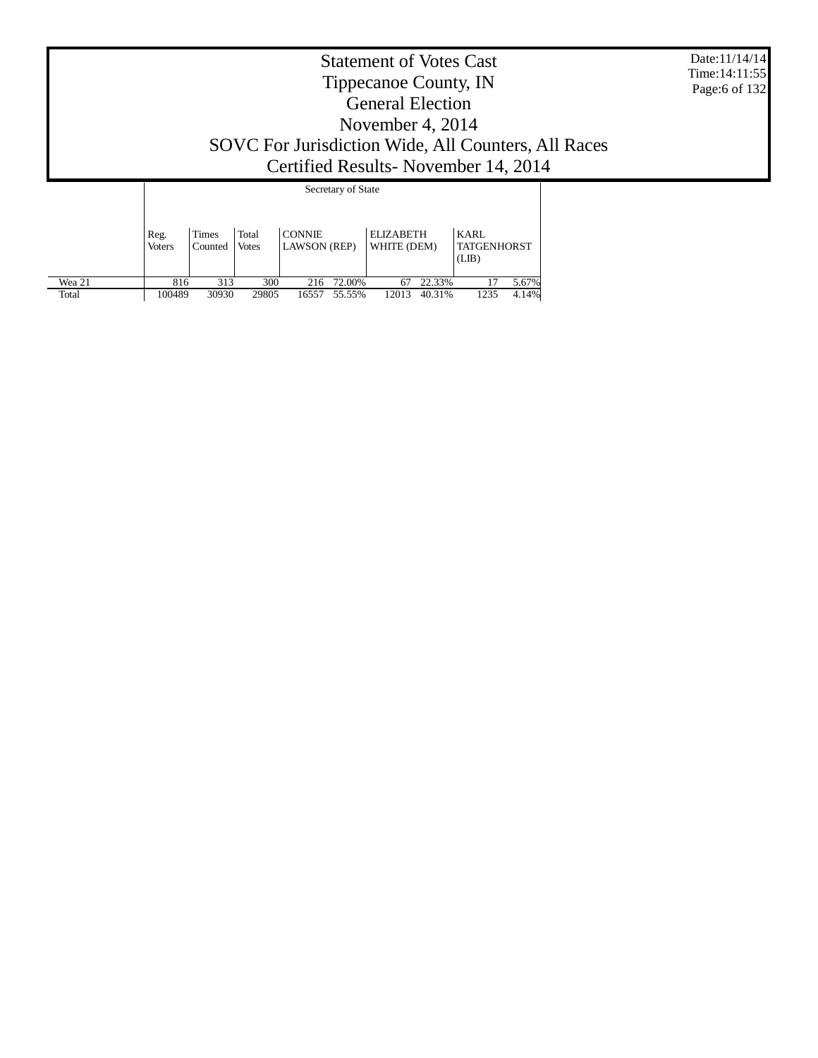# Statement of Votes Cast
## Tippecanoe County, IN
## General Election
## November 4, 2014
## SOVC For Jurisdiction Wide, All Counters, All Races
## Certified Results- November 14, 2014

Date:11/14/14
Time:14:11:55

| | Secretary of State | | | | | | | | |
|---|---|---|---|---|---|---|---|---|---|
| | Reg. Voters | Times Counted | Total Votes | CONNIE LAWSON (REP) | | ELIZABETH WHITE (DEM) | | KARL TATGENHORST (LIB) | |
| Wea 21 | 816 | 313 | 300 | 216 | 72.00% | 67 | 22.33% | 17 | 5.67% |
| Total | 100489 | 30930 | 29805 | 16557 | 55.55% | 12013 | 40.31% | 1235 | 4.14% |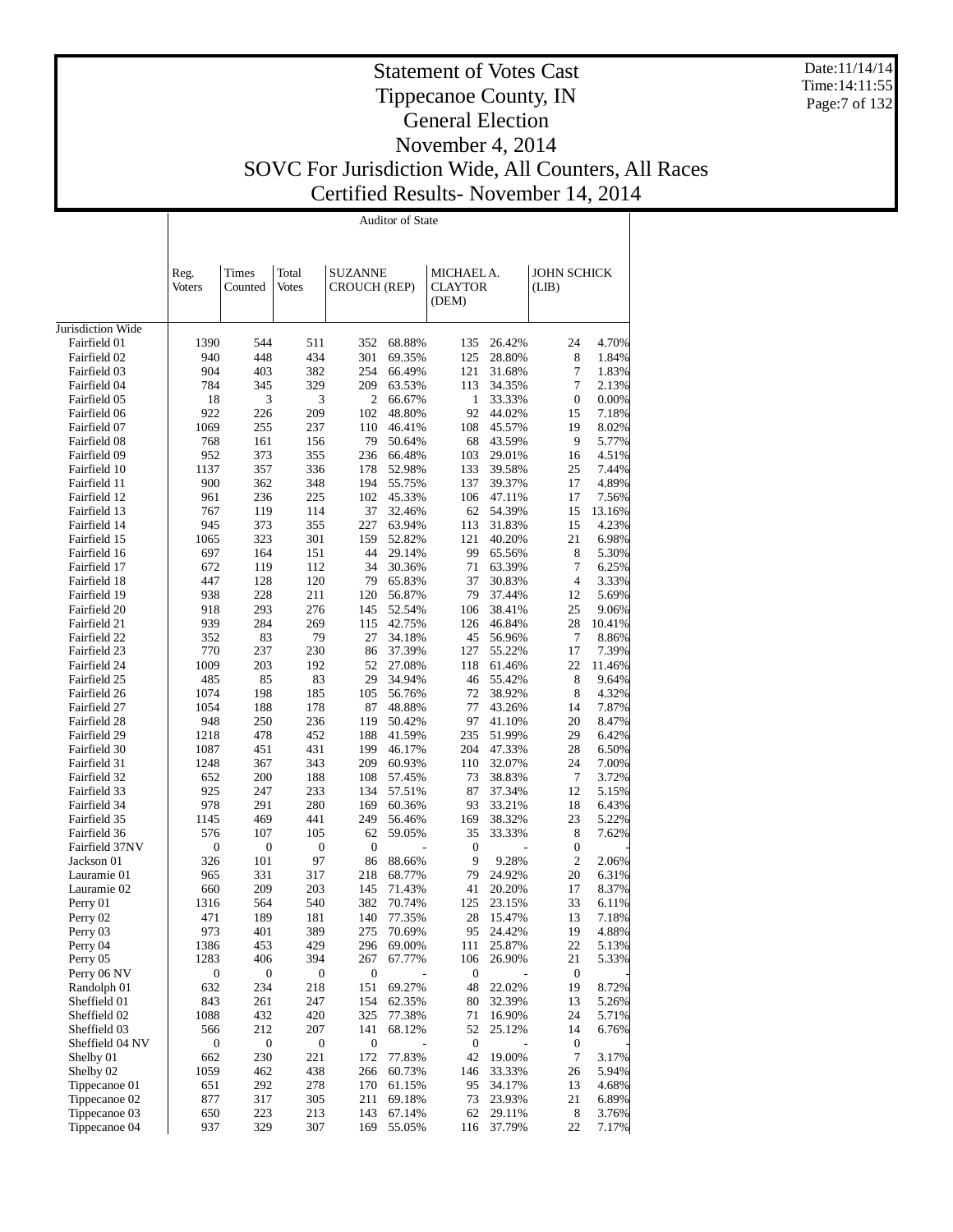# Statement of Votes Cast
# Tippecanoe County, IN
# General Election
# November 4, 2014
# SOVC For Jurisdiction Wide, All Counters, All Races
# Certified Results- November 14, 2014

Date:11/14/14
Time:14:11:55

Auditor of State

| | Reg. Voters | Times Counted | Total Votes | SUZANNE CROUCH (REP) | | MICHAEL A. CLAYTOR (DEM) | | JOHN SCHICK (LIB) | |
|---|---|---|---|---|---|---|---|---|---|
| Jurisdiction Wide | | | | | | | | | |
| Fairfield 01 | 1390 | 544 | 511 | 352 | 68.88% | 135 | 26.42% | 24 | 4.70% |
| Fairfield 02 | 940 | 448 | 434 | 301 | 69.35% | 125 | 28.80% | 8 | 1.84% |
| Fairfield 03 | 904 | 403 | 382 | 254 | 66.49% | 121 | 31.68% | 7 | 1.83% |
| Fairfield 04 | 784 | 345 | 329 | 209 | 63.53% | 113 | 34.35% | 7 | 2.13% |
| Fairfield 05 | 18 | 3 | 3 | 2 | 66.67% | 1 | 33.33% | 0 | 0.00% |
| Fairfield 06 | 922 | 226 | 209 | 102 | 48.80% | 92 | 44.02% | 15 | 7.18% |
| Fairfield 07 | 1069 | 255 | 237 | 110 | 46.41% | 108 | 45.57% | 19 | 8.02% |
| Fairfield 08 | 768 | 161 | 156 | 79 | 50.64% | 68 | 43.59% | 9 | 5.77% |
| Fairfield 09 | 952 | 373 | 355 | 236 | 66.48% | 103 | 29.01% | 16 | 4.51% |
| Fairfield 10 | 1137 | 357 | 336 | 178 | 52.98% | 133 | 39.58% | 25 | 7.44% |
| Fairfield 11 | 900 | 362 | 348 | 194 | 55.75% | 137 | 39.37% | 17 | 4.89% |
| Fairfield 12 | 961 | 236 | 225 | 102 | 45.33% | 106 | 47.11% | 17 | 7.56% |
| Fairfield 13 | 767 | 119 | 114 | 37 | 32.46% | 62 | 54.39% | 15 | 13.16% |
| Fairfield 14 | 945 | 373 | 355 | 227 | 63.94% | 113 | 31.83% | 15 | 4.23% |
| Fairfield 15 | 1065 | 323 | 301 | 159 | 52.82% | 121 | 40.20% | 21 | 6.98% |
| Fairfield 16 | 697 | 164 | 151 | 44 | 29.14% | 99 | 65.56% | 8 | 5.30% |
| Fairfield 17 | 672 | 119 | 112 | 34 | 30.36% | 71 | 63.39% | 7 | 6.25% |
| Fairfield 18 | 447 | 128 | 120 | 79 | 65.83% | 37 | 30.83% | 4 | 3.33% |
| Fairfield 19 | 938 | 228 | 211 | 120 | 56.87% | 79 | 37.44% | 12 | 5.69% |
| Fairfield 20 | 918 | 293 | 276 | 145 | 52.54% | 106 | 38.41% | 25 | 9.06% |
| Fairfield 21 | 939 | 284 | 269 | 115 | 42.75% | 126 | 46.84% | 28 | 10.41% |
| Fairfield 22 | 352 | 83 | 79 | 27 | 34.18% | 45 | 56.96% | 7 | 8.86% |
| Fairfield 23 | 770 | 237 | 230 | 86 | 37.39% | 127 | 55.22% | 17 | 7.39% |
| Fairfield 24 | 1009 | 203 | 192 | 52 | 27.08% | 118 | 61.46% | 22 | 11.46% |
| Fairfield 25 | 485 | 85 | 83 | 29 | 34.94% | 46 | 55.42% | 8 | 9.64% |
| Fairfield 26 | 1074 | 198 | 185 | 105 | 56.76% | 72 | 38.92% | 8 | 4.32% |
| Fairfield 27 | 1054 | 188 | 178 | 87 | 48.88% | 77 | 43.26% | 14 | 7.87% |
| Fairfield 28 | 948 | 250 | 236 | 119 | 50.42% | 97 | 41.10% | 20 | 8.47% |
| Fairfield 29 | 1218 | 478 | 452 | 188 | 41.59% | 235 | 51.99% | 29 | 6.42% |
| Fairfield 30 | 1087 | 451 | 431 | 199 | 46.17% | 204 | 47.33% | 28 | 6.50% |
| Fairfield 31 | 1248 | 367 | 343 | 209 | 60.93% | 110 | 32.07% | 24 | 7.00% |
| Fairfield 32 | 652 | 200 | 188 | 108 | 57.45% | 73 | 38.83% | 7 | 3.72% |
| Fairfield 33 | 925 | 247 | 233 | 134 | 57.51% | 87 | 37.34% | 12 | 5.15% |
| Fairfield 34 | 978 | 291 | 280 | 169 | 60.36% | 93 | 33.21% | 18 | 6.43% |
| Fairfield 35 | 1145 | 469 | 441 | 249 | 56.46% | 169 | 38.32% | 23 | 5.22% |
| Fairfield 36 | 576 | 107 | 105 | 62 | 59.05% | 35 | 33.33% | 8 | 7.62% |
| Fairfield 37NV | 0 | 0 | 0 | 0 | - | 0 | - | 0 | - |
| Jackson 01 | 326 | 101 | 97 | 86 | 88.66% | 9 | 9.28% | 2 | 2.06% |
| Lauramie 01 | 965 | 331 | 317 | 218 | 68.77% | 79 | 24.92% | 20 | 6.31% |
| Lauramie 02 | 660 | 209 | 203 | 145 | 71.43% | 41 | 20.20% | 17 | 8.37% |
| Perry 01 | 1316 | 564 | 540 | 382 | 70.74% | 125 | 23.15% | 33 | 6.11% |
| Perry 02 | 471 | 189 | 181 | 140 | 77.35% | 28 | 15.47% | 13 | 7.18% |
| Perry 03 | 973 | 401 | 389 | 275 | 70.69% | 95 | 24.42% | 19 | 4.88% |
| Perry 04 | 1386 | 453 | 429 | 296 | 69.00% | 111 | 25.87% | 22 | 5.13% |
| Perry 05 | 1283 | 406 | 394 | 267 | 67.77% | 106 | 26.90% | 21 | 5.33% |
| Perry 06 NV | 0 | 0 | 0 | 0 | - | 0 | - | 0 | - |
| Randolph 01 | 632 | 234 | 218 | 151 | 69.27% | 48 | 22.02% | 19 | 8.72% |
| Sheffield 01 | 843 | 261 | 247 | 154 | 62.35% | 80 | 32.39% | 13 | 5.26% |
| Sheffield 02 | 1088 | 432 | 420 | 325 | 77.38% | 71 | 16.90% | 24 | 5.71% |
| Sheffield 03 | 566 | 212 | 207 | 141 | 68.12% | 52 | 25.12% | 14 | 6.76% |
| Sheffield 04 NV | 0 | 0 | 0 | 0 | - | 0 | - | 0 | - |
| Shelby 01 | 662 | 230 | 221 | 172 | 77.83% | 42 | 19.00% | 7 | 3.17% |
| Shelby 02 | 1059 | 462 | 438 | 266 | 60.73% | 146 | 33.33% | 26 | 5.94% |
| Tippecanoe 01 | 651 | 292 | 278 | 170 | 61.15% | 95 | 34.17% | 13 | 4.68% |
| Tippecanoe 02 | 877 | 317 | 305 | 211 | 69.18% | 73 | 23.93% | 21 | 6.89% |
| Tippecanoe 03 | 650 | 223 | 213 | 143 | 67.14% | 62 | 29.11% | 8 | 3.76% |
| Tippecanoe 04 | 937 | 329 | 307 | 169 | 55.05% | 116 | 37.79% | 22 | 7.17% |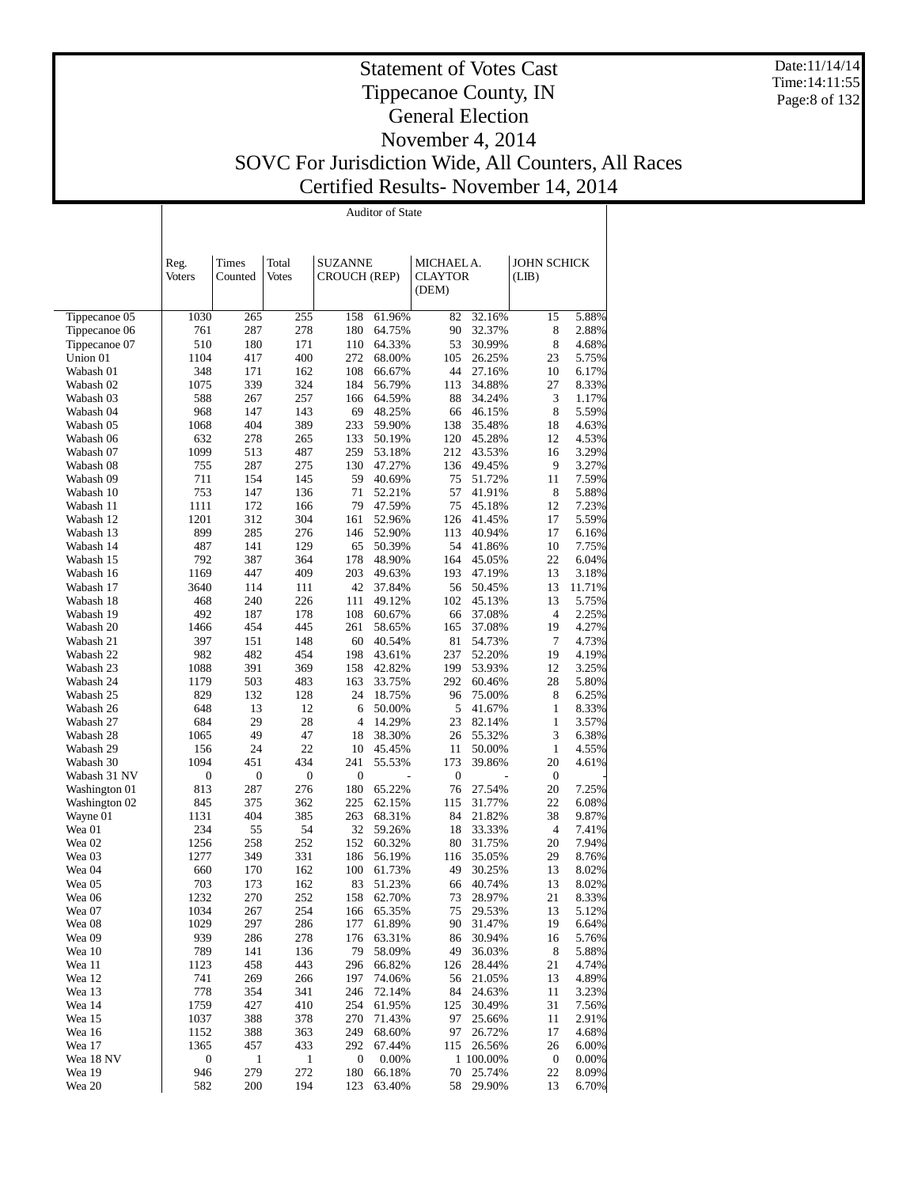# Statement of Votes Cast
## Tippecanoe County, IN
## General Election
## November 4, 2014
## SOVC For Jurisdiction Wide, All Counters, All Races
## Certified Results- November 14, 2014

Date:11/14/14
Time:14:11:55

Auditor of State

| | Reg. Voters | Times Counted | Total Votes | SUZANNE CROUCH (REP) | | MICHAEL A. CLAYTOR (DEM) | | JOHN SCHICK (LIB) | |
|---|---|---|---|---|---|---|---|---|---|
| Tippecanoe 05 | 1030 | 265 | 255 | 158 | 61.96% | 82 | 32.16% | 15 | 5.88% |
| Tippecanoe 06 | 761 | 287 | 278 | 180 | 64.75% | 90 | 32.37% | 8 | 2.88% |
| Tippecanoe 07 | 510 | 180 | 171 | 110 | 64.33% | 53 | 30.99% | 8 | 4.68% |
| Union 01 | 1104 | 417 | 400 | 272 | 68.00% | 105 | 26.25% | 23 | 5.75% |
| Wabash 01 | 348 | 171 | 162 | 108 | 66.67% | 44 | 27.16% | 10 | 6.17% |
| Wabash 02 | 1075 | 339 | 324 | 184 | 56.79% | 113 | 34.88% | 27 | 8.33% |
| Wabash 03 | 588 | 267 | 257 | 166 | 64.59% | 88 | 34.24% | 3 | 1.17% |
| Wabash 04 | 968 | 147 | 143 | 69 | 48.25% | 66 | 46.15% | 8 | 5.59% |
| Wabash 05 | 1068 | 404 | 389 | 233 | 59.90% | 138 | 35.48% | 18 | 4.63% |
| Wabash 06 | 632 | 278 | 265 | 133 | 50.19% | 120 | 45.28% | 12 | 4.53% |
| Wabash 07 | 1099 | 513 | 487 | 259 | 53.18% | 212 | 43.53% | 16 | 3.29% |
| Wabash 08 | 755 | 287 | 275 | 130 | 47.27% | 136 | 49.45% | 9 | 3.27% |
| Wabash 09 | 711 | 154 | 145 | 59 | 40.69% | 75 | 51.72% | 11 | 7.59% |
| Wabash 10 | 753 | 147 | 136 | 71 | 52.21% | 57 | 41.91% | 8 | 5.88% |
| Wabash 11 | 1111 | 172 | 166 | 79 | 47.59% | 75 | 45.18% | 12 | 7.23% |
| Wabash 12 | 1201 | 312 | 304 | 161 | 52.96% | 126 | 41.45% | 17 | 5.59% |
| Wabash 13 | 899 | 285 | 276 | 146 | 52.90% | 113 | 40.94% | 17 | 6.16% |
| Wabash 14 | 487 | 141 | 129 | 65 | 50.39% | 54 | 41.86% | 10 | 7.75% |
| Wabash 15 | 792 | 387 | 364 | 178 | 48.90% | 164 | 45.05% | 22 | 6.04% |
| Wabash 16 | 1169 | 447 | 409 | 203 | 49.63% | 193 | 47.19% | 13 | 3.18% |
| Wabash 17 | 3640 | 114 | 111 | 42 | 37.84% | 56 | 50.45% | 13 | 11.71% |
| Wabash 18 | 468 | 240 | 226 | 111 | 49.12% | 102 | 45.13% | 13 | 5.75% |
| Wabash 19 | 492 | 187 | 178 | 108 | 60.67% | 66 | 37.08% | 4 | 2.25% |
| Wabash 20 | 1466 | 454 | 445 | 261 | 58.65% | 165 | 37.08% | 19 | 4.27% |
| Wabash 21 | 397 | 151 | 148 | 60 | 40.54% | 81 | 54.73% | 7 | 4.73% |
| Wabash 22 | 982 | 482 | 454 | 198 | 43.61% | 237 | 52.20% | 19 | 4.19% |
| Wabash 23 | 1088 | 391 | 369 | 158 | 42.82% | 199 | 53.93% | 12 | 3.25% |
| Wabash 24 | 1179 | 503 | 483 | 163 | 33.75% | 292 | 60.46% | 28 | 5.80% |
| Wabash 25 | 829 | 132 | 128 | 24 | 18.75% | 96 | 75.00% | 8 | 6.25% |
| Wabash 26 | 648 | 13 | 12 | 6 | 50.00% | 5 | 41.67% | 1 | 8.33% |
| Wabash 27 | 684 | 29 | 28 | 4 | 14.29% | 23 | 82.14% | 1 | 3.57% |
| Wabash 28 | 1065 | 49 | 47 | 18 | 38.30% | 26 | 55.32% | 3 | 6.38% |
| Wabash 29 | 156 | 24 | 22 | 10 | 45.45% | 11 | 50.00% | 1 | 4.55% |
| Wabash 30 | 1094 | 451 | 434 | 241 | 55.53% | 173 | 39.86% | 20 | 4.61% |
| Wabash 31 NV | 0 | 0 | 0 | 0 | - | 0 | - | 0 | - |
| Washington 01 | 813 | 287 | 276 | 180 | 65.22% | 76 | 27.54% | 20 | 7.25% |
| Washington 02 | 845 | 375 | 362 | 225 | 62.15% | 115 | 31.77% | 22 | 6.08% |
| Wayne 01 | 1131 | 404 | 385 | 263 | 68.31% | 84 | 21.82% | 38 | 9.87% |
| Wea 01 | 234 | 55 | 54 | 32 | 59.26% | 18 | 33.33% | 4 | 7.41% |
| Wea 02 | 1256 | 258 | 252 | 152 | 60.32% | 80 | 31.75% | 20 | 7.94% |
| Wea 03 | 1277 | 349 | 331 | 186 | 56.19% | 116 | 35.05% | 29 | 8.76% |
| Wea 04 | 660 | 170 | 162 | 100 | 61.73% | 49 | 30.25% | 13 | 8.02% |
| Wea 05 | 703 | 173 | 162 | 83 | 51.23% | 66 | 40.74% | 13 | 8.02% |
| Wea 06 | 1232 | 270 | 252 | 158 | 62.70% | 73 | 28.97% | 21 | 8.33% |
| Wea 07 | 1034 | 267 | 254 | 166 | 65.35% | 75 | 29.53% | 13 | 5.12% |
| Wea 08 | 1029 | 297 | 286 | 177 | 61.89% | 90 | 31.47% | 19 | 6.64% |
| Wea 09 | 939 | 286 | 278 | 176 | 63.31% | 86 | 30.94% | 16 | 5.76% |
| Wea 10 | 789 | 141 | 136 | 79 | 58.09% | 49 | 36.03% | 8 | 5.88% |
| Wea 11 | 1123 | 458 | 443 | 296 | 66.82% | 126 | 28.44% | 21 | 4.74% |
| Wea 12 | 741 | 269 | 266 | 197 | 74.06% | 56 | 21.05% | 13 | 4.89% |
| Wea 13 | 778 | 354 | 341 | 246 | 72.14% | 84 | 24.63% | 11 | 3.23% |
| Wea 14 | 1759 | 427 | 410 | 254 | 61.95% | 125 | 30.49% | 31 | 7.56% |
| Wea 15 | 1037 | 388 | 378 | 270 | 71.43% | 97 | 25.66% | 11 | 2.91% |
| Wea 16 | 1152 | 388 | 363 | 249 | 68.60% | 97 | 26.72% | 17 | 4.68% |
| Wea 17 | 1365 | 457 | 433 | 292 | 67.44% | 115 | 26.56% | 26 | 6.00% |
| Wea 18 NV | 0 | 1 | 1 | 0 | 0.00% | 1 | 100.00% | 0 | 0.00% |
| Wea 19 | 946 | 279 | 272 | 180 | 66.18% | 70 | 25.74% | 22 | 8.09% |
| Wea 20 | 582 | 200 | 194 | 123 | 63.40% | 58 | 29.90% | 13 | 6.70% |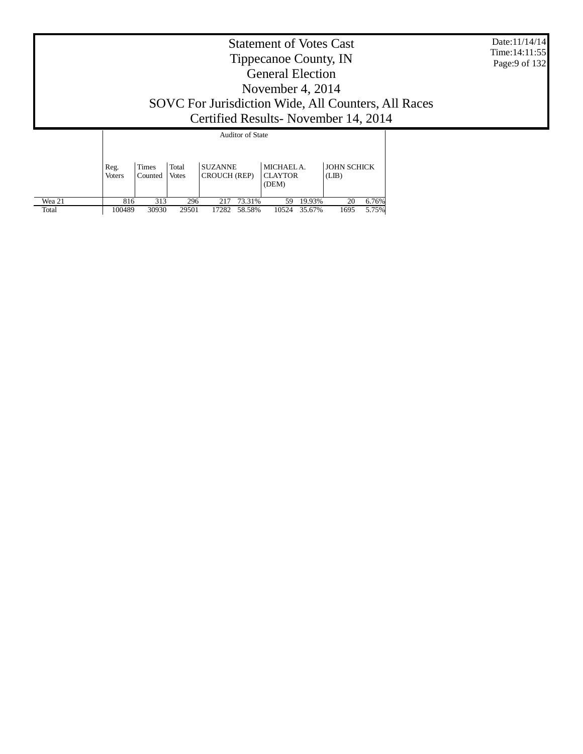# Statement of Votes Cast
## Tippecanoe County, IN
## General Election
## November 4, 2014
## SOVC For Jurisdiction Wide, All Counters, All Races
## Certified Results- November 14, 2014

Date:11/14/14
Time:14:11:55

| | Auditor of State | | | | | | | | |
|---|---|---|---|---|---|---|---|---|---|
| | Reg. Voters | Times Counted | Total Votes | SUZANNE CROUCH (REP) | | MICHAEL A. CLAYTOR (DEM) | | JOHN SCHICK (LIB) | |
| Wea 21 | 816 | 313 | 296 | 217 | 73.31% | 59 | 19.93% | 20 | 6.76% |
| Total | 100489 | 30930 | 29501 | 17282 | 58.58% | 10524 | 35.67% | 1695 | 5.75% |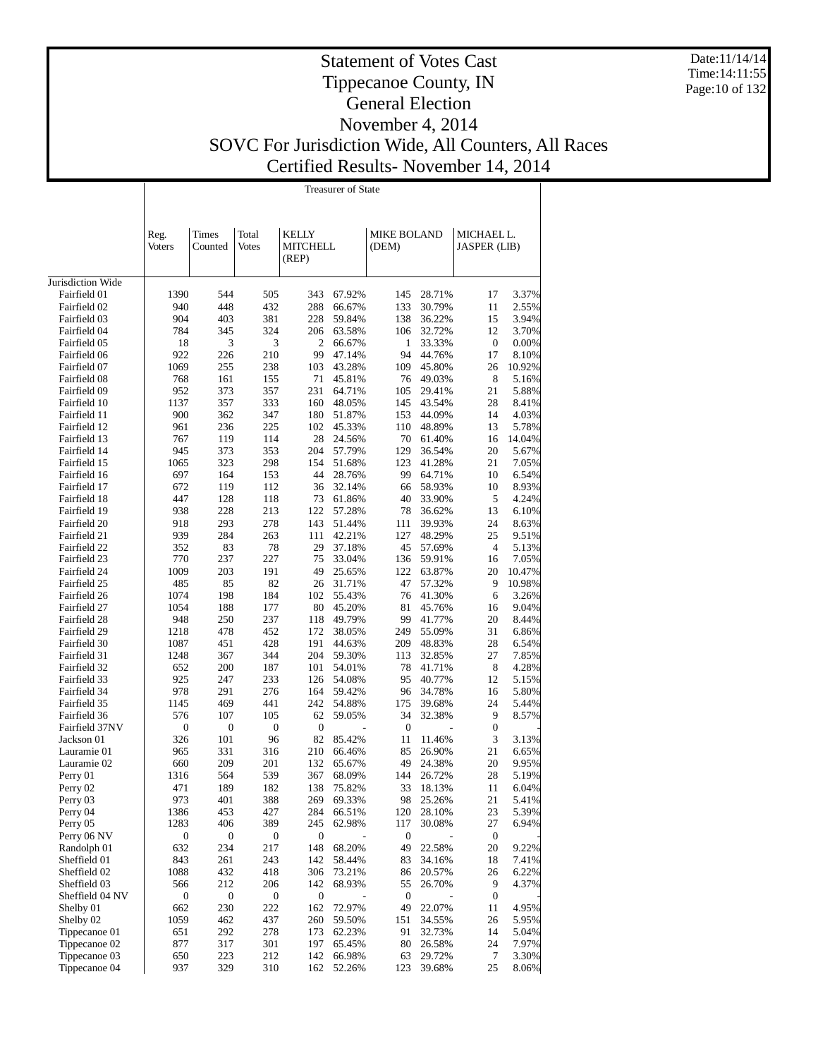# Statement of Votes Cast
## Tippecanoe County, IN
## General Election
## November 4, 2014
## SOVC For Jurisdiction Wide, All Counters, All Races
## Certified Results- November 14, 2014

Date:11/14/14
Time:14:11:55

| | Reg. Voters | Times Counted | Total Votes | Treasurer of State | | | | | |
|---|---|---|---|---|---|---|---|---|---|
| | | | | KELLY MITCHELL (REP) | | MIKE BOLAND (DEM) | | MICHAEL L. JASPER (LIB) | |
| Jurisdiction Wide | | | | | | | | | |
| Fairfield 01 | 1390 | 544 | 505 | 343 | 67.92% | 145 | 28.71% | 17 | 3.37% |
| Fairfield 02 | 940 | 448 | 432 | 288 | 66.67% | 133 | 30.79% | 11 | 2.55% |
| Fairfield 03 | 904 | 403 | 381 | 228 | 59.84% | 138 | 36.22% | 15 | 3.94% |
| Fairfield 04 | 784 | 345 | 324 | 206 | 63.58% | 106 | 32.72% | 12 | 3.70% |
| Fairfield 05 | 18 | 3 | 3 | 2 | 66.67% | 1 | 33.33% | 0 | 0.00% |
| Fairfield 06 | 922 | 226 | 210 | 99 | 47.14% | 94 | 44.76% | 17 | 8.10% |
| Fairfield 07 | 1069 | 255 | 238 | 103 | 43.28% | 109 | 45.80% | 26 | 10.92% |
| Fairfield 08 | 768 | 161 | 155 | 71 | 45.81% | 76 | 49.03% | 8 | 5.16% |
| Fairfield 09 | 952 | 373 | 357 | 231 | 64.71% | 105 | 29.41% | 21 | 5.88% |
| Fairfield 10 | 1137 | 357 | 333 | 160 | 48.05% | 145 | 43.54% | 28 | 8.41% |
| Fairfield 11 | 900 | 362 | 347 | 180 | 51.87% | 153 | 44.09% | 14 | 4.03% |
| Fairfield 12 | 961 | 236 | 225 | 102 | 45.33% | 110 | 48.89% | 13 | 5.78% |
| Fairfield 13 | 767 | 119 | 114 | 28 | 24.56% | 70 | 61.40% | 16 | 14.04% |
| Fairfield 14 | 945 | 373 | 353 | 204 | 57.79% | 129 | 36.54% | 20 | 5.67% |
| Fairfield 15 | 1065 | 323 | 298 | 154 | 51.68% | 123 | 41.28% | 21 | 7.05% |
| Fairfield 16 | 697 | 164 | 153 | 44 | 28.76% | 99 | 64.71% | 10 | 6.54% |
| Fairfield 17 | 672 | 119 | 112 | 36 | 32.14% | 66 | 58.93% | 10 | 8.93% |
| Fairfield 18 | 447 | 128 | 118 | 73 | 61.86% | 40 | 33.90% | 5 | 4.24% |
| Fairfield 19 | 938 | 228 | 213 | 122 | 57.28% | 78 | 36.62% | 13 | 6.10% |
| Fairfield 20 | 918 | 293 | 278 | 143 | 51.44% | 111 | 39.93% | 24 | 8.63% |
| Fairfield 21 | 939 | 284 | 263 | 111 | 42.21% | 127 | 48.29% | 25 | 9.51% |
| Fairfield 22 | 352 | 83 | 78 | 29 | 37.18% | 45 | 57.69% | 4 | 5.13% |
| Fairfield 23 | 770 | 237 | 227 | 75 | 33.04% | 136 | 59.91% | 16 | 7.05% |
| Fairfield 24 | 1009 | 203 | 191 | 49 | 25.65% | 122 | 63.87% | 20 | 10.47% |
| Fairfield 25 | 485 | 85 | 82 | 26 | 31.71% | 47 | 57.32% | 9 | 10.98% |
| Fairfield 26 | 1074 | 198 | 184 | 102 | 55.43% | 76 | 41.30% | 6 | 3.26% |
| Fairfield 27 | 1054 | 188 | 177 | 80 | 45.20% | 81 | 45.76% | 16 | 9.04% |
| Fairfield 28 | 948 | 250 | 237 | 118 | 49.79% | 99 | 41.77% | 20 | 8.44% |
| Fairfield 29 | 1218 | 478 | 452 | 172 | 38.05% | 249 | 55.09% | 31 | 6.86% |
| Fairfield 30 | 1087 | 451 | 428 | 191 | 44.63% | 209 | 48.83% | 28 | 6.54% |
| Fairfield 31 | 1248 | 367 | 344 | 204 | 59.30% | 113 | 32.85% | 27 | 7.85% |
| Fairfield 32 | 652 | 200 | 187 | 101 | 54.01% | 78 | 41.71% | 8 | 4.28% |
| Fairfield 33 | 925 | 247 | 233 | 126 | 54.08% | 95 | 40.77% | 12 | 5.15% |
| Fairfield 34 | 978 | 291 | 276 | 164 | 59.42% | 96 | 34.78% | 16 | 5.80% |
| Fairfield 35 | 1145 | 469 | 441 | 242 | 54.88% | 175 | 39.68% | 24 | 5.44% |
| Fairfield 36 | 576 | 107 | 105 | 62 | 59.05% | 34 | 32.38% | 9 | 8.57% |
| Fairfield 37NV | 0 | 0 | 0 | 0 | - | 0 | - | 0 | - |
| Jackson 01 | 326 | 101 | 96 | 82 | 85.42% | 11 | 11.46% | 3 | 3.13% |
| Lauramie 01 | 965 | 331 | 316 | 210 | 66.46% | 85 | 26.90% | 21 | 6.65% |
| Lauramie 02 | 660 | 209 | 201 | 132 | 65.67% | 49 | 24.38% | 20 | 9.95% |
| Perry 01 | 1316 | 564 | 539 | 367 | 68.09% | 144 | 26.72% | 28 | 5.19% |
| Perry 02 | 471 | 189 | 182 | 138 | 75.82% | 33 | 18.13% | 11 | 6.04% |
| Perry 03 | 973 | 401 | 388 | 269 | 69.33% | 98 | 25.26% | 21 | 5.41% |
| Perry 04 | 1386 | 453 | 427 | 284 | 66.51% | 120 | 28.10% | 23 | 5.39% |
| Perry 05 | 1283 | 406 | 389 | 245 | 62.98% | 117 | 30.08% | 27 | 6.94% |
| Perry 06 NV | 0 | 0 | 0 | 0 | - | 0 | - | 0 | - |
| Randolph 01 | 632 | 234 | 217 | 148 | 68.20% | 49 | 22.58% | 20 | 9.22% |
| Sheffield 01 | 843 | 261 | 243 | 142 | 58.44% | 83 | 34.16% | 18 | 7.41% |
| Sheffield 02 | 1088 | 432 | 418 | 306 | 73.21% | 86 | 20.57% | 26 | 6.22% |
| Sheffield 03 | 566 | 212 | 206 | 142 | 68.93% | 55 | 26.70% | 9 | 4.37% |
| Sheffield 04 NV | 0 | 0 | 0 | 0 | - | 0 | - | 0 | - |
| Shelby 01 | 662 | 230 | 222 | 162 | 72.97% | 49 | 22.07% | 11 | 4.95% |
| Shelby 02 | 1059 | 462 | 437 | 260 | 59.50% | 151 | 34.55% | 26 | 5.95% |
| Tippecanoe 01 | 651 | 292 | 278 | 173 | 62.23% | 91 | 32.73% | 14 | 5.04% |
| Tippecanoe 02 | 877 | 317 | 301 | 197 | 65.45% | 80 | 26.58% | 24 | 7.97% |
| Tippecanoe 03 | 650 | 223 | 212 | 142 | 66.98% | 63 | 29.72% | 7 | 3.30% |
| Tippecanoe 04 | 937 | 329 | 310 | 162 | 52.26% | 123 | 39.68% | 25 | 8.06% |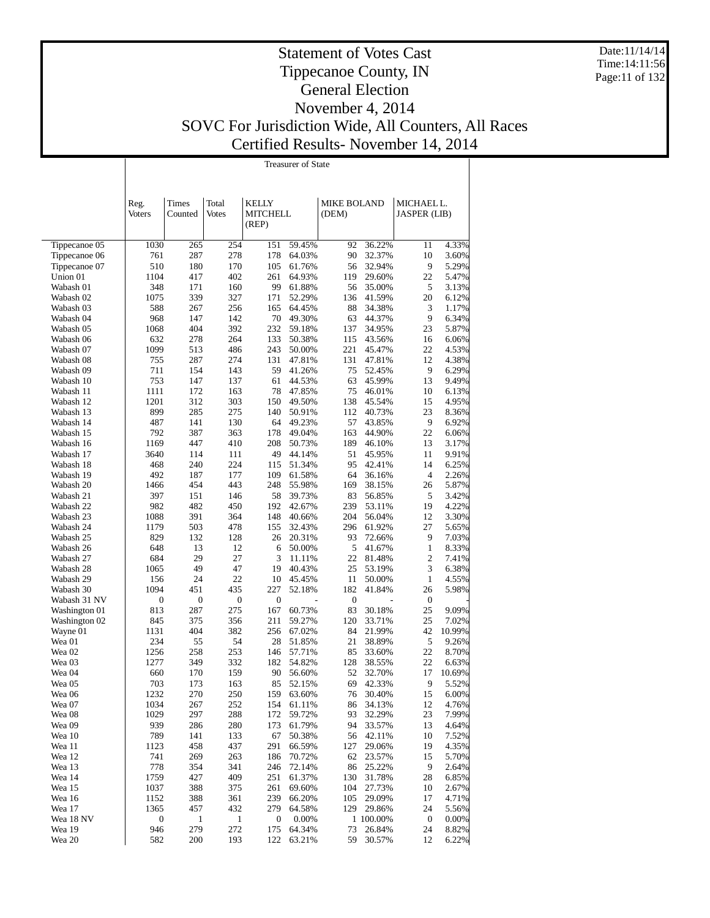# Statement of Votes Cast
# Tippecanoe County, IN
# General Election
# November 4, 2014
# SOVC For Jurisdiction Wide, All Counters, All Races
# Certified Results- November 14, 2014

Date:11/14/14
Time:14:11:56

**Treasurer of State**

| | Reg. Voters | Times Counted | Total Votes | KELLY MITCHELL (REP) | | MIKE BOLAND (DEM) | | MICHAEL L. JASPER (LIB) | |
|---|---|---|---|---|---|---|---|---|---|
| Tippecanoe 05 | 1030 | 265 | 254 | 151 | 59.45% | 92 | 36.22% | 11 | 4.33% |
| Tippecanoe 06 | 761 | 287 | 278 | 178 | 64.03% | 90 | 32.37% | 10 | 3.60% |
| Tippecanoe 07 | 510 | 180 | 170 | 105 | 61.76% | 56 | 32.94% | 9 | 5.29% |
| Union 01 | 1104 | 417 | 402 | 261 | 64.93% | 119 | 29.60% | 22 | 5.47% |
| Wabash 01 | 348 | 171 | 160 | 99 | 61.88% | 56 | 35.00% | 5 | 3.13% |
| Wabash 02 | 1075 | 339 | 327 | 171 | 52.29% | 136 | 41.59% | 20 | 6.12% |
| Wabash 03 | 588 | 267 | 256 | 165 | 64.45% | 88 | 34.38% | 3 | 1.17% |
| Wabash 04 | 968 | 147 | 142 | 70 | 49.30% | 63 | 44.37% | 9 | 6.34% |
| Wabash 05 | 1068 | 404 | 392 | 232 | 59.18% | 137 | 34.95% | 23 | 5.87% |
| Wabash 06 | 632 | 278 | 264 | 133 | 50.38% | 115 | 43.56% | 16 | 6.06% |
| Wabash 07 | 1099 | 513 | 486 | 243 | 50.00% | 221 | 45.47% | 22 | 4.53% |
| Wabash 08 | 755 | 287 | 274 | 131 | 47.81% | 131 | 47.81% | 12 | 4.38% |
| Wabash 09 | 711 | 154 | 143 | 59 | 41.26% | 75 | 52.45% | 9 | 6.29% |
| Wabash 10 | 753 | 147 | 137 | 61 | 44.53% | 63 | 45.99% | 13 | 9.49% |
| Wabash 11 | 1111 | 172 | 163 | 78 | 47.85% | 75 | 46.01% | 10 | 6.13% |
| Wabash 12 | 1201 | 312 | 303 | 150 | 49.50% | 138 | 45.54% | 15 | 4.95% |
| Wabash 13 | 899 | 285 | 275 | 140 | 50.91% | 112 | 40.73% | 23 | 8.36% |
| Wabash 14 | 487 | 141 | 130 | 64 | 49.23% | 57 | 43.85% | 9 | 6.92% |
| Wabash 15 | 792 | 387 | 363 | 178 | 49.04% | 163 | 44.90% | 22 | 6.06% |
| Wabash 16 | 1169 | 447 | 410 | 208 | 50.73% | 189 | 46.10% | 13 | 3.17% |
| Wabash 17 | 3640 | 114 | 111 | 49 | 44.14% | 51 | 45.95% | 11 | 9.91% |
| Wabash 18 | 468 | 240 | 224 | 115 | 51.34% | 95 | 42.41% | 14 | 6.25% |
| Wabash 19 | 492 | 187 | 177 | 109 | 61.58% | 64 | 36.16% | 4 | 2.26% |
| Wabash 20 | 1466 | 454 | 443 | 248 | 55.98% | 169 | 38.15% | 26 | 5.87% |
| Wabash 21 | 397 | 151 | 146 | 58 | 39.73% | 83 | 56.85% | 5 | 3.42% |
| Wabash 22 | 982 | 482 | 450 | 192 | 42.67% | 239 | 53.11% | 19 | 4.22% |
| Wabash 23 | 1088 | 391 | 364 | 148 | 40.66% | 204 | 56.04% | 12 | 3.30% |
| Wabash 24 | 1179 | 503 | 478 | 155 | 32.43% | 296 | 61.92% | 27 | 5.65% |
| Wabash 25 | 829 | 132 | 128 | 26 | 20.31% | 93 | 72.66% | 9 | 7.03% |
| Wabash 26 | 648 | 13 | 12 | 6 | 50.00% | 5 | 41.67% | 1 | 8.33% |
| Wabash 27 | 684 | 29 | 27 | 3 | 11.11% | 22 | 81.48% | 2 | 7.41% |
| Wabash 28 | 1065 | 49 | 47 | 19 | 40.43% | 25 | 53.19% | 3 | 6.38% |
| Wabash 29 | 156 | 24 | 22 | 10 | 45.45% | 11 | 50.00% | 1 | 4.55% |
| Wabash 30 | 1094 | 451 | 435 | 227 | 52.18% | 182 | 41.84% | 26 | 5.98% |
| Wabash 31 NV | 0 | 0 | 0 | 0 | - | 0 | - | 0 | - |
| Washington 01 | 813 | 287 | 275 | 167 | 60.73% | 83 | 30.18% | 25 | 9.09% |
| Washington 02 | 845 | 375 | 356 | 211 | 59.27% | 120 | 33.71% | 25 | 7.02% |
| Wayne 01 | 1131 | 404 | 382 | 256 | 67.02% | 84 | 21.99% | 42 | 10.99% |
| Wea 01 | 234 | 55 | 54 | 28 | 51.85% | 21 | 38.89% | 5 | 9.26% |
| Wea 02 | 1256 | 258 | 253 | 146 | 57.71% | 85 | 33.60% | 22 | 8.70% |
| Wea 03 | 1277 | 349 | 332 | 182 | 54.82% | 128 | 38.55% | 22 | 6.63% |
| Wea 04 | 660 | 170 | 159 | 90 | 56.60% | 52 | 32.70% | 17 | 10.69% |
| Wea 05 | 703 | 173 | 163 | 85 | 52.15% | 69 | 42.33% | 9 | 5.52% |
| Wea 06 | 1232 | 270 | 250 | 159 | 63.60% | 76 | 30.40% | 15 | 6.00% |
| Wea 07 | 1034 | 267 | 252 | 154 | 61.11% | 86 | 34.13% | 12 | 4.76% |
| Wea 08 | 1029 | 297 | 288 | 172 | 59.72% | 93 | 32.29% | 23 | 7.99% |
| Wea 09 | 939 | 286 | 280 | 173 | 61.79% | 94 | 33.57% | 13 | 4.64% |
| Wea 10 | 789 | 141 | 133 | 67 | 50.38% | 56 | 42.11% | 10 | 7.52% |
| Wea 11 | 1123 | 458 | 437 | 291 | 66.59% | 127 | 29.06% | 19 | 4.35% |
| Wea 12 | 741 | 269 | 263 | 186 | 70.72% | 62 | 23.57% | 15 | 5.70% |
| Wea 13 | 778 | 354 | 341 | 246 | 72.14% | 86 | 25.22% | 9 | 2.64% |
| Wea 14 | 1759 | 427 | 409 | 251 | 61.37% | 130 | 31.78% | 28 | 6.85% |
| Wea 15 | 1037 | 388 | 375 | 261 | 69.60% | 104 | 27.73% | 10 | 2.67% |
| Wea 16 | 1152 | 388 | 361 | 239 | 66.20% | 105 | 29.09% | 17 | 4.71% |
| Wea 17 | 1365 | 457 | 432 | 279 | 64.58% | 129 | 29.86% | 24 | 5.56% |
| Wea 18 NV | 0 | 1 | 1 | 0 | 0.00% | 1 | 100.00% | 0 | 0.00% |
| Wea 19 | 946 | 279 | 272 | 175 | 64.34% | 73 | 26.84% | 24 | 8.82% |
| Wea 20 | 582 | 200 | 193 | 122 | 63.21% | 59 | 30.57% | 12 | 6.22% |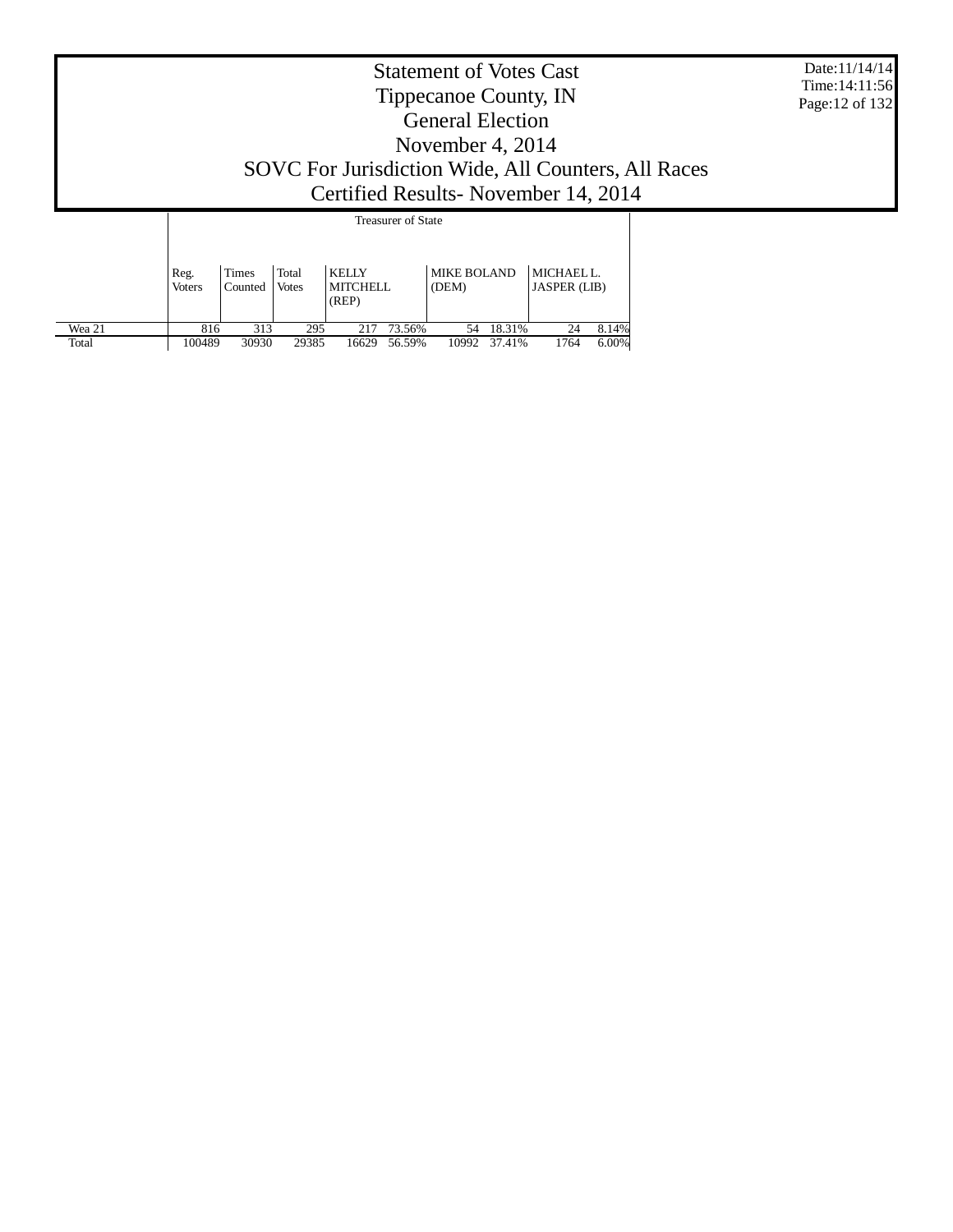# Statement of Votes Cast
# Tippecanoe County, IN
# General Election
# November 4, 2014
# SOVC For Jurisdiction Wide, All Counters, All Races
# Certified Results- November 14, 2014

Date:11/14/14
Time:14:11:56

| | Treasurer of State | | | | | | | | |
|---|---|---|---|---|---|---|---|---|---|
| | Reg. Voters | Times Counted | Total Votes | KELLY MITCHELL (REP) | | MIKE BOLAND (DEM) | | MICHAEL L. JASPER (LIB) | |
| Wea 21 | 816 | 313 | 295 | 217 | 73.56% | 54 | 18.31% | 24 | 8.14% |
| Total | 100489 | 30930 | 29385 | 16629 | 56.59% | 10992 | 37.41% | 1764 | 6.00% |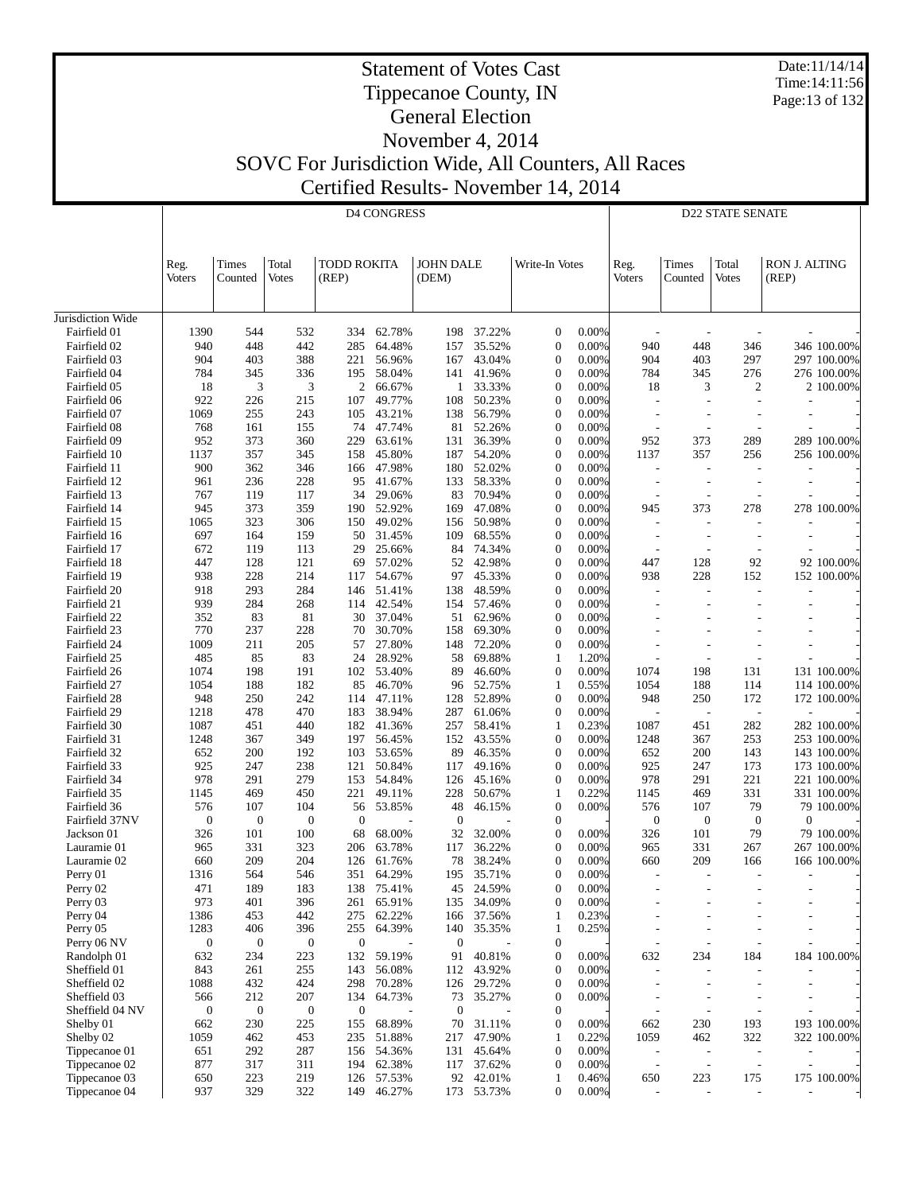# Statement of Votes Cast
## Tippecanoe County, IN
## General Election
## November 4, 2014
## SOVC For Jurisdiction Wide, All Counters, All Races
## Certified Results- November 14, 2014

Date:11/14/14
Time:14:11:56

| | D4 CONGRESS | | | | | | | | | D22 STATE SENATE | | | | |
|---|---|---|---|---|---|---|---|---|---|---|---|---|---|---|
| | Reg. Voters | Times Counted | Total Votes | TODD ROKITA (REP) | | JOHN DALE (DEM) | | Write-In Votes | | Reg. Voters | Times Counted | Total Votes | RON J. ALTING (REP) | |
| Jurisdiction Wide | | | | | | | | | | | | | | |
| Fairfield 01 | 1390 | 544 | 532 | 334 | 62.78% | 198 | 37.22% | 0 | 0.00% | - | - | - | - | - |
| Fairfield 02 | 940 | 448 | 442 | 285 | 64.48% | 157 | 35.52% | 0 | 0.00% | 940 | 448 | 346 | 346 | 100.00% |
| Fairfield 03 | 904 | 403 | 388 | 221 | 56.96% | 167 | 43.04% | 0 | 0.00% | 904 | 403 | 297 | 297 | 100.00% |
| Fairfield 04 | 784 | 345 | 336 | 195 | 58.04% | 141 | 41.96% | 0 | 0.00% | 784 | 345 | 276 | 276 | 100.00% |
| Fairfield 05 | 18 | 3 | 3 | 2 | 66.67% | 1 | 33.33% | 0 | 0.00% | 18 | 3 | 2 | 2 | 100.00% |
| Fairfield 06 | 922 | 226 | 215 | 107 | 49.77% | 108 | 50.23% | 0 | 0.00% | - | - | - | - | - |
| Fairfield 07 | 1069 | 255 | 243 | 105 | 43.21% | 138 | 56.79% | 0 | 0.00% | - | - | - | - | - |
| Fairfield 08 | 768 | 161 | 155 | 74 | 47.74% | 81 | 52.26% | 0 | 0.00% | - | - | - | - | - |
| Fairfield 09 | 952 | 373 | 360 | 229 | 63.61% | 131 | 36.39% | 0 | 0.00% | 952 | 373 | 289 | 289 | 100.00% |
| Fairfield 10 | 1137 | 357 | 345 | 158 | 45.80% | 187 | 54.20% | 0 | 0.00% | 1137 | 357 | 256 | 256 | 100.00% |
| Fairfield 11 | 900 | 362 | 346 | 166 | 47.98% | 180 | 52.02% | 0 | 0.00% | - | - | - | - | - |
| Fairfield 12 | 961 | 236 | 228 | 95 | 41.67% | 133 | 58.33% | 0 | 0.00% | - | - | - | - | - |
| Fairfield 13 | 767 | 119 | 117 | 34 | 29.06% | 83 | 70.94% | 0 | 0.00% | - | - | - | - | - |
| Fairfield 14 | 945 | 373 | 359 | 190 | 52.92% | 169 | 47.08% | 0 | 0.00% | 945 | 373 | 278 | 278 | 100.00% |
| Fairfield 15 | 1065 | 323 | 306 | 150 | 49.02% | 156 | 50.98% | 0 | 0.00% | - | - | - | - | - |
| Fairfield 16 | 697 | 164 | 159 | 50 | 31.45% | 109 | 68.55% | 0 | 0.00% | - | - | - | - | - |
| Fairfield 17 | 672 | 119 | 113 | 29 | 25.66% | 84 | 74.34% | 0 | 0.00% | - | - | - | - | - |
| Fairfield 18 | 447 | 128 | 121 | 69 | 57.02% | 52 | 42.98% | 0 | 0.00% | 447 | 128 | 92 | 92 | 100.00% |
| Fairfield 19 | 938 | 228 | 214 | 117 | 54.67% | 97 | 45.33% | 0 | 0.00% | 938 | 228 | 152 | 152 | 100.00% |
| Fairfield 20 | 918 | 293 | 284 | 146 | 51.41% | 138 | 48.59% | 0 | 0.00% | - | - | - | - | - |
| Fairfield 21 | 939 | 284 | 268 | 114 | 42.54% | 154 | 57.46% | 0 | 0.00% | - | - | - | - | - |
| Fairfield 22 | 352 | 83 | 81 | 30 | 37.04% | 51 | 62.96% | 0 | 0.00% | - | - | - | - | - |
| Fairfield 23 | 770 | 237 | 228 | 70 | 30.70% | 158 | 69.30% | 0 | 0.00% | - | - | - | - | - |
| Fairfield 24 | 1009 | 211 | 205 | 57 | 27.80% | 148 | 72.20% | 0 | 0.00% | - | - | - | - | - |
| Fairfield 25 | 485 | 85 | 83 | 24 | 28.92% | 58 | 69.88% | 1 | 1.20% | - | - | - | - | - |
| Fairfield 26 | 1074 | 198 | 191 | 102 | 53.40% | 89 | 46.60% | 0 | 0.00% | 1074 | 198 | 131 | 131 | 100.00% |
| Fairfield 27 | 1054 | 188 | 182 | 85 | 46.70% | 96 | 52.75% | 1 | 0.55% | 1054 | 188 | 114 | 114 | 100.00% |
| Fairfield 28 | 948 | 250 | 242 | 114 | 47.11% | 128 | 52.89% | 0 | 0.00% | 948 | 250 | 172 | 172 | 100.00% |
| Fairfield 29 | 1218 | 478 | 470 | 183 | 38.94% | 287 | 61.06% | 0 | 0.00% | - | - | - | - | - |
| Fairfield 30 | 1087 | 451 | 440 | 182 | 41.36% | 257 | 58.41% | 1 | 0.23% | 1087 | 451 | 282 | 282 | 100.00% |
| Fairfield 31 | 1248 | 367 | 349 | 197 | 56.45% | 152 | 43.55% | 0 | 0.00% | 1248 | 367 | 253 | 253 | 100.00% |
| Fairfield 32 | 652 | 200 | 192 | 103 | 53.65% | 89 | 46.35% | 0 | 0.00% | 652 | 200 | 143 | 143 | 100.00% |
| Fairfield 33 | 925 | 247 | 238 | 121 | 50.84% | 117 | 49.16% | 0 | 0.00% | 925 | 247 | 173 | 173 | 100.00% |
| Fairfield 34 | 978 | 291 | 279 | 153 | 54.84% | 126 | 45.16% | 0 | 0.00% | 978 | 291 | 221 | 221 | 100.00% |
| Fairfield 35 | 1145 | 469 | 450 | 221 | 49.11% | 228 | 50.67% | 1 | 0.22% | 1145 | 469 | 331 | 331 | 100.00% |
| Fairfield 36 | 576 | 107 | 104 | 56 | 53.85% | 48 | 46.15% | 0 | 0.00% | 576 | 107 | 79 | 79 | 100.00% |
| Fairfield 37NV | 0 | 0 | 0 | 0 | - | 0 | - | 0 | - | 0 | 0 | 0 | 0 | - |
| Jackson 01 | 326 | 101 | 100 | 68 | 68.00% | 32 | 32.00% | 0 | 0.00% | 326 | 101 | 79 | 79 | 100.00% |
| Lauramie 01 | 965 | 331 | 323 | 206 | 63.78% | 117 | 36.22% | 0 | 0.00% | 965 | 331 | 267 | 267 | 100.00% |
| Lauramie 02 | 660 | 209 | 204 | 126 | 61.76% | 78 | 38.24% | 0 | 0.00% | 660 | 209 | 166 | 166 | 100.00% |
| Perry 01 | 1316 | 564 | 546 | 351 | 64.29% | 195 | 35.71% | 0 | 0.00% | - | - | - | - | - |
| Perry 02 | 471 | 189 | 183 | 138 | 75.41% | 45 | 24.59% | 0 | 0.00% | - | - | - | - | - |
| Perry 03 | 973 | 401 | 396 | 261 | 65.91% | 135 | 34.09% | 0 | 0.00% | - | - | - | - | - |
| Perry 04 | 1386 | 453 | 442 | 275 | 62.22% | 166 | 37.56% | 1 | 0.23% | - | - | - | - | - |
| Perry 05 | 1283 | 406 | 396 | 255 | 64.39% | 140 | 35.35% | 1 | 0.25% | - | - | - | - | - |
| Perry 06 NV | 0 | 0 | 0 | 0 | - | 0 | - | 0 | - | - | - | - | - | - |
| Randolph 01 | 632 | 234 | 223 | 132 | 59.19% | 91 | 40.81% | 0 | 0.00% | 632 | 234 | 184 | 184 | 100.00% |
| Sheffield 01 | 843 | 261 | 255 | 143 | 56.08% | 112 | 43.92% | 0 | 0.00% | - | - | - | - | - |
| Sheffield 02 | 1088 | 432 | 424 | 298 | 70.28% | 126 | 29.72% | 0 | 0.00% | - | - | - | - | - |
| Sheffield 03 | 566 | 212 | 207 | 134 | 64.73% | 73 | 35.27% | 0 | 0.00% | - | - | - | - | - |
| Sheffield 04 NV | 0 | 0 | 0 | 0 | - | 0 | - | 0 | - | - | - | - | - | - |
| Shelby 01 | 662 | 230 | 225 | 155 | 68.89% | 70 | 31.11% | 0 | 0.00% | 662 | 230 | 193 | 193 | 100.00% |
| Shelby 02 | 1059 | 462 | 453 | 235 | 51.88% | 217 | 47.90% | 1 | 0.22% | 1059 | 462 | 322 | 322 | 100.00% |
| Tippecanoe 01 | 651 | 292 | 287 | 156 | 54.36% | 131 | 45.64% | 0 | 0.00% | - | - | - | - | - |
| Tippecanoe 02 | 877 | 317 | 311 | 194 | 62.38% | 117 | 37.62% | 0 | 0.00% | - | - | - | - | - |
| Tippecanoe 03 | 650 | 223 | 219 | 126 | 57.53% | 92 | 42.01% | 1 | 0.46% | 650 | 223 | 175 | 175 | 100.00% |
| Tippecanoe 04 | 937 | 329 | 322 | 149 | 46.27% | 173 | 53.73% | 0 | 0.00% | - | - | - | - | - |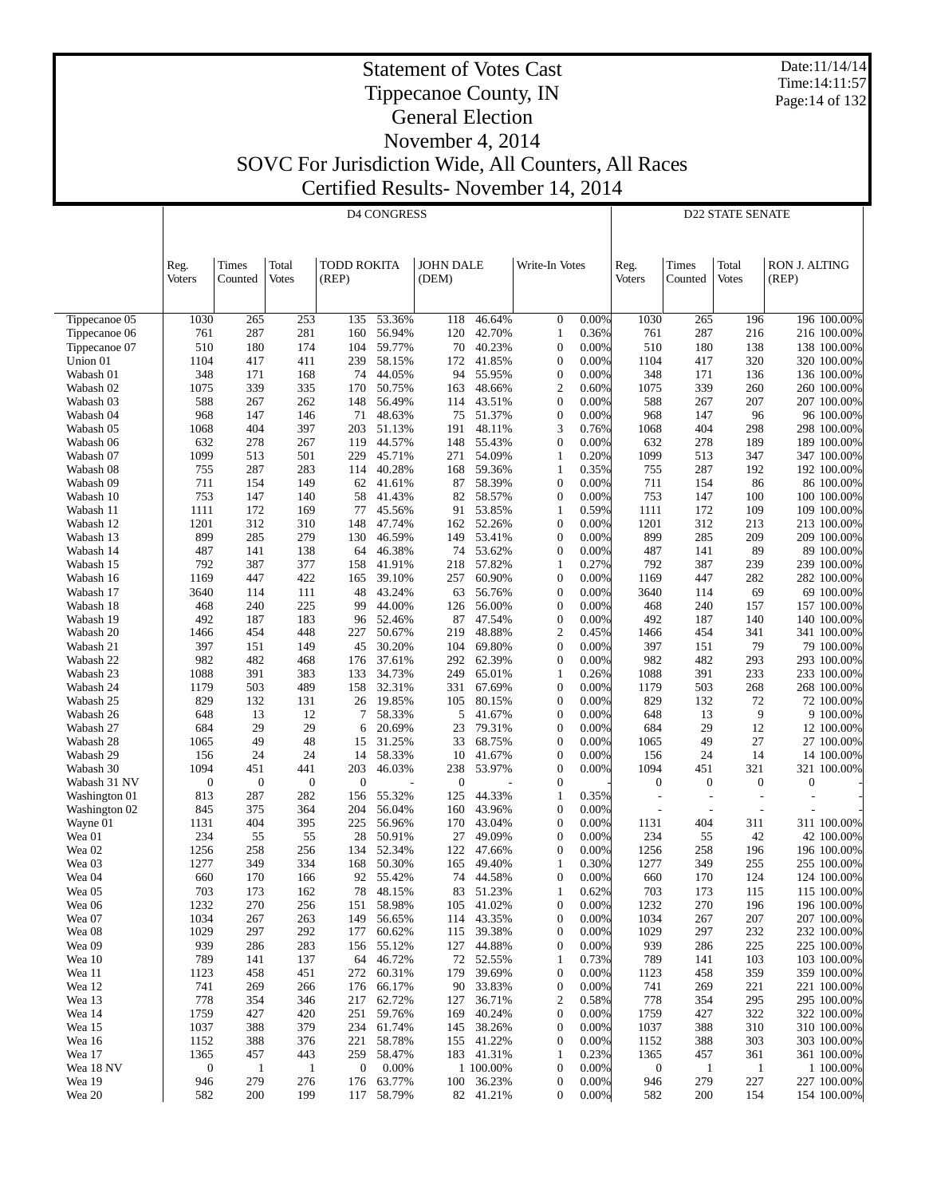# Statement of Votes Cast
# Tippecanoe County, IN
# General Election
# November 4, 2014
# SOVC For Jurisdiction Wide, All Counters, All Races
# Certified Results- November 14, 2014

Date:11/14/14
Time:14:11:57

| | D4 CONGRESS | | | | | | | | | D22 STATE SENATE | | | | |
|---|---|---|---|---|---|---|---|---|---|---|---|---|---|---|
| | Reg. Voters | Times Counted | Total Votes | TODD ROKITA (REP) | | JOHN DALE (DEM) | | Write-In Votes | | Reg. Voters | Times Counted | Total Votes | RON J. ALTING (REP) | |
| Tippecanoe 05 | 1030 | 265 | 253 | 135 | 53.36% | 118 | 46.64% | 0 | 0.00% | 1030 | 265 | 196 | 196 | 100.00% |
| Tippecanoe 06 | 761 | 287 | 281 | 160 | 56.94% | 120 | 42.70% | 1 | 0.36% | 761 | 287 | 216 | 216 | 100.00% |
| Tippecanoe 07 | 510 | 180 | 174 | 104 | 59.77% | 70 | 40.23% | 0 | 0.00% | 510 | 180 | 138 | 138 | 100.00% |
| Union 01 | 1104 | 417 | 411 | 239 | 58.15% | 172 | 41.85% | 0 | 0.00% | 1104 | 417 | 320 | 320 | 100.00% |
| Wabash 01 | 348 | 171 | 168 | 74 | 44.05% | 94 | 55.95% | 0 | 0.00% | 348 | 171 | 136 | 136 | 100.00% |
| Wabash 02 | 1075 | 339 | 335 | 170 | 50.75% | 163 | 48.66% | 2 | 0.60% | 1075 | 339 | 260 | 260 | 100.00% |
| Wabash 03 | 588 | 267 | 262 | 148 | 56.49% | 114 | 43.51% | 0 | 0.00% | 588 | 267 | 207 | 207 | 100.00% |
| Wabash 04 | 968 | 147 | 146 | 71 | 48.63% | 75 | 51.37% | 0 | 0.00% | 968 | 147 | 96 | 96 | 100.00% |
| Wabash 05 | 1068 | 404 | 397 | 203 | 51.13% | 191 | 48.11% | 3 | 0.76% | 1068 | 404 | 298 | 298 | 100.00% |
| Wabash 06 | 632 | 278 | 267 | 119 | 44.57% | 148 | 55.43% | 0 | 0.00% | 632 | 278 | 189 | 189 | 100.00% |
| Wabash 07 | 1099 | 513 | 501 | 229 | 45.71% | 271 | 54.09% | 1 | 0.20% | 1099 | 513 | 347 | 347 | 100.00% |
| Wabash 08 | 755 | 287 | 283 | 114 | 40.28% | 168 | 59.36% | 1 | 0.35% | 755 | 287 | 192 | 192 | 100.00% |
| Wabash 09 | 711 | 154 | 149 | 62 | 41.61% | 87 | 58.39% | 0 | 0.00% | 711 | 154 | 86 | 86 | 100.00% |
| Wabash 10 | 753 | 147 | 140 | 58 | 41.43% | 82 | 58.57% | 0 | 0.00% | 753 | 147 | 100 | 100 | 100.00% |
| Wabash 11 | 1111 | 172 | 169 | 77 | 45.56% | 91 | 53.85% | 1 | 0.59% | 1111 | 172 | 109 | 109 | 100.00% |
| Wabash 12 | 1201 | 312 | 310 | 148 | 47.74% | 162 | 52.26% | 0 | 0.00% | 1201 | 312 | 213 | 213 | 100.00% |
| Wabash 13 | 899 | 285 | 279 | 130 | 46.59% | 149 | 53.41% | 0 | 0.00% | 899 | 285 | 209 | 209 | 100.00% |
| Wabash 14 | 487 | 141 | 138 | 64 | 46.38% | 74 | 53.62% | 0 | 0.00% | 487 | 141 | 89 | 89 | 100.00% |
| Wabash 15 | 792 | 387 | 377 | 158 | 41.91% | 218 | 57.82% | 1 | 0.27% | 792 | 387 | 239 | 239 | 100.00% |
| Wabash 16 | 1169 | 447 | 422 | 165 | 39.10% | 257 | 60.90% | 0 | 0.00% | 1169 | 447 | 282 | 282 | 100.00% |
| Wabash 17 | 3640 | 114 | 111 | 48 | 43.24% | 63 | 56.76% | 0 | 0.00% | 3640 | 114 | 69 | 69 | 100.00% |
| Wabash 18 | 468 | 240 | 225 | 99 | 44.00% | 126 | 56.00% | 0 | 0.00% | 468 | 240 | 157 | 157 | 100.00% |
| Wabash 19 | 492 | 187 | 183 | 96 | 52.46% | 87 | 47.54% | 0 | 0.00% | 492 | 187 | 140 | 140 | 100.00% |
| Wabash 20 | 1466 | 454 | 448 | 227 | 50.67% | 219 | 48.88% | 2 | 0.45% | 1466 | 454 | 341 | 341 | 100.00% |
| Wabash 21 | 397 | 151 | 149 | 45 | 30.20% | 104 | 69.80% | 0 | 0.00% | 397 | 151 | 79 | 79 | 100.00% |
| Wabash 22 | 982 | 482 | 468 | 176 | 37.61% | 292 | 62.39% | 0 | 0.00% | 982 | 482 | 293 | 293 | 100.00% |
| Wabash 23 | 1088 | 391 | 383 | 133 | 34.73% | 249 | 65.01% | 1 | 0.26% | 1088 | 391 | 233 | 233 | 100.00% |
| Wabash 24 | 1179 | 503 | 489 | 158 | 32.31% | 331 | 67.69% | 0 | 0.00% | 1179 | 503 | 268 | 268 | 100.00% |
| Wabash 25 | 829 | 132 | 131 | 26 | 19.85% | 105 | 80.15% | 0 | 0.00% | 829 | 132 | 72 | 72 | 100.00% |
| Wabash 26 | 648 | 13 | 12 | 7 | 58.33% | 5 | 41.67% | 0 | 0.00% | 648 | 13 | 9 | 9 | 100.00% |
| Wabash 27 | 684 | 29 | 29 | 6 | 20.69% | 23 | 79.31% | 0 | 0.00% | 684 | 29 | 12 | 12 | 100.00% |
| Wabash 28 | 1065 | 49 | 48 | 15 | 31.25% | 33 | 68.75% | 0 | 0.00% | 1065 | 49 | 27 | 27 | 100.00% |
| Wabash 29 | 156 | 24 | 24 | 14 | 58.33% | 10 | 41.67% | 0 | 0.00% | 156 | 24 | 14 | 14 | 100.00% |
| Wabash 30 | 1094 | 451 | 441 | 203 | 46.03% | 238 | 53.97% | 0 | 0.00% | 1094 | 451 | 321 | 321 | 100.00% |
| Wabash 31 NV | 0 | 0 | 0 | 0 | - | 0 | - | 0 | - | 0 | 0 | 0 | 0 | - |
| Washington 01 | 813 | 287 | 282 | 156 | 55.32% | 125 | 44.33% | 1 | 0.35% | - | - | - | - | - |
| Washington 02 | 845 | 375 | 364 | 204 | 56.04% | 160 | 43.96% | 0 | 0.00% | - | - | - | - | - |
| Wayne 01 | 1131 | 404 | 395 | 225 | 56.96% | 170 | 43.04% | 0 | 0.00% | 1131 | 404 | 311 | 311 | 100.00% |
| Wea 01 | 234 | 55 | 55 | 28 | 50.91% | 27 | 49.09% | 0 | 0.00% | 234 | 55 | 42 | 42 | 100.00% |
| Wea 02 | 1256 | 258 | 256 | 134 | 52.34% | 122 | 47.66% | 0 | 0.00% | 1256 | 258 | 196 | 196 | 100.00% |
| Wea 03 | 1277 | 349 | 334 | 168 | 50.30% | 165 | 49.40% | 1 | 0.30% | 1277 | 349 | 255 | 255 | 100.00% |
| Wea 04 | 660 | 170 | 166 | 92 | 55.42% | 74 | 44.58% | 0 | 0.00% | 660 | 170 | 124 | 124 | 100.00% |
| Wea 05 | 703 | 173 | 162 | 78 | 48.15% | 83 | 51.23% | 1 | 0.62% | 703 | 173 | 115 | 115 | 100.00% |
| Wea 06 | 1232 | 270 | 256 | 151 | 58.98% | 105 | 41.02% | 0 | 0.00% | 1232 | 270 | 196 | 196 | 100.00% |
| Wea 07 | 1034 | 267 | 263 | 149 | 56.65% | 114 | 43.35% | 0 | 0.00% | 1034 | 267 | 207 | 207 | 100.00% |
| Wea 08 | 1029 | 297 | 292 | 177 | 60.62% | 115 | 39.38% | 0 | 0.00% | 1029 | 297 | 232 | 232 | 100.00% |
| Wea 09 | 939 | 286 | 283 | 156 | 55.12% | 127 | 44.88% | 0 | 0.00% | 939 | 286 | 225 | 225 | 100.00% |
| Wea 10 | 789 | 141 | 137 | 64 | 46.72% | 72 | 52.55% | 1 | 0.73% | 789 | 141 | 103 | 103 | 100.00% |
| Wea 11 | 1123 | 458 | 451 | 272 | 60.31% | 179 | 39.69% | 0 | 0.00% | 1123 | 458 | 359 | 359 | 100.00% |
| Wea 12 | 741 | 269 | 266 | 176 | 66.17% | 90 | 33.83% | 0 | 0.00% | 741 | 269 | 221 | 221 | 100.00% |
| Wea 13 | 778 | 354 | 346 | 217 | 62.72% | 127 | 36.71% | 2 | 0.58% | 778 | 354 | 295 | 295 | 100.00% |
| Wea 14 | 1759 | 427 | 420 | 251 | 59.76% | 169 | 40.24% | 0 | 0.00% | 1759 | 427 | 322 | 322 | 100.00% |
| Wea 15 | 1037 | 388 | 379 | 234 | 61.74% | 145 | 38.26% | 0 | 0.00% | 1037 | 388 | 310 | 310 | 100.00% |
| Wea 16 | 1152 | 388 | 376 | 221 | 58.78% | 155 | 41.22% | 0 | 0.00% | 1152 | 388 | 303 | 303 | 100.00% |
| Wea 17 | 1365 | 457 | 443 | 259 | 58.47% | 183 | 41.31% | 1 | 0.23% | 1365 | 457 | 361 | 361 | 100.00% |
| Wea 18 NV | 0 | 1 | 1 | 0 | 0.00% | 1 | 100.00% | 0 | 0.00% | 0 | 1 | 1 | 1 | 100.00% |
| Wea 19 | 946 | 279 | 276 | 176 | 63.77% | 100 | 36.23% | 0 | 0.00% | 946 | 279 | 227 | 227 | 100.00% |
| Wea 20 | 582 | 200 | 199 | 117 | 58.79% | 82 | 41.21% | 0 | 0.00% | 582 | 200 | 154 | 154 | 100.00% |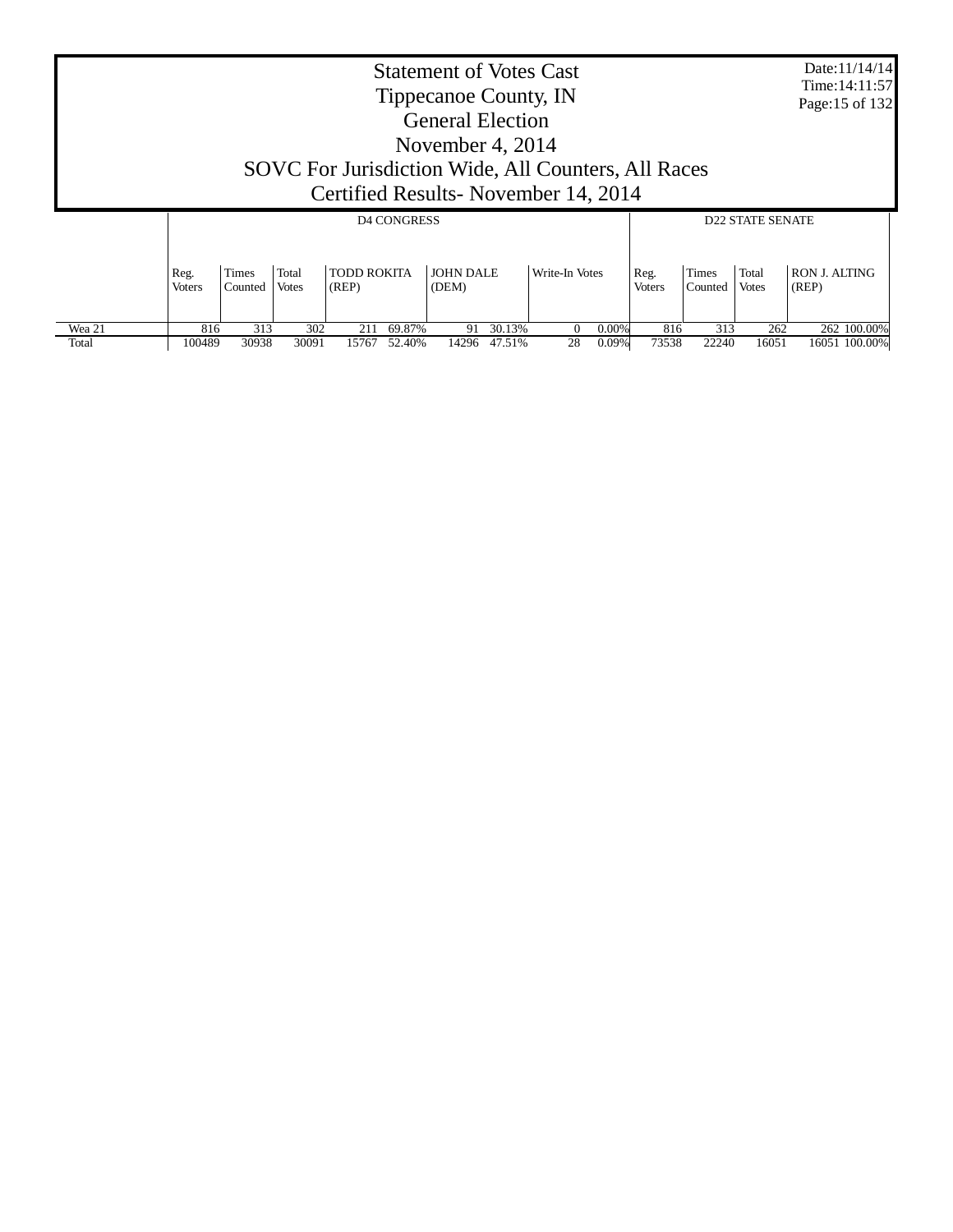# Statement of Votes Cast
## Tippecanoe County, IN
## General Election
## November 4, 2014
## SOVC For Jurisdiction Wide, All Counters, All Races
## Certified Results- November 14, 2014

Date:11/14/14
Time:14:11:57

| | D4 CONGRESS | | | | | | | | | D22 STATE SENATE | | | | |
|---|---|---|---|---|---|---|---|---|---|---|---|---|---|---|
| | Reg. Voters | Times Counted | Total Votes | TODD ROKITA (REP) | | JOHN DALE (DEM) | | Write-In Votes | | Reg. Voters | Times Counted | Total Votes | RON J. ALTING (REP) | |
| Wea 21 | 816 | 313 | 302 | 211 | 69.87% | 91 | 30.13% | 0 | 0.00% | 816 | 313 | 262 | 262 | 100.00% |
| Total | 100489 | 30938 | 30091 | 15767 | 52.40% | 14296 | 47.51% | 28 | 0.09% | 73538 | 22240 | 16051 | 16051 | 100.00% |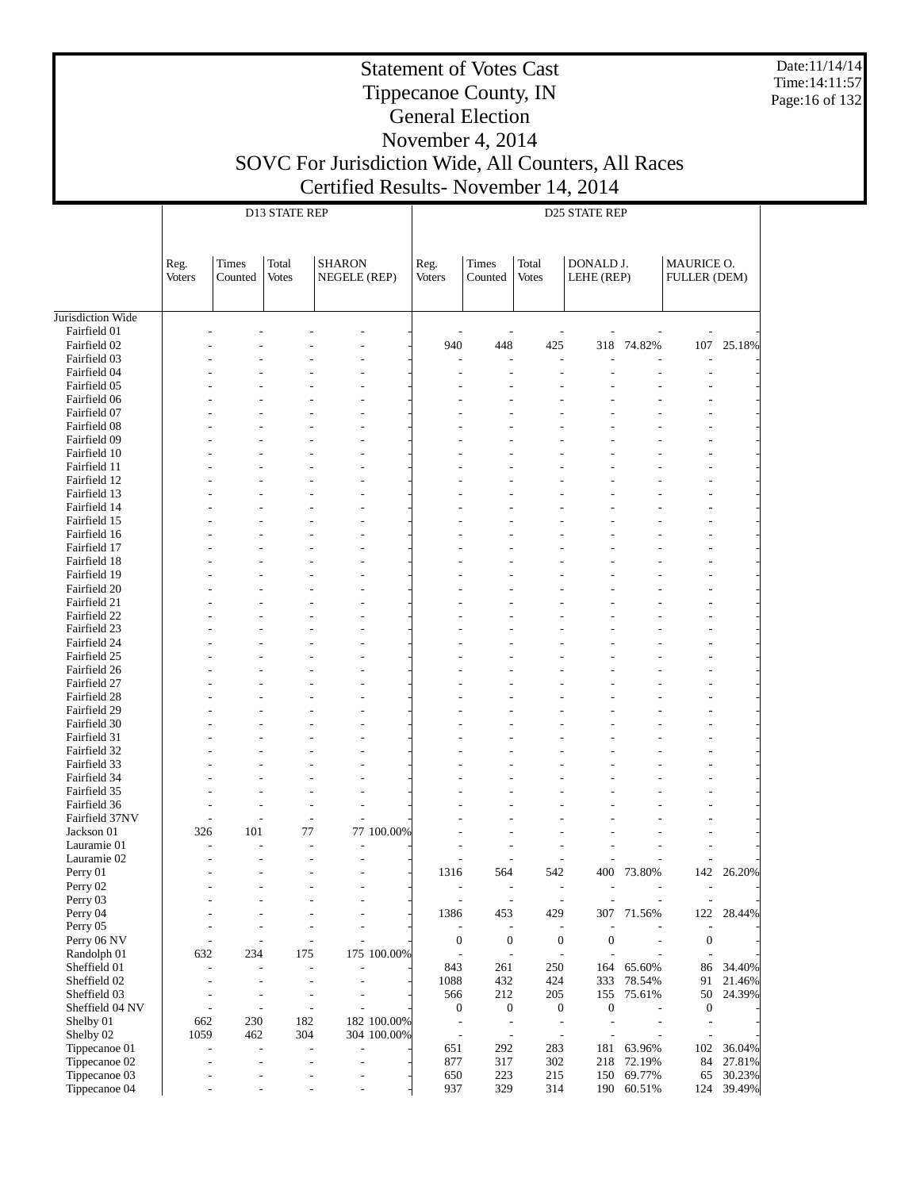# Statement of Votes Cast
## Tippecanoe County, IN
## General Election
## November 4, 2014
## SOVC For Jurisdiction Wide, All Counters, All Races
## Certified Results- November 14, 2014

Date:11/14/14
Time:14:11:57

| | D13 STATE REP | | | | | D25 STATE REP | | | | | | |
|---|---|---|---|---|---|---|---|---|---|---|---|---|
| | Reg. Voters | Times Counted | Total Votes | SHARON NEGELE (REP) | | Reg. Voters | Times Counted | Total Votes | DONALD J. LEHE (REP) | | MAURICE O. FULLER (DEM) | |
| Jurisdiction Wide | | | | | | | | | | | | |
| Fairfield 01 | - | - | - | - | - | - | - | - | - | - | - | - |
| Fairfield 02 | - | - | - | - | - | 940 | 448 | 425 | 318 | 74.82% | 107 | 25.18% |
| Fairfield 03 | - | - | - | - | - | - | - | - | - | - | - | - |
| Fairfield 04 | - | - | - | - | - | - | - | - | - | - | - | - |
| Fairfield 05 | - | - | - | - | - | - | - | - | - | - | - | - |
| Fairfield 06 | - | - | - | - | - | - | - | - | - | - | - | - |
| Fairfield 07 | - | - | - | - | - | - | - | - | - | - | - | - |
| Fairfield 08 | - | - | - | - | - | - | - | - | - | - | - | - |
| Fairfield 09 | - | - | - | - | - | - | - | - | - | - | - | - |
| Fairfield 10 | - | - | - | - | - | - | - | - | - | - | - | - |
| Fairfield 11 | - | - | - | - | - | - | - | - | - | - | - | - |
| Fairfield 12 | - | - | - | - | - | - | - | - | - | - | - | - |
| Fairfield 13 | - | - | - | - | - | - | - | - | - | - | - | - |
| Fairfield 14 | - | - | - | - | - | - | - | - | - | - | - | - |
| Fairfield 15 | - | - | - | - | - | - | - | - | - | - | - | - |
| Fairfield 16 | - | - | - | - | - | - | - | - | - | - | - | - |
| Fairfield 17 | - | - | - | - | - | - | - | - | - | - | - | - |
| Fairfield 18 | - | - | - | - | - | - | - | - | - | - | - | - |
| Fairfield 19 | - | - | - | - | - | - | - | - | - | - | - | - |
| Fairfield 20 | - | - | - | - | - | - | - | - | - | - | - | - |
| Fairfield 21 | - | - | - | - | - | - | - | - | - | - | - | - |
| Fairfield 22 | - | - | - | - | - | - | - | - | - | - | - | - |
| Fairfield 23 | - | - | - | - | - | - | - | - | - | - | - | - |
| Fairfield 24 | - | - | - | - | - | - | - | - | - | - | - | - |
| Fairfield 25 | - | - | - | - | - | - | - | - | - | - | - | - |
| Fairfield 26 | - | - | - | - | - | - | - | - | - | - | - | - |
| Fairfield 27 | - | - | - | - | - | - | - | - | - | - | - | - |
| Fairfield 28 | - | - | - | - | - | - | - | - | - | - | - | - |
| Fairfield 29 | - | - | - | - | - | - | - | - | - | - | - | - |
| Fairfield 30 | - | - | - | - | - | - | - | - | - | - | - | - |
| Fairfield 31 | - | - | - | - | - | - | - | - | - | - | - | - |
| Fairfield 32 | - | - | - | - | - | - | - | - | - | - | - | - |
| Fairfield 33 | - | - | - | - | - | - | - | - | - | - | - | - |
| Fairfield 34 | - | - | - | - | - | - | - | - | - | - | - | - |
| Fairfield 35 | - | - | - | - | - | - | - | - | - | - | - | - |
| Fairfield 36 | - | - | - | - | - | - | - | - | - | - | - | - |
| Fairfield 37NV | - | - | - | - | - | - | - | - | - | - | - | - |
| Jackson 01 | 326 | 101 | 77 | 77 | 100.00% | - | - | - | - | - | - | - |
| Lauramie 01 | - | - | - | - | - | - | - | - | - | - | - | - |
| Lauramie 02 | - | - | - | - | - | - | - | - | - | - | - | - |
| Perry 01 | - | - | - | - | - | 1316 | 564 | 542 | 400 | 73.80% | 142 | 26.20% |
| Perry 02 | - | - | - | - | - | - | - | - | - | - | - | - |
| Perry 03 | - | - | - | - | - | - | - | - | - | - | - | - |
| Perry 04 | - | - | - | - | - | 1386 | 453 | 429 | 307 | 71.56% | 122 | 28.44% |
| Perry 05 | - | - | - | - | - | - | - | - | - | - | - | - |
| Perry 06 NV | - | - | - | - | - | 0 | 0 | 0 | 0 | - | 0 | - |
| Randolph 01 | 632 | 234 | 175 | 175 | 100.00% | - | - | - | - | - | - | - |
| Sheffield 01 | - | - | - | - | - | 843 | 261 | 250 | 164 | 65.60% | 86 | 34.40% |
| Sheffield 02 | - | - | - | - | - | 1088 | 432 | 424 | 333 | 78.54% | 91 | 21.46% |
| Sheffield 03 | - | - | - | - | - | 566 | 212 | 205 | 155 | 75.61% | 50 | 24.39% |
| Sheffield 04 NV | - | - | - | - | - | 0 | 0 | 0 | 0 | - | 0 | - |
| Shelby 01 | 662 | 230 | 182 | 182 | 100.00% | - | - | - | - | - | - | - |
| Shelby 02 | 1059 | 462 | 304 | 304 | 100.00% | - | - | - | - | - | - | - |
| Tippecanoe 01 | - | - | - | - | - | 651 | 292 | 283 | 181 | 63.96% | 102 | 36.04% |
| Tippecanoe 02 | - | - | - | - | - | 877 | 317 | 302 | 218 | 72.19% | 84 | 27.81% |
| Tippecanoe 03 | - | - | - | - | - | 650 | 223 | 215 | 150 | 69.77% | 65 | 30.23% |
| Tippecanoe 04 | - | - | - | - | - | 937 | 329 | 314 | 190 | 60.51% | 124 | 39.49% |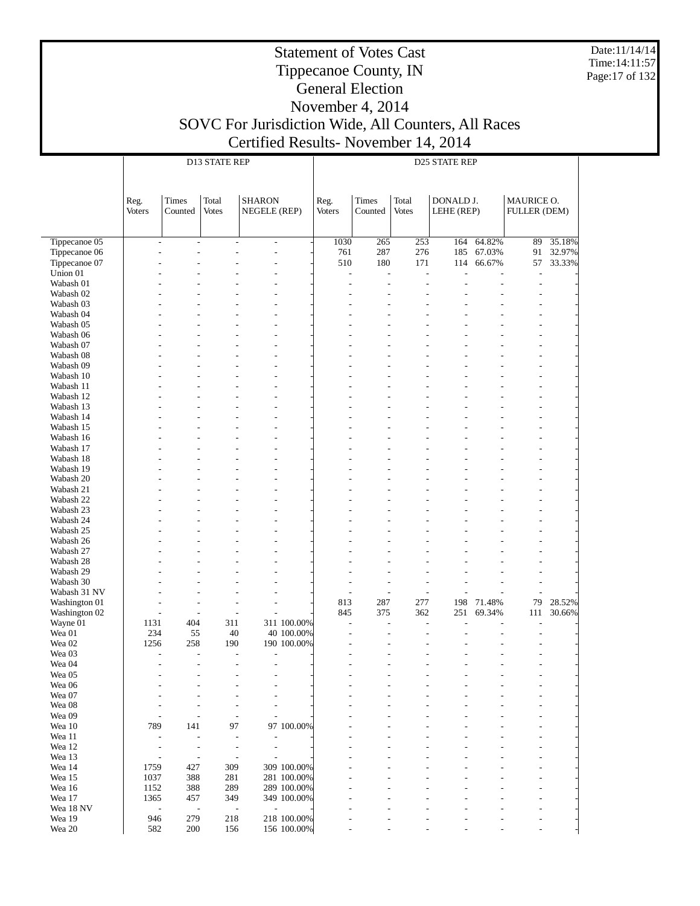# Statement of Votes Cast
# Tippecanoe County, IN
# General Election
# November 4, 2014
# SOVC For Jurisdiction Wide, All Counters, All Races
# Certified Results- November 14, 2014

| | D13 STATE REP | | | | | D25 STATE REP | | | | | | |
|---|---|---|---|---|---|---|---|---|---|---|---|---|
| | Reg. Voters | Times Counted | Total Votes | SHARON NEGELE (REP) | | Reg. Voters | Times Counted | Total Votes | DONALD J. LEHE (REP) | | MAURICE O. FULLER (DEM) | |
| Tippecanoe 05 | - | - | - | - | - | 1030 | 265 | 253 | 164 | 64.82% | 89 | 35.18% |
| Tippecanoe 06 | - | - | - | - | - | 761 | 287 | 276 | 185 | 67.03% | 91 | 32.97% |
| Tippecanoe 07 | - | - | - | - | - | 510 | 180 | 171 | 114 | 66.67% | 57 | 33.33% |
| Union 01 | - | - | - | - | - | - | - | - | - | - | - | - |
| Wabash 01 | - | - | - | - | - | - | - | - | - | - | - | - |
| Wabash 02 | - | - | - | - | - | - | - | - | - | - | - | - |
| Wabash 03 | - | - | - | - | - | - | - | - | - | - | - | - |
| Wabash 04 | - | - | - | - | - | - | - | - | - | - | - | - |
| Wabash 05 | - | - | - | - | - | - | - | - | - | - | - | - |
| Wabash 06 | - | - | - | - | - | - | - | - | - | - | - | - |
| Wabash 07 | - | - | - | - | - | - | - | - | - | - | - | - |
| Wabash 08 | - | - | - | - | - | - | - | - | - | - | - | - |
| Wabash 09 | - | - | - | - | - | - | - | - | - | - | - | - |
| Wabash 10 | - | - | - | - | - | - | - | - | - | - | - | - |
| Wabash 11 | - | - | - | - | - | - | - | - | - | - | - | - |
| Wabash 12 | - | - | - | - | - | - | - | - | - | - | - | - |
| Wabash 13 | - | - | - | - | - | - | - | - | - | - | - | - |
| Wabash 14 | - | - | - | - | - | - | - | - | - | - | - | - |
| Wabash 15 | - | - | - | - | - | - | - | - | - | - | - | - |
| Wabash 16 | - | - | - | - | - | - | - | - | - | - | - | - |
| Wabash 17 | - | - | - | - | - | - | - | - | - | - | - | - |
| Wabash 18 | - | - | - | - | - | - | - | - | - | - | - | - |
| Wabash 19 | - | - | - | - | - | - | - | - | - | - | - | - |
| Wabash 20 | - | - | - | - | - | - | - | - | - | - | - | - |
| Wabash 21 | - | - | - | - | - | - | - | - | - | - | - | - |
| Wabash 22 | - | - | - | - | - | - | - | - | - | - | - | - |
| Wabash 23 | - | - | - | - | - | - | - | - | - | - | - | - |
| Wabash 24 | - | - | - | - | - | - | - | - | - | - | - | - |
| Wabash 25 | - | - | - | - | - | - | - | - | - | - | - | - |
| Wabash 26 | - | - | - | - | - | - | - | - | - | - | - | - |
| Wabash 27 | - | - | - | - | - | - | - | - | - | - | - | - |
| Wabash 28 | - | - | - | - | - | - | - | - | - | - | - | - |
| Wabash 29 | - | - | - | - | - | - | - | - | - | - | - | - |
| Wabash 30 | - | - | - | - | - | - | - | - | - | - | - | - |
| Wabash 31 NV | - | - | - | - | - | - | - | - | - | - | - | - |
| Washington 01 | - | - | - | - | - | 813 | 287 | 277 | 198 | 71.48% | 79 | 28.52% |
| Washington 02 | - | - | - | - | - | 845 | 375 | 362 | 251 | 69.34% | 111 | 30.66% |
| Wayne 01 | 1131 | 404 | 311 | 311 | 100.00% | - | - | - | - | - | - | - |
| Wea 01 | 234 | 55 | 40 | 40 | 100.00% | - | - | - | - | - | - | - |
| Wea 02 | 1256 | 258 | 190 | 190 | 100.00% | - | - | - | - | - | - | - |
| Wea 03 | - | - | - | - | - | - | - | - | - | - | - | - |
| Wea 04 | - | - | - | - | - | - | - | - | - | - | - | - |
| Wea 05 | - | - | - | - | - | - | - | - | - | - | - | - |
| Wea 06 | - | - | - | - | - | - | - | - | - | - | - | - |
| Wea 07 | - | - | - | - | - | - | - | - | - | - | - | - |
| Wea 08 | - | - | - | - | - | - | - | - | - | - | - | - |
| Wea 09 | - | - | - | - | - | - | - | - | - | - | - | - |
| Wea 10 | 789 | 141 | 97 | 97 | 100.00% | - | - | - | - | - | - | - |
| Wea 11 | - | - | - | - | - | - | - | - | - | - | - | - |
| Wea 12 | - | - | - | - | - | - | - | - | - | - | - | - |
| Wea 13 | - | - | - | - | - | - | - | - | - | - | - | - |
| Wea 14 | 1759 | 427 | 309 | 309 | 100.00% | - | - | - | - | - | - | - |
| Wea 15 | 1037 | 388 | 281 | 281 | 100.00% | - | - | - | - | - | - | - |
| Wea 16 | 1152 | 388 | 289 | 289 | 100.00% | - | - | - | - | - | - | - |
| Wea 17 | 1365 | 457 | 349 | 349 | 100.00% | - | - | - | - | - | - | - |
| Wea 18 NV | - | - | - | - | - | - | - | - | - | - | - | - |
| Wea 19 | 946 | 279 | 218 | 218 | 100.00% | - | - | - | - | - | - | - |
| Wea 20 | 582 | 200 | 156 | 156 | 100.00% | - | - | - | - | - | - | - |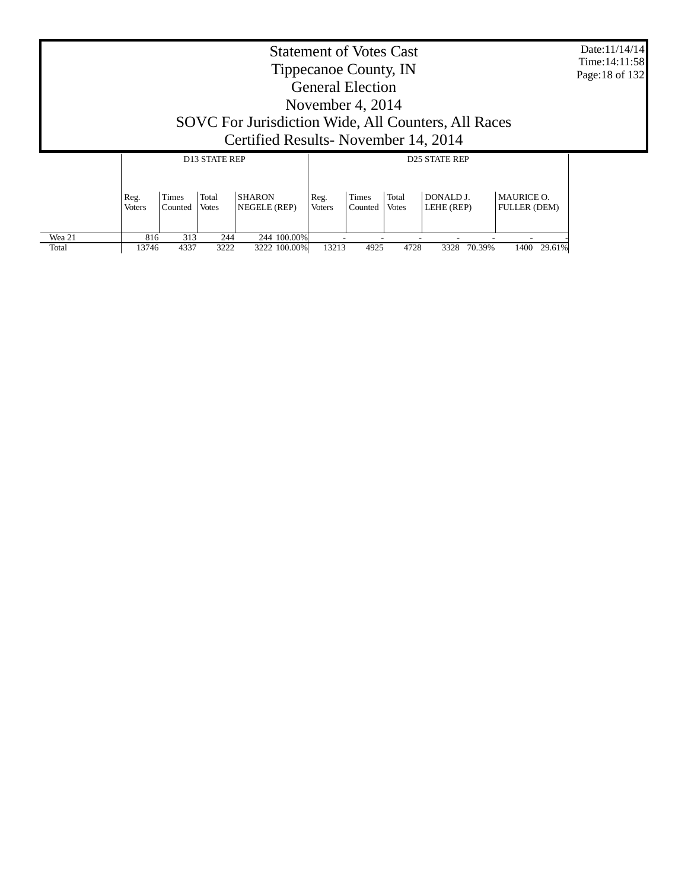# Statement of Votes Cast
# Tippecanoe County, IN
# General Election
# November 4, 2014
# SOVC For Jurisdiction Wide, All Counters, All Races
# Certified Results- November 14, 2014

Date:11/14/14
Time:14:11:58

| | D13 STATE REP | | | | | D25 STATE REP | | | | | | |
|---|---|---|---|---|---|---|---|---|---|---|---|---|
| | Reg. Voters | Times Counted | Total Votes | SHARON NEGELE (REP) | | Reg. Voters | Times Counted | Total Votes | DONALD J. LEHE (REP) | | MAURICE O. FULLER (DEM) | |
| Wea 21 | 816 | 313 | 244 | 244 | 100.00% | - | - | - | - | - | - | - |
| Total | 13746 | 4337 | 3222 | 3222 | 100.00% | 13213 | 4925 | 4728 | 3328 | 70.39% | 1400 | 29.61% |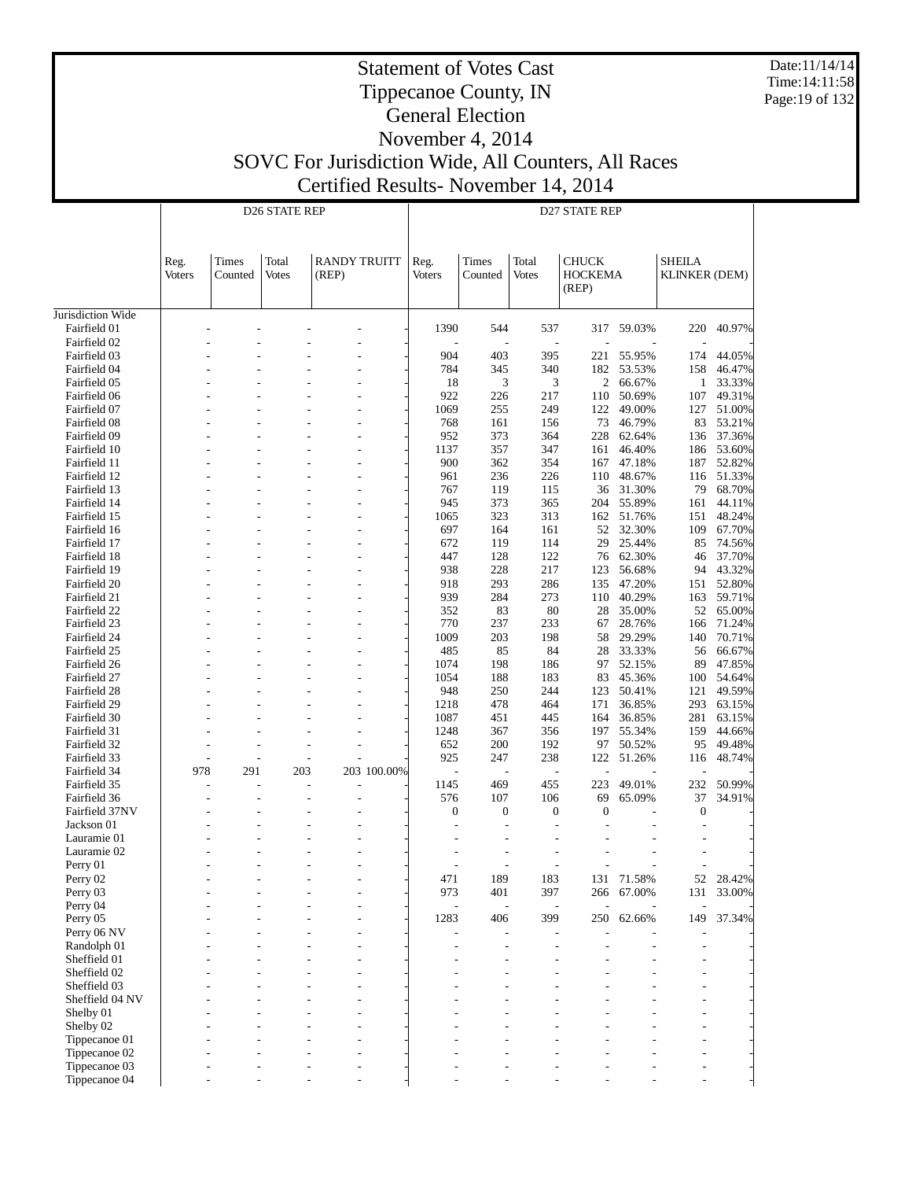# Statement of Votes Cast
# Tippecanoe County, IN
# General Election
# November 4, 2014
# SOVC For Jurisdiction Wide, All Counters, All Races
# Certified Results- November 14, 2014

Date:11/14/14
Time:14:11:58

| | D26 STATE REP | | | | | D27 STATE REP | | | | | | |
|---|---|---|---|---|---|---|---|---|---|---|---|---|
| | Reg. Voters | Times Counted | Total Votes | RANDY TRUITT (REP) | | Reg. Voters | Times Counted | Total Votes | CHUCK HOCKEMA (REP) | | SHEILA KLINKER (DEM) | |
| Jurisdiction Wide | | | | | | | | | | | | |
| Fairfield 01 | - | - | - | - | - | 1390 | 544 | 537 | 317 | 59.03% | 220 | 40.97% |
| Fairfield 02 | - | - | - | - | - | - | - | - | - | - | - | - |
| Fairfield 03 | - | - | - | - | - | 904 | 403 | 395 | 221 | 55.95% | 174 | 44.05% |
| Fairfield 04 | - | - | - | - | - | 784 | 345 | 340 | 182 | 53.53% | 158 | 46.47% |
| Fairfield 05 | - | - | - | - | - | 18 | 3 | 3 | 2 | 66.67% | 1 | 33.33% |
| Fairfield 06 | - | - | - | - | - | 922 | 226 | 217 | 110 | 50.69% | 107 | 49.31% |
| Fairfield 07 | - | - | - | - | - | 1069 | 255 | 249 | 122 | 49.00% | 127 | 51.00% |
| Fairfield 08 | - | - | - | - | - | 768 | 161 | 156 | 73 | 46.79% | 83 | 53.21% |
| Fairfield 09 | - | - | - | - | - | 952 | 373 | 364 | 228 | 62.64% | 136 | 37.36% |
| Fairfield 10 | - | - | - | - | - | 1137 | 357 | 347 | 161 | 46.40% | 186 | 53.60% |
| Fairfield 11 | - | - | - | - | - | 900 | 362 | 354 | 167 | 47.18% | 187 | 52.82% |
| Fairfield 12 | - | - | - | - | - | 961 | 236 | 226 | 110 | 48.67% | 116 | 51.33% |
| Fairfield 13 | - | - | - | - | - | 767 | 119 | 115 | 36 | 31.30% | 79 | 68.70% |
| Fairfield 14 | - | - | - | - | - | 945 | 373 | 365 | 204 | 55.89% | 161 | 44.11% |
| Fairfield 15 | - | - | - | - | - | 1065 | 323 | 313 | 162 | 51.76% | 151 | 48.24% |
| Fairfield 16 | - | - | - | - | - | 697 | 164 | 161 | 52 | 32.30% | 109 | 67.70% |
| Fairfield 17 | - | - | - | - | - | 672 | 119 | 114 | 29 | 25.44% | 85 | 74.56% |
| Fairfield 18 | - | - | - | - | - | 447 | 128 | 122 | 76 | 62.30% | 46 | 37.70% |
| Fairfield 19 | - | - | - | - | - | 938 | 228 | 217 | 123 | 56.68% | 94 | 43.32% |
| Fairfield 20 | - | - | - | - | - | 918 | 293 | 286 | 135 | 47.20% | 151 | 52.80% |
| Fairfield 21 | - | - | - | - | - | 939 | 284 | 273 | 110 | 40.29% | 163 | 59.71% |
| Fairfield 22 | - | - | - | - | - | 352 | 83 | 80 | 28 | 35.00% | 52 | 65.00% |
| Fairfield 23 | - | - | - | - | - | 770 | 237 | 233 | 67 | 28.76% | 166 | 71.24% |
| Fairfield 24 | - | - | - | - | - | 1009 | 203 | 198 | 58 | 29.29% | 140 | 70.71% |
| Fairfield 25 | - | - | - | - | - | 485 | 85 | 84 | 28 | 33.33% | 56 | 66.67% |
| Fairfield 26 | - | - | - | - | - | 1074 | 198 | 186 | 97 | 52.15% | 89 | 47.85% |
| Fairfield 27 | - | - | - | - | - | 1054 | 188 | 183 | 83 | 45.36% | 100 | 54.64% |
| Fairfield 28 | - | - | - | - | - | 948 | 250 | 244 | 123 | 50.41% | 121 | 49.59% |
| Fairfield 29 | - | - | - | - | - | 1218 | 478 | 464 | 171 | 36.85% | 293 | 63.15% |
| Fairfield 30 | - | - | - | - | - | 1087 | 451 | 445 | 164 | 36.85% | 281 | 63.15% |
| Fairfield 31 | - | - | - | - | - | 1248 | 367 | 356 | 197 | 55.34% | 159 | 44.66% |
| Fairfield 32 | - | - | - | - | - | 652 | 200 | 192 | 97 | 50.52% | 95 | 49.48% |
| Fairfield 33 | - | - | - | - | - | 925 | 247 | 238 | 122 | 51.26% | 116 | 48.74% |
| Fairfield 34 | 978 | 291 | 203 | 203 | 100.00% | - | - | - | - | - | - | - |
| Fairfield 35 | - | - | - | - | - | 1145 | 469 | 455 | 223 | 49.01% | 232 | 50.99% |
| Fairfield 36 | - | - | - | - | - | 576 | 107 | 106 | 69 | 65.09% | 37 | 34.91% |
| Fairfield 37NV | - | - | - | - | - | 0 | 0 | 0 | 0 | - | 0 | - |
| Jackson 01 | - | - | - | - | - | - | - | - | - | - | - | - |
| Lauramie 01 | - | - | - | - | - | - | - | - | - | - | - | - |
| Lauramie 02 | - | - | - | - | - | - | - | - | - | - | - | - |
| Perry 01 | - | - | - | - | - | - | - | - | - | - | - | - |
| Perry 02 | - | - | - | - | - | 471 | 189 | 183 | 131 | 71.58% | 52 | 28.42% |
| Perry 03 | - | - | - | - | - | 973 | 401 | 397 | 266 | 67.00% | 131 | 33.00% |
| Perry 04 | - | - | - | - | - | - | - | - | - | - | - | - |
| Perry 05 | - | - | - | - | - | 1283 | 406 | 399 | 250 | 62.66% | 149 | 37.34% |
| Perry 06 NV | - | - | - | - | - | - | - | - | - | - | - | - |
| Randolph 01 | - | - | - | - | - | - | - | - | - | - | - | - |
| Sheffield 01 | - | - | - | - | - | - | - | - | - | - | - | - |
| Sheffield 02 | - | - | - | - | - | - | - | - | - | - | - | - |
| Sheffield 03 | - | - | - | - | - | - | - | - | - | - | - | - |
| Sheffield 04 NV | - | - | - | - | - | - | - | - | - | - | - | - |
| Shelby 01 | - | - | - | - | - | - | - | - | - | - | - | - |
| Shelby 02 | - | - | - | - | - | - | - | - | - | - | - | - |
| Tippecanoe 01 | - | - | - | - | - | - | - | - | - | - | - | - |
| Tippecanoe 02 | - | - | - | - | - | - | - | - | - | - | - | - |
| Tippecanoe 03 | - | - | - | - | - | - | - | - | - | - | - | - |
| Tippecanoe 04 | - | - | - | - | - | - | - | - | - | - | - | - |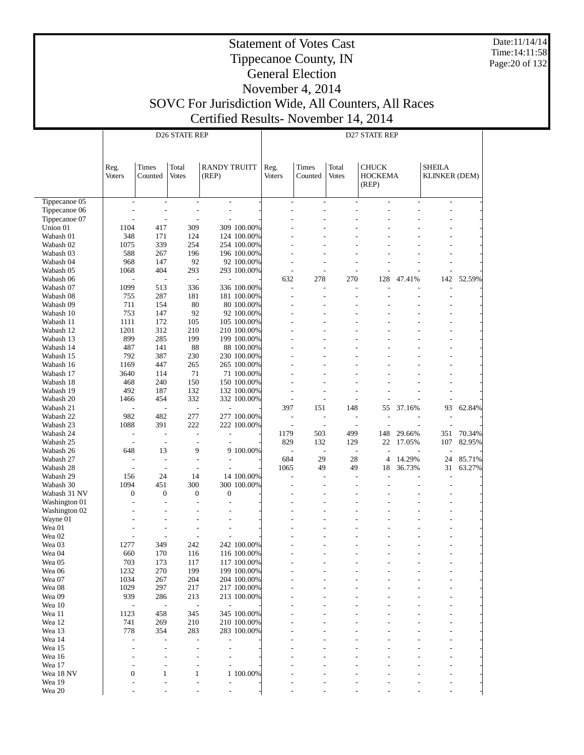# Statement of Votes Cast
# Tippecanoe County, IN
# General Election
# November 4, 2014
# SOVC For Jurisdiction Wide, All Counters, All Races
# Certified Results- November 14, 2014

Date:11/14/14
Time:14:11:58

| | D26 STATE REP | | | | | D27 STATE REP | | | | | | |
|---|---|---|---|---|---|---|---|---|---|---|---|---|
| | Reg. Voters | Times Counted | Total Votes | RANDY TRUITT (REP) | | Reg. Voters | Times Counted | Total Votes | CHUCK HOCKEMA (REP) | | SHEILA KLINKER (DEM) | |
| Tippecanoe 05 | - | - | - | - | - | - | - | - | - | - | - | - |
| Tippecanoe 06 | - | - | - | - | - | - | - | - | - | - | - | - |
| Tippecanoe 07 | - | - | - | - | - | - | - | - | - | - | - | - |
| Union 01 | 1104 | 417 | 309 | 309 | 100.00% | - | - | - | - | - | - | - |
| Wabash 01 | 348 | 171 | 124 | 124 | 100.00% | - | - | - | - | - | - | - |
| Wabash 02 | 1075 | 339 | 254 | 254 | 100.00% | - | - | - | - | - | - | - |
| Wabash 03 | 588 | 267 | 196 | 196 | 100.00% | - | - | - | - | - | - | - |
| Wabash 04 | 968 | 147 | 92 | 92 | 100.00% | - | - | - | - | - | - | - |
| Wabash 05 | 1068 | 404 | 293 | 293 | 100.00% | - | - | - | - | - | - | - |
| Wabash 06 | - | - | - | - | - | 632 | 278 | 270 | 128 | 47.41% | 142 | 52.59% |
| Wabash 07 | 1099 | 513 | 336 | 336 | 100.00% | - | - | - | - | - | - | - |
| Wabash 08 | 755 | 287 | 181 | 181 | 100.00% | - | - | - | - | - | - | - |
| Wabash 09 | 711 | 154 | 80 | 80 | 100.00% | - | - | - | - | - | - | - |
| Wabash 10 | 753 | 147 | 92 | 92 | 100.00% | - | - | - | - | - | - | - |
| Wabash 11 | 1111 | 172 | 105 | 105 | 100.00% | - | - | - | - | - | - | - |
| Wabash 12 | 1201 | 312 | 210 | 210 | 100.00% | - | - | - | - | - | - | - |
| Wabash 13 | 899 | 285 | 199 | 199 | 100.00% | - | - | - | - | - | - | - |
| Wabash 14 | 487 | 141 | 88 | 88 | 100.00% | - | - | - | - | - | - | - |
| Wabash 15 | 792 | 387 | 230 | 230 | 100.00% | - | - | - | - | - | - | - |
| Wabash 16 | 1169 | 447 | 265 | 265 | 100.00% | - | - | - | - | - | - | - |
| Wabash 17 | 3640 | 114 | 71 | 71 | 100.00% | - | - | - | - | - | - | - |
| Wabash 18 | 468 | 240 | 150 | 150 | 100.00% | - | - | - | - | - | - | - |
| Wabash 19 | 492 | 187 | 132 | 132 | 100.00% | - | - | - | - | - | - | - |
| Wabash 20 | 1466 | 454 | 332 | 332 | 100.00% | - | - | - | - | - | - | - |
| Wabash 21 | - | - | - | - | - | 397 | 151 | 148 | 55 | 37.16% | 93 | 62.84% |
| Wabash 22 | 982 | 482 | 277 | 277 | 100.00% | - | - | - | - | - | - | - |
| Wabash 23 | 1088 | 391 | 222 | 222 | 100.00% | - | - | - | - | - | - | - |
| Wabash 24 | - | - | - | - | - | 1179 | 503 | 499 | 148 | 29.66% | 351 | 70.34% |
| Wabash 25 | - | - | - | - | - | 829 | 132 | 129 | 22 | 17.05% | 107 | 82.95% |
| Wabash 26 | 648 | 13 | 9 | 9 | 100.00% | - | - | - | - | - | - | - |
| Wabash 27 | - | - | - | - | - | 684 | 29 | 28 | 4 | 14.29% | 24 | 85.71% |
| Wabash 28 | - | - | - | - | - | 1065 | 49 | 49 | 18 | 36.73% | 31 | 63.27% |
| Wabash 29 | 156 | 24 | 14 | 14 | 100.00% | - | - | - | - | - | - | - |
| Wabash 30 | 1094 | 451 | 300 | 300 | 100.00% | - | - | - | - | - | - | - |
| Wabash 31 NV | 0 | 0 | 0 | 0 | - | - | - | - | - | - | - | - |
| Washington 01 | - | - | - | - | - | - | - | - | - | - | - | - |
| Washington 02 | - | - | - | - | - | - | - | - | - | - | - | - |
| Wayne 01 | - | - | - | - | - | - | - | - | - | - | - | - |
| Wea 01 | - | - | - | - | - | - | - | - | - | - | - | - |
| Wea 02 | - | - | - | - | - | - | - | - | - | - | - | - |
| Wea 03 | 1277 | 349 | 242 | 242 | 100.00% | - | - | - | - | - | - | - |
| Wea 04 | 660 | 170 | 116 | 116 | 100.00% | - | - | - | - | - | - | - |
| Wea 05 | 703 | 173 | 117 | 117 | 100.00% | - | - | - | - | - | - | - |
| Wea 06 | 1232 | 270 | 199 | 199 | 100.00% | - | - | - | - | - | - | - |
| Wea 07 | 1034 | 267 | 204 | 204 | 100.00% | - | - | - | - | - | - | - |
| Wea 08 | 1029 | 297 | 217 | 217 | 100.00% | - | - | - | - | - | - | - |
| Wea 09 | 939 | 286 | 213 | 213 | 100.00% | - | - | - | - | - | - | - |
| Wea 10 | - | - | - | - | - | - | - | - | - | - | - | - |
| Wea 11 | 1123 | 458 | 345 | 345 | 100.00% | - | - | - | - | - | - | - |
| Wea 12 | 741 | 269 | 210 | 210 | 100.00% | - | - | - | - | - | - | - |
| Wea 13 | 778 | 354 | 283 | 283 | 100.00% | - | - | - | - | - | - | - |
| Wea 14 | - | - | - | - | - | - | - | - | - | - | - | - |
| Wea 15 | - | - | - | - | - | - | - | - | - | - | - | - |
| Wea 16 | - | - | - | - | - | - | - | - | - | - | - | - |
| Wea 17 | - | - | - | - | - | - | - | - | - | - | - | - |
| Wea 18 NV | 0 | 1 | 1 | 1 | 100.00% | - | - | - | - | - | - | - |
| Wea 19 | - | - | - | - | - | - | - | - | - | - | - | - |
| Wea 20 | - | - | - | - | - | - | - | - | - | - | - | - |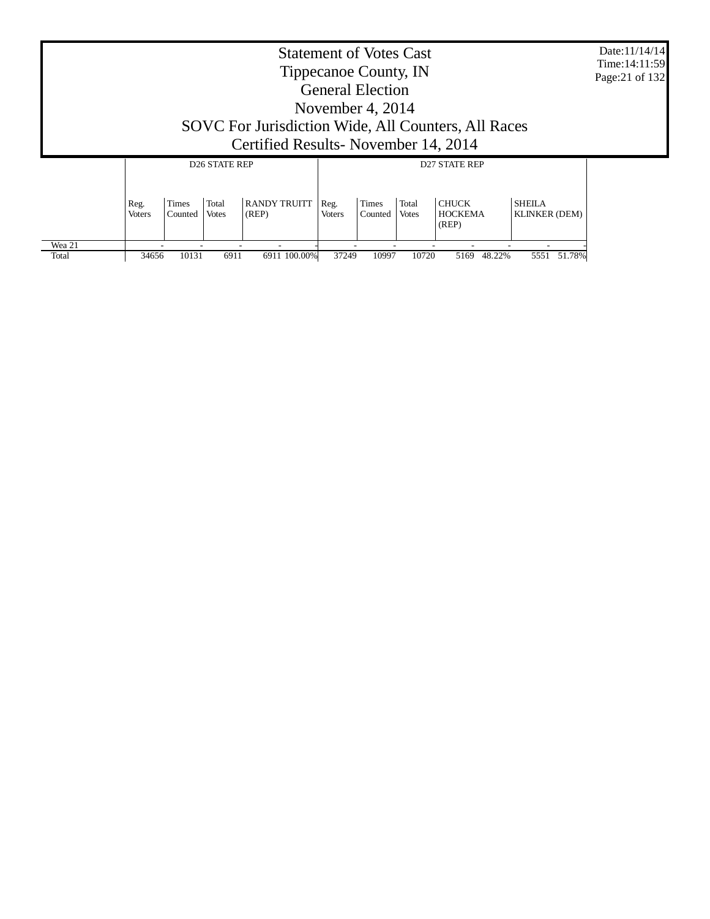# Statement of Votes Cast
# Tippecanoe County, IN
# General Election
# November 4, 2014
# SOVC For Jurisdiction Wide, All Counters, All Races
# Certified Results- November 14, 2014

Date:11/14/14
Time:14:11:59

| | D26 STATE REP | | | | | D27 STATE REP | | | | | | |
|---|---|---|---|---|---|---|---|---|---|---|---|---|
| | Reg. Voters | Times Counted | Total Votes | RANDY TRUITT (REP) | | Reg. Voters | Times Counted | Total Votes | CHUCK HOCKEMA (REP) | | SHEILA KLINKER (DEM) | |
| Wea 21 | - | - | - | - | - | - | - | - | - | - | - | - |
| Total | 34656 | 10131 | 6911 | 6911 | 100.00% | 37249 | 10997 | 10720 | 5169 | 48.22% | 5551 | 51.78% |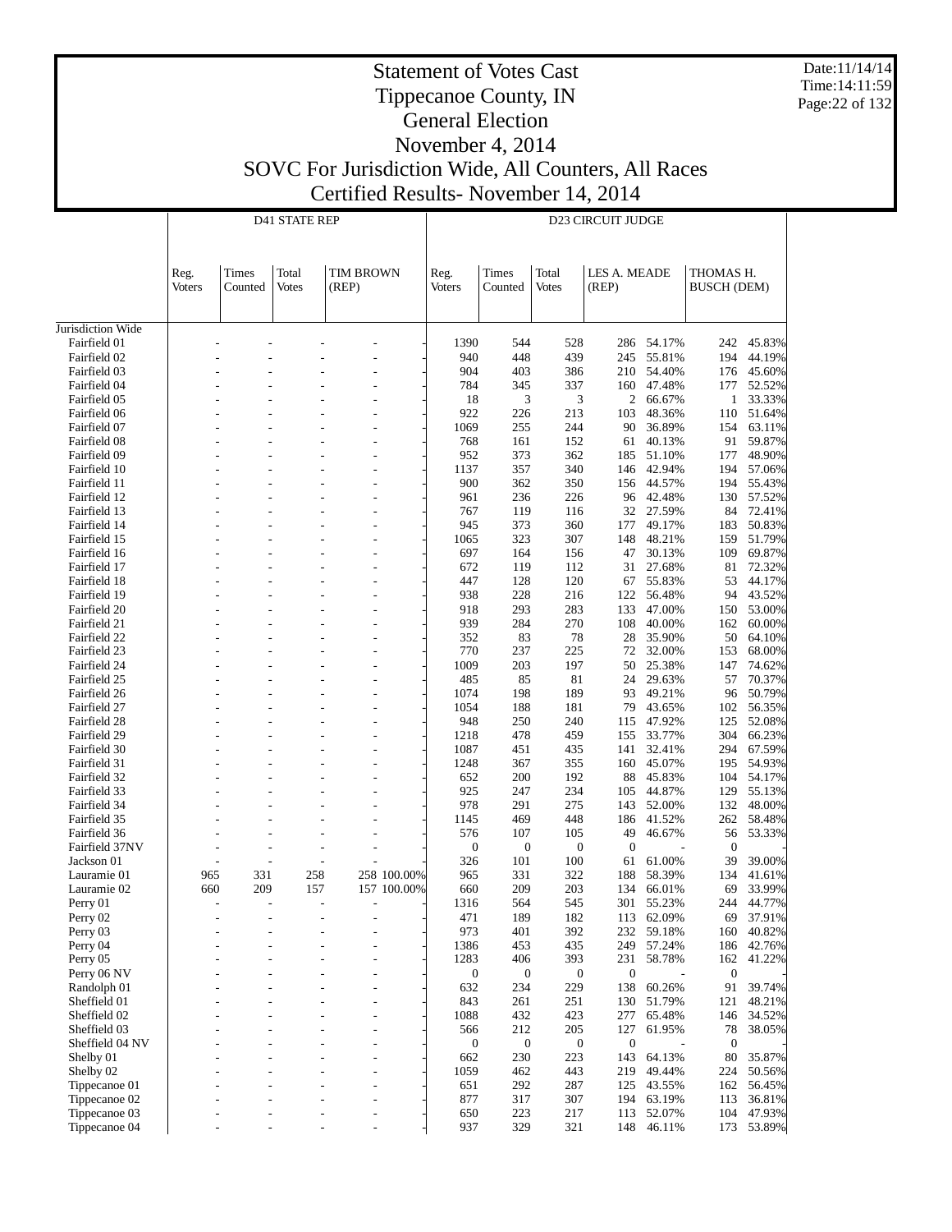# Statement of Votes Cast
# Tippecanoe County, IN
# General Election
# November 4, 2014
# SOVC For Jurisdiction Wide, All Counters, All Races
# Certified Results- November 14, 2014

Date:11/14/14
Time:14:11:59

| | D41 STATE REP | | | | | D23 CIRCUIT JUDGE | | | | | | |
|---|---|---|---|---|---|---|---|---|---|---|---|---|
| | Reg. Voters | Times Counted | Total Votes | TIM BROWN (REP) | | Reg. Voters | Times Counted | Total Votes | LES A. MEADE (REP) | | THOMAS H. BUSCH (DEM) | |
| Jurisdiction Wide | | | | | | | | | | | | |
| Fairfield 01 | - | - | - | - | - | 1390 | 544 | 528 | 286 | 54.17% | 242 | 45.83% |
| Fairfield 02 | - | - | - | - | - | 940 | 448 | 439 | 245 | 55.81% | 194 | 44.19% |
| Fairfield 03 | - | - | - | - | - | 904 | 403 | 386 | 210 | 54.40% | 176 | 45.60% |
| Fairfield 04 | - | - | - | - | - | 784 | 345 | 337 | 160 | 47.48% | 177 | 52.52% |
| Fairfield 05 | - | - | - | - | - | 18 | 3 | 3 | 2 | 66.67% | 1 | 33.33% |
| Fairfield 06 | - | - | - | - | - | 922 | 226 | 213 | 103 | 48.36% | 110 | 51.64% |
| Fairfield 07 | - | - | - | - | - | 1069 | 255 | 244 | 90 | 36.89% | 154 | 63.11% |
| Fairfield 08 | - | - | - | - | - | 768 | 161 | 152 | 61 | 40.13% | 91 | 59.87% |
| Fairfield 09 | - | - | - | - | - | 952 | 373 | 362 | 185 | 51.10% | 177 | 48.90% |
| Fairfield 10 | - | - | - | - | - | 1137 | 357 | 340 | 146 | 42.94% | 194 | 57.06% |
| Fairfield 11 | - | - | - | - | - | 900 | 362 | 350 | 156 | 44.57% | 194 | 55.43% |
| Fairfield 12 | - | - | - | - | - | 961 | 236 | 226 | 96 | 42.48% | 130 | 57.52% |
| Fairfield 13 | - | - | - | - | - | 767 | 119 | 116 | 32 | 27.59% | 84 | 72.41% |
| Fairfield 14 | - | - | - | - | - | 945 | 373 | 360 | 177 | 49.17% | 183 | 50.83% |
| Fairfield 15 | - | - | - | - | - | 1065 | 323 | 307 | 148 | 48.21% | 159 | 51.79% |
| Fairfield 16 | - | - | - | - | - | 697 | 164 | 156 | 47 | 30.13% | 109 | 69.87% |
| Fairfield 17 | - | - | - | - | - | 672 | 119 | 112 | 31 | 27.68% | 81 | 72.32% |
| Fairfield 18 | - | - | - | - | - | 447 | 128 | 120 | 67 | 55.83% | 53 | 44.17% |
| Fairfield 19 | - | - | - | - | - | 938 | 228 | 216 | 122 | 56.48% | 94 | 43.52% |
| Fairfield 20 | - | - | - | - | - | 918 | 293 | 283 | 133 | 47.00% | 150 | 53.00% |
| Fairfield 21 | - | - | - | - | - | 939 | 284 | 270 | 108 | 40.00% | 162 | 60.00% |
| Fairfield 22 | - | - | - | - | - | 352 | 83 | 78 | 28 | 35.90% | 50 | 64.10% |
| Fairfield 23 | - | - | - | - | - | 770 | 237 | 225 | 72 | 32.00% | 153 | 68.00% |
| Fairfield 24 | - | - | - | - | - | 1009 | 203 | 197 | 50 | 25.38% | 147 | 74.62% |
| Fairfield 25 | - | - | - | - | - | 485 | 85 | 81 | 24 | 29.63% | 57 | 70.37% |
| Fairfield 26 | - | - | - | - | - | 1074 | 198 | 189 | 93 | 49.21% | 96 | 50.79% |
| Fairfield 27 | - | - | - | - | - | 1054 | 188 | 181 | 79 | 43.65% | 102 | 56.35% |
| Fairfield 28 | - | - | - | - | - | 948 | 250 | 240 | 115 | 47.92% | 125 | 52.08% |
| Fairfield 29 | - | - | - | - | - | 1218 | 478 | 459 | 155 | 33.77% | 304 | 66.23% |
| Fairfield 30 | - | - | - | - | - | 1087 | 451 | 435 | 141 | 32.41% | 294 | 67.59% |
| Fairfield 31 | - | - | - | - | - | 1248 | 367 | 355 | 160 | 45.07% | 195 | 54.93% |
| Fairfield 32 | - | - | - | - | - | 652 | 200 | 192 | 88 | 45.83% | 104 | 54.17% |
| Fairfield 33 | - | - | - | - | - | 925 | 247 | 234 | 105 | 44.87% | 129 | 55.13% |
| Fairfield 34 | - | - | - | - | - | 978 | 291 | 275 | 143 | 52.00% | 132 | 48.00% |
| Fairfield 35 | - | - | - | - | - | 1145 | 469 | 448 | 186 | 41.52% | 262 | 58.48% |
| Fairfield 36 | - | - | - | - | - | 576 | 107 | 105 | 49 | 46.67% | 56 | 53.33% |
| Fairfield 37NV | - | - | - | - | - | 0 | 0 | 0 | 0 | - | 0 | - |
| Jackson 01 | - | - | - | - | - | 326 | 101 | 100 | 61 | 61.00% | 39 | 39.00% |
| Lauramie 01 | 965 | 331 | 258 | 258 | 100.00% | 965 | 331 | 322 | 188 | 58.39% | 134 | 41.61% |
| Lauramie 02 | 660 | 209 | 157 | 157 | 100.00% | 660 | 209 | 203 | 134 | 66.01% | 69 | 33.99% |
| Perry 01 | - | - | - | - | - | 1316 | 564 | 545 | 301 | 55.23% | 244 | 44.77% |
| Perry 02 | - | - | - | - | - | 471 | 189 | 182 | 113 | 62.09% | 69 | 37.91% |
| Perry 03 | - | - | - | - | - | 973 | 401 | 392 | 232 | 59.18% | 160 | 40.82% |
| Perry 04 | - | - | - | - | - | 1386 | 453 | 435 | 249 | 57.24% | 186 | 42.76% |
| Perry 05 | - | - | - | - | - | 1283 | 406 | 393 | 231 | 58.78% | 162 | 41.22% |
| Perry 06 NV | - | - | - | - | - | 0 | 0 | 0 | 0 | - | 0 | - |
| Randolph 01 | - | - | - | - | - | 632 | 234 | 229 | 138 | 60.26% | 91 | 39.74% |
| Sheffield 01 | - | - | - | - | - | 843 | 261 | 251 | 130 | 51.79% | 121 | 48.21% |
| Sheffield 02 | - | - | - | - | - | 1088 | 432 | 423 | 277 | 65.48% | 146 | 34.52% |
| Sheffield 03 | - | - | - | - | - | 566 | 212 | 205 | 127 | 61.95% | 78 | 38.05% |
| Sheffield 04 NV | - | - | - | - | - | 0 | 0 | 0 | 0 | - | 0 | - |
| Shelby 01 | - | - | - | - | - | 662 | 230 | 223 | 143 | 64.13% | 80 | 35.87% |
| Shelby 02 | - | - | - | - | - | 1059 | 462 | 443 | 219 | 49.44% | 224 | 50.56% |
| Tippecanoe 01 | - | - | - | - | - | 651 | 292 | 287 | 125 | 43.55% | 162 | 56.45% |
| Tippecanoe 02 | - | - | - | - | - | 877 | 317 | 307 | 194 | 63.19% | 113 | 36.81% |
| Tippecanoe 03 | - | - | - | - | - | 650 | 223 | 217 | 113 | 52.07% | 104 | 47.93% |
| Tippecanoe 04 | - | - | - | - | - | 937 | 329 | 321 | 148 | 46.11% | 173 | 53.89% |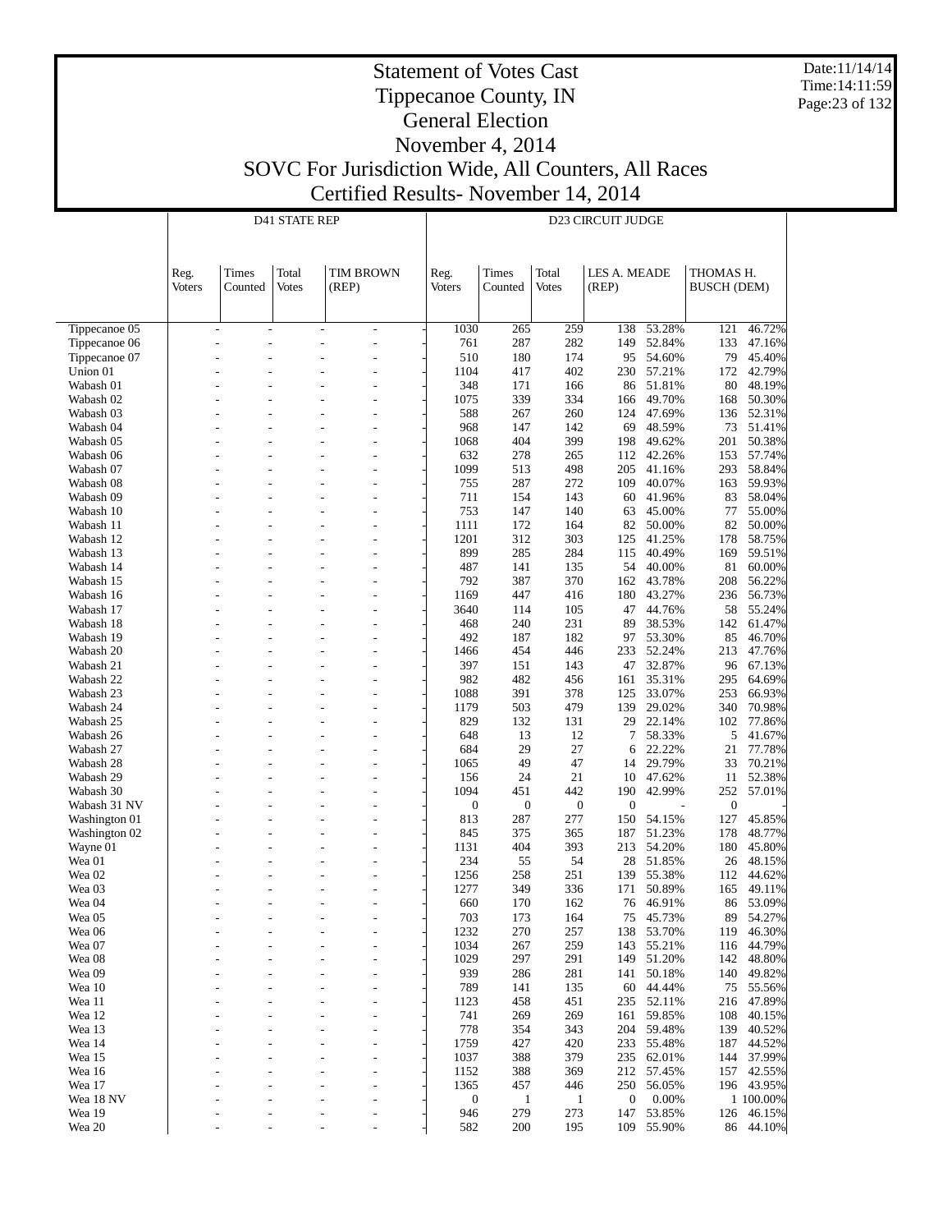# Statement of Votes Cast
## Tippecanoe County, IN
## General Election
## November 4, 2014
## SOVC For Jurisdiction Wide, All Counters, All Races
## Certified Results- November 14, 2014

Date:11/14/14
Time:14:11:59

| | D41 STATE REP | | | | | D23 CIRCUIT JUDGE | | | | | | |
|---|---|---|---|---|---|---|---|---|---|---|---|---|
| | Reg. Voters | Times Counted | Total Votes | TIM BROWN (REP) | | Reg. Voters | Times Counted | Total Votes | LES A. MEADE (REP) | | THOMAS H. BUSCH (DEM) | |
| Tippecanoe 05 | - | - | - | - | - | 1030 | 265 | 259 | 138 | 53.28% | 121 | 46.72% |
| Tippecanoe 06 | - | - | - | - | - | 761 | 287 | 282 | 149 | 52.84% | 133 | 47.16% |
| Tippecanoe 07 | - | - | - | - | - | 510 | 180 | 174 | 95 | 54.60% | 79 | 45.40% |
| Union 01 | - | - | - | - | - | 1104 | 417 | 402 | 230 | 57.21% | 172 | 42.79% |
| Wabash 01 | - | - | - | - | - | 348 | 171 | 166 | 86 | 51.81% | 80 | 48.19% |
| Wabash 02 | - | - | - | - | - | 1075 | 339 | 334 | 166 | 49.70% | 168 | 50.30% |
| Wabash 03 | - | - | - | - | - | 588 | 267 | 260 | 124 | 47.69% | 136 | 52.31% |
| Wabash 04 | - | - | - | - | - | 968 | 147 | 142 | 69 | 48.59% | 73 | 51.41% |
| Wabash 05 | - | - | - | - | - | 1068 | 404 | 399 | 198 | 49.62% | 201 | 50.38% |
| Wabash 06 | - | - | - | - | - | 632 | 278 | 265 | 112 | 42.26% | 153 | 57.74% |
| Wabash 07 | - | - | - | - | - | 1099 | 513 | 498 | 205 | 41.16% | 293 | 58.84% |
| Wabash 08 | - | - | - | - | - | 755 | 287 | 272 | 109 | 40.07% | 163 | 59.93% |
| Wabash 09 | - | - | - | - | - | 711 | 154 | 143 | 60 | 41.96% | 83 | 58.04% |
| Wabash 10 | - | - | - | - | - | 753 | 147 | 140 | 63 | 45.00% | 77 | 55.00% |
| Wabash 11 | - | - | - | - | - | 1111 | 172 | 164 | 82 | 50.00% | 82 | 50.00% |
| Wabash 12 | - | - | - | - | - | 1201 | 312 | 303 | 125 | 41.25% | 178 | 58.75% |
| Wabash 13 | - | - | - | - | - | 899 | 285 | 284 | 115 | 40.49% | 169 | 59.51% |
| Wabash 14 | - | - | - | - | - | 487 | 141 | 135 | 54 | 40.00% | 81 | 60.00% |
| Wabash 15 | - | - | - | - | - | 792 | 387 | 370 | 162 | 43.78% | 208 | 56.22% |
| Wabash 16 | - | - | - | - | - | 1169 | 447 | 416 | 180 | 43.27% | 236 | 56.73% |
| Wabash 17 | - | - | - | - | - | 3640 | 114 | 105 | 47 | 44.76% | 58 | 55.24% |
| Wabash 18 | - | - | - | - | - | 468 | 240 | 231 | 89 | 38.53% | 142 | 61.47% |
| Wabash 19 | - | - | - | - | - | 492 | 187 | 182 | 97 | 53.30% | 85 | 46.70% |
| Wabash 20 | - | - | - | - | - | 1466 | 454 | 446 | 233 | 52.24% | 213 | 47.76% |
| Wabash 21 | - | - | - | - | - | 397 | 151 | 143 | 47 | 32.87% | 96 | 67.13% |
| Wabash 22 | - | - | - | - | - | 982 | 482 | 456 | 161 | 35.31% | 295 | 64.69% |
| Wabash 23 | - | - | - | - | - | 1088 | 391 | 378 | 125 | 33.07% | 253 | 66.93% |
| Wabash 24 | - | - | - | - | - | 1179 | 503 | 479 | 139 | 29.02% | 340 | 70.98% |
| Wabash 25 | - | - | - | - | - | 829 | 132 | 131 | 29 | 22.14% | 102 | 77.86% |
| Wabash 26 | - | - | - | - | - | 648 | 13 | 12 | 7 | 58.33% | 5 | 41.67% |
| Wabash 27 | - | - | - | - | - | 684 | 29 | 27 | 6 | 22.22% | 21 | 77.78% |
| Wabash 28 | - | - | - | - | - | 1065 | 49 | 47 | 14 | 29.79% | 33 | 70.21% |
| Wabash 29 | - | - | - | - | - | 156 | 24 | 21 | 10 | 47.62% | 11 | 52.38% |
| Wabash 30 | - | - | - | - | - | 1094 | 451 | 442 | 190 | 42.99% | 252 | 57.01% |
| Wabash 31 NV | - | - | - | - | - | 0 | 0 | 0 | 0 | - | 0 | - |
| Washington 01 | - | - | - | - | - | 813 | 287 | 277 | 150 | 54.15% | 127 | 45.85% |
| Washington 02 | - | - | - | - | - | 845 | 375 | 365 | 187 | 51.23% | 178 | 48.77% |
| Wayne 01 | - | - | - | - | - | 1131 | 404 | 393 | 213 | 54.20% | 180 | 45.80% |
| Wea 01 | - | - | - | - | - | 234 | 55 | 54 | 28 | 51.85% | 26 | 48.15% |
| Wea 02 | - | - | - | - | - | 1256 | 258 | 251 | 139 | 55.38% | 112 | 44.62% |
| Wea 03 | - | - | - | - | - | 1277 | 349 | 336 | 171 | 50.89% | 165 | 49.11% |
| Wea 04 | - | - | - | - | - | 660 | 170 | 162 | 76 | 46.91% | 86 | 53.09% |
| Wea 05 | - | - | - | - | - | 703 | 173 | 164 | 75 | 45.73% | 89 | 54.27% |
| Wea 06 | - | - | - | - | - | 1232 | 270 | 257 | 138 | 53.70% | 119 | 46.30% |
| Wea 07 | - | - | - | - | - | 1034 | 267 | 259 | 143 | 55.21% | 116 | 44.79% |
| Wea 08 | - | - | - | - | - | 1029 | 297 | 291 | 149 | 51.20% | 142 | 48.80% |
| Wea 09 | - | - | - | - | - | 939 | 286 | 281 | 141 | 50.18% | 140 | 49.82% |
| Wea 10 | - | - | - | - | - | 789 | 141 | 135 | 60 | 44.44% | 75 | 55.56% |
| Wea 11 | - | - | - | - | - | 1123 | 458 | 451 | 235 | 52.11% | 216 | 47.89% |
| Wea 12 | - | - | - | - | - | 741 | 269 | 269 | 161 | 59.85% | 108 | 40.15% |
| Wea 13 | - | - | - | - | - | 778 | 354 | 343 | 204 | 59.48% | 139 | 40.52% |
| Wea 14 | - | - | - | - | - | 1759 | 427 | 420 | 233 | 55.48% | 187 | 44.52% |
| Wea 15 | - | - | - | - | - | 1037 | 388 | 379 | 235 | 62.01% | 144 | 37.99% |
| Wea 16 | - | - | - | - | - | 1152 | 388 | 369 | 212 | 57.45% | 157 | 42.55% |
| Wea 17 | - | - | - | - | - | 1365 | 457 | 446 | 250 | 56.05% | 196 | 43.95% |
| Wea 18 NV | - | - | - | - | - | 0 | 1 | 1 | 0 | 0.00% | 1 | 100.00% |
| Wea 19 | - | - | - | - | - | 946 | 279 | 273 | 147 | 53.85% | 126 | 46.15% |
| Wea 20 | - | - | - | - | - | 582 | 200 | 195 | 109 | 55.90% | 86 | 44.10% |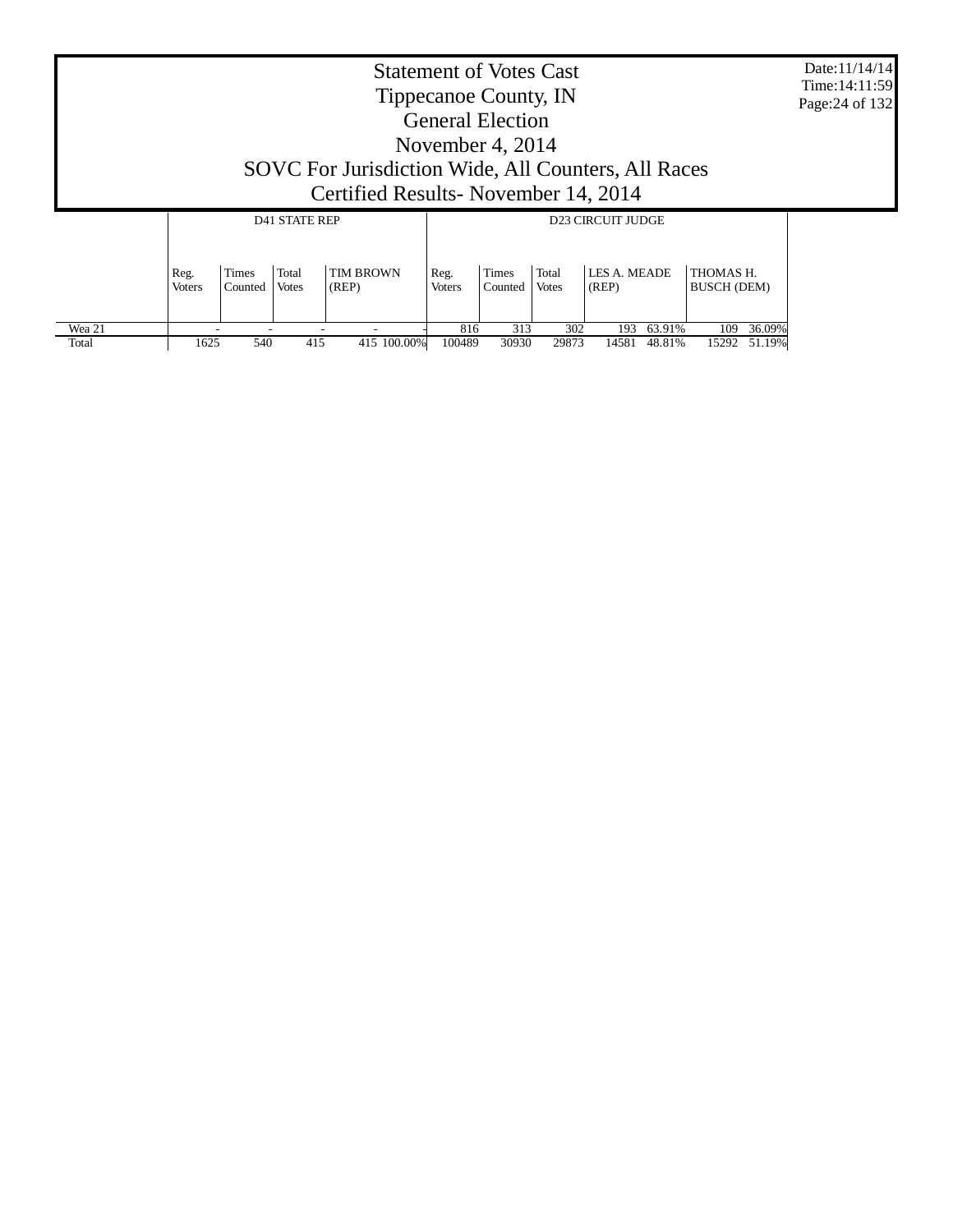# Statement of Votes Cast
# Tippecanoe County, IN
# General Election
# November 4, 2014
# SOVC For Jurisdiction Wide, All Counters, All Races
# Certified Results- November 14, 2014

Date:11/14/14
Time:14:11:59

| | D41 STATE REP | | | | | D23 CIRCUIT JUDGE | | | | | | |
|---|---|---|---|---|---|---|---|---|---|---|---|---|
| | Reg. Voters | Times Counted | Total Votes | TIM BROWN (REP) | | Reg. Voters | Times Counted | Total Votes | LES A. MEADE (REP) | | THOMAS H. BUSCH (DEM) | |
| Wea 21 | - | - | - | - | - | 816 | 313 | 302 | 193 | 63.91% | 109 | 36.09% |
| Total | 1625 | 540 | 415 | 415 | 100.00% | 100489 | 30930 | 29873 | 14581 | 48.81% | 15292 | 51.19% |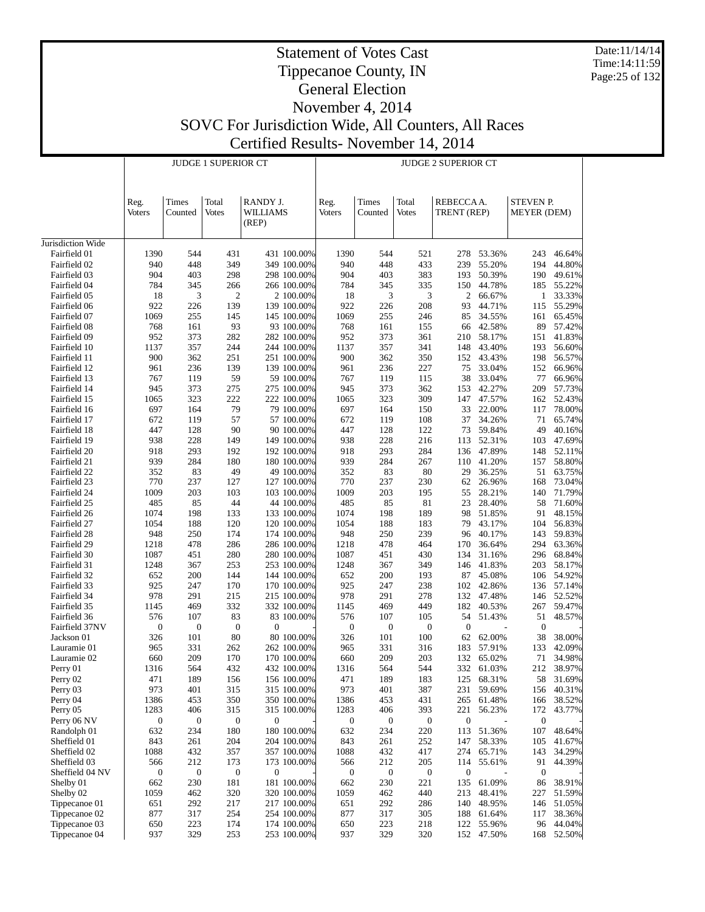# Statement of Votes Cast
## Tippecanoe County, IN
## General Election
## November 4, 2014
## SOVC For Jurisdiction Wide, All Counters, All Races
## Certified Results- November 14, 2014

Date:11/14/14
Time:14:11:59

| | JUDGE 1 SUPERIOR CT | | | | | JUDGE 2 SUPERIOR CT | | | | | | |
|---|---|---|---|---|---|---|---|---|---|---|---|---|
| | Reg. Voters | Times Counted | Total Votes | RANDY J. WILLIAMS (REP) | | Reg. Voters | Times Counted | Total Votes | REBECCA A. TRENT (REP) | | STEVEN P. MEYER (DEM) | |
| Jurisdiction Wide | | | | | | | | | | | | |
| Fairfield 01 | 1390 | 544 | 431 | 431 | 100.00% | 1390 | 544 | 521 | 278 | 53.36% | 243 | 46.64% |
| Fairfield 02 | 940 | 448 | 349 | 349 | 100.00% | 940 | 448 | 433 | 239 | 55.20% | 194 | 44.80% |
| Fairfield 03 | 904 | 403 | 298 | 298 | 100.00% | 904 | 403 | 383 | 193 | 50.39% | 190 | 49.61% |
| Fairfield 04 | 784 | 345 | 266 | 266 | 100.00% | 784 | 345 | 335 | 150 | 44.78% | 185 | 55.22% |
| Fairfield 05 | 18 | 3 | 2 | 2 | 100.00% | 18 | 3 | 3 | 2 | 66.67% | 1 | 33.33% |
| Fairfield 06 | 922 | 226 | 139 | 139 | 100.00% | 922 | 226 | 208 | 93 | 44.71% | 115 | 55.29% |
| Fairfield 07 | 1069 | 255 | 145 | 145 | 100.00% | 1069 | 255 | 246 | 85 | 34.55% | 161 | 65.45% |
| Fairfield 08 | 768 | 161 | 93 | 93 | 100.00% | 768 | 161 | 155 | 66 | 42.58% | 89 | 57.42% |
| Fairfield 09 | 952 | 373 | 282 | 282 | 100.00% | 952 | 373 | 361 | 210 | 58.17% | 151 | 41.83% |
| Fairfield 10 | 1137 | 357 | 244 | 244 | 100.00% | 1137 | 357 | 341 | 148 | 43.40% | 193 | 56.60% |
| Fairfield 11 | 900 | 362 | 251 | 251 | 100.00% | 900 | 362 | 350 | 152 | 43.43% | 198 | 56.57% |
| Fairfield 12 | 961 | 236 | 139 | 139 | 100.00% | 961 | 236 | 227 | 75 | 33.04% | 152 | 66.96% |
| Fairfield 13 | 767 | 119 | 59 | 59 | 100.00% | 767 | 119 | 115 | 38 | 33.04% | 77 | 66.96% |
| Fairfield 14 | 945 | 373 | 275 | 275 | 100.00% | 945 | 373 | 362 | 153 | 42.27% | 209 | 57.73% |
| Fairfield 15 | 1065 | 323 | 222 | 222 | 100.00% | 1065 | 323 | 309 | 147 | 47.57% | 162 | 52.43% |
| Fairfield 16 | 697 | 164 | 79 | 79 | 100.00% | 697 | 164 | 150 | 33 | 22.00% | 117 | 78.00% |
| Fairfield 17 | 672 | 119 | 57 | 57 | 100.00% | 672 | 119 | 108 | 37 | 34.26% | 71 | 65.74% |
| Fairfield 18 | 447 | 128 | 90 | 90 | 100.00% | 447 | 128 | 122 | 73 | 59.84% | 49 | 40.16% |
| Fairfield 19 | 938 | 228 | 149 | 149 | 100.00% | 938 | 228 | 216 | 113 | 52.31% | 103 | 47.69% |
| Fairfield 20 | 918 | 293 | 192 | 192 | 100.00% | 918 | 293 | 284 | 136 | 47.89% | 148 | 52.11% |
| Fairfield 21 | 939 | 284 | 180 | 180 | 100.00% | 939 | 284 | 267 | 110 | 41.20% | 157 | 58.80% |
| Fairfield 22 | 352 | 83 | 49 | 49 | 100.00% | 352 | 83 | 80 | 29 | 36.25% | 51 | 63.75% |
| Fairfield 23 | 770 | 237 | 127 | 127 | 100.00% | 770 | 237 | 230 | 62 | 26.96% | 168 | 73.04% |
| Fairfield 24 | 1009 | 203 | 103 | 103 | 100.00% | 1009 | 203 | 195 | 55 | 28.21% | 140 | 71.79% |
| Fairfield 25 | 485 | 85 | 44 | 44 | 100.00% | 485 | 85 | 81 | 23 | 28.40% | 58 | 71.60% |
| Fairfield 26 | 1074 | 198 | 133 | 133 | 100.00% | 1074 | 198 | 189 | 98 | 51.85% | 91 | 48.15% |
| Fairfield 27 | 1054 | 188 | 120 | 120 | 100.00% | 1054 | 188 | 183 | 79 | 43.17% | 104 | 56.83% |
| Fairfield 28 | 948 | 250 | 174 | 174 | 100.00% | 948 | 250 | 239 | 96 | 40.17% | 143 | 59.83% |
| Fairfield 29 | 1218 | 478 | 286 | 286 | 100.00% | 1218 | 478 | 464 | 170 | 36.64% | 294 | 63.36% |
| Fairfield 30 | 1087 | 451 | 280 | 280 | 100.00% | 1087 | 451 | 430 | 134 | 31.16% | 296 | 68.84% |
| Fairfield 31 | 1248 | 367 | 253 | 253 | 100.00% | 1248 | 367 | 349 | 146 | 41.83% | 203 | 58.17% |
| Fairfield 32 | 652 | 200 | 144 | 144 | 100.00% | 652 | 200 | 193 | 87 | 45.08% | 106 | 54.92% |
| Fairfield 33 | 925 | 247 | 170 | 170 | 100.00% | 925 | 247 | 238 | 102 | 42.86% | 136 | 57.14% |
| Fairfield 34 | 978 | 291 | 215 | 215 | 100.00% | 978 | 291 | 278 | 132 | 47.48% | 146 | 52.52% |
| Fairfield 35 | 1145 | 469 | 332 | 332 | 100.00% | 1145 | 469 | 449 | 182 | 40.53% | 267 | 59.47% |
| Fairfield 36 | 576 | 107 | 83 | 83 | 100.00% | 576 | 107 | 105 | 54 | 51.43% | 51 | 48.57% |
| Fairfield 37NV | 0 | 0 | 0 | 0 | - | 0 | 0 | 0 | 0 | - | 0 | - |
| Jackson 01 | 326 | 101 | 80 | 80 | 100.00% | 326 | 101 | 100 | 62 | 62.00% | 38 | 38.00% |
| Lauramie 01 | 965 | 331 | 262 | 262 | 100.00% | 965 | 331 | 316 | 183 | 57.91% | 133 | 42.09% |
| Lauramie 02 | 660 | 209 | 170 | 170 | 100.00% | 660 | 209 | 203 | 132 | 65.02% | 71 | 34.98% |
| Perry 01 | 1316 | 564 | 432 | 432 | 100.00% | 1316 | 564 | 544 | 332 | 61.03% | 212 | 38.97% |
| Perry 02 | 471 | 189 | 156 | 156 | 100.00% | 471 | 189 | 183 | 125 | 68.31% | 58 | 31.69% |
| Perry 03 | 973 | 401 | 315 | 315 | 100.00% | 973 | 401 | 387 | 231 | 59.69% | 156 | 40.31% |
| Perry 04 | 1386 | 453 | 350 | 350 | 100.00% | 1386 | 453 | 431 | 265 | 61.48% | 166 | 38.52% |
| Perry 05 | 1283 | 406 | 315 | 315 | 100.00% | 1283 | 406 | 393 | 221 | 56.23% | 172 | 43.77% |
| Perry 06 NV | 0 | 0 | 0 | 0 | - | 0 | 0 | 0 | 0 | - | 0 | - |
| Randolph 01 | 632 | 234 | 180 | 180 | 100.00% | 632 | 234 | 220 | 113 | 51.36% | 107 | 48.64% |
| Sheffield 01 | 843 | 261 | 204 | 204 | 100.00% | 843 | 261 | 252 | 147 | 58.33% | 105 | 41.67% |
| Sheffield 02 | 1088 | 432 | 357 | 357 | 100.00% | 1088 | 432 | 417 | 274 | 65.71% | 143 | 34.29% |
| Sheffield 03 | 566 | 212 | 173 | 173 | 100.00% | 566 | 212 | 205 | 114 | 55.61% | 91 | 44.39% |
| Sheffield 04 NV | 0 | 0 | 0 | 0 | - | 0 | 0 | 0 | 0 | - | 0 | - |
| Shelby 01 | 662 | 230 | 181 | 181 | 100.00% | 662 | 230 | 221 | 135 | 61.09% | 86 | 38.91% |
| Shelby 02 | 1059 | 462 | 320 | 320 | 100.00% | 1059 | 462 | 440 | 213 | 48.41% | 227 | 51.59% |
| Tippecanoe 01 | 651 | 292 | 217 | 217 | 100.00% | 651 | 292 | 286 | 140 | 48.95% | 146 | 51.05% |
| Tippecanoe 02 | 877 | 317 | 254 | 254 | 100.00% | 877 | 317 | 305 | 188 | 61.64% | 117 | 38.36% |
| Tippecanoe 03 | 650 | 223 | 174 | 174 | 100.00% | 650 | 223 | 218 | 122 | 55.96% | 96 | 44.04% |
| Tippecanoe 04 | 937 | 329 | 253 | 253 | 100.00% | 937 | 329 | 320 | 152 | 47.50% | 168 | 52.50% |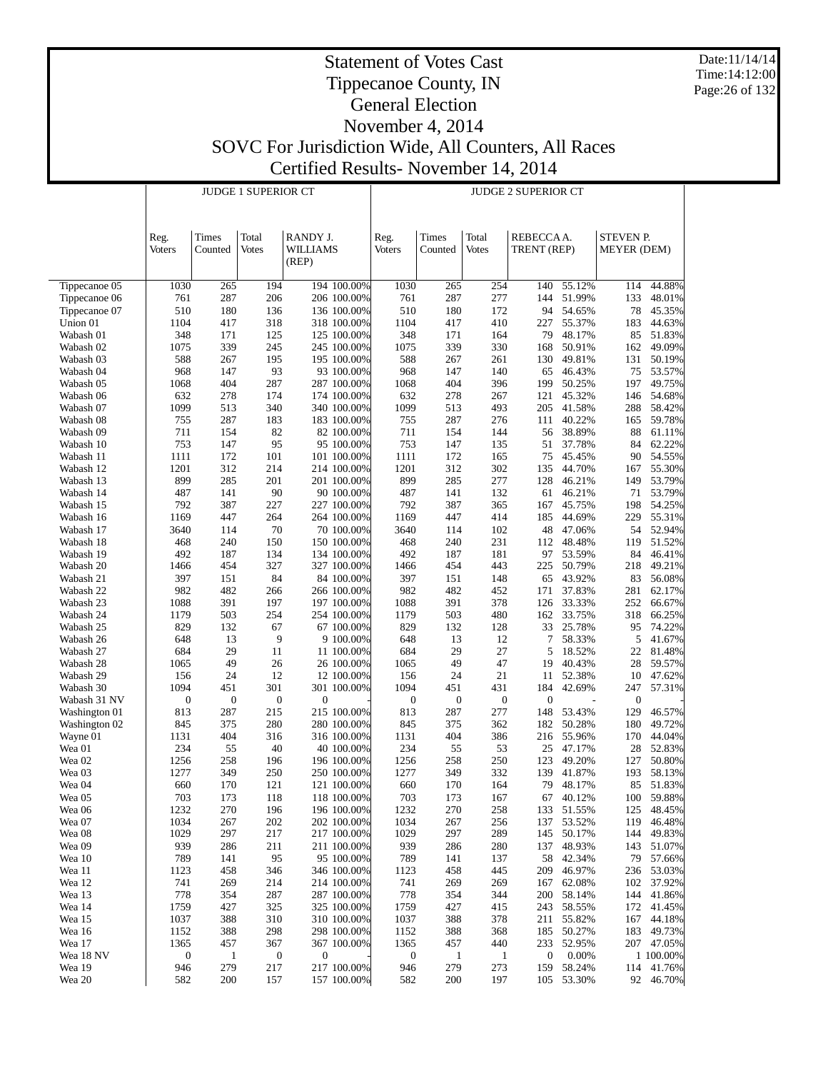# Statement of Votes Cast
# Tippecanoe County, IN
# General Election
# November 4, 2014
# SOVC For Jurisdiction Wide, All Counters, All Races
# Certified Results- November 14, 2014

| | JUDGE 1 SUPERIOR CT | | | | | JUDGE 2 SUPERIOR CT | | | | | | |
|---|---|---|---|---|---|---|---|---|---|---|---|---|
| | Reg. Voters | Times Counted | Total Votes | RANDY J. WILLIAMS (REP) | | Reg. Voters | Times Counted | Total Votes | REBECCA A. TRENT (REP) | | STEVEN P. MEYER (DEM) | |
| Tippecanoe 05 | 1030 | 265 | 194 | 194 | 100.00% | 1030 | 265 | 254 | 140 | 55.12% | 114 | 44.88% |
| Tippecanoe 06 | 761 | 287 | 206 | 206 | 100.00% | 761 | 287 | 277 | 144 | 51.99% | 133 | 48.01% |
| Tippecanoe 07 | 510 | 180 | 136 | 136 | 100.00% | 510 | 180 | 172 | 94 | 54.65% | 78 | 45.35% |
| Union 01 | 1104 | 417 | 318 | 318 | 100.00% | 1104 | 417 | 410 | 227 | 55.37% | 183 | 44.63% |
| Wabash 01 | 348 | 171 | 125 | 125 | 100.00% | 348 | 171 | 164 | 79 | 48.17% | 85 | 51.83% |
| Wabash 02 | 1075 | 339 | 245 | 245 | 100.00% | 1075 | 339 | 330 | 168 | 50.91% | 162 | 49.09% |
| Wabash 03 | 588 | 267 | 195 | 195 | 100.00% | 588 | 267 | 261 | 130 | 49.81% | 131 | 50.19% |
| Wabash 04 | 968 | 147 | 93 | 93 | 100.00% | 968 | 147 | 140 | 65 | 46.43% | 75 | 53.57% |
| Wabash 05 | 1068 | 404 | 287 | 287 | 100.00% | 1068 | 404 | 396 | 199 | 50.25% | 197 | 49.75% |
| Wabash 06 | 632 | 278 | 174 | 174 | 100.00% | 632 | 278 | 267 | 121 | 45.32% | 146 | 54.68% |
| Wabash 07 | 1099 | 513 | 340 | 340 | 100.00% | 1099 | 513 | 493 | 205 | 41.58% | 288 | 58.42% |
| Wabash 08 | 755 | 287 | 183 | 183 | 100.00% | 755 | 287 | 276 | 111 | 40.22% | 165 | 59.78% |
| Wabash 09 | 711 | 154 | 82 | 82 | 100.00% | 711 | 154 | 144 | 56 | 38.89% | 88 | 61.11% |
| Wabash 10 | 753 | 147 | 95 | 95 | 100.00% | 753 | 147 | 135 | 51 | 37.78% | 84 | 62.22% |
| Wabash 11 | 1111 | 172 | 101 | 101 | 100.00% | 1111 | 172 | 165 | 75 | 45.45% | 90 | 54.55% |
| Wabash 12 | 1201 | 312 | 214 | 214 | 100.00% | 1201 | 312 | 302 | 135 | 44.70% | 167 | 55.30% |
| Wabash 13 | 899 | 285 | 201 | 201 | 100.00% | 899 | 285 | 277 | 128 | 46.21% | 149 | 53.79% |
| Wabash 14 | 487 | 141 | 90 | 90 | 100.00% | 487 | 141 | 132 | 61 | 46.21% | 71 | 53.79% |
| Wabash 15 | 792 | 387 | 227 | 227 | 100.00% | 792 | 387 | 365 | 167 | 45.75% | 198 | 54.25% |
| Wabash 16 | 1169 | 447 | 264 | 264 | 100.00% | 1169 | 447 | 414 | 185 | 44.69% | 229 | 55.31% |
| Wabash 17 | 3640 | 114 | 70 | 70 | 100.00% | 3640 | 114 | 102 | 48 | 47.06% | 54 | 52.94% |
| Wabash 18 | 468 | 240 | 150 | 150 | 100.00% | 468 | 240 | 231 | 112 | 48.48% | 119 | 51.52% |
| Wabash 19 | 492 | 187 | 134 | 134 | 100.00% | 492 | 187 | 181 | 97 | 53.59% | 84 | 46.41% |
| Wabash 20 | 1466 | 454 | 327 | 327 | 100.00% | 1466 | 454 | 443 | 225 | 50.79% | 218 | 49.21% |
| Wabash 21 | 397 | 151 | 84 | 84 | 100.00% | 397 | 151 | 148 | 65 | 43.92% | 83 | 56.08% |
| Wabash 22 | 982 | 482 | 266 | 266 | 100.00% | 982 | 482 | 452 | 171 | 37.83% | 281 | 62.17% |
| Wabash 23 | 1088 | 391 | 197 | 197 | 100.00% | 1088 | 391 | 378 | 126 | 33.33% | 252 | 66.67% |
| Wabash 24 | 1179 | 503 | 254 | 254 | 100.00% | 1179 | 503 | 480 | 162 | 33.75% | 318 | 66.25% |
| Wabash 25 | 829 | 132 | 67 | 67 | 100.00% | 829 | 132 | 128 | 33 | 25.78% | 95 | 74.22% |
| Wabash 26 | 648 | 13 | 9 | 9 | 100.00% | 648 | 13 | 12 | 7 | 58.33% | 5 | 41.67% |
| Wabash 27 | 684 | 29 | 11 | 11 | 100.00% | 684 | 29 | 27 | 5 | 18.52% | 22 | 81.48% |
| Wabash 28 | 1065 | 49 | 26 | 26 | 100.00% | 1065 | 49 | 47 | 19 | 40.43% | 28 | 59.57% |
| Wabash 29 | 156 | 24 | 12 | 12 | 100.00% | 156 | 24 | 21 | 11 | 52.38% | 10 | 47.62% |
| Wabash 30 | 1094 | 451 | 301 | 301 | 100.00% | 1094 | 451 | 431 | 184 | 42.69% | 247 | 57.31% |
| Wabash 31 NV | 0 | 0 | 0 | 0 | - | 0 | 0 | 0 | 0 | - | 0 | - |
| Washington 01 | 813 | 287 | 215 | 215 | 100.00% | 813 | 287 | 277 | 148 | 53.43% | 129 | 46.57% |
| Washington 02 | 845 | 375 | 280 | 280 | 100.00% | 845 | 375 | 362 | 182 | 50.28% | 180 | 49.72% |
| Wayne 01 | 1131 | 404 | 316 | 316 | 100.00% | 1131 | 404 | 386 | 216 | 55.96% | 170 | 44.04% |
| Wea 01 | 234 | 55 | 40 | 40 | 100.00% | 234 | 55 | 53 | 25 | 47.17% | 28 | 52.83% |
| Wea 02 | 1256 | 258 | 196 | 196 | 100.00% | 1256 | 258 | 250 | 123 | 49.20% | 127 | 50.80% |
| Wea 03 | 1277 | 349 | 250 | 250 | 100.00% | 1277 | 349 | 332 | 139 | 41.87% | 193 | 58.13% |
| Wea 04 | 660 | 170 | 121 | 121 | 100.00% | 660 | 170 | 164 | 79 | 48.17% | 85 | 51.83% |
| Wea 05 | 703 | 173 | 118 | 118 | 100.00% | 703 | 173 | 167 | 67 | 40.12% | 100 | 59.88% |
| Wea 06 | 1232 | 270 | 196 | 196 | 100.00% | 1232 | 270 | 258 | 133 | 51.55% | 125 | 48.45% |
| Wea 07 | 1034 | 267 | 202 | 202 | 100.00% | 1034 | 267 | 256 | 137 | 53.52% | 119 | 46.48% |
| Wea 08 | 1029 | 297 | 217 | 217 | 100.00% | 1029 | 297 | 289 | 145 | 50.17% | 144 | 49.83% |
| Wea 09 | 939 | 286 | 211 | 211 | 100.00% | 939 | 286 | 280 | 137 | 48.93% | 143 | 51.07% |
| Wea 10 | 789 | 141 | 95 | 95 | 100.00% | 789 | 141 | 137 | 58 | 42.34% | 79 | 57.66% |
| Wea 11 | 1123 | 458 | 346 | 346 | 100.00% | 1123 | 458 | 445 | 209 | 46.97% | 236 | 53.03% |
| Wea 12 | 741 | 269 | 214 | 214 | 100.00% | 741 | 269 | 269 | 167 | 62.08% | 102 | 37.92% |
| Wea 13 | 778 | 354 | 287 | 287 | 100.00% | 778 | 354 | 344 | 200 | 58.14% | 144 | 41.86% |
| Wea 14 | 1759 | 427 | 325 | 325 | 100.00% | 1759 | 427 | 415 | 243 | 58.55% | 172 | 41.45% |
| Wea 15 | 1037 | 388 | 310 | 310 | 100.00% | 1037 | 388 | 378 | 211 | 55.82% | 167 | 44.18% |
| Wea 16 | 1152 | 388 | 298 | 298 | 100.00% | 1152 | 388 | 368 | 185 | 50.27% | 183 | 49.73% |
| Wea 17 | 1365 | 457 | 367 | 367 | 100.00% | 1365 | 457 | 440 | 233 | 52.95% | 207 | 47.05% |
| Wea 18 NV | 0 | 1 | 0 | 0 | - | 0 | 1 | 1 | 0 | 0.00% | 1 | 100.00% |
| Wea 19 | 946 | 279 | 217 | 217 | 100.00% | 946 | 279 | 273 | 159 | 58.24% | 114 | 41.76% |
| Wea 20 | 582 | 200 | 157 | 157 | 100.00% | 582 | 200 | 197 | 105 | 53.30% | 92 | 46.70% |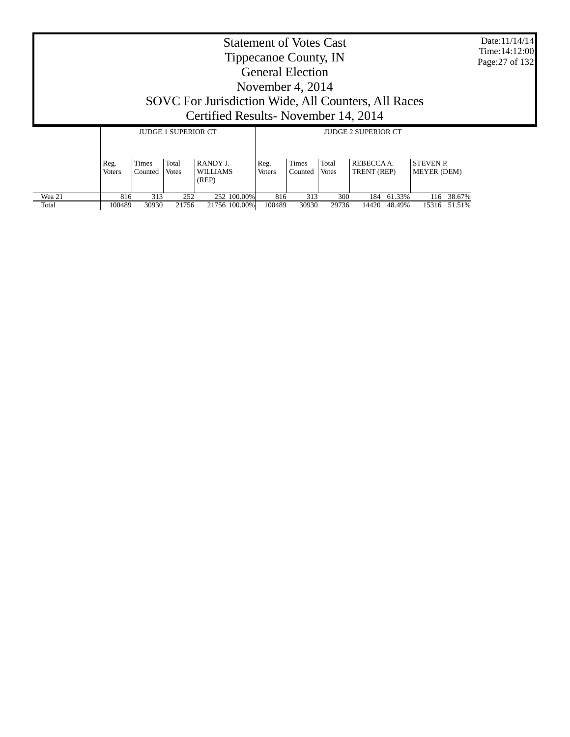# Statement of Votes Cast
## Tippecanoe County, IN
## General Election
## November 4, 2014
## SOVC For Jurisdiction Wide, All Counters, All Races
## Certified Results- November 14, 2014

Date:11/14/14
Time:14:12:00

| | JUDGE 1 SUPERIOR CT | | | | | JUDGE 2 SUPERIOR CT | | | | | | |
|---|---|---|---|---|---|---|---|---|---|---|---|---|
| | Reg. Voters | Times Counted | Total Votes | RANDY J. WILLIAMS (REP) | | Reg. Voters | Times Counted | Total Votes | REBECCA A. TRENT (REP) | | STEVEN P. MEYER (DEM) | |
| Wea 21 | 816 | 313 | 252 | 252 | 100.00% | 816 | 313 | 300 | 184 | 61.33% | 116 | 38.67% |
| Total | 100489 | 30930 | 21756 | 21756 | 100.00% | 100489 | 30930 | 29736 | 14420 | 48.49% | 15316 | 51.51% |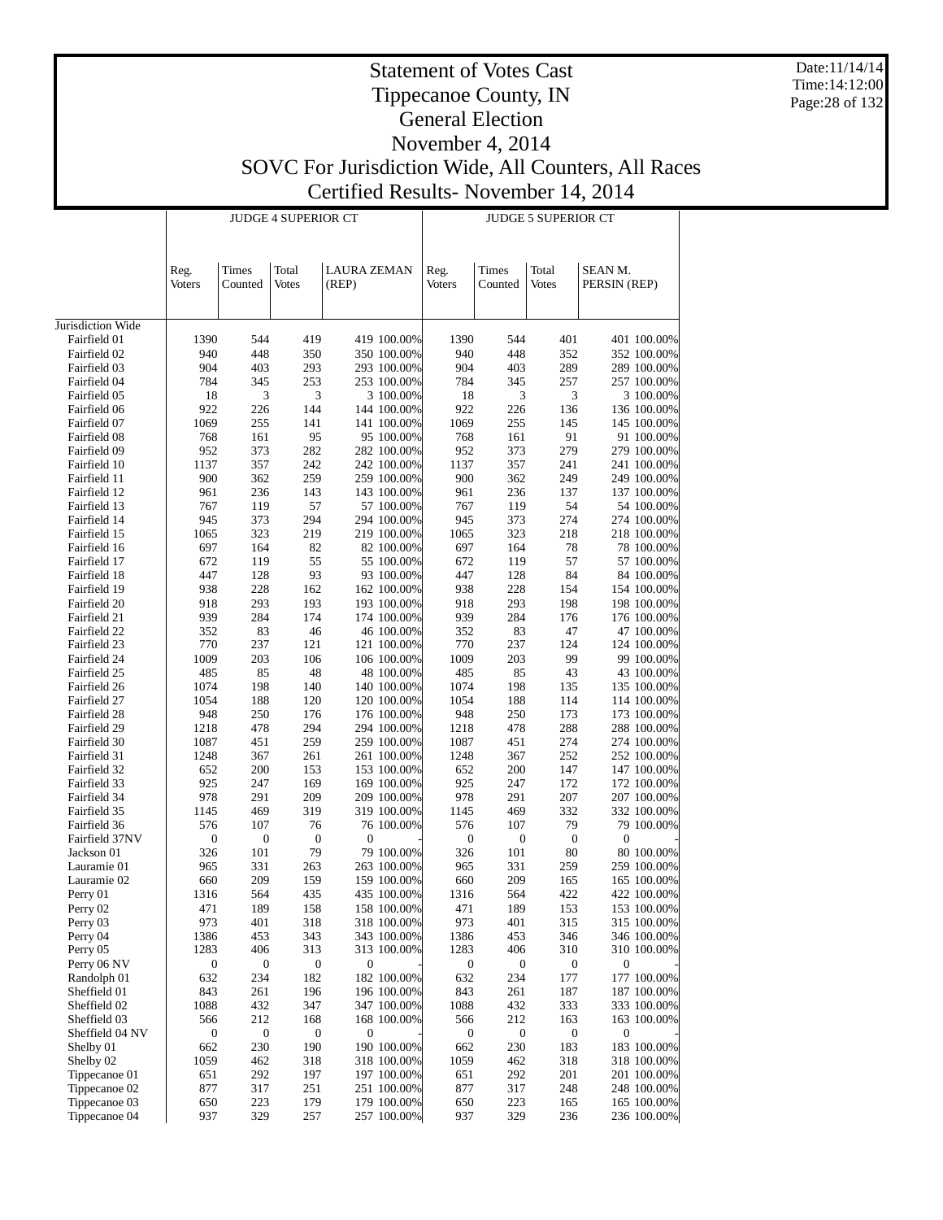# Statement of Votes Cast
## Tippecanoe County, IN
## General Election
## November 4, 2014
## SOVC For Jurisdiction Wide, All Counters, All Races
## Certified Results- November 14, 2014

Date:11/14/14
Time:14:12:00

| | JUDGE 4 SUPERIOR CT | | | | | JUDGE 5 SUPERIOR CT | | | | |
|---|---|---|---|---|---|---|---|---|---|---|
| | Reg. Voters | Times Counted | Total Votes | LAURA ZEMAN (REP) | | Reg. Voters | Times Counted | Total Votes | SEAN M. PERSIN (REP) | |
| Jurisdiction Wide | | | | | | | | | | |
| Fairfield 01 | 1390 | 544 | 419 | 419 | 100.00% | 1390 | 544 | 401 | 401 | 100.00% |
| Fairfield 02 | 940 | 448 | 350 | 350 | 100.00% | 940 | 448 | 352 | 352 | 100.00% |
| Fairfield 03 | 904 | 403 | 293 | 293 | 100.00% | 904 | 403 | 289 | 289 | 100.00% |
| Fairfield 04 | 784 | 345 | 253 | 253 | 100.00% | 784 | 345 | 257 | 257 | 100.00% |
| Fairfield 05 | 18 | 3 | 3 | 3 | 100.00% | 18 | 3 | 3 | 3 | 100.00% |
| Fairfield 06 | 922 | 226 | 144 | 144 | 100.00% | 922 | 226 | 136 | 136 | 100.00% |
| Fairfield 07 | 1069 | 255 | 141 | 141 | 100.00% | 1069 | 255 | 145 | 145 | 100.00% |
| Fairfield 08 | 768 | 161 | 95 | 95 | 100.00% | 768 | 161 | 91 | 91 | 100.00% |
| Fairfield 09 | 952 | 373 | 282 | 282 | 100.00% | 952 | 373 | 279 | 279 | 100.00% |
| Fairfield 10 | 1137 | 357 | 242 | 242 | 100.00% | 1137 | 357 | 241 | 241 | 100.00% |
| Fairfield 11 | 900 | 362 | 259 | 259 | 100.00% | 900 | 362 | 249 | 249 | 100.00% |
| Fairfield 12 | 961 | 236 | 143 | 143 | 100.00% | 961 | 236 | 137 | 137 | 100.00% |
| Fairfield 13 | 767 | 119 | 57 | 57 | 100.00% | 767 | 119 | 54 | 54 | 100.00% |
| Fairfield 14 | 945 | 373 | 294 | 294 | 100.00% | 945 | 373 | 274 | 274 | 100.00% |
| Fairfield 15 | 1065 | 323 | 219 | 219 | 100.00% | 1065 | 323 | 218 | 218 | 100.00% |
| Fairfield 16 | 697 | 164 | 82 | 82 | 100.00% | 697 | 164 | 78 | 78 | 100.00% |
| Fairfield 17 | 672 | 119 | 55 | 55 | 100.00% | 672 | 119 | 57 | 57 | 100.00% |
| Fairfield 18 | 447 | 128 | 93 | 93 | 100.00% | 447 | 128 | 84 | 84 | 100.00% |
| Fairfield 19 | 938 | 228 | 162 | 162 | 100.00% | 938 | 228 | 154 | 154 | 100.00% |
| Fairfield 20 | 918 | 293 | 193 | 193 | 100.00% | 918 | 293 | 198 | 198 | 100.00% |
| Fairfield 21 | 939 | 284 | 174 | 174 | 100.00% | 939 | 284 | 176 | 176 | 100.00% |
| Fairfield 22 | 352 | 83 | 46 | 46 | 100.00% | 352 | 83 | 47 | 47 | 100.00% |
| Fairfield 23 | 770 | 237 | 121 | 121 | 100.00% | 770 | 237 | 124 | 124 | 100.00% |
| Fairfield 24 | 1009 | 203 | 106 | 106 | 100.00% | 1009 | 203 | 99 | 99 | 100.00% |
| Fairfield 25 | 485 | 85 | 48 | 48 | 100.00% | 485 | 85 | 43 | 43 | 100.00% |
| Fairfield 26 | 1074 | 198 | 140 | 140 | 100.00% | 1074 | 198 | 135 | 135 | 100.00% |
| Fairfield 27 | 1054 | 188 | 120 | 120 | 100.00% | 1054 | 188 | 114 | 114 | 100.00% |
| Fairfield 28 | 948 | 250 | 176 | 176 | 100.00% | 948 | 250 | 173 | 173 | 100.00% |
| Fairfield 29 | 1218 | 478 | 294 | 294 | 100.00% | 1218 | 478 | 288 | 288 | 100.00% |
| Fairfield 30 | 1087 | 451 | 259 | 259 | 100.00% | 1087 | 451 | 274 | 274 | 100.00% |
| Fairfield 31 | 1248 | 367 | 261 | 261 | 100.00% | 1248 | 367 | 252 | 252 | 100.00% |
| Fairfield 32 | 652 | 200 | 153 | 153 | 100.00% | 652 | 200 | 147 | 147 | 100.00% |
| Fairfield 33 | 925 | 247 | 169 | 169 | 100.00% | 925 | 247 | 172 | 172 | 100.00% |
| Fairfield 34 | 978 | 291 | 209 | 209 | 100.00% | 978 | 291 | 207 | 207 | 100.00% |
| Fairfield 35 | 1145 | 469 | 319 | 319 | 100.00% | 1145 | 469 | 332 | 332 | 100.00% |
| Fairfield 36 | 576 | 107 | 76 | 76 | 100.00% | 576 | 107 | 79 | 79 | 100.00% |
| Fairfield 37NV | 0 | 0 | 0 | 0 | - | 0 | 0 | 0 | 0 | - |
| Jackson 01 | 326 | 101 | 79 | 79 | 100.00% | 326 | 101 | 80 | 80 | 100.00% |
| Lauramie 01 | 965 | 331 | 263 | 263 | 100.00% | 965 | 331 | 259 | 259 | 100.00% |
| Lauramie 02 | 660 | 209 | 159 | 159 | 100.00% | 660 | 209 | 165 | 165 | 100.00% |
| Perry 01 | 1316 | 564 | 435 | 435 | 100.00% | 1316 | 564 | 422 | 422 | 100.00% |
| Perry 02 | 471 | 189 | 158 | 158 | 100.00% | 471 | 189 | 153 | 153 | 100.00% |
| Perry 03 | 973 | 401 | 318 | 318 | 100.00% | 973 | 401 | 315 | 315 | 100.00% |
| Perry 04 | 1386 | 453 | 343 | 343 | 100.00% | 1386 | 453 | 346 | 346 | 100.00% |
| Perry 05 | 1283 | 406 | 313 | 313 | 100.00% | 1283 | 406 | 310 | 310 | 100.00% |
| Perry 06 NV | 0 | 0 | 0 | 0 | - | 0 | 0 | 0 | 0 | - |
| Randolph 01 | 632 | 234 | 182 | 182 | 100.00% | 632 | 234 | 177 | 177 | 100.00% |
| Sheffield 01 | 843 | 261 | 196 | 196 | 100.00% | 843 | 261 | 187 | 187 | 100.00% |
| Sheffield 02 | 1088 | 432 | 347 | 347 | 100.00% | 1088 | 432 | 333 | 333 | 100.00% |
| Sheffield 03 | 566 | 212 | 168 | 168 | 100.00% | 566 | 212 | 163 | 163 | 100.00% |
| Sheffield 04 NV | 0 | 0 | 0 | 0 | - | 0 | 0 | 0 | 0 | - |
| Shelby 01 | 662 | 230 | 190 | 190 | 100.00% | 662 | 230 | 183 | 183 | 100.00% |
| Shelby 02 | 1059 | 462 | 318 | 318 | 100.00% | 1059 | 462 | 318 | 318 | 100.00% |
| Tippecanoe 01 | 651 | 292 | 197 | 197 | 100.00% | 651 | 292 | 201 | 201 | 100.00% |
| Tippecanoe 02 | 877 | 317 | 251 | 251 | 100.00% | 877 | 317 | 248 | 248 | 100.00% |
| Tippecanoe 03 | 650 | 223 | 179 | 179 | 100.00% | 650 | 223 | 165 | 165 | 100.00% |
| Tippecanoe 04 | 937 | 329 | 257 | 257 | 100.00% | 937 | 329 | 236 | 236 | 100.00% |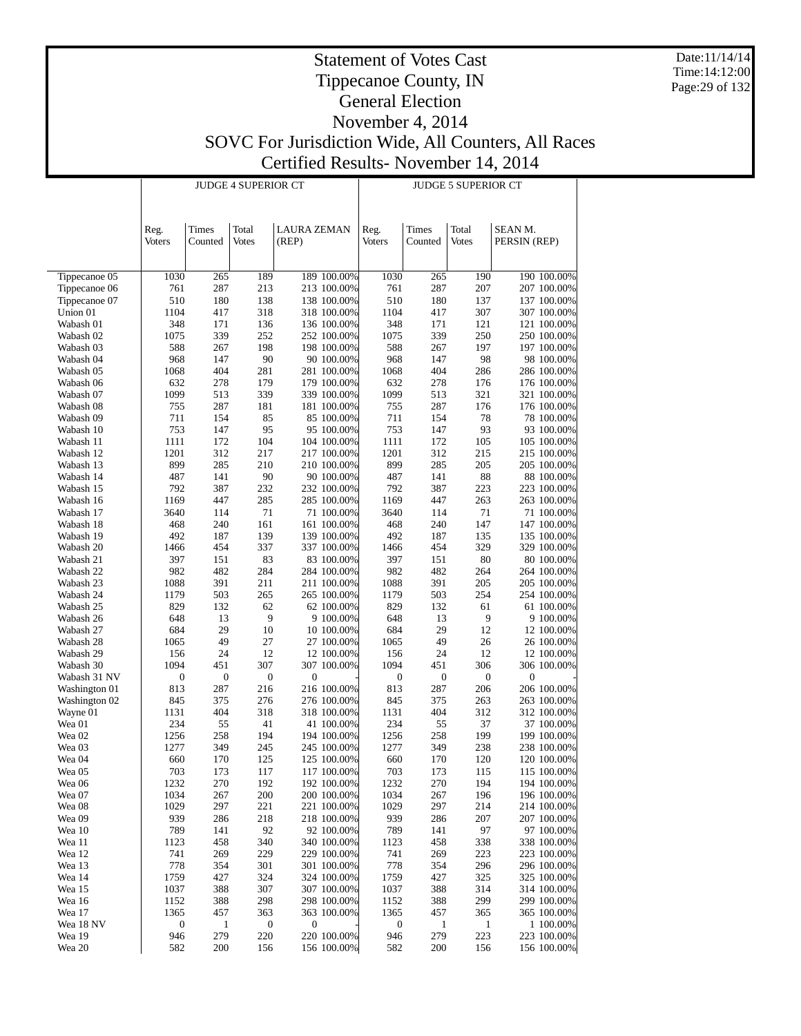# Statement of Votes Cast
# Tippecanoe County, IN
# General Election
# November 4, 2014
# SOVC For Jurisdiction Wide, All Counters, All Races
# Certified Results- November 14, 2014

Date:11/14/14
Time:14:12:00

| | JUDGE 4 SUPERIOR CT | | | | | JUDGE 5 SUPERIOR CT | | | | |
|---|---|---|---|---|---|---|---|---|---|---|
| | Reg. Voters | Times Counted | Total Votes | LAURA ZEMAN (REP) | | Reg. Voters | Times Counted | Total Votes | SEAN M. PERSIN (REP) | |
| Tippecanoe 05 | 1030 | 265 | 189 | 189 | 100.00% | 1030 | 265 | 190 | 190 | 100.00% |
| Tippecanoe 06 | 761 | 287 | 213 | 213 | 100.00% | 761 | 287 | 207 | 207 | 100.00% |
| Tippecanoe 07 | 510 | 180 | 138 | 138 | 100.00% | 510 | 180 | 137 | 137 | 100.00% |
| Union 01 | 1104 | 417 | 318 | 318 | 100.00% | 1104 | 417 | 307 | 307 | 100.00% |
| Wabash 01 | 348 | 171 | 136 | 136 | 100.00% | 348 | 171 | 121 | 121 | 100.00% |
| Wabash 02 | 1075 | 339 | 252 | 252 | 100.00% | 1075 | 339 | 250 | 250 | 100.00% |
| Wabash 03 | 588 | 267 | 198 | 198 | 100.00% | 588 | 267 | 197 | 197 | 100.00% |
| Wabash 04 | 968 | 147 | 90 | 90 | 100.00% | 968 | 147 | 98 | 98 | 100.00% |
| Wabash 05 | 1068 | 404 | 281 | 281 | 100.00% | 1068 | 404 | 286 | 286 | 100.00% |
| Wabash 06 | 632 | 278 | 179 | 179 | 100.00% | 632 | 278 | 176 | 176 | 100.00% |
| Wabash 07 | 1099 | 513 | 339 | 339 | 100.00% | 1099 | 513 | 321 | 321 | 100.00% |
| Wabash 08 | 755 | 287 | 181 | 181 | 100.00% | 755 | 287 | 176 | 176 | 100.00% |
| Wabash 09 | 711 | 154 | 85 | 85 | 100.00% | 711 | 154 | 78 | 78 | 100.00% |
| Wabash 10 | 753 | 147 | 95 | 95 | 100.00% | 753 | 147 | 93 | 93 | 100.00% |
| Wabash 11 | 1111 | 172 | 104 | 104 | 100.00% | 1111 | 172 | 105 | 105 | 100.00% |
| Wabash 12 | 1201 | 312 | 217 | 217 | 100.00% | 1201 | 312 | 215 | 215 | 100.00% |
| Wabash 13 | 899 | 285 | 210 | 210 | 100.00% | 899 | 285 | 205 | 205 | 100.00% |
| Wabash 14 | 487 | 141 | 90 | 90 | 100.00% | 487 | 141 | 88 | 88 | 100.00% |
| Wabash 15 | 792 | 387 | 232 | 232 | 100.00% | 792 | 387 | 223 | 223 | 100.00% |
| Wabash 16 | 1169 | 447 | 285 | 285 | 100.00% | 1169 | 447 | 263 | 263 | 100.00% |
| Wabash 17 | 3640 | 114 | 71 | 71 | 100.00% | 3640 | 114 | 71 | 71 | 100.00% |
| Wabash 18 | 468 | 240 | 161 | 161 | 100.00% | 468 | 240 | 147 | 147 | 100.00% |
| Wabash 19 | 492 | 187 | 139 | 139 | 100.00% | 492 | 187 | 135 | 135 | 100.00% |
| Wabash 20 | 1466 | 454 | 337 | 337 | 100.00% | 1466 | 454 | 329 | 329 | 100.00% |
| Wabash 21 | 397 | 151 | 83 | 83 | 100.00% | 397 | 151 | 80 | 80 | 100.00% |
| Wabash 22 | 982 | 482 | 284 | 284 | 100.00% | 982 | 482 | 264 | 264 | 100.00% |
| Wabash 23 | 1088 | 391 | 211 | 211 | 100.00% | 1088 | 391 | 205 | 205 | 100.00% |
| Wabash 24 | 1179 | 503 | 265 | 265 | 100.00% | 1179 | 503 | 254 | 254 | 100.00% |
| Wabash 25 | 829 | 132 | 62 | 62 | 100.00% | 829 | 132 | 61 | 61 | 100.00% |
| Wabash 26 | 648 | 13 | 9 | 9 | 100.00% | 648 | 13 | 9 | 9 | 100.00% |
| Wabash 27 | 684 | 29 | 10 | 10 | 100.00% | 684 | 29 | 12 | 12 | 100.00% |
| Wabash 28 | 1065 | 49 | 27 | 27 | 100.00% | 1065 | 49 | 26 | 26 | 100.00% |
| Wabash 29 | 156 | 24 | 12 | 12 | 100.00% | 156 | 24 | 12 | 12 | 100.00% |
| Wabash 30 | 1094 | 451 | 307 | 307 | 100.00% | 1094 | 451 | 306 | 306 | 100.00% |
| Wabash 31 NV | 0 | 0 | 0 | 0 | - | 0 | 0 | 0 | 0 | - |
| Washington 01 | 813 | 287 | 216 | 216 | 100.00% | 813 | 287 | 206 | 206 | 100.00% |
| Washington 02 | 845 | 375 | 276 | 276 | 100.00% | 845 | 375 | 263 | 263 | 100.00% |
| Wayne 01 | 1131 | 404 | 318 | 318 | 100.00% | 1131 | 404 | 312 | 312 | 100.00% |
| Wea 01 | 234 | 55 | 41 | 41 | 100.00% | 234 | 55 | 37 | 37 | 100.00% |
| Wea 02 | 1256 | 258 | 194 | 194 | 100.00% | 1256 | 258 | 199 | 199 | 100.00% |
| Wea 03 | 1277 | 349 | 245 | 245 | 100.00% | 1277 | 349 | 238 | 238 | 100.00% |
| Wea 04 | 660 | 170 | 125 | 125 | 100.00% | 660 | 170 | 120 | 120 | 100.00% |
| Wea 05 | 703 | 173 | 117 | 117 | 100.00% | 703 | 173 | 115 | 115 | 100.00% |
| Wea 06 | 1232 | 270 | 192 | 192 | 100.00% | 1232 | 270 | 194 | 194 | 100.00% |
| Wea 07 | 1034 | 267 | 200 | 200 | 100.00% | 1034 | 267 | 196 | 196 | 100.00% |
| Wea 08 | 1029 | 297 | 221 | 221 | 100.00% | 1029 | 297 | 214 | 214 | 100.00% |
| Wea 09 | 939 | 286 | 218 | 218 | 100.00% | 939 | 286 | 207 | 207 | 100.00% |
| Wea 10 | 789 | 141 | 92 | 92 | 100.00% | 789 | 141 | 97 | 97 | 100.00% |
| Wea 11 | 1123 | 458 | 340 | 340 | 100.00% | 1123 | 458 | 338 | 338 | 100.00% |
| Wea 12 | 741 | 269 | 229 | 229 | 100.00% | 741 | 269 | 223 | 223 | 100.00% |
| Wea 13 | 778 | 354 | 301 | 301 | 100.00% | 778 | 354 | 296 | 296 | 100.00% |
| Wea 14 | 1759 | 427 | 324 | 324 | 100.00% | 1759 | 427 | 325 | 325 | 100.00% |
| Wea 15 | 1037 | 388 | 307 | 307 | 100.00% | 1037 | 388 | 314 | 314 | 100.00% |
| Wea 16 | 1152 | 388 | 298 | 298 | 100.00% | 1152 | 388 | 299 | 299 | 100.00% |
| Wea 17 | 1365 | 457 | 363 | 363 | 100.00% | 1365 | 457 | 365 | 365 | 100.00% |
| Wea 18 NV | 0 | 1 | 0 | 0 | - | 0 | 1 | 1 | 1 | 100.00% |
| Wea 19 | 946 | 279 | 220 | 220 | 100.00% | 946 | 279 | 223 | 223 | 100.00% |
| Wea 20 | 582 | 200 | 156 | 156 | 100.00% | 582 | 200 | 156 | 156 | 100.00% |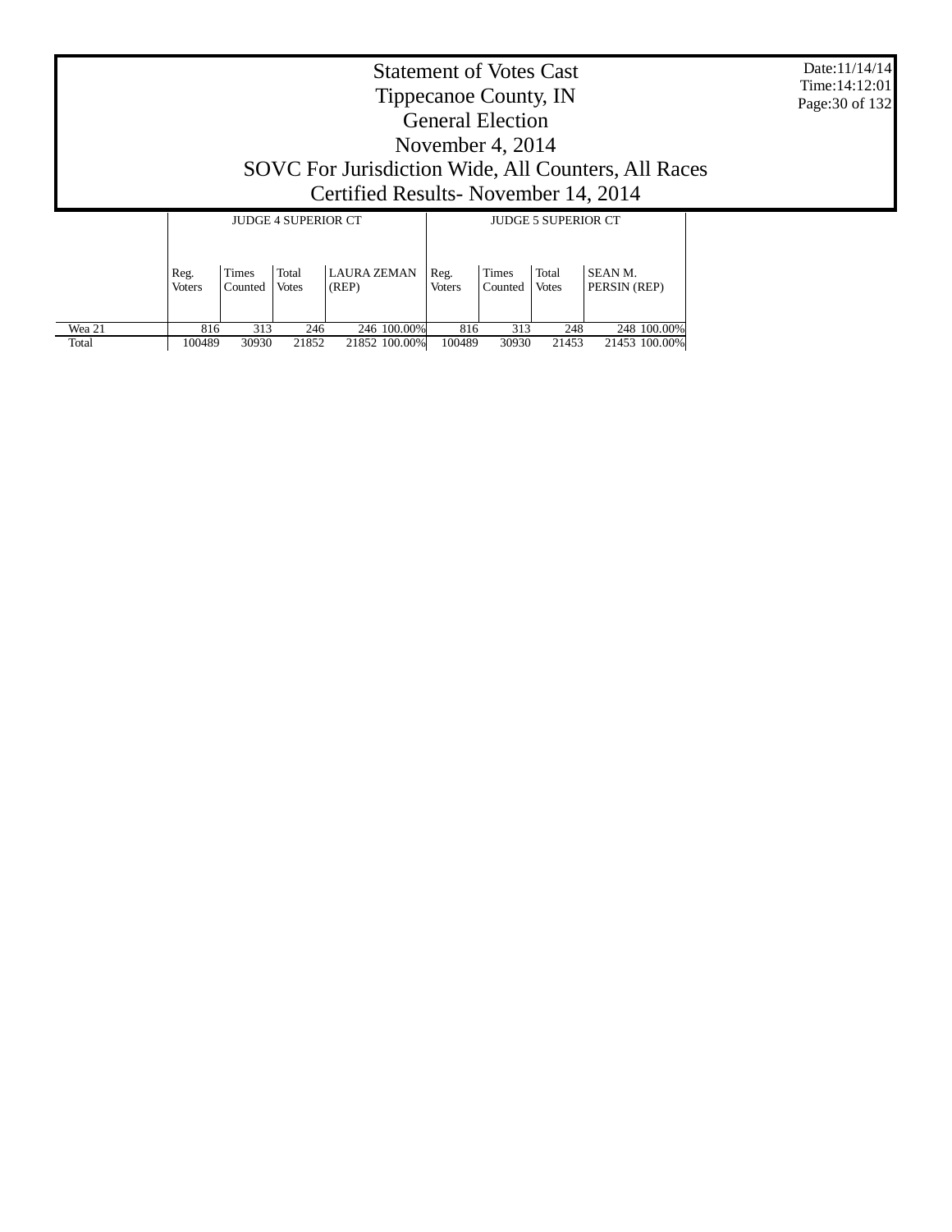# Statement of Votes Cast
## Tippecanoe County, IN
## General Election
## November 4, 2014
## SOVC For Jurisdiction Wide, All Counters, All Races
## Certified Results- November 14, 2014

Date:11/14/14
Time:14:12:01

| | JUDGE 4 SUPERIOR CT | | | | | JUDGE 5 SUPERIOR CT | | | | |
|---|---|---|---|---|---|---|---|---|---|---|
| | Reg. Voters | Times Counted | Total Votes | LAURA ZEMAN (REP) | | Reg. Voters | Times Counted | Total Votes | SEAN M. PERSIN (REP) | |
| Wea 21 | 816 | 313 | 246 | 246 | 100.00% | 816 | 313 | 248 | 248 | 100.00% |
| Total | 100489 | 30930 | 21852 | 21852 | 100.00% | 100489 | 30930 | 21453 | 21453 | 100.00% |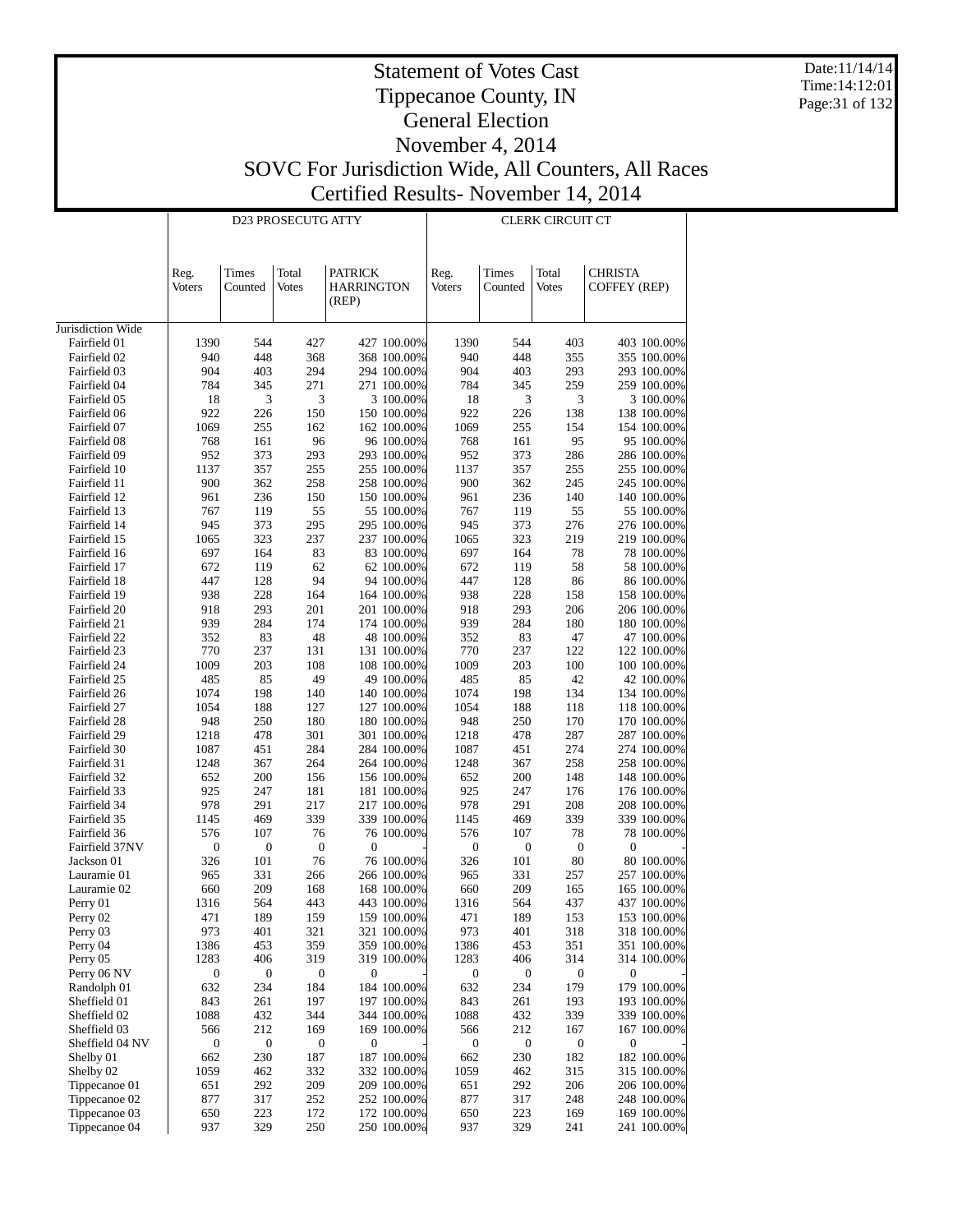# Statement of Votes Cast
## Tippecanoe County, IN
## General Election
## November 4, 2014
## SOVC For Jurisdiction Wide, All Counters, All Races
## Certified Results- November 14, 2014

Date:11/14/14
Time:14:12:01

| | D23 PROSECUTG ATTY | | | | | CLERK CIRCUIT CT | | | | |
|---|---|---|---|---|---|---|---|---|---|---|
| | Reg. Voters | Times Counted | Total Votes | PATRICK HARRINGTON (REP) | | Reg. Voters | Times Counted | Total Votes | CHRISTA COFFEY (REP) | |
| Jurisdiction Wide | | | | | | | | | | |
| Fairfield 01 | 1390 | 544 | 427 | 427 | 100.00% | 1390 | 544 | 403 | 403 | 100.00% |
| Fairfield 02 | 940 | 448 | 368 | 368 | 100.00% | 940 | 448 | 355 | 355 | 100.00% |
| Fairfield 03 | 904 | 403 | 294 | 294 | 100.00% | 904 | 403 | 293 | 293 | 100.00% |
| Fairfield 04 | 784 | 345 | 271 | 271 | 100.00% | 784 | 345 | 259 | 259 | 100.00% |
| Fairfield 05 | 18 | 3 | 3 | 3 | 100.00% | 18 | 3 | 3 | 3 | 100.00% |
| Fairfield 06 | 922 | 226 | 150 | 150 | 100.00% | 922 | 226 | 138 | 138 | 100.00% |
| Fairfield 07 | 1069 | 255 | 162 | 162 | 100.00% | 1069 | 255 | 154 | 154 | 100.00% |
| Fairfield 08 | 768 | 161 | 96 | 96 | 100.00% | 768 | 161 | 95 | 95 | 100.00% |
| Fairfield 09 | 952 | 373 | 293 | 293 | 100.00% | 952 | 373 | 286 | 286 | 100.00% |
| Fairfield 10 | 1137 | 357 | 255 | 255 | 100.00% | 1137 | 357 | 255 | 255 | 100.00% |
| Fairfield 11 | 900 | 362 | 258 | 258 | 100.00% | 900 | 362 | 245 | 245 | 100.00% |
| Fairfield 12 | 961 | 236 | 150 | 150 | 100.00% | 961 | 236 | 140 | 140 | 100.00% |
| Fairfield 13 | 767 | 119 | 55 | 55 | 100.00% | 767 | 119 | 55 | 55 | 100.00% |
| Fairfield 14 | 945 | 373 | 295 | 295 | 100.00% | 945 | 373 | 276 | 276 | 100.00% |
| Fairfield 15 | 1065 | 323 | 237 | 237 | 100.00% | 1065 | 323 | 219 | 219 | 100.00% |
| Fairfield 16 | 697 | 164 | 83 | 83 | 100.00% | 697 | 164 | 78 | 78 | 100.00% |
| Fairfield 17 | 672 | 119 | 62 | 62 | 100.00% | 672 | 119 | 58 | 58 | 100.00% |
| Fairfield 18 | 447 | 128 | 94 | 94 | 100.00% | 447 | 128 | 86 | 86 | 100.00% |
| Fairfield 19 | 938 | 228 | 164 | 164 | 100.00% | 938 | 228 | 158 | 158 | 100.00% |
| Fairfield 20 | 918 | 293 | 201 | 201 | 100.00% | 918 | 293 | 206 | 206 | 100.00% |
| Fairfield 21 | 939 | 284 | 174 | 174 | 100.00% | 939 | 284 | 180 | 180 | 100.00% |
| Fairfield 22 | 352 | 83 | 48 | 48 | 100.00% | 352 | 83 | 47 | 47 | 100.00% |
| Fairfield 23 | 770 | 237 | 131 | 131 | 100.00% | 770 | 237 | 122 | 122 | 100.00% |
| Fairfield 24 | 1009 | 203 | 108 | 108 | 100.00% | 1009 | 203 | 100 | 100 | 100.00% |
| Fairfield 25 | 485 | 85 | 49 | 49 | 100.00% | 485 | 85 | 42 | 42 | 100.00% |
| Fairfield 26 | 1074 | 198 | 140 | 140 | 100.00% | 1074 | 198 | 134 | 134 | 100.00% |
| Fairfield 27 | 1054 | 188 | 127 | 127 | 100.00% | 1054 | 188 | 118 | 118 | 100.00% |
| Fairfield 28 | 948 | 250 | 180 | 180 | 100.00% | 948 | 250 | 170 | 170 | 100.00% |
| Fairfield 29 | 1218 | 478 | 301 | 301 | 100.00% | 1218 | 478 | 287 | 287 | 100.00% |
| Fairfield 30 | 1087 | 451 | 284 | 284 | 100.00% | 1087 | 451 | 274 | 274 | 100.00% |
| Fairfield 31 | 1248 | 367 | 264 | 264 | 100.00% | 1248 | 367 | 258 | 258 | 100.00% |
| Fairfield 32 | 652 | 200 | 156 | 156 | 100.00% | 652 | 200 | 148 | 148 | 100.00% |
| Fairfield 33 | 925 | 247 | 181 | 181 | 100.00% | 925 | 247 | 176 | 176 | 100.00% |
| Fairfield 34 | 978 | 291 | 217 | 217 | 100.00% | 978 | 291 | 208 | 208 | 100.00% |
| Fairfield 35 | 1145 | 469 | 339 | 339 | 100.00% | 1145 | 469 | 339 | 339 | 100.00% |
| Fairfield 36 | 576 | 107 | 76 | 76 | 100.00% | 576 | 107 | 78 | 78 | 100.00% |
| Fairfield 37NV | 0 | 0 | 0 | 0 | - | 0 | 0 | 0 | 0 | - |
| Jackson 01 | 326 | 101 | 76 | 76 | 100.00% | 326 | 101 | 80 | 80 | 100.00% |
| Lauramie 01 | 965 | 331 | 266 | 266 | 100.00% | 965 | 331 | 257 | 257 | 100.00% |
| Lauramie 02 | 660 | 209 | 168 | 168 | 100.00% | 660 | 209 | 165 | 165 | 100.00% |
| Perry 01 | 1316 | 564 | 443 | 443 | 100.00% | 1316 | 564 | 437 | 437 | 100.00% |
| Perry 02 | 471 | 189 | 159 | 159 | 100.00% | 471 | 189 | 153 | 153 | 100.00% |
| Perry 03 | 973 | 401 | 321 | 321 | 100.00% | 973 | 401 | 318 | 318 | 100.00% |
| Perry 04 | 1386 | 453 | 359 | 359 | 100.00% | 1386 | 453 | 351 | 351 | 100.00% |
| Perry 05 | 1283 | 406 | 319 | 319 | 100.00% | 1283 | 406 | 314 | 314 | 100.00% |
| Perry 06 NV | 0 | 0 | 0 | 0 | - | 0 | 0 | 0 | 0 | - |
| Randolph 01 | 632 | 234 | 184 | 184 | 100.00% | 632 | 234 | 179 | 179 | 100.00% |
| Sheffield 01 | 843 | 261 | 197 | 197 | 100.00% | 843 | 261 | 193 | 193 | 100.00% |
| Sheffield 02 | 1088 | 432 | 344 | 344 | 100.00% | 1088 | 432 | 339 | 339 | 100.00% |
| Sheffield 03 | 566 | 212 | 169 | 169 | 100.00% | 566 | 212 | 167 | 167 | 100.00% |
| Sheffield 04 NV | 0 | 0 | 0 | 0 | - | 0 | 0 | 0 | 0 | - |
| Shelby 01 | 662 | 230 | 187 | 187 | 100.00% | 662 | 230 | 182 | 182 | 100.00% |
| Shelby 02 | 1059 | 462 | 332 | 332 | 100.00% | 1059 | 462 | 315 | 315 | 100.00% |
| Tippecanoe 01 | 651 | 292 | 209 | 209 | 100.00% | 651 | 292 | 206 | 206 | 100.00% |
| Tippecanoe 02 | 877 | 317 | 252 | 252 | 100.00% | 877 | 317 | 248 | 248 | 100.00% |
| Tippecanoe 03 | 650 | 223 | 172 | 172 | 100.00% | 650 | 223 | 169 | 169 | 100.00% |
| Tippecanoe 04 | 937 | 329 | 250 | 250 | 100.00% | 937 | 329 | 241 | 241 | 100.00% |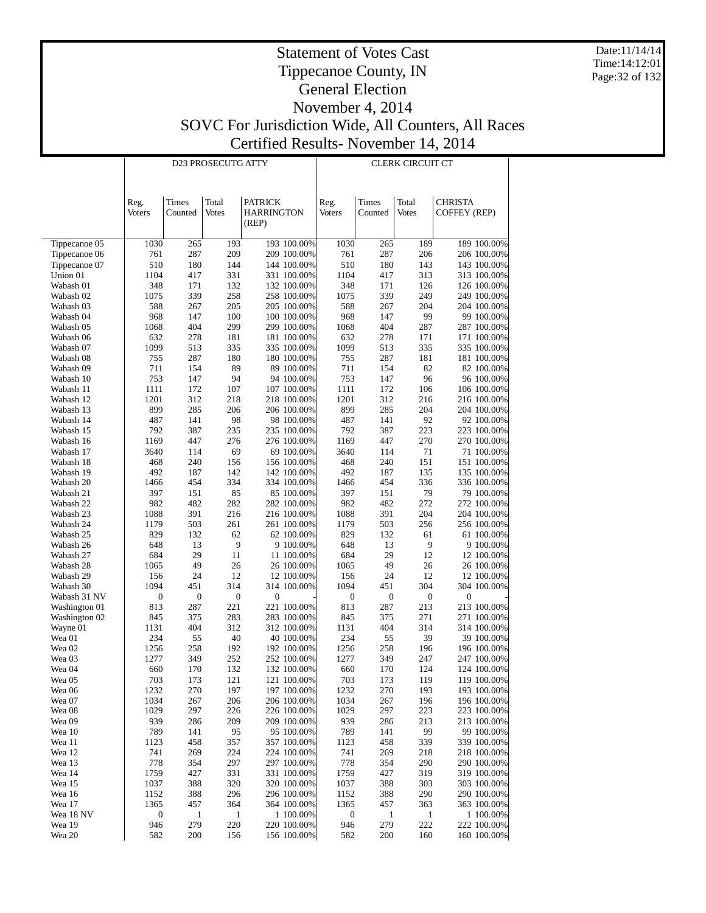# Statement of Votes Cast
# Tippecanoe County, IN
# General Election
# November 4, 2014
# SOVC For Jurisdiction Wide, All Counters, All Races
# Certified Results- November 14, 2014

Date:11/14/14
Time:14:12:01

| | D23 PROSECUTG ATTY | | | | | CLERK CIRCUIT CT | | | | |
|---|---|---|---|---|---|---|---|---|---|---|
| | Reg. Voters | Times Counted | Total Votes | PATRICK HARRINGTON (REP) | | Reg. Voters | Times Counted | Total Votes | CHRISTA COFFEY (REP) | |
| Tippecanoe 05 | 1030 | 265 | 193 | 193 | 100.00% | 1030 | 265 | 189 | 189 | 100.00% |
| Tippecanoe 06 | 761 | 287 | 209 | 209 | 100.00% | 761 | 287 | 206 | 206 | 100.00% |
| Tippecanoe 07 | 510 | 180 | 144 | 144 | 100.00% | 510 | 180 | 143 | 143 | 100.00% |
| Union 01 | 1104 | 417 | 331 | 331 | 100.00% | 1104 | 417 | 313 | 313 | 100.00% |
| Wabash 01 | 348 | 171 | 132 | 132 | 100.00% | 348 | 171 | 126 | 126 | 100.00% |
| Wabash 02 | 1075 | 339 | 258 | 258 | 100.00% | 1075 | 339 | 249 | 249 | 100.00% |
| Wabash 03 | 588 | 267 | 205 | 205 | 100.00% | 588 | 267 | 204 | 204 | 100.00% |
| Wabash 04 | 968 | 147 | 100 | 100 | 100.00% | 968 | 147 | 99 | 99 | 100.00% |
| Wabash 05 | 1068 | 404 | 299 | 299 | 100.00% | 1068 | 404 | 287 | 287 | 100.00% |
| Wabash 06 | 632 | 278 | 181 | 181 | 100.00% | 632 | 278 | 171 | 171 | 100.00% |
| Wabash 07 | 1099 | 513 | 335 | 335 | 100.00% | 1099 | 513 | 335 | 335 | 100.00% |
| Wabash 08 | 755 | 287 | 180 | 180 | 100.00% | 755 | 287 | 181 | 181 | 100.00% |
| Wabash 09 | 711 | 154 | 89 | 89 | 100.00% | 711 | 154 | 82 | 82 | 100.00% |
| Wabash 10 | 753 | 147 | 94 | 94 | 100.00% | 753 | 147 | 96 | 96 | 100.00% |
| Wabash 11 | 1111 | 172 | 107 | 107 | 100.00% | 1111 | 172 | 106 | 106 | 100.00% |
| Wabash 12 | 1201 | 312 | 218 | 218 | 100.00% | 1201 | 312 | 216 | 216 | 100.00% |
| Wabash 13 | 899 | 285 | 206 | 206 | 100.00% | 899 | 285 | 204 | 204 | 100.00% |
| Wabash 14 | 487 | 141 | 98 | 98 | 100.00% | 487 | 141 | 92 | 92 | 100.00% |
| Wabash 15 | 792 | 387 | 235 | 235 | 100.00% | 792 | 387 | 223 | 223 | 100.00% |
| Wabash 16 | 1169 | 447 | 276 | 276 | 100.00% | 1169 | 447 | 270 | 270 | 100.00% |
| Wabash 17 | 3640 | 114 | 69 | 69 | 100.00% | 3640 | 114 | 71 | 71 | 100.00% |
| Wabash 18 | 468 | 240 | 156 | 156 | 100.00% | 468 | 240 | 151 | 151 | 100.00% |
| Wabash 19 | 492 | 187 | 142 | 142 | 100.00% | 492 | 187 | 135 | 135 | 100.00% |
| Wabash 20 | 1466 | 454 | 334 | 334 | 100.00% | 1466 | 454 | 336 | 336 | 100.00% |
| Wabash 21 | 397 | 151 | 85 | 85 | 100.00% | 397 | 151 | 79 | 79 | 100.00% |
| Wabash 22 | 982 | 482 | 282 | 282 | 100.00% | 982 | 482 | 272 | 272 | 100.00% |
| Wabash 23 | 1088 | 391 | 216 | 216 | 100.00% | 1088 | 391 | 204 | 204 | 100.00% |
| Wabash 24 | 1179 | 503 | 261 | 261 | 100.00% | 1179 | 503 | 256 | 256 | 100.00% |
| Wabash 25 | 829 | 132 | 62 | 62 | 100.00% | 829 | 132 | 61 | 61 | 100.00% |
| Wabash 26 | 648 | 13 | 9 | 9 | 100.00% | 648 | 13 | 9 | 9 | 100.00% |
| Wabash 27 | 684 | 29 | 11 | 11 | 100.00% | 684 | 29 | 12 | 12 | 100.00% |
| Wabash 28 | 1065 | 49 | 26 | 26 | 100.00% | 1065 | 49 | 26 | 26 | 100.00% |
| Wabash 29 | 156 | 24 | 12 | 12 | 100.00% | 156 | 24 | 12 | 12 | 100.00% |
| Wabash 30 | 1094 | 451 | 314 | 314 | 100.00% | 1094 | 451 | 304 | 304 | 100.00% |
| Wabash 31 NV | 0 | 0 | 0 | 0 | - | 0 | 0 | 0 | 0 | - |
| Washington 01 | 813 | 287 | 221 | 221 | 100.00% | 813 | 287 | 213 | 213 | 100.00% |
| Washington 02 | 845 | 375 | 283 | 283 | 100.00% | 845 | 375 | 271 | 271 | 100.00% |
| Wayne 01 | 1131 | 404 | 312 | 312 | 100.00% | 1131 | 404 | 314 | 314 | 100.00% |
| Wea 01 | 234 | 55 | 40 | 40 | 100.00% | 234 | 55 | 39 | 39 | 100.00% |
| Wea 02 | 1256 | 258 | 192 | 192 | 100.00% | 1256 | 258 | 196 | 196 | 100.00% |
| Wea 03 | 1277 | 349 | 252 | 252 | 100.00% | 1277 | 349 | 247 | 247 | 100.00% |
| Wea 04 | 660 | 170 | 132 | 132 | 100.00% | 660 | 170 | 124 | 124 | 100.00% |
| Wea 05 | 703 | 173 | 121 | 121 | 100.00% | 703 | 173 | 119 | 119 | 100.00% |
| Wea 06 | 1232 | 270 | 197 | 197 | 100.00% | 1232 | 270 | 193 | 193 | 100.00% |
| Wea 07 | 1034 | 267 | 206 | 206 | 100.00% | 1034 | 267 | 196 | 196 | 100.00% |
| Wea 08 | 1029 | 297 | 226 | 226 | 100.00% | 1029 | 297 | 223 | 223 | 100.00% |
| Wea 09 | 939 | 286 | 209 | 209 | 100.00% | 939 | 286 | 213 | 213 | 100.00% |
| Wea 10 | 789 | 141 | 95 | 95 | 100.00% | 789 | 141 | 99 | 99 | 100.00% |
| Wea 11 | 1123 | 458 | 357 | 357 | 100.00% | 1123 | 458 | 339 | 339 | 100.00% |
| Wea 12 | 741 | 269 | 224 | 224 | 100.00% | 741 | 269 | 218 | 218 | 100.00% |
| Wea 13 | 778 | 354 | 297 | 297 | 100.00% | 778 | 354 | 290 | 290 | 100.00% |
| Wea 14 | 1759 | 427 | 331 | 331 | 100.00% | 1759 | 427 | 319 | 319 | 100.00% |
| Wea 15 | 1037 | 388 | 320 | 320 | 100.00% | 1037 | 388 | 303 | 303 | 100.00% |
| Wea 16 | 1152 | 388 | 296 | 296 | 100.00% | 1152 | 388 | 290 | 290 | 100.00% |
| Wea 17 | 1365 | 457 | 364 | 364 | 100.00% | 1365 | 457 | 363 | 363 | 100.00% |
| Wea 18 NV | 0 | 1 | 1 | 1 | 100.00% | 0 | 1 | 1 | 1 | 100.00% |
| Wea 19 | 946 | 279 | 220 | 220 | 100.00% | 946 | 279 | 222 | 222 | 100.00% |
| Wea 20 | 582 | 200 | 156 | 156 | 100.00% | 582 | 200 | 160 | 160 | 100.00% |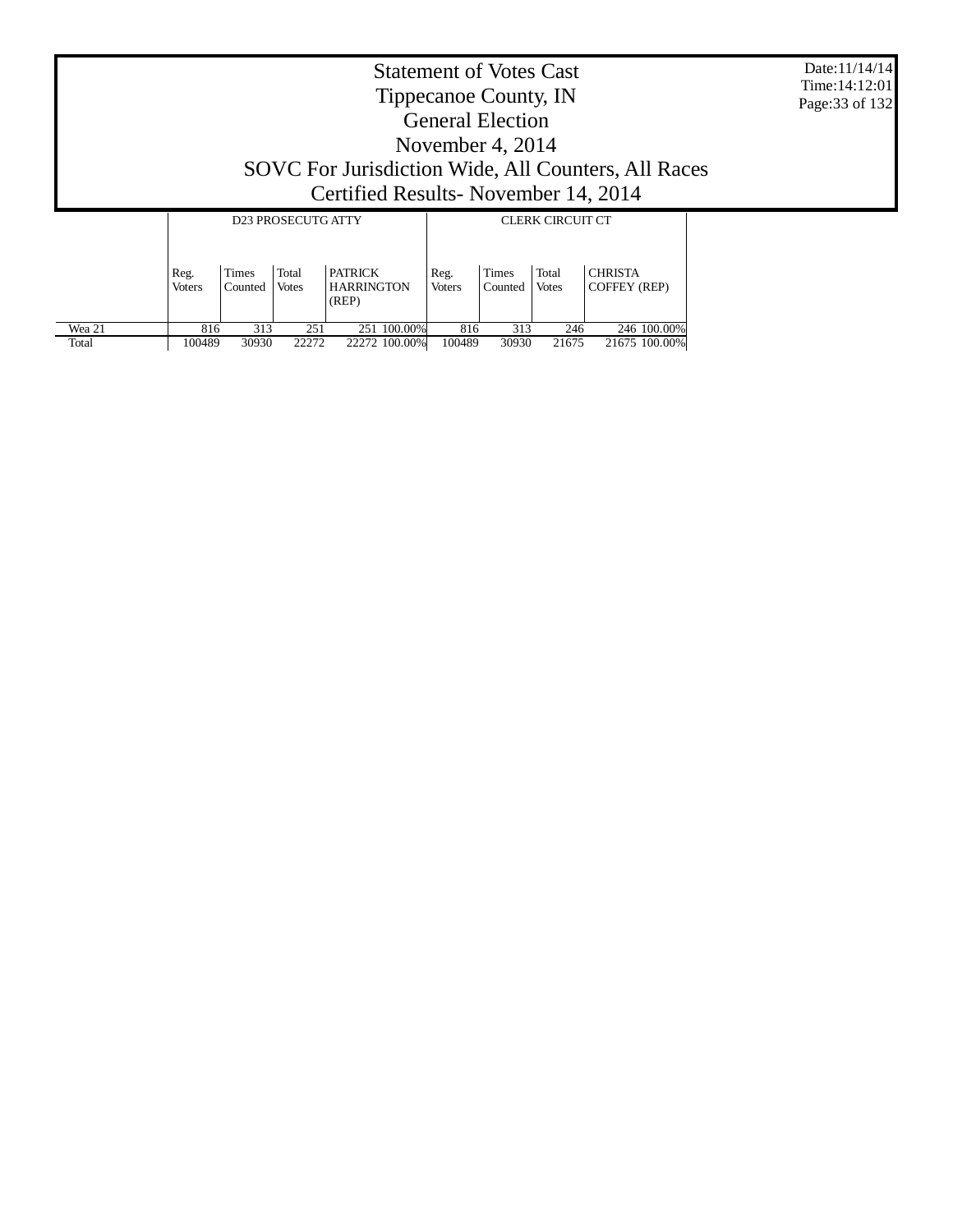# Statement of Votes Cast
# Tippecanoe County, IN
# General Election
# November 4, 2014
# SOVC For Jurisdiction Wide, All Counters, All Races
# Certified Results- November 14, 2014

Date:11/14/14
Time:14:12:01

| | D23 PROSECUTG ATTY | | | | | CLERK CIRCUIT CT | | | | |
|---|---|---|---|---|---|---|---|---|---|---|
| | Reg. Voters | Times Counted | Total Votes | PATRICK HARRINGTON (REP) | | Reg. Voters | Times Counted | Total Votes | CHRISTA COFFEY (REP) | |
| Wea 21 | 816 | 313 | 251 | 251 | 100.00% | 816 | 313 | 246 | 246 | 100.00% |
| Total | 100489 | 30930 | 22272 | 22272 | 100.00% | 100489 | 30930 | 21675 | 21675 | 100.00% |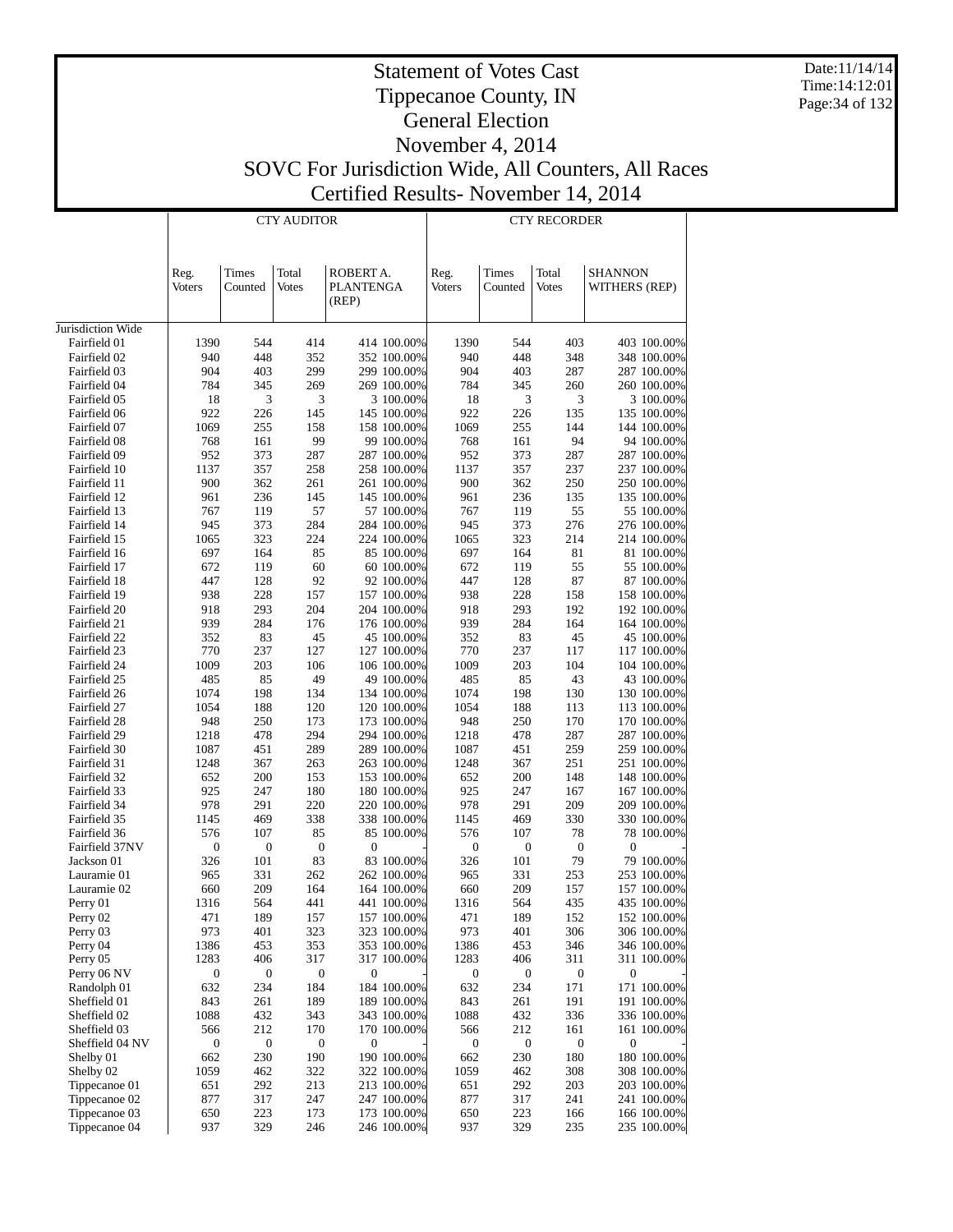# Statement of Votes Cast
## Tippecanoe County, IN
## General Election
## November 4, 2014
## SOVC For Jurisdiction Wide, All Counters, All Races
## Certified Results- November 14, 2014

| | CTY AUDITOR | | | | | CTY RECORDER | | | | |
|---|---|---|---|---|---|---|---|---|---|---|
| | Reg. Voters | Times Counted | Total Votes | ROBERT A. PLANTENGA (REP) | | Reg. Voters | Times Counted | Total Votes | SHANNON WITHERS (REP) | |
| Jurisdiction Wide | | | | | | | | | | |
| Fairfield 01 | 1390 | 544 | 414 | 414 | 100.00% | 1390 | 544 | 403 | 403 | 100.00% |
| Fairfield 02 | 940 | 448 | 352 | 352 | 100.00% | 940 | 448 | 348 | 348 | 100.00% |
| Fairfield 03 | 904 | 403 | 299 | 299 | 100.00% | 904 | 403 | 287 | 287 | 100.00% |
| Fairfield 04 | 784 | 345 | 269 | 269 | 100.00% | 784 | 345 | 260 | 260 | 100.00% |
| Fairfield 05 | 18 | 3 | 3 | 3 | 100.00% | 18 | 3 | 3 | 3 | 100.00% |
| Fairfield 06 | 922 | 226 | 145 | 145 | 100.00% | 922 | 226 | 135 | 135 | 100.00% |
| Fairfield 07 | 1069 | 255 | 158 | 158 | 100.00% | 1069 | 255 | 144 | 144 | 100.00% |
| Fairfield 08 | 768 | 161 | 99 | 99 | 100.00% | 768 | 161 | 94 | 94 | 100.00% |
| Fairfield 09 | 952 | 373 | 287 | 287 | 100.00% | 952 | 373 | 287 | 287 | 100.00% |
| Fairfield 10 | 1137 | 357 | 258 | 258 | 100.00% | 1137 | 357 | 237 | 237 | 100.00% |
| Fairfield 11 | 900 | 362 | 261 | 261 | 100.00% | 900 | 362 | 250 | 250 | 100.00% |
| Fairfield 12 | 961 | 236 | 145 | 145 | 100.00% | 961 | 236 | 135 | 135 | 100.00% |
| Fairfield 13 | 767 | 119 | 57 | 57 | 100.00% | 767 | 119 | 55 | 55 | 100.00% |
| Fairfield 14 | 945 | 373 | 284 | 284 | 100.00% | 945 | 373 | 276 | 276 | 100.00% |
| Fairfield 15 | 1065 | 323 | 224 | 224 | 100.00% | 1065 | 323 | 214 | 214 | 100.00% |
| Fairfield 16 | 697 | 164 | 85 | 85 | 100.00% | 697 | 164 | 81 | 81 | 100.00% |
| Fairfield 17 | 672 | 119 | 60 | 60 | 100.00% | 672 | 119 | 55 | 55 | 100.00% |
| Fairfield 18 | 447 | 128 | 92 | 92 | 100.00% | 447 | 128 | 87 | 87 | 100.00% |
| Fairfield 19 | 938 | 228 | 157 | 157 | 100.00% | 938 | 228 | 158 | 158 | 100.00% |
| Fairfield 20 | 918 | 293 | 204 | 204 | 100.00% | 918 | 293 | 192 | 192 | 100.00% |
| Fairfield 21 | 939 | 284 | 176 | 176 | 100.00% | 939 | 284 | 164 | 164 | 100.00% |
| Fairfield 22 | 352 | 83 | 45 | 45 | 100.00% | 352 | 83 | 45 | 45 | 100.00% |
| Fairfield 23 | 770 | 237 | 127 | 127 | 100.00% | 770 | 237 | 117 | 117 | 100.00% |
| Fairfield 24 | 1009 | 203 | 106 | 106 | 100.00% | 1009 | 203 | 104 | 104 | 100.00% |
| Fairfield 25 | 485 | 85 | 49 | 49 | 100.00% | 485 | 85 | 43 | 43 | 100.00% |
| Fairfield 26 | 1074 | 198 | 134 | 134 | 100.00% | 1074 | 198 | 130 | 130 | 100.00% |
| Fairfield 27 | 1054 | 188 | 120 | 120 | 100.00% | 1054 | 188 | 113 | 113 | 100.00% |
| Fairfield 28 | 948 | 250 | 173 | 173 | 100.00% | 948 | 250 | 170 | 170 | 100.00% |
| Fairfield 29 | 1218 | 478 | 294 | 294 | 100.00% | 1218 | 478 | 287 | 287 | 100.00% |
| Fairfield 30 | 1087 | 451 | 289 | 289 | 100.00% | 1087 | 451 | 259 | 259 | 100.00% |
| Fairfield 31 | 1248 | 367 | 263 | 263 | 100.00% | 1248 | 367 | 251 | 251 | 100.00% |
| Fairfield 32 | 652 | 200 | 153 | 153 | 100.00% | 652 | 200 | 148 | 148 | 100.00% |
| Fairfield 33 | 925 | 247 | 180 | 180 | 100.00% | 925 | 247 | 167 | 167 | 100.00% |
| Fairfield 34 | 978 | 291 | 220 | 220 | 100.00% | 978 | 291 | 209 | 209 | 100.00% |
| Fairfield 35 | 1145 | 469 | 338 | 338 | 100.00% | 1145 | 469 | 330 | 330 | 100.00% |
| Fairfield 36 | 576 | 107 | 85 | 85 | 100.00% | 576 | 107 | 78 | 78 | 100.00% |
| Fairfield 37NV | 0 | 0 | 0 | 0 | - | 0 | 0 | 0 | 0 | - |
| Jackson 01 | 326 | 101 | 83 | 83 | 100.00% | 326 | 101 | 79 | 79 | 100.00% |
| Lauramie 01 | 965 | 331 | 262 | 262 | 100.00% | 965 | 331 | 253 | 253 | 100.00% |
| Lauramie 02 | 660 | 209 | 164 | 164 | 100.00% | 660 | 209 | 157 | 157 | 100.00% |
| Perry 01 | 1316 | 564 | 441 | 441 | 100.00% | 1316 | 564 | 435 | 435 | 100.00% |
| Perry 02 | 471 | 189 | 157 | 157 | 100.00% | 471 | 189 | 152 | 152 | 100.00% |
| Perry 03 | 973 | 401 | 323 | 323 | 100.00% | 973 | 401 | 306 | 306 | 100.00% |
| Perry 04 | 1386 | 453 | 353 | 353 | 100.00% | 1386 | 453 | 346 | 346 | 100.00% |
| Perry 05 | 1283 | 406 | 317 | 317 | 100.00% | 1283 | 406 | 311 | 311 | 100.00% |
| Perry 06 NV | 0 | 0 | 0 | 0 | - | 0 | 0 | 0 | 0 | - |
| Randolph 01 | 632 | 234 | 184 | 184 | 100.00% | 632 | 234 | 171 | 171 | 100.00% |
| Sheffield 01 | 843 | 261 | 189 | 189 | 100.00% | 843 | 261 | 191 | 191 | 100.00% |
| Sheffield 02 | 1088 | 432 | 343 | 343 | 100.00% | 1088 | 432 | 336 | 336 | 100.00% |
| Sheffield 03 | 566 | 212 | 170 | 170 | 100.00% | 566 | 212 | 161 | 161 | 100.00% |
| Sheffield 04 NV | 0 | 0 | 0 | 0 | - | 0 | 0 | 0 | 0 | - |
| Shelby 01 | 662 | 230 | 190 | 190 | 100.00% | 662 | 230 | 180 | 180 | 100.00% |
| Shelby 02 | 1059 | 462 | 322 | 322 | 100.00% | 1059 | 462 | 308 | 308 | 100.00% |
| Tippecanoe 01 | 651 | 292 | 213 | 213 | 100.00% | 651 | 292 | 203 | 203 | 100.00% |
| Tippecanoe 02 | 877 | 317 | 247 | 247 | 100.00% | 877 | 317 | 241 | 241 | 100.00% |
| Tippecanoe 03 | 650 | 223 | 173 | 173 | 100.00% | 650 | 223 | 166 | 166 | 100.00% |
| Tippecanoe 04 | 937 | 329 | 246 | 246 | 100.00% | 937 | 329 | 235 | 235 | 100.00% |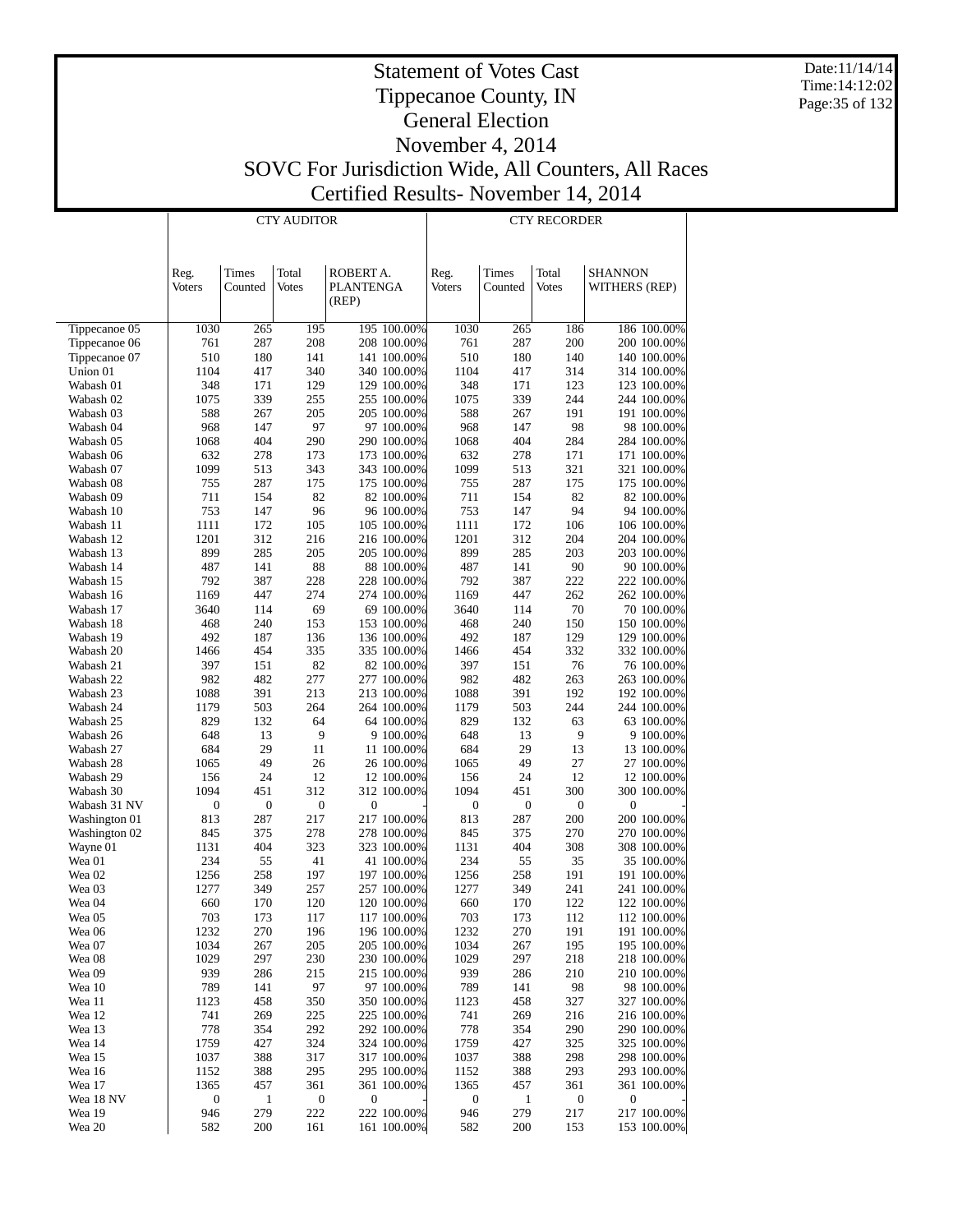# Statement of Votes Cast
# Tippecanoe County, IN
# General Election
# November 4, 2014
# SOVC For Jurisdiction Wide, All Counters, All Races
# Certified Results- November 14, 2014

Date:11/14/14
Time:14:12:02

| | CTY AUDITOR | | | | | CTY RECORDER | | | | |
|---|---|---|---|---|---|---|---|---|---|---|
| | Reg. Voters | Times Counted | Total Votes | ROBERT A. PLANTENGA (REP) | | Reg. Voters | Times Counted | Total Votes | SHANNON WITHERS (REP) | |
| Tippecanoe 05 | 1030 | 265 | 195 | 195 | 100.00% | 1030 | 265 | 186 | 186 | 100.00% |
| Tippecanoe 06 | 761 | 287 | 208 | 208 | 100.00% | 761 | 287 | 200 | 200 | 100.00% |
| Tippecanoe 07 | 510 | 180 | 141 | 141 | 100.00% | 510 | 180 | 140 | 140 | 100.00% |
| Union 01 | 1104 | 417 | 340 | 340 | 100.00% | 1104 | 417 | 314 | 314 | 100.00% |
| Wabash 01 | 348 | 171 | 129 | 129 | 100.00% | 348 | 171 | 123 | 123 | 100.00% |
| Wabash 02 | 1075 | 339 | 255 | 255 | 100.00% | 1075 | 339 | 244 | 244 | 100.00% |
| Wabash 03 | 588 | 267 | 205 | 205 | 100.00% | 588 | 267 | 191 | 191 | 100.00% |
| Wabash 04 | 968 | 147 | 97 | 97 | 100.00% | 968 | 147 | 98 | 98 | 100.00% |
| Wabash 05 | 1068 | 404 | 290 | 290 | 100.00% | 1068 | 404 | 284 | 284 | 100.00% |
| Wabash 06 | 632 | 278 | 173 | 173 | 100.00% | 632 | 278 | 171 | 171 | 100.00% |
| Wabash 07 | 1099 | 513 | 343 | 343 | 100.00% | 1099 | 513 | 321 | 321 | 100.00% |
| Wabash 08 | 755 | 287 | 175 | 175 | 100.00% | 755 | 287 | 175 | 175 | 100.00% |
| Wabash 09 | 711 | 154 | 82 | 82 | 100.00% | 711 | 154 | 82 | 82 | 100.00% |
| Wabash 10 | 753 | 147 | 96 | 96 | 100.00% | 753 | 147 | 94 | 94 | 100.00% |
| Wabash 11 | 1111 | 172 | 105 | 105 | 100.00% | 1111 | 172 | 106 | 106 | 100.00% |
| Wabash 12 | 1201 | 312 | 216 | 216 | 100.00% | 1201 | 312 | 204 | 204 | 100.00% |
| Wabash 13 | 899 | 285 | 205 | 205 | 100.00% | 899 | 285 | 203 | 203 | 100.00% |
| Wabash 14 | 487 | 141 | 88 | 88 | 100.00% | 487 | 141 | 90 | 90 | 100.00% |
| Wabash 15 | 792 | 387 | 228 | 228 | 100.00% | 792 | 387 | 222 | 222 | 100.00% |
| Wabash 16 | 1169 | 447 | 274 | 274 | 100.00% | 1169 | 447 | 262 | 262 | 100.00% |
| Wabash 17 | 3640 | 114 | 69 | 69 | 100.00% | 3640 | 114 | 70 | 70 | 100.00% |
| Wabash 18 | 468 | 240 | 153 | 153 | 100.00% | 468 | 240 | 150 | 150 | 100.00% |
| Wabash 19 | 492 | 187 | 136 | 136 | 100.00% | 492 | 187 | 129 | 129 | 100.00% |
| Wabash 20 | 1466 | 454 | 335 | 335 | 100.00% | 1466 | 454 | 332 | 332 | 100.00% |
| Wabash 21 | 397 | 151 | 82 | 82 | 100.00% | 397 | 151 | 76 | 76 | 100.00% |
| Wabash 22 | 982 | 482 | 277 | 277 | 100.00% | 982 | 482 | 263 | 263 | 100.00% |
| Wabash 23 | 1088 | 391 | 213 | 213 | 100.00% | 1088 | 391 | 192 | 192 | 100.00% |
| Wabash 24 | 1179 | 503 | 264 | 264 | 100.00% | 1179 | 503 | 244 | 244 | 100.00% |
| Wabash 25 | 829 | 132 | 64 | 64 | 100.00% | 829 | 132 | 63 | 63 | 100.00% |
| Wabash 26 | 648 | 13 | 9 | 9 | 100.00% | 648 | 13 | 9 | 9 | 100.00% |
| Wabash 27 | 684 | 29 | 11 | 11 | 100.00% | 684 | 29 | 13 | 13 | 100.00% |
| Wabash 28 | 1065 | 49 | 26 | 26 | 100.00% | 1065 | 49 | 27 | 27 | 100.00% |
| Wabash 29 | 156 | 24 | 12 | 12 | 100.00% | 156 | 24 | 12 | 12 | 100.00% |
| Wabash 30 | 1094 | 451 | 312 | 312 | 100.00% | 1094 | 451 | 300 | 300 | 100.00% |
| Wabash 31 NV | 0 | 0 | 0 | 0 | - | 0 | 0 | 0 | 0 | - |
| Washington 01 | 813 | 287 | 217 | 217 | 100.00% | 813 | 287 | 200 | 200 | 100.00% |
| Washington 02 | 845 | 375 | 278 | 278 | 100.00% | 845 | 375 | 270 | 270 | 100.00% |
| Wayne 01 | 1131 | 404 | 323 | 323 | 100.00% | 1131 | 404 | 308 | 308 | 100.00% |
| Wea 01 | 234 | 55 | 41 | 41 | 100.00% | 234 | 55 | 35 | 35 | 100.00% |
| Wea 02 | 1256 | 258 | 197 | 197 | 100.00% | 1256 | 258 | 191 | 191 | 100.00% |
| Wea 03 | 1277 | 349 | 257 | 257 | 100.00% | 1277 | 349 | 241 | 241 | 100.00% |
| Wea 04 | 660 | 170 | 120 | 120 | 100.00% | 660 | 170 | 122 | 122 | 100.00% |
| Wea 05 | 703 | 173 | 117 | 117 | 100.00% | 703 | 173 | 112 | 112 | 100.00% |
| Wea 06 | 1232 | 270 | 196 | 196 | 100.00% | 1232 | 270 | 191 | 191 | 100.00% |
| Wea 07 | 1034 | 267 | 205 | 205 | 100.00% | 1034 | 267 | 195 | 195 | 100.00% |
| Wea 08 | 1029 | 297 | 230 | 230 | 100.00% | 1029 | 297 | 218 | 218 | 100.00% |
| Wea 09 | 939 | 286 | 215 | 215 | 100.00% | 939 | 286 | 210 | 210 | 100.00% |
| Wea 10 | 789 | 141 | 97 | 97 | 100.00% | 789 | 141 | 98 | 98 | 100.00% |
| Wea 11 | 1123 | 458 | 350 | 350 | 100.00% | 1123 | 458 | 327 | 327 | 100.00% |
| Wea 12 | 741 | 269 | 225 | 225 | 100.00% | 741 | 269 | 216 | 216 | 100.00% |
| Wea 13 | 778 | 354 | 292 | 292 | 100.00% | 778 | 354 | 290 | 290 | 100.00% |
| Wea 14 | 1759 | 427 | 324 | 324 | 100.00% | 1759 | 427 | 325 | 325 | 100.00% |
| Wea 15 | 1037 | 388 | 317 | 317 | 100.00% | 1037 | 388 | 298 | 298 | 100.00% |
| Wea 16 | 1152 | 388 | 295 | 295 | 100.00% | 1152 | 388 | 293 | 293 | 100.00% |
| Wea 17 | 1365 | 457 | 361 | 361 | 100.00% | 1365 | 457 | 361 | 361 | 100.00% |
| Wea 18 NV | 0 | 1 | 0 | 0 | - | 0 | 1 | 0 | 0 | - |
| Wea 19 | 946 | 279 | 222 | 222 | 100.00% | 946 | 279 | 217 | 217 | 100.00% |
| Wea 20 | 582 | 200 | 161 | 161 | 100.00% | 582 | 200 | 153 | 153 | 100.00% |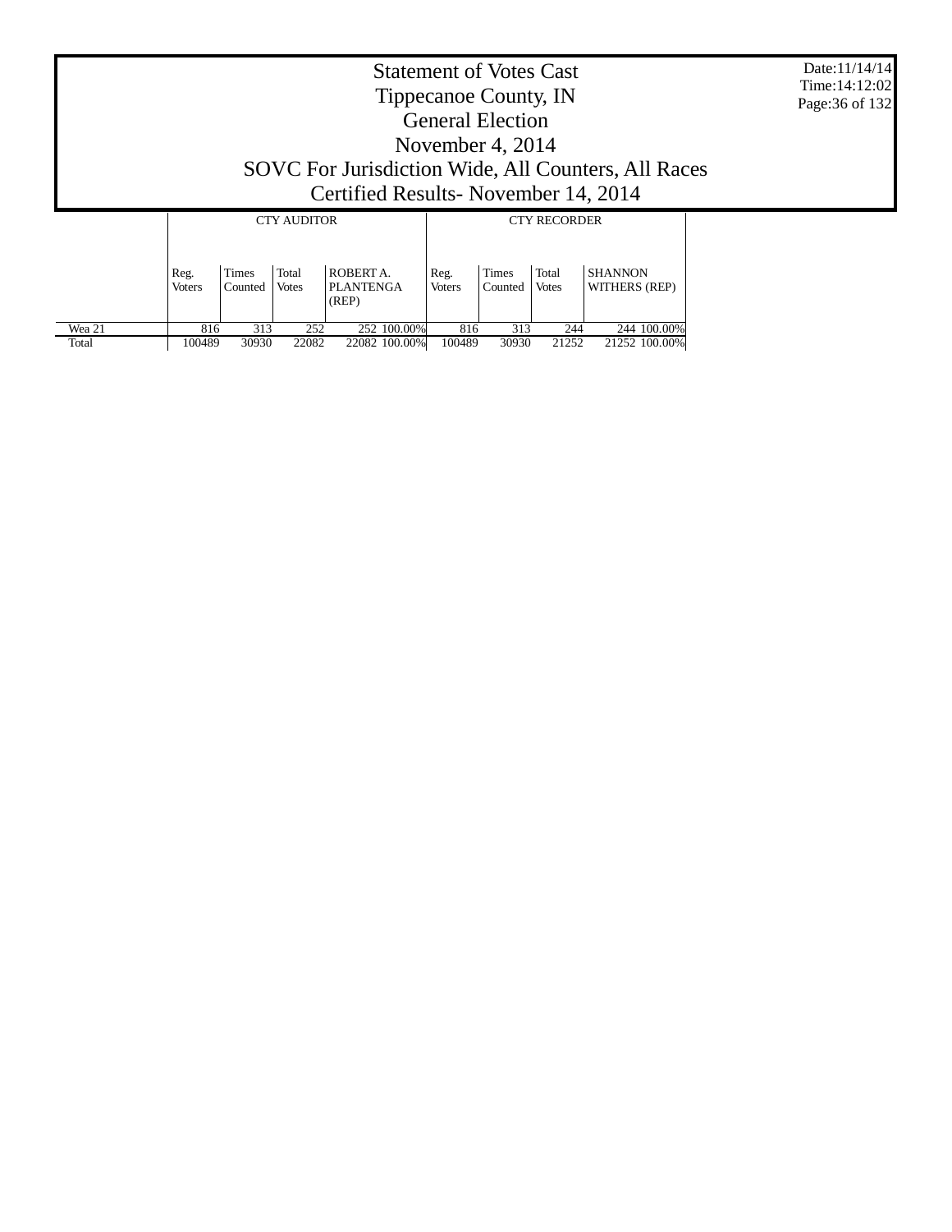# Statement of Votes Cast
## Tippecanoe County, IN
## General Election
## November 4, 2014
## SOVC For Jurisdiction Wide, All Counters, All Races
## Certified Results- November 14, 2014

Date:11/14/14
Time:14:12:02

| | CTY AUDITOR | | | | | CTY RECORDER | | | | |
|---|---|---|---|---|---|---|---|---|---|---|
| | Reg. Voters | Times Counted | Total Votes | ROBERT A. PLANTENGA (REP) | | Reg. Voters | Times Counted | Total Votes | SHANNON WITHERS (REP) | |
| Wea 21 | 816 | 313 | 252 | 252 | 100.00% | 816 | 313 | 244 | 244 | 100.00% |
| Total | 100489 | 30930 | 22082 | 22082 | 100.00% | 100489 | 30930 | 21252 | 21252 | 100.00% |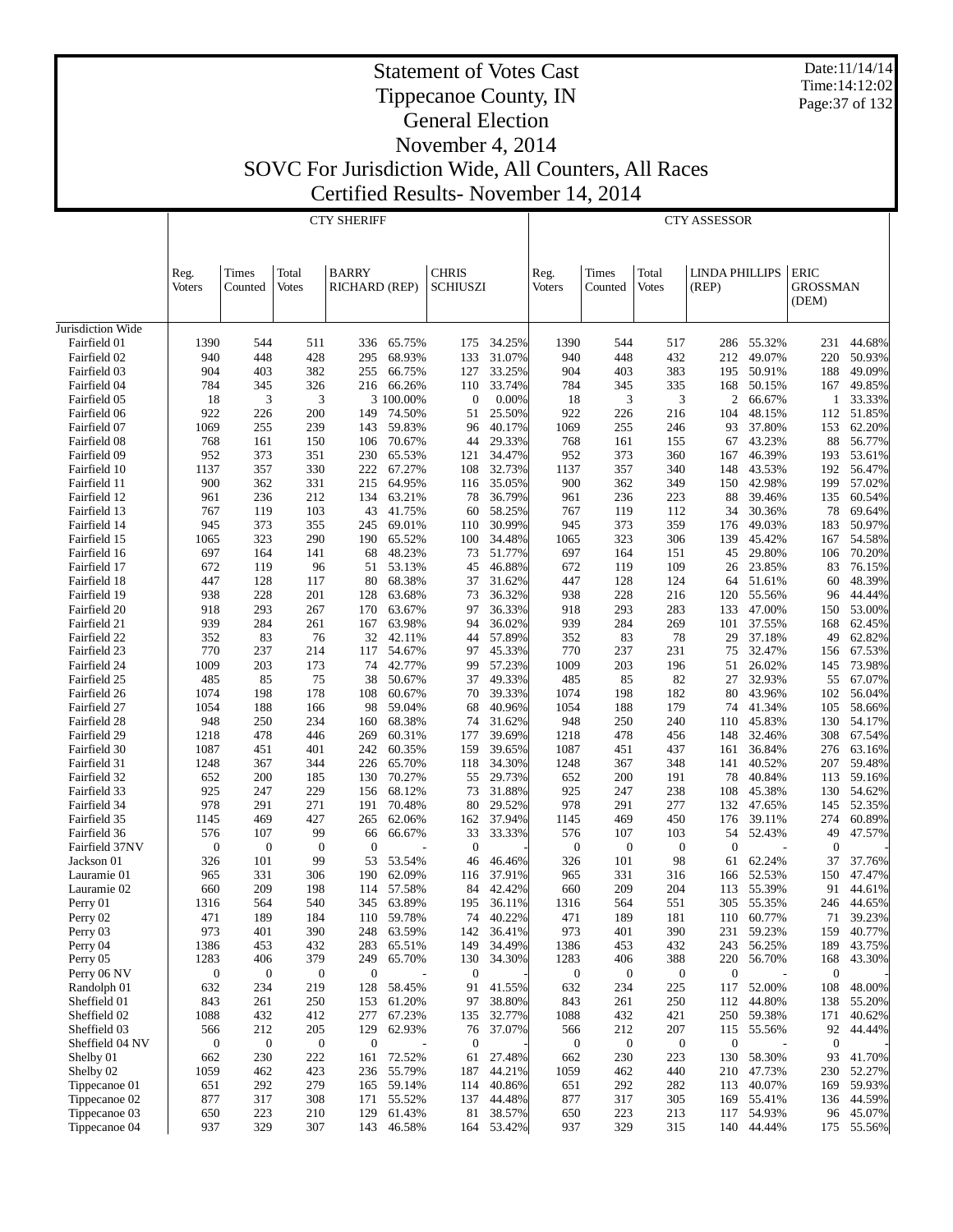# Statement of Votes Cast

## Tippecanoe County, IN

## General Election

## November 4, 2014

## SOVC For Jurisdiction Wide, All Counters, All Races

## Certified Results- November 14, 2014

Date:11/14/14
Time:14:12:02

| | CTY SHERIFF | | | | | | | CTY ASSESSOR | | | | | | |
|---|---|---|---|---|---|---|---|---|---|---|---|---|---|---|
| | Reg. Voters | Times Counted | Total Votes | BARRY RICHARD (REP) | | CHRIS SCHIUSZI | | Reg. Voters | Times Counted | Total Votes | LINDA PHILLIPS (REP) | | ERIC GROSSMAN (DEM) | |
| Jurisdiction Wide | | | | | | | | | | | | | | |
| Fairfield 01 | 1390 | 544 | 511 | 336 | 65.75% | 175 | 34.25% | 1390 | 544 | 517 | 286 | 55.32% | 231 | 44.68% |
| Fairfield 02 | 940 | 448 | 428 | 295 | 68.93% | 133 | 31.07% | 940 | 448 | 432 | 212 | 49.07% | 220 | 50.93% |
| Fairfield 03 | 904 | 403 | 382 | 255 | 66.75% | 127 | 33.25% | 904 | 403 | 383 | 195 | 50.91% | 188 | 49.09% |
| Fairfield 04 | 784 | 345 | 326 | 216 | 66.26% | 110 | 33.74% | 784 | 345 | 335 | 168 | 50.15% | 167 | 49.85% |
| Fairfield 05 | 18 | 3 | 3 | 3 | 100.00% | 0 | 0.00% | 18 | 3 | 3 | 2 | 66.67% | 1 | 33.33% |
| Fairfield 06 | 922 | 226 | 200 | 149 | 74.50% | 51 | 25.50% | 922 | 226 | 216 | 104 | 48.15% | 112 | 51.85% |
| Fairfield 07 | 1069 | 255 | 239 | 143 | 59.83% | 96 | 40.17% | 1069 | 255 | 246 | 93 | 37.80% | 153 | 62.20% |
| Fairfield 08 | 768 | 161 | 150 | 106 | 70.67% | 44 | 29.33% | 768 | 161 | 155 | 67 | 43.23% | 88 | 56.77% |
| Fairfield 09 | 952 | 373 | 351 | 230 | 65.53% | 121 | 34.47% | 952 | 373 | 360 | 167 | 46.39% | 193 | 53.61% |
| Fairfield 10 | 1137 | 357 | 330 | 222 | 67.27% | 108 | 32.73% | 1137 | 357 | 340 | 148 | 43.53% | 192 | 56.47% |
| Fairfield 11 | 900 | 362 | 331 | 215 | 64.95% | 116 | 35.05% | 900 | 362 | 349 | 150 | 42.98% | 199 | 57.02% |
| Fairfield 12 | 961 | 236 | 212 | 134 | 63.21% | 78 | 36.79% | 961 | 236 | 223 | 88 | 39.46% | 135 | 60.54% |
| Fairfield 13 | 767 | 119 | 103 | 43 | 41.75% | 60 | 58.25% | 767 | 119 | 112 | 34 | 30.36% | 78 | 69.64% |
| Fairfield 14 | 945 | 373 | 355 | 245 | 69.01% | 110 | 30.99% | 945 | 373 | 359 | 176 | 49.03% | 183 | 50.97% |
| Fairfield 15 | 1065 | 323 | 290 | 190 | 65.52% | 100 | 34.48% | 1065 | 323 | 306 | 139 | 45.42% | 167 | 54.58% |
| Fairfield 16 | 697 | 164 | 141 | 68 | 48.23% | 73 | 51.77% | 697 | 164 | 151 | 45 | 29.80% | 106 | 70.20% |
| Fairfield 17 | 672 | 119 | 96 | 51 | 53.13% | 45 | 46.88% | 672 | 119 | 109 | 26 | 23.85% | 83 | 76.15% |
| Fairfield 18 | 447 | 128 | 117 | 80 | 68.38% | 37 | 31.62% | 447 | 128 | 124 | 64 | 51.61% | 60 | 48.39% |
| Fairfield 19 | 938 | 228 | 201 | 128 | 63.68% | 73 | 36.32% | 938 | 228 | 216 | 120 | 55.56% | 96 | 44.44% |
| Fairfield 20 | 918 | 293 | 267 | 170 | 63.67% | 97 | 36.33% | 918 | 293 | 283 | 133 | 47.00% | 150 | 53.00% |
| Fairfield 21 | 939 | 284 | 261 | 167 | 63.98% | 94 | 36.02% | 939 | 284 | 269 | 101 | 37.55% | 168 | 62.45% |
| Fairfield 22 | 352 | 83 | 76 | 32 | 42.11% | 44 | 57.89% | 352 | 83 | 78 | 29 | 37.18% | 49 | 62.82% |
| Fairfield 23 | 770 | 237 | 214 | 117 | 54.67% | 97 | 45.33% | 770 | 237 | 231 | 75 | 32.47% | 156 | 67.53% |
| Fairfield 24 | 1009 | 203 | 173 | 74 | 42.77% | 99 | 57.23% | 1009 | 203 | 196 | 51 | 26.02% | 145 | 73.98% |
| Fairfield 25 | 485 | 85 | 75 | 38 | 50.67% | 37 | 49.33% | 485 | 85 | 82 | 27 | 32.93% | 55 | 67.07% |
| Fairfield 26 | 1074 | 198 | 178 | 108 | 60.67% | 70 | 39.33% | 1074 | 198 | 182 | 80 | 43.96% | 102 | 56.04% |
| Fairfield 27 | 1054 | 188 | 166 | 98 | 59.04% | 68 | 40.96% | 1054 | 188 | 179 | 74 | 41.34% | 105 | 58.66% |
| Fairfield 28 | 948 | 250 | 234 | 160 | 68.38% | 74 | 31.62% | 948 | 250 | 240 | 110 | 45.83% | 130 | 54.17% |
| Fairfield 29 | 1218 | 478 | 446 | 269 | 60.31% | 177 | 39.69% | 1218 | 478 | 456 | 148 | 32.46% | 308 | 67.54% |
| Fairfield 30 | 1087 | 451 | 401 | 242 | 60.35% | 159 | 39.65% | 1087 | 451 | 437 | 161 | 36.84% | 276 | 63.16% |
| Fairfield 31 | 1248 | 367 | 344 | 226 | 65.70% | 118 | 34.30% | 1248 | 367 | 348 | 141 | 40.52% | 207 | 59.48% |
| Fairfield 32 | 652 | 200 | 185 | 130 | 70.27% | 55 | 29.73% | 652 | 200 | 191 | 78 | 40.84% | 113 | 59.16% |
| Fairfield 33 | 925 | 247 | 229 | 156 | 68.12% | 73 | 31.88% | 925 | 247 | 238 | 108 | 45.38% | 130 | 54.62% |
| Fairfield 34 | 978 | 291 | 271 | 191 | 70.48% | 80 | 29.52% | 978 | 291 | 277 | 132 | 47.65% | 145 | 52.35% |
| Fairfield 35 | 1145 | 469 | 427 | 265 | 62.06% | 162 | 37.94% | 1145 | 469 | 450 | 176 | 39.11% | 274 | 60.89% |
| Fairfield 36 | 576 | 107 | 99 | 66 | 66.67% | 33 | 33.33% | 576 | 107 | 103 | 54 | 52.43% | 49 | 47.57% |
| Fairfield 37NV | 0 | 0 | 0 | 0 | - | 0 | - | 0 | 0 | 0 | 0 | - | 0 | - |
| Jackson 01 | 326 | 101 | 99 | 53 | 53.54% | 46 | 46.46% | 326 | 101 | 98 | 61 | 62.24% | 37 | 37.76% |
| Lauramie 01 | 965 | 331 | 306 | 190 | 62.09% | 116 | 37.91% | 965 | 331 | 316 | 166 | 52.53% | 150 | 47.47% |
| Lauramie 02 | 660 | 209 | 198 | 114 | 57.58% | 84 | 42.42% | 660 | 209 | 204 | 113 | 55.39% | 91 | 44.61% |
| Perry 01 | 1316 | 564 | 540 | 345 | 63.89% | 195 | 36.11% | 1316 | 564 | 551 | 305 | 55.35% | 246 | 44.65% |
| Perry 02 | 471 | 189 | 184 | 110 | 59.78% | 74 | 40.22% | 471 | 189 | 181 | 110 | 60.77% | 71 | 39.23% |
| Perry 03 | 973 | 401 | 390 | 248 | 63.59% | 142 | 36.41% | 973 | 401 | 390 | 231 | 59.23% | 159 | 40.77% |
| Perry 04 | 1386 | 453 | 432 | 283 | 65.51% | 149 | 34.49% | 1386 | 453 | 432 | 243 | 56.25% | 189 | 43.75% |
| Perry 05 | 1283 | 406 | 379 | 249 | 65.70% | 130 | 34.30% | 1283 | 406 | 388 | 220 | 56.70% | 168 | 43.30% |
| Perry 06 NV | 0 | 0 | 0 | 0 | - | 0 | - | 0 | 0 | 0 | 0 | - | 0 | - |
| Randolph 01 | 632 | 234 | 219 | 128 | 58.45% | 91 | 41.55% | 632 | 234 | 225 | 117 | 52.00% | 108 | 48.00% |
| Sheffield 01 | 843 | 261 | 250 | 153 | 61.20% | 97 | 38.80% | 843 | 261 | 250 | 112 | 44.80% | 138 | 55.20% |
| Sheffield 02 | 1088 | 432 | 412 | 277 | 67.23% | 135 | 32.77% | 1088 | 432 | 421 | 250 | 59.38% | 171 | 40.62% |
| Sheffield 03 | 566 | 212 | 205 | 129 | 62.93% | 76 | 37.07% | 566 | 212 | 207 | 115 | 55.56% | 92 | 44.44% |
| Sheffield 04 NV | 0 | 0 | 0 | 0 | - | 0 | - | 0 | 0 | 0 | 0 | - | 0 | - |
| Shelby 01 | 662 | 230 | 222 | 161 | 72.52% | 61 | 27.48% | 662 | 230 | 223 | 130 | 58.30% | 93 | 41.70% |
| Shelby 02 | 1059 | 462 | 423 | 236 | 55.79% | 187 | 44.21% | 1059 | 462 | 440 | 210 | 47.73% | 230 | 52.27% |
| Tippecanoe 01 | 651 | 292 | 279 | 165 | 59.14% | 114 | 40.86% | 651 | 292 | 282 | 113 | 40.07% | 169 | 59.93% |
| Tippecanoe 02 | 877 | 317 | 308 | 171 | 55.52% | 137 | 44.48% | 877 | 317 | 305 | 169 | 55.41% | 136 | 44.59% |
| Tippecanoe 03 | 650 | 223 | 210 | 129 | 61.43% | 81 | 38.57% | 650 | 223 | 213 | 117 | 54.93% | 96 | 45.07% |
| Tippecanoe 04 | 937 | 329 | 307 | 143 | 46.58% | 164 | 53.42% | 937 | 329 | 315 | 140 | 44.44% | 175 | 55.56% |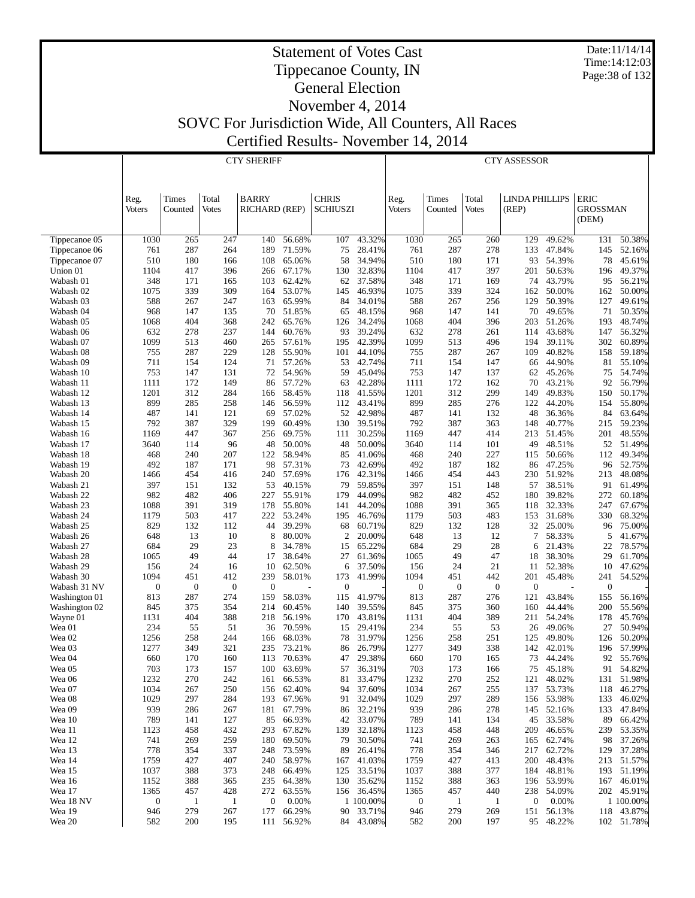# Statement of Votes Cast
## Tippecanoe County, IN
## General Election
## November 4, 2014
## SOVC For Jurisdiction Wide, All Counters, All Races
## Certified Results- November 14, 2014

Date:11/14/14
Time:14:12:03

| | CTY SHERIFF | | | | | | | CTY ASSESSOR | | | | | | |
|---|---|---|---|---|---|---|---|---|---|---|---|---|---|---|
| | Reg. Voters | Times Counted | Total Votes | BARRY RICHARD (REP) | | CHRIS SCHIUSZI | | Reg. Voters | Times Counted | Total Votes | LINDA PHILLIPS (REP) | | ERIC GROSSMAN (DEM) | |
| Tippecanoe 05 | 1030 | 265 | 247 | 140 | 56.68% | 107 | 43.32% | 1030 | 265 | 260 | 129 | 49.62% | 131 | 50.38% |
| Tippecanoe 06 | 761 | 287 | 264 | 189 | 71.59% | 75 | 28.41% | 761 | 287 | 278 | 133 | 47.84% | 145 | 52.16% |
| Tippecanoe 07 | 510 | 180 | 166 | 108 | 65.06% | 58 | 34.94% | 510 | 180 | 171 | 93 | 54.39% | 78 | 45.61% |
| Union 01 | 1104 | 417 | 396 | 266 | 67.17% | 130 | 32.83% | 1104 | 417 | 397 | 201 | 50.63% | 196 | 49.37% |
| Wabash 01 | 348 | 171 | 165 | 103 | 62.42% | 62 | 37.58% | 348 | 171 | 169 | 74 | 43.79% | 95 | 56.21% |
| Wabash 02 | 1075 | 339 | 309 | 164 | 53.07% | 145 | 46.93% | 1075 | 339 | 324 | 162 | 50.00% | 162 | 50.00% |
| Wabash 03 | 588 | 267 | 247 | 163 | 65.99% | 84 | 34.01% | 588 | 267 | 256 | 129 | 50.39% | 127 | 49.61% |
| Wabash 04 | 968 | 147 | 135 | 70 | 51.85% | 65 | 48.15% | 968 | 147 | 141 | 70 | 49.65% | 71 | 50.35% |
| Wabash 05 | 1068 | 404 | 368 | 242 | 65.76% | 126 | 34.24% | 1068 | 404 | 396 | 203 | 51.26% | 193 | 48.74% |
| Wabash 06 | 632 | 278 | 237 | 144 | 60.76% | 93 | 39.24% | 632 | 278 | 261 | 114 | 43.68% | 147 | 56.32% |
| Wabash 07 | 1099 | 513 | 460 | 265 | 57.61% | 195 | 42.39% | 1099 | 513 | 496 | 194 | 39.11% | 302 | 60.89% |
| Wabash 08 | 755 | 287 | 229 | 128 | 55.90% | 101 | 44.10% | 755 | 287 | 267 | 109 | 40.82% | 158 | 59.18% |
| Wabash 09 | 711 | 154 | 124 | 71 | 57.26% | 53 | 42.74% | 711 | 154 | 147 | 66 | 44.90% | 81 | 55.10% |
| Wabash 10 | 753 | 147 | 131 | 72 | 54.96% | 59 | 45.04% | 753 | 147 | 137 | 62 | 45.26% | 75 | 54.74% |
| Wabash 11 | 1111 | 172 | 149 | 86 | 57.72% | 63 | 42.28% | 1111 | 172 | 162 | 70 | 43.21% | 92 | 56.79% |
| Wabash 12 | 1201 | 312 | 284 | 166 | 58.45% | 118 | 41.55% | 1201 | 312 | 299 | 149 | 49.83% | 150 | 50.17% |
| Wabash 13 | 899 | 285 | 258 | 146 | 56.59% | 112 | 43.41% | 899 | 285 | 276 | 122 | 44.20% | 154 | 55.80% |
| Wabash 14 | 487 | 141 | 121 | 69 | 57.02% | 52 | 42.98% | 487 | 141 | 132 | 48 | 36.36% | 84 | 63.64% |
| Wabash 15 | 792 | 387 | 329 | 199 | 60.49% | 130 | 39.51% | 792 | 387 | 363 | 148 | 40.77% | 215 | 59.23% |
| Wabash 16 | 1169 | 447 | 367 | 256 | 69.75% | 111 | 30.25% | 1169 | 447 | 414 | 213 | 51.45% | 201 | 48.55% |
| Wabash 17 | 3640 | 114 | 96 | 48 | 50.00% | 48 | 50.00% | 3640 | 114 | 101 | 49 | 48.51% | 52 | 51.49% |
| Wabash 18 | 468 | 240 | 207 | 122 | 58.94% | 85 | 41.06% | 468 | 240 | 227 | 115 | 50.66% | 112 | 49.34% |
| Wabash 19 | 492 | 187 | 171 | 98 | 57.31% | 73 | 42.69% | 492 | 187 | 182 | 86 | 47.25% | 96 | 52.75% |
| Wabash 20 | 1466 | 454 | 416 | 240 | 57.69% | 176 | 42.31% | 1466 | 454 | 443 | 230 | 51.92% | 213 | 48.08% |
| Wabash 21 | 397 | 151 | 132 | 53 | 40.15% | 79 | 59.85% | 397 | 151 | 148 | 57 | 38.51% | 91 | 61.49% |
| Wabash 22 | 982 | 482 | 406 | 227 | 55.91% | 179 | 44.09% | 982 | 482 | 452 | 180 | 39.82% | 272 | 60.18% |
| Wabash 23 | 1088 | 391 | 319 | 178 | 55.80% | 141 | 44.20% | 1088 | 391 | 365 | 118 | 32.33% | 247 | 67.67% |
| Wabash 24 | 1179 | 503 | 417 | 222 | 53.24% | 195 | 46.76% | 1179 | 503 | 483 | 153 | 31.68% | 330 | 68.32% |
| Wabash 25 | 829 | 132 | 112 | 44 | 39.29% | 68 | 60.71% | 829 | 132 | 128 | 32 | 25.00% | 96 | 75.00% |
| Wabash 26 | 648 | 13 | 10 | 8 | 80.00% | 2 | 20.00% | 648 | 13 | 12 | 7 | 58.33% | 5 | 41.67% |
| Wabash 27 | 684 | 29 | 23 | 8 | 34.78% | 15 | 65.22% | 684 | 29 | 28 | 6 | 21.43% | 22 | 78.57% |
| Wabash 28 | 1065 | 49 | 44 | 17 | 38.64% | 27 | 61.36% | 1065 | 49 | 47 | 18 | 38.30% | 29 | 61.70% |
| Wabash 29 | 156 | 24 | 16 | 10 | 62.50% | 6 | 37.50% | 156 | 24 | 21 | 11 | 52.38% | 10 | 47.62% |
| Wabash 30 | 1094 | 451 | 412 | 239 | 58.01% | 173 | 41.99% | 1094 | 451 | 442 | 201 | 45.48% | 241 | 54.52% |
| Wabash 31 NV | 0 | 0 | 0 | 0 | - | 0 | - | 0 | 0 | 0 | 0 | - | 0 | - |
| Washington 01 | 813 | 287 | 274 | 159 | 58.03% | 115 | 41.97% | 813 | 287 | 276 | 121 | 43.84% | 155 | 56.16% |
| Washington 02 | 845 | 375 | 354 | 214 | 60.45% | 140 | 39.55% | 845 | 375 | 360 | 160 | 44.44% | 200 | 55.56% |
| Wayne 01 | 1131 | 404 | 388 | 218 | 56.19% | 170 | 43.81% | 1131 | 404 | 389 | 211 | 54.24% | 178 | 45.76% |
| Wea 01 | 234 | 55 | 51 | 36 | 70.59% | 15 | 29.41% | 234 | 55 | 53 | 26 | 49.06% | 27 | 50.94% |
| Wea 02 | 1256 | 258 | 244 | 166 | 68.03% | 78 | 31.97% | 1256 | 258 | 251 | 125 | 49.80% | 126 | 50.20% |
| Wea 03 | 1277 | 349 | 321 | 235 | 73.21% | 86 | 26.79% | 1277 | 349 | 338 | 142 | 42.01% | 196 | 57.99% |
| Wea 04 | 660 | 170 | 160 | 113 | 70.63% | 47 | 29.38% | 660 | 170 | 165 | 73 | 44.24% | 92 | 55.76% |
| Wea 05 | 703 | 173 | 157 | 100 | 63.69% | 57 | 36.31% | 703 | 173 | 166 | 75 | 45.18% | 91 | 54.82% |
| Wea 06 | 1232 | 270 | 242 | 161 | 66.53% | 81 | 33.47% | 1232 | 270 | 252 | 121 | 48.02% | 131 | 51.98% |
| Wea 07 | 1034 | 267 | 250 | 156 | 62.40% | 94 | 37.60% | 1034 | 267 | 255 | 137 | 53.73% | 118 | 46.27% |
| Wea 08 | 1029 | 297 | 284 | 193 | 67.96% | 91 | 32.04% | 1029 | 297 | 289 | 156 | 53.98% | 133 | 46.02% |
| Wea 09 | 939 | 286 | 267 | 181 | 67.79% | 86 | 32.21% | 939 | 286 | 278 | 145 | 52.16% | 133 | 47.84% |
| Wea 10 | 789 | 141 | 127 | 85 | 66.93% | 42 | 33.07% | 789 | 141 | 134 | 45 | 33.58% | 89 | 66.42% |
| Wea 11 | 1123 | 458 | 432 | 293 | 67.82% | 139 | 32.18% | 1123 | 458 | 448 | 209 | 46.65% | 239 | 53.35% |
| Wea 12 | 741 | 269 | 259 | 180 | 69.50% | 79 | 30.50% | 741 | 269 | 263 | 165 | 62.74% | 98 | 37.26% |
| Wea 13 | 778 | 354 | 337 | 248 | 73.59% | 89 | 26.41% | 778 | 354 | 346 | 217 | 62.72% | 129 | 37.28% |
| Wea 14 | 1759 | 427 | 407 | 240 | 58.97% | 167 | 41.03% | 1759 | 427 | 413 | 200 | 48.43% | 213 | 51.57% |
| Wea 15 | 1037 | 388 | 373 | 248 | 66.49% | 125 | 33.51% | 1037 | 388 | 377 | 184 | 48.81% | 193 | 51.19% |
| Wea 16 | 1152 | 388 | 365 | 235 | 64.38% | 130 | 35.62% | 1152 | 388 | 363 | 196 | 53.99% | 167 | 46.01% |
| Wea 17 | 1365 | 457 | 428 | 272 | 63.55% | 156 | 36.45% | 1365 | 457 | 440 | 238 | 54.09% | 202 | 45.91% |
| Wea 18 NV | 0 | 1 | 1 | 0 | 0.00% | 1 | 100.00% | 0 | 1 | 1 | 0 | 0.00% | 1 | 100.00% |
| Wea 19 | 946 | 279 | 267 | 177 | 66.29% | 90 | 33.71% | 946 | 279 | 269 | 151 | 56.13% | 118 | 43.87% |
| Wea 20 | 582 | 200 | 195 | 111 | 56.92% | 84 | 43.08% | 582 | 200 | 197 | 95 | 48.22% | 102 | 51.78% |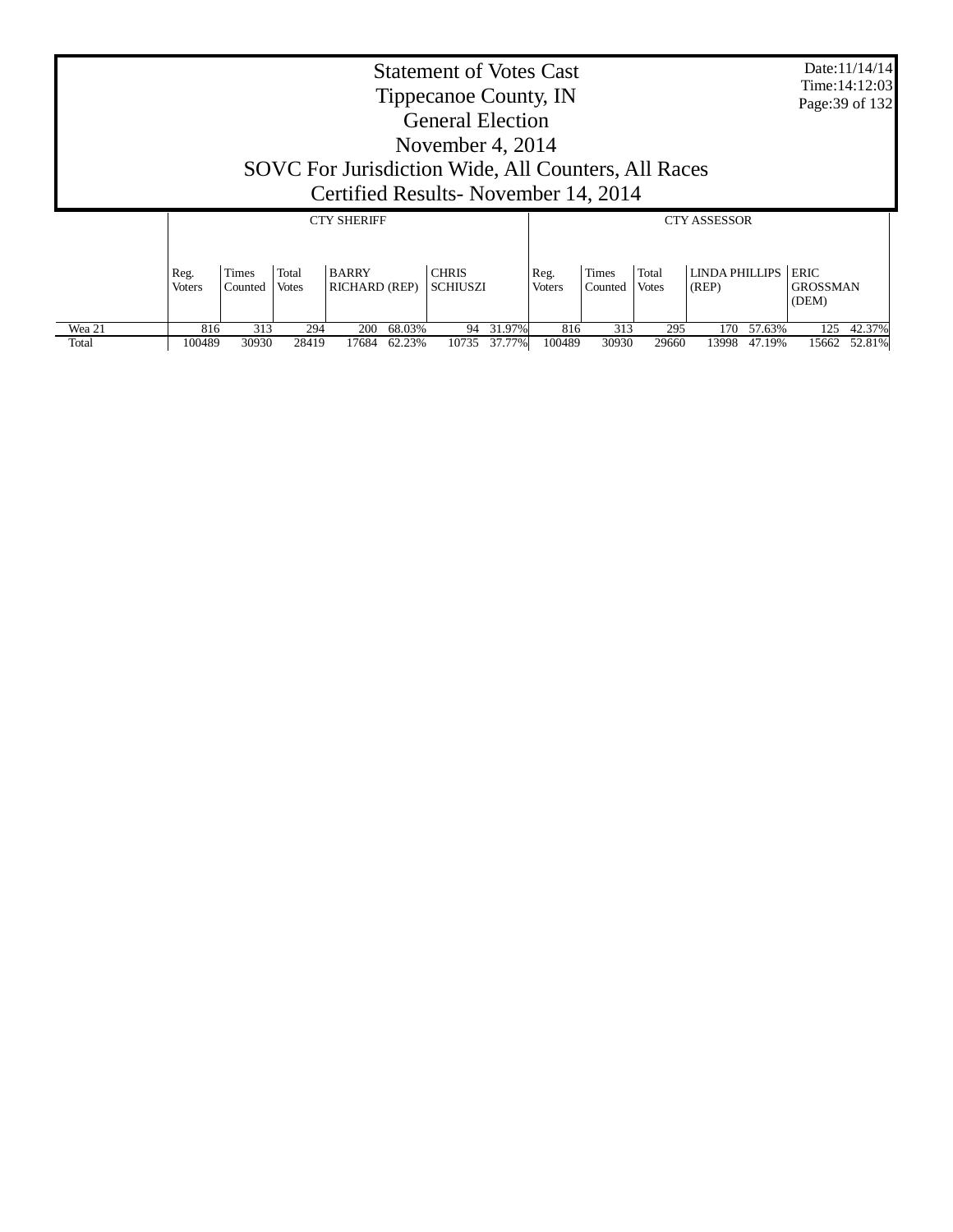# Statement of Votes Cast
## Tippecanoe County, IN
## General Election
## November 4, 2014
## SOVC For Jurisdiction Wide, All Counters, All Races
## Certified Results- November 14, 2014

Date:11/14/14
Time:14:12:03

| | CTY SHERIFF | | | | | | | CTY ASSESSOR | | | | | | |
|---|---|---|---|---|---|---|---|---|---|---|---|---|---|---|
| | Reg. Voters | Times Counted | Total Votes | BARRY RICHARD (REP) | | CHRIS SCHIUSZI | | Reg. Voters | Times Counted | Total Votes | LINDA PHILLIPS (REP) | | ERIC GROSSMAN (DEM) | |
| Wea 21 | 816 | 313 | 294 | 200 | 68.03% | 94 | 31.97% | 816 | 313 | 295 | 170 | 57.63% | 125 | 42.37% |
| Total | 100489 | 30930 | 28419 | 17684 | 62.23% | 10735 | 37.77% | 100489 | 30930 | 29660 | 13998 | 47.19% | 15662 | 52.81% |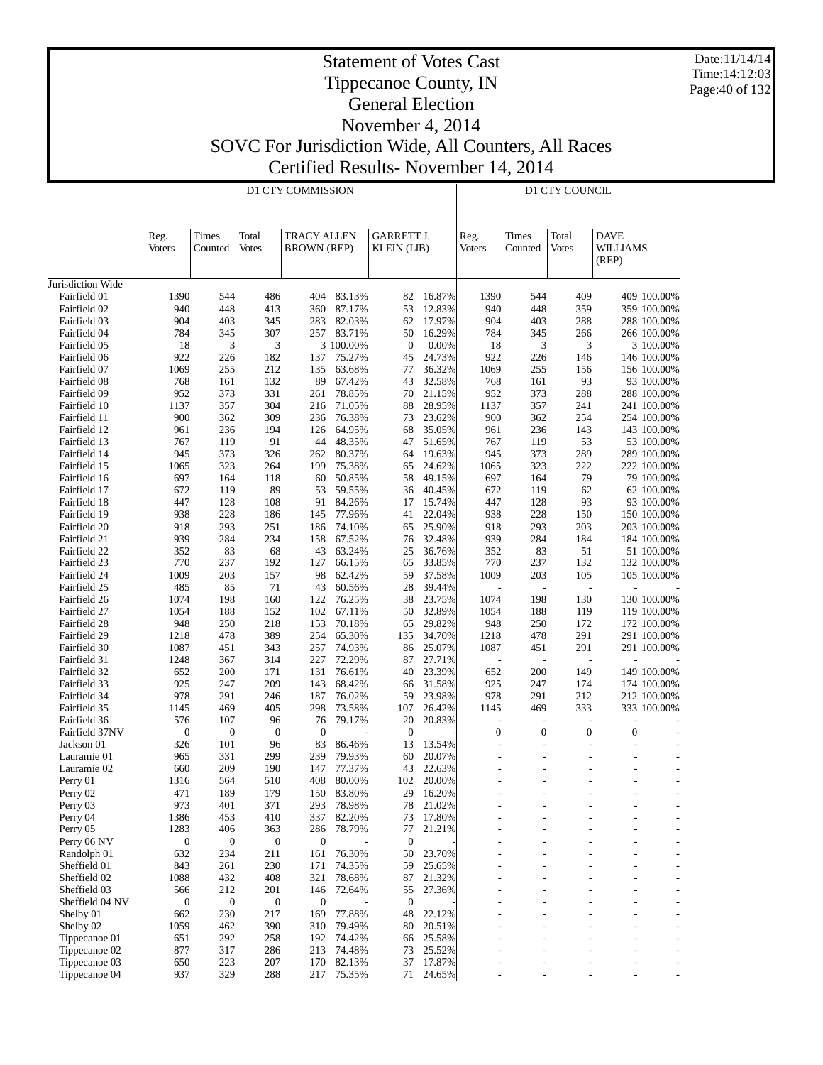# Statement of Votes Cast
# Tippecanoe County, IN
# General Election
# November 4, 2014
# SOVC For Jurisdiction Wide, All Counters, All Races
# Certified Results- November 14, 2014

Date:11/14/14
Time:14:12:03

| | D1 CTY COMMISSION | | | | | | | D1 CTY COUNCIL | | | | |
|---|---|---|---|---|---|---|---|---|---|---|---|---|
| | Reg. Voters | Times Counted | Total Votes | TRACY ALLEN BROWN (REP) | | GARRETT J. KLEIN (LIB) | | Reg. Voters | Times Counted | Total Votes | DAVE WILLIAMS (REP) | |
| Jurisdiction Wide | | | | | | | | | | | | |
| Fairfield 01 | 1390 | 544 | 486 | 404 | 83.13% | 82 | 16.87% | 1390 | 544 | 409 | 409 | 100.00% |
| Fairfield 02 | 940 | 448 | 413 | 360 | 87.17% | 53 | 12.83% | 940 | 448 | 359 | 359 | 100.00% |
| Fairfield 03 | 904 | 403 | 345 | 283 | 82.03% | 62 | 17.97% | 904 | 403 | 288 | 288 | 100.00% |
| Fairfield 04 | 784 | 345 | 307 | 257 | 83.71% | 50 | 16.29% | 784 | 345 | 266 | 266 | 100.00% |
| Fairfield 05 | 18 | 3 | 3 | 3 | 100.00% | 0 | 0.00% | 18 | 3 | 3 | 3 | 100.00% |
| Fairfield 06 | 922 | 226 | 182 | 137 | 75.27% | 45 | 24.73% | 922 | 226 | 146 | 146 | 100.00% |
| Fairfield 07 | 1069 | 255 | 212 | 135 | 63.68% | 77 | 36.32% | 1069 | 255 | 156 | 156 | 100.00% |
| Fairfield 08 | 768 | 161 | 132 | 89 | 67.42% | 43 | 32.58% | 768 | 161 | 93 | 93 | 100.00% |
| Fairfield 09 | 952 | 373 | 331 | 261 | 78.85% | 70 | 21.15% | 952 | 373 | 288 | 288 | 100.00% |
| Fairfield 10 | 1137 | 357 | 304 | 216 | 71.05% | 88 | 28.95% | 1137 | 357 | 241 | 241 | 100.00% |
| Fairfield 11 | 900 | 362 | 309 | 236 | 76.38% | 73 | 23.62% | 900 | 362 | 254 | 254 | 100.00% |
| Fairfield 12 | 961 | 236 | 194 | 126 | 64.95% | 68 | 35.05% | 961 | 236 | 143 | 143 | 100.00% |
| Fairfield 13 | 767 | 119 | 91 | 44 | 48.35% | 47 | 51.65% | 767 | 119 | 53 | 53 | 100.00% |
| Fairfield 14 | 945 | 373 | 326 | 262 | 80.37% | 64 | 19.63% | 945 | 373 | 289 | 289 | 100.00% |
| Fairfield 15 | 1065 | 323 | 264 | 199 | 75.38% | 65 | 24.62% | 1065 | 323 | 222 | 222 | 100.00% |
| Fairfield 16 | 697 | 164 | 118 | 60 | 50.85% | 58 | 49.15% | 697 | 164 | 79 | 79 | 100.00% |
| Fairfield 17 | 672 | 119 | 89 | 53 | 59.55% | 36 | 40.45% | 672 | 119 | 62 | 62 | 100.00% |
| Fairfield 18 | 447 | 128 | 108 | 91 | 84.26% | 17 | 15.74% | 447 | 128 | 93 | 93 | 100.00% |
| Fairfield 19 | 938 | 228 | 186 | 145 | 77.96% | 41 | 22.04% | 938 | 228 | 150 | 150 | 100.00% |
| Fairfield 20 | 918 | 293 | 251 | 186 | 74.10% | 65 | 25.90% | 918 | 293 | 203 | 203 | 100.00% |
| Fairfield 21 | 939 | 284 | 234 | 158 | 67.52% | 76 | 32.48% | 939 | 284 | 184 | 184 | 100.00% |
| Fairfield 22 | 352 | 83 | 68 | 43 | 63.24% | 25 | 36.76% | 352 | 83 | 51 | 51 | 100.00% |
| Fairfield 23 | 770 | 237 | 192 | 127 | 66.15% | 65 | 33.85% | 770 | 237 | 132 | 132 | 100.00% |
| Fairfield 24 | 1009 | 203 | 157 | 98 | 62.42% | 59 | 37.58% | 1009 | 203 | 105 | 105 | 100.00% |
| Fairfield 25 | 485 | 85 | 71 | 43 | 60.56% | 28 | 39.44% | - | - | - | - | - |
| Fairfield 26 | 1074 | 198 | 160 | 122 | 76.25% | 38 | 23.75% | 1074 | 198 | 130 | 130 | 100.00% |
| Fairfield 27 | 1054 | 188 | 152 | 102 | 67.11% | 50 | 32.89% | 1054 | 188 | 119 | 119 | 100.00% |
| Fairfield 28 | 948 | 250 | 218 | 153 | 70.18% | 65 | 29.82% | 948 | 250 | 172 | 172 | 100.00% |
| Fairfield 29 | 1218 | 478 | 389 | 254 | 65.30% | 135 | 34.70% | 1218 | 478 | 291 | 291 | 100.00% |
| Fairfield 30 | 1087 | 451 | 343 | 257 | 74.93% | 86 | 25.07% | 1087 | 451 | 291 | 291 | 100.00% |
| Fairfield 31 | 1248 | 367 | 314 | 227 | 72.29% | 87 | 27.71% | - | - | - | - | - |
| Fairfield 32 | 652 | 200 | 171 | 131 | 76.61% | 40 | 23.39% | 652 | 200 | 149 | 149 | 100.00% |
| Fairfield 33 | 925 | 247 | 209 | 143 | 68.42% | 66 | 31.58% | 925 | 247 | 174 | 174 | 100.00% |
| Fairfield 34 | 978 | 291 | 246 | 187 | 76.02% | 59 | 23.98% | 978 | 291 | 212 | 212 | 100.00% |
| Fairfield 35 | 1145 | 469 | 405 | 298 | 73.58% | 107 | 26.42% | 1145 | 469 | 333 | 333 | 100.00% |
| Fairfield 36 | 576 | 107 | 96 | 76 | 79.17% | 20 | 20.83% | - | - | - | - | - |
| Fairfield 37NV | 0 | 0 | 0 | 0 | - | 0 | - | 0 | 0 | 0 | 0 | - |
| Jackson 01 | 326 | 101 | 96 | 83 | 86.46% | 13 | 13.54% | - | - | - | - | - |
| Lauramie 01 | 965 | 331 | 299 | 239 | 79.93% | 60 | 20.07% | - | - | - | - | - |
| Lauramie 02 | 660 | 209 | 190 | 147 | 77.37% | 43 | 22.63% | - | - | - | - | - |
| Perry 01 | 1316 | 564 | 510 | 408 | 80.00% | 102 | 20.00% | - | - | - | - | - |
| Perry 02 | 471 | 189 | 179 | 150 | 83.80% | 29 | 16.20% | - | - | - | - | - |
| Perry 03 | 973 | 401 | 371 | 293 | 78.98% | 78 | 21.02% | - | - | - | - | - |
| Perry 04 | 1386 | 453 | 410 | 337 | 82.20% | 73 | 17.80% | - | - | - | - | - |
| Perry 05 | 1283 | 406 | 363 | 286 | 78.79% | 77 | 21.21% | - | - | - | - | - |
| Perry 06 NV | 0 | 0 | 0 | 0 | - | 0 | - | - | - | - | - | - |
| Randolph 01 | 632 | 234 | 211 | 161 | 76.30% | 50 | 23.70% | - | - | - | - | - |
| Sheffield 01 | 843 | 261 | 230 | 171 | 74.35% | 59 | 25.65% | - | - | - | - | - |
| Sheffield 02 | 1088 | 432 | 408 | 321 | 78.68% | 87 | 21.32% | - | - | - | - | - |
| Sheffield 03 | 566 | 212 | 201 | 146 | 72.64% | 55 | 27.36% | - | - | - | - | - |
| Sheffield 04 NV | 0 | 0 | 0 | 0 | - | 0 | - | - | - | - | - | - |
| Shelby 01 | 662 | 230 | 217 | 169 | 77.88% | 48 | 22.12% | - | - | - | - | - |
| Shelby 02 | 1059 | 462 | 390 | 310 | 79.49% | 80 | 20.51% | - | - | - | - | - |
| Tippecanoe 01 | 651 | 292 | 258 | 192 | 74.42% | 66 | 25.58% | - | - | - | - | - |
| Tippecanoe 02 | 877 | 317 | 286 | 213 | 74.48% | 73 | 25.52% | - | - | - | - | - |
| Tippecanoe 03 | 650 | 223 | 207 | 170 | 82.13% | 37 | 17.87% | - | - | - | - | - |
| Tippecanoe 04 | 937 | 329 | 288 | 217 | 75.35% | 71 | 24.65% | - | - | - | - | - |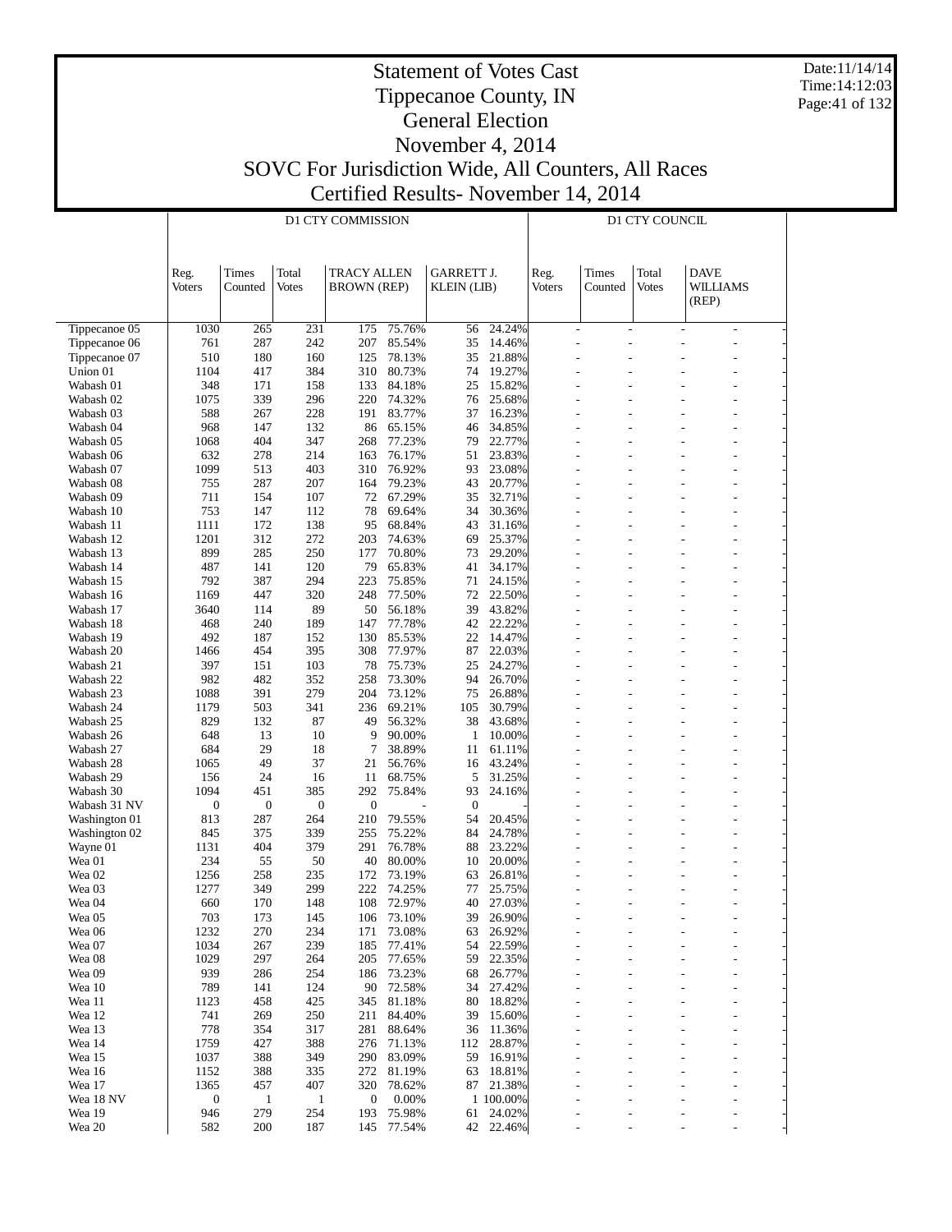# Statement of Votes Cast
## Tippecanoe County, IN
## General Election
## November 4, 2014
## SOVC For Jurisdiction Wide, All Counters, All Races
## Certified Results- November 14, 2014

Date:11/14/14
Time:14:12:03

| | D1 CTY COMMISSION | | | | | | | D1 CTY COUNCIL | | | |
|---|---|---|---|---|---|---|---|---|---|---|---|
| | Reg. Voters | Times Counted | Total Votes | TRACY ALLEN BROWN (REP) | | GARRETT J. KLEIN (LIB) | | Reg. Voters | Times Counted | Total Votes | DAVE WILLIAMS (REP) |
| Tippecanoe 05 | 1030 | 265 | 231 | 175 | 75.76% | 56 | 24.24% | - | - | - | - |
| Tippecanoe 06 | 761 | 287 | 242 | 207 | 85.54% | 35 | 14.46% | - | - | - | - |
| Tippecanoe 07 | 510 | 180 | 160 | 125 | 78.13% | 35 | 21.88% | - | - | - | - |
| Union 01 | 1104 | 417 | 384 | 310 | 80.73% | 74 | 19.27% | - | - | - | - |
| Wabash 01 | 348 | 171 | 158 | 133 | 84.18% | 25 | 15.82% | - | - | - | - |
| Wabash 02 | 1075 | 339 | 296 | 220 | 74.32% | 76 | 25.68% | - | - | - | - |
| Wabash 03 | 588 | 267 | 228 | 191 | 83.77% | 37 | 16.23% | - | - | - | - |
| Wabash 04 | 968 | 147 | 132 | 86 | 65.15% | 46 | 34.85% | - | - | - | - |
| Wabash 05 | 1068 | 404 | 347 | 268 | 77.23% | 79 | 22.77% | - | - | - | - |
| Wabash 06 | 632 | 278 | 214 | 163 | 76.17% | 51 | 23.83% | - | - | - | - |
| Wabash 07 | 1099 | 513 | 403 | 310 | 76.92% | 93 | 23.08% | - | - | - | - |
| Wabash 08 | 755 | 287 | 207 | 164 | 79.23% | 43 | 20.77% | - | - | - | - |
| Wabash 09 | 711 | 154 | 107 | 72 | 67.29% | 35 | 32.71% | - | - | - | - |
| Wabash 10 | 753 | 147 | 112 | 78 | 69.64% | 34 | 30.36% | - | - | - | - |
| Wabash 11 | 1111 | 172 | 138 | 95 | 68.84% | 43 | 31.16% | - | - | - | - |
| Wabash 12 | 1201 | 312 | 272 | 203 | 74.63% | 69 | 25.37% | - | - | - | - |
| Wabash 13 | 899 | 285 | 250 | 177 | 70.80% | 73 | 29.20% | - | - | - | - |
| Wabash 14 | 487 | 141 | 120 | 79 | 65.83% | 41 | 34.17% | - | - | - | - |
| Wabash 15 | 792 | 387 | 294 | 223 | 75.85% | 71 | 24.15% | - | - | - | - |
| Wabash 16 | 1169 | 447 | 320 | 248 | 77.50% | 72 | 22.50% | - | - | - | - |
| Wabash 17 | 3640 | 114 | 89 | 50 | 56.18% | 39 | 43.82% | - | - | - | - |
| Wabash 18 | 468 | 240 | 189 | 147 | 77.78% | 42 | 22.22% | - | - | - | - |
| Wabash 19 | 492 | 187 | 152 | 130 | 85.53% | 22 | 14.47% | - | - | - | - |
| Wabash 20 | 1466 | 454 | 395 | 308 | 77.97% | 87 | 22.03% | - | - | - | - |
| Wabash 21 | 397 | 151 | 103 | 78 | 75.73% | 25 | 24.27% | - | - | - | - |
| Wabash 22 | 982 | 482 | 352 | 258 | 73.30% | 94 | 26.70% | - | - | - | - |
| Wabash 23 | 1088 | 391 | 279 | 204 | 73.12% | 75 | 26.88% | - | - | - | - |
| Wabash 24 | 1179 | 503 | 341 | 236 | 69.21% | 105 | 30.79% | - | - | - | - |
| Wabash 25 | 829 | 132 | 87 | 49 | 56.32% | 38 | 43.68% | - | - | - | - |
| Wabash 26 | 648 | 13 | 10 | 9 | 90.00% | 1 | 10.00% | - | - | - | - |
| Wabash 27 | 684 | 29 | 18 | 7 | 38.89% | 11 | 61.11% | - | - | - | - |
| Wabash 28 | 1065 | 49 | 37 | 21 | 56.76% | 16 | 43.24% | - | - | - | - |
| Wabash 29 | 156 | 24 | 16 | 11 | 68.75% | 5 | 31.25% | - | - | - | - |
| Wabash 30 | 1094 | 451 | 385 | 292 | 75.84% | 93 | 24.16% | - | - | - | - |
| Wabash 31 NV | 0 | 0 | 0 | 0 | - | 0 | - | - | - | - | - |
| Washington 01 | 813 | 287 | 264 | 210 | 79.55% | 54 | 20.45% | - | - | - | - |
| Washington 02 | 845 | 375 | 339 | 255 | 75.22% | 84 | 24.78% | - | - | - | - |
| Wayne 01 | 1131 | 404 | 379 | 291 | 76.78% | 88 | 23.22% | - | - | - | - |
| Wea 01 | 234 | 55 | 50 | 40 | 80.00% | 10 | 20.00% | - | - | - | - |
| Wea 02 | 1256 | 258 | 235 | 172 | 73.19% | 63 | 26.81% | - | - | - | - |
| Wea 03 | 1277 | 349 | 299 | 222 | 74.25% | 77 | 25.75% | - | - | - | - |
| Wea 04 | 660 | 170 | 148 | 108 | 72.97% | 40 | 27.03% | - | - | - | - |
| Wea 05 | 703 | 173 | 145 | 106 | 73.10% | 39 | 26.90% | - | - | - | - |
| Wea 06 | 1232 | 270 | 234 | 171 | 73.08% | 63 | 26.92% | - | - | - | - |
| Wea 07 | 1034 | 267 | 239 | 185 | 77.41% | 54 | 22.59% | - | - | - | - |
| Wea 08 | 1029 | 297 | 264 | 205 | 77.65% | 59 | 22.35% | - | - | - | - |
| Wea 09 | 939 | 286 | 254 | 186 | 73.23% | 68 | 26.77% | - | - | - | - |
| Wea 10 | 789 | 141 | 124 | 90 | 72.58% | 34 | 27.42% | - | - | - | - |
| Wea 11 | 1123 | 458 | 425 | 345 | 81.18% | 80 | 18.82% | - | - | - | - |
| Wea 12 | 741 | 269 | 250 | 211 | 84.40% | 39 | 15.60% | - | - | - | - |
| Wea 13 | 778 | 354 | 317 | 281 | 88.64% | 36 | 11.36% | - | - | - | - |
| Wea 14 | 1759 | 427 | 388 | 276 | 71.13% | 112 | 28.87% | - | - | - | - |
| Wea 15 | 1037 | 388 | 349 | 290 | 83.09% | 59 | 16.91% | - | - | - | - |
| Wea 16 | 1152 | 388 | 335 | 272 | 81.19% | 63 | 18.81% | - | - | - | - |
| Wea 17 | 1365 | 457 | 407 | 320 | 78.62% | 87 | 21.38% | - | - | - | - |
| Wea 18 NV | 0 | 1 | 1 | 0 | 0.00% | 1 | 100.00% | - | - | - | - |
| Wea 19 | 946 | 279 | 254 | 193 | 75.98% | 61 | 24.02% | - | - | - | - |
| Wea 20 | 582 | 200 | 187 | 145 | 77.54% | 42 | 22.46% | - | - | - | - |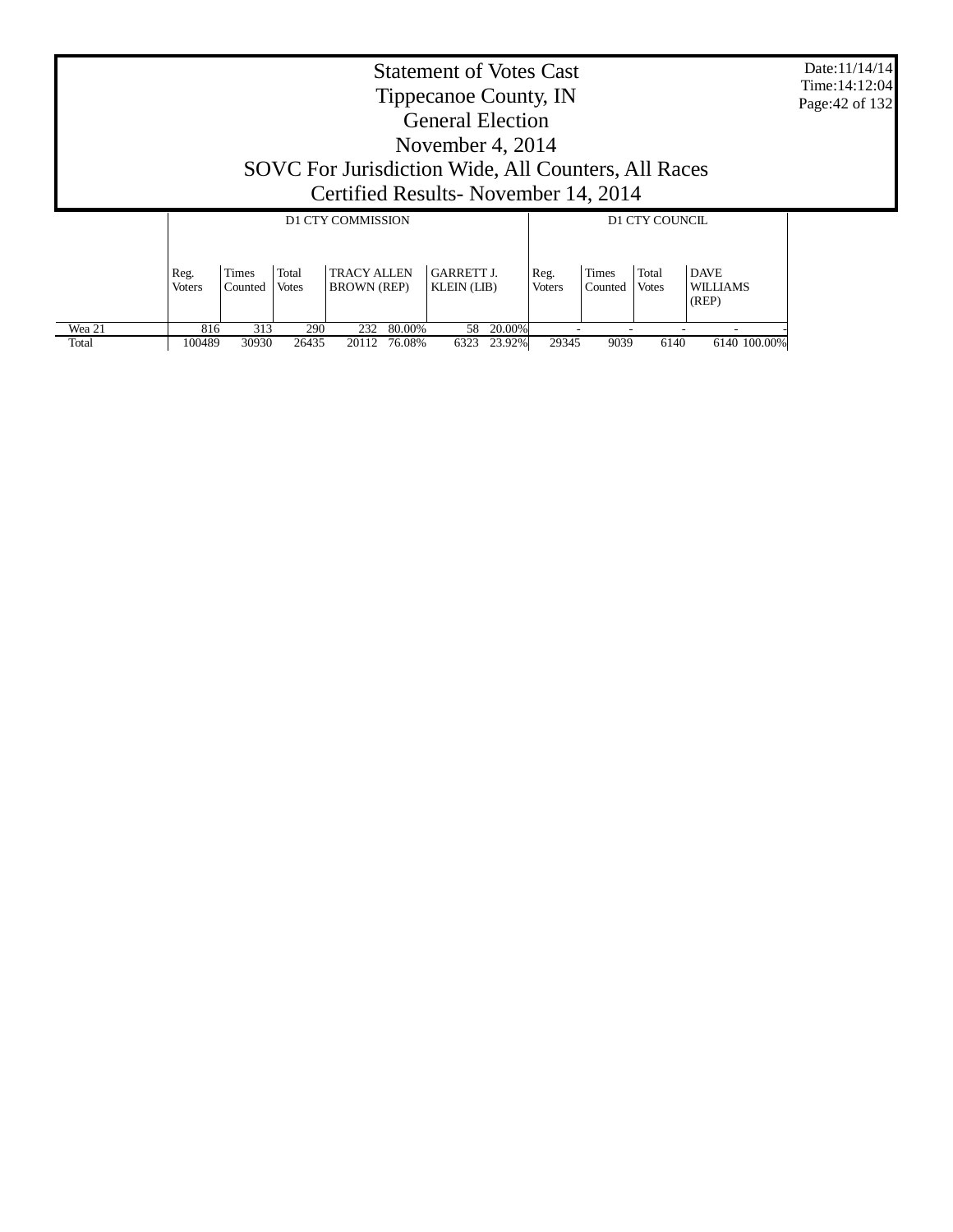# Statement of Votes Cast
## Tippecanoe County, IN
## General Election
## November 4, 2014
## SOVC For Jurisdiction Wide, All Counters, All Races
## Certified Results- November 14, 2014

| | D1 CTY COMMISSION | | | | | | | D1 CTY COUNCIL | | | | |
|---|---|---|---|---|---|---|---|---|---|---|---|---|
| | Reg. Voters | Times Counted | Total Votes | TRACY ALLEN BROWN (REP) | | GARRETT J. KLEIN (LIB) | | Reg. Voters | Times Counted | Total Votes | DAVE WILLIAMS (REP) | |
| Wea 21 | 816 | 313 | 290 | 232 | 80.00% | 58 | 20.00% | - | - | - | - | - |
| Total | 100489 | 30930 | 26435 | 20112 | 76.08% | 6323 | 23.92% | 29345 | 9039 | 6140 | 6140 | 100.00% |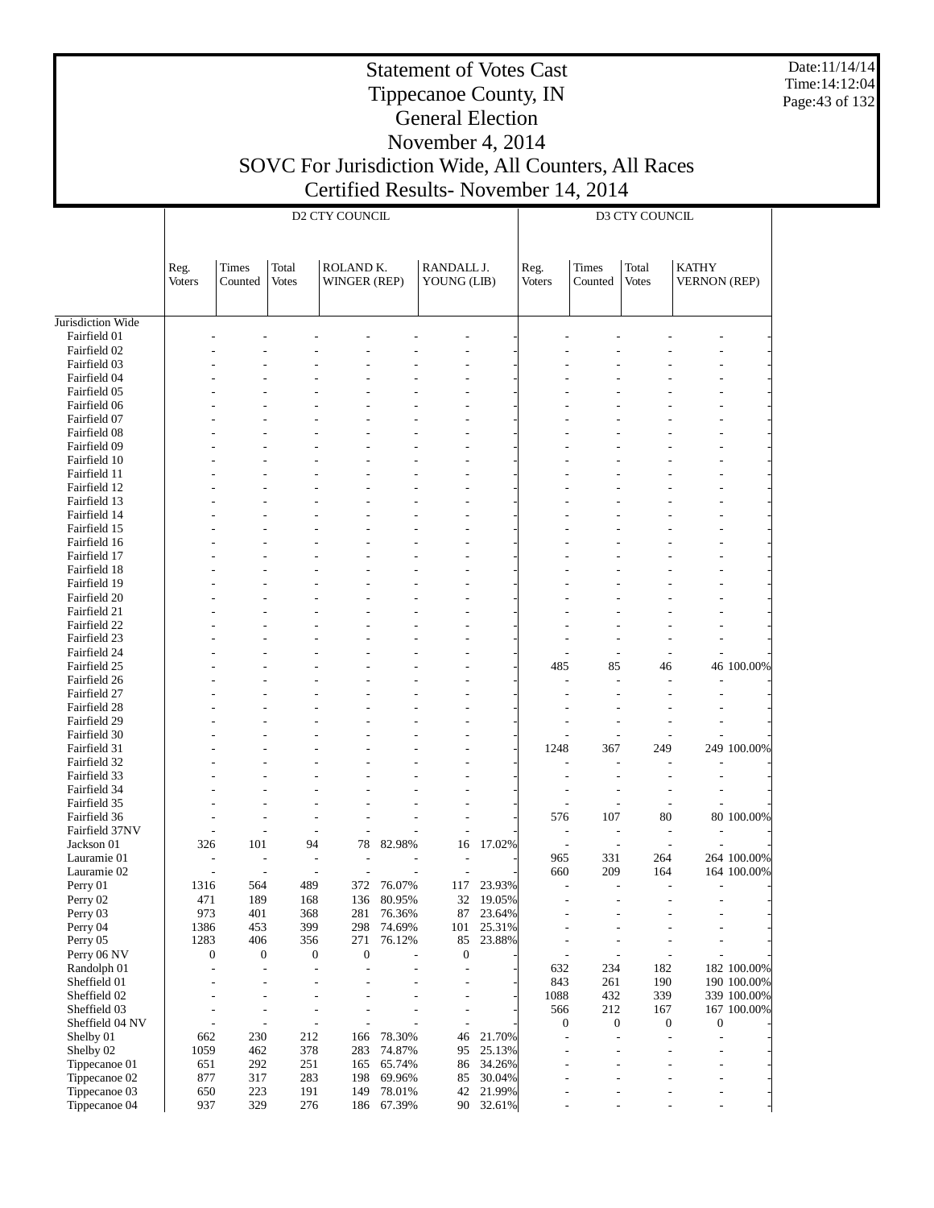# Statement of Votes Cast
## Tippecanoe County, IN
## General Election
## November 4, 2014
## SOVC For Jurisdiction Wide, All Counters, All Races
## Certified Results- November 14, 2014

Date:11/14/14
Time:14:12:04

| | D2 CTY COUNCIL | | | | | | | D3 CTY COUNCIL | | | | |
|---|---|---|---|---|---|---|---|---|---|---|---|---|
| | Reg. Voters | Times Counted | Total Votes | ROLAND K. WINGER (REP) | | RANDALL J. YOUNG (LIB) | | Reg. Voters | Times Counted | Total Votes | KATHY VERNON (REP) | |
| Jurisdiction Wide | | | | | | | | | | | | |
| Fairfield 01 | - | - | - | - | - | - | - | - | - | - | - | - |
| Fairfield 02 | - | - | - | - | - | - | - | - | - | - | - | - |
| Fairfield 03 | - | - | - | - | - | - | - | - | - | - | - | - |
| Fairfield 04 | - | - | - | - | - | - | - | - | - | - | - | - |
| Fairfield 05 | - | - | - | - | - | - | - | - | - | - | - | - |
| Fairfield 06 | - | - | - | - | - | - | - | - | - | - | - | - |
| Fairfield 07 | - | - | - | - | - | - | - | - | - | - | - | - |
| Fairfield 08 | - | - | - | - | - | - | - | - | - | - | - | - |
| Fairfield 09 | - | - | - | - | - | - | - | - | - | - | - | - |
| Fairfield 10 | - | - | - | - | - | - | - | - | - | - | - | - |
| Fairfield 11 | - | - | - | - | - | - | - | - | - | - | - | - |
| Fairfield 12 | - | - | - | - | - | - | - | - | - | - | - | - |
| Fairfield 13 | - | - | - | - | - | - | - | - | - | - | - | - |
| Fairfield 14 | - | - | - | - | - | - | - | - | - | - | - | - |
| Fairfield 15 | - | - | - | - | - | - | - | - | - | - | - | - |
| Fairfield 16 | - | - | - | - | - | - | - | - | - | - | - | - |
| Fairfield 17 | - | - | - | - | - | - | - | - | - | - | - | - |
| Fairfield 18 | - | - | - | - | - | - | - | - | - | - | - | - |
| Fairfield 19 | - | - | - | - | - | - | - | - | - | - | - | - |
| Fairfield 20 | - | - | - | - | - | - | - | - | - | - | - | - |
| Fairfield 21 | - | - | - | - | - | - | - | - | - | - | - | - |
| Fairfield 22 | - | - | - | - | - | - | - | - | - | - | - | - |
| Fairfield 23 | - | - | - | - | - | - | - | - | - | - | - | - |
| Fairfield 24 | - | - | - | - | - | - | - | - | - | - | - | - |
| Fairfield 25 | - | - | - | - | - | - | - | 485 | 85 | 46 | 46 | 100.00% |
| Fairfield 26 | - | - | - | - | - | - | - | - | - | - | - | - |
| Fairfield 27 | - | - | - | - | - | - | - | - | - | - | - | - |
| Fairfield 28 | - | - | - | - | - | - | - | - | - | - | - | - |
| Fairfield 29 | - | - | - | - | - | - | - | - | - | - | - | - |
| Fairfield 30 | - | - | - | - | - | - | - | - | - | - | - | - |
| Fairfield 31 | - | - | - | - | - | - | - | 1248 | 367 | 249 | 249 | 100.00% |
| Fairfield 32 | - | - | - | - | - | - | - | - | - | - | - | - |
| Fairfield 33 | - | - | - | - | - | - | - | - | - | - | - | - |
| Fairfield 34 | - | - | - | - | - | - | - | - | - | - | - | - |
| Fairfield 35 | - | - | - | - | - | - | - | - | - | - | - | - |
| Fairfield 36 | - | - | - | - | - | - | - | 576 | 107 | 80 | 80 | 100.00% |
| Fairfield 37NV | - | - | - | - | - | - | - | - | - | - | - | - |
| Jackson 01 | 326 | 101 | 94 | 78 | 82.98% | 16 | 17.02% | - | - | - | - | - |
| Lauramie 01 | - | - | - | - | - | - | - | 965 | 331 | 264 | 264 | 100.00% |
| Lauramie 02 | - | - | - | - | - | - | - | 660 | 209 | 164 | 164 | 100.00% |
| Perry 01 | 1316 | 564 | 489 | 372 | 76.07% | 117 | 23.93% | - | - | - | - | - |
| Perry 02 | 471 | 189 | 168 | 136 | 80.95% | 32 | 19.05% | - | - | - | - | - |
| Perry 03 | 973 | 401 | 368 | 281 | 76.36% | 87 | 23.64% | - | - | - | - | - |
| Perry 04 | 1386 | 453 | 399 | 298 | 74.69% | 101 | 25.31% | - | - | - | - | - |
| Perry 05 | 1283 | 406 | 356 | 271 | 76.12% | 85 | 23.88% | - | - | - | - | - |
| Perry 06 NV | 0 | 0 | 0 | 0 | - | 0 | - | - | - | - | - | - |
| Randolph 01 | - | - | - | - | - | - | - | 632 | 234 | 182 | 182 | 100.00% |
| Sheffield 01 | - | - | - | - | - | - | - | 843 | 261 | 190 | 190 | 100.00% |
| Sheffield 02 | - | - | - | - | - | - | - | 1088 | 432 | 339 | 339 | 100.00% |
| Sheffield 03 | - | - | - | - | - | - | - | 566 | 212 | 167 | 167 | 100.00% |
| Sheffield 04 NV | - | - | - | - | - | - | - | 0 | 0 | 0 | 0 | - |
| Shelby 01 | 662 | 230 | 212 | 166 | 78.30% | 46 | 21.70% | - | - | - | - | - |
| Shelby 02 | 1059 | 462 | 378 | 283 | 74.87% | 95 | 25.13% | - | - | - | - | - |
| Tippecanoe 01 | 651 | 292 | 251 | 165 | 65.74% | 86 | 34.26% | - | - | - | - | - |
| Tippecanoe 02 | 877 | 317 | 283 | 198 | 69.96% | 85 | 30.04% | - | - | - | - | - |
| Tippecanoe 03 | 650 | 223 | 191 | 149 | 78.01% | 42 | 21.99% | - | - | - | - | - |
| Tippecanoe 04 | 937 | 329 | 276 | 186 | 67.39% | 90 | 32.61% | - | - | - | - | - |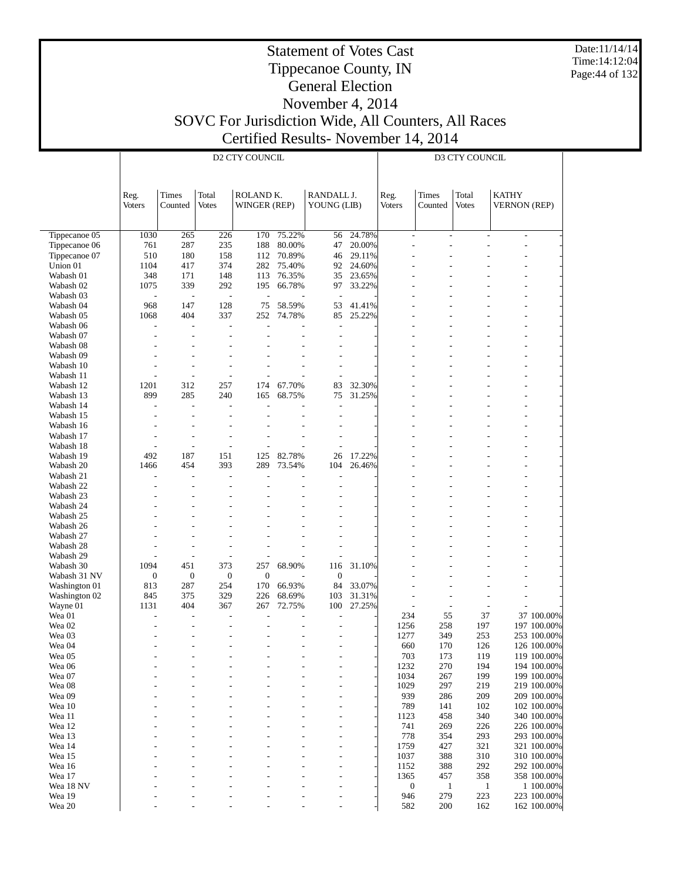# Statement of Votes Cast
## Tippecanoe County, IN
## General Election
## November 4, 2014
## SOVC For Jurisdiction Wide, All Counters, All Races
## Certified Results- November 14, 2014

Date:11/14/14
Time:14:12:04

| | D2 CTY COUNCIL | | | | | | | D3 CTY COUNCIL | | | | |
|---|---|---|---|---|---|---|---|---|---|---|---|---|
| | Reg. Voters | Times Counted | Total Votes | ROLAND K. WINGER (REP) | | RANDALL J. YOUNG (LIB) | | Reg. Voters | Times Counted | Total Votes | KATHY VERNON (REP) | |
| Tippecanoe 05 | 1030 | 265 | 226 | 170 | 75.22% | 56 | 24.78% | - | - | - | - | - |
| Tippecanoe 06 | 761 | 287 | 235 | 188 | 80.00% | 47 | 20.00% | - | - | - | - | - |
| Tippecanoe 07 | 510 | 180 | 158 | 112 | 70.89% | 46 | 29.11% | - | - | - | - | - |
| Union 01 | 1104 | 417 | 374 | 282 | 75.40% | 92 | 24.60% | - | - | - | - | - |
| Wabash 01 | 348 | 171 | 148 | 113 | 76.35% | 35 | 23.65% | - | - | - | - | - |
| Wabash 02 | 1075 | 339 | 292 | 195 | 66.78% | 97 | 33.22% | - | - | - | - | - |
| Wabash 03 | - | - | - | - | - | - | - | - | - | - | - | - |
| Wabash 04 | 968 | 147 | 128 | 75 | 58.59% | 53 | 41.41% | - | - | - | - | - |
| Wabash 05 | 1068 | 404 | 337 | 252 | 74.78% | 85 | 25.22% | - | - | - | - | - |
| Wabash 06 | - | - | - | - | - | - | - | - | - | - | - | - |
| Wabash 07 | - | - | - | - | - | - | - | - | - | - | - | - |
| Wabash 08 | - | - | - | - | - | - | - | - | - | - | - | - |
| Wabash 09 | - | - | - | - | - | - | - | - | - | - | - | - |
| Wabash 10 | - | - | - | - | - | - | - | - | - | - | - | - |
| Wabash 11 | - | - | - | - | - | - | - | - | - | - | - | - |
| Wabash 12 | 1201 | 312 | 257 | 174 | 67.70% | 83 | 32.30% | - | - | - | - | - |
| Wabash 13 | 899 | 285 | 240 | 165 | 68.75% | 75 | 31.25% | - | - | - | - | - |
| Wabash 14 | - | - | - | - | - | - | - | - | - | - | - | - |
| Wabash 15 | - | - | - | - | - | - | - | - | - | - | - | - |
| Wabash 16 | - | - | - | - | - | - | - | - | - | - | - | - |
| Wabash 17 | - | - | - | - | - | - | - | - | - | - | - | - |
| Wabash 18 | - | - | - | - | - | - | - | - | - | - | - | - |
| Wabash 19 | 492 | 187 | 151 | 125 | 82.78% | 26 | 17.22% | - | - | - | - | - |
| Wabash 20 | 1466 | 454 | 393 | 289 | 73.54% | 104 | 26.46% | - | - | - | - | - |
| Wabash 21 | - | - | - | - | - | - | - | - | - | - | - | - |
| Wabash 22 | - | - | - | - | - | - | - | - | - | - | - | - |
| Wabash 23 | - | - | - | - | - | - | - | - | - | - | - | - |
| Wabash 24 | - | - | - | - | - | - | - | - | - | - | - | - |
| Wabash 25 | - | - | - | - | - | - | - | - | - | - | - | - |
| Wabash 26 | - | - | - | - | - | - | - | - | - | - | - | - |
| Wabash 27 | - | - | - | - | - | - | - | - | - | - | - | - |
| Wabash 28 | - | - | - | - | - | - | - | - | - | - | - | - |
| Wabash 29 | - | - | - | - | - | - | - | - | - | - | - | - |
| Wabash 30 | 1094 | 451 | 373 | 257 | 68.90% | 116 | 31.10% | - | - | - | - | - |
| Wabash 31 NV | 0 | 0 | 0 | 0 | - | 0 | - | - | - | - | - | - |
| Washington 01 | 813 | 287 | 254 | 170 | 66.93% | 84 | 33.07% | - | - | - | - | - |
| Washington 02 | 845 | 375 | 329 | 226 | 68.69% | 103 | 31.31% | - | - | - | - | - |
| Wayne 01 | 1131 | 404 | 367 | 267 | 72.75% | 100 | 27.25% | - | - | - | - | - |
| Wea 01 | - | - | - | - | - | - | - | 234 | 55 | 37 | 37 | 100.00% |
| Wea 02 | - | - | - | - | - | - | - | 1256 | 258 | 197 | 197 | 100.00% |
| Wea 03 | - | - | - | - | - | - | - | 1277 | 349 | 253 | 253 | 100.00% |
| Wea 04 | - | - | - | - | - | - | - | 660 | 170 | 126 | 126 | 100.00% |
| Wea 05 | - | - | - | - | - | - | - | 703 | 173 | 119 | 119 | 100.00% |
| Wea 06 | - | - | - | - | - | - | - | 1232 | 270 | 194 | 194 | 100.00% |
| Wea 07 | - | - | - | - | - | - | - | 1034 | 267 | 199 | 199 | 100.00% |
| Wea 08 | - | - | - | - | - | - | - | 1029 | 297 | 219 | 219 | 100.00% |
| Wea 09 | - | - | - | - | - | - | - | 939 | 286 | 209 | 209 | 100.00% |
| Wea 10 | - | - | - | - | - | - | - | 789 | 141 | 102 | 102 | 100.00% |
| Wea 11 | - | - | - | - | - | - | - | 1123 | 458 | 340 | 340 | 100.00% |
| Wea 12 | - | - | - | - | - | - | - | 741 | 269 | 226 | 226 | 100.00% |
| Wea 13 | - | - | - | - | - | - | - | 778 | 354 | 293 | 293 | 100.00% |
| Wea 14 | - | - | - | - | - | - | - | 1759 | 427 | 321 | 321 | 100.00% |
| Wea 15 | - | - | - | - | - | - | - | 1037 | 388 | 310 | 310 | 100.00% |
| Wea 16 | - | - | - | - | - | - | - | 1152 | 388 | 292 | 292 | 100.00% |
| Wea 17 | - | - | - | - | - | - | - | 1365 | 457 | 358 | 358 | 100.00% |
| Wea 18 NV | - | - | - | - | - | - | - | 0 | 1 | 1 | 1 | 100.00% |
| Wea 19 | - | - | - | - | - | - | - | 946 | 279 | 223 | 223 | 100.00% |
| Wea 20 | - | - | - | - | - | - | - | 582 | 200 | 162 | 162 | 100.00% |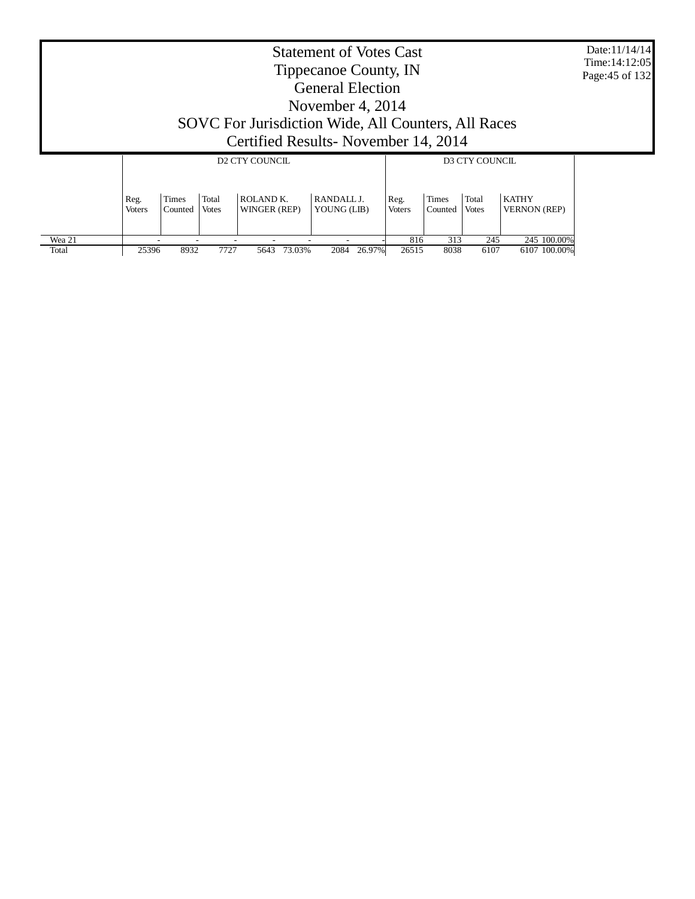# Statement of Votes Cast
## Tippecanoe County, IN
## General Election
## November 4, 2014
## SOVC For Jurisdiction Wide, All Counters, All Races
## Certified Results- November 14, 2014

Date:11/14/14
Time:14:12:05

| | D2 CTY COUNCIL | | | | | | | D3 CTY COUNCIL | | | | |
|---|---|---|---|---|---|---|---|---|---|---|---|---|
| | Reg. Voters | Times Counted | Total Votes | ROLAND K. WINGER (REP) | | RANDALL J. YOUNG (LIB) | | Reg. Voters | Times Counted | Total Votes | KATHY VERNON (REP) | |
| Wea 21 | - | - | - | - | - | - | - | 816 | 313 | 245 | 245 | 100.00% |
| Total | 25396 | 8932 | 7727 | 5643 | 73.03% | 2084 | 26.97% | 26515 | 8038 | 6107 | 6107 | 100.00% |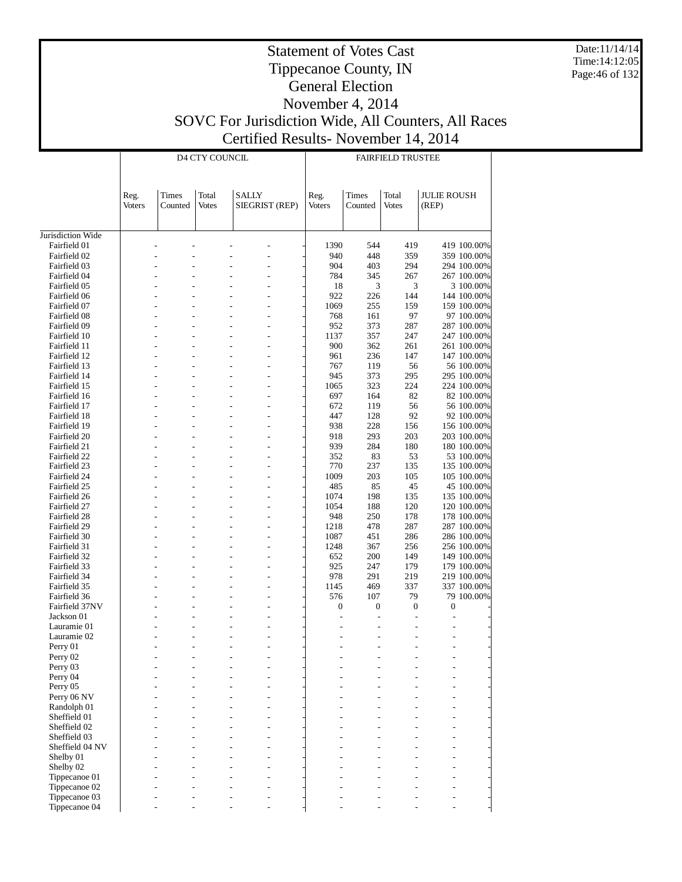# Statement of Votes Cast
## Tippecanoe County, IN
## General Election
## November 4, 2014
## SOVC For Jurisdiction Wide, All Counters, All Races
## Certified Results- November 14, 2014

Date:11/14/14
Time:14:12:05

| | D4 CTY COUNCIL | | | | | FAIRFIELD TRUSTEE | | | | |
|---|---|---|---|---|---|---|---|---|---|---|
| | Reg. Voters | Times Counted | Total Votes | SALLY SIEGRIST (REP) | | Reg. Voters | Times Counted | Total Votes | JULIE ROUSH (REP) | |
| Jurisdiction Wide | | | | | | | | | | |
| Fairfield 01 | - | - | - | - | - | 1390 | 544 | 419 | 419 | 100.00% |
| Fairfield 02 | - | - | - | - | - | 940 | 448 | 359 | 359 | 100.00% |
| Fairfield 03 | - | - | - | - | - | 904 | 403 | 294 | 294 | 100.00% |
| Fairfield 04 | - | - | - | - | - | 784 | 345 | 267 | 267 | 100.00% |
| Fairfield 05 | - | - | - | - | - | 18 | 3 | 3 | 3 | 100.00% |
| Fairfield 06 | - | - | - | - | - | 922 | 226 | 144 | 144 | 100.00% |
| Fairfield 07 | - | - | - | - | - | 1069 | 255 | 159 | 159 | 100.00% |
| Fairfield 08 | - | - | - | - | - | 768 | 161 | 97 | 97 | 100.00% |
| Fairfield 09 | - | - | - | - | - | 952 | 373 | 287 | 287 | 100.00% |
| Fairfield 10 | - | - | - | - | - | 1137 | 357 | 247 | 247 | 100.00% |
| Fairfield 11 | - | - | - | - | - | 900 | 362 | 261 | 261 | 100.00% |
| Fairfield 12 | - | - | - | - | - | 961 | 236 | 147 | 147 | 100.00% |
| Fairfield 13 | - | - | - | - | - | 767 | 119 | 56 | 56 | 100.00% |
| Fairfield 14 | - | - | - | - | - | 945 | 373 | 295 | 295 | 100.00% |
| Fairfield 15 | - | - | - | - | - | 1065 | 323 | 224 | 224 | 100.00% |
| Fairfield 16 | - | - | - | - | - | 697 | 164 | 82 | 82 | 100.00% |
| Fairfield 17 | - | - | - | - | - | 672 | 119 | 56 | 56 | 100.00% |
| Fairfield 18 | - | - | - | - | - | 447 | 128 | 92 | 92 | 100.00% |
| Fairfield 19 | - | - | - | - | - | 938 | 228 | 156 | 156 | 100.00% |
| Fairfield 20 | - | - | - | - | - | 918 | 293 | 203 | 203 | 100.00% |
| Fairfield 21 | - | - | - | - | - | 939 | 284 | 180 | 180 | 100.00% |
| Fairfield 22 | - | - | - | - | - | 352 | 83 | 53 | 53 | 100.00% |
| Fairfield 23 | - | - | - | - | - | 770 | 237 | 135 | 135 | 100.00% |
| Fairfield 24 | - | - | - | - | - | 1009 | 203 | 105 | 105 | 100.00% |
| Fairfield 25 | - | - | - | - | - | 485 | 85 | 45 | 45 | 100.00% |
| Fairfield 26 | - | - | - | - | - | 1074 | 198 | 135 | 135 | 100.00% |
| Fairfield 27 | - | - | - | - | - | 1054 | 188 | 120 | 120 | 100.00% |
| Fairfield 28 | - | - | - | - | - | 948 | 250 | 178 | 178 | 100.00% |
| Fairfield 29 | - | - | - | - | - | 1218 | 478 | 287 | 287 | 100.00% |
| Fairfield 30 | - | - | - | - | - | 1087 | 451 | 286 | 286 | 100.00% |
| Fairfield 31 | - | - | - | - | - | 1248 | 367 | 256 | 256 | 100.00% |
| Fairfield 32 | - | - | - | - | - | 652 | 200 | 149 | 149 | 100.00% |
| Fairfield 33 | - | - | - | - | - | 925 | 247 | 179 | 179 | 100.00% |
| Fairfield 34 | - | - | - | - | - | 978 | 291 | 219 | 219 | 100.00% |
| Fairfield 35 | - | - | - | - | - | 1145 | 469 | 337 | 337 | 100.00% |
| Fairfield 36 | - | - | - | - | - | 576 | 107 | 79 | 79 | 100.00% |
| Fairfield 37NV | - | - | - | - | - | 0 | 0 | 0 | 0 | - |
| Jackson 01 | - | - | - | - | - | - | - | - | - | - |
| Lauramie 01 | - | - | - | - | - | - | - | - | - | - |
| Lauramie 02 | - | - | - | - | - | - | - | - | - | - |
| Perry 01 | - | - | - | - | - | - | - | - | - | - |
| Perry 02 | - | - | - | - | - | - | - | - | - | - |
| Perry 03 | - | - | - | - | - | - | - | - | - | - |
| Perry 04 | - | - | - | - | - | - | - | - | - | - |
| Perry 05 | - | - | - | - | - | - | - | - | - | - |
| Perry 06 NV | - | - | - | - | - | - | - | - | - | - |
| Randolph 01 | - | - | - | - | - | - | - | - | - | - |
| Sheffield 01 | - | - | - | - | - | - | - | - | - | - |
| Sheffield 02 | - | - | - | - | - | - | - | - | - | - |
| Sheffield 03 | - | - | - | - | - | - | - | - | - | - |
| Sheffield 04 NV | - | - | - | - | - | - | - | - | - | - |
| Shelby 01 | - | - | - | - | - | - | - | - | - | - |
| Shelby 02 | - | - | - | - | - | - | - | - | - | - |
| Tippecanoe 01 | - | - | - | - | - | - | - | - | - | - |
| Tippecanoe 02 | - | - | - | - | - | - | - | - | - | - |
| Tippecanoe 03 | - | - | - | - | - | - | - | - | - | - |
| Tippecanoe 04 | - | - | - | - | - | - | - | - | - | - |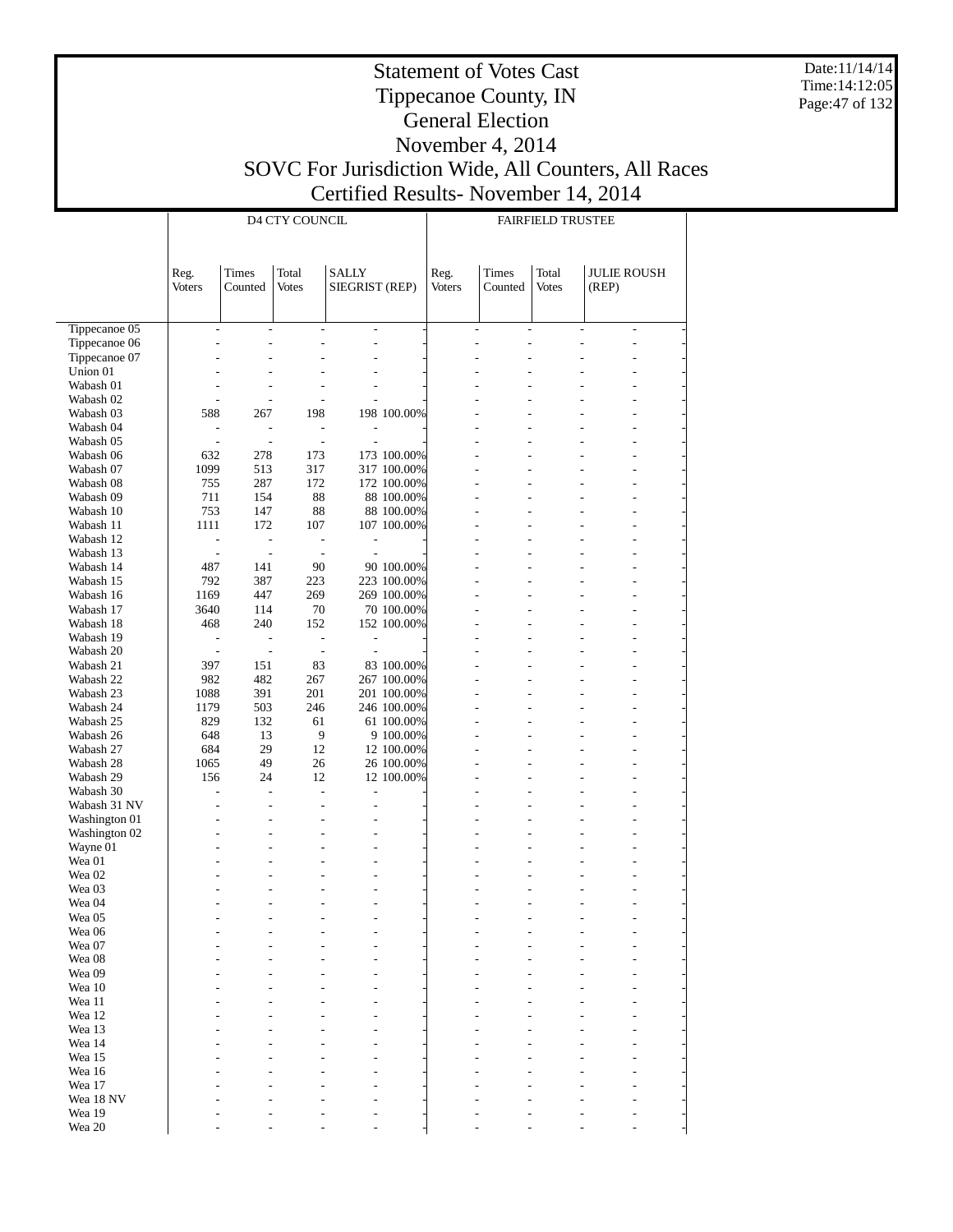# Statement of Votes Cast
# Tippecanoe County, IN
# General Election
# November 4, 2014
# SOVC For Jurisdiction Wide, All Counters, All Races
# Certified Results- November 14, 2014

Date:11/14/14
Time:14:12:05

| | D4 CTY COUNCIL | | | | | FAIRFIELD TRUSTEE | | | | |
|---|---|---|---|---|---|---|---|---|---|---|
| | Reg. Voters | Times Counted | Total Votes | SALLY SIEGRIST (REP) | | Reg. Voters | Times Counted | Total Votes | JULIE ROUSH (REP) | |
| Tippecanoe 05 | - | - | - | - | - | - | - | - | - | - |
| Tippecanoe 06 | - | - | - | - | - | - | - | - | - | - |
| Tippecanoe 07 | - | - | - | - | - | - | - | - | - | - |
| Union 01 | - | - | - | - | - | - | - | - | - | - |
| Wabash 01 | - | - | - | - | - | - | - | - | - | - |
| Wabash 02 | - | - | - | - | - | - | - | - | - | - |
| Wabash 03 | 588 | 267 | 198 | 198 | 100.00% | - | - | - | - | - |
| Wabash 04 | - | - | - | - | - | - | - | - | - | - |
| Wabash 05 | - | - | - | - | - | - | - | - | - | - |
| Wabash 06 | 632 | 278 | 173 | 173 | 100.00% | - | - | - | - | - |
| Wabash 07 | 1099 | 513 | 317 | 317 | 100.00% | - | - | - | - | - |
| Wabash 08 | 755 | 287 | 172 | 172 | 100.00% | - | - | - | - | - |
| Wabash 09 | 711 | 154 | 88 | 88 | 100.00% | - | - | - | - | - |
| Wabash 10 | 753 | 147 | 88 | 88 | 100.00% | - | - | - | - | - |
| Wabash 11 | 1111 | 172 | 107 | 107 | 100.00% | - | - | - | - | - |
| Wabash 12 | - | - | - | - | - | - | - | - | - | - |
| Wabash 13 | - | - | - | - | - | - | - | - | - | - |
| Wabash 14 | 487 | 141 | 90 | 90 | 100.00% | - | - | - | - | - |
| Wabash 15 | 792 | 387 | 223 | 223 | 100.00% | - | - | - | - | - |
| Wabash 16 | 1169 | 447 | 269 | 269 | 100.00% | - | - | - | - | - |
| Wabash 17 | 3640 | 114 | 70 | 70 | 100.00% | - | - | - | - | - |
| Wabash 18 | 468 | 240 | 152 | 152 | 100.00% | - | - | - | - | - |
| Wabash 19 | - | - | - | - | - | - | - | - | - | - |
| Wabash 20 | - | - | - | - | - | - | - | - | - | - |
| Wabash 21 | 397 | 151 | 83 | 83 | 100.00% | - | - | - | - | - |
| Wabash 22 | 982 | 482 | 267 | 267 | 100.00% | - | - | - | - | - |
| Wabash 23 | 1088 | 391 | 201 | 201 | 100.00% | - | - | - | - | - |
| Wabash 24 | 1179 | 503 | 246 | 246 | 100.00% | - | - | - | - | - |
| Wabash 25 | 829 | 132 | 61 | 61 | 100.00% | - | - | - | - | - |
| Wabash 26 | 648 | 13 | 9 | 9 | 100.00% | - | - | - | - | - |
| Wabash 27 | 684 | 29 | 12 | 12 | 100.00% | - | - | - | - | - |
| Wabash 28 | 1065 | 49 | 26 | 26 | 100.00% | - | - | - | - | - |
| Wabash 29 | 156 | 24 | 12 | 12 | 100.00% | - | - | - | - | - |
| Wabash 30 | - | - | - | - | - | - | - | - | - | - |
| Wabash 31 NV | - | - | - | - | - | - | - | - | - | - |
| Washington 01 | - | - | - | - | - | - | - | - | - | - |
| Washington 02 | - | - | - | - | - | - | - | - | - | - |
| Wayne 01 | - | - | - | - | - | - | - | - | - | - |
| Wea 01 | - | - | - | - | - | - | - | - | - | - |
| Wea 02 | - | - | - | - | - | - | - | - | - | - |
| Wea 03 | - | - | - | - | - | - | - | - | - | - |
| Wea 04 | - | - | - | - | - | - | - | - | - | - |
| Wea 05 | - | - | - | - | - | - | - | - | - | - |
| Wea 06 | - | - | - | - | - | - | - | - | - | - |
| Wea 07 | - | - | - | - | - | - | - | - | - | - |
| Wea 08 | - | - | - | - | - | - | - | - | - | - |
| Wea 09 | - | - | - | - | - | - | - | - | - | - |
| Wea 10 | - | - | - | - | - | - | - | - | - | - |
| Wea 11 | - | - | - | - | - | - | - | - | - | - |
| Wea 12 | - | - | - | - | - | - | - | - | - | - |
| Wea 13 | - | - | - | - | - | - | - | - | - | - |
| Wea 14 | - | - | - | - | - | - | - | - | - | - |
| Wea 15 | - | - | - | - | - | - | - | - | - | - |
| Wea 16 | - | - | - | - | - | - | - | - | - | - |
| Wea 17 | - | - | - | - | - | - | - | - | - | - |
| Wea 18 NV | - | - | - | - | - | - | - | - | - | - |
| Wea 19 | - | - | - | - | - | - | - | - | - | - |
| Wea 20 | - | - | - | - | - | - | - | - | - | - |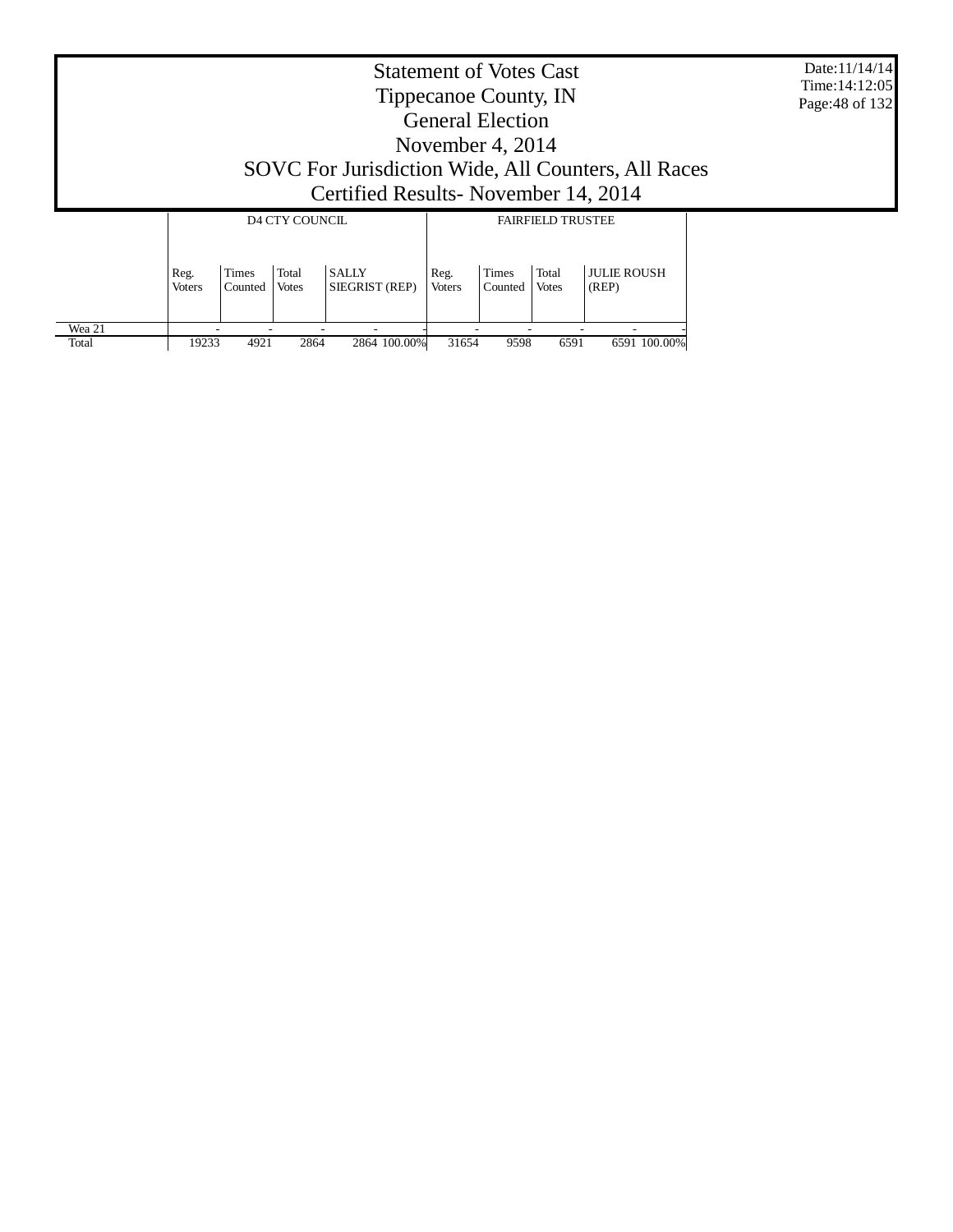# Statement of Votes Cast
## Tippecanoe County, IN
## General Election
## November 4, 2014
## SOVC For Jurisdiction Wide, All Counters, All Races
## Certified Results- November 14, 2014

Date:11/14/14
Time:14:12:05

| | D4 CTY COUNCIL | | | | | FAIRFIELD TRUSTEE | | | | |
|---|---|---|---|---|---|---|---|---|---|---|
| | Reg. Voters | Times Counted | Total Votes | SALLY SIEGRIST (REP) | | Reg. Voters | Times Counted | Total Votes | JULIE ROUSH (REP) | |
| Wea 21 | - | - | - | - | - | - | - | - | - | - |
| Total | 19233 | 4921 | 2864 | 2864 | 100.00% | 31654 | 9598 | 6591 | 6591 | 100.00% |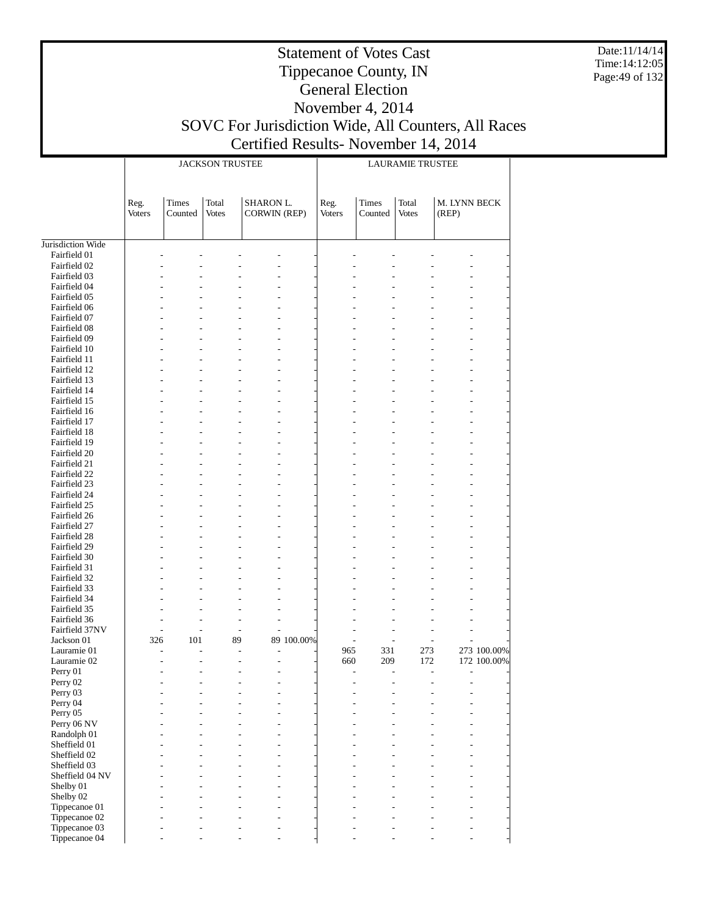# Statement of Votes Cast
# Tippecanoe County, IN
# General Election
# November 4, 2014
# SOVC For Jurisdiction Wide, All Counters, All Races
# Certified Results- November 14, 2014

Date:11/14/14
Time:14:12:05

| | JACKSON TRUSTEE | | | | | LAURAMIE TRUSTEE | | | | |
|---|---|---|---|---|---|---|---|---|---|---|
| | Reg. Voters | Times Counted | Total Votes | SHARON L. CORWIN (REP) | | Reg. Voters | Times Counted | Total Votes | M. LYNN BECK (REP) | |
| Jurisdiction Wide | | | | | | | | | | |
| Fairfield 01 | - | - | - | - | - | - | - | - | - | - |
| Fairfield 02 | - | - | - | - | - | - | - | - | - | - |
| Fairfield 03 | - | - | - | - | - | - | - | - | - | - |
| Fairfield 04 | - | - | - | - | - | - | - | - | - | - |
| Fairfield 05 | - | - | - | - | - | - | - | - | - | - |
| Fairfield 06 | - | - | - | - | - | - | - | - | - | - |
| Fairfield 07 | - | - | - | - | - | - | - | - | - | - |
| Fairfield 08 | - | - | - | - | - | - | - | - | - | - |
| Fairfield 09 | - | - | - | - | - | - | - | - | - | - |
| Fairfield 10 | - | - | - | - | - | - | - | - | - | - |
| Fairfield 11 | - | - | - | - | - | - | - | - | - | - |
| Fairfield 12 | - | - | - | - | - | - | - | - | - | - |
| Fairfield 13 | - | - | - | - | - | - | - | - | - | - |
| Fairfield 14 | - | - | - | - | - | - | - | - | - | - |
| Fairfield 15 | - | - | - | - | - | - | - | - | - | - |
| Fairfield 16 | - | - | - | - | - | - | - | - | - | - |
| Fairfield 17 | - | - | - | - | - | - | - | - | - | - |
| Fairfield 18 | - | - | - | - | - | - | - | - | - | - |
| Fairfield 19 | - | - | - | - | - | - | - | - | - | - |
| Fairfield 20 | - | - | - | - | - | - | - | - | - | - |
| Fairfield 21 | - | - | - | - | - | - | - | - | - | - |
| Fairfield 22 | - | - | - | - | - | - | - | - | - | - |
| Fairfield 23 | - | - | - | - | - | - | - | - | - | - |
| Fairfield 24 | - | - | - | - | - | - | - | - | - | - |
| Fairfield 25 | - | - | - | - | - | - | - | - | - | - |
| Fairfield 26 | - | - | - | - | - | - | - | - | - | - |
| Fairfield 27 | - | - | - | - | - | - | - | - | - | - |
| Fairfield 28 | - | - | - | - | - | - | - | - | - | - |
| Fairfield 29 | - | - | - | - | - | - | - | - | - | - |
| Fairfield 30 | - | - | - | - | - | - | - | - | - | - |
| Fairfield 31 | - | - | - | - | - | - | - | - | - | - |
| Fairfield 32 | - | - | - | - | - | - | - | - | - | - |
| Fairfield 33 | - | - | - | - | - | - | - | - | - | - |
| Fairfield 34 | - | - | - | - | - | - | - | - | - | - |
| Fairfield 35 | - | - | - | - | - | - | - | - | - | - |
| Fairfield 36 | - | - | - | - | - | - | - | - | - | - |
| Fairfield 37NV | - | - | - | - | - | - | - | - | - | - |
| Jackson 01 | 326 | 101 | 89 | 89 | 100.00% | - | - | - | - | - |
| Lauramie 01 | - | - | - | - | - | 965 | 331 | 273 | 273 | 100.00% |
| Lauramie 02 | - | - | - | - | - | 660 | 209 | 172 | 172 | 100.00% |
| Perry 01 | - | - | - | - | - | - | - | - | - | - |
| Perry 02 | - | - | - | - | - | - | - | - | - | - |
| Perry 03 | - | - | - | - | - | - | - | - | - | - |
| Perry 04 | - | - | - | - | - | - | - | - | - | - |
| Perry 05 | - | - | - | - | - | - | - | - | - | - |
| Perry 06 NV | - | - | - | - | - | - | - | - | - | - |
| Randolph 01 | - | - | - | - | - | - | - | - | - | - |
| Sheffield 01 | - | - | - | - | - | - | - | - | - | - |
| Sheffield 02 | - | - | - | - | - | - | - | - | - | - |
| Sheffield 03 | - | - | - | - | - | - | - | - | - | - |
| Sheffield 04 NV | - | - | - | - | - | - | - | - | - | - |
| Shelby 01 | - | - | - | - | - | - | - | - | - | - |
| Shelby 02 | - | - | - | - | - | - | - | - | - | - |
| Tippecanoe 01 | - | - | - | - | - | - | - | - | - | - |
| Tippecanoe 02 | - | - | - | - | - | - | - | - | - | - |
| Tippecanoe 03 | - | - | - | - | - | - | - | - | - | - |
| Tippecanoe 04 | - | - | - | - | - | - | - | - | - | - |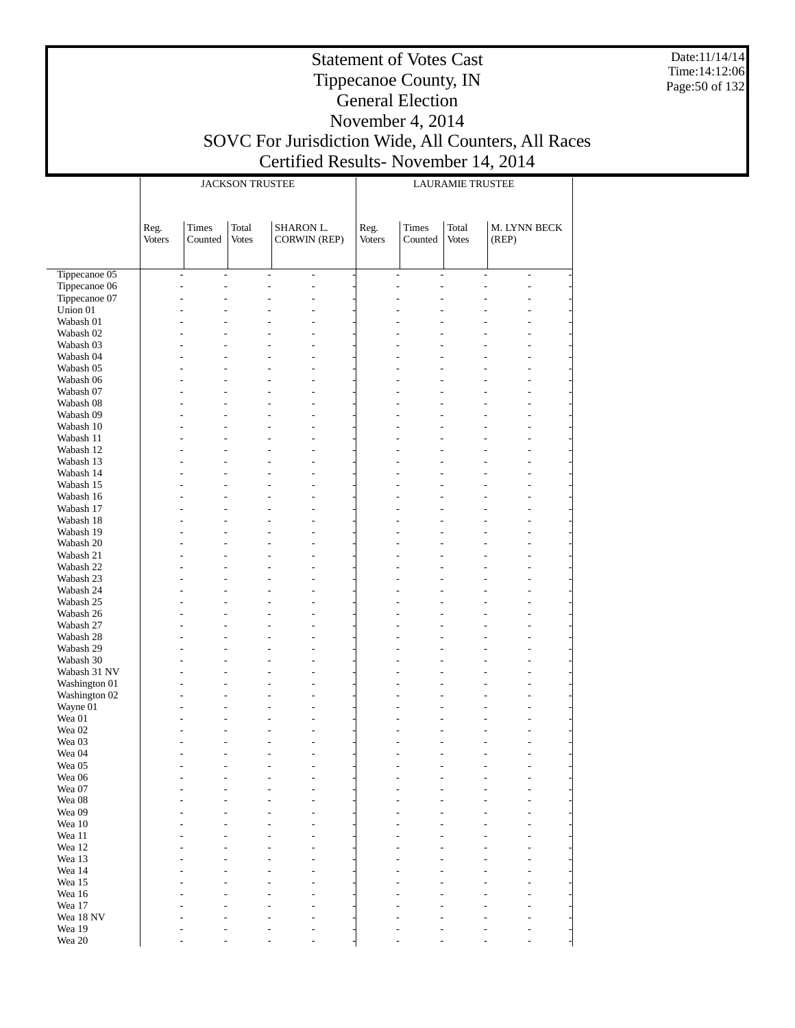# Statement of Votes Cast
# Tippecanoe County, IN
# General Election
# November 4, 2014
# SOVC For Jurisdiction Wide, All Counters, All Races
# Certified Results- November 14, 2014

Date:11/14/14
Time:14:12:06

| | JACKSON TRUSTEE | | | | LAURAMIE TRUSTEE | | | |
|---|---|---|---|---|---|---|---|---|
| | Reg. Voters | Times Counted | Total Votes | SHARON L. CORWIN (REP) | Reg. Voters | Times Counted | Total Votes | M. LYNN BECK (REP) |
| Tippecanoe 05 | - | - | - | - | - | - | - | - |
| Tippecanoe 06 | - | - | - | - | - | - | - | - |
| Tippecanoe 07 | - | - | - | - | - | - | - | - |
| Union 01 | - | - | - | - | - | - | - | - |
| Wabash 01 | - | - | - | - | - | - | - | - |
| Wabash 02 | - | - | - | - | - | - | - | - |
| Wabash 03 | - | - | - | - | - | - | - | - |
| Wabash 04 | - | - | - | - | - | - | - | - |
| Wabash 05 | - | - | - | - | - | - | - | - |
| Wabash 06 | - | - | - | - | - | - | - | - |
| Wabash 07 | - | - | - | - | - | - | - | - |
| Wabash 08 | - | - | - | - | - | - | - | - |
| Wabash 09 | - | - | - | - | - | - | - | - |
| Wabash 10 | - | - | - | - | - | - | - | - |
| Wabash 11 | - | - | - | - | - | - | - | - |
| Wabash 12 | - | - | - | - | - | - | - | - |
| Wabash 13 | - | - | - | - | - | - | - | - |
| Wabash 14 | - | - | - | - | - | - | - | - |
| Wabash 15 | - | - | - | - | - | - | - | - |
| Wabash 16 | - | - | - | - | - | - | - | - |
| Wabash 17 | - | - | - | - | - | - | - | - |
| Wabash 18 | - | - | - | - | - | - | - | - |
| Wabash 19 | - | - | - | - | - | - | - | - |
| Wabash 20 | - | - | - | - | - | - | - | - |
| Wabash 21 | - | - | - | - | - | - | - | - |
| Wabash 22 | - | - | - | - | - | - | - | - |
| Wabash 23 | - | - | - | - | - | - | - | - |
| Wabash 24 | - | - | - | - | - | - | - | - |
| Wabash 25 | - | - | - | - | - | - | - | - |
| Wabash 26 | - | - | - | - | - | - | - | - |
| Wabash 27 | - | - | - | - | - | - | - | - |
| Wabash 28 | - | - | - | - | - | - | - | - |
| Wabash 29 | - | - | - | - | - | - | - | - |
| Wabash 30 | - | - | - | - | - | - | - | - |
| Wabash 31 NV | - | - | - | - | - | - | - | - |
| Washington 01 | - | - | - | - | - | - | - | - |
| Washington 02 | - | - | - | - | - | - | - | - |
| Wayne 01 | - | - | - | - | - | - | - | - |
| Wea 01 | - | - | - | - | - | - | - | - |
| Wea 02 | - | - | - | - | - | - | - | - |
| Wea 03 | - | - | - | - | - | - | - | - |
| Wea 04 | - | - | - | - | - | - | - | - |
| Wea 05 | - | - | - | - | - | - | - | - |
| Wea 06 | - | - | - | - | - | - | - | - |
| Wea 07 | - | - | - | - | - | - | - | - |
| Wea 08 | - | - | - | - | - | - | - | - |
| Wea 09 | - | - | - | - | - | - | - | - |
| Wea 10 | - | - | - | - | - | - | - | - |
| Wea 11 | - | - | - | - | - | - | - | - |
| Wea 12 | - | - | - | - | - | - | - | - |
| Wea 13 | - | - | - | - | - | - | - | - |
| Wea 14 | - | - | - | - | - | - | - | - |
| Wea 15 | - | - | - | - | - | - | - | - |
| Wea 16 | - | - | - | - | - | - | - | - |
| Wea 17 | - | - | - | - | - | - | - | - |
| Wea 18 NV | - | - | - | - | - | - | - | - |
| Wea 19 | - | - | - | - | - | - | - | - |
| Wea 20 | - | - | - | - | - | - | - | - |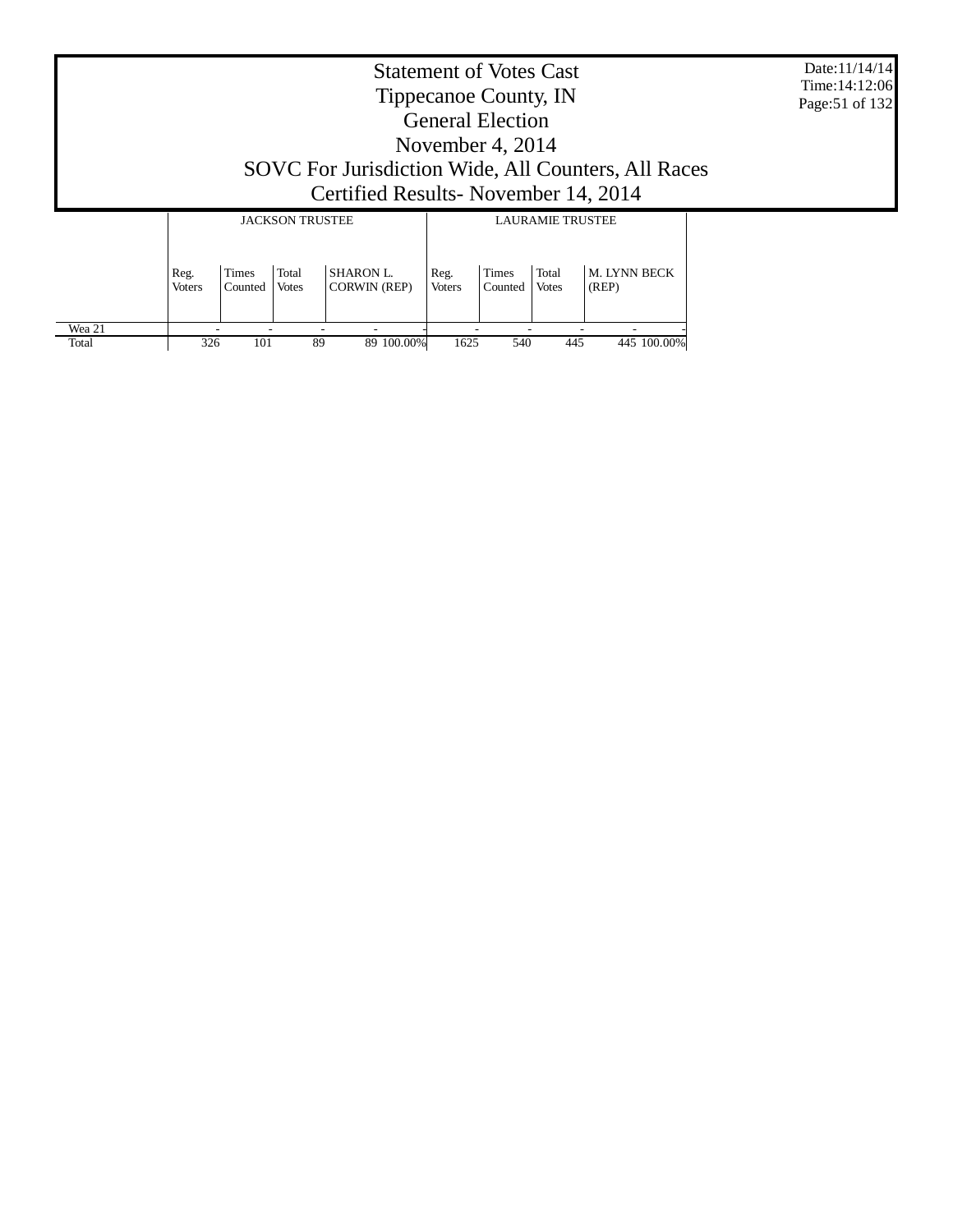# Statement of Votes Cast
# Tippecanoe County, IN
# General Election
# November 4, 2014
# SOVC For Jurisdiction Wide, All Counters, All Races
# Certified Results- November 14, 2014

Date:11/14/14
Time:14:12:06

| | JACKSON TRUSTEE | | | | | LAURAMIE TRUSTEE | | | | |
|---|---|---|---|---|---|---|---|---|---|---|
| | Reg. Voters | Times Counted | Total Votes | SHARON L. CORWIN (REP) | | Reg. Voters | Times Counted | Total Votes | M. LYNN BECK (REP) | |
| Wea 21 | - | - | - | - | - | - | - | - | - | - |
| Total | 326 | 101 | 89 | 89 | 100.00% | 1625 | 540 | 445 | 445 | 100.00% |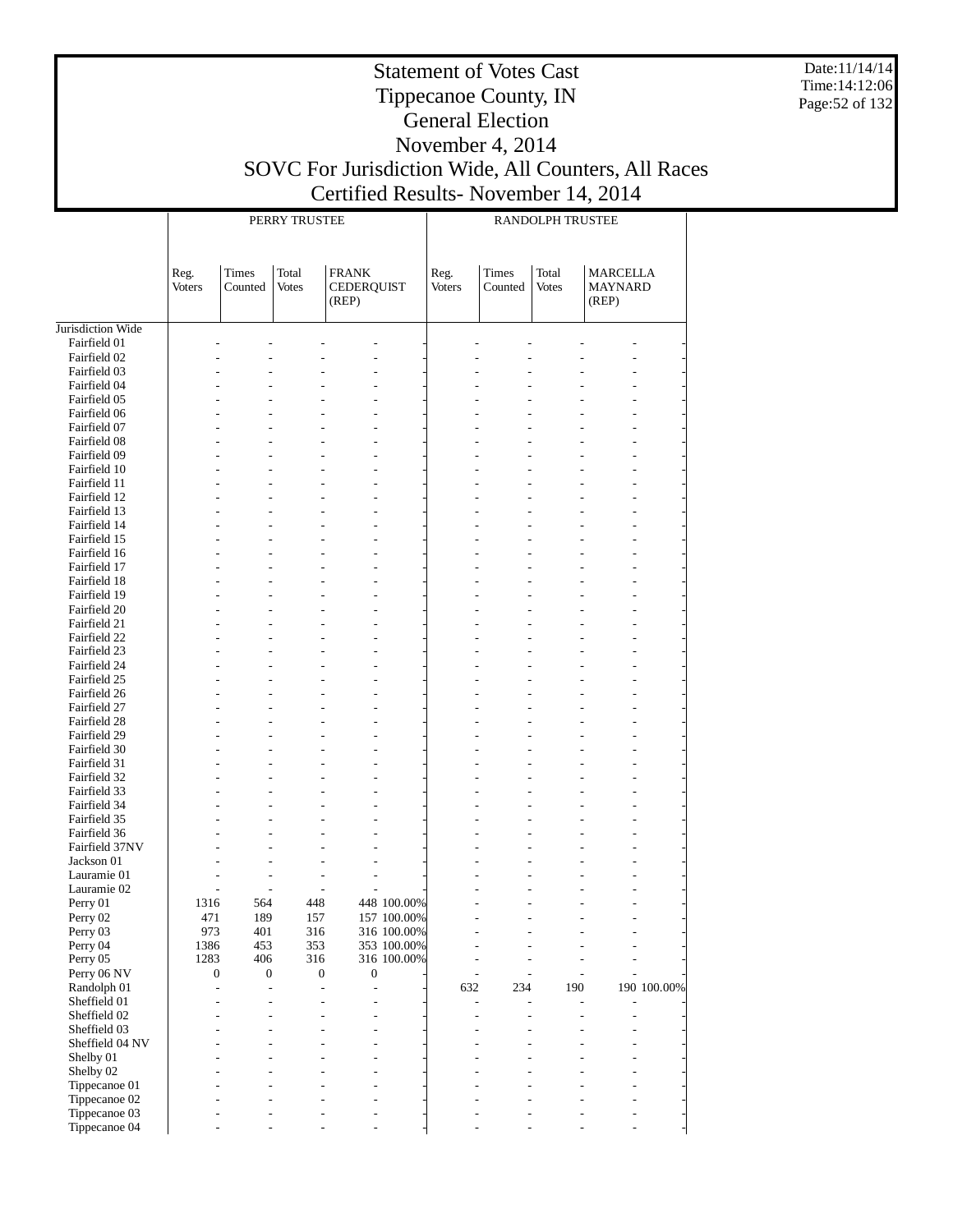# Statement of Votes Cast
## Tippecanoe County, IN
## General Election
## November 4, 2014
## SOVC For Jurisdiction Wide, All Counters, All Races
## Certified Results- November 14, 2014

Date:11/14/14
Time:14:12:06

| | PERRY TRUSTEE | | | | | RANDOLPH TRUSTEE | | | | |
|---|---|---|---|---|---|---|---|---|---|---|
| | Reg. Voters | Times Counted | Total Votes | FRANK CEDERQUIST (REP) | | Reg. Voters | Times Counted | Total Votes | MARCELLA MAYNARD (REP) | |
| Jurisdiction Wide | | | | | | | | | | |
| Fairfield 01 | - | - | - | - | - | - | - | - | - | - |
| Fairfield 02 | - | - | - | - | - | - | - | - | - | - |
| Fairfield 03 | - | - | - | - | - | - | - | - | - | - |
| Fairfield 04 | - | - | - | - | - | - | - | - | - | - |
| Fairfield 05 | - | - | - | - | - | - | - | - | - | - |
| Fairfield 06 | - | - | - | - | - | - | - | - | - | - |
| Fairfield 07 | - | - | - | - | - | - | - | - | - | - |
| Fairfield 08 | - | - | - | - | - | - | - | - | - | - |
| Fairfield 09 | - | - | - | - | - | - | - | - | - | - |
| Fairfield 10 | - | - | - | - | - | - | - | - | - | - |
| Fairfield 11 | - | - | - | - | - | - | - | - | - | - |
| Fairfield 12 | - | - | - | - | - | - | - | - | - | - |
| Fairfield 13 | - | - | - | - | - | - | - | - | - | - |
| Fairfield 14 | - | - | - | - | - | - | - | - | - | - |
| Fairfield 15 | - | - | - | - | - | - | - | - | - | - |
| Fairfield 16 | - | - | - | - | - | - | - | - | - | - |
| Fairfield 17 | - | - | - | - | - | - | - | - | - | - |
| Fairfield 18 | - | - | - | - | - | - | - | - | - | - |
| Fairfield 19 | - | - | - | - | - | - | - | - | - | - |
| Fairfield 20 | - | - | - | - | - | - | - | - | - | - |
| Fairfield 21 | - | - | - | - | - | - | - | - | - | - |
| Fairfield 22 | - | - | - | - | - | - | - | - | - | - |
| Fairfield 23 | - | - | - | - | - | - | - | - | - | - |
| Fairfield 24 | - | - | - | - | - | - | - | - | - | - |
| Fairfield 25 | - | - | - | - | - | - | - | - | - | - |
| Fairfield 26 | - | - | - | - | - | - | - | - | - | - |
| Fairfield 27 | - | - | - | - | - | - | - | - | - | - |
| Fairfield 28 | - | - | - | - | - | - | - | - | - | - |
| Fairfield 29 | - | - | - | - | - | - | - | - | - | - |
| Fairfield 30 | - | - | - | - | - | - | - | - | - | - |
| Fairfield 31 | - | - | - | - | - | - | - | - | - | - |
| Fairfield 32 | - | - | - | - | - | - | - | - | - | - |
| Fairfield 33 | - | - | - | - | - | - | - | - | - | - |
| Fairfield 34 | - | - | - | - | - | - | - | - | - | - |
| Fairfield 35 | - | - | - | - | - | - | - | - | - | - |
| Fairfield 36 | - | - | - | - | - | - | - | - | - | - |
| Fairfield 37NV | - | - | - | - | - | - | - | - | - | - |
| Jackson 01 | - | - | - | - | - | - | - | - | - | - |
| Lauramie 01 | - | - | - | - | - | - | - | - | - | - |
| Lauramie 02 | - | - | - | - | - | - | - | - | - | - |
| Perry 01 | 1316 | 564 | 448 | 448 | 100.00% | - | - | - | - | - |
| Perry 02 | 471 | 189 | 157 | 157 | 100.00% | - | - | - | - | - |
| Perry 03 | 973 | 401 | 316 | 316 | 100.00% | - | - | - | - | - |
| Perry 04 | 1386 | 453 | 353 | 353 | 100.00% | - | - | - | - | - |
| Perry 05 | 1283 | 406 | 316 | 316 | 100.00% | - | - | - | - | - |
| Perry 06 NV | 0 | 0 | 0 | 0 | - | - | - | - | - | - |
| Randolph 01 | - | - | - | - | - | 632 | 234 | 190 | 190 | 100.00% |
| Sheffield 01 | - | - | - | - | - | - | - | - | - | - |
| Sheffield 02 | - | - | - | - | - | - | - | - | - | - |
| Sheffield 03 | - | - | - | - | - | - | - | - | - | - |
| Sheffield 04 NV | - | - | - | - | - | - | - | - | - | - |
| Shelby 01 | - | - | - | - | - | - | - | - | - | - |
| Shelby 02 | - | - | - | - | - | - | - | - | - | - |
| Tippecanoe 01 | - | - | - | - | - | - | - | - | - | - |
| Tippecanoe 02 | - | - | - | - | - | - | - | - | - | - |
| Tippecanoe 03 | - | - | - | - | - | - | - | - | - | - |
| Tippecanoe 04 | - | - | - | - | - | - | - | - | - | - |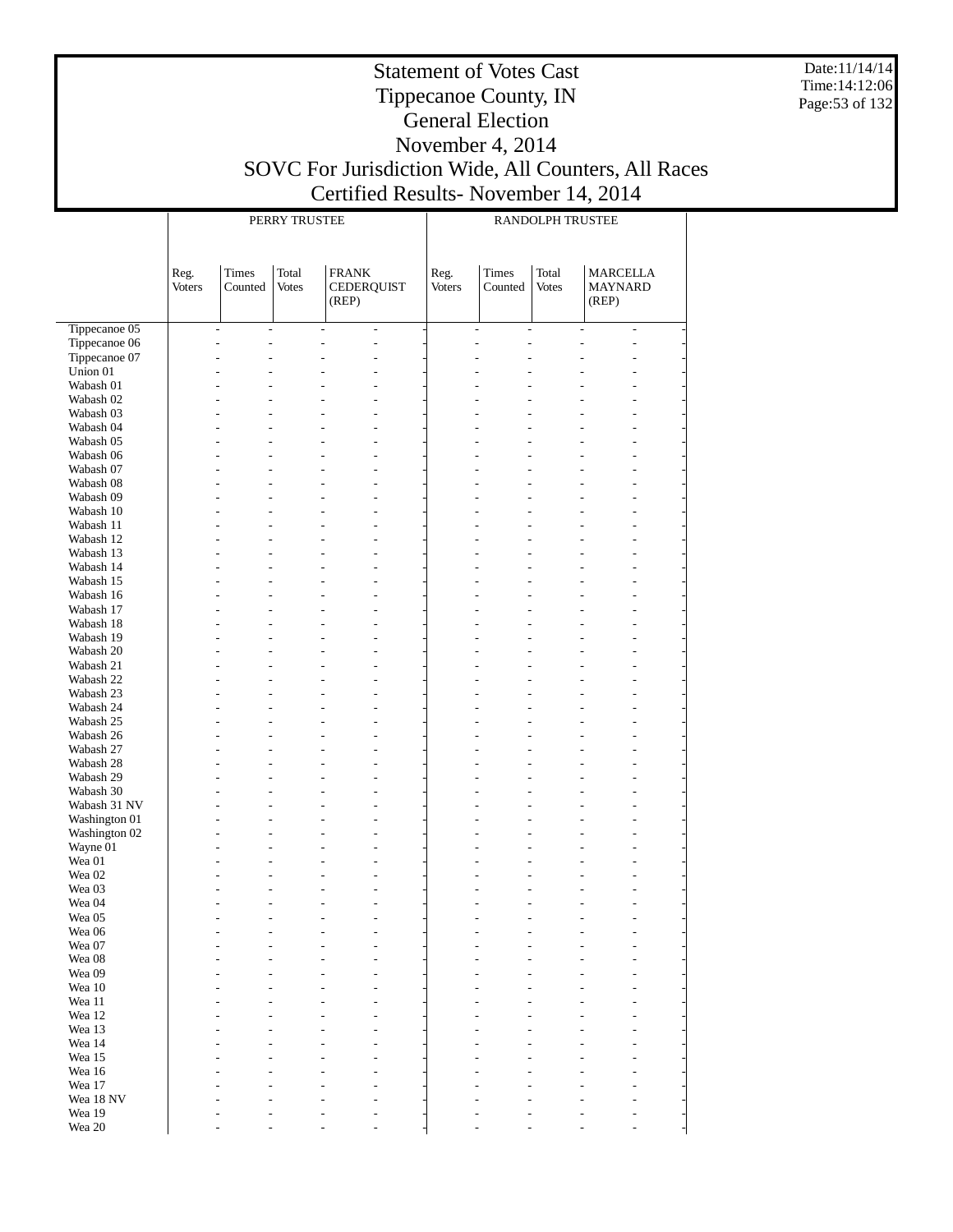# Statement of Votes Cast
# Tippecanoe County, IN
# General Election
# November 4, 2014
# SOVC For Jurisdiction Wide, All Counters, All Races
# Certified Results- November 14, 2014

Date:11/14/14
Time:14:12:06

| | PERRY TRUSTEE | | | | RANDOLPH TRUSTEE | | | |
|---|---|---|---|---|---|---|---|---|
| | Reg. Voters | Times Counted | Total Votes | FRANK CEDERQUIST (REP) | Reg. Voters | Times Counted | Total Votes | MARCELLA MAYNARD (REP) |
| Tippecanoe 05 | - | - | - | - | - | - | - | - |
| Tippecanoe 06 | - | - | - | - | - | - | - | - |
| Tippecanoe 07 | - | - | - | - | - | - | - | - |
| Union 01 | - | - | - | - | - | - | - | - |
| Wabash 01 | - | - | - | - | - | - | - | - |
| Wabash 02 | - | - | - | - | - | - | - | - |
| Wabash 03 | - | - | - | - | - | - | - | - |
| Wabash 04 | - | - | - | - | - | - | - | - |
| Wabash 05 | - | - | - | - | - | - | - | - |
| Wabash 06 | - | - | - | - | - | - | - | - |
| Wabash 07 | - | - | - | - | - | - | - | - |
| Wabash 08 | - | - | - | - | - | - | - | - |
| Wabash 09 | - | - | - | - | - | - | - | - |
| Wabash 10 | - | - | - | - | - | - | - | - |
| Wabash 11 | - | - | - | - | - | - | - | - |
| Wabash 12 | - | - | - | - | - | - | - | - |
| Wabash 13 | - | - | - | - | - | - | - | - |
| Wabash 14 | - | - | - | - | - | - | - | - |
| Wabash 15 | - | - | - | - | - | - | - | - |
| Wabash 16 | - | - | - | - | - | - | - | - |
| Wabash 17 | - | - | - | - | - | - | - | - |
| Wabash 18 | - | - | - | - | - | - | - | - |
| Wabash 19 | - | - | - | - | - | - | - | - |
| Wabash 20 | - | - | - | - | - | - | - | - |
| Wabash 21 | - | - | - | - | - | - | - | - |
| Wabash 22 | - | - | - | - | - | - | - | - |
| Wabash 23 | - | - | - | - | - | - | - | - |
| Wabash 24 | - | - | - | - | - | - | - | - |
| Wabash 25 | - | - | - | - | - | - | - | - |
| Wabash 26 | - | - | - | - | - | - | - | - |
| Wabash 27 | - | - | - | - | - | - | - | - |
| Wabash 28 | - | - | - | - | - | - | - | - |
| Wabash 29 | - | - | - | - | - | - | - | - |
| Wabash 30 | - | - | - | - | - | - | - | - |
| Wabash 31 NV | - | - | - | - | - | - | - | - |
| Washington 01 | - | - | - | - | - | - | - | - |
| Washington 02 | - | - | - | - | - | - | - | - |
| Wayne 01 | - | - | - | - | - | - | - | - |
| Wea 01 | - | - | - | - | - | - | - | - |
| Wea 02 | - | - | - | - | - | - | - | - |
| Wea 03 | - | - | - | - | - | - | - | - |
| Wea 04 | - | - | - | - | - | - | - | - |
| Wea 05 | - | - | - | - | - | - | - | - |
| Wea 06 | - | - | - | - | - | - | - | - |
| Wea 07 | - | - | - | - | - | - | - | - |
| Wea 08 | - | - | - | - | - | - | - | - |
| Wea 09 | - | - | - | - | - | - | - | - |
| Wea 10 | - | - | - | - | - | - | - | - |
| Wea 11 | - | - | - | - | - | - | - | - |
| Wea 12 | - | - | - | - | - | - | - | - |
| Wea 13 | - | - | - | - | - | - | - | - |
| Wea 14 | - | - | - | - | - | - | - | - |
| Wea 15 | - | - | - | - | - | - | - | - |
| Wea 16 | - | - | - | - | - | - | - | - |
| Wea 17 | - | - | - | - | - | - | - | - |
| Wea 18 NV | - | - | - | - | - | - | - | - |
| Wea 19 | - | - | - | - | - | - | - | - |
| Wea 20 | - | - | - | - | - | - | - | - |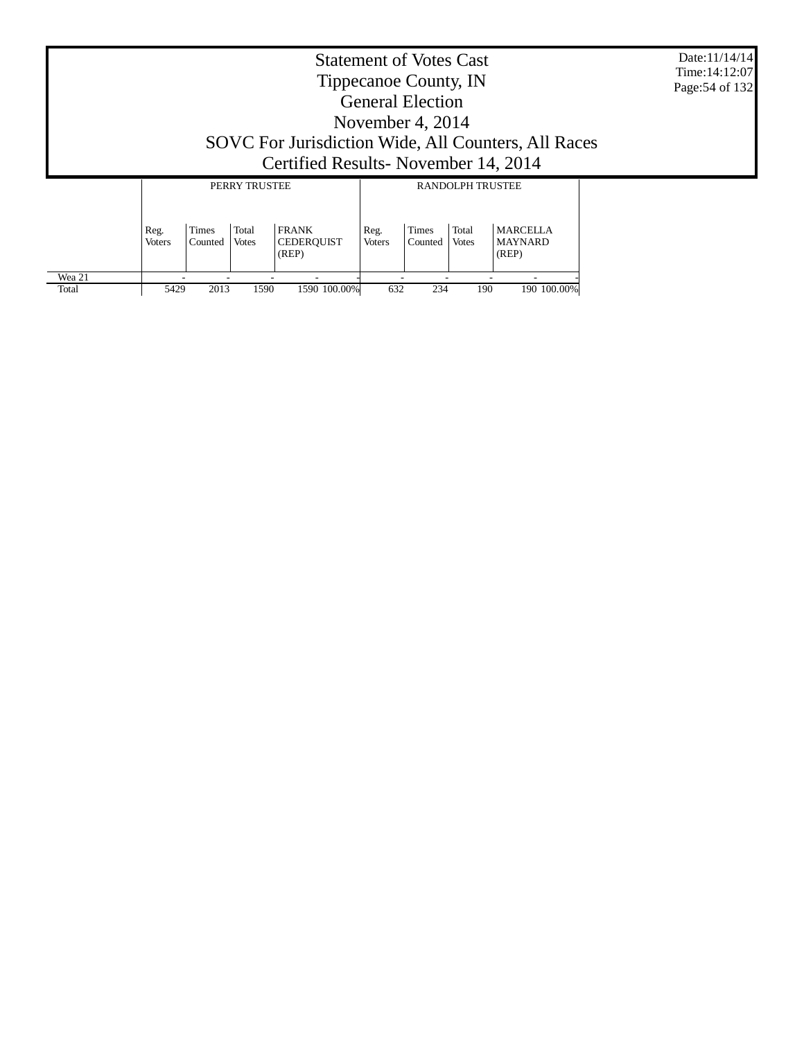# Statement of Votes Cast
# Tippecanoe County, IN
# General Election
# November 4, 2014
# SOVC For Jurisdiction Wide, All Counters, All Races
# Certified Results- November 14, 2014

Date:11/14/14
Time:14:12:07

| | PERRY TRUSTEE | | | | | RANDOLPH TRUSTEE | | | | |
|---|---|---|---|---|---|---|---|---|---|---|
| | Reg. Voters | Times Counted | Total Votes | FRANK CEDERQUIST (REP) | | Reg. Voters | Times Counted | Total Votes | MARCELLA MAYNARD (REP) | |
| Wea 21 | - | - | - | - | - | - | - | - | - | - |
| Total | 5429 | 2013 | 1590 | 1590 | 100.00% | 632 | 234 | 190 | 190 | 100.00% |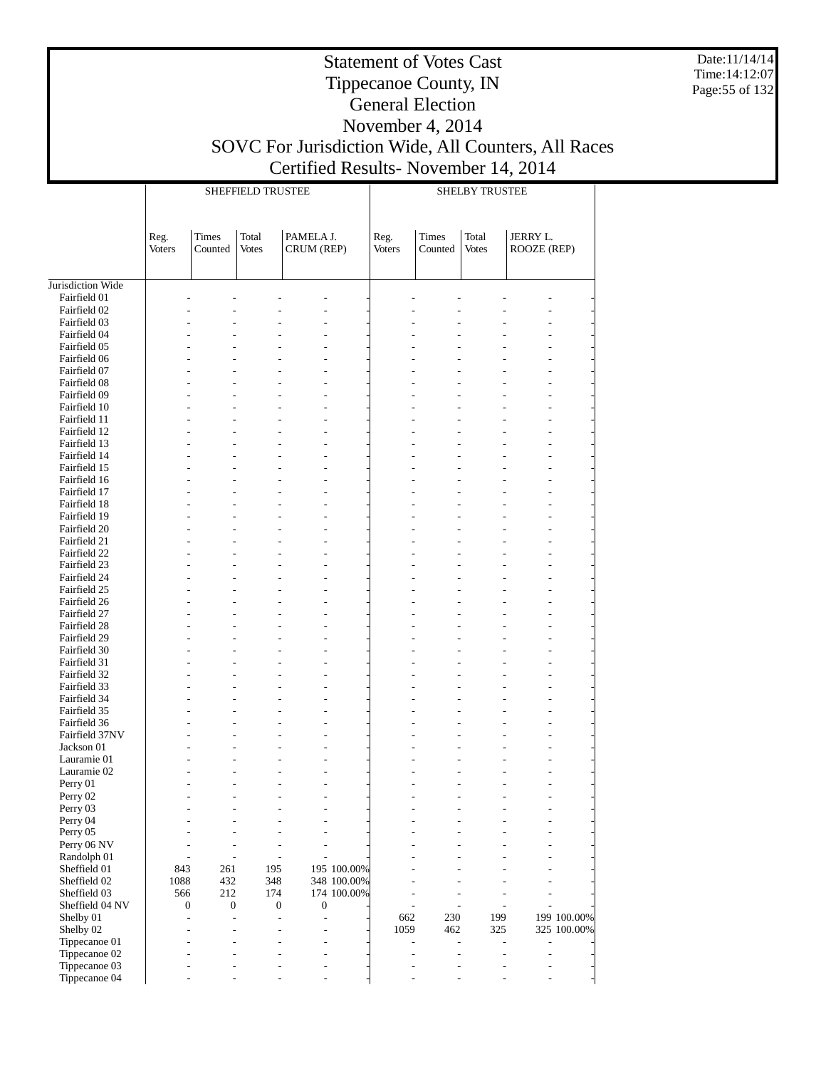# Statement of Votes Cast
# Tippecanoe County, IN
# General Election
# November 4, 2014
# SOVC For Jurisdiction Wide, All Counters, All Races
# Certified Results- November 14, 2014

Date:11/14/14
Time:14:12:07

| | SHEFFIELD TRUSTEE | | | | | SHELBY TRUSTEE | | | | |
|---|---|---|---|---|---|---|---|---|---|---|
| | Reg. Voters | Times Counted | Total Votes | PAMELA J. CRUM (REP) | | Reg. Voters | Times Counted | Total Votes | JERRY L. ROOZE (REP) | |
| Jurisdiction Wide | | | | | | | | | | |
| Fairfield 01 | - | - | - | - | - | - | - | - | - | - |
| Fairfield 02 | - | - | - | - | - | - | - | - | - | - |
| Fairfield 03 | - | - | - | - | - | - | - | - | - | - |
| Fairfield 04 | - | - | - | - | - | - | - | - | - | - |
| Fairfield 05 | - | - | - | - | - | - | - | - | - | - |
| Fairfield 06 | - | - | - | - | - | - | - | - | - | - |
| Fairfield 07 | - | - | - | - | - | - | - | - | - | - |
| Fairfield 08 | - | - | - | - | - | - | - | - | - | - |
| Fairfield 09 | - | - | - | - | - | - | - | - | - | - |
| Fairfield 10 | - | - | - | - | - | - | - | - | - | - |
| Fairfield 11 | - | - | - | - | - | - | - | - | - | - |
| Fairfield 12 | - | - | - | - | - | - | - | - | - | - |
| Fairfield 13 | - | - | - | - | - | - | - | - | - | - |
| Fairfield 14 | - | - | - | - | - | - | - | - | - | - |
| Fairfield 15 | - | - | - | - | - | - | - | - | - | - |
| Fairfield 16 | - | - | - | - | - | - | - | - | - | - |
| Fairfield 17 | - | - | - | - | - | - | - | - | - | - |
| Fairfield 18 | - | - | - | - | - | - | - | - | - | - |
| Fairfield 19 | - | - | - | - | - | - | - | - | - | - |
| Fairfield 20 | - | - | - | - | - | - | - | - | - | - |
| Fairfield 21 | - | - | - | - | - | - | - | - | - | - |
| Fairfield 22 | - | - | - | - | - | - | - | - | - | - |
| Fairfield 23 | - | - | - | - | - | - | - | - | - | - |
| Fairfield 24 | - | - | - | - | - | - | - | - | - | - |
| Fairfield 25 | - | - | - | - | - | - | - | - | - | - |
| Fairfield 26 | - | - | - | - | - | - | - | - | - | - |
| Fairfield 27 | - | - | - | - | - | - | - | - | - | - |
| Fairfield 28 | - | - | - | - | - | - | - | - | - | - |
| Fairfield 29 | - | - | - | - | - | - | - | - | - | - |
| Fairfield 30 | - | - | - | - | - | - | - | - | - | - |
| Fairfield 31 | - | - | - | - | - | - | - | - | - | - |
| Fairfield 32 | - | - | - | - | - | - | - | - | - | - |
| Fairfield 33 | - | - | - | - | - | - | - | - | - | - |
| Fairfield 34 | - | - | - | - | - | - | - | - | - | - |
| Fairfield 35 | - | - | - | - | - | - | - | - | - | - |
| Fairfield 36 | - | - | - | - | - | - | - | - | - | - |
| Fairfield 37NV | - | - | - | - | - | - | - | - | - | - |
| Jackson 01 | - | - | - | - | - | - | - | - | - | - |
| Lauramie 01 | - | - | - | - | - | - | - | - | - | - |
| Lauramie 02 | - | - | - | - | - | - | - | - | - | - |
| Perry 01 | - | - | - | - | - | - | - | - | - | - |
| Perry 02 | - | - | - | - | - | - | - | - | - | - |
| Perry 03 | - | - | - | - | - | - | - | - | - | - |
| Perry 04 | - | - | - | - | - | - | - | - | - | - |
| Perry 05 | - | - | - | - | - | - | - | - | - | - |
| Perry 06 NV | - | - | - | - | - | - | - | - | - | - |
| Randolph 01 | - | - | - | - | - | - | - | - | - | - |
| Sheffield 01 | 843 | 261 | 195 | 195 | 100.00% | - | - | - | - | - |
| Sheffield 02 | 1088 | 432 | 348 | 348 | 100.00% | - | - | - | - | - |
| Sheffield 03 | 566 | 212 | 174 | 174 | 100.00% | - | - | - | - | - |
| Sheffield 04 NV | 0 | 0 | 0 | 0 | - | - | - | - | - | - |
| Shelby 01 | - | - | - | - | - | 662 | 230 | 199 | 199 | 100.00% |
| Shelby 02 | - | - | - | - | - | 1059 | 462 | 325 | 325 | 100.00% |
| Tippecanoe 01 | - | - | - | - | - | - | - | - | - | - |
| Tippecanoe 02 | - | - | - | - | - | - | - | - | - | - |
| Tippecanoe 03 | - | - | - | - | - | - | - | - | - | - |
| Tippecanoe 04 | - | - | - | - | - | - | - | - | - | - |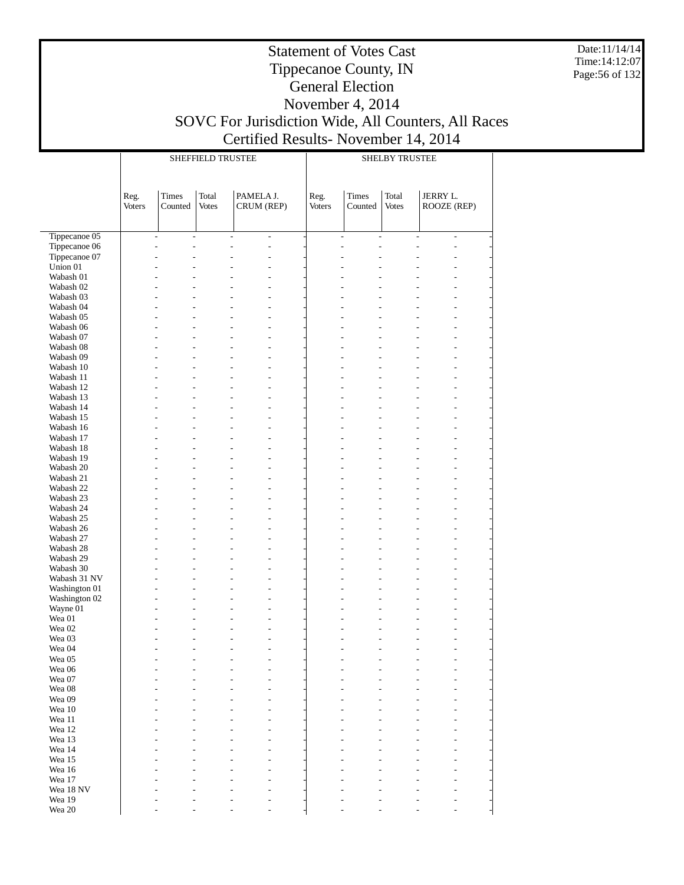# Statement of Votes Cast
# Tippecanoe County, IN
# General Election
# November 4, 2014
# SOVC For Jurisdiction Wide, All Counters, All Races
# Certified Results- November 14, 2014

Date:11/14/14
Time:14:12:07

| | SHEFFIELD TRUSTEE | | | | SHELBY TRUSTEE | | | |
|---|---|---|---|---|---|---|---|---|
| | Reg. Voters | Times Counted | Total Votes | PAMELA J. CRUM (REP) | Reg. Voters | Times Counted | Total Votes | JERRY L. ROOZE (REP) |
| Tippecanoe 05 | - | - | - | - | - | - | - | - |
| Tippecanoe 06 | - | - | - | - | - | - | - | - |
| Tippecanoe 07 | - | - | - | - | - | - | - | - |
| Union 01 | - | - | - | - | - | - | - | - |
| Wabash 01 | - | - | - | - | - | - | - | - |
| Wabash 02 | - | - | - | - | - | - | - | - |
| Wabash 03 | - | - | - | - | - | - | - | - |
| Wabash 04 | - | - | - | - | - | - | - | - |
| Wabash 05 | - | - | - | - | - | - | - | - |
| Wabash 06 | - | - | - | - | - | - | - | - |
| Wabash 07 | - | - | - | - | - | - | - | - |
| Wabash 08 | - | - | - | - | - | - | - | - |
| Wabash 09 | - | - | - | - | - | - | - | - |
| Wabash 10 | - | - | - | - | - | - | - | - |
| Wabash 11 | - | - | - | - | - | - | - | - |
| Wabash 12 | - | - | - | - | - | - | - | - |
| Wabash 13 | - | - | - | - | - | - | - | - |
| Wabash 14 | - | - | - | - | - | - | - | - |
| Wabash 15 | - | - | - | - | - | - | - | - |
| Wabash 16 | - | - | - | - | - | - | - | - |
| Wabash 17 | - | - | - | - | - | - | - | - |
| Wabash 18 | - | - | - | - | - | - | - | - |
| Wabash 19 | - | - | - | - | - | - | - | - |
| Wabash 20 | - | - | - | - | - | - | - | - |
| Wabash 21 | - | - | - | - | - | - | - | - |
| Wabash 22 | - | - | - | - | - | - | - | - |
| Wabash 23 | - | - | - | - | - | - | - | - |
| Wabash 24 | - | - | - | - | - | - | - | - |
| Wabash 25 | - | - | - | - | - | - | - | - |
| Wabash 26 | - | - | - | - | - | - | - | - |
| Wabash 27 | - | - | - | - | - | - | - | - |
| Wabash 28 | - | - | - | - | - | - | - | - |
| Wabash 29 | - | - | - | - | - | - | - | - |
| Wabash 30 | - | - | - | - | - | - | - | - |
| Wabash 31 NV | - | - | - | - | - | - | - | - |
| Washington 01 | - | - | - | - | - | - | - | - |
| Washington 02 | - | - | - | - | - | - | - | - |
| Wayne 01 | - | - | - | - | - | - | - | - |
| Wea 01 | - | - | - | - | - | - | - | - |
| Wea 02 | - | - | - | - | - | - | - | - |
| Wea 03 | - | - | - | - | - | - | - | - |
| Wea 04 | - | - | - | - | - | - | - | - |
| Wea 05 | - | - | - | - | - | - | - | - |
| Wea 06 | - | - | - | - | - | - | - | - |
| Wea 07 | - | - | - | - | - | - | - | - |
| Wea 08 | - | - | - | - | - | - | - | - |
| Wea 09 | - | - | - | - | - | - | - | - |
| Wea 10 | - | - | - | - | - | - | - | - |
| Wea 11 | - | - | - | - | - | - | - | - |
| Wea 12 | - | - | - | - | - | - | - | - |
| Wea 13 | - | - | - | - | - | - | - | - |
| Wea 14 | - | - | - | - | - | - | - | - |
| Wea 15 | - | - | - | - | - | - | - | - |
| Wea 16 | - | - | - | - | - | - | - | - |
| Wea 17 | - | - | - | - | - | - | - | - |
| Wea 18 NV | - | - | - | - | - | - | - | - |
| Wea 19 | - | - | - | - | - | - | - | - |
| Wea 20 | - | - | - | - | - | - | - | - |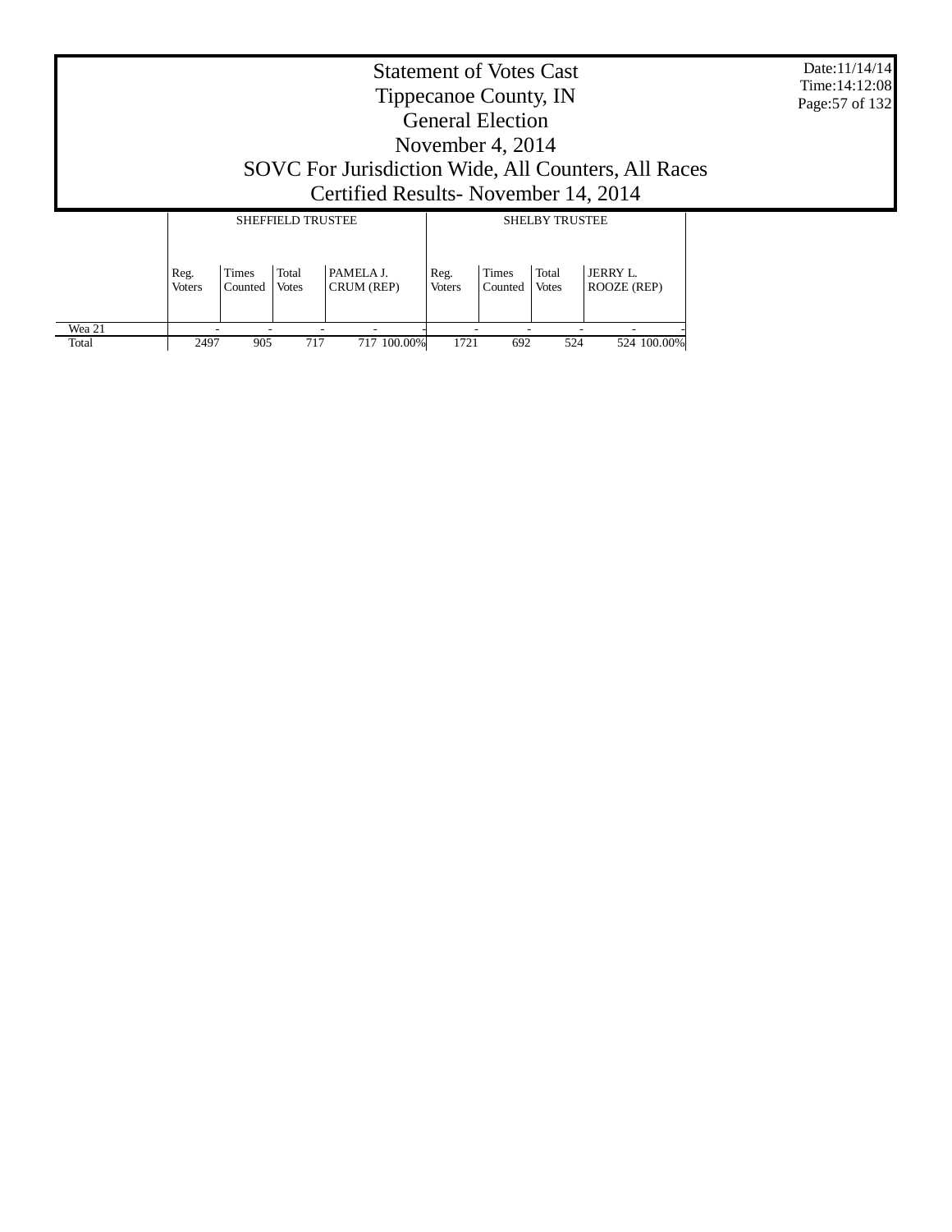# Statement of Votes Cast
## Tippecanoe County, IN
## General Election
## November 4, 2014
## SOVC For Jurisdiction Wide, All Counters, All Races
## Certified Results- November 14, 2014

Date:11/14/14
Time:14:12:08

| | SHEFFIELD TRUSTEE | | | | | SHELBY TRUSTEE | | | | |
|---|---|---|---|---|---|---|---|---|---|---|
| | Reg. Voters | Times Counted | Total Votes | PAMELA J. CRUM (REP) | | Reg. Voters | Times Counted | Total Votes | JERRY L. ROOZE (REP) | |
| Wea 21 | - | - | - | - | - | - | - | - | - | - |
| Total | 2497 | 905 | 717 | 717 | 100.00% | 1721 | 692 | 524 | 524 | 100.00% |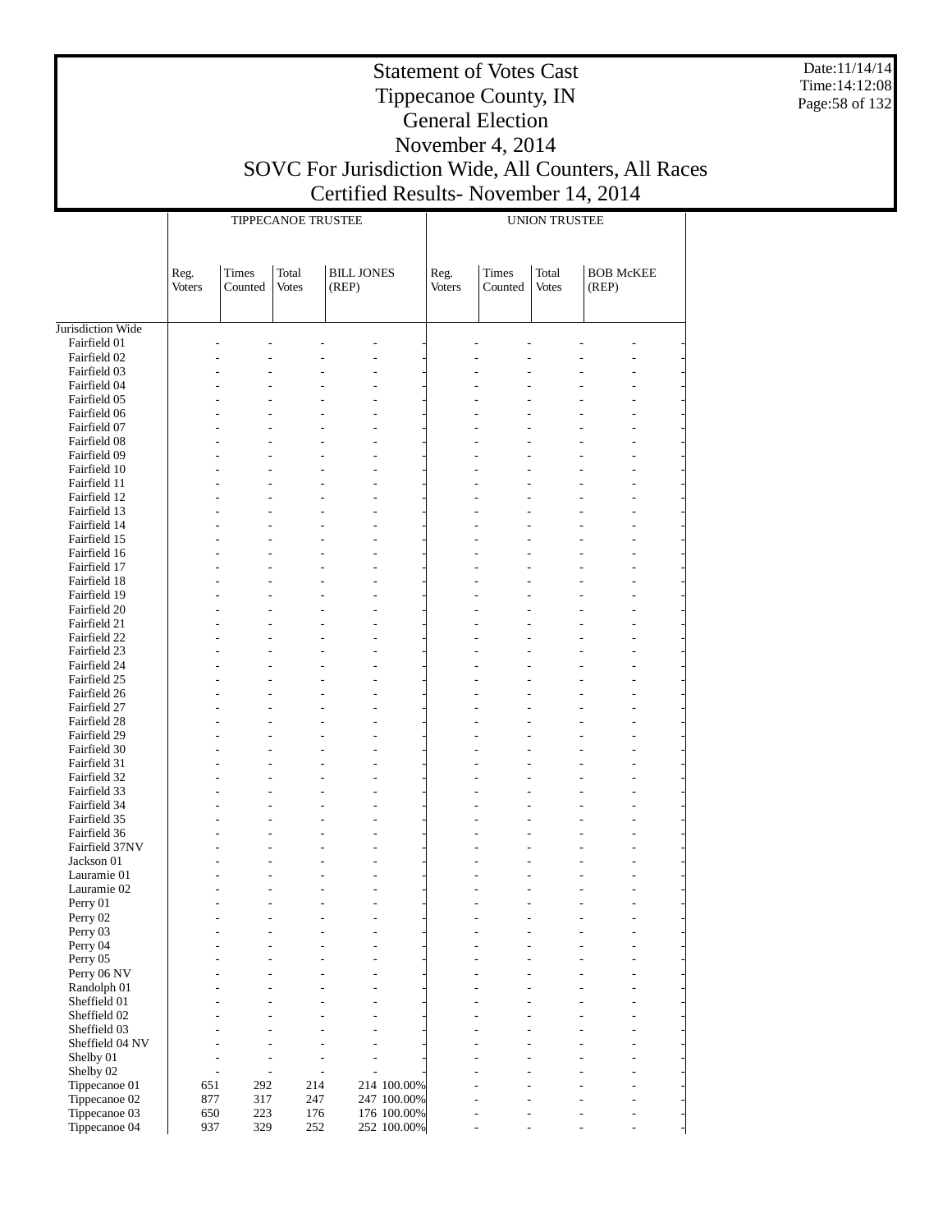# Statement of Votes Cast
# Tippecanoe County, IN
# General Election
# November 4, 2014
# SOVC For Jurisdiction Wide, All Counters, All Races
# Certified Results- November 14, 2014

Date:11/14/14
Time:14:12:08

| | TIPPECANOE TRUSTEE | | | | | UNION TRUSTEE | | | | |
|---|---|---|---|---|---|---|---|---|---|---|
| | Reg. Voters | Times Counted | Total Votes | BILL JONES (REP) | | Reg. Voters | Times Counted | Total Votes | BOB McKEE (REP) | |
| Jurisdiction Wide | | | | | | | | | | |
| Fairfield 01 | - | - | - | - | - | - | - | - | - | - |
| Fairfield 02 | - | - | - | - | - | - | - | - | - | - |
| Fairfield 03 | - | - | - | - | - | - | - | - | - | - |
| Fairfield 04 | - | - | - | - | - | - | - | - | - | - |
| Fairfield 05 | - | - | - | - | - | - | - | - | - | - |
| Fairfield 06 | - | - | - | - | - | - | - | - | - | - |
| Fairfield 07 | - | - | - | - | - | - | - | - | - | - |
| Fairfield 08 | - | - | - | - | - | - | - | - | - | - |
| Fairfield 09 | - | - | - | - | - | - | - | - | - | - |
| Fairfield 10 | - | - | - | - | - | - | - | - | - | - |
| Fairfield 11 | - | - | - | - | - | - | - | - | - | - |
| Fairfield 12 | - | - | - | - | - | - | - | - | - | - |
| Fairfield 13 | - | - | - | - | - | - | - | - | - | - |
| Fairfield 14 | - | - | - | - | - | - | - | - | - | - |
| Fairfield 15 | - | - | - | - | - | - | - | - | - | - |
| Fairfield 16 | - | - | - | - | - | - | - | - | - | - |
| Fairfield 17 | - | - | - | - | - | - | - | - | - | - |
| Fairfield 18 | - | - | - | - | - | - | - | - | - | - |
| Fairfield 19 | - | - | - | - | - | - | - | - | - | - |
| Fairfield 20 | - | - | - | - | - | - | - | - | - | - |
| Fairfield 21 | - | - | - | - | - | - | - | - | - | - |
| Fairfield 22 | - | - | - | - | - | - | - | - | - | - |
| Fairfield 23 | - | - | - | - | - | - | - | - | - | - |
| Fairfield 24 | - | - | - | - | - | - | - | - | - | - |
| Fairfield 25 | - | - | - | - | - | - | - | - | - | - |
| Fairfield 26 | - | - | - | - | - | - | - | - | - | - |
| Fairfield 27 | - | - | - | - | - | - | - | - | - | - |
| Fairfield 28 | - | - | - | - | - | - | - | - | - | - |
| Fairfield 29 | - | - | - | - | - | - | - | - | - | - |
| Fairfield 30 | - | - | - | - | - | - | - | - | - | - |
| Fairfield 31 | - | - | - | - | - | - | - | - | - | - |
| Fairfield 32 | - | - | - | - | - | - | - | - | - | - |
| Fairfield 33 | - | - | - | - | - | - | - | - | - | - |
| Fairfield 34 | - | - | - | - | - | - | - | - | - | - |
| Fairfield 35 | - | - | - | - | - | - | - | - | - | - |
| Fairfield 36 | - | - | - | - | - | - | - | - | - | - |
| Fairfield 37NV | - | - | - | - | - | - | - | - | - | - |
| Jackson 01 | - | - | - | - | - | - | - | - | - | - |
| Lauramie 01 | - | - | - | - | - | - | - | - | - | - |
| Lauramie 02 | - | - | - | - | - | - | - | - | - | - |
| Perry 01 | - | - | - | - | - | - | - | - | - | - |
| Perry 02 | - | - | - | - | - | - | - | - | - | - |
| Perry 03 | - | - | - | - | - | - | - | - | - | - |
| Perry 04 | - | - | - | - | - | - | - | - | - | - |
| Perry 05 | - | - | - | - | - | - | - | - | - | - |
| Perry 06 NV | - | - | - | - | - | - | - | - | - | - |
| Randolph 01 | - | - | - | - | - | - | - | - | - | - |
| Sheffield 01 | - | - | - | - | - | - | - | - | - | - |
| Sheffield 02 | - | - | - | - | - | - | - | - | - | - |
| Sheffield 03 | - | - | - | - | - | - | - | - | - | - |
| Sheffield 04 NV | - | - | - | - | - | - | - | - | - | - |
| Shelby 01 | - | - | - | - | - | - | - | - | - | - |
| Shelby 02 | - | - | - | - | - | - | - | - | - | - |
| Tippecanoe 01 | 651 | 292 | 214 | 214 | 100.00% | - | - | - | - | - |
| Tippecanoe 02 | 877 | 317 | 247 | 247 | 100.00% | - | - | - | - | - |
| Tippecanoe 03 | 650 | 223 | 176 | 176 | 100.00% | - | - | - | - | - |
| Tippecanoe 04 | 937 | 329 | 252 | 252 | 100.00% | - | - | - | - | - |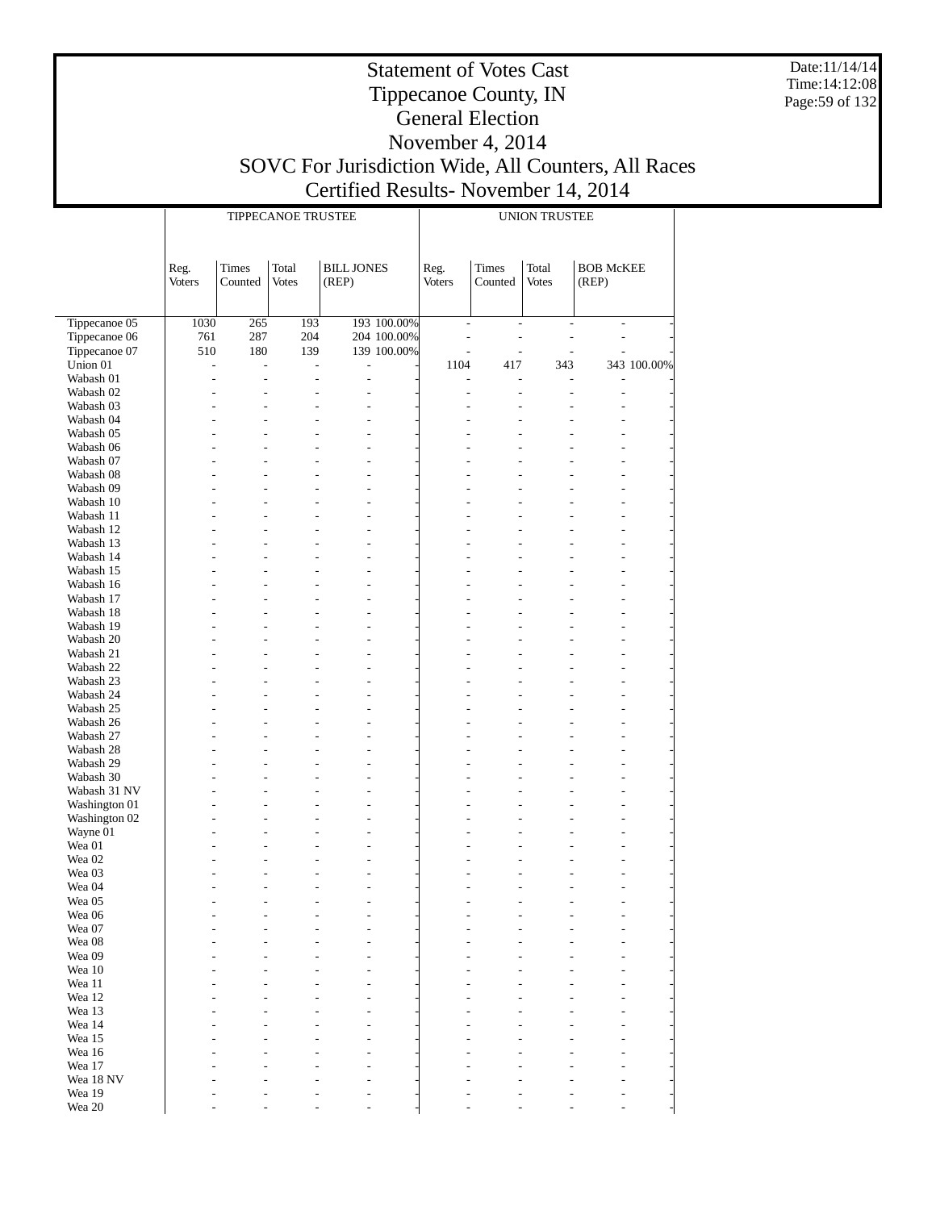# Statement of Votes Cast
## Tippecanoe County, IN
## General Election
## November 4, 2014
## SOVC For Jurisdiction Wide, All Counters, All Races
## Certified Results- November 14, 2014

Date:11/14/14
Time:14:12:08

| | TIPPECANOE TRUSTEE | | | | | UNION TRUSTEE | | | | |
|---|---|---|---|---|---|---|---|---|---|---|
| | Reg. Voters | Times Counted | Total Votes | BILL JONES (REP) | | Reg. Voters | Times Counted | Total Votes | BOB McKEE (REP) | |
| Tippecanoe 05 | 1030 | 265 | 193 | 193 | 100.00% | - | - | - | - | - |
| Tippecanoe 06 | 761 | 287 | 204 | 204 | 100.00% | - | - | - | - | - |
| Tippecanoe 07 | 510 | 180 | 139 | 139 | 100.00% | - | - | - | - | - |
| Union 01 | - | - | - | - | - | 1104 | 417 | 343 | 343 | 100.00% |
| Wabash 01 | - | - | - | - | - | - | - | - | - | - |
| Wabash 02 | - | - | - | - | - | - | - | - | - | - |
| Wabash 03 | - | - | - | - | - | - | - | - | - | - |
| Wabash 04 | - | - | - | - | - | - | - | - | - | - |
| Wabash 05 | - | - | - | - | - | - | - | - | - | - |
| Wabash 06 | - | - | - | - | - | - | - | - | - | - |
| Wabash 07 | - | - | - | - | - | - | - | - | - | - |
| Wabash 08 | - | - | - | - | - | - | - | - | - | - |
| Wabash 09 | - | - | - | - | - | - | - | - | - | - |
| Wabash 10 | - | - | - | - | - | - | - | - | - | - |
| Wabash 11 | - | - | - | - | - | - | - | - | - | - |
| Wabash 12 | - | - | - | - | - | - | - | - | - | - |
| Wabash 13 | - | - | - | - | - | - | - | - | - | - |
| Wabash 14 | - | - | - | - | - | - | - | - | - | - |
| Wabash 15 | - | - | - | - | - | - | - | - | - | - |
| Wabash 16 | - | - | - | - | - | - | - | - | - | - |
| Wabash 17 | - | - | - | - | - | - | - | - | - | - |
| Wabash 18 | - | - | - | - | - | - | - | - | - | - |
| Wabash 19 | - | - | - | - | - | - | - | - | - | - |
| Wabash 20 | - | - | - | - | - | - | - | - | - | - |
| Wabash 21 | - | - | - | - | - | - | - | - | - | - |
| Wabash 22 | - | - | - | - | - | - | - | - | - | - |
| Wabash 23 | - | - | - | - | - | - | - | - | - | - |
| Wabash 24 | - | - | - | - | - | - | - | - | - | - |
| Wabash 25 | - | - | - | - | - | - | - | - | - | - |
| Wabash 26 | - | - | - | - | - | - | - | - | - | - |
| Wabash 27 | - | - | - | - | - | - | - | - | - | - |
| Wabash 28 | - | - | - | - | - | - | - | - | - | - |
| Wabash 29 | - | - | - | - | - | - | - | - | - | - |
| Wabash 30 | - | - | - | - | - | - | - | - | - | - |
| Wabash 31 NV | - | - | - | - | - | - | - | - | - | - |
| Washington 01 | - | - | - | - | - | - | - | - | - | - |
| Washington 02 | - | - | - | - | - | - | - | - | - | - |
| Wayne 01 | - | - | - | - | - | - | - | - | - | - |
| Wea 01 | - | - | - | - | - | - | - | - | - | - |
| Wea 02 | - | - | - | - | - | - | - | - | - | - |
| Wea 03 | - | - | - | - | - | - | - | - | - | - |
| Wea 04 | - | - | - | - | - | - | - | - | - | - |
| Wea 05 | - | - | - | - | - | - | - | - | - | - |
| Wea 06 | - | - | - | - | - | - | - | - | - | - |
| Wea 07 | - | - | - | - | - | - | - | - | - | - |
| Wea 08 | - | - | - | - | - | - | - | - | - | - |
| Wea 09 | - | - | - | - | - | - | - | - | - | - |
| Wea 10 | - | - | - | - | - | - | - | - | - | - |
| Wea 11 | - | - | - | - | - | - | - | - | - | - |
| Wea 12 | - | - | - | - | - | - | - | - | - | - |
| Wea 13 | - | - | - | - | - | - | - | - | - | - |
| Wea 14 | - | - | - | - | - | - | - | - | - | - |
| Wea 15 | - | - | - | - | - | - | - | - | - | - |
| Wea 16 | - | - | - | - | - | - | - | - | - | - |
| Wea 17 | - | - | - | - | - | - | - | - | - | - |
| Wea 18 NV | - | - | - | - | - | - | - | - | - | - |
| Wea 19 | - | - | - | - | - | - | - | - | - | - |
| Wea 20 | - | - | - | - | - | - | - | - | - | - |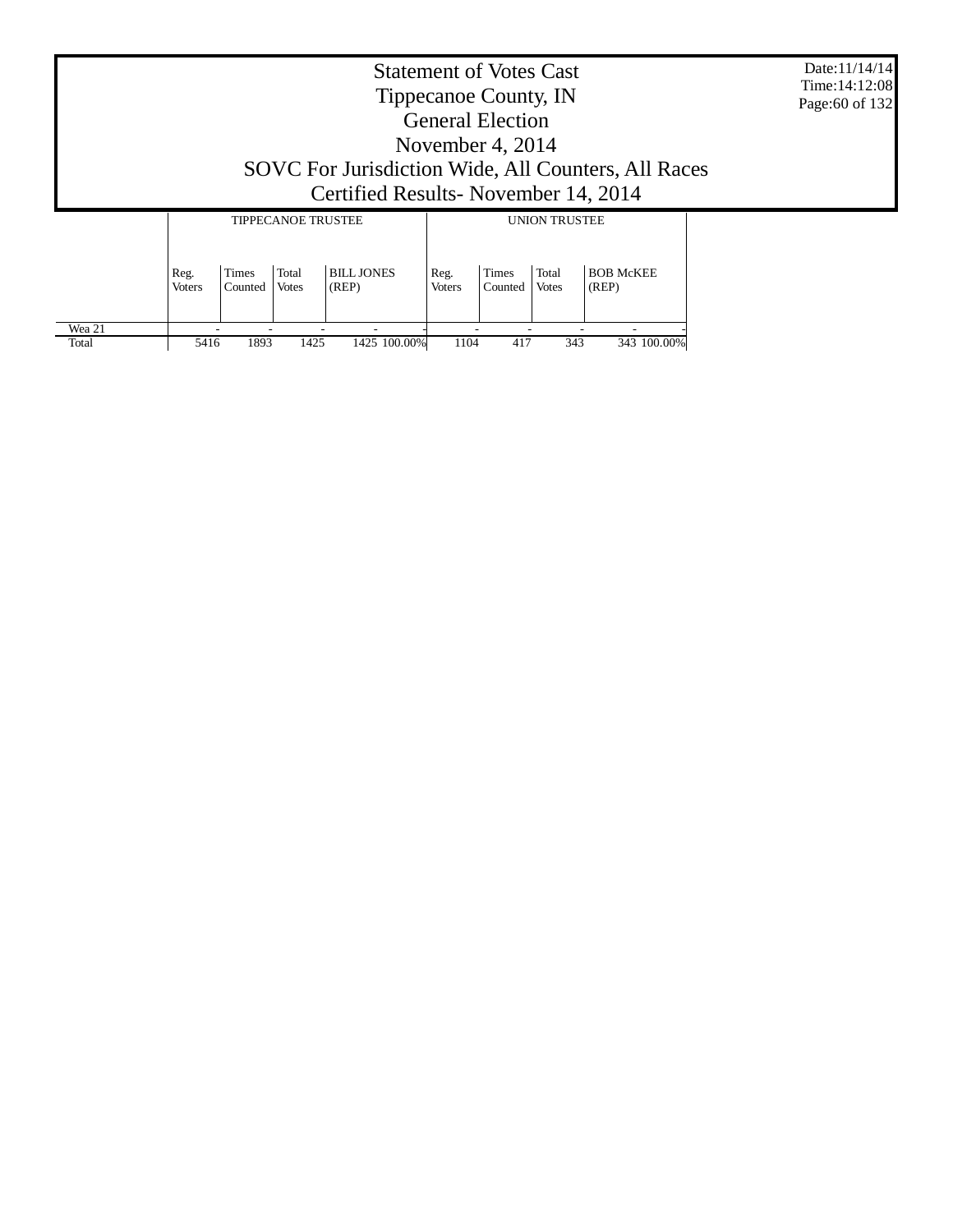# Statement of Votes Cast
# Tippecanoe County, IN
# General Election
# November 4, 2014
# SOVC For Jurisdiction Wide, All Counters, All Races
# Certified Results- November 14, 2014

Date:11/14/14
Time:14:12:08

| | TIPPECANOE TRUSTEE | | | | | UNION TRUSTEE | | | | |
|---|---|---|---|---|---|---|---|---|---|---|
| | Reg. Voters | Times Counted | Total Votes | BILL JONES (REP) | | Reg. Voters | Times Counted | Total Votes | BOB McKEE (REP) | |
| Wea 21 | - | - | - | - | - | - | - | - | - | - |
| Total | 5416 | 1893 | 1425 | 1425 | 100.00% | 1104 | 417 | 343 | 343 | 100.00% |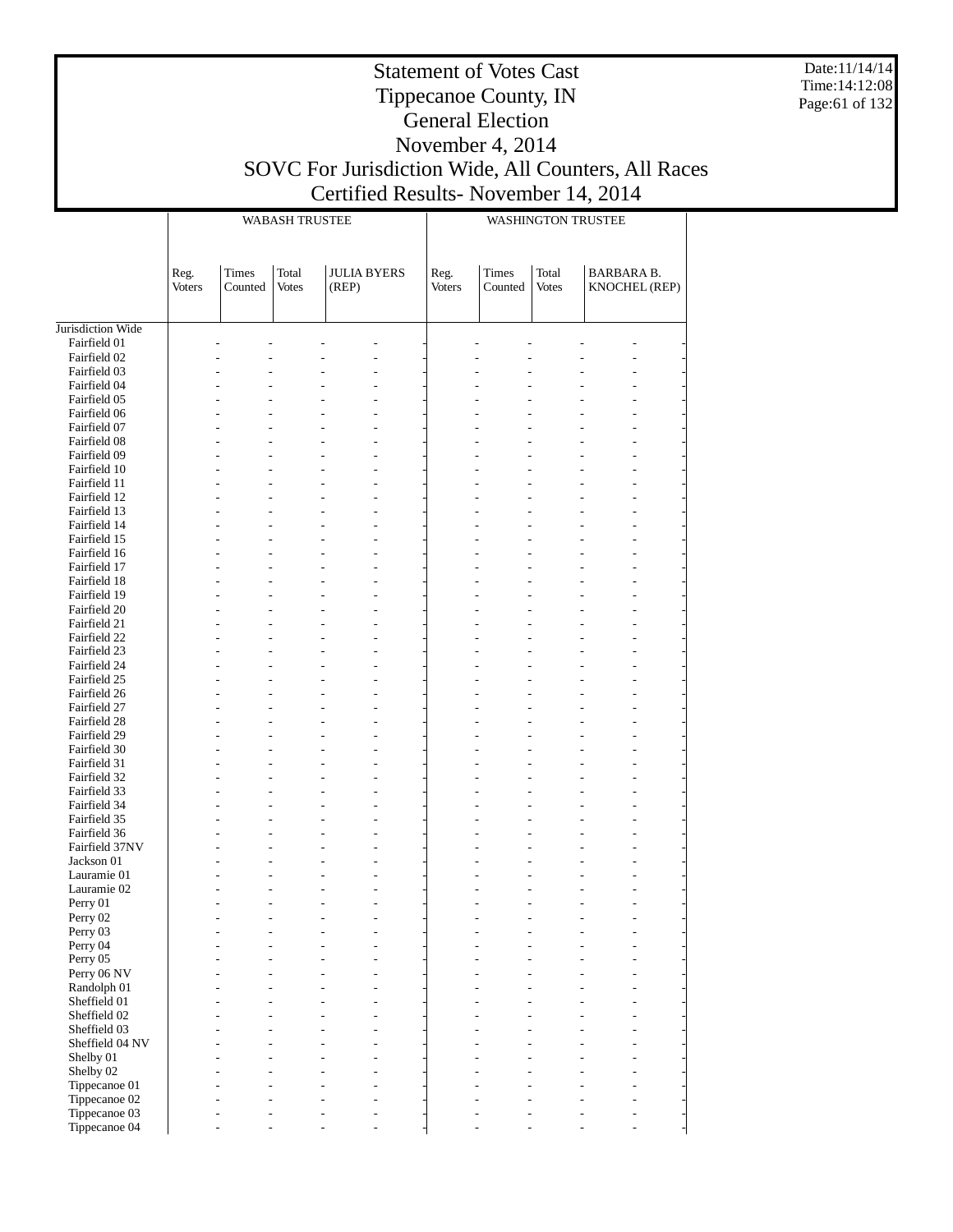# Statement of Votes Cast
# Tippecanoe County, IN
# General Election
# November 4, 2014
# SOVC For Jurisdiction Wide, All Counters, All Races
# Certified Results- November 14, 2014

Date:11/14/14
Time:14:12:08

| | WABASH TRUSTEE | | | | WASHINGTON TRUSTEE | | | |
|---|---|---|---|---|---|---|---|---|
| | Reg. Voters | Times Counted | Total Votes | JULIA BYERS (REP) | Reg. Voters | Times Counted | Total Votes | BARBARA B. KNOCHEL (REP) |
| Jurisdiction Wide | | | | | | | | |
| Fairfield 01 | - | - | - | - | - | - | - | - |
| Fairfield 02 | - | - | - | - | - | - | - | - |
| Fairfield 03 | - | - | - | - | - | - | - | - |
| Fairfield 04 | - | - | - | - | - | - | - | - |
| Fairfield 05 | - | - | - | - | - | - | - | - |
| Fairfield 06 | - | - | - | - | - | - | - | - |
| Fairfield 07 | - | - | - | - | - | - | - | - |
| Fairfield 08 | - | - | - | - | - | - | - | - |
| Fairfield 09 | - | - | - | - | - | - | - | - |
| Fairfield 10 | - | - | - | - | - | - | - | - |
| Fairfield 11 | - | - | - | - | - | - | - | - |
| Fairfield 12 | - | - | - | - | - | - | - | - |
| Fairfield 13 | - | - | - | - | - | - | - | - |
| Fairfield 14 | - | - | - | - | - | - | - | - |
| Fairfield 15 | - | - | - | - | - | - | - | - |
| Fairfield 16 | - | - | - | - | - | - | - | - |
| Fairfield 17 | - | - | - | - | - | - | - | - |
| Fairfield 18 | - | - | - | - | - | - | - | - |
| Fairfield 19 | - | - | - | - | - | - | - | - |
| Fairfield 20 | - | - | - | - | - | - | - | - |
| Fairfield 21 | - | - | - | - | - | - | - | - |
| Fairfield 22 | - | - | - | - | - | - | - | - |
| Fairfield 23 | - | - | - | - | - | - | - | - |
| Fairfield 24 | - | - | - | - | - | - | - | - |
| Fairfield 25 | - | - | - | - | - | - | - | - |
| Fairfield 26 | - | - | - | - | - | - | - | - |
| Fairfield 27 | - | - | - | - | - | - | - | - |
| Fairfield 28 | - | - | - | - | - | - | - | - |
| Fairfield 29 | - | - | - | - | - | - | - | - |
| Fairfield 30 | - | - | - | - | - | - | - | - |
| Fairfield 31 | - | - | - | - | - | - | - | - |
| Fairfield 32 | - | - | - | - | - | - | - | - |
| Fairfield 33 | - | - | - | - | - | - | - | - |
| Fairfield 34 | - | - | - | - | - | - | - | - |
| Fairfield 35 | - | - | - | - | - | - | - | - |
| Fairfield 36 | - | - | - | - | - | - | - | - |
| Fairfield 37NV | - | - | - | - | - | - | - | - |
| Jackson 01 | - | - | - | - | - | - | - | - |
| Lauramie 01 | - | - | - | - | - | - | - | - |
| Lauramie 02 | - | - | - | - | - | - | - | - |
| Perry 01 | - | - | - | - | - | - | - | - |
| Perry 02 | - | - | - | - | - | - | - | - |
| Perry 03 | - | - | - | - | - | - | - | - |
| Perry 04 | - | - | - | - | - | - | - | - |
| Perry 05 | - | - | - | - | - | - | - | - |
| Perry 06 NV | - | - | - | - | - | - | - | - |
| Randolph 01 | - | - | - | - | - | - | - | - |
| Sheffield 01 | - | - | - | - | - | - | - | - |
| Sheffield 02 | - | - | - | - | - | - | - | - |
| Sheffield 03 | - | - | - | - | - | - | - | - |
| Sheffield 04 NV | - | - | - | - | - | - | - | - |
| Shelby 01 | - | - | - | - | - | - | - | - |
| Shelby 02 | - | - | - | - | - | - | - | - |
| Tippecanoe 01 | - | - | - | - | - | - | - | - |
| Tippecanoe 02 | - | - | - | - | - | - | - | - |
| Tippecanoe 03 | - | - | - | - | - | - | - | - |
| Tippecanoe 04 | - | - | - | - | - | - | - | - |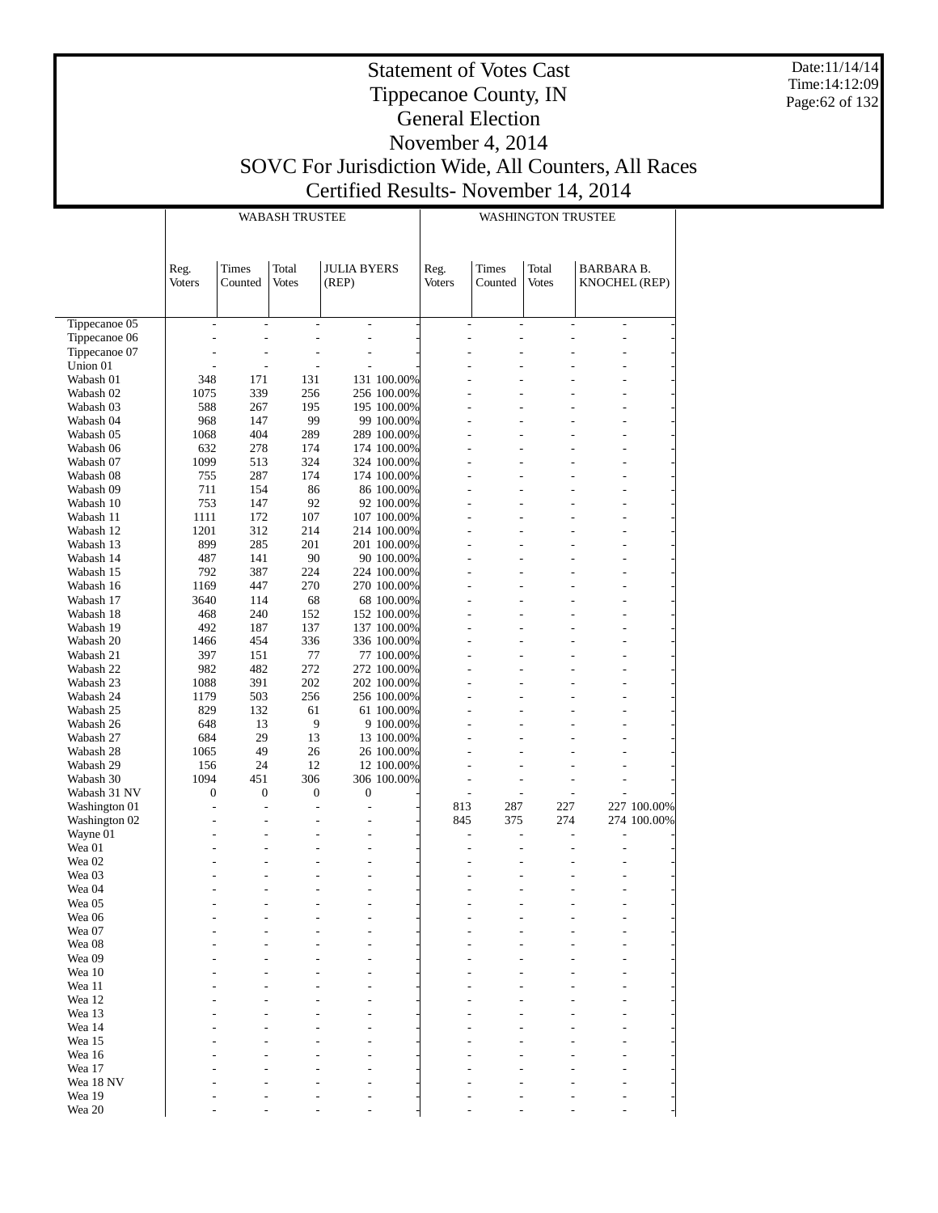# Statement of Votes Cast
# Tippecanoe County, IN
# General Election
# November 4, 2014
# SOVC For Jurisdiction Wide, All Counters, All Races
# Certified Results- November 14, 2014

Date:11/14/14
Time:14:12:09

| | WABASH TRUSTEE | | | | | WASHINGTON TRUSTEE | | | | |
|---|---|---|---|---|---|---|---|---|---|---|
| | Reg. Voters | Times Counted | Total Votes | JULIA BYERS (REP) | | Reg. Voters | Times Counted | Total Votes | BARBARA B. KNOCHEL (REP) | |
| Tippecanoe 05 | - | - | - | - | - | - | - | - | - | - |
| Tippecanoe 06 | - | - | - | - | - | - | - | - | - | - |
| Tippecanoe 07 | - | - | - | - | - | - | - | - | - | - |
| Union 01 | - | - | - | - | - | - | - | - | - | - |
| Wabash 01 | 348 | 171 | 131 | 131 | 100.00% | - | - | - | - | - |
| Wabash 02 | 1075 | 339 | 256 | 256 | 100.00% | - | - | - | - | - |
| Wabash 03 | 588 | 267 | 195 | 195 | 100.00% | - | - | - | - | - |
| Wabash 04 | 968 | 147 | 99 | 99 | 100.00% | - | - | - | - | - |
| Wabash 05 | 1068 | 404 | 289 | 289 | 100.00% | - | - | - | - | - |
| Wabash 06 | 632 | 278 | 174 | 174 | 100.00% | - | - | - | - | - |
| Wabash 07 | 1099 | 513 | 324 | 324 | 100.00% | - | - | - | - | - |
| Wabash 08 | 755 | 287 | 174 | 174 | 100.00% | - | - | - | - | - |
| Wabash 09 | 711 | 154 | 86 | 86 | 100.00% | - | - | - | - | - |
| Wabash 10 | 753 | 147 | 92 | 92 | 100.00% | - | - | - | - | - |
| Wabash 11 | 1111 | 172 | 107 | 107 | 100.00% | - | - | - | - | - |
| Wabash 12 | 1201 | 312 | 214 | 214 | 100.00% | - | - | - | - | - |
| Wabash 13 | 899 | 285 | 201 | 201 | 100.00% | - | - | - | - | - |
| Wabash 14 | 487 | 141 | 90 | 90 | 100.00% | - | - | - | - | - |
| Wabash 15 | 792 | 387 | 224 | 224 | 100.00% | - | - | - | - | - |
| Wabash 16 | 1169 | 447 | 270 | 270 | 100.00% | - | - | - | - | - |
| Wabash 17 | 3640 | 114 | 68 | 68 | 100.00% | - | - | - | - | - |
| Wabash 18 | 468 | 240 | 152 | 152 | 100.00% | - | - | - | - | - |
| Wabash 19 | 492 | 187 | 137 | 137 | 100.00% | - | - | - | - | - |
| Wabash 20 | 1466 | 454 | 336 | 336 | 100.00% | - | - | - | - | - |
| Wabash 21 | 397 | 151 | 77 | 77 | 100.00% | - | - | - | - | - |
| Wabash 22 | 982 | 482 | 272 | 272 | 100.00% | - | - | - | - | - |
| Wabash 23 | 1088 | 391 | 202 | 202 | 100.00% | - | - | - | - | - |
| Wabash 24 | 1179 | 503 | 256 | 256 | 100.00% | - | - | - | - | - |
| Wabash 25 | 829 | 132 | 61 | 61 | 100.00% | - | - | - | - | - |
| Wabash 26 | 648 | 13 | 9 | 9 | 100.00% | - | - | - | - | - |
| Wabash 27 | 684 | 29 | 13 | 13 | 100.00% | - | - | - | - | - |
| Wabash 28 | 1065 | 49 | 26 | 26 | 100.00% | - | - | - | - | - |
| Wabash 29 | 156 | 24 | 12 | 12 | 100.00% | - | - | - | - | - |
| Wabash 30 | 1094 | 451 | 306 | 306 | 100.00% | - | - | - | - | - |
| Wabash 31 NV | 0 | 0 | 0 | 0 | - | - | - | - | - | - |
| Washington 01 | - | - | - | - | - | 813 | 287 | 227 | 227 | 100.00% |
| Washington 02 | - | - | - | - | - | 845 | 375 | 274 | 274 | 100.00% |
| Wayne 01 | - | - | - | - | - | - | - | - | - | - |
| Wea 01 | - | - | - | - | - | - | - | - | - | - |
| Wea 02 | - | - | - | - | - | - | - | - | - | - |
| Wea 03 | - | - | - | - | - | - | - | - | - | - |
| Wea 04 | - | - | - | - | - | - | - | - | - | - |
| Wea 05 | - | - | - | - | - | - | - | - | - | - |
| Wea 06 | - | - | - | - | - | - | - | - | - | - |
| Wea 07 | - | - | - | - | - | - | - | - | - | - |
| Wea 08 | - | - | - | - | - | - | - | - | - | - |
| Wea 09 | - | - | - | - | - | - | - | - | - | - |
| Wea 10 | - | - | - | - | - | - | - | - | - | - |
| Wea 11 | - | - | - | - | - | - | - | - | - | - |
| Wea 12 | - | - | - | - | - | - | - | - | - | - |
| Wea 13 | - | - | - | - | - | - | - | - | - | - |
| Wea 14 | - | - | - | - | - | - | - | - | - | - |
| Wea 15 | - | - | - | - | - | - | - | - | - | - |
| Wea 16 | - | - | - | - | - | - | - | - | - | - |
| Wea 17 | - | - | - | - | - | - | - | - | - | - |
| Wea 18 NV | - | - | - | - | - | - | - | - | - | - |
| Wea 19 | - | - | - | - | - | - | - | - | - | - |
| Wea 20 | - | - | - | - | - | - | - | - | - | - |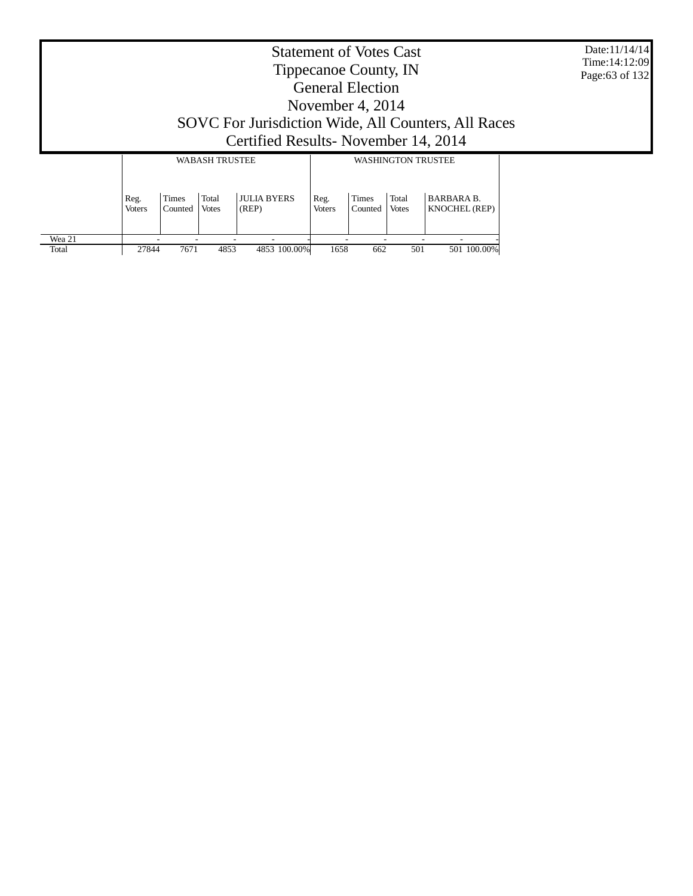# Statement of Votes Cast
# Tippecanoe County, IN
# General Election
# November 4, 2014
# SOVC For Jurisdiction Wide, All Counters, All Races
# Certified Results- November 14, 2014

Date:11/14/14
Time:14:12:09

| | WABASH TRUSTEE | | | | | WASHINGTON TRUSTEE | | | | |
|---|---|---|---|---|---|---|---|---|---|---|
| | Reg. Voters | Times Counted | Total Votes | JULIA BYERS (REP) | | Reg. Voters | Times Counted | Total Votes | BARBARA B. KNOCHEL (REP) | |
| Wea 21 | - | - | - | - | - | - | - | - | - | - |
| Total | 27844 | 7671 | 4853 | 4853 | 100.00% | 1658 | 662 | 501 | 501 | 100.00% |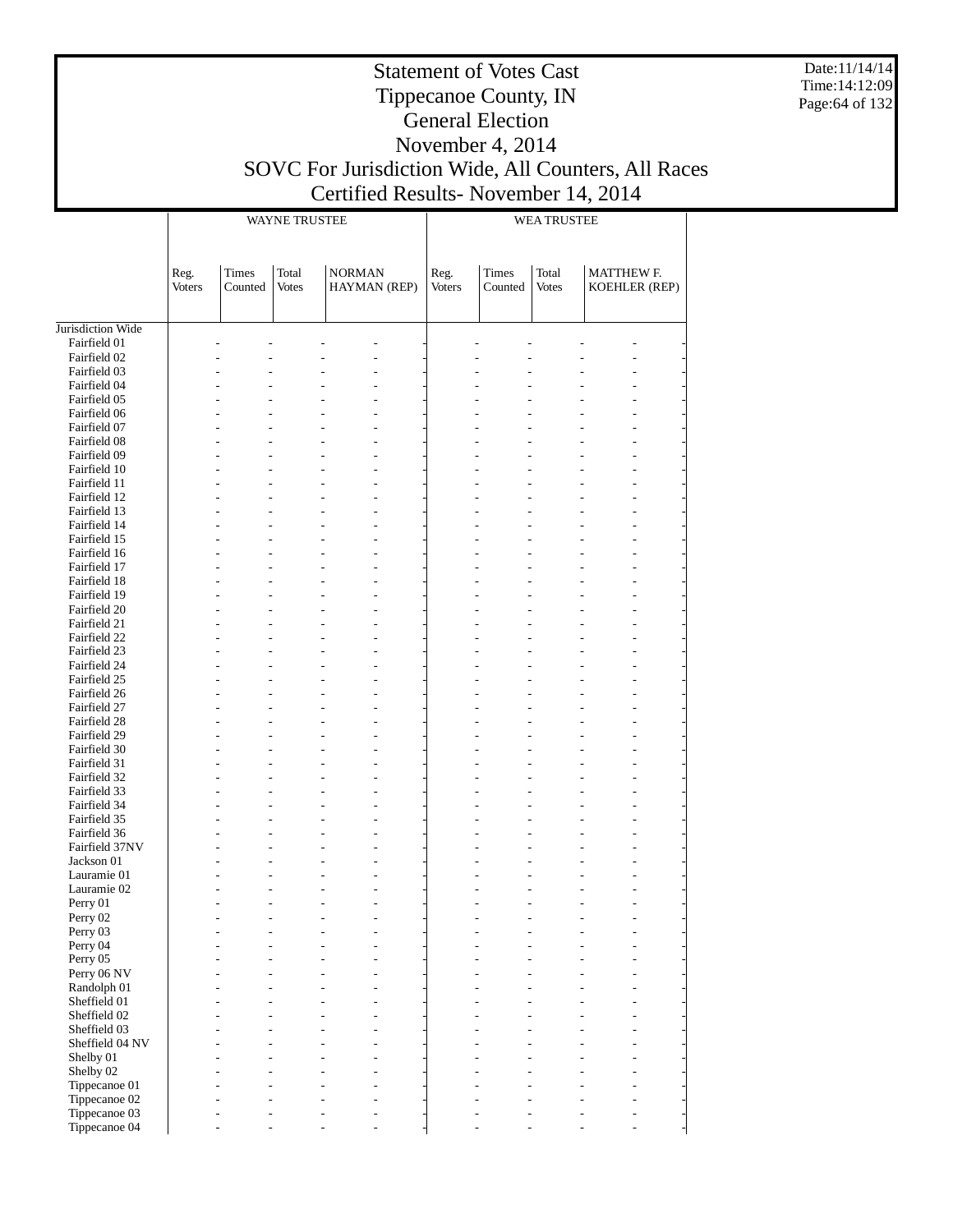# Statement of Votes Cast
# Tippecanoe County, IN
# General Election
# November 4, 2014
# SOVC For Jurisdiction Wide, All Counters, All Races
# Certified Results- November 14, 2014

Date:11/14/14
Time:14:12:09

| | WAYNE TRUSTEE | | | | WEA TRUSTEE | | | |
|---|---|---|---|---|---|---|---|---|
| | Reg. Voters | Times Counted | Total Votes | NORMAN HAYMAN (REP) | Reg. Voters | Times Counted | Total Votes | MATTHEW F. KOEHLER (REP) |
| Jurisdiction Wide | | | | | | | | |
| Fairfield 01 | - | - | - | - | - | - | - | - |
| Fairfield 02 | - | - | - | - | - | - | - | - |
| Fairfield 03 | - | - | - | - | - | - | - | - |
| Fairfield 04 | - | - | - | - | - | - | - | - |
| Fairfield 05 | - | - | - | - | - | - | - | - |
| Fairfield 06 | - | - | - | - | - | - | - | - |
| Fairfield 07 | - | - | - | - | - | - | - | - |
| Fairfield 08 | - | - | - | - | - | - | - | - |
| Fairfield 09 | - | - | - | - | - | - | - | - |
| Fairfield 10 | - | - | - | - | - | - | - | - |
| Fairfield 11 | - | - | - | - | - | - | - | - |
| Fairfield 12 | - | - | - | - | - | - | - | - |
| Fairfield 13 | - | - | - | - | - | - | - | - |
| Fairfield 14 | - | - | - | - | - | - | - | - |
| Fairfield 15 | - | - | - | - | - | - | - | - |
| Fairfield 16 | - | - | - | - | - | - | - | - |
| Fairfield 17 | - | - | - | - | - | - | - | - |
| Fairfield 18 | - | - | - | - | - | - | - | - |
| Fairfield 19 | - | - | - | - | - | - | - | - |
| Fairfield 20 | - | - | - | - | - | - | - | - |
| Fairfield 21 | - | - | - | - | - | - | - | - |
| Fairfield 22 | - | - | - | - | - | - | - | - |
| Fairfield 23 | - | - | - | - | - | - | - | - |
| Fairfield 24 | - | - | - | - | - | - | - | - |
| Fairfield 25 | - | - | - | - | - | - | - | - |
| Fairfield 26 | - | - | - | - | - | - | - | - |
| Fairfield 27 | - | - | - | - | - | - | - | - |
| Fairfield 28 | - | - | - | - | - | - | - | - |
| Fairfield 29 | - | - | - | - | - | - | - | - |
| Fairfield 30 | - | - | - | - | - | - | - | - |
| Fairfield 31 | - | - | - | - | - | - | - | - |
| Fairfield 32 | - | - | - | - | - | - | - | - |
| Fairfield 33 | - | - | - | - | - | - | - | - |
| Fairfield 34 | - | - | - | - | - | - | - | - |
| Fairfield 35 | - | - | - | - | - | - | - | - |
| Fairfield 36 | - | - | - | - | - | - | - | - |
| Fairfield 37NV | - | - | - | - | - | - | - | - |
| Jackson 01 | - | - | - | - | - | - | - | - |
| Lauramie 01 | - | - | - | - | - | - | - | - |
| Lauramie 02 | - | - | - | - | - | - | - | - |
| Perry 01 | - | - | - | - | - | - | - | - |
| Perry 02 | - | - | - | - | - | - | - | - |
| Perry 03 | - | - | - | - | - | - | - | - |
| Perry 04 | - | - | - | - | - | - | - | - |
| Perry 05 | - | - | - | - | - | - | - | - |
| Perry 06 NV | - | - | - | - | - | - | - | - |
| Randolph 01 | - | - | - | - | - | - | - | - |
| Sheffield 01 | - | - | - | - | - | - | - | - |
| Sheffield 02 | - | - | - | - | - | - | - | - |
| Sheffield 03 | - | - | - | - | - | - | - | - |
| Sheffield 04 NV | - | - | - | - | - | - | - | - |
| Shelby 01 | - | - | - | - | - | - | - | - |
| Shelby 02 | - | - | - | - | - | - | - | - |
| Tippecanoe 01 | - | - | - | - | - | - | - | - |
| Tippecanoe 02 | - | - | - | - | - | - | - | - |
| Tippecanoe 03 | - | - | - | - | - | - | - | - |
| Tippecanoe 04 | - | - | - | - | - | - | - | - |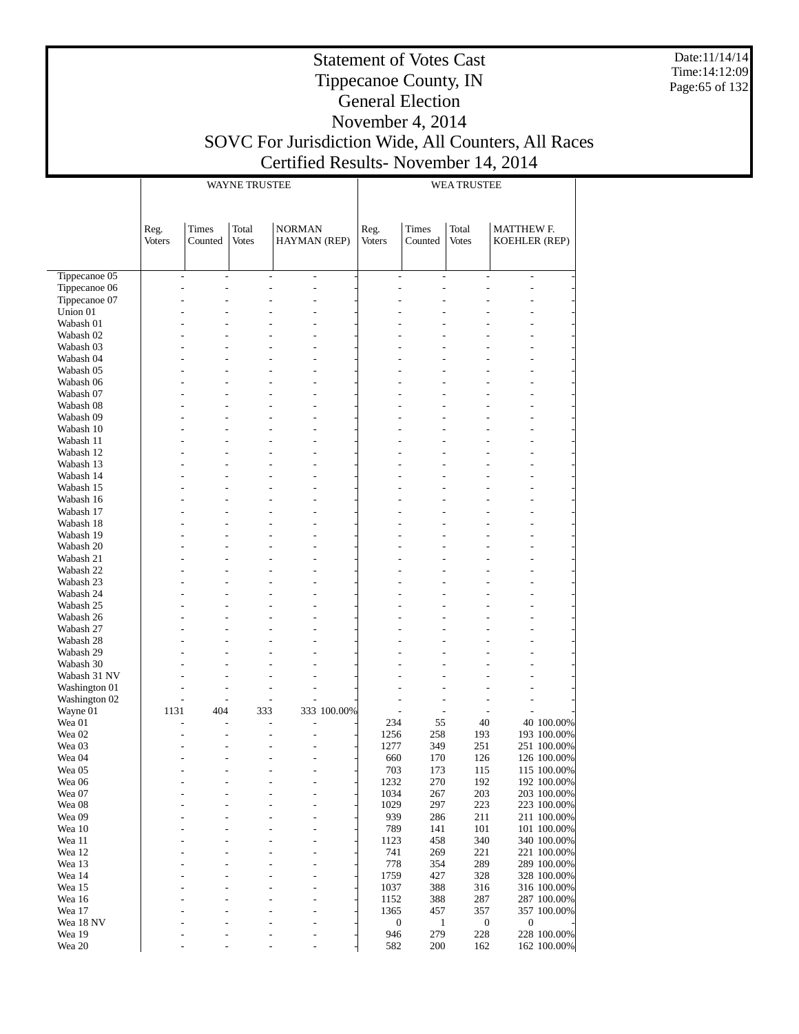# Statement of Votes Cast
## Tippecanoe County, IN
## General Election
## November 4, 2014
## SOVC For Jurisdiction Wide, All Counters, All Races
## Certified Results- November 14, 2014

Date:11/14/14
Time:14:12:09

| | WAYNE TRUSTEE | | | | | WEA TRUSTEE | | | | |
|---|---|---|---|---|---|---|---|---|---|---|
| | Reg. Voters | Times Counted | Total Votes | NORMAN HAYMAN (REP) | | Reg. Voters | Times Counted | Total Votes | MATTHEW F. KOEHLER (REP) | |
| Tippecanoe 05 | - | - | - | - | - | - | - | - | - | - |
| Tippecanoe 06 | - | - | - | - | - | - | - | - | - | - |
| Tippecanoe 07 | - | - | - | - | - | - | - | - | - | - |
| Union 01 | - | - | - | - | - | - | - | - | - | - |
| Wabash 01 | - | - | - | - | - | - | - | - | - | - |
| Wabash 02 | - | - | - | - | - | - | - | - | - | - |
| Wabash 03 | - | - | - | - | - | - | - | - | - | - |
| Wabash 04 | - | - | - | - | - | - | - | - | - | - |
| Wabash 05 | - | - | - | - | - | - | - | - | - | - |
| Wabash 06 | - | - | - | - | - | - | - | - | - | - |
| Wabash 07 | - | - | - | - | - | - | - | - | - | - |
| Wabash 08 | - | - | - | - | - | - | - | - | - | - |
| Wabash 09 | - | - | - | - | - | - | - | - | - | - |
| Wabash 10 | - | - | - | - | - | - | - | - | - | - |
| Wabash 11 | - | - | - | - | - | - | - | - | - | - |
| Wabash 12 | - | - | - | - | - | - | - | - | - | - |
| Wabash 13 | - | - | - | - | - | - | - | - | - | - |
| Wabash 14 | - | - | - | - | - | - | - | - | - | - |
| Wabash 15 | - | - | - | - | - | - | - | - | - | - |
| Wabash 16 | - | - | - | - | - | - | - | - | - | - |
| Wabash 17 | - | - | - | - | - | - | - | - | - | - |
| Wabash 18 | - | - | - | - | - | - | - | - | - | - |
| Wabash 19 | - | - | - | - | - | - | - | - | - | - |
| Wabash 20 | - | - | - | - | - | - | - | - | - | - |
| Wabash 21 | - | - | - | - | - | - | - | - | - | - |
| Wabash 22 | - | - | - | - | - | - | - | - | - | - |
| Wabash 23 | - | - | - | - | - | - | - | - | - | - |
| Wabash 24 | - | - | - | - | - | - | - | - | - | - |
| Wabash 25 | - | - | - | - | - | - | - | - | - | - |
| Wabash 26 | - | - | - | - | - | - | - | - | - | - |
| Wabash 27 | - | - | - | - | - | - | - | - | - | - |
| Wabash 28 | - | - | - | - | - | - | - | - | - | - |
| Wabash 29 | - | - | - | - | - | - | - | - | - | - |
| Wabash 30 | - | - | - | - | - | - | - | - | - | - |
| Wabash 31 NV | - | - | - | - | - | - | - | - | - | - |
| Washington 01 | - | - | - | - | - | - | - | - | - | - |
| Washington 02 | - | - | - | - | - | - | - | - | - | - |
| Wayne 01 | 1131 | 404 | 333 | 333 | 100.00% | - | - | - | - | - |
| Wea 01 | - | - | - | - | - | 234 | 55 | 40 | 40 | 100.00% |
| Wea 02 | - | - | - | - | - | 1256 | 258 | 193 | 193 | 100.00% |
| Wea 03 | - | - | - | - | - | 1277 | 349 | 251 | 251 | 100.00% |
| Wea 04 | - | - | - | - | - | 660 | 170 | 126 | 126 | 100.00% |
| Wea 05 | - | - | - | - | - | 703 | 173 | 115 | 115 | 100.00% |
| Wea 06 | - | - | - | - | - | 1232 | 270 | 192 | 192 | 100.00% |
| Wea 07 | - | - | - | - | - | 1034 | 267 | 203 | 203 | 100.00% |
| Wea 08 | - | - | - | - | - | 1029 | 297 | 223 | 223 | 100.00% |
| Wea 09 | - | - | - | - | - | 939 | 286 | 211 | 211 | 100.00% |
| Wea 10 | - | - | - | - | - | 789 | 141 | 101 | 101 | 100.00% |
| Wea 11 | - | - | - | - | - | 1123 | 458 | 340 | 340 | 100.00% |
| Wea 12 | - | - | - | - | - | 741 | 269 | 221 | 221 | 100.00% |
| Wea 13 | - | - | - | - | - | 778 | 354 | 289 | 289 | 100.00% |
| Wea 14 | - | - | - | - | - | 1759 | 427 | 328 | 328 | 100.00% |
| Wea 15 | - | - | - | - | - | 1037 | 388 | 316 | 316 | 100.00% |
| Wea 16 | - | - | - | - | - | 1152 | 388 | 287 | 287 | 100.00% |
| Wea 17 | - | - | - | - | - | 1365 | 457 | 357 | 357 | 100.00% |
| Wea 18 NV | - | - | - | - | - | 0 | 1 | 0 | 0 | - |
| Wea 19 | - | - | - | - | - | 946 | 279 | 228 | 228 | 100.00% |
| Wea 20 | - | - | - | - | - | 582 | 200 | 162 | 162 | 100.00% |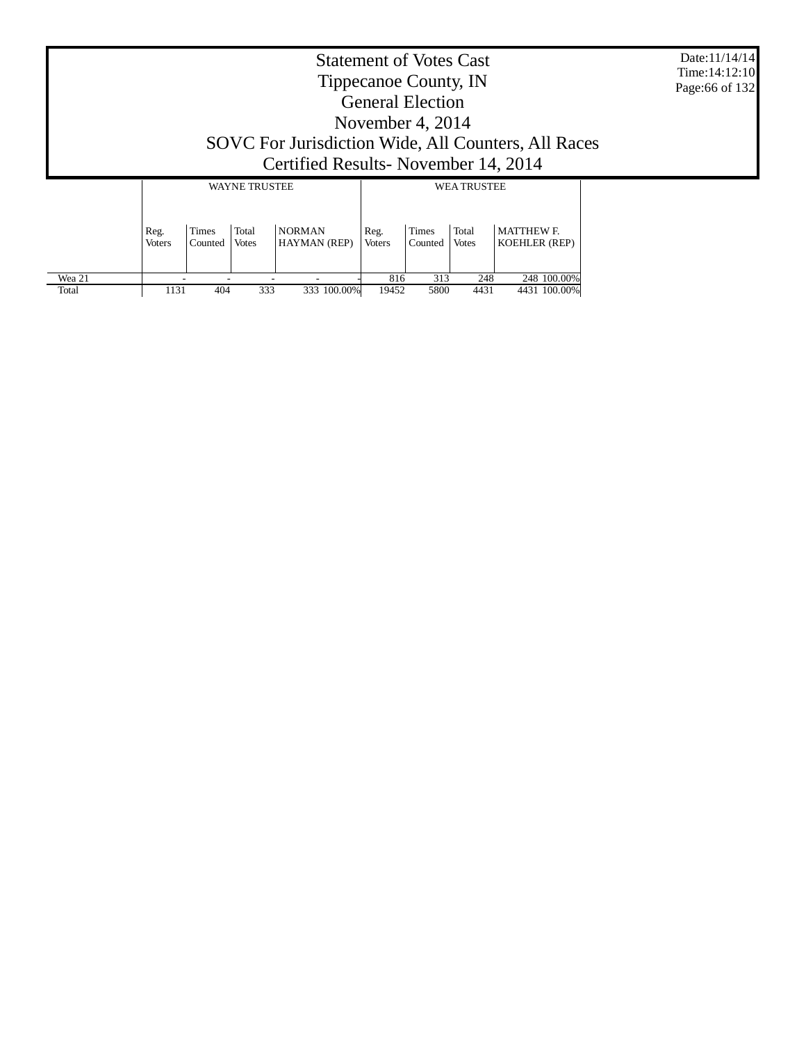# Statement of Votes Cast
# Tippecanoe County, IN
# General Election
# November 4, 2014
# SOVC For Jurisdiction Wide, All Counters, All Races
# Certified Results- November 14, 2014

Date:11/14/14
Time:14:12:10

| | WAYNE TRUSTEE | | | | | WEA TRUSTEE | | | | |
|---|---|---|---|---|---|---|---|---|---|---|
| | Reg. Voters | Times Counted | Total Votes | NORMAN HAYMAN (REP) | | Reg. Voters | Times Counted | Total Votes | MATTHEW F. KOEHLER (REP) | |
| Wea 21 | - | - | - | - | - | 816 | 313 | 248 | 248 | 100.00% |
| Total | 1131 | 404 | 333 | 333 | 100.00% | 19452 | 5800 | 4431 | 4431 | 100.00% |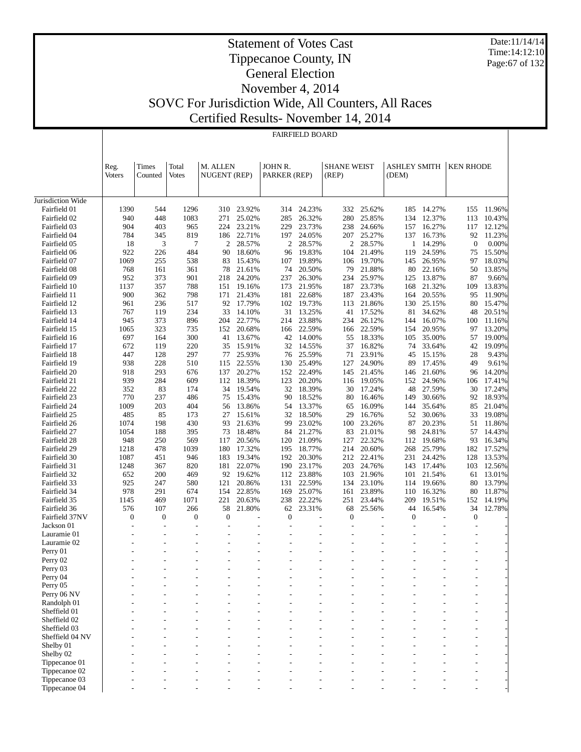# Statement of Votes Cast

## Tippecanoe County, IN

## General Election

## November 4, 2014

## SOVC For Jurisdiction Wide, All Counters, All Races

## Certified Results- November 14, 2014

Date:11/14/14
Time:14:12:10

FAIRFIELD BOARD

| | Reg. Voters | Times Counted | Total Votes | M. ALLEN NUGENT (REP) | | JOHN R. PARKER (REP) | | SHANE WEIST (REP) | | ASHLEY SMITH (DEM) | | KEN RHODE | |
|---|---|---|---|---|---|---|---|---|---|---|---|---|---|
| Jurisdiction Wide | | | | | | | | | | | | | |
| Fairfield 01 | 1390 | 544 | 1296 | 310 | 23.92% | 314 | 24.23% | 332 | 25.62% | 185 | 14.27% | 155 | 11.96% |
| Fairfield 02 | 940 | 448 | 1083 | 271 | 25.02% | 285 | 26.32% | 280 | 25.85% | 134 | 12.37% | 113 | 10.43% |
| Fairfield 03 | 904 | 403 | 965 | 224 | 23.21% | 229 | 23.73% | 238 | 24.66% | 157 | 16.27% | 117 | 12.12% |
| Fairfield 04 | 784 | 345 | 819 | 186 | 22.71% | 197 | 24.05% | 207 | 25.27% | 137 | 16.73% | 92 | 11.23% |
| Fairfield 05 | 18 | 3 | 7 | 2 | 28.57% | 2 | 28.57% | 2 | 28.57% | 1 | 14.29% | 0 | 0.00% |
| Fairfield 06 | 922 | 226 | 484 | 90 | 18.60% | 96 | 19.83% | 104 | 21.49% | 119 | 24.59% | 75 | 15.50% |
| Fairfield 07 | 1069 | 255 | 538 | 83 | 15.43% | 107 | 19.89% | 106 | 19.70% | 145 | 26.95% | 97 | 18.03% |
| Fairfield 08 | 768 | 161 | 361 | 78 | 21.61% | 74 | 20.50% | 79 | 21.88% | 80 | 22.16% | 50 | 13.85% |
| Fairfield 09 | 952 | 373 | 901 | 218 | 24.20% | 237 | 26.30% | 234 | 25.97% | 125 | 13.87% | 87 | 9.66% |
| Fairfield 10 | 1137 | 357 | 788 | 151 | 19.16% | 173 | 21.95% | 187 | 23.73% | 168 | 21.32% | 109 | 13.83% |
| Fairfield 11 | 900 | 362 | 798 | 171 | 21.43% | 181 | 22.68% | 187 | 23.43% | 164 | 20.55% | 95 | 11.90% |
| Fairfield 12 | 961 | 236 | 517 | 92 | 17.79% | 102 | 19.73% | 113 | 21.86% | 130 | 25.15% | 80 | 15.47% |
| Fairfield 13 | 767 | 119 | 234 | 33 | 14.10% | 31 | 13.25% | 41 | 17.52% | 81 | 34.62% | 48 | 20.51% |
| Fairfield 14 | 945 | 373 | 896 | 204 | 22.77% | 214 | 23.88% | 234 | 26.12% | 144 | 16.07% | 100 | 11.16% |
| Fairfield 15 | 1065 | 323 | 735 | 152 | 20.68% | 166 | 22.59% | 166 | 22.59% | 154 | 20.95% | 97 | 13.20% |
| Fairfield 16 | 697 | 164 | 300 | 41 | 13.67% | 42 | 14.00% | 55 | 18.33% | 105 | 35.00% | 57 | 19.00% |
| Fairfield 17 | 672 | 119 | 220 | 35 | 15.91% | 32 | 14.55% | 37 | 16.82% | 74 | 33.64% | 42 | 19.09% |
| Fairfield 18 | 447 | 128 | 297 | 77 | 25.93% | 76 | 25.59% | 71 | 23.91% | 45 | 15.15% | 28 | 9.43% |
| Fairfield 19 | 938 | 228 | 510 | 115 | 22.55% | 130 | 25.49% | 127 | 24.90% | 89 | 17.45% | 49 | 9.61% |
| Fairfield 20 | 918 | 293 | 676 | 137 | 20.27% | 152 | 22.49% | 145 | 21.45% | 146 | 21.60% | 96 | 14.20% |
| Fairfield 21 | 939 | 284 | 609 | 112 | 18.39% | 123 | 20.20% | 116 | 19.05% | 152 | 24.96% | 106 | 17.41% |
| Fairfield 22 | 352 | 83 | 174 | 34 | 19.54% | 32 | 18.39% | 30 | 17.24% | 48 | 27.59% | 30 | 17.24% |
| Fairfield 23 | 770 | 237 | 486 | 75 | 15.43% | 90 | 18.52% | 80 | 16.46% | 149 | 30.66% | 92 | 18.93% |
| Fairfield 24 | 1009 | 203 | 404 | 56 | 13.86% | 54 | 13.37% | 65 | 16.09% | 144 | 35.64% | 85 | 21.04% |
| Fairfield 25 | 485 | 85 | 173 | 27 | 15.61% | 32 | 18.50% | 29 | 16.76% | 52 | 30.06% | 33 | 19.08% |
| Fairfield 26 | 1074 | 198 | 430 | 93 | 21.63% | 99 | 23.02% | 100 | 23.26% | 87 | 20.23% | 51 | 11.86% |
| Fairfield 27 | 1054 | 188 | 395 | 73 | 18.48% | 84 | 21.27% | 83 | 21.01% | 98 | 24.81% | 57 | 14.43% |
| Fairfield 28 | 948 | 250 | 569 | 117 | 20.56% | 120 | 21.09% | 127 | 22.32% | 112 | 19.68% | 93 | 16.34% |
| Fairfield 29 | 1218 | 478 | 1039 | 180 | 17.32% | 195 | 18.77% | 214 | 20.60% | 268 | 25.79% | 182 | 17.52% |
| Fairfield 30 | 1087 | 451 | 946 | 183 | 19.34% | 192 | 20.30% | 212 | 22.41% | 231 | 24.42% | 128 | 13.53% |
| Fairfield 31 | 1248 | 367 | 820 | 181 | 22.07% | 190 | 23.17% | 203 | 24.76% | 143 | 17.44% | 103 | 12.56% |
| Fairfield 32 | 652 | 200 | 469 | 92 | 19.62% | 112 | 23.88% | 103 | 21.96% | 101 | 21.54% | 61 | 13.01% |
| Fairfield 33 | 925 | 247 | 580 | 121 | 20.86% | 131 | 22.59% | 134 | 23.10% | 114 | 19.66% | 80 | 13.79% |
| Fairfield 34 | 978 | 291 | 674 | 154 | 22.85% | 169 | 25.07% | 161 | 23.89% | 110 | 16.32% | 80 | 11.87% |
| Fairfield 35 | 1145 | 469 | 1071 | 221 | 20.63% | 238 | 22.22% | 251 | 23.44% | 209 | 19.51% | 152 | 14.19% |
| Fairfield 36 | 576 | 107 | 266 | 58 | 21.80% | 62 | 23.31% | 68 | 25.56% | 44 | 16.54% | 34 | 12.78% |
| Fairfield 37NV | 0 | 0 | 0 | 0 | - | 0 | - | 0 | - | 0 | - | 0 | - |
| Jackson 01 | - | - | - | - | - | - | - | - | - | - | - | - | - |
| Lauramie 01 | - | - | - | - | - | - | - | - | - | - | - | - | - |
| Lauramie 02 | - | - | - | - | - | - | - | - | - | - | - | - | - |
| Perry 01 | - | - | - | - | - | - | - | - | - | - | - | - | - |
| Perry 02 | - | - | - | - | - | - | - | - | - | - | - | - | - |
| Perry 03 | - | - | - | - | - | - | - | - | - | - | - | - | - |
| Perry 04 | - | - | - | - | - | - | - | - | - | - | - | - | - |
| Perry 05 | - | - | - | - | - | - | - | - | - | - | - | - | - |
| Perry 06 NV | - | - | - | - | - | - | - | - | - | - | - | - | - |
| Randolph 01 | - | - | - | - | - | - | - | - | - | - | - | - | - |
| Sheffield 01 | - | - | - | - | - | - | - | - | - | - | - | - | - |
| Sheffield 02 | - | - | - | - | - | - | - | - | - | - | - | - | - |
| Sheffield 03 | - | - | - | - | - | - | - | - | - | - | - | - | - |
| Sheffield 04 NV | - | - | - | - | - | - | - | - | - | - | - | - | - |
| Shelby 01 | - | - | - | - | - | - | - | - | - | - | - | - | - |
| Shelby 02 | - | - | - | - | - | - | - | - | - | - | - | - | - |
| Tippecanoe 01 | - | - | - | - | - | - | - | - | - | - | - | - | - |
| Tippecanoe 02 | - | - | - | - | - | - | - | - | - | - | - | - | - |
| Tippecanoe 03 | - | - | - | - | - | - | - | - | - | - | - | - | - |
| Tippecanoe 04 | - | - | - | - | - | - | - | - | - | - | - | - | - |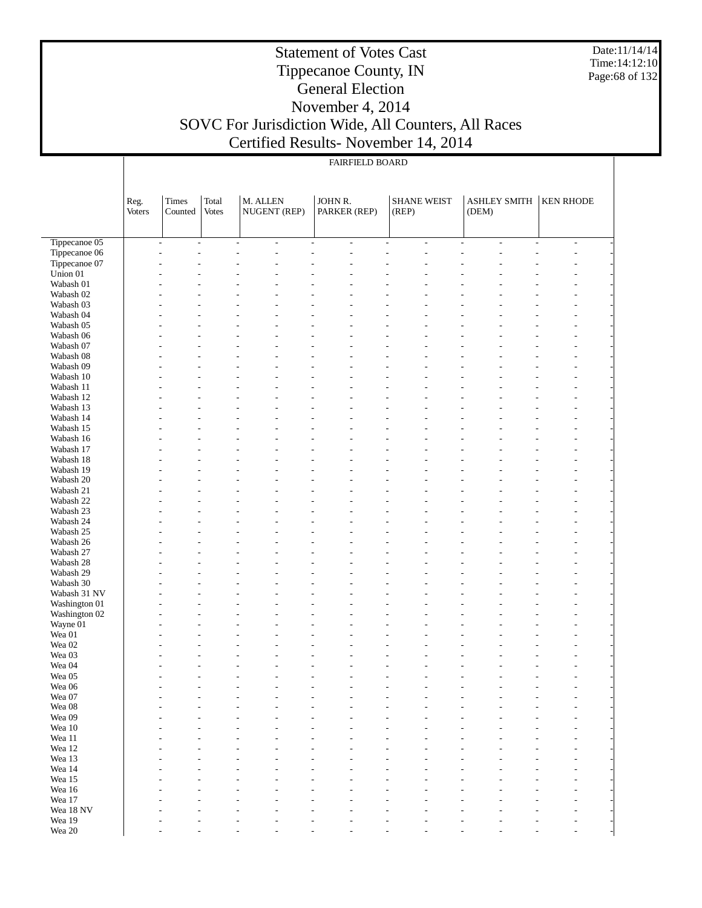## FAIRFIELD BOARD

| | Reg. Voters | Times Counted | Total Votes | M. ALLEN NUGENT (REP) | | JOHN R. PARKER (REP) | | SHANE WEIST (REP) | | ASHLEY SMITH (DEM) | | KEN RHODE | |
|---|---|---|---|---|---|---|---|---|---|---|---|---|---|
| Tippecanoe 05 | - | - | - | - | - | - | - | - | - | - | - | - | - |
| Tippecanoe 06 | - | - | - | - | - | - | - | - | - | - | - | - | - |
| Tippecanoe 07 | - | - | - | - | - | - | - | - | - | - | - | - | - |
| Union 01 | - | - | - | - | - | - | - | - | - | - | - | - | - |
| Wabash 01 | - | - | - | - | - | - | - | - | - | - | - | - | - |
| Wabash 02 | - | - | - | - | - | - | - | - | - | - | - | - | - |
| Wabash 03 | - | - | - | - | - | - | - | - | - | - | - | - | - |
| Wabash 04 | - | - | - | - | - | - | - | - | - | - | - | - | - |
| Wabash 05 | - | - | - | - | - | - | - | - | - | - | - | - | - |
| Wabash 06 | - | - | - | - | - | - | - | - | - | - | - | - | - |
| Wabash 07 | - | - | - | - | - | - | - | - | - | - | - | - | - |
| Wabash 08 | - | - | - | - | - | - | - | - | - | - | - | - | - |
| Wabash 09 | - | - | - | - | - | - | - | - | - | - | - | - | - |
| Wabash 10 | - | - | - | - | - | - | - | - | - | - | - | - | - |
| Wabash 11 | - | - | - | - | - | - | - | - | - | - | - | - | - |
| Wabash 12 | - | - | - | - | - | - | - | - | - | - | - | - | - |
| Wabash 13 | - | - | - | - | - | - | - | - | - | - | - | - | - |
| Wabash 14 | - | - | - | - | - | - | - | - | - | - | - | - | - |
| Wabash 15 | - | - | - | - | - | - | - | - | - | - | - | - | - |
| Wabash 16 | - | - | - | - | - | - | - | - | - | - | - | - | - |
| Wabash 17 | - | - | - | - | - | - | - | - | - | - | - | - | - |
| Wabash 18 | - | - | - | - | - | - | - | - | - | - | - | - | - |
| Wabash 19 | - | - | - | - | - | - | - | - | - | - | - | - | - |
| Wabash 20 | - | - | - | - | - | - | - | - | - | - | - | - | - |
| Wabash 21 | - | - | - | - | - | - | - | - | - | - | - | - | - |
| Wabash 22 | - | - | - | - | - | - | - | - | - | - | - | - | - |
| Wabash 23 | - | - | - | - | - | - | - | - | - | - | - | - | - |
| Wabash 24 | - | - | - | - | - | - | - | - | - | - | - | - | - |
| Wabash 25 | - | - | - | - | - | - | - | - | - | - | - | - | - |
| Wabash 26 | - | - | - | - | - | - | - | - | - | - | - | - | - |
| Wabash 27 | - | - | - | - | - | - | - | - | - | - | - | - | - |
| Wabash 28 | - | - | - | - | - | - | - | - | - | - | - | - | - |
| Wabash 29 | - | - | - | - | - | - | - | - | - | - | - | - | - |
| Wabash 30 | - | - | - | - | - | - | - | - | - | - | - | - | - |
| Wabash 31 NV | - | - | - | - | - | - | - | - | - | - | - | - | - |
| Washington 01 | - | - | - | - | - | - | - | - | - | - | - | - | - |
| Washington 02 | - | - | - | - | - | - | - | - | - | - | - | - | - |
| Wayne 01 | - | - | - | - | - | - | - | - | - | - | - | - | - |
| Wea 01 | - | - | - | - | - | - | - | - | - | - | - | - | - |
| Wea 02 | - | - | - | - | - | - | - | - | - | - | - | - | - |
| Wea 03 | - | - | - | - | - | - | - | - | - | - | - | - | - |
| Wea 04 | - | - | - | - | - | - | - | - | - | - | - | - | - |
| Wea 05 | - | - | - | - | - | - | - | - | - | - | - | - | - |
| Wea 06 | - | - | - | - | - | - | - | - | - | - | - | - | - |
| Wea 07 | - | - | - | - | - | - | - | - | - | - | - | - | - |
| Wea 08 | - | - | - | - | - | - | - | - | - | - | - | - | - |
| Wea 09 | - | - | - | - | - | - | - | - | - | - | - | - | - |
| Wea 10 | - | - | - | - | - | - | - | - | - | - | - | - | - |
| Wea 11 | - | - | - | - | - | - | - | - | - | - | - | - | - |
| Wea 12 | - | - | - | - | - | - | - | - | - | - | - | - | - |
| Wea 13 | - | - | - | - | - | - | - | - | - | - | - | - | - |
| Wea 14 | - | - | - | - | - | - | - | - | - | - | - | - | - |
| Wea 15 | - | - | - | - | - | - | - | - | - | - | - | - | - |
| Wea 16 | - | - | - | - | - | - | - | - | - | - | - | - | - |
| Wea 17 | - | - | - | - | - | - | - | - | - | - | - | - | - |
| Wea 18 NV | - | - | - | - | - | - | - | - | - | - | - | - | - |
| Wea 19 | - | - | - | - | - | - | - | - | - | - | - | - | - |
| Wea 20 | - | - | - | - | - | - | - | - | - | - | - | - | - |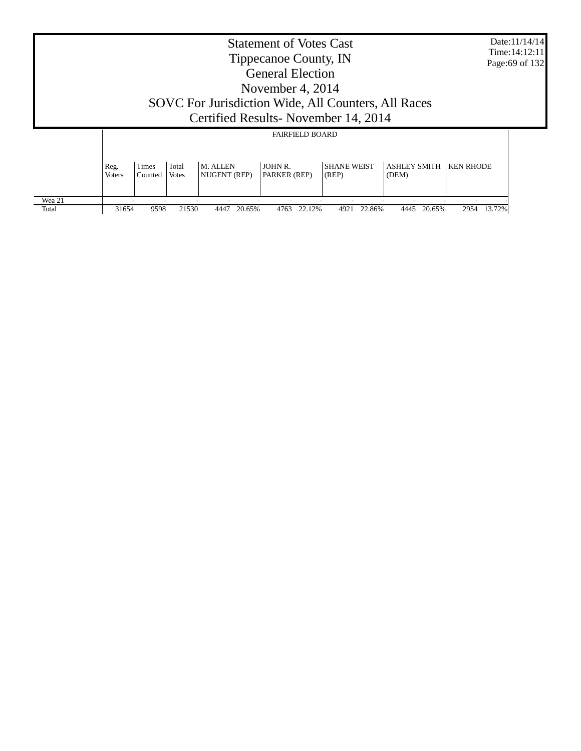# Statement of Votes Cast
## Tippecanoe County, IN
## General Election
## November 4, 2014
## SOVC For Jurisdiction Wide, All Counters, All Races
## Certified Results- November 14, 2014

Date:11/14/14
Time:14:12:11

| | FAIRFIELD BOARD | | | | | | | | | | | | | |
|---|---|---|---|---|---|---|---|---|---|---|---|---|---|---|
| | Reg. Voters | Times Counted | Total Votes | M. ALLEN NUGENT (REP) | | JOHN R. PARKER (REP) | | SHANE WEIST (REP) | | ASHLEY SMITH (DEM) | | KEN RHODE | |
| Wea 21 | - | - | - | - | - | - | - | - | - | - | - | - | - |
| Total | 31654 | 9598 | 21530 | 4447 | 20.65% | 4763 | 22.12% | 4921 | 22.86% | 4445 | 20.65% | 2954 | 13.72% |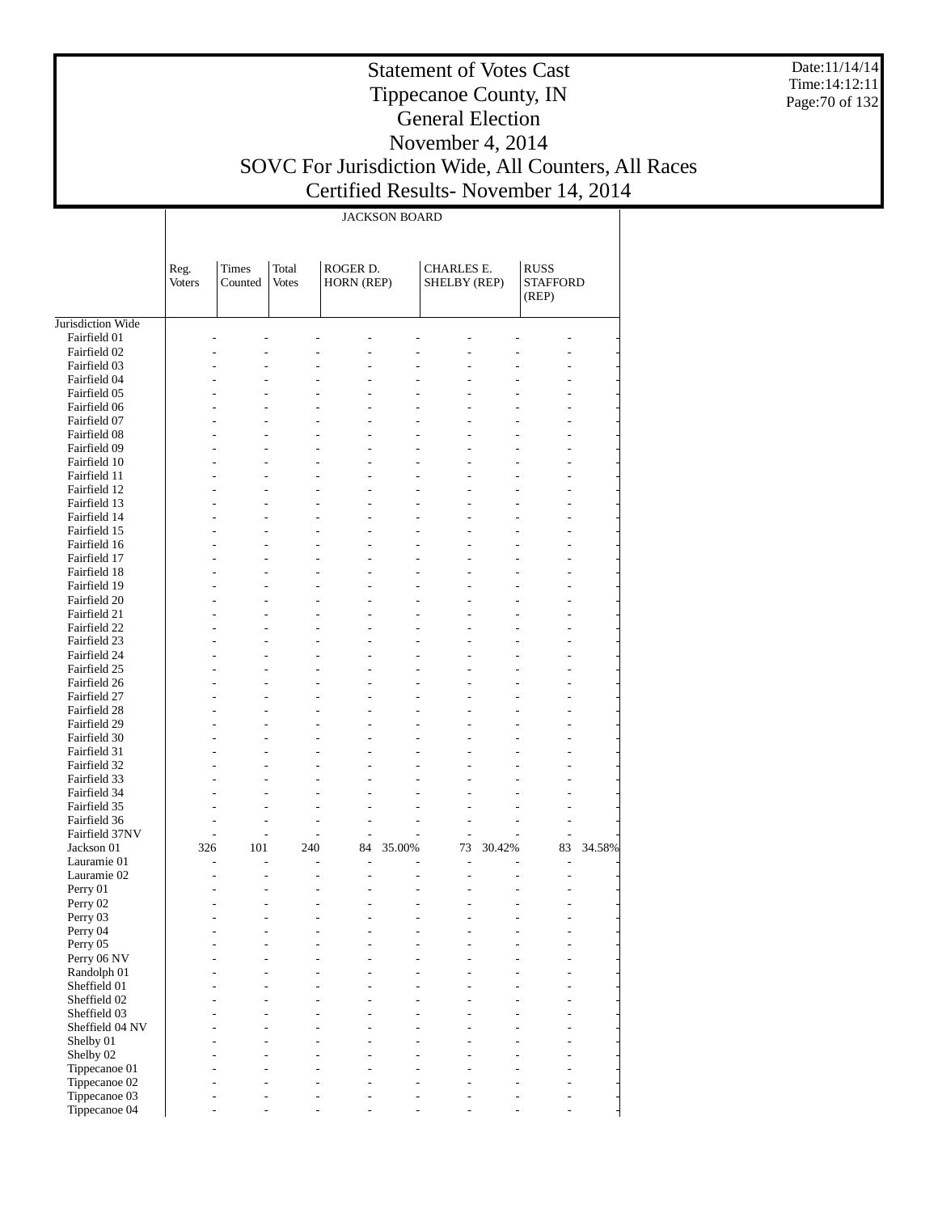# Statement of Votes Cast
## Tippecanoe County, IN
## General Election
## November 4, 2014
## SOVC For Jurisdiction Wide, All Counters, All Races
## Certified Results- November 14, 2014

Date:11/14/14
Time:14:12:11

JACKSON BOARD

| | Reg. Voters | Times Counted | Total Votes | ROGER D. HORN (REP) | | CHARLES E. SHELBY (REP) | | RUSS STAFFORD (REP) | |
|---|---|---|---|---|---|---|---|---|---|
| Jurisdiction Wide | | | | | | | | | |
| Fairfield 01 | - | - | - | - | - | - | - | - | - |
| Fairfield 02 | - | - | - | - | - | - | - | - | - |
| Fairfield 03 | - | - | - | - | - | - | - | - | - |
| Fairfield 04 | - | - | - | - | - | - | - | - | - |
| Fairfield 05 | - | - | - | - | - | - | - | - | - |
| Fairfield 06 | - | - | - | - | - | - | - | - | - |
| Fairfield 07 | - | - | - | - | - | - | - | - | - |
| Fairfield 08 | - | - | - | - | - | - | - | - | - |
| Fairfield 09 | - | - | - | - | - | - | - | - | - |
| Fairfield 10 | - | - | - | - | - | - | - | - | - |
| Fairfield 11 | - | - | - | - | - | - | - | - | - |
| Fairfield 12 | - | - | - | - | - | - | - | - | - |
| Fairfield 13 | - | - | - | - | - | - | - | - | - |
| Fairfield 14 | - | - | - | - | - | - | - | - | - |
| Fairfield 15 | - | - | - | - | - | - | - | - | - |
| Fairfield 16 | - | - | - | - | - | - | - | - | - |
| Fairfield 17 | - | - | - | - | - | - | - | - | - |
| Fairfield 18 | - | - | - | - | - | - | - | - | - |
| Fairfield 19 | - | - | - | - | - | - | - | - | - |
| Fairfield 20 | - | - | - | - | - | - | - | - | - |
| Fairfield 21 | - | - | - | - | - | - | - | - | - |
| Fairfield 22 | - | - | - | - | - | - | - | - | - |
| Fairfield 23 | - | - | - | - | - | - | - | - | - |
| Fairfield 24 | - | - | - | - | - | - | - | - | - |
| Fairfield 25 | - | - | - | - | - | - | - | - | - |
| Fairfield 26 | - | - | - | - | - | - | - | - | - |
| Fairfield 27 | - | - | - | - | - | - | - | - | - |
| Fairfield 28 | - | - | - | - | - | - | - | - | - |
| Fairfield 29 | - | - | - | - | - | - | - | - | - |
| Fairfield 30 | - | - | - | - | - | - | - | - | - |
| Fairfield 31 | - | - | - | - | - | - | - | - | - |
| Fairfield 32 | - | - | - | - | - | - | - | - | - |
| Fairfield 33 | - | - | - | - | - | - | - | - | - |
| Fairfield 34 | - | - | - | - | - | - | - | - | - |
| Fairfield 35 | - | - | - | - | - | - | - | - | - |
| Fairfield 36 | - | - | - | - | - | - | - | - | - |
| Fairfield 37NV | - | - | - | - | - | - | - | - | - |
| Jackson 01 | 326 | 101 | 240 | 84 | 35.00% | 73 | 30.42% | 83 | 34.58% |
| Lauramie 01 | - | - | - | - | - | - | - | - | - |
| Lauramie 02 | - | - | - | - | - | - | - | - | - |
| Perry 01 | - | - | - | - | - | - | - | - | - |
| Perry 02 | - | - | - | - | - | - | - | - | - |
| Perry 03 | - | - | - | - | - | - | - | - | - |
| Perry 04 | - | - | - | - | - | - | - | - | - |
| Perry 05 | - | - | - | - | - | - | - | - | - |
| Perry 06 NV | - | - | - | - | - | - | - | - | - |
| Randolph 01 | - | - | - | - | - | - | - | - | - |
| Sheffield 01 | - | - | - | - | - | - | - | - | - |
| Sheffield 02 | - | - | - | - | - | - | - | - | - |
| Sheffield 03 | - | - | - | - | - | - | - | - | - |
| Sheffield 04 NV | - | - | - | - | - | - | - | - | - |
| Shelby 01 | - | - | - | - | - | - | - | - | - |
| Shelby 02 | - | - | - | - | - | - | - | - | - |
| Tippecanoe 01 | - | - | - | - | - | - | - | - | - |
| Tippecanoe 02 | - | - | - | - | - | - | - | - | - |
| Tippecanoe 03 | - | - | - | - | - | - | - | - | - |
| Tippecanoe 04 | - | - | - | - | - | - | - | - | - |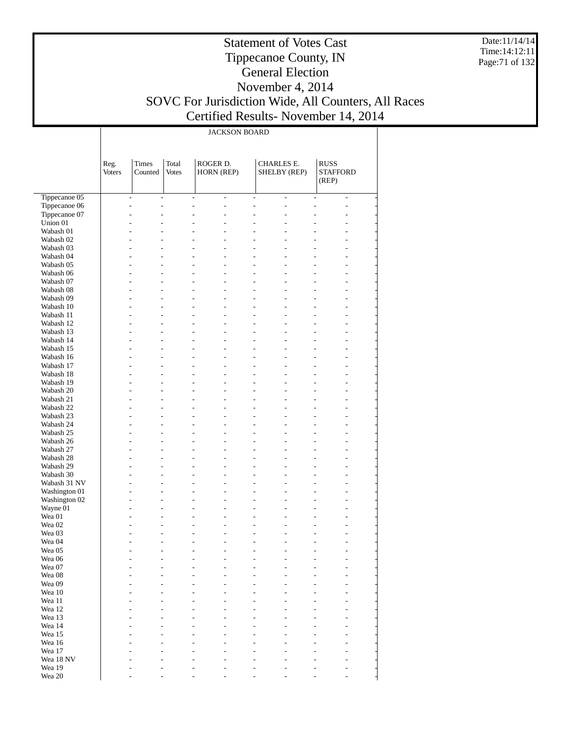# Statement of Votes Cast
## Tippecanoe County, IN
## General Election
## November 4, 2014
## SOVC For Jurisdiction Wide, All Counters, All Races
## Certified Results- November 14, 2014

Date:11/14/14
Time:14:12:11

JACKSON BOARD

| | Reg. Voters | Times Counted | Total Votes | ROGER D. HORN (REP) | | CHARLES E. SHELBY (REP) | | RUSS STAFFORD (REP) | |
|---|---|---|---|---|---|---|---|---|---|
| Tippecanoe 05 | - | - | - | - | - | - | - | - | - |
| Tippecanoe 06 | - | - | - | - | - | - | - | - | - |
| Tippecanoe 07 | - | - | - | - | - | - | - | - | - |
| Union 01 | - | - | - | - | - | - | - | - | - |
| Wabash 01 | - | - | - | - | - | - | - | - | - |
| Wabash 02 | - | - | - | - | - | - | - | - | - |
| Wabash 03 | - | - | - | - | - | - | - | - | - |
| Wabash 04 | - | - | - | - | - | - | - | - | - |
| Wabash 05 | - | - | - | - | - | - | - | - | - |
| Wabash 06 | - | - | - | - | - | - | - | - | - |
| Wabash 07 | - | - | - | - | - | - | - | - | - |
| Wabash 08 | - | - | - | - | - | - | - | - | - |
| Wabash 09 | - | - | - | - | - | - | - | - | - |
| Wabash 10 | - | - | - | - | - | - | - | - | - |
| Wabash 11 | - | - | - | - | - | - | - | - | - |
| Wabash 12 | - | - | - | - | - | - | - | - | - |
| Wabash 13 | - | - | - | - | - | - | - | - | - |
| Wabash 14 | - | - | - | - | - | - | - | - | - |
| Wabash 15 | - | - | - | - | - | - | - | - | - |
| Wabash 16 | - | - | - | - | - | - | - | - | - |
| Wabash 17 | - | - | - | - | - | - | - | - | - |
| Wabash 18 | - | - | - | - | - | - | - | - | - |
| Wabash 19 | - | - | - | - | - | - | - | - | - |
| Wabash 20 | - | - | - | - | - | - | - | - | - |
| Wabash 21 | - | - | - | - | - | - | - | - | - |
| Wabash 22 | - | - | - | - | - | - | - | - | - |
| Wabash 23 | - | - | - | - | - | - | - | - | - |
| Wabash 24 | - | - | - | - | - | - | - | - | - |
| Wabash 25 | - | - | - | - | - | - | - | - | - |
| Wabash 26 | - | - | - | - | - | - | - | - | - |
| Wabash 27 | - | - | - | - | - | - | - | - | - |
| Wabash 28 | - | - | - | - | - | - | - | - | - |
| Wabash 29 | - | - | - | - | - | - | - | - | - |
| Wabash 30 | - | - | - | - | - | - | - | - | - |
| Wabash 31 NV | - | - | - | - | - | - | - | - | - |
| Washington 01 | - | - | - | - | - | - | - | - | - |
| Washington 02 | - | - | - | - | - | - | - | - | - |
| Wayne 01 | - | - | - | - | - | - | - | - | - |
| Wea 01 | - | - | - | - | - | - | - | - | - |
| Wea 02 | - | - | - | - | - | - | - | - | - |
| Wea 03 | - | - | - | - | - | - | - | - | - |
| Wea 04 | - | - | - | - | - | - | - | - | - |
| Wea 05 | - | - | - | - | - | - | - | - | - |
| Wea 06 | - | - | - | - | - | - | - | - | - |
| Wea 07 | - | - | - | - | - | - | - | - | - |
| Wea 08 | - | - | - | - | - | - | - | - | - |
| Wea 09 | - | - | - | - | - | - | - | - | - |
| Wea 10 | - | - | - | - | - | - | - | - | - |
| Wea 11 | - | - | - | - | - | - | - | - | - |
| Wea 12 | - | - | - | - | - | - | - | - | - |
| Wea 13 | - | - | - | - | - | - | - | - | - |
| Wea 14 | - | - | - | - | - | - | - | - | - |
| Wea 15 | - | - | - | - | - | - | - | - | - |
| Wea 16 | - | - | - | - | - | - | - | - | - |
| Wea 17 | - | - | - | - | - | - | - | - | - |
| Wea 18 NV | - | - | - | - | - | - | - | - | - |
| Wea 19 | - | - | - | - | - | - | - | - | - |
| Wea 20 | - | - | - | - | - | - | - | - | - |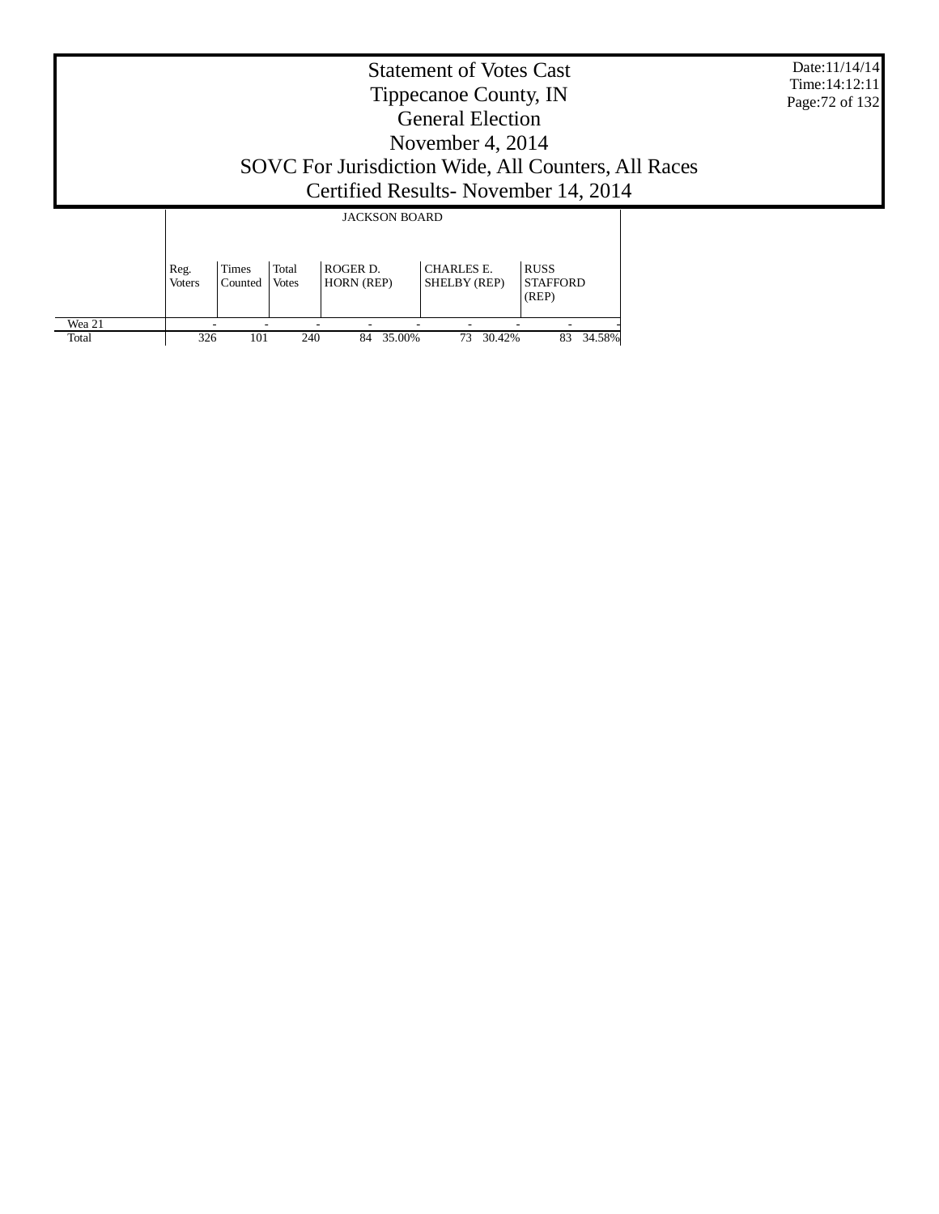# Statement of Votes Cast
# Tippecanoe County, IN
# General Election
# November 4, 2014
# SOVC For Jurisdiction Wide, All Counters, All Races
# Certified Results- November 14, 2014

Date:11/14/14
Time:14:12:11

| | JACKSON BOARD | | | | | | | | |
|---|---|---|---|---|---|---|---|---|---|
| | Reg. Voters | Times Counted | Total Votes | ROGER D. HORN (REP) | | CHARLES E. SHELBY (REP) | | RUSS STAFFORD (REP) | |
| Wea 21 | - | - | - | - | - | - | - | - | - |
| Total | 326 | 101 | 240 | 84 | 35.00% | 73 | 30.42% | 83 | 34.58% |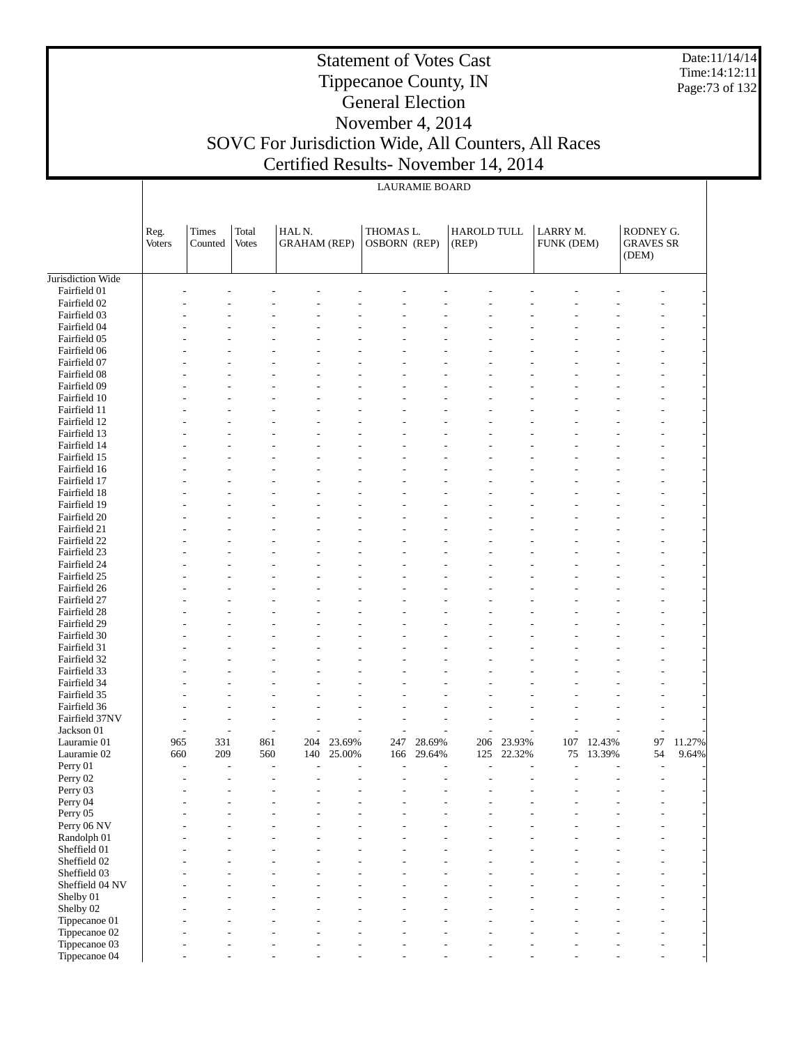# Statement of Votes Cast
## Tippecanoe County, IN
## General Election
## November 4, 2014
## SOVC For Jurisdiction Wide, All Counters, All Races
## Certified Results- November 14, 2014

Date:11/14/14
Time:14:12:11

LAURAMIE BOARD

| | Reg. Voters | Times Counted | Total Votes | HAL N. GRAHAM (REP) | | THOMAS L. OSBORN (REP) | | HAROLD TULL (REP) | | LARRY M. FUNK (DEM) | | RODNEY G. GRAVES SR (DEM) | |
|---|---|---|---|---|---|---|---|---|---|---|---|---|---|
| Jurisdiction Wide | | | | | | | | | | | | | |
| Fairfield 01 | - | - | - | - | - | - | - | - | - | - | - | - | - |
| Fairfield 02 | - | - | - | - | - | - | - | - | - | - | - | - | - |
| Fairfield 03 | - | - | - | - | - | - | - | - | - | - | - | - | - |
| Fairfield 04 | - | - | - | - | - | - | - | - | - | - | - | - | - |
| Fairfield 05 | - | - | - | - | - | - | - | - | - | - | - | - | - |
| Fairfield 06 | - | - | - | - | - | - | - | - | - | - | - | - | - |
| Fairfield 07 | - | - | - | - | - | - | - | - | - | - | - | - | - |
| Fairfield 08 | - | - | - | - | - | - | - | - | - | - | - | - | - |
| Fairfield 09 | - | - | - | - | - | - | - | - | - | - | - | - | - |
| Fairfield 10 | - | - | - | - | - | - | - | - | - | - | - | - | - |
| Fairfield 11 | - | - | - | - | - | - | - | - | - | - | - | - | - |
| Fairfield 12 | - | - | - | - | - | - | - | - | - | - | - | - | - |
| Fairfield 13 | - | - | - | - | - | - | - | - | - | - | - | - | - |
| Fairfield 14 | - | - | - | - | - | - | - | - | - | - | - | - | - |
| Fairfield 15 | - | - | - | - | - | - | - | - | - | - | - | - | - |
| Fairfield 16 | - | - | - | - | - | - | - | - | - | - | - | - | - |
| Fairfield 17 | - | - | - | - | - | - | - | - | - | - | - | - | - |
| Fairfield 18 | - | - | - | - | - | - | - | - | - | - | - | - | - |
| Fairfield 19 | - | - | - | - | - | - | - | - | - | - | - | - | - |
| Fairfield 20 | - | - | - | - | - | - | - | - | - | - | - | - | - |
| Fairfield 21 | - | - | - | - | - | - | - | - | - | - | - | - | - |
| Fairfield 22 | - | - | - | - | - | - | - | - | - | - | - | - | - |
| Fairfield 23 | - | - | - | - | - | - | - | - | - | - | - | - | - |
| Fairfield 24 | - | - | - | - | - | - | - | - | - | - | - | - | - |
| Fairfield 25 | - | - | - | - | - | - | - | - | - | - | - | - | - |
| Fairfield 26 | - | - | - | - | - | - | - | - | - | - | - | - | - |
| Fairfield 27 | - | - | - | - | - | - | - | - | - | - | - | - | - |
| Fairfield 28 | - | - | - | - | - | - | - | - | - | - | - | - | - |
| Fairfield 29 | - | - | - | - | - | - | - | - | - | - | - | - | - |
| Fairfield 30 | - | - | - | - | - | - | - | - | - | - | - | - | - |
| Fairfield 31 | - | - | - | - | - | - | - | - | - | - | - | - | - |
| Fairfield 32 | - | - | - | - | - | - | - | - | - | - | - | - | - |
| Fairfield 33 | - | - | - | - | - | - | - | - | - | - | - | - | - |
| Fairfield 34 | - | - | - | - | - | - | - | - | - | - | - | - | - |
| Fairfield 35 | - | - | - | - | - | - | - | - | - | - | - | - | - |
| Fairfield 36 | - | - | - | - | - | - | - | - | - | - | - | - | - |
| Fairfield 37NV | - | - | - | - | - | - | - | - | - | - | - | - | - |
| Jackson 01 | - | - | - | - | - | - | - | - | - | - | - | - | - |
| Lauramie 01 | 965 | 331 | 861 | 204 | 23.69% | 247 | 28.69% | 206 | 23.93% | 107 | 12.43% | 97 | 11.27% |
| Lauramie 02 | 660 | 209 | 560 | 140 | 25.00% | 166 | 29.64% | 125 | 22.32% | 75 | 13.39% | 54 | 9.64% |
| Perry 01 | - | - | - | - | - | - | - | - | - | - | - | - | - |
| Perry 02 | - | - | - | - | - | - | - | - | - | - | - | - | - |
| Perry 03 | - | - | - | - | - | - | - | - | - | - | - | - | - |
| Perry 04 | - | - | - | - | - | - | - | - | - | - | - | - | - |
| Perry 05 | - | - | - | - | - | - | - | - | - | - | - | - | - |
| Perry 06 NV | - | - | - | - | - | - | - | - | - | - | - | - | - |
| Randolph 01 | - | - | - | - | - | - | - | - | - | - | - | - | - |
| Sheffield 01 | - | - | - | - | - | - | - | - | - | - | - | - | - |
| Sheffield 02 | - | - | - | - | - | - | - | - | - | - | - | - | - |
| Sheffield 03 | - | - | - | - | - | - | - | - | - | - | - | - | - |
| Sheffield 04 NV | - | - | - | - | - | - | - | - | - | - | - | - | - |
| Shelby 01 | - | - | - | - | - | - | - | - | - | - | - | - | - |
| Shelby 02 | - | - | - | - | - | - | - | - | - | - | - | - | - |
| Tippecanoe 01 | - | - | - | - | - | - | - | - | - | - | - | - | - |
| Tippecanoe 02 | - | - | - | - | - | - | - | - | - | - | - | - | - |
| Tippecanoe 03 | - | - | - | - | - | - | - | - | - | - | - | - | - |
| Tippecanoe 04 | - | - | - | - | - | - | - | - | - | - | - | - | - |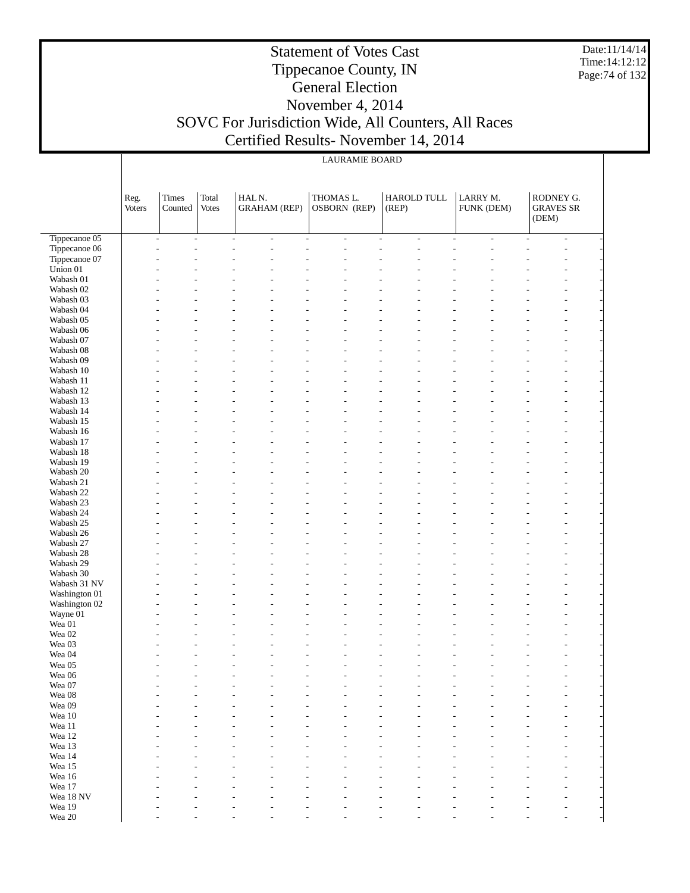# Statement of Votes Cast
## Tippecanoe County, IN
## General Election
## November 4, 2014
## SOVC For Jurisdiction Wide, All Counters, All Races
## Certified Results- November 14, 2014

Date:11/14/14
Time:14:12:12

LAURAMIE BOARD

| | Reg. Voters | Times Counted | Total Votes | HAL N. GRAHAM (REP) | | THOMAS L. OSBORN (REP) | | HAROLD TULL (REP) | | LARRY M. FUNK (DEM) | | RODNEY G. GRAVES SR (DEM) | |
|---|---|---|---|---|---|---|---|---|---|---|---|---|---|
| Tippecanoe 05 | - | - | - | - | - | - | - | - | - | - | - | - | - |
| Tippecanoe 06 | - | - | - | - | - | - | - | - | - | - | - | - | - |
| Tippecanoe 07 | - | - | - | - | - | - | - | - | - | - | - | - | - |
| Union 01 | - | - | - | - | - | - | - | - | - | - | - | - | - |
| Wabash 01 | - | - | - | - | - | - | - | - | - | - | - | - | - |
| Wabash 02 | - | - | - | - | - | - | - | - | - | - | - | - | - |
| Wabash 03 | - | - | - | - | - | - | - | - | - | - | - | - | - |
| Wabash 04 | - | - | - | - | - | - | - | - | - | - | - | - | - |
| Wabash 05 | - | - | - | - | - | - | - | - | - | - | - | - | - |
| Wabash 06 | - | - | - | - | - | - | - | - | - | - | - | - | - |
| Wabash 07 | - | - | - | - | - | - | - | - | - | - | - | - | - |
| Wabash 08 | - | - | - | - | - | - | - | - | - | - | - | - | - |
| Wabash 09 | - | - | - | - | - | - | - | - | - | - | - | - | - |
| Wabash 10 | - | - | - | - | - | - | - | - | - | - | - | - | - |
| Wabash 11 | - | - | - | - | - | - | - | - | - | - | - | - | - |
| Wabash 12 | - | - | - | - | - | - | - | - | - | - | - | - | - |
| Wabash 13 | - | - | - | - | - | - | - | - | - | - | - | - | - |
| Wabash 14 | - | - | - | - | - | - | - | - | - | - | - | - | - |
| Wabash 15 | - | - | - | - | - | - | - | - | - | - | - | - | - |
| Wabash 16 | - | - | - | - | - | - | - | - | - | - | - | - | - |
| Wabash 17 | - | - | - | - | - | - | - | - | - | - | - | - | - |
| Wabash 18 | - | - | - | - | - | - | - | - | - | - | - | - | - |
| Wabash 19 | - | - | - | - | - | - | - | - | - | - | - | - | - |
| Wabash 20 | - | - | - | - | - | - | - | - | - | - | - | - | - |
| Wabash 21 | - | - | - | - | - | - | - | - | - | - | - | - | - |
| Wabash 22 | - | - | - | - | - | - | - | - | - | - | - | - | - |
| Wabash 23 | - | - | - | - | - | - | - | - | - | - | - | - | - |
| Wabash 24 | - | - | - | - | - | - | - | - | - | - | - | - | - |
| Wabash 25 | - | - | - | - | - | - | - | - | - | - | - | - | - |
| Wabash 26 | - | - | - | - | - | - | - | - | - | - | - | - | - |
| Wabash 27 | - | - | - | - | - | - | - | - | - | - | - | - | - |
| Wabash 28 | - | - | - | - | - | - | - | - | - | - | - | - | - |
| Wabash 29 | - | - | - | - | - | - | - | - | - | - | - | - | - |
| Wabash 30 | - | - | - | - | - | - | - | - | - | - | - | - | - |
| Wabash 31 NV | - | - | - | - | - | - | - | - | - | - | - | - | - |
| Washington 01 | - | - | - | - | - | - | - | - | - | - | - | - | - |
| Washington 02 | - | - | - | - | - | - | - | - | - | - | - | - | - |
| Wayne 01 | - | - | - | - | - | - | - | - | - | - | - | - | - |
| Wea 01 | - | - | - | - | - | - | - | - | - | - | - | - | - |
| Wea 02 | - | - | - | - | - | - | - | - | - | - | - | - | - |
| Wea 03 | - | - | - | - | - | - | - | - | - | - | - | - | - |
| Wea 04 | - | - | - | - | - | - | - | - | - | - | - | - | - |
| Wea 05 | - | - | - | - | - | - | - | - | - | - | - | - | - |
| Wea 06 | - | - | - | - | - | - | - | - | - | - | - | - | - |
| Wea 07 | - | - | - | - | - | - | - | - | - | - | - | - | - |
| Wea 08 | - | - | - | - | - | - | - | - | - | - | - | - | - |
| Wea 09 | - | - | - | - | - | - | - | - | - | - | - | - | - |
| Wea 10 | - | - | - | - | - | - | - | - | - | - | - | - | - |
| Wea 11 | - | - | - | - | - | - | - | - | - | - | - | - | - |
| Wea 12 | - | - | - | - | - | - | - | - | - | - | - | - | - |
| Wea 13 | - | - | - | - | - | - | - | - | - | - | - | - | - |
| Wea 14 | - | - | - | - | - | - | - | - | - | - | - | - | - |
| Wea 15 | - | - | - | - | - | - | - | - | - | - | - | - | - |
| Wea 16 | - | - | - | - | - | - | - | - | - | - | - | - | - |
| Wea 17 | - | - | - | - | - | - | - | - | - | - | - | - | - |
| Wea 18 NV | - | - | - | - | - | - | - | - | - | - | - | - | - |
| Wea 19 | - | - | - | - | - | - | - | - | - | - | - | - | - |
| Wea 20 | - | - | - | - | - | - | - | - | - | - | - | - | - |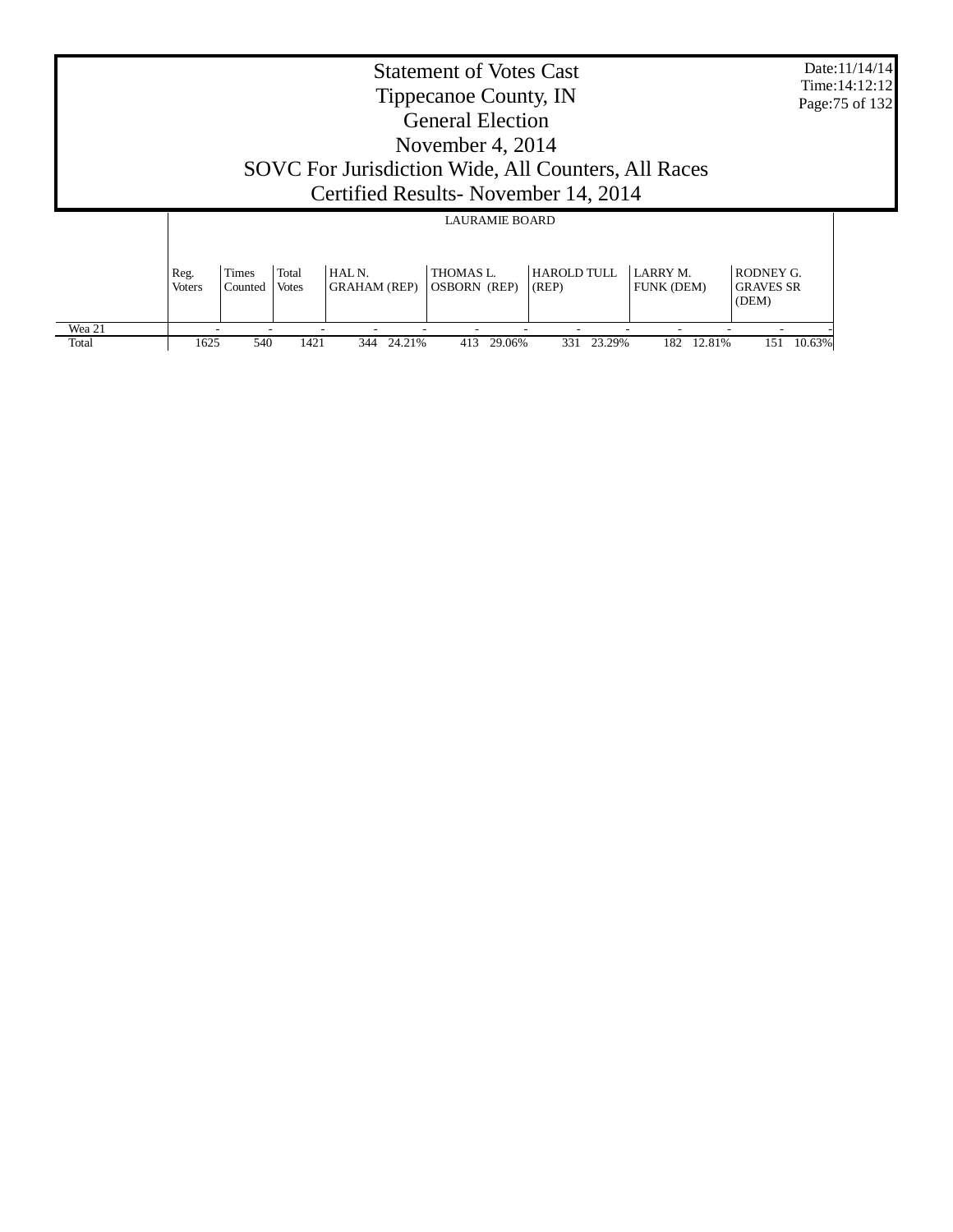# Statement of Votes Cast
## Tippecanoe County, IN
## General Election
## November 4, 2014
## SOVC For Jurisdiction Wide, All Counters, All Races
## Certified Results- November 14, 2014

Date:11/14/14
Time:14:12:12

| | | | | LAURAMIE BOARD | | | | | | | | | | |
|---|---|---|---|---|---|---|---|---|---|---|---|---|---|---|
| | Reg. Voters | Times Counted | Total Votes | HAL N. GRAHAM (REP) | | THOMAS L. OSBORN (REP) | | HAROLD TULL (REP) | | LARRY M. FUNK (DEM) | | RODNEY G. GRAVES SR (DEM) | | |
| Wea 21 | - | - | - | - | - | - | - | - | - | - | - | - | - | |
| Total | 1625 | 540 | 1421 | 344 | 24.21% | 413 | 29.06% | 331 | 23.29% | 182 | 12.81% | 151 | 10.63% | |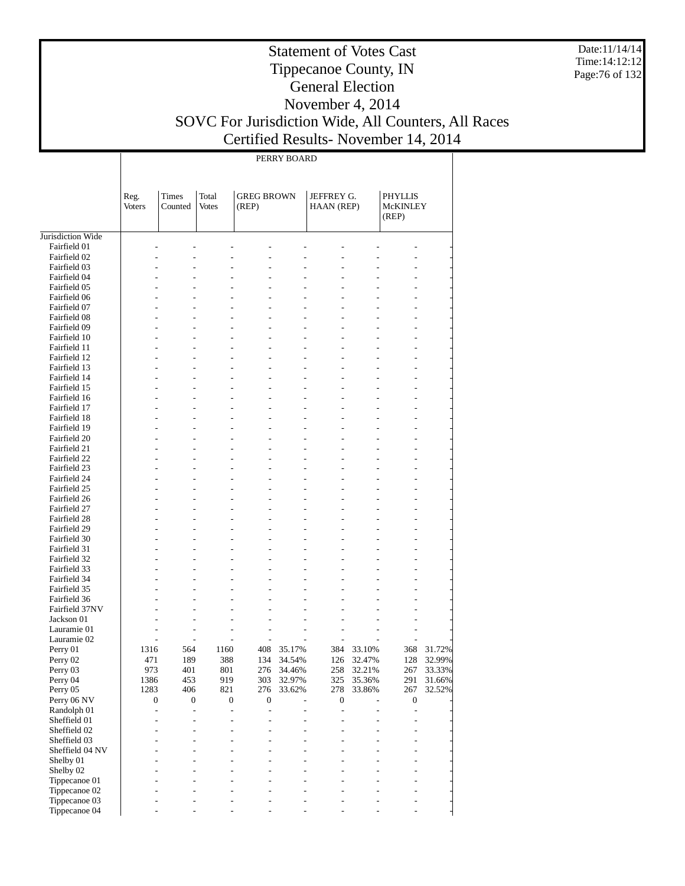# Statement of Votes Cast
# Tippecanoe County, IN
# General Election
# November 4, 2014
# SOVC For Jurisdiction Wide, All Counters, All Races
# Certified Results- November 14, 2014

Date:11/14/14
Time:14:12:12

PERRY BOARD

| | Reg. Voters | Times Counted | Total Votes | GREG BROWN (REP) | | JEFFREY G. HAAN (REP) | | PHYLLIS McKINLEY (REP) | |
|---|---|---|---|---|---|---|---|---|---|
| Jurisdiction Wide | | | | | | | | | |
| Fairfield 01 | - | - | - | - | - | - | - | - | - |
| Fairfield 02 | - | - | - | - | - | - | - | - | - |
| Fairfield 03 | - | - | - | - | - | - | - | - | - |
| Fairfield 04 | - | - | - | - | - | - | - | - | - |
| Fairfield 05 | - | - | - | - | - | - | - | - | - |
| Fairfield 06 | - | - | - | - | - | - | - | - | - |
| Fairfield 07 | - | - | - | - | - | - | - | - | - |
| Fairfield 08 | - | - | - | - | - | - | - | - | - |
| Fairfield 09 | - | - | - | - | - | - | - | - | - |
| Fairfield 10 | - | - | - | - | - | - | - | - | - |
| Fairfield 11 | - | - | - | - | - | - | - | - | - |
| Fairfield 12 | - | - | - | - | - | - | - | - | - |
| Fairfield 13 | - | - | - | - | - | - | - | - | - |
| Fairfield 14 | - | - | - | - | - | - | - | - | - |
| Fairfield 15 | - | - | - | - | - | - | - | - | - |
| Fairfield 16 | - | - | - | - | - | - | - | - | - |
| Fairfield 17 | - | - | - | - | - | - | - | - | - |
| Fairfield 18 | - | - | - | - | - | - | - | - | - |
| Fairfield 19 | - | - | - | - | - | - | - | - | - |
| Fairfield 20 | - | - | - | - | - | - | - | - | - |
| Fairfield 21 | - | - | - | - | - | - | - | - | - |
| Fairfield 22 | - | - | - | - | - | - | - | - | - |
| Fairfield 23 | - | - | - | - | - | - | - | - | - |
| Fairfield 24 | - | - | - | - | - | - | - | - | - |
| Fairfield 25 | - | - | - | - | - | - | - | - | - |
| Fairfield 26 | - | - | - | - | - | - | - | - | - |
| Fairfield 27 | - | - | - | - | - | - | - | - | - |
| Fairfield 28 | - | - | - | - | - | - | - | - | - |
| Fairfield 29 | - | - | - | - | - | - | - | - | - |
| Fairfield 30 | - | - | - | - | - | - | - | - | - |
| Fairfield 31 | - | - | - | - | - | - | - | - | - |
| Fairfield 32 | - | - | - | - | - | - | - | - | - |
| Fairfield 33 | - | - | - | - | - | - | - | - | - |
| Fairfield 34 | - | - | - | - | - | - | - | - | - |
| Fairfield 35 | - | - | - | - | - | - | - | - | - |
| Fairfield 36 | - | - | - | - | - | - | - | - | - |
| Fairfield 37NV | - | - | - | - | - | - | - | - | - |
| Jackson 01 | - | - | - | - | - | - | - | - | - |
| Lauramie 01 | - | - | - | - | - | - | - | - | - |
| Lauramie 02 | - | - | - | - | - | - | - | - | - |
| Perry 01 | 1316 | 564 | 1160 | 408 | 35.17% | 384 | 33.10% | 368 | 31.72% |
| Perry 02 | 471 | 189 | 388 | 134 | 34.54% | 126 | 32.47% | 128 | 32.99% |
| Perry 03 | 973 | 401 | 801 | 276 | 34.46% | 258 | 32.21% | 267 | 33.33% |
| Perry 04 | 1386 | 453 | 919 | 303 | 32.97% | 325 | 35.36% | 291 | 31.66% |
| Perry 05 | 1283 | 406 | 821 | 276 | 33.62% | 278 | 33.86% | 267 | 32.52% |
| Perry 06 NV | 0 | 0 | 0 | 0 | - | 0 | - | 0 | - |
| Randolph 01 | - | - | - | - | - | - | - | - | - |
| Sheffield 01 | - | - | - | - | - | - | - | - | - |
| Sheffield 02 | - | - | - | - | - | - | - | - | - |
| Sheffield 03 | - | - | - | - | - | - | - | - | - |
| Sheffield 04 NV | - | - | - | - | - | - | - | - | - |
| Shelby 01 | - | - | - | - | - | - | - | - | - |
| Shelby 02 | - | - | - | - | - | - | - | - | - |
| Tippecanoe 01 | - | - | - | - | - | - | - | - | - |
| Tippecanoe 02 | - | - | - | - | - | - | - | - | - |
| Tippecanoe 03 | - | - | - | - | - | - | - | - | - |
| Tippecanoe 04 | - | - | - | - | - | - | - | - | - |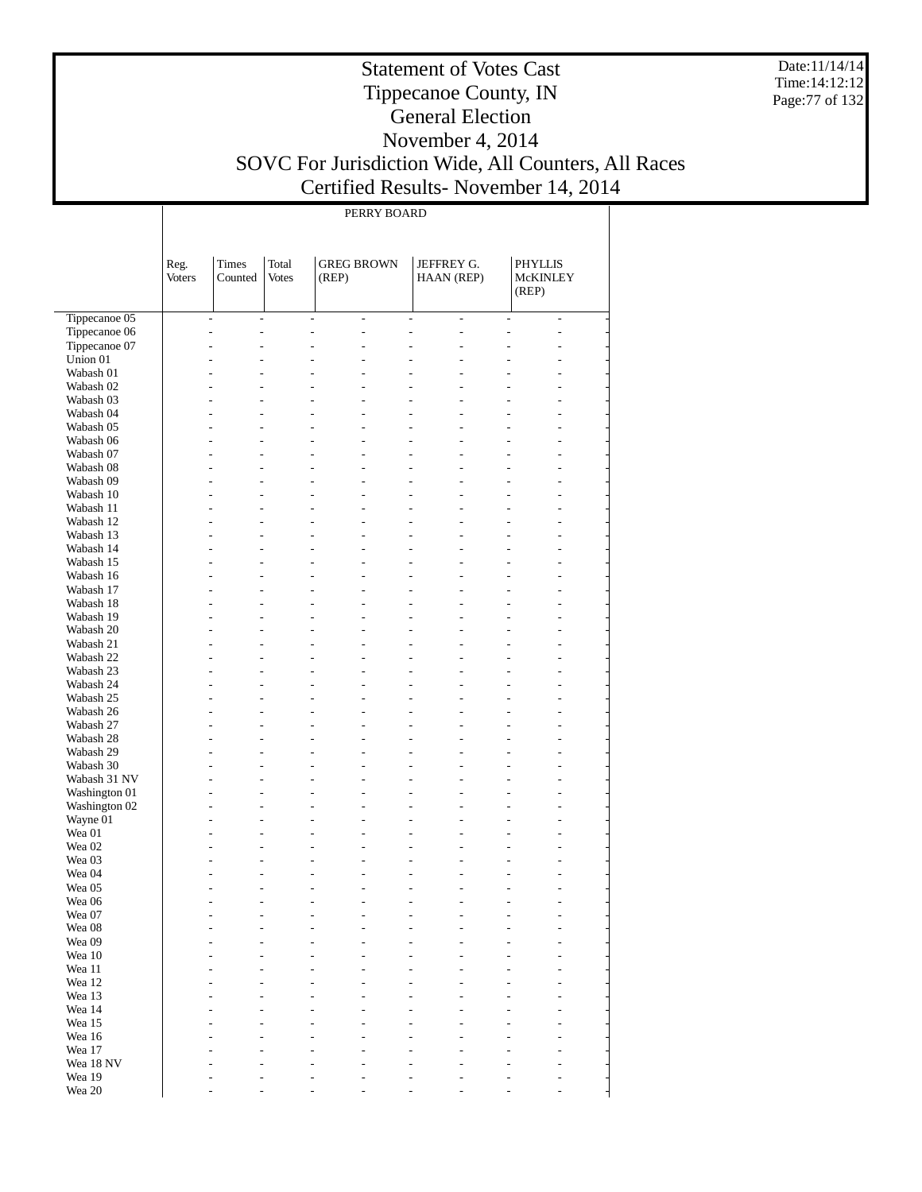# Statement of Votes Cast
# Tippecanoe County, IN
# General Election
# November 4, 2014
# SOVC For Jurisdiction Wide, All Counters, All Races
# Certified Results- November 14, 2014

Date:11/14/14
Time:14:12:12

| | PERRY BOARD | | | | | |
|---|---|---|---|---|---|---|
| | Reg. Voters | Times Counted | Total Votes | GREG BROWN (REP) | JEFFREY G. HAAN (REP) | PHYLLIS McKINLEY (REP) |
| Tippecanoe 05 | - | - | - | - | - | - |
| Tippecanoe 06 | - | - | - | - | - | - |
| Tippecanoe 07 | - | - | - | - | - | - |
| Union 01 | - | - | - | - | - | - |
| Wabash 01 | - | - | - | - | - | - |
| Wabash 02 | - | - | - | - | - | - |
| Wabash 03 | - | - | - | - | - | - |
| Wabash 04 | - | - | - | - | - | - |
| Wabash 05 | - | - | - | - | - | - |
| Wabash 06 | - | - | - | - | - | - |
| Wabash 07 | - | - | - | - | - | - |
| Wabash 08 | - | - | - | - | - | - |
| Wabash 09 | - | - | - | - | - | - |
| Wabash 10 | - | - | - | - | - | - |
| Wabash 11 | - | - | - | - | - | - |
| Wabash 12 | - | - | - | - | - | - |
| Wabash 13 | - | - | - | - | - | - |
| Wabash 14 | - | - | - | - | - | - |
| Wabash 15 | - | - | - | - | - | - |
| Wabash 16 | - | - | - | - | - | - |
| Wabash 17 | - | - | - | - | - | - |
| Wabash 18 | - | - | - | - | - | - |
| Wabash 19 | - | - | - | - | - | - |
| Wabash 20 | - | - | - | - | - | - |
| Wabash 21 | - | - | - | - | - | - |
| Wabash 22 | - | - | - | - | - | - |
| Wabash 23 | - | - | - | - | - | - |
| Wabash 24 | - | - | - | - | - | - |
| Wabash 25 | - | - | - | - | - | - |
| Wabash 26 | - | - | - | - | - | - |
| Wabash 27 | - | - | - | - | - | - |
| Wabash 28 | - | - | - | - | - | - |
| Wabash 29 | - | - | - | - | - | - |
| Wabash 30 | - | - | - | - | - | - |
| Wabash 31 NV | - | - | - | - | - | - |
| Washington 01 | - | - | - | - | - | - |
| Washington 02 | - | - | - | - | - | - |
| Wayne 01 | - | - | - | - | - | - |
| Wea 01 | - | - | - | - | - | - |
| Wea 02 | - | - | - | - | - | - |
| Wea 03 | - | - | - | - | - | - |
| Wea 04 | - | - | - | - | - | - |
| Wea 05 | - | - | - | - | - | - |
| Wea 06 | - | - | - | - | - | - |
| Wea 07 | - | - | - | - | - | - |
| Wea 08 | - | - | - | - | - | - |
| Wea 09 | - | - | - | - | - | - |
| Wea 10 | - | - | - | - | - | - |
| Wea 11 | - | - | - | - | - | - |
| Wea 12 | - | - | - | - | - | - |
| Wea 13 | - | - | - | - | - | - |
| Wea 14 | - | - | - | - | - | - |
| Wea 15 | - | - | - | - | - | - |
| Wea 16 | - | - | - | - | - | - |
| Wea 17 | - | - | - | - | - | - |
| Wea 18 NV | - | - | - | - | - | - |
| Wea 19 | - | - | - | - | - | - |
| Wea 20 | - | - | - | - | - | - |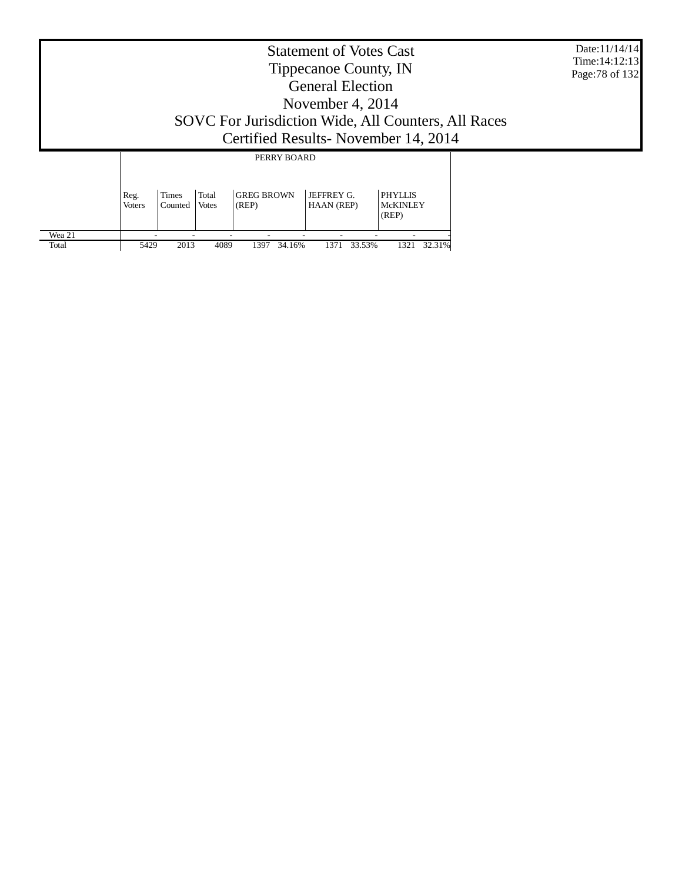# Statement of Votes Cast
# Tippecanoe County, IN
# General Election
# November 4, 2014
# SOVC For Jurisdiction Wide, All Counters, All Races
# Certified Results- November 14, 2014

Date:11/14/14
Time:14:12:13

| | PERRY BOARD | | | | | | | | |
|---|---|---|---|---|---|---|---|---|---|
| | Reg. Voters | Times Counted | Total Votes | GREG BROWN (REP) | | JEFFREY G. HAAN (REP) | | PHYLLIS McKINLEY (REP) | |
| Wea 21 | - | - | - | - | - | - | - | - | - |
| Total | 5429 | 2013 | 4089 | 1397 | 34.16% | 1371 | 33.53% | 1321 | 32.31% |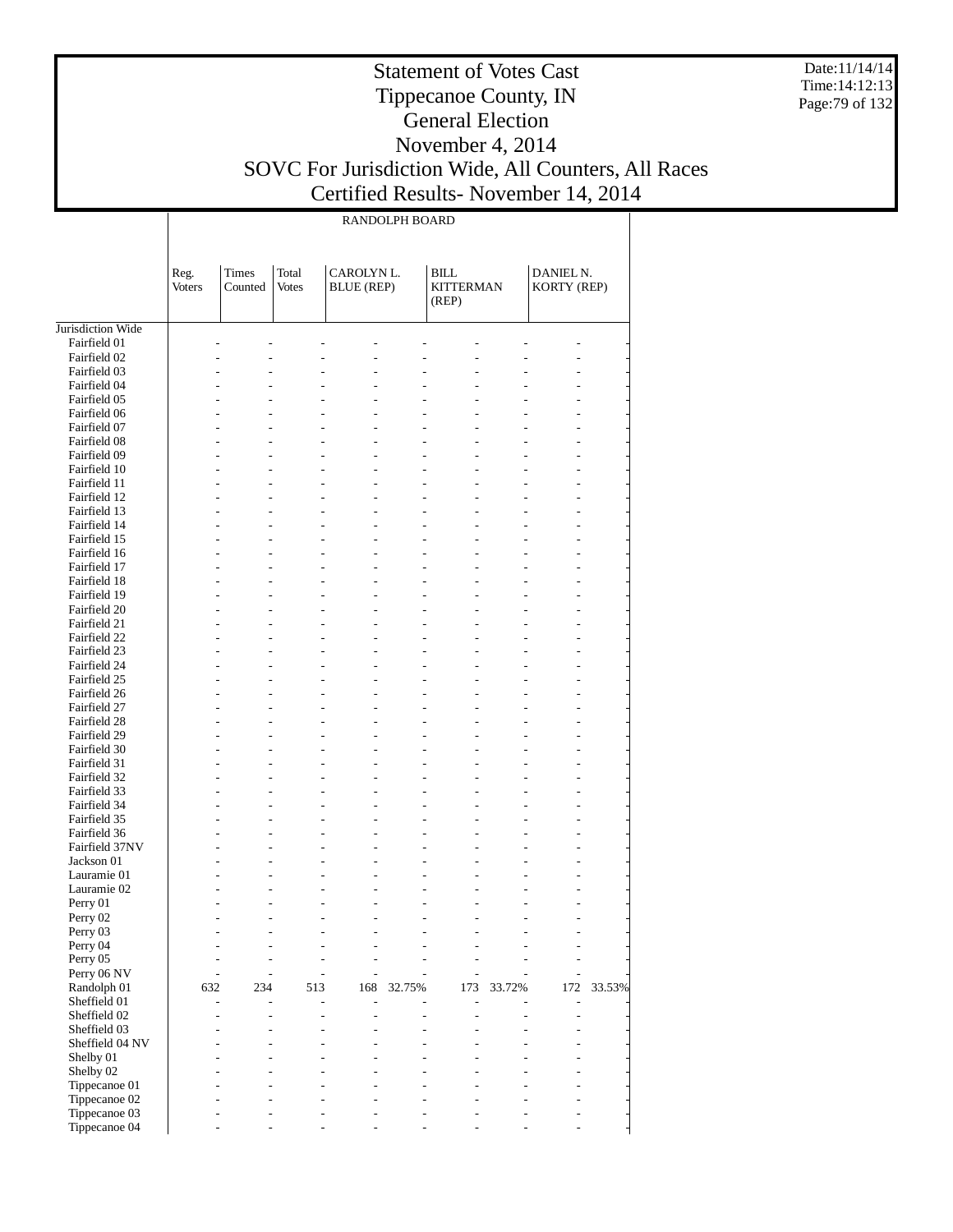# Statement of Votes Cast
## Tippecanoe County, IN
## General Election
## November 4, 2014
## SOVC For Jurisdiction Wide, All Counters, All Races
## Certified Results- November 14, 2014

Date:11/14/14
Time:14:12:13

| | RANDOLPH BOARD | | | | | | | | |
|---|---|---|---|---|---|---|---|---|---|
| | Reg. Voters | Times Counted | Total Votes | CAROLYN L. BLUE (REP) | | BILL KITTERMAN (REP) | | DANIEL N. KORTY (REP) | |
| Jurisdiction Wide | | | | | | | | | |
| Fairfield 01 | - | - | - | - | - | - | - | - | - |
| Fairfield 02 | - | - | - | - | - | - | - | - | - |
| Fairfield 03 | - | - | - | - | - | - | - | - | - |
| Fairfield 04 | - | - | - | - | - | - | - | - | - |
| Fairfield 05 | - | - | - | - | - | - | - | - | - |
| Fairfield 06 | - | - | - | - | - | - | - | - | - |
| Fairfield 07 | - | - | - | - | - | - | - | - | - |
| Fairfield 08 | - | - | - | - | - | - | - | - | - |
| Fairfield 09 | - | - | - | - | - | - | - | - | - |
| Fairfield 10 | - | - | - | - | - | - | - | - | - |
| Fairfield 11 | - | - | - | - | - | - | - | - | - |
| Fairfield 12 | - | - | - | - | - | - | - | - | - |
| Fairfield 13 | - | - | - | - | - | - | - | - | - |
| Fairfield 14 | - | - | - | - | - | - | - | - | - |
| Fairfield 15 | - | - | - | - | - | - | - | - | - |
| Fairfield 16 | - | - | - | - | - | - | - | - | - |
| Fairfield 17 | - | - | - | - | - | - | - | - | - |
| Fairfield 18 | - | - | - | - | - | - | - | - | - |
| Fairfield 19 | - | - | - | - | - | - | - | - | - |
| Fairfield 20 | - | - | - | - | - | - | - | - | - |
| Fairfield 21 | - | - | - | - | - | - | - | - | - |
| Fairfield 22 | - | - | - | - | - | - | - | - | - |
| Fairfield 23 | - | - | - | - | - | - | - | - | - |
| Fairfield 24 | - | - | - | - | - | - | - | - | - |
| Fairfield 25 | - | - | - | - | - | - | - | - | - |
| Fairfield 26 | - | - | - | - | - | - | - | - | - |
| Fairfield 27 | - | - | - | - | - | - | - | - | - |
| Fairfield 28 | - | - | - | - | - | - | - | - | - |
| Fairfield 29 | - | - | - | - | - | - | - | - | - |
| Fairfield 30 | - | - | - | - | - | - | - | - | - |
| Fairfield 31 | - | - | - | - | - | - | - | - | - |
| Fairfield 32 | - | - | - | - | - | - | - | - | - |
| Fairfield 33 | - | - | - | - | - | - | - | - | - |
| Fairfield 34 | - | - | - | - | - | - | - | - | - |
| Fairfield 35 | - | - | - | - | - | - | - | - | - |
| Fairfield 36 | - | - | - | - | - | - | - | - | - |
| Fairfield 37NV | - | - | - | - | - | - | - | - | - |
| Jackson 01 | - | - | - | - | - | - | - | - | - |
| Lauramie 01 | - | - | - | - | - | - | - | - | - |
| Lauramie 02 | - | - | - | - | - | - | - | - | - |
| Perry 01 | - | - | - | - | - | - | - | - | - |
| Perry 02 | - | - | - | - | - | - | - | - | - |
| Perry 03 | - | - | - | - | - | - | - | - | - |
| Perry 04 | - | - | - | - | - | - | - | - | - |
| Perry 05 | - | - | - | - | - | - | - | - | - |
| Perry 06 NV | - | - | - | - | - | - | - | - | - |
| Randolph 01 | 632 | 234 | 513 | 168 | 32.75% | 173 | 33.72% | 172 | 33.53% |
| Sheffield 01 | - | - | - | - | - | - | - | - | - |
| Sheffield 02 | - | - | - | - | - | - | - | - | - |
| Sheffield 03 | - | - | - | - | - | - | - | - | - |
| Sheffield 04 NV | - | - | - | - | - | - | - | - | - |
| Shelby 01 | - | - | - | - | - | - | - | - | - |
| Shelby 02 | - | - | - | - | - | - | - | - | - |
| Tippecanoe 01 | - | - | - | - | - | - | - | - | - |
| Tippecanoe 02 | - | - | - | - | - | - | - | - | - |
| Tippecanoe 03 | - | - | - | - | - | - | - | - | - |
| Tippecanoe 04 | - | - | - | - | - | - | - | - | - |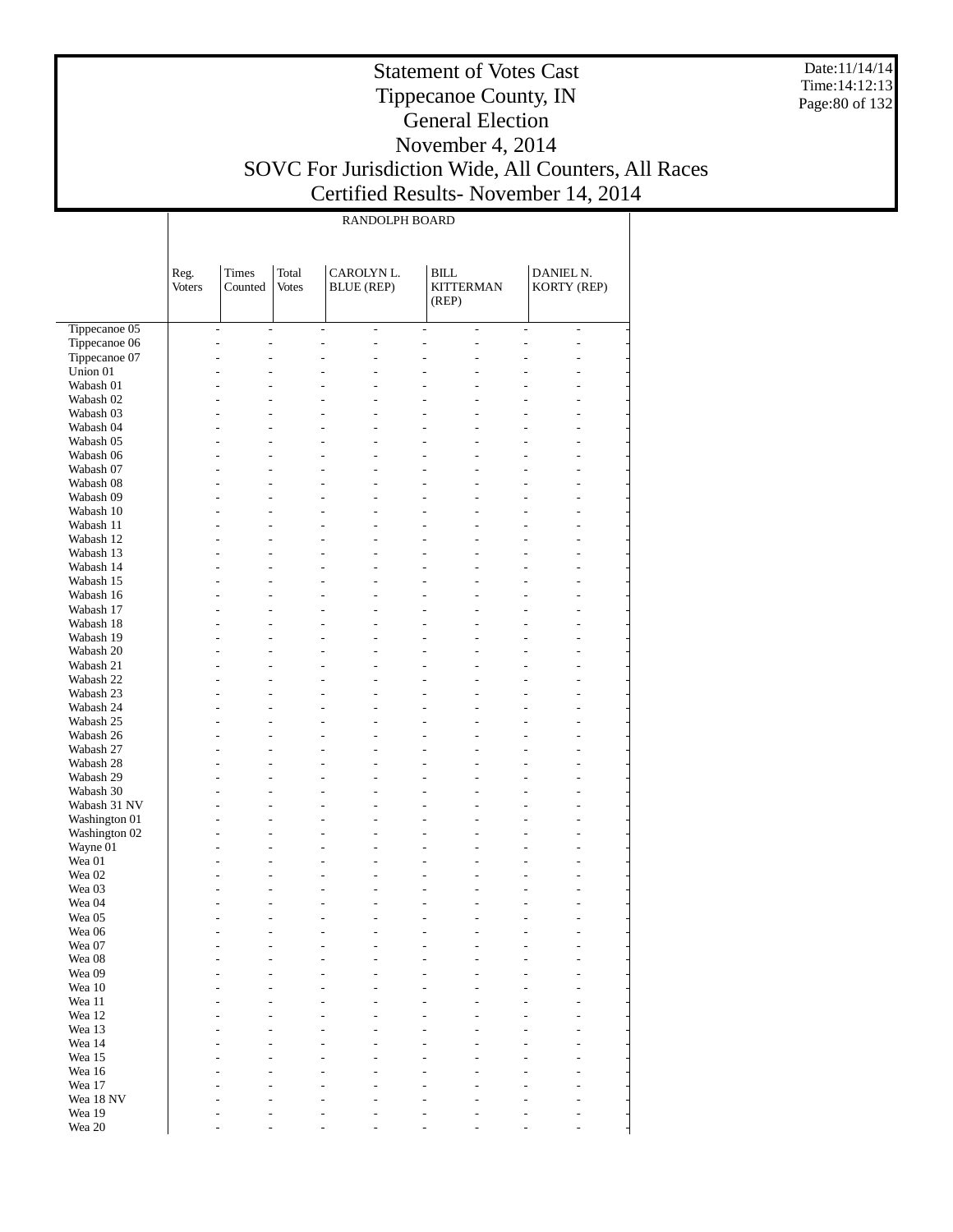# Statement of Votes Cast
# Tippecanoe County, IN
# General Election
# November 4, 2014
# SOVC For Jurisdiction Wide, All Counters, All Races
# Certified Results- November 14, 2014

| | RANDOLPH BOARD | | | | | | | | |
|---|---|---|---|---|---|---|---|---|---|
| | Reg. Voters | Times Counted | Total Votes | CAROLYN L. BLUE (REP) | | BILL KITTERMAN (REP) | | DANIEL N. KORTY (REP) | |
| Tippecanoe 05 | - | - | - | - | - | - | - | - | - |
| Tippecanoe 06 | - | - | - | - | - | - | - | - | - |
| Tippecanoe 07 | - | - | - | - | - | - | - | - | - |
| Union 01 | - | - | - | - | - | - | - | - | - |
| Wabash 01 | - | - | - | - | - | - | - | - | - |
| Wabash 02 | - | - | - | - | - | - | - | - | - |
| Wabash 03 | - | - | - | - | - | - | - | - | - |
| Wabash 04 | - | - | - | - | - | - | - | - | - |
| Wabash 05 | - | - | - | - | - | - | - | - | - |
| Wabash 06 | - | - | - | - | - | - | - | - | - |
| Wabash 07 | - | - | - | - | - | - | - | - | - |
| Wabash 08 | - | - | - | - | - | - | - | - | - |
| Wabash 09 | - | - | - | - | - | - | - | - | - |
| Wabash 10 | - | - | - | - | - | - | - | - | - |
| Wabash 11 | - | - | - | - | - | - | - | - | - |
| Wabash 12 | - | - | - | - | - | - | - | - | - |
| Wabash 13 | - | - | - | - | - | - | - | - | - |
| Wabash 14 | - | - | - | - | - | - | - | - | - |
| Wabash 15 | - | - | - | - | - | - | - | - | - |
| Wabash 16 | - | - | - | - | - | - | - | - | - |
| Wabash 17 | - | - | - | - | - | - | - | - | - |
| Wabash 18 | - | - | - | - | - | - | - | - | - |
| Wabash 19 | - | - | - | - | - | - | - | - | - |
| Wabash 20 | - | - | - | - | - | - | - | - | - |
| Wabash 21 | - | - | - | - | - | - | - | - | - |
| Wabash 22 | - | - | - | - | - | - | - | - | - |
| Wabash 23 | - | - | - | - | - | - | - | - | - |
| Wabash 24 | - | - | - | - | - | - | - | - | - |
| Wabash 25 | - | - | - | - | - | - | - | - | - |
| Wabash 26 | - | - | - | - | - | - | - | - | - |
| Wabash 27 | - | - | - | - | - | - | - | - | - |
| Wabash 28 | - | - | - | - | - | - | - | - | - |
| Wabash 29 | - | - | - | - | - | - | - | - | - |
| Wabash 30 | - | - | - | - | - | - | - | - | - |
| Wabash 31 NV | - | - | - | - | - | - | - | - | - |
| Washington 01 | - | - | - | - | - | - | - | - | - |
| Washington 02 | - | - | - | - | - | - | - | - | - |
| Wayne 01 | - | - | - | - | - | - | - | - | - |
| Wea 01 | - | - | - | - | - | - | - | - | - |
| Wea 02 | - | - | - | - | - | - | - | - | - |
| Wea 03 | - | - | - | - | - | - | - | - | - |
| Wea 04 | - | - | - | - | - | - | - | - | - |
| Wea 05 | - | - | - | - | - | - | - | - | - |
| Wea 06 | - | - | - | - | - | - | - | - | - |
| Wea 07 | - | - | - | - | - | - | - | - | - |
| Wea 08 | - | - | - | - | - | - | - | - | - |
| Wea 09 | - | - | - | - | - | - | - | - | - |
| Wea 10 | - | - | - | - | - | - | - | - | - |
| Wea 11 | - | - | - | - | - | - | - | - | - |
| Wea 12 | - | - | - | - | - | - | - | - | - |
| Wea 13 | - | - | - | - | - | - | - | - | - |
| Wea 14 | - | - | - | - | - | - | - | - | - |
| Wea 15 | - | - | - | - | - | - | - | - | - |
| Wea 16 | - | - | - | - | - | - | - | - | - |
| Wea 17 | - | - | - | - | - | - | - | - | - |
| Wea 18 NV | - | - | - | - | - | - | - | - | - |
| Wea 19 | - | - | - | - | - | - | - | - | - |
| Wea 20 | - | - | - | - | - | - | - | - | - |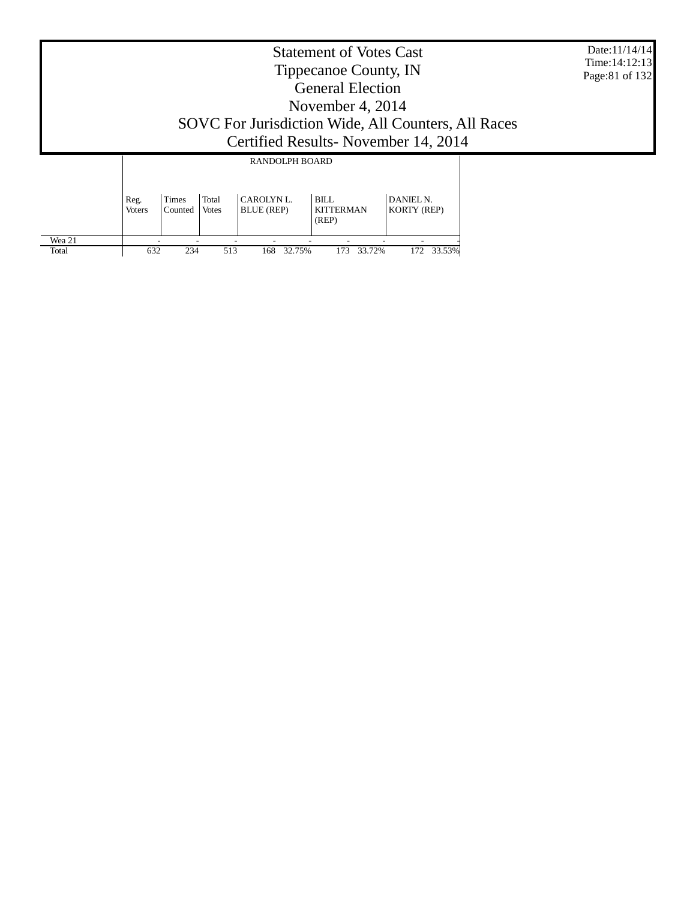# Statement of Votes Cast
# Tippecanoe County, IN
# General Election
# November 4, 2014
# SOVC For Jurisdiction Wide, All Counters, All Races
# Certified Results- November 14, 2014

Date:11/14/14
Time:14:12:13

| | RANDOLPH BOARD | | | | | | | | |
|---|---|---|---|---|---|---|---|---|---|
| | Reg. Voters | Times Counted | Total Votes | CAROLYN L. BLUE (REP) | | BILL KITTERMAN (REP) | | DANIEL N. KORTY (REP) | |
| Wea 21 | - | - | - | - | - | - | - | - | - |
| Total | 632 | 234 | 513 | 168 | 32.75% | 173 | 33.72% | 172 | 33.53% |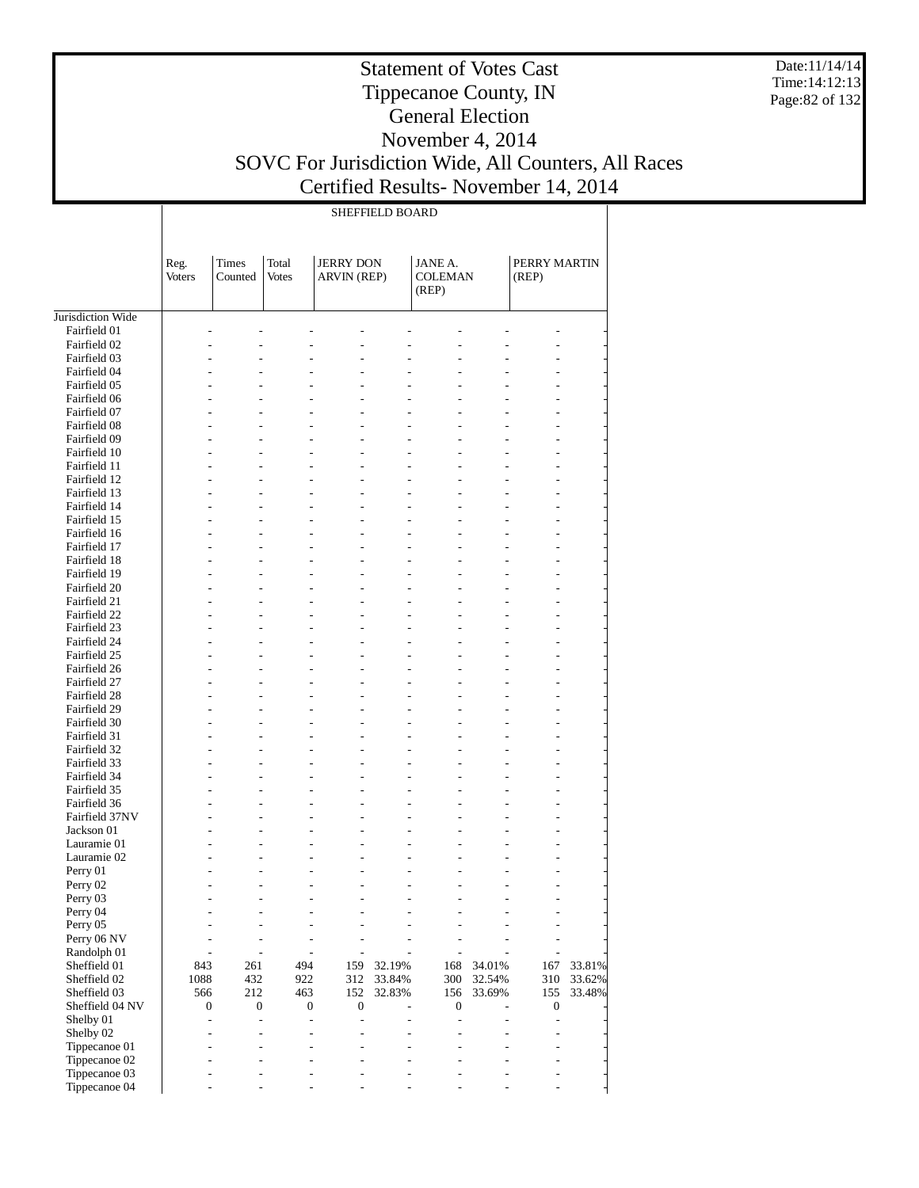# Statement of Votes Cast
# Tippecanoe County, IN
# General Election
# November 4, 2014
# SOVC For Jurisdiction Wide, All Counters, All Races
# Certified Results- November 14, 2014

Date:11/14/14
Time:14:12:13

SHEFFIELD BOARD

| | Reg. Voters | Times Counted | Total Votes | JERRY DON ARVIN (REP) | | JANE A. COLEMAN (REP) | | PERRY MARTIN (REP) | |
|---|---|---|---|---|---|---|---|---|---|
| Jurisdiction Wide | | | | | | | | | |
| Fairfield 01 | - | - | - | - | - | - | - | - | - |
| Fairfield 02 | - | - | - | - | - | - | - | - | - |
| Fairfield 03 | - | - | - | - | - | - | - | - | - |
| Fairfield 04 | - | - | - | - | - | - | - | - | - |
| Fairfield 05 | - | - | - | - | - | - | - | - | - |
| Fairfield 06 | - | - | - | - | - | - | - | - | - |
| Fairfield 07 | - | - | - | - | - | - | - | - | - |
| Fairfield 08 | - | - | - | - | - | - | - | - | - |
| Fairfield 09 | - | - | - | - | - | - | - | - | - |
| Fairfield 10 | - | - | - | - | - | - | - | - | - |
| Fairfield 11 | - | - | - | - | - | - | - | - | - |
| Fairfield 12 | - | - | - | - | - | - | - | - | - |
| Fairfield 13 | - | - | - | - | - | - | - | - | - |
| Fairfield 14 | - | - | - | - | - | - | - | - | - |
| Fairfield 15 | - | - | - | - | - | - | - | - | - |
| Fairfield 16 | - | - | - | - | - | - | - | - | - |
| Fairfield 17 | - | - | - | - | - | - | - | - | - |
| Fairfield 18 | - | - | - | - | - | - | - | - | - |
| Fairfield 19 | - | - | - | - | - | - | - | - | - |
| Fairfield 20 | - | - | - | - | - | - | - | - | - |
| Fairfield 21 | - | - | - | - | - | - | - | - | - |
| Fairfield 22 | - | - | - | - | - | - | - | - | - |
| Fairfield 23 | - | - | - | - | - | - | - | - | - |
| Fairfield 24 | - | - | - | - | - | - | - | - | - |
| Fairfield 25 | - | - | - | - | - | - | - | - | - |
| Fairfield 26 | - | - | - | - | - | - | - | - | - |
| Fairfield 27 | - | - | - | - | - | - | - | - | - |
| Fairfield 28 | - | - | - | - | - | - | - | - | - |
| Fairfield 29 | - | - | - | - | - | - | - | - | - |
| Fairfield 30 | - | - | - | - | - | - | - | - | - |
| Fairfield 31 | - | - | - | - | - | - | - | - | - |
| Fairfield 32 | - | - | - | - | - | - | - | - | - |
| Fairfield 33 | - | - | - | - | - | - | - | - | - |
| Fairfield 34 | - | - | - | - | - | - | - | - | - |
| Fairfield 35 | - | - | - | - | - | - | - | - | - |
| Fairfield 36 | - | - | - | - | - | - | - | - | - |
| Fairfield 37NV | - | - | - | - | - | - | - | - | - |
| Jackson 01 | - | - | - | - | - | - | - | - | - |
| Lauramie 01 | - | - | - | - | - | - | - | - | - |
| Lauramie 02 | - | - | - | - | - | - | - | - | - |
| Perry 01 | - | - | - | - | - | - | - | - | - |
| Perry 02 | - | - | - | - | - | - | - | - | - |
| Perry 03 | - | - | - | - | - | - | - | - | - |
| Perry 04 | - | - | - | - | - | - | - | - | - |
| Perry 05 | - | - | - | - | - | - | - | - | - |
| Perry 06 NV | - | - | - | - | - | - | - | - | - |
| Randolph 01 | - | - | - | - | - | - | - | - | - |
| Sheffield 01 | 843 | 261 | 494 | 159 | 32.19% | 168 | 34.01% | 167 | 33.81% |
| Sheffield 02 | 1088 | 432 | 922 | 312 | 33.84% | 300 | 32.54% | 310 | 33.62% |
| Sheffield 03 | 566 | 212 | 463 | 152 | 32.83% | 156 | 33.69% | 155 | 33.48% |
| Sheffield 04 NV | 0 | 0 | 0 | 0 | - | 0 | - | 0 | - |
| Shelby 01 | - | - | - | - | - | - | - | - | - |
| Shelby 02 | - | - | - | - | - | - | - | - | - |
| Tippecanoe 01 | - | - | - | - | - | - | - | - | - |
| Tippecanoe 02 | - | - | - | - | - | - | - | - | - |
| Tippecanoe 03 | - | - | - | - | - | - | - | - | - |
| Tippecanoe 04 | - | - | - | - | - | - | - | - | - |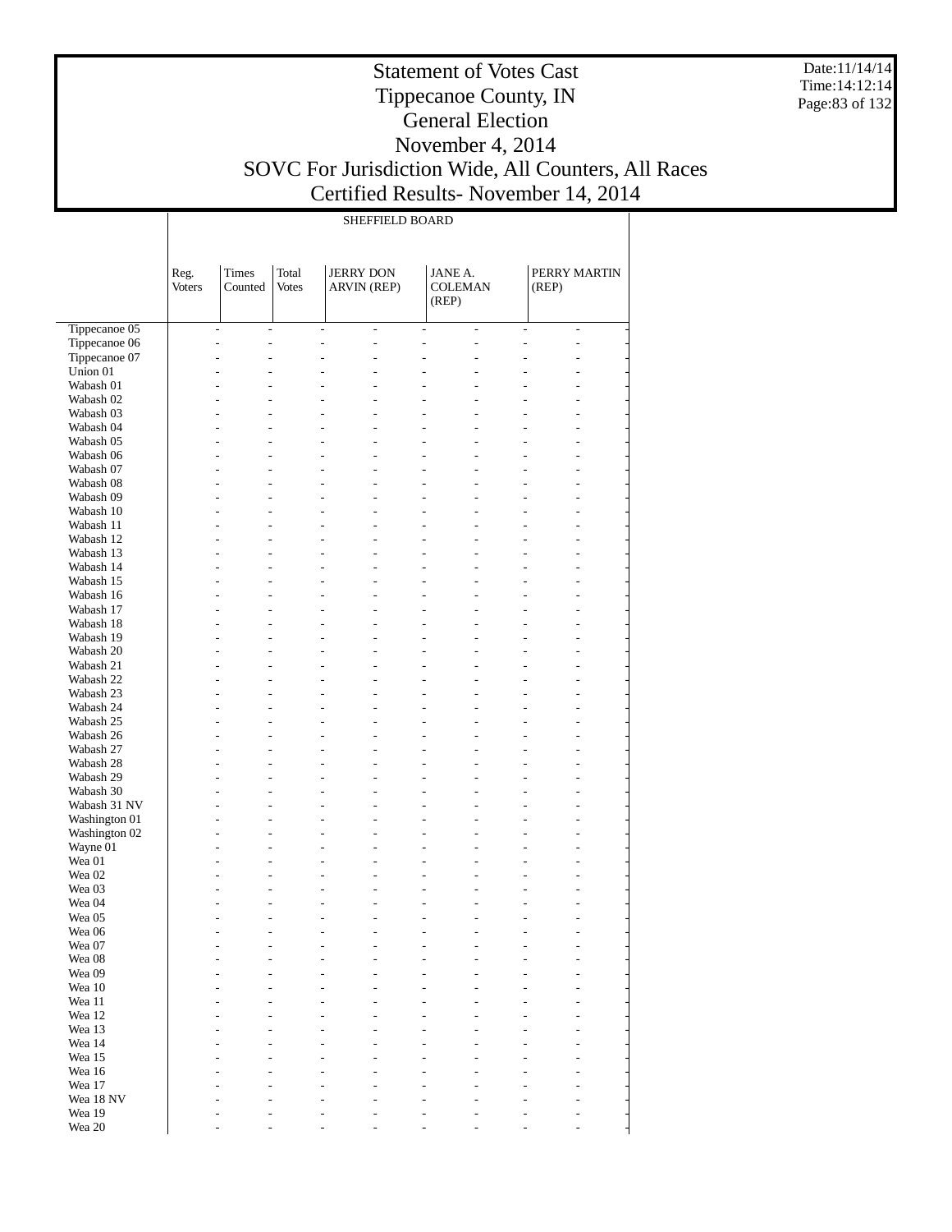SHEFFIELD BOARD

| | Reg. Voters | Times Counted | Total Votes | JERRY DON ARVIN (REP) | | JANE A. COLEMAN (REP) | | PERRY MARTIN (REP) | |
|---|---|---|---|---|---|---|---|---|---|
| Tippecanoe 05 | - | - | - | - | - | - | - | - | - |
| Tippecanoe 06 | - | - | - | - | - | - | - | - | - |
| Tippecanoe 07 | - | - | - | - | - | - | - | - | - |
| Union 01 | - | - | - | - | - | - | - | - | - |
| Wabash 01 | - | - | - | - | - | - | - | - | - |
| Wabash 02 | - | - | - | - | - | - | - | - | - |
| Wabash 03 | - | - | - | - | - | - | - | - | - |
| Wabash 04 | - | - | - | - | - | - | - | - | - |
| Wabash 05 | - | - | - | - | - | - | - | - | - |
| Wabash 06 | - | - | - | - | - | - | - | - | - |
| Wabash 07 | - | - | - | - | - | - | - | - | - |
| Wabash 08 | - | - | - | - | - | - | - | - | - |
| Wabash 09 | - | - | - | - | - | - | - | - | - |
| Wabash 10 | - | - | - | - | - | - | - | - | - |
| Wabash 11 | - | - | - | - | - | - | - | - | - |
| Wabash 12 | - | - | - | - | - | - | - | - | - |
| Wabash 13 | - | - | - | - | - | - | - | - | - |
| Wabash 14 | - | - | - | - | - | - | - | - | - |
| Wabash 15 | - | - | - | - | - | - | - | - | - |
| Wabash 16 | - | - | - | - | - | - | - | - | - |
| Wabash 17 | - | - | - | - | - | - | - | - | - |
| Wabash 18 | - | - | - | - | - | - | - | - | - |
| Wabash 19 | - | - | - | - | - | - | - | - | - |
| Wabash 20 | - | - | - | - | - | - | - | - | - |
| Wabash 21 | - | - | - | - | - | - | - | - | - |
| Wabash 22 | - | - | - | - | - | - | - | - | - |
| Wabash 23 | - | - | - | - | - | - | - | - | - |
| Wabash 24 | - | - | - | - | - | - | - | - | - |
| Wabash 25 | - | - | - | - | - | - | - | - | - |
| Wabash 26 | - | - | - | - | - | - | - | - | - |
| Wabash 27 | - | - | - | - | - | - | - | - | - |
| Wabash 28 | - | - | - | - | - | - | - | - | - |
| Wabash 29 | - | - | - | - | - | - | - | - | - |
| Wabash 30 | - | - | - | - | - | - | - | - | - |
| Wabash 31 NV | - | - | - | - | - | - | - | - | - |
| Washington 01 | - | - | - | - | - | - | - | - | - |
| Washington 02 | - | - | - | - | - | - | - | - | - |
| Wayne 01 | - | - | - | - | - | - | - | - | - |
| Wea 01 | - | - | - | - | - | - | - | - | - |
| Wea 02 | - | - | - | - | - | - | - | - | - |
| Wea 03 | - | - | - | - | - | - | - | - | - |
| Wea 04 | - | - | - | - | - | - | - | - | - |
| Wea 05 | - | - | - | - | - | - | - | - | - |
| Wea 06 | - | - | - | - | - | - | - | - | - |
| Wea 07 | - | - | - | - | - | - | - | - | - |
| Wea 08 | - | - | - | - | - | - | - | - | - |
| Wea 09 | - | - | - | - | - | - | - | - | - |
| Wea 10 | - | - | - | - | - | - | - | - | - |
| Wea 11 | - | - | - | - | - | - | - | - | - |
| Wea 12 | - | - | - | - | - | - | - | - | - |
| Wea 13 | - | - | - | - | - | - | - | - | - |
| Wea 14 | - | - | - | - | - | - | - | - | - |
| Wea 15 | - | - | - | - | - | - | - | - | - |
| Wea 16 | - | - | - | - | - | - | - | - | - |
| Wea 17 | - | - | - | - | - | - | - | - | - |
| Wea 18 NV | - | - | - | - | - | - | - | - | - |
| Wea 19 | - | - | - | - | - | - | - | - | - |
| Wea 20 | - | - | - | - | - | - | - | - | - |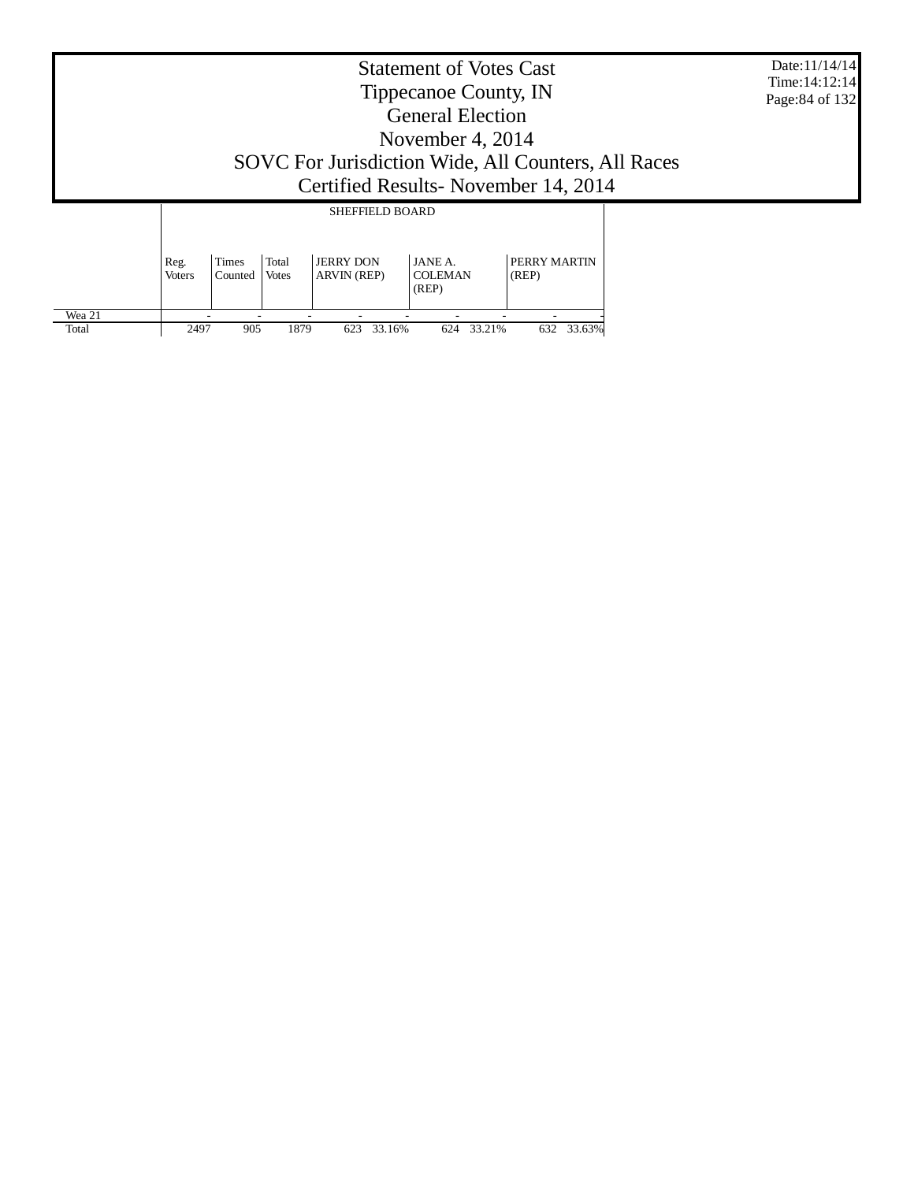# Statement of Votes Cast
## Tippecanoe County, IN
## General Election
## November 4, 2014
## SOVC For Jurisdiction Wide, All Counters, All Races
## Certified Results- November 14, 2014

Date:11/14/14
Time:14:12:14

| | SHEFFIELD BOARD | | | | | | | | |
|---|---|---|---|---|---|---|---|---|---|
| | Reg. Voters | Times Counted | Total Votes | JERRY DON ARVIN (REP) | | JANE A. COLEMAN (REP) | | PERRY MARTIN (REP) | |
| Wea 21 | - | - | - | - | - | - | - | - | - |
| Total | 2497 | 905 | 1879 | 623 | 33.16% | 624 | 33.21% | 632 | 33.63% |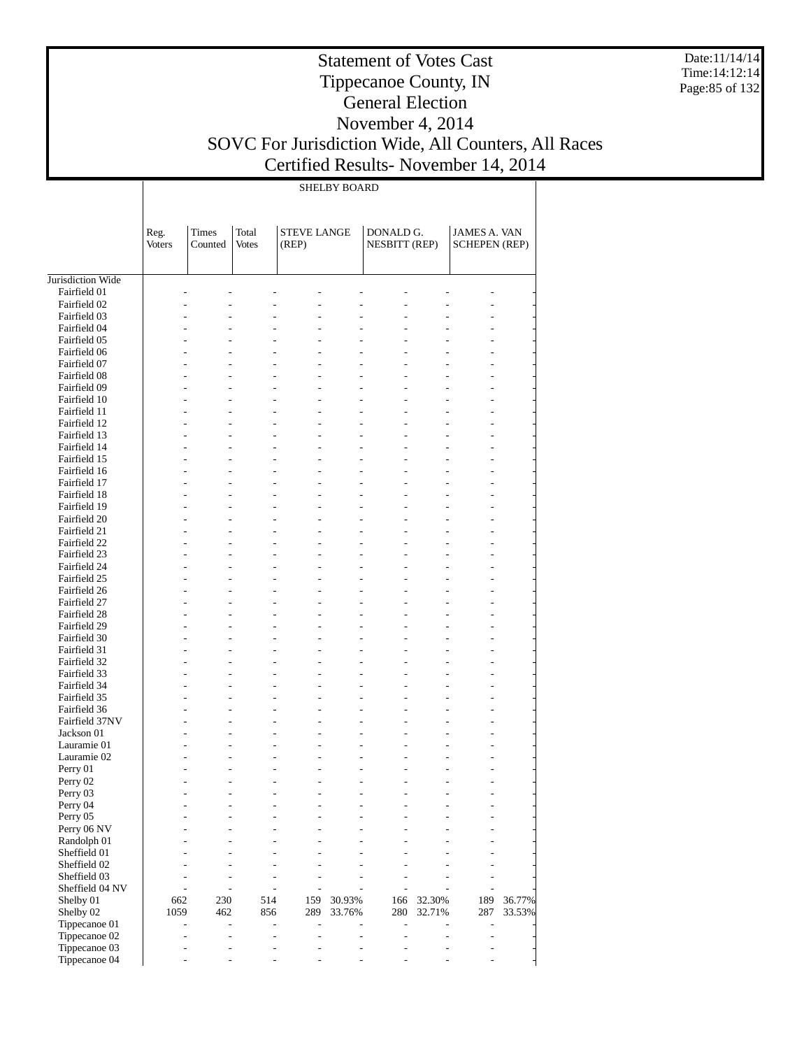# Statement of Votes Cast
# Tippecanoe County, IN
# General Election
# November 4, 2014
# SOVC For Jurisdiction Wide, All Counters, All Races
# Certified Results- November 14, 2014

Date:11/14/14
Time:14:12:14

SHELBY BOARD

| | Reg. Voters | Times Counted | Total Votes | STEVE LANGE (REP) | | DONALD G. NESBITT (REP) | | JAMES A. VAN SCHEPEN (REP) | |
|---|---|---|---|---|---|---|---|---|---|
| Jurisdiction Wide | | | | | | | | | |
| Fairfield 01 | - | - | - | - | - | - | - | - | - |
| Fairfield 02 | - | - | - | - | - | - | - | - | - |
| Fairfield 03 | - | - | - | - | - | - | - | - | - |
| Fairfield 04 | - | - | - | - | - | - | - | - | - |
| Fairfield 05 | - | - | - | - | - | - | - | - | - |
| Fairfield 06 | - | - | - | - | - | - | - | - | - |
| Fairfield 07 | - | - | - | - | - | - | - | - | - |
| Fairfield 08 | - | - | - | - | - | - | - | - | - |
| Fairfield 09 | - | - | - | - | - | - | - | - | - |
| Fairfield 10 | - | - | - | - | - | - | - | - | - |
| Fairfield 11 | - | - | - | - | - | - | - | - | - |
| Fairfield 12 | - | - | - | - | - | - | - | - | - |
| Fairfield 13 | - | - | - | - | - | - | - | - | - |
| Fairfield 14 | - | - | - | - | - | - | - | - | - |
| Fairfield 15 | - | - | - | - | - | - | - | - | - |
| Fairfield 16 | - | - | - | - | - | - | - | - | - |
| Fairfield 17 | - | - | - | - | - | - | - | - | - |
| Fairfield 18 | - | - | - | - | - | - | - | - | - |
| Fairfield 19 | - | - | - | - | - | - | - | - | - |
| Fairfield 20 | - | - | - | - | - | - | - | - | - |
| Fairfield 21 | - | - | - | - | - | - | - | - | - |
| Fairfield 22 | - | - | - | - | - | - | - | - | - |
| Fairfield 23 | - | - | - | - | - | - | - | - | - |
| Fairfield 24 | - | - | - | - | - | - | - | - | - |
| Fairfield 25 | - | - | - | - | - | - | - | - | - |
| Fairfield 26 | - | - | - | - | - | - | - | - | - |
| Fairfield 27 | - | - | - | - | - | - | - | - | - |
| Fairfield 28 | - | - | - | - | - | - | - | - | - |
| Fairfield 29 | - | - | - | - | - | - | - | - | - |
| Fairfield 30 | - | - | - | - | - | - | - | - | - |
| Fairfield 31 | - | - | - | - | - | - | - | - | - |
| Fairfield 32 | - | - | - | - | - | - | - | - | - |
| Fairfield 33 | - | - | - | - | - | - | - | - | - |
| Fairfield 34 | - | - | - | - | - | - | - | - | - |
| Fairfield 35 | - | - | - | - | - | - | - | - | - |
| Fairfield 36 | - | - | - | - | - | - | - | - | - |
| Fairfield 37NV | - | - | - | - | - | - | - | - | - |
| Jackson 01 | - | - | - | - | - | - | - | - | - |
| Lauramie 01 | - | - | - | - | - | - | - | - | - |
| Lauramie 02 | - | - | - | - | - | - | - | - | - |
| Perry 01 | - | - | - | - | - | - | - | - | - |
| Perry 02 | - | - | - | - | - | - | - | - | - |
| Perry 03 | - | - | - | - | - | - | - | - | - |
| Perry 04 | - | - | - | - | - | - | - | - | - |
| Perry 05 | - | - | - | - | - | - | - | - | - |
| Perry 06 NV | - | - | - | - | - | - | - | - | - |
| Randolph 01 | - | - | - | - | - | - | - | - | - |
| Sheffield 01 | - | - | - | - | - | - | - | - | - |
| Sheffield 02 | - | - | - | - | - | - | - | - | - |
| Sheffield 03 | - | - | - | - | - | - | - | - | - |
| Sheffield 04 NV | - | - | - | - | - | - | - | - | - |
| Shelby 01 | 662 | 230 | 514 | 159 | 30.93% | 166 | 32.30% | 189 | 36.77% |
| Shelby 02 | 1059 | 462 | 856 | 289 | 33.76% | 280 | 32.71% | 287 | 33.53% |
| Tippecanoe 01 | - | - | - | - | - | - | - | - | - |
| Tippecanoe 02 | - | - | - | - | - | - | - | - | - |
| Tippecanoe 03 | - | - | - | - | - | - | - | - | - |
| Tippecanoe 04 | - | - | - | - | - | - | - | - | - |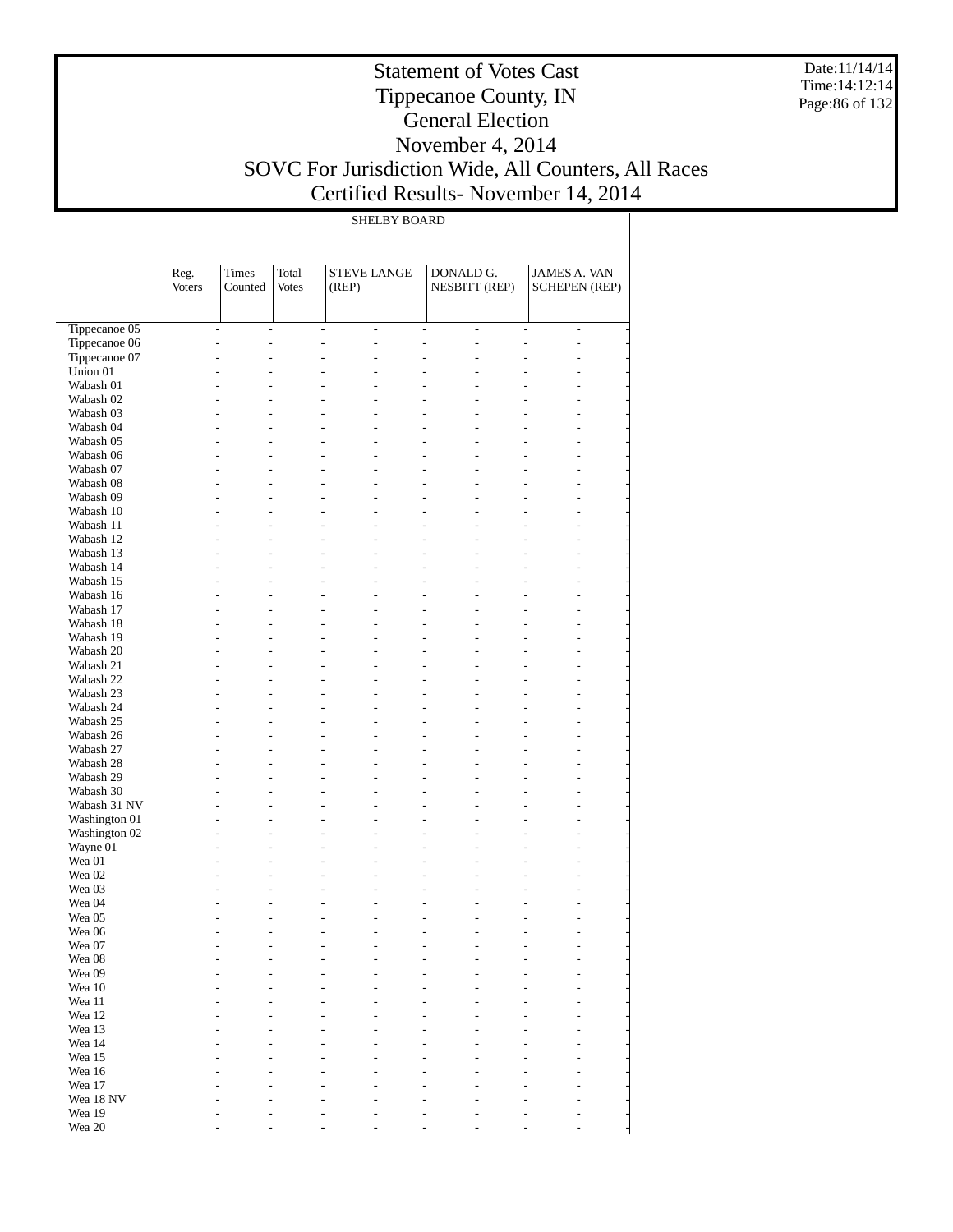# Statement of Votes Cast
# Tippecanoe County, IN
# General Election
# November 4, 2014
# SOVC For Jurisdiction Wide, All Counters, All Races
# Certified Results- November 14, 2014

Date:11/14/14
Time:14:12:14

| | SHELBY BOARD | | | | | |
|---|---|---|---|---|---|---|
| | Reg. Voters | Times Counted | Total Votes | STEVE LANGE (REP) | DONALD G. NESBITT (REP) | JAMES A. VAN SCHEPEN (REP) |
| Tippecanoe 05 | - | - | - | - | - | - |
| Tippecanoe 06 | - | - | - | - | - | - |
| Tippecanoe 07 | - | - | - | - | - | - |
| Union 01 | - | - | - | - | - | - |
| Wabash 01 | - | - | - | - | - | - |
| Wabash 02 | - | - | - | - | - | - |
| Wabash 03 | - | - | - | - | - | - |
| Wabash 04 | - | - | - | - | - | - |
| Wabash 05 | - | - | - | - | - | - |
| Wabash 06 | - | - | - | - | - | - |
| Wabash 07 | - | - | - | - | - | - |
| Wabash 08 | - | - | - | - | - | - |
| Wabash 09 | - | - | - | - | - | - |
| Wabash 10 | - | - | - | - | - | - |
| Wabash 11 | - | - | - | - | - | - |
| Wabash 12 | - | - | - | - | - | - |
| Wabash 13 | - | - | - | - | - | - |
| Wabash 14 | - | - | - | - | - | - |
| Wabash 15 | - | - | - | - | - | - |
| Wabash 16 | - | - | - | - | - | - |
| Wabash 17 | - | - | - | - | - | - |
| Wabash 18 | - | - | - | - | - | - |
| Wabash 19 | - | - | - | - | - | - |
| Wabash 20 | - | - | - | - | - | - |
| Wabash 21 | - | - | - | - | - | - |
| Wabash 22 | - | - | - | - | - | - |
| Wabash 23 | - | - | - | - | - | - |
| Wabash 24 | - | - | - | - | - | - |
| Wabash 25 | - | - | - | - | - | - |
| Wabash 26 | - | - | - | - | - | - |
| Wabash 27 | - | - | - | - | - | - |
| Wabash 28 | - | - | - | - | - | - |
| Wabash 29 | - | - | - | - | - | - |
| Wabash 30 | - | - | - | - | - | - |
| Wabash 31 NV | - | - | - | - | - | - |
| Washington 01 | - | - | - | - | - | - |
| Washington 02 | - | - | - | - | - | - |
| Wayne 01 | - | - | - | - | - | - |
| Wea 01 | - | - | - | - | - | - |
| Wea 02 | - | - | - | - | - | - |
| Wea 03 | - | - | - | - | - | - |
| Wea 04 | - | - | - | - | - | - |
| Wea 05 | - | - | - | - | - | - |
| Wea 06 | - | - | - | - | - | - |
| Wea 07 | - | - | - | - | - | - |
| Wea 08 | - | - | - | - | - | - |
| Wea 09 | - | - | - | - | - | - |
| Wea 10 | - | - | - | - | - | - |
| Wea 11 | - | - | - | - | - | - |
| Wea 12 | - | - | - | - | - | - |
| Wea 13 | - | - | - | - | - | - |
| Wea 14 | - | - | - | - | - | - |
| Wea 15 | - | - | - | - | - | - |
| Wea 16 | - | - | - | - | - | - |
| Wea 17 | - | - | - | - | - | - |
| Wea 18 NV | - | - | - | - | - | - |
| Wea 19 | - | - | - | - | - | - |
| Wea 20 | - | - | - | - | - | - |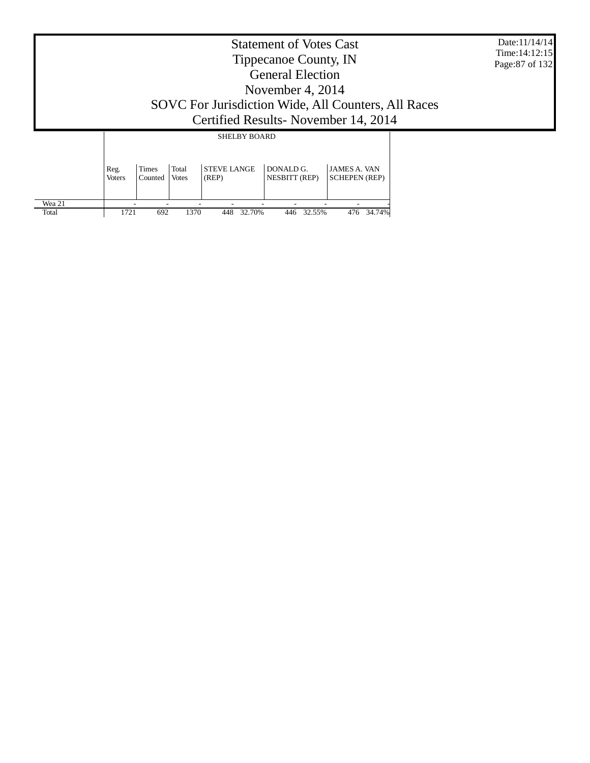# Statement of Votes Cast
## Tippecanoe County, IN
## General Election
## November 4, 2014
## SOVC For Jurisdiction Wide, All Counters, All Races
## Certified Results- November 14, 2014

Date:11/14/14
Time:14:12:15

| | SHELBY BOARD | | | | | | | | |
|---|---|---|---|---|---|---|---|---|---|
| | Reg. Voters | Times Counted | Total Votes | STEVE LANGE (REP) | | DONALD G. NESBITT (REP) | | JAMES A. VAN SCHEPEN (REP) | |
| Wea 21 | - | - | - | - | - | - | - | - | - |
| Total | 1721 | 692 | 1370 | 448 | 32.70% | 446 | 32.55% | 476 | 34.74% |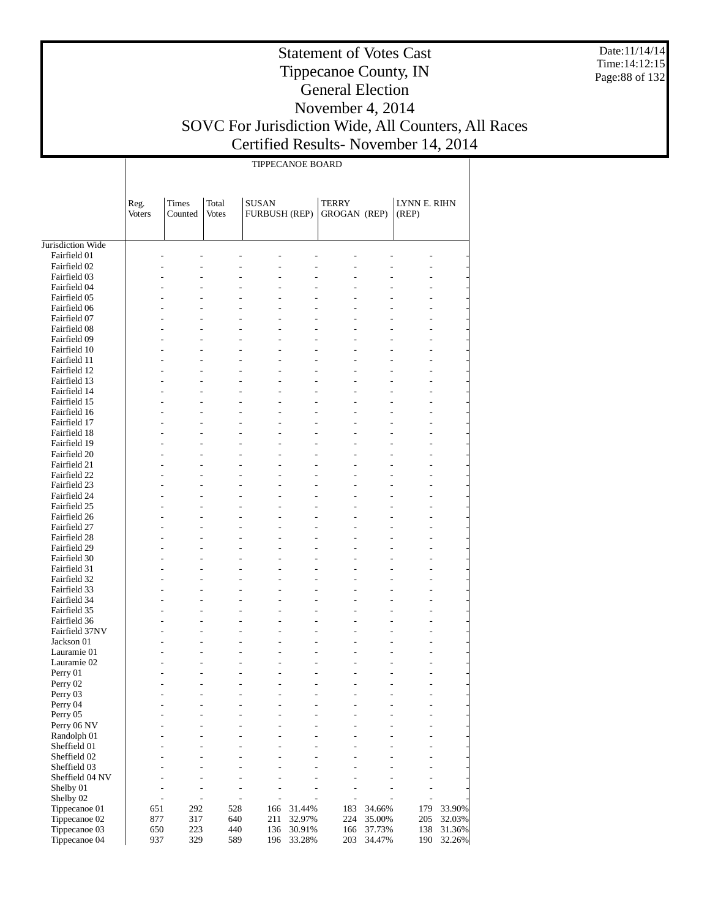# Statement of Votes Cast
# Tippecanoe County, IN
# General Election
# November 4, 2014
# SOVC For Jurisdiction Wide, All Counters, All Races
# Certified Results- November 14, 2014

Date:11/14/14
Time:14:12:15

TIPPECANOE BOARD

| | Reg. Voters | Times Counted | Total Votes | SUSAN FURBUSH (REP) | | TERRY GROGAN (REP) | | LYNN E. RIHN (REP) | |
|---|---|---|---|---|---|---|---|---|---|
| Jurisdiction Wide | | | | | | | | | |
| Fairfield 01 | - | - | - | - | - | - | - | - | - |
| Fairfield 02 | - | - | - | - | - | - | - | - | - |
| Fairfield 03 | - | - | - | - | - | - | - | - | - |
| Fairfield 04 | - | - | - | - | - | - | - | - | - |
| Fairfield 05 | - | - | - | - | - | - | - | - | - |
| Fairfield 06 | - | - | - | - | - | - | - | - | - |
| Fairfield 07 | - | - | - | - | - | - | - | - | - |
| Fairfield 08 | - | - | - | - | - | - | - | - | - |
| Fairfield 09 | - | - | - | - | - | - | - | - | - |
| Fairfield 10 | - | - | - | - | - | - | - | - | - |
| Fairfield 11 | - | - | - | - | - | - | - | - | - |
| Fairfield 12 | - | - | - | - | - | - | - | - | - |
| Fairfield 13 | - | - | - | - | - | - | - | - | - |
| Fairfield 14 | - | - | - | - | - | - | - | - | - |
| Fairfield 15 | - | - | - | - | - | - | - | - | - |
| Fairfield 16 | - | - | - | - | - | - | - | - | - |
| Fairfield 17 | - | - | - | - | - | - | - | - | - |
| Fairfield 18 | - | - | - | - | - | - | - | - | - |
| Fairfield 19 | - | - | - | - | - | - | - | - | - |
| Fairfield 20 | - | - | - | - | - | - | - | - | - |
| Fairfield 21 | - | - | - | - | - | - | - | - | - |
| Fairfield 22 | - | - | - | - | - | - | - | - | - |
| Fairfield 23 | - | - | - | - | - | - | - | - | - |
| Fairfield 24 | - | - | - | - | - | - | - | - | - |
| Fairfield 25 | - | - | - | - | - | - | - | - | - |
| Fairfield 26 | - | - | - | - | - | - | - | - | - |
| Fairfield 27 | - | - | - | - | - | - | - | - | - |
| Fairfield 28 | - | - | - | - | - | - | - | - | - |
| Fairfield 29 | - | - | - | - | - | - | - | - | - |
| Fairfield 30 | - | - | - | - | - | - | - | - | - |
| Fairfield 31 | - | - | - | - | - | - | - | - | - |
| Fairfield 32 | - | - | - | - | - | - | - | - | - |
| Fairfield 33 | - | - | - | - | - | - | - | - | - |
| Fairfield 34 | - | - | - | - | - | - | - | - | - |
| Fairfield 35 | - | - | - | - | - | - | - | - | - |
| Fairfield 36 | - | - | - | - | - | - | - | - | - |
| Fairfield 37NV | - | - | - | - | - | - | - | - | - |
| Jackson 01 | - | - | - | - | - | - | - | - | - |
| Lauramie 01 | - | - | - | - | - | - | - | - | - |
| Lauramie 02 | - | - | - | - | - | - | - | - | - |
| Perry 01 | - | - | - | - | - | - | - | - | - |
| Perry 02 | - | - | - | - | - | - | - | - | - |
| Perry 03 | - | - | - | - | - | - | - | - | - |
| Perry 04 | - | - | - | - | - | - | - | - | - |
| Perry 05 | - | - | - | - | - | - | - | - | - |
| Perry 06 NV | - | - | - | - | - | - | - | - | - |
| Randolph 01 | - | - | - | - | - | - | - | - | - |
| Sheffield 01 | - | - | - | - | - | - | - | - | - |
| Sheffield 02 | - | - | - | - | - | - | - | - | - |
| Sheffield 03 | - | - | - | - | - | - | - | - | - |
| Sheffield 04 NV | - | - | - | - | - | - | - | - | - |
| Shelby 01 | - | - | - | - | - | - | - | - | - |
| Shelby 02 | - | - | - | - | - | - | - | - | - |
| Tippecanoe 01 | 651 | 292 | 528 | 166 | 31.44% | 183 | 34.66% | 179 | 33.90% |
| Tippecanoe 02 | 877 | 317 | 640 | 211 | 32.97% | 224 | 35.00% | 205 | 32.03% |
| Tippecanoe 03 | 650 | 223 | 440 | 136 | 30.91% | 166 | 37.73% | 138 | 31.36% |
| Tippecanoe 04 | 937 | 329 | 589 | 196 | 33.28% | 203 | 34.47% | 190 | 32.26% |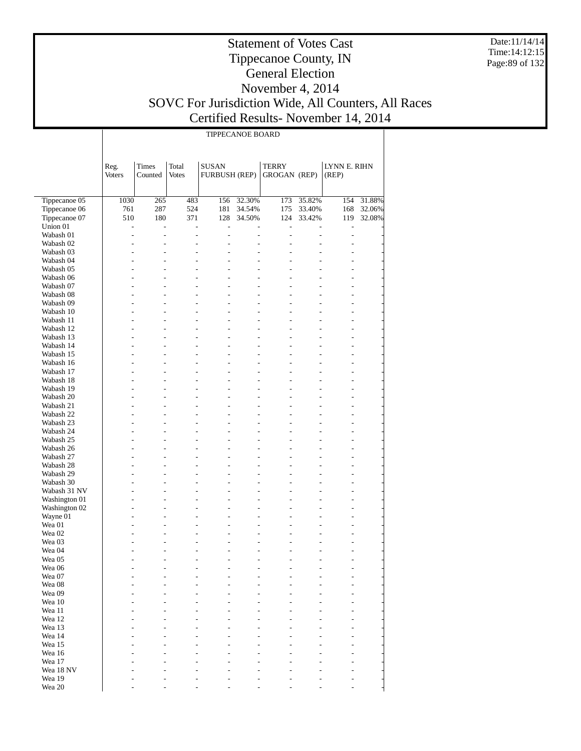# Statement of Votes Cast
# Tippecanoe County, IN
# General Election
# November 4, 2014
# SOVC For Jurisdiction Wide, All Counters, All Races
# Certified Results- November 14, 2014

Date:11/14/14
Time:14:12:15

TIPPECANOE BOARD

| | Reg. Voters | Times Counted | Total Votes | SUSAN FURBUSH (REP) | | TERRY GROGAN (REP) | | LYNN E. RIHN (REP) | |
|---|---|---|---|---|---|---|---|---|---|
| Tippecanoe 05 | 1030 | 265 | 483 | 156 | 32.30% | 173 | 35.82% | 154 | 31.88% |
| Tippecanoe 06 | 761 | 287 | 524 | 181 | 34.54% | 175 | 33.40% | 168 | 32.06% |
| Tippecanoe 07 | 510 | 180 | 371 | 128 | 34.50% | 124 | 33.42% | 119 | 32.08% |
| Union 01 | - | - | - | - | - | - | - | - | - |
| Wabash 01 | - | - | - | - | - | - | - | - | - |
| Wabash 02 | - | - | - | - | - | - | - | - | - |
| Wabash 03 | - | - | - | - | - | - | - | - | - |
| Wabash 04 | - | - | - | - | - | - | - | - | - |
| Wabash 05 | - | - | - | - | - | - | - | - | - |
| Wabash 06 | - | - | - | - | - | - | - | - | - |
| Wabash 07 | - | - | - | - | - | - | - | - | - |
| Wabash 08 | - | - | - | - | - | - | - | - | - |
| Wabash 09 | - | - | - | - | - | - | - | - | - |
| Wabash 10 | - | - | - | - | - | - | - | - | - |
| Wabash 11 | - | - | - | - | - | - | - | - | - |
| Wabash 12 | - | - | - | - | - | - | - | - | - |
| Wabash 13 | - | - | - | - | - | - | - | - | - |
| Wabash 14 | - | - | - | - | - | - | - | - | - |
| Wabash 15 | - | - | - | - | - | - | - | - | - |
| Wabash 16 | - | - | - | - | - | - | - | - | - |
| Wabash 17 | - | - | - | - | - | - | - | - | - |
| Wabash 18 | - | - | - | - | - | - | - | - | - |
| Wabash 19 | - | - | - | - | - | - | - | - | - |
| Wabash 20 | - | - | - | - | - | - | - | - | - |
| Wabash 21 | - | - | - | - | - | - | - | - | - |
| Wabash 22 | - | - | - | - | - | - | - | - | - |
| Wabash 23 | - | - | - | - | - | - | - | - | - |
| Wabash 24 | - | - | - | - | - | - | - | - | - |
| Wabash 25 | - | - | - | - | - | - | - | - | - |
| Wabash 26 | - | - | - | - | - | - | - | - | - |
| Wabash 27 | - | - | - | - | - | - | - | - | - |
| Wabash 28 | - | - | - | - | - | - | - | - | - |
| Wabash 29 | - | - | - | - | - | - | - | - | - |
| Wabash 30 | - | - | - | - | - | - | - | - | - |
| Wabash 31 NV | - | - | - | - | - | - | - | - | - |
| Washington 01 | - | - | - | - | - | - | - | - | - |
| Washington 02 | - | - | - | - | - | - | - | - | - |
| Wayne 01 | - | - | - | - | - | - | - | - | - |
| Wea 01 | - | - | - | - | - | - | - | - | - |
| Wea 02 | - | - | - | - | - | - | - | - | - |
| Wea 03 | - | - | - | - | - | - | - | - | - |
| Wea 04 | - | - | - | - | - | - | - | - | - |
| Wea 05 | - | - | - | - | - | - | - | - | - |
| Wea 06 | - | - | - | - | - | - | - | - | - |
| Wea 07 | - | - | - | - | - | - | - | - | - |
| Wea 08 | - | - | - | - | - | - | - | - | - |
| Wea 09 | - | - | - | - | - | - | - | - | - |
| Wea 10 | - | - | - | - | - | - | - | - | - |
| Wea 11 | - | - | - | - | - | - | - | - | - |
| Wea 12 | - | - | - | - | - | - | - | - | - |
| Wea 13 | - | - | - | - | - | - | - | - | - |
| Wea 14 | - | - | - | - | - | - | - | - | - |
| Wea 15 | - | - | - | - | - | - | - | - | - |
| Wea 16 | - | - | - | - | - | - | - | - | - |
| Wea 17 | - | - | - | - | - | - | - | - | - |
| Wea 18 NV | - | - | - | - | - | - | - | - | - |
| Wea 19 | - | - | - | - | - | - | - | - | - |
| Wea 20 | - | - | - | - | - | - | - | - | - |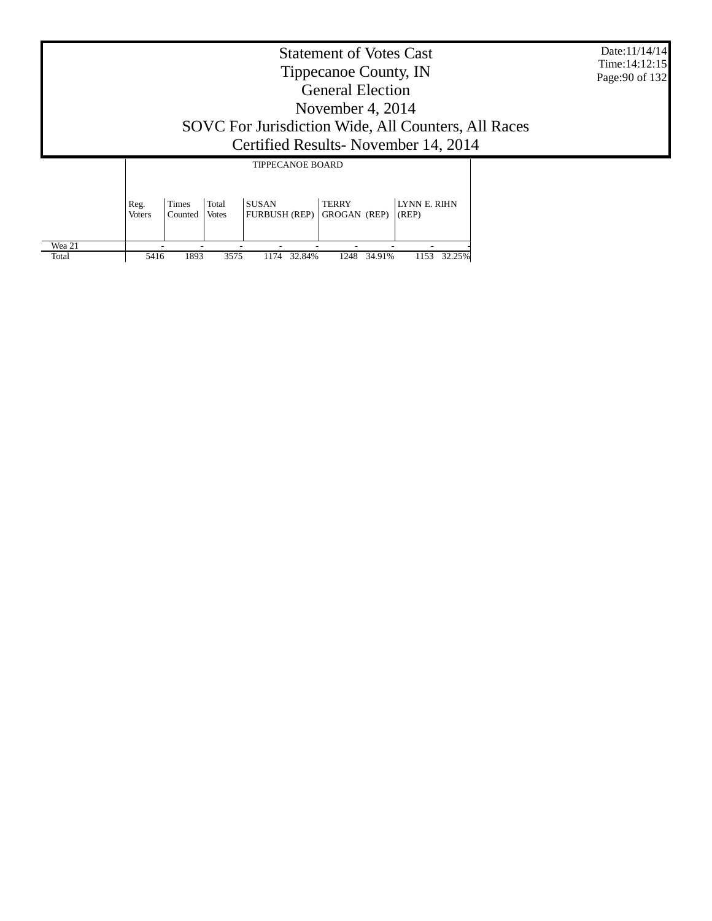# Statement of Votes Cast
## Tippecanoe County, IN
## General Election
## November 4, 2014
## SOVC For Jurisdiction Wide, All Counters, All Races
## Certified Results- November 14, 2014

Date:11/14/14
Time:14:12:15

| | TIPPECANOE BOARD | | | | | | | | |
|---|---|---|---|---|---|---|---|---|---|
| | Reg. Voters | Times Counted | Total Votes | SUSAN FURBUSH (REP) | | TERRY GROGAN (REP) | | LYNN E. RIHN (REP) | |
| Wea 21 | - | - | - | - | - | - | - | - | - |
| Total | 5416 | 1893 | 3575 | 1174 | 32.84% | 1248 | 34.91% | 1153 | 32.25% |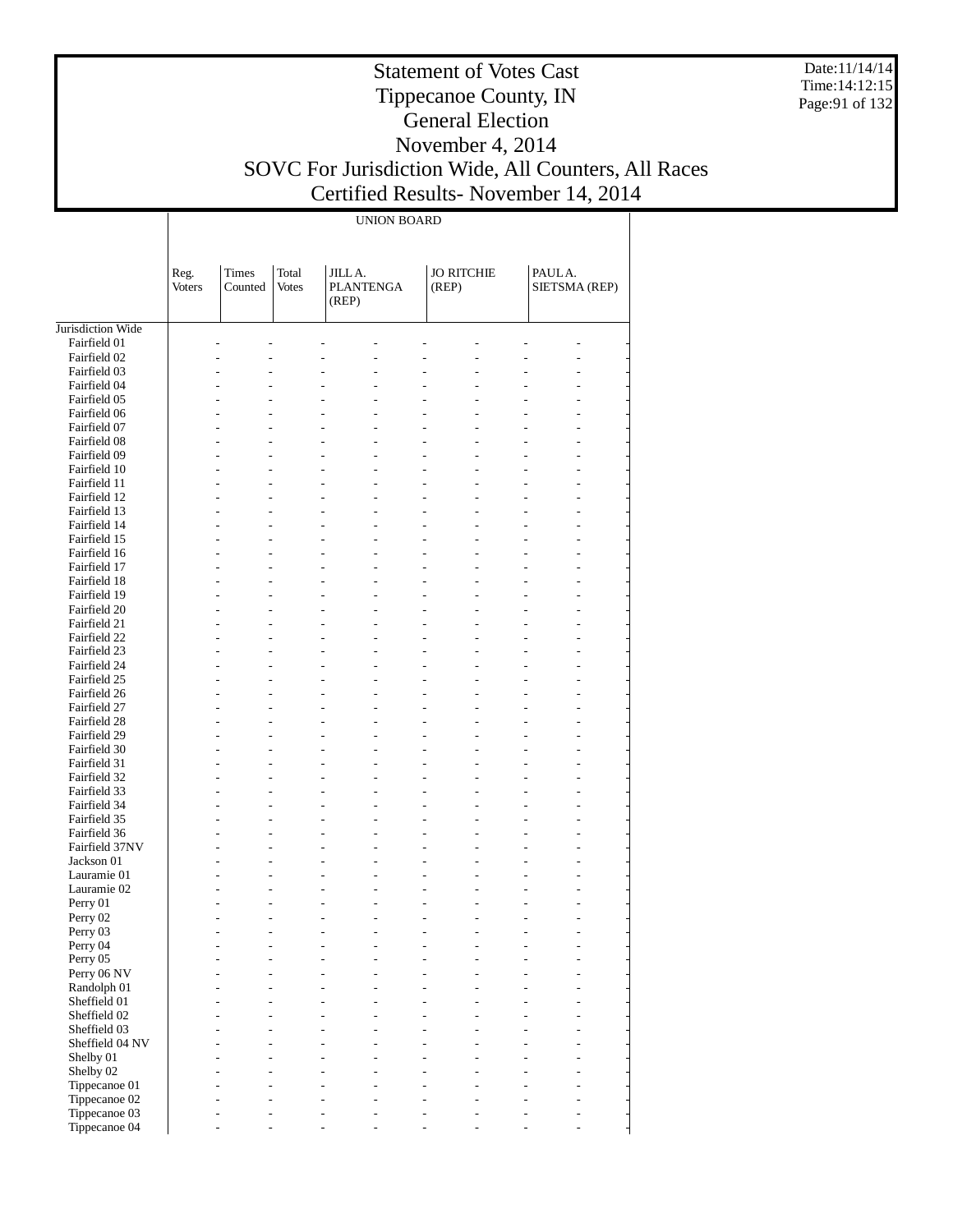# Statement of Votes Cast
# Tippecanoe County, IN
# General Election
# November 4, 2014
# SOVC For Jurisdiction Wide, All Counters, All Races
# Certified Results- November 14, 2014

Date:11/14/14
Time:14:12:15

UNION BOARD

| | Reg. Voters | Times Counted | Total Votes | JILL A. PLANTENGA (REP) | | JO RITCHIE (REP) | | PAUL A. SIETSMA (REP) | |
|---|---|---|---|---|---|---|---|---|---|
| Jurisdiction Wide | | | | | | | | | |
| Fairfield 01 | - | - | - | - | - | - | - | - | - |
| Fairfield 02 | - | - | - | - | - | - | - | - | - |
| Fairfield 03 | - | - | - | - | - | - | - | - | - |
| Fairfield 04 | - | - | - | - | - | - | - | - | - |
| Fairfield 05 | - | - | - | - | - | - | - | - | - |
| Fairfield 06 | - | - | - | - | - | - | - | - | - |
| Fairfield 07 | - | - | - | - | - | - | - | - | - |
| Fairfield 08 | - | - | - | - | - | - | - | - | - |
| Fairfield 09 | - | - | - | - | - | - | - | - | - |
| Fairfield 10 | - | - | - | - | - | - | - | - | - |
| Fairfield 11 | - | - | - | - | - | - | - | - | - |
| Fairfield 12 | - | - | - | - | - | - | - | - | - |
| Fairfield 13 | - | - | - | - | - | - | - | - | - |
| Fairfield 14 | - | - | - | - | - | - | - | - | - |
| Fairfield 15 | - | - | - | - | - | - | - | - | - |
| Fairfield 16 | - | - | - | - | - | - | - | - | - |
| Fairfield 17 | - | - | - | - | - | - | - | - | - |
| Fairfield 18 | - | - | - | - | - | - | - | - | - |
| Fairfield 19 | - | - | - | - | - | - | - | - | - |
| Fairfield 20 | - | - | - | - | - | - | - | - | - |
| Fairfield 21 | - | - | - | - | - | - | - | - | - |
| Fairfield 22 | - | - | - | - | - | - | - | - | - |
| Fairfield 23 | - | - | - | - | - | - | - | - | - |
| Fairfield 24 | - | - | - | - | - | - | - | - | - |
| Fairfield 25 | - | - | - | - | - | - | - | - | - |
| Fairfield 26 | - | - | - | - | - | - | - | - | - |
| Fairfield 27 | - | - | - | - | - | - | - | - | - |
| Fairfield 28 | - | - | - | - | - | - | - | - | - |
| Fairfield 29 | - | - | - | - | - | - | - | - | - |
| Fairfield 30 | - | - | - | - | - | - | - | - | - |
| Fairfield 31 | - | - | - | - | - | - | - | - | - |
| Fairfield 32 | - | - | - | - | - | - | - | - | - |
| Fairfield 33 | - | - | - | - | - | - | - | - | - |
| Fairfield 34 | - | - | - | - | - | - | - | - | - |
| Fairfield 35 | - | - | - | - | - | - | - | - | - |
| Fairfield 36 | - | - | - | - | - | - | - | - | - |
| Fairfield 37NV | - | - | - | - | - | - | - | - | - |
| Jackson 01 | - | - | - | - | - | - | - | - | - |
| Lauramie 01 | - | - | - | - | - | - | - | - | - |
| Lauramie 02 | - | - | - | - | - | - | - | - | - |
| Perry 01 | - | - | - | - | - | - | - | - | - |
| Perry 02 | - | - | - | - | - | - | - | - | - |
| Perry 03 | - | - | - | - | - | - | - | - | - |
| Perry 04 | - | - | - | - | - | - | - | - | - |
| Perry 05 | - | - | - | - | - | - | - | - | - |
| Perry 06 NV | - | - | - | - | - | - | - | - | - |
| Randolph 01 | - | - | - | - | - | - | - | - | - |
| Sheffield 01 | - | - | - | - | - | - | - | - | - |
| Sheffield 02 | - | - | - | - | - | - | - | - | - |
| Sheffield 03 | - | - | - | - | - | - | - | - | - |
| Sheffield 04 NV | - | - | - | - | - | - | - | - | - |
| Shelby 01 | - | - | - | - | - | - | - | - | - |
| Shelby 02 | - | - | - | - | - | - | - | - | - |
| Tippecanoe 01 | - | - | - | - | - | - | - | - | - |
| Tippecanoe 02 | - | - | - | - | - | - | - | - | - |
| Tippecanoe 03 | - | - | - | - | - | - | - | - | - |
| Tippecanoe 04 | - | - | - | - | - | - | - | - | - |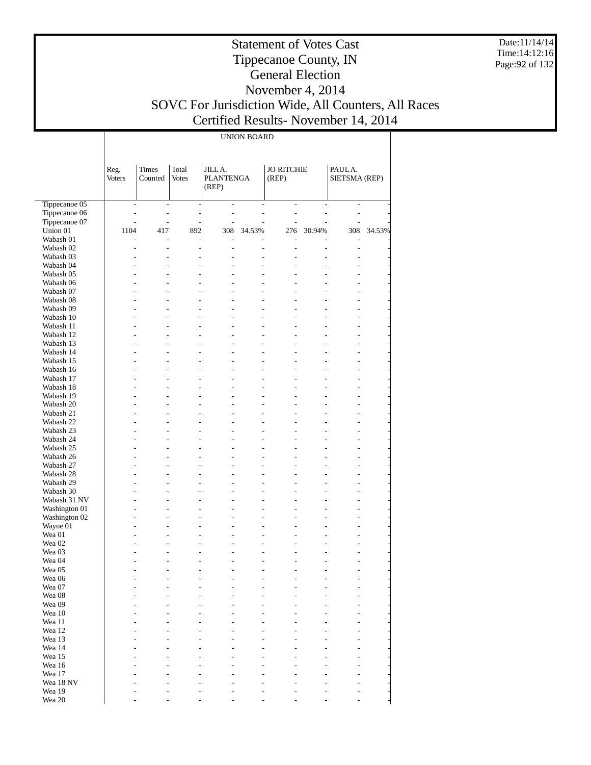# Statement of Votes Cast
# Tippecanoe County, IN
# General Election
# November 4, 2014
# SOVC For Jurisdiction Wide, All Counters, All Races
# Certified Results- November 14, 2014

Date:11/14/14
Time:14:12:16

UNION BOARD

| | Reg. Voters | Times Counted | Total Votes | JILL A. PLANTENGA (REP) | | JO RITCHIE (REP) | | PAUL A. SIETSMA (REP) | |
|---|---|---|---|---|---|---|---|---|---|
| Tippecanoe 05 | - | - | - | - | - | - | - | - | - |
| Tippecanoe 06 | - | - | - | - | - | - | - | - | - |
| Tippecanoe 07 | - | - | - | - | - | - | - | - | - |
| Union 01 | 1104 | 417 | 892 | 308 | 34.53% | 276 | 30.94% | 308 | 34.53% |
| Wabash 01 | - | - | - | - | - | - | - | - | - |
| Wabash 02 | - | - | - | - | - | - | - | - | - |
| Wabash 03 | - | - | - | - | - | - | - | - | - |
| Wabash 04 | - | - | - | - | - | - | - | - | - |
| Wabash 05 | - | - | - | - | - | - | - | - | - |
| Wabash 06 | - | - | - | - | - | - | - | - | - |
| Wabash 07 | - | - | - | - | - | - | - | - | - |
| Wabash 08 | - | - | - | - | - | - | - | - | - |
| Wabash 09 | - | - | - | - | - | - | - | - | - |
| Wabash 10 | - | - | - | - | - | - | - | - | - |
| Wabash 11 | - | - | - | - | - | - | - | - | - |
| Wabash 12 | - | - | - | - | - | - | - | - | - |
| Wabash 13 | - | - | - | - | - | - | - | - | - |
| Wabash 14 | - | - | - | - | - | - | - | - | - |
| Wabash 15 | - | - | - | - | - | - | - | - | - |
| Wabash 16 | - | - | - | - | - | - | - | - | - |
| Wabash 17 | - | - | - | - | - | - | - | - | - |
| Wabash 18 | - | - | - | - | - | - | - | - | - |
| Wabash 19 | - | - | - | - | - | - | - | - | - |
| Wabash 20 | - | - | - | - | - | - | - | - | - |
| Wabash 21 | - | - | - | - | - | - | - | - | - |
| Wabash 22 | - | - | - | - | - | - | - | - | - |
| Wabash 23 | - | - | - | - | - | - | - | - | - |
| Wabash 24 | - | - | - | - | - | - | - | - | - |
| Wabash 25 | - | - | - | - | - | - | - | - | - |
| Wabash 26 | - | - | - | - | - | - | - | - | - |
| Wabash 27 | - | - | - | - | - | - | - | - | - |
| Wabash 28 | - | - | - | - | - | - | - | - | - |
| Wabash 29 | - | - | - | - | - | - | - | - | - |
| Wabash 30 | - | - | - | - | - | - | - | - | - |
| Wabash 31 NV | - | - | - | - | - | - | - | - | - |
| Washington 01 | - | - | - | - | - | - | - | - | - |
| Washington 02 | - | - | - | - | - | - | - | - | - |
| Wayne 01 | - | - | - | - | - | - | - | - | - |
| Wea 01 | - | - | - | - | - | - | - | - | - |
| Wea 02 | - | - | - | - | - | - | - | - | - |
| Wea 03 | - | - | - | - | - | - | - | - | - |
| Wea 04 | - | - | - | - | - | - | - | - | - |
| Wea 05 | - | - | - | - | - | - | - | - | - |
| Wea 06 | - | - | - | - | - | - | - | - | - |
| Wea 07 | - | - | - | - | - | - | - | - | - |
| Wea 08 | - | - | - | - | - | - | - | - | - |
| Wea 09 | - | - | - | - | - | - | - | - | - |
| Wea 10 | - | - | - | - | - | - | - | - | - |
| Wea 11 | - | - | - | - | - | - | - | - | - |
| Wea 12 | - | - | - | - | - | - | - | - | - |
| Wea 13 | - | - | - | - | - | - | - | - | - |
| Wea 14 | - | - | - | - | - | - | - | - | - |
| Wea 15 | - | - | - | - | - | - | - | - | - |
| Wea 16 | - | - | - | - | - | - | - | - | - |
| Wea 17 | - | - | - | - | - | - | - | - | - |
| Wea 18 NV | - | - | - | - | - | - | - | - | - |
| Wea 19 | - | - | - | - | - | - | - | - | - |
| Wea 20 | - | - | - | - | - | - | - | - | - |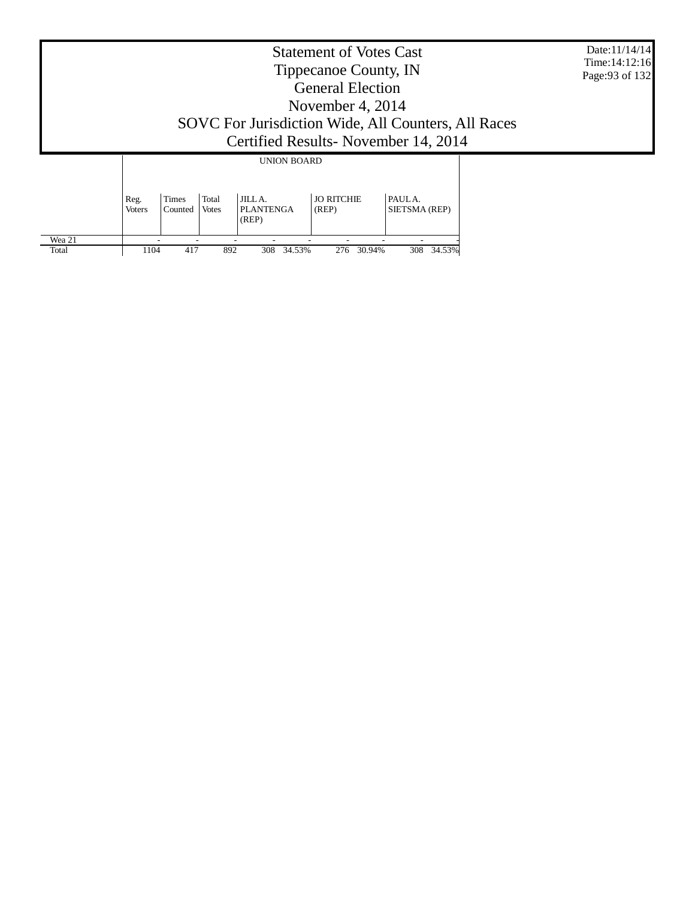# Statement of Votes Cast
# Tippecanoe County, IN
# General Election
# November 4, 2014
# SOVC For Jurisdiction Wide, All Counters, All Races
# Certified Results- November 14, 2014

Date:11/14/14
Time:14:12:16

| | UNION BOARD | | | | | | | | |
|---|---|---|---|---|---|---|---|---|---|
| | Reg. Voters | Times Counted | Total Votes | JILL A. PLANTENGA (REP) | | JO RITCHIE (REP) | | PAUL A. SIETSMA (REP) | |
| Wea 21 | - | - | - | - | - | - | - | - | - |
| Total | 1104 | 417 | 892 | 308 | 34.53% | 276 | 30.94% | 308 | 34.53% |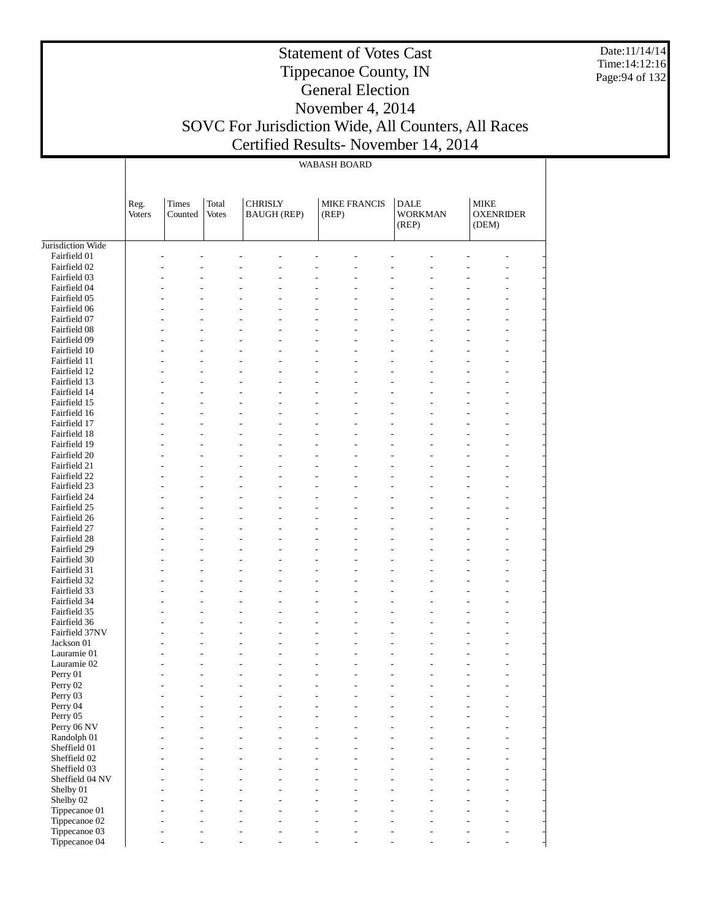# Statement of Votes Cast
## Tippecanoe County, IN
## General Election
## November 4, 2014
## SOVC For Jurisdiction Wide, All Counters, All Races
## Certified Results- November 14, 2014

Date:11/14/14
Time:14:12:16

WABASH BOARD

| | Reg. Voters | Times Counted | Total Votes | CHRISLY BAUGH (REP) | | MIKE FRANCIS (REP) | | DALE WORKMAN (REP) | | MIKE OXENRIDER (DEM) | |
|---|---|---|---|---|---|---|---|---|---|---|---|
| Jurisdiction Wide | | | | | | | | | | | |
| Fairfield 01 | - | - | - | - | - | - | - | - | - | - | - |
| Fairfield 02 | - | - | - | - | - | - | - | - | - | - | - |
| Fairfield 03 | - | - | - | - | - | - | - | - | - | - | - |
| Fairfield 04 | - | - | - | - | - | - | - | - | - | - | - |
| Fairfield 05 | - | - | - | - | - | - | - | - | - | - | - |
| Fairfield 06 | - | - | - | - | - | - | - | - | - | - | - |
| Fairfield 07 | - | - | - | - | - | - | - | - | - | - | - |
| Fairfield 08 | - | - | - | - | - | - | - | - | - | - | - |
| Fairfield 09 | - | - | - | - | - | - | - | - | - | - | - |
| Fairfield 10 | - | - | - | - | - | - | - | - | - | - | - |
| Fairfield 11 | - | - | - | - | - | - | - | - | - | - | - |
| Fairfield 12 | - | - | - | - | - | - | - | - | - | - | - |
| Fairfield 13 | - | - | - | - | - | - | - | - | - | - | - |
| Fairfield 14 | - | - | - | - | - | - | - | - | - | - | - |
| Fairfield 15 | - | - | - | - | - | - | - | - | - | - | - |
| Fairfield 16 | - | - | - | - | - | - | - | - | - | - | - |
| Fairfield 17 | - | - | - | - | - | - | - | - | - | - | - |
| Fairfield 18 | - | - | - | - | - | - | - | - | - | - | - |
| Fairfield 19 | - | - | - | - | - | - | - | - | - | - | - |
| Fairfield 20 | - | - | - | - | - | - | - | - | - | - | - |
| Fairfield 21 | - | - | - | - | - | - | - | - | - | - | - |
| Fairfield 22 | - | - | - | - | - | - | - | - | - | - | - |
| Fairfield 23 | - | - | - | - | - | - | - | - | - | - | - |
| Fairfield 24 | - | - | - | - | - | - | - | - | - | - | - |
| Fairfield 25 | - | - | - | - | - | - | - | - | - | - | - |
| Fairfield 26 | - | - | - | - | - | - | - | - | - | - | - |
| Fairfield 27 | - | - | - | - | - | - | - | - | - | - | - |
| Fairfield 28 | - | - | - | - | - | - | - | - | - | - | - |
| Fairfield 29 | - | - | - | - | - | - | - | - | - | - | - |
| Fairfield 30 | - | - | - | - | - | - | - | - | - | - | - |
| Fairfield 31 | - | - | - | - | - | - | - | - | - | - | - |
| Fairfield 32 | - | - | - | - | - | - | - | - | - | - | - |
| Fairfield 33 | - | - | - | - | - | - | - | - | - | - | - |
| Fairfield 34 | - | - | - | - | - | - | - | - | - | - | - |
| Fairfield 35 | - | - | - | - | - | - | - | - | - | - | - |
| Fairfield 36 | - | - | - | - | - | - | - | - | - | - | - |
| Fairfield 37NV | - | - | - | - | - | - | - | - | - | - | - |
| Jackson 01 | - | - | - | - | - | - | - | - | - | - | - |
| Lauramie 01 | - | - | - | - | - | - | - | - | - | - | - |
| Lauramie 02 | - | - | - | - | - | - | - | - | - | - | - |
| Perry 01 | - | - | - | - | - | - | - | - | - | - | - |
| Perry 02 | - | - | - | - | - | - | - | - | - | - | - |
| Perry 03 | - | - | - | - | - | - | - | - | - | - | - |
| Perry 04 | - | - | - | - | - | - | - | - | - | - | - |
| Perry 05 | - | - | - | - | - | - | - | - | - | - | - |
| Perry 06 NV | - | - | - | - | - | - | - | - | - | - | - |
| Randolph 01 | - | - | - | - | - | - | - | - | - | - | - |
| Sheffield 01 | - | - | - | - | - | - | - | - | - | - | - |
| Sheffield 02 | - | - | - | - | - | - | - | - | - | - | - |
| Sheffield 03 | - | - | - | - | - | - | - | - | - | - | - |
| Sheffield 04 NV | - | - | - | - | - | - | - | - | - | - | - |
| Shelby 01 | - | - | - | - | - | - | - | - | - | - | - |
| Shelby 02 | - | - | - | - | - | - | - | - | - | - | - |
| Tippecanoe 01 | - | - | - | - | - | - | - | - | - | - | - |
| Tippecanoe 02 | - | - | - | - | - | - | - | - | - | - | - |
| Tippecanoe 03 | - | - | - | - | - | - | - | - | - | - | - |
| Tippecanoe 04 | - | - | - | - | - | - | - | - | - | - | - |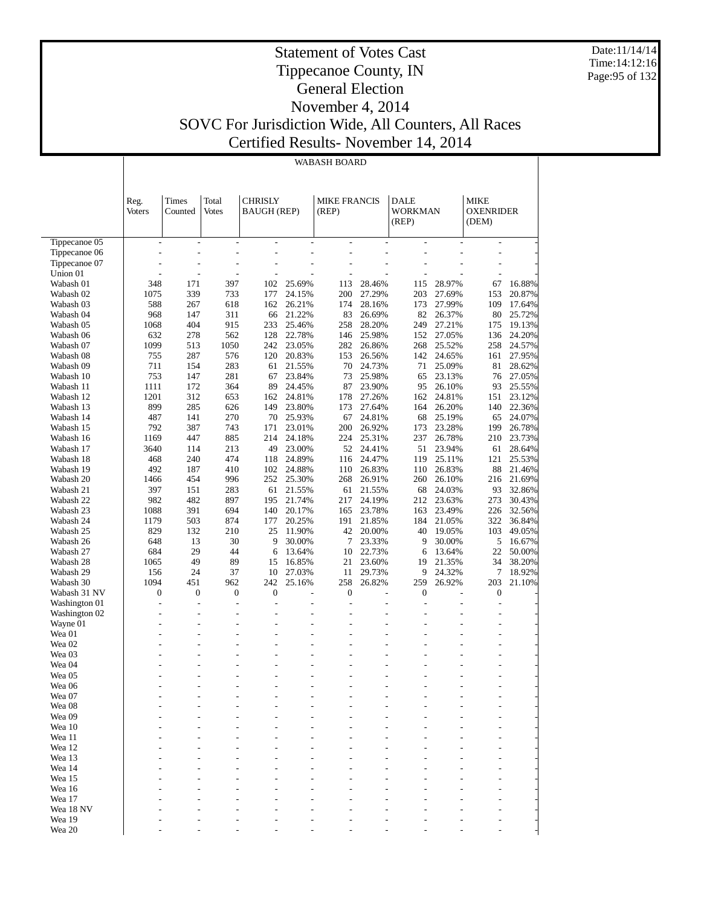# Statement of Votes Cast
# Tippecanoe County, IN
# General Election
# November 4, 2014
# SOVC For Jurisdiction Wide, All Counters, All Races
# Certified Results- November 14, 2014

Date:11/14/14
Time:14:12:16

WABASH BOARD

| | Reg. Voters | Times Counted | Total Votes | CHRISLY BAUGH (REP) | | MIKE FRANCIS (REP) | | DALE WORKMAN (REP) | | MIKE OXENRIDER (DEM) | |
|---|---|---|---|---|---|---|---|---|---|---|---|
| Tippecanoe 05 | - | - | - | - | - | - | - | - | - | - | - |
| Tippecanoe 06 | - | - | - | - | - | - | - | - | - | - | - |
| Tippecanoe 07 | - | - | - | - | - | - | - | - | - | - | - |
| Union 01 | - | - | - | - | - | - | - | - | - | - | - |
| Wabash 01 | 348 | 171 | 397 | 102 | 25.69% | 113 | 28.46% | 115 | 28.97% | 67 | 16.88% |
| Wabash 02 | 1075 | 339 | 733 | 177 | 24.15% | 200 | 27.29% | 203 | 27.69% | 153 | 20.87% |
| Wabash 03 | 588 | 267 | 618 | 162 | 26.21% | 174 | 28.16% | 173 | 27.99% | 109 | 17.64% |
| Wabash 04 | 968 | 147 | 311 | 66 | 21.22% | 83 | 26.69% | 82 | 26.37% | 80 | 25.72% |
| Wabash 05 | 1068 | 404 | 915 | 233 | 25.46% | 258 | 28.20% | 249 | 27.21% | 175 | 19.13% |
| Wabash 06 | 632 | 278 | 562 | 128 | 22.78% | 146 | 25.98% | 152 | 27.05% | 136 | 24.20% |
| Wabash 07 | 1099 | 513 | 1050 | 242 | 23.05% | 282 | 26.86% | 268 | 25.52% | 258 | 24.57% |
| Wabash 08 | 755 | 287 | 576 | 120 | 20.83% | 153 | 26.56% | 142 | 24.65% | 161 | 27.95% |
| Wabash 09 | 711 | 154 | 283 | 61 | 21.55% | 70 | 24.73% | 71 | 25.09% | 81 | 28.62% |
| Wabash 10 | 753 | 147 | 281 | 67 | 23.84% | 73 | 25.98% | 65 | 23.13% | 76 | 27.05% |
| Wabash 11 | 1111 | 172 | 364 | 89 | 24.45% | 87 | 23.90% | 95 | 26.10% | 93 | 25.55% |
| Wabash 12 | 1201 | 312 | 653 | 162 | 24.81% | 178 | 27.26% | 162 | 24.81% | 151 | 23.12% |
| Wabash 13 | 899 | 285 | 626 | 149 | 23.80% | 173 | 27.64% | 164 | 26.20% | 140 | 22.36% |
| Wabash 14 | 487 | 141 | 270 | 70 | 25.93% | 67 | 24.81% | 68 | 25.19% | 65 | 24.07% |
| Wabash 15 | 792 | 387 | 743 | 171 | 23.01% | 200 | 26.92% | 173 | 23.28% | 199 | 26.78% |
| Wabash 16 | 1169 | 447 | 885 | 214 | 24.18% | 224 | 25.31% | 237 | 26.78% | 210 | 23.73% |
| Wabash 17 | 3640 | 114 | 213 | 49 | 23.00% | 52 | 24.41% | 51 | 23.94% | 61 | 28.64% |
| Wabash 18 | 468 | 240 | 474 | 118 | 24.89% | 116 | 24.47% | 119 | 25.11% | 121 | 25.53% |
| Wabash 19 | 492 | 187 | 410 | 102 | 24.88% | 110 | 26.83% | 110 | 26.83% | 88 | 21.46% |
| Wabash 20 | 1466 | 454 | 996 | 252 | 25.30% | 268 | 26.91% | 260 | 26.10% | 216 | 21.69% |
| Wabash 21 | 397 | 151 | 283 | 61 | 21.55% | 61 | 21.55% | 68 | 24.03% | 93 | 32.86% |
| Wabash 22 | 982 | 482 | 897 | 195 | 21.74% | 217 | 24.19% | 212 | 23.63% | 273 | 30.43% |
| Wabash 23 | 1088 | 391 | 694 | 140 | 20.17% | 165 | 23.78% | 163 | 23.49% | 226 | 32.56% |
| Wabash 24 | 1179 | 503 | 874 | 177 | 20.25% | 191 | 21.85% | 184 | 21.05% | 322 | 36.84% |
| Wabash 25 | 829 | 132 | 210 | 25 | 11.90% | 42 | 20.00% | 40 | 19.05% | 103 | 49.05% |
| Wabash 26 | 648 | 13 | 30 | 9 | 30.00% | 7 | 23.33% | 9 | 30.00% | 5 | 16.67% |
| Wabash 27 | 684 | 29 | 44 | 6 | 13.64% | 10 | 22.73% | 6 | 13.64% | 22 | 50.00% |
| Wabash 28 | 1065 | 49 | 89 | 15 | 16.85% | 21 | 23.60% | 19 | 21.35% | 34 | 38.20% |
| Wabash 29 | 156 | 24 | 37 | 10 | 27.03% | 11 | 29.73% | 9 | 24.32% | 7 | 18.92% |
| Wabash 30 | 1094 | 451 | 962 | 242 | 25.16% | 258 | 26.82% | 259 | 26.92% | 203 | 21.10% |
| Wabash 31 NV | 0 | 0 | 0 | 0 | - | 0 | - | 0 | - | 0 | - |
| Washington 01 | - | - | - | - | - | - | - | - | - | - | - |
| Washington 02 | - | - | - | - | - | - | - | - | - | - | - |
| Wayne 01 | - | - | - | - | - | - | - | - | - | - | - |
| Wea 01 | - | - | - | - | - | - | - | - | - | - | - |
| Wea 02 | - | - | - | - | - | - | - | - | - | - | - |
| Wea 03 | - | - | - | - | - | - | - | - | - | - | - |
| Wea 04 | - | - | - | - | - | - | - | - | - | - | - |
| Wea 05 | - | - | - | - | - | - | - | - | - | - | - |
| Wea 06 | - | - | - | - | - | - | - | - | - | - | - |
| Wea 07 | - | - | - | - | - | - | - | - | - | - | - |
| Wea 08 | - | - | - | - | - | - | - | - | - | - | - |
| Wea 09 | - | - | - | - | - | - | - | - | - | - | - |
| Wea 10 | - | - | - | - | - | - | - | - | - | - | - |
| Wea 11 | - | - | - | - | - | - | - | - | - | - | - |
| Wea 12 | - | - | - | - | - | - | - | - | - | - | - |
| Wea 13 | - | - | - | - | - | - | - | - | - | - | - |
| Wea 14 | - | - | - | - | - | - | - | - | - | - | - |
| Wea 15 | - | - | - | - | - | - | - | - | - | - | - |
| Wea 16 | - | - | - | - | - | - | - | - | - | - | - |
| Wea 17 | - | - | - | - | - | - | - | - | - | - | - |
| Wea 18 NV | - | - | - | - | - | - | - | - | - | - | - |
| Wea 19 | - | - | - | - | - | - | - | - | - | - | - |
| Wea 20 | - | - | - | - | - | - | - | - | - | - | - |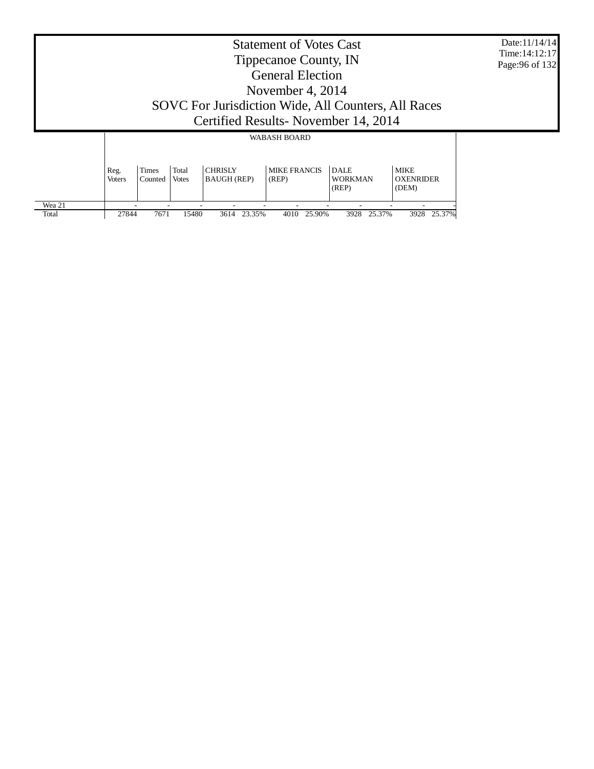# Statement of Votes Cast
# Tippecanoe County, IN
# General Election
# November 4, 2014
# SOVC For Jurisdiction Wide, All Counters, All Races
# Certified Results- November 14, 2014

Date:11/14/14
Time:14:12:17

| | WABASH BOARD | | | | | | | | | | |
|---|---|---|---|---|---|---|---|---|---|---|---|
| | Reg. Voters | Times Counted | Total Votes | CHRISLY BAUGH (REP) | | MIKE FRANCIS (REP) | | DALE WORKMAN (REP) | | MIKE OXENRIDER (DEM) | |
| Wea 21 | - | - | - | - | - | - | - | - | - | - | - |
| Total | 27844 | 7671 | 15480 | 3614 | 23.35% | 4010 | 25.90% | 3928 | 25.37% | 3928 | 25.37% |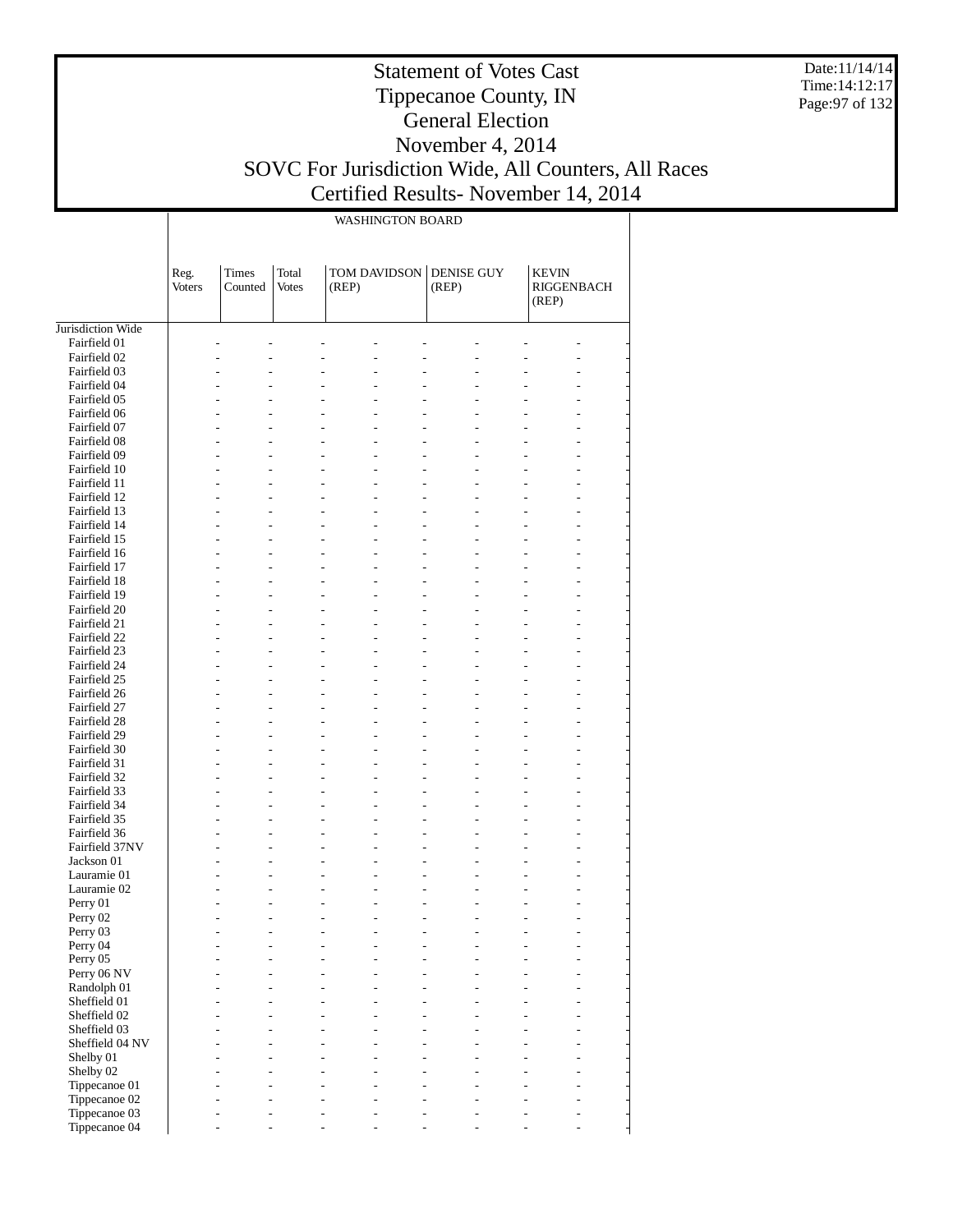# Statement of Votes Cast
# Tippecanoe County, IN
# General Election
# November 4, 2014
# SOVC For Jurisdiction Wide, All Counters, All Races
# Certified Results- November 14, 2014

Date:11/14/14
Time:14:12:17

| | WASHINGTON BOARD | | | | | |
|---|---|---|---|---|---|---|
| | Reg. Voters | Times Counted | Total Votes | TOM DAVIDSON (REP) | DENISE GUY (REP) | KEVIN RIGGENBACH (REP) |
| Jurisdiction Wide | | | | | | |
| Fairfield 01 | - | - | - | - | - | - |
| Fairfield 02 | - | - | - | - | - | - |
| Fairfield 03 | - | - | - | - | - | - |
| Fairfield 04 | - | - | - | - | - | - |
| Fairfield 05 | - | - | - | - | - | - |
| Fairfield 06 | - | - | - | - | - | - |
| Fairfield 07 | - | - | - | - | - | - |
| Fairfield 08 | - | - | - | - | - | - |
| Fairfield 09 | - | - | - | - | - | - |
| Fairfield 10 | - | - | - | - | - | - |
| Fairfield 11 | - | - | - | - | - | - |
| Fairfield 12 | - | - | - | - | - | - |
| Fairfield 13 | - | - | - | - | - | - |
| Fairfield 14 | - | - | - | - | - | - |
| Fairfield 15 | - | - | - | - | - | - |
| Fairfield 16 | - | - | - | - | - | - |
| Fairfield 17 | - | - | - | - | - | - |
| Fairfield 18 | - | - | - | - | - | - |
| Fairfield 19 | - | - | - | - | - | - |
| Fairfield 20 | - | - | - | - | - | - |
| Fairfield 21 | - | - | - | - | - | - |
| Fairfield 22 | - | - | - | - | - | - |
| Fairfield 23 | - | - | - | - | - | - |
| Fairfield 24 | - | - | - | - | - | - |
| Fairfield 25 | - | - | - | - | - | - |
| Fairfield 26 | - | - | - | - | - | - |
| Fairfield 27 | - | - | - | - | - | - |
| Fairfield 28 | - | - | - | - | - | - |
| Fairfield 29 | - | - | - | - | - | - |
| Fairfield 30 | - | - | - | - | - | - |
| Fairfield 31 | - | - | - | - | - | - |
| Fairfield 32 | - | - | - | - | - | - |
| Fairfield 33 | - | - | - | - | - | - |
| Fairfield 34 | - | - | - | - | - | - |
| Fairfield 35 | - | - | - | - | - | - |
| Fairfield 36 | - | - | - | - | - | - |
| Fairfield 37NV | - | - | - | - | - | - |
| Jackson 01 | - | - | - | - | - | - |
| Lauramie 01 | - | - | - | - | - | - |
| Lauramie 02 | - | - | - | - | - | - |
| Perry 01 | - | - | - | - | - | - |
| Perry 02 | - | - | - | - | - | - |
| Perry 03 | - | - | - | - | - | - |
| Perry 04 | - | - | - | - | - | - |
| Perry 05 | - | - | - | - | - | - |
| Perry 06 NV | - | - | - | - | - | - |
| Randolph 01 | - | - | - | - | - | - |
| Sheffield 01 | - | - | - | - | - | - |
| Sheffield 02 | - | - | - | - | - | - |
| Sheffield 03 | - | - | - | - | - | - |
| Sheffield 04 NV | - | - | - | - | - | - |
| Shelby 01 | - | - | - | - | - | - |
| Shelby 02 | - | - | - | - | - | - |
| Tippecanoe 01 | - | - | - | - | - | - |
| Tippecanoe 02 | - | - | - | - | - | - |
| Tippecanoe 03 | - | - | - | - | - | - |
| Tippecanoe 04 | - | - | - | - | - | - |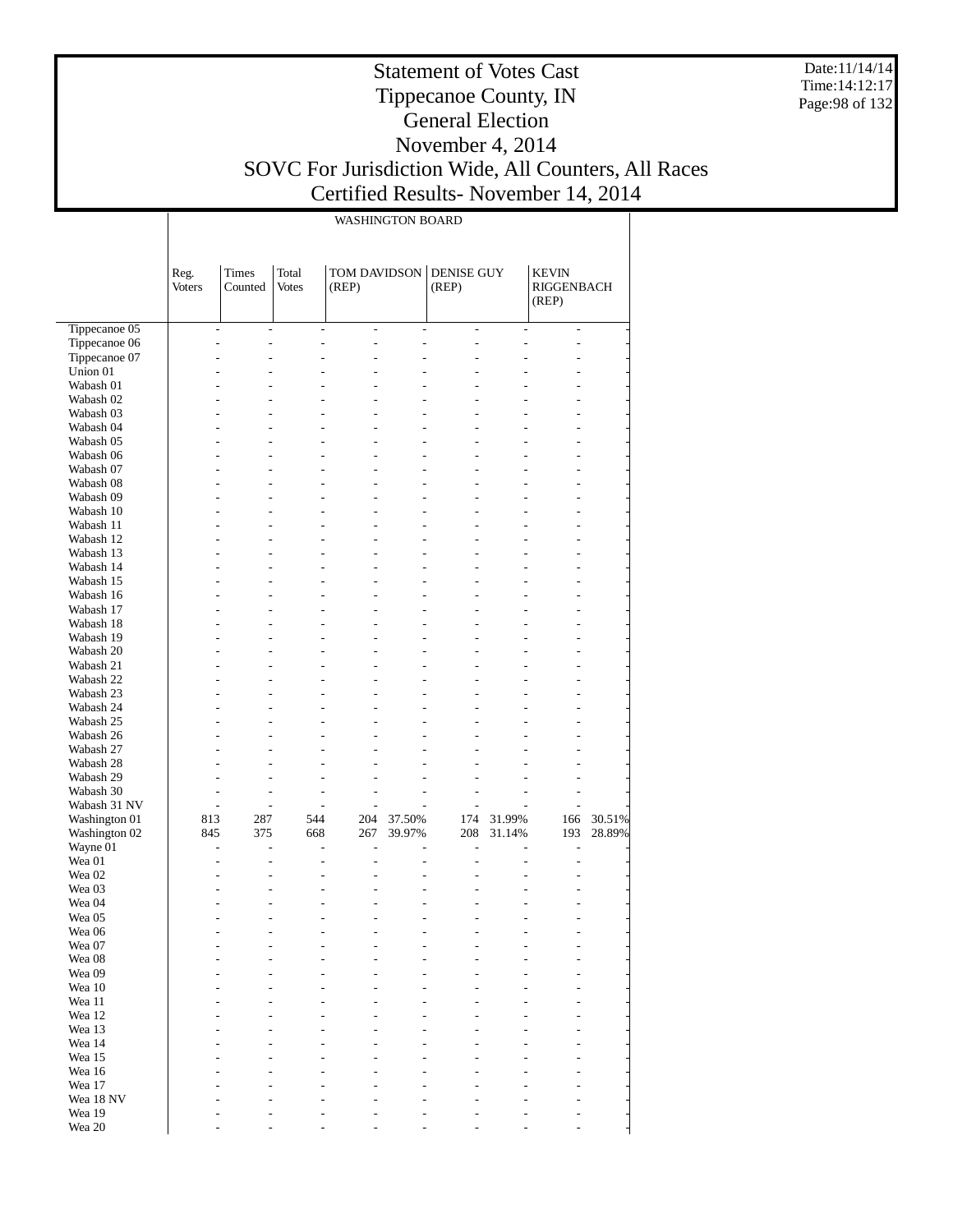# Statement of Votes Cast
# Tippecanoe County, IN
# General Election
# November 4, 2014
# SOVC For Jurisdiction Wide, All Counters, All Races
# Certified Results- November 14, 2014

Date:11/14/14
Time:14:12:17

| | WASHINGTON BOARD | | | | | | | | |
|---|---|---|---|---|---|---|---|---|---|
| | Reg. Voters | Times Counted | Total Votes | TOM DAVIDSON (REP) | | DENISE GUY (REP) | | KEVIN RIGGENBACH (REP) | |
| Tippecanoe 05 | - | - | - | - | - | - | - | - | - |
| Tippecanoe 06 | - | - | - | - | - | - | - | - | - |
| Tippecanoe 07 | - | - | - | - | - | - | - | - | - |
| Union 01 | - | - | - | - | - | - | - | - | - |
| Wabash 01 | - | - | - | - | - | - | - | - | - |
| Wabash 02 | - | - | - | - | - | - | - | - | - |
| Wabash 03 | - | - | - | - | - | - | - | - | - |
| Wabash 04 | - | - | - | - | - | - | - | - | - |
| Wabash 05 | - | - | - | - | - | - | - | - | - |
| Wabash 06 | - | - | - | - | - | - | - | - | - |
| Wabash 07 | - | - | - | - | - | - | - | - | - |
| Wabash 08 | - | - | - | - | - | - | - | - | - |
| Wabash 09 | - | - | - | - | - | - | - | - | - |
| Wabash 10 | - | - | - | - | - | - | - | - | - |
| Wabash 11 | - | - | - | - | - | - | - | - | - |
| Wabash 12 | - | - | - | - | - | - | - | - | - |
| Wabash 13 | - | - | - | - | - | - | - | - | - |
| Wabash 14 | - | - | - | - | - | - | - | - | - |
| Wabash 15 | - | - | - | - | - | - | - | - | - |
| Wabash 16 | - | - | - | - | - | - | - | - | - |
| Wabash 17 | - | - | - | - | - | - | - | - | - |
| Wabash 18 | - | - | - | - | - | - | - | - | - |
| Wabash 19 | - | - | - | - | - | - | - | - | - |
| Wabash 20 | - | - | - | - | - | - | - | - | - |
| Wabash 21 | - | - | - | - | - | - | - | - | - |
| Wabash 22 | - | - | - | - | - | - | - | - | - |
| Wabash 23 | - | - | - | - | - | - | - | - | - |
| Wabash 24 | - | - | - | - | - | - | - | - | - |
| Wabash 25 | - | - | - | - | - | - | - | - | - |
| Wabash 26 | - | - | - | - | - | - | - | - | - |
| Wabash 27 | - | - | - | - | - | - | - | - | - |
| Wabash 28 | - | - | - | - | - | - | - | - | - |
| Wabash 29 | - | - | - | - | - | - | - | - | - |
| Wabash 30 | - | - | - | - | - | - | - | - | - |
| Wabash 31 NV | - | - | - | - | - | - | - | - | - |
| Washington 01 | 813 | 287 | 544 | 204 | 37.50% | 174 | 31.99% | 166 | 30.51% |
| Washington 02 | 845 | 375 | 668 | 267 | 39.97% | 208 | 31.14% | 193 | 28.89% |
| Wayne 01 | - | - | - | - | - | - | - | - | - |
| Wea 01 | - | - | - | - | - | - | - | - | - |
| Wea 02 | - | - | - | - | - | - | - | - | - |
| Wea 03 | - | - | - | - | - | - | - | - | - |
| Wea 04 | - | - | - | - | - | - | - | - | - |
| Wea 05 | - | - | - | - | - | - | - | - | - |
| Wea 06 | - | - | - | - | - | - | - | - | - |
| Wea 07 | - | - | - | - | - | - | - | - | - |
| Wea 08 | - | - | - | - | - | - | - | - | - |
| Wea 09 | - | - | - | - | - | - | - | - | - |
| Wea 10 | - | - | - | - | - | - | - | - | - |
| Wea 11 | - | - | - | - | - | - | - | - | - |
| Wea 12 | - | - | - | - | - | - | - | - | - |
| Wea 13 | - | - | - | - | - | - | - | - | - |
| Wea 14 | - | - | - | - | - | - | - | - | - |
| Wea 15 | - | - | - | - | - | - | - | - | - |
| Wea 16 | - | - | - | - | - | - | - | - | - |
| Wea 17 | - | - | - | - | - | - | - | - | - |
| Wea 18 NV | - | - | - | - | - | - | - | - | - |
| Wea 19 | - | - | - | - | - | - | - | - | - |
| Wea 20 | - | - | - | - | - | - | - | - | - |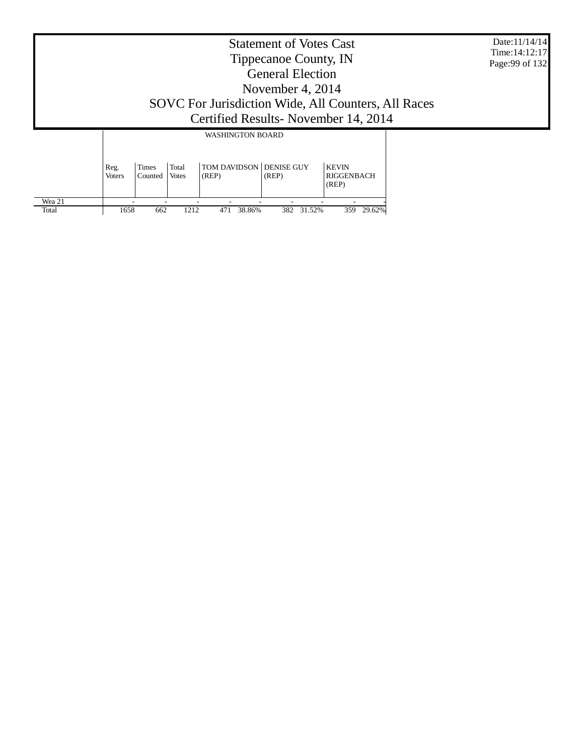# Statement of Votes Cast
# Tippecanoe County, IN
# General Election
# November 4, 2014
# SOVC For Jurisdiction Wide, All Counters, All Races
# Certified Results- November 14, 2014

Date:11/14/14
Time:14:12:17

| | WASHINGTON BOARD | | | | | | | | |
|---|---|---|---|---|---|---|---|---|---|
| | Reg. Voters | Times Counted | Total Votes | TOM DAVIDSON (REP) | | DENISE GUY (REP) | | KEVIN RIGGENBACH (REP) | |
| Wea 21 | - | - | - | - | - | - | - | - | - |
| Total | 1658 | 662 | 1212 | 471 | 38.86% | 382 | 31.52% | 359 | 29.62% |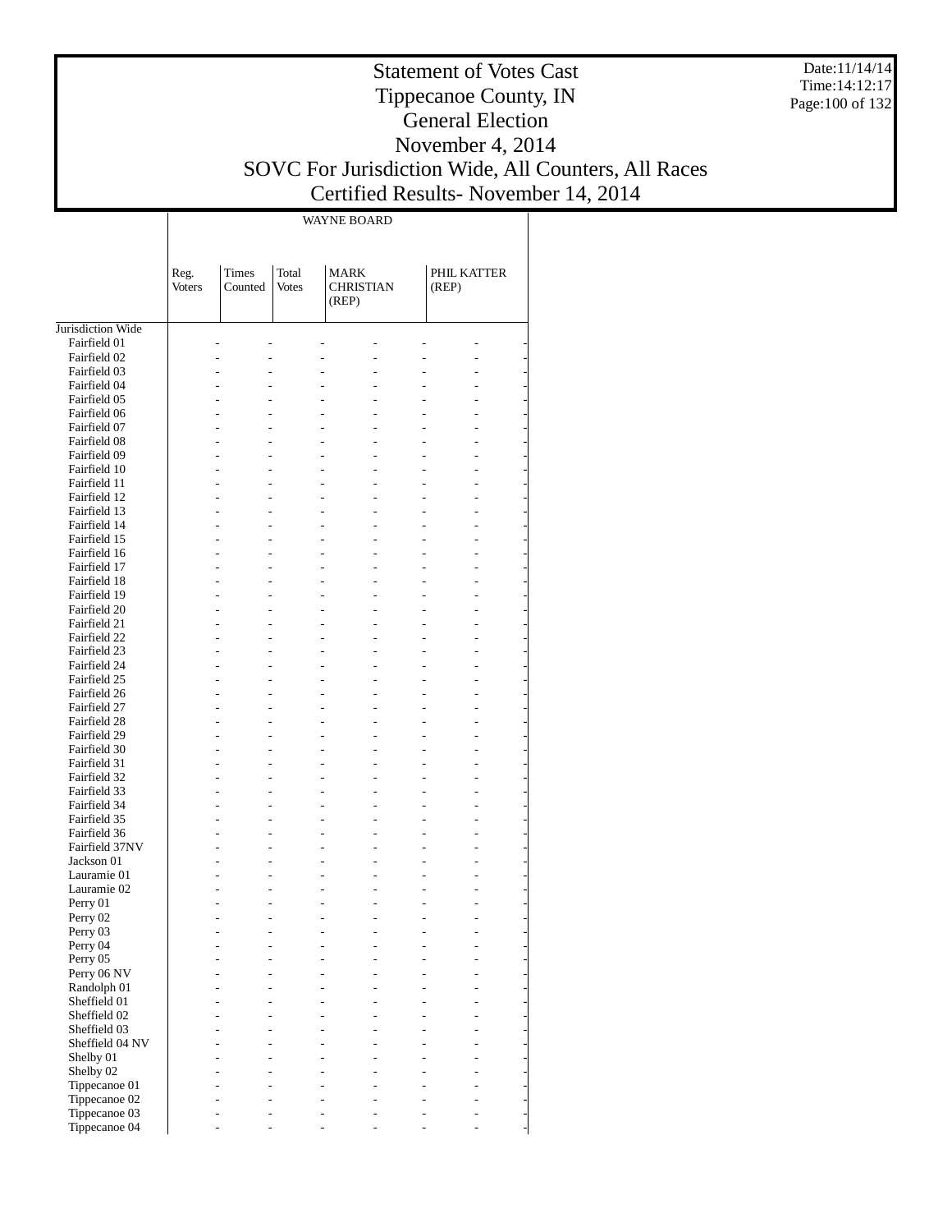# Statement of Votes Cast
## Tippecanoe County, IN
## General Election
## November 4, 2014
## SOVC For Jurisdiction Wide, All Counters, All Races
## Certified Results- November 14, 2014

| | WAYNE BOARD | | | | | | |
|---|---|---|---|---|---|---|---|
| | Reg. Voters | Times Counted | Total Votes | MARK CHRISTIAN (REP) | | PHIL KATTER (REP) | |
| Jurisdiction Wide | | | | | | | |
| Fairfield 01 | - | - | - | - | - | - | - |
| Fairfield 02 | - | - | - | - | - | - | - |
| Fairfield 03 | - | - | - | - | - | - | - |
| Fairfield 04 | - | - | - | - | - | - | - |
| Fairfield 05 | - | - | - | - | - | - | - |
| Fairfield 06 | - | - | - | - | - | - | - |
| Fairfield 07 | - | - | - | - | - | - | - |
| Fairfield 08 | - | - | - | - | - | - | - |
| Fairfield 09 | - | - | - | - | - | - | - |
| Fairfield 10 | - | - | - | - | - | - | - |
| Fairfield 11 | - | - | - | - | - | - | - |
| Fairfield 12 | - | - | - | - | - | - | - |
| Fairfield 13 | - | - | - | - | - | - | - |
| Fairfield 14 | - | - | - | - | - | - | - |
| Fairfield 15 | - | - | - | - | - | - | - |
| Fairfield 16 | - | - | - | - | - | - | - |
| Fairfield 17 | - | - | - | - | - | - | - |
| Fairfield 18 | - | - | - | - | - | - | - |
| Fairfield 19 | - | - | - | - | - | - | - |
| Fairfield 20 | - | - | - | - | - | - | - |
| Fairfield 21 | - | - | - | - | - | - | - |
| Fairfield 22 | - | - | - | - | - | - | - |
| Fairfield 23 | - | - | - | - | - | - | - |
| Fairfield 24 | - | - | - | - | - | - | - |
| Fairfield 25 | - | - | - | - | - | - | - |
| Fairfield 26 | - | - | - | - | - | - | - |
| Fairfield 27 | - | - | - | - | - | - | - |
| Fairfield 28 | - | - | - | - | - | - | - |
| Fairfield 29 | - | - | - | - | - | - | - |
| Fairfield 30 | - | - | - | - | - | - | - |
| Fairfield 31 | - | - | - | - | - | - | - |
| Fairfield 32 | - | - | - | - | - | - | - |
| Fairfield 33 | - | - | - | - | - | - | - |
| Fairfield 34 | - | - | - | - | - | - | - |
| Fairfield 35 | - | - | - | - | - | - | - |
| Fairfield 36 | - | - | - | - | - | - | - |
| Fairfield 37NV | - | - | - | - | - | - | - |
| Jackson 01 | - | - | - | - | - | - | - |
| Lauramie 01 | - | - | - | - | - | - | - |
| Lauramie 02 | - | - | - | - | - | - | - |
| Perry 01 | - | - | - | - | - | - | - |
| Perry 02 | - | - | - | - | - | - | - |
| Perry 03 | - | - | - | - | - | - | - |
| Perry 04 | - | - | - | - | - | - | - |
| Perry 05 | - | - | - | - | - | - | - |
| Perry 06 NV | - | - | - | - | - | - | - |
| Randolph 01 | - | - | - | - | - | - | - |
| Sheffield 01 | - | - | - | - | - | - | - |
| Sheffield 02 | - | - | - | - | - | - | - |
| Sheffield 03 | - | - | - | - | - | - | - |
| Sheffield 04 NV | - | - | - | - | - | - | - |
| Shelby 01 | - | - | - | - | - | - | - |
| Shelby 02 | - | - | - | - | - | - | - |
| Tippecanoe 01 | - | - | - | - | - | - | - |
| Tippecanoe 02 | - | - | - | - | - | - | - |
| Tippecanoe 03 | - | - | - | - | - | - | - |
| Tippecanoe 04 | - | - | - | - | - | - | - |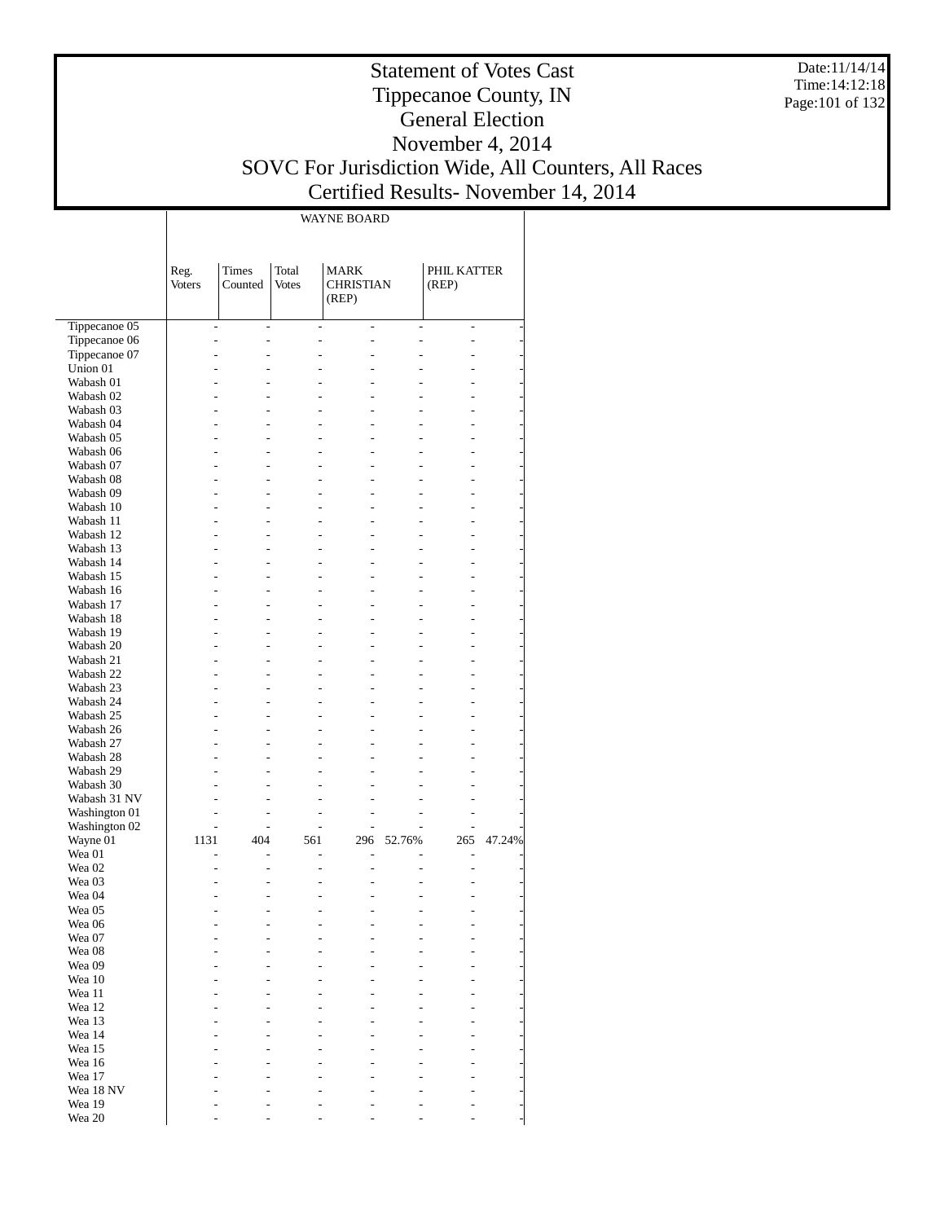# Statement of Votes Cast
# Tippecanoe County, IN
# General Election
# November 4, 2014
# SOVC For Jurisdiction Wide, All Counters, All Races
# Certified Results- November 14, 2014

Date:11/14/14
Time:14:12:18

| | WAYNE BOARD | | | | | | |
|---|---|---|---|---|---|---|---|
| | Reg. Voters | Times Counted | Total Votes | MARK CHRISTIAN (REP) | | PHIL KATTER (REP) | |
| Tippecanoe 05 | - | - | - | - | - | - | - |
| Tippecanoe 06 | - | - | - | - | - | - | - |
| Tippecanoe 07 | - | - | - | - | - | - | - |
| Union 01 | - | - | - | - | - | - | - |
| Wabash 01 | - | - | - | - | - | - | - |
| Wabash 02 | - | - | - | - | - | - | - |
| Wabash 03 | - | - | - | - | - | - | - |
| Wabash 04 | - | - | - | - | - | - | - |
| Wabash 05 | - | - | - | - | - | - | - |
| Wabash 06 | - | - | - | - | - | - | - |
| Wabash 07 | - | - | - | - | - | - | - |
| Wabash 08 | - | - | - | - | - | - | - |
| Wabash 09 | - | - | - | - | - | - | - |
| Wabash 10 | - | - | - | - | - | - | - |
| Wabash 11 | - | - | - | - | - | - | - |
| Wabash 12 | - | - | - | - | - | - | - |
| Wabash 13 | - | - | - | - | - | - | - |
| Wabash 14 | - | - | - | - | - | - | - |
| Wabash 15 | - | - | - | - | - | - | - |
| Wabash 16 | - | - | - | - | - | - | - |
| Wabash 17 | - | - | - | - | - | - | - |
| Wabash 18 | - | - | - | - | - | - | - |
| Wabash 19 | - | - | - | - | - | - | - |
| Wabash 20 | - | - | - | - | - | - | - |
| Wabash 21 | - | - | - | - | - | - | - |
| Wabash 22 | - | - | - | - | - | - | - |
| Wabash 23 | - | - | - | - | - | - | - |
| Wabash 24 | - | - | - | - | - | - | - |
| Wabash 25 | - | - | - | - | - | - | - |
| Wabash 26 | - | - | - | - | - | - | - |
| Wabash 27 | - | - | - | - | - | - | - |
| Wabash 28 | - | - | - | - | - | - | - |
| Wabash 29 | - | - | - | - | - | - | - |
| Wabash 30 | - | - | - | - | - | - | - |
| Wabash 31 NV | - | - | - | - | - | - | - |
| Washington 01 | - | - | - | - | - | - | - |
| Washington 02 | - | - | - | - | - | - | - |
| Wayne 01 | 1131 | 404 | 561 | 296 | 52.76% | 265 | 47.24% |
| Wea 01 | - | - | - | - | - | - | - |
| Wea 02 | - | - | - | - | - | - | - |
| Wea 03 | - | - | - | - | - | - | - |
| Wea 04 | - | - | - | - | - | - | - |
| Wea 05 | - | - | - | - | - | - | - |
| Wea 06 | - | - | - | - | - | - | - |
| Wea 07 | - | - | - | - | - | - | - |
| Wea 08 | - | - | - | - | - | - | - |
| Wea 09 | - | - | - | - | - | - | - |
| Wea 10 | - | - | - | - | - | - | - |
| Wea 11 | - | - | - | - | - | - | - |
| Wea 12 | - | - | - | - | - | - | - |
| Wea 13 | - | - | - | - | - | - | - |
| Wea 14 | - | - | - | - | - | - | - |
| Wea 15 | - | - | - | - | - | - | - |
| Wea 16 | - | - | - | - | - | - | - |
| Wea 17 | - | - | - | - | - | - | - |
| Wea 18 NV | - | - | - | - | - | - | - |
| Wea 19 | - | - | - | - | - | - | - |
| Wea 20 | - | - | - | - | - | - | - |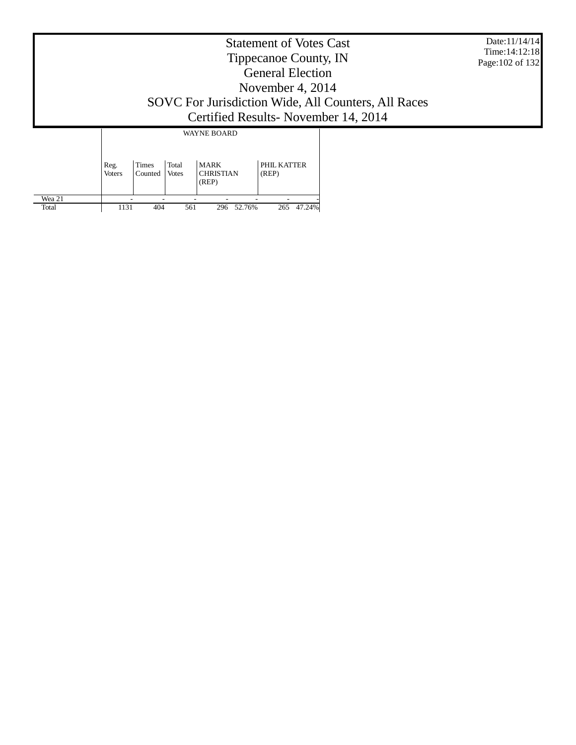# Statement of Votes Cast
## Tippecanoe County, IN
## General Election
## November 4, 2014
## SOVC For Jurisdiction Wide, All Counters, All Races
## Certified Results- November 14, 2014

Date:11/14/14
Time:14:12:18

| | WAYNE BOARD | | | | | | |
|---|---|---|---|---|---|---|---|
| | Reg. Voters | Times Counted | Total Votes | MARK CHRISTIAN (REP) | | PHIL KATTER (REP) | |
| Wea 21 | - | - | - | - | - | - | - |
| Total | 1131 | 404 | 561 | 296 | 52.76% | 265 | 47.24% |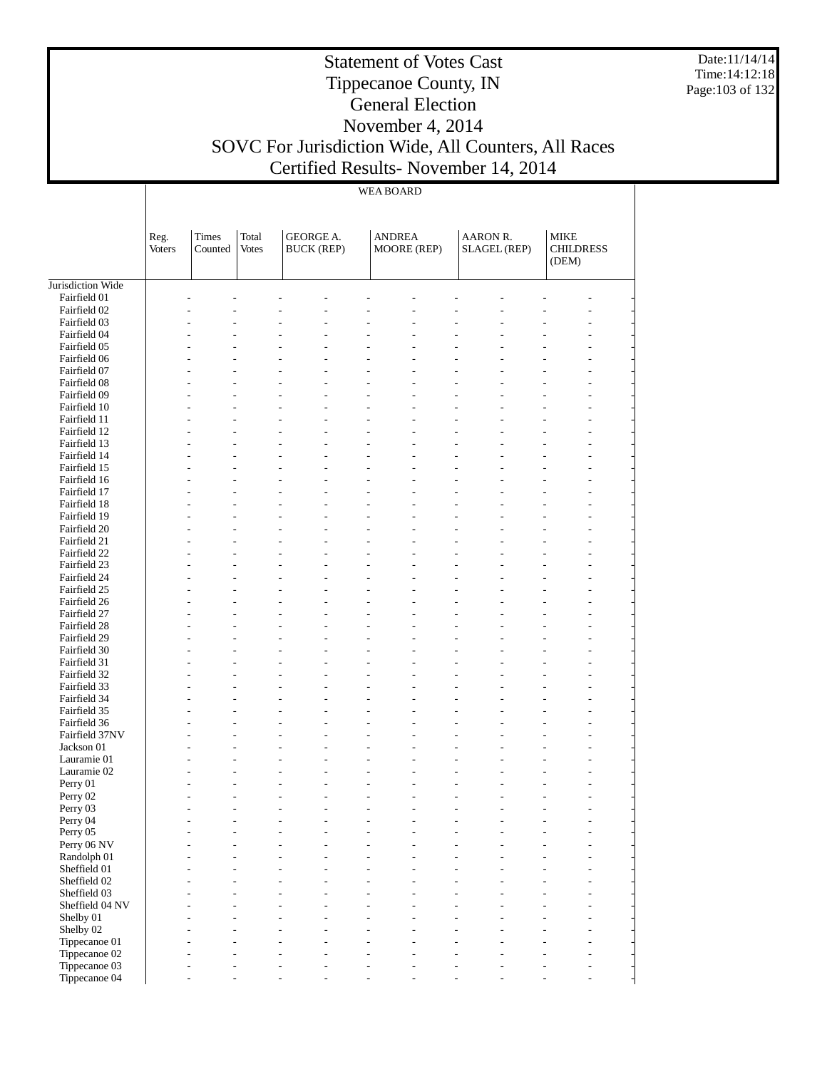# Statement of Votes Cast
# Tippecanoe County, IN
# General Election
# November 4, 2014
# SOVC For Jurisdiction Wide, All Counters, All Races
# Certified Results- November 14, 2014

Date:11/14/14
Time:14:12:18

| | WEA BOARD | | | | | | |
|---|---|---|---|---|---|---|---|
| | Reg. Voters | Times Counted | Total Votes | GEORGE A. BUCK (REP) | ANDREA MOORE (REP) | AARON R. SLAGEL (REP) | MIKE CHILDRESS (DEM) |
| Jurisdiction Wide | | | | | | | |
| Fairfield 01 | - | - | - | - | - | - | - |
| Fairfield 02 | - | - | - | - | - | - | - |
| Fairfield 03 | - | - | - | - | - | - | - |
| Fairfield 04 | - | - | - | - | - | - | - |
| Fairfield 05 | - | - | - | - | - | - | - |
| Fairfield 06 | - | - | - | - | - | - | - |
| Fairfield 07 | - | - | - | - | - | - | - |
| Fairfield 08 | - | - | - | - | - | - | - |
| Fairfield 09 | - | - | - | - | - | - | - |
| Fairfield 10 | - | - | - | - | - | - | - |
| Fairfield 11 | - | - | - | - | - | - | - |
| Fairfield 12 | - | - | - | - | - | - | - |
| Fairfield 13 | - | - | - | - | - | - | - |
| Fairfield 14 | - | - | - | - | - | - | - |
| Fairfield 15 | - | - | - | - | - | - | - |
| Fairfield 16 | - | - | - | - | - | - | - |
| Fairfield 17 | - | - | - | - | - | - | - |
| Fairfield 18 | - | - | - | - | - | - | - |
| Fairfield 19 | - | - | - | - | - | - | - |
| Fairfield 20 | - | - | - | - | - | - | - |
| Fairfield 21 | - | - | - | - | - | - | - |
| Fairfield 22 | - | - | - | - | - | - | - |
| Fairfield 23 | - | - | - | - | - | - | - |
| Fairfield 24 | - | - | - | - | - | - | - |
| Fairfield 25 | - | - | - | - | - | - | - |
| Fairfield 26 | - | - | - | - | - | - | - |
| Fairfield 27 | - | - | - | - | - | - | - |
| Fairfield 28 | - | - | - | - | - | - | - |
| Fairfield 29 | - | - | - | - | - | - | - |
| Fairfield 30 | - | - | - | - | - | - | - |
| Fairfield 31 | - | - | - | - | - | - | - |
| Fairfield 32 | - | - | - | - | - | - | - |
| Fairfield 33 | - | - | - | - | - | - | - |
| Fairfield 34 | - | - | - | - | - | - | - |
| Fairfield 35 | - | - | - | - | - | - | - |
| Fairfield 36 | - | - | - | - | - | - | - |
| Fairfield 37NV | - | - | - | - | - | - | - |
| Jackson 01 | - | - | - | - | - | - | - |
| Lauramie 01 | - | - | - | - | - | - | - |
| Lauramie 02 | - | - | - | - | - | - | - |
| Perry 01 | - | - | - | - | - | - | - |
| Perry 02 | - | - | - | - | - | - | - |
| Perry 03 | - | - | - | - | - | - | - |
| Perry 04 | - | - | - | - | - | - | - |
| Perry 05 | - | - | - | - | - | - | - |
| Perry 06 NV | - | - | - | - | - | - | - |
| Randolph 01 | - | - | - | - | - | - | - |
| Sheffield 01 | - | - | - | - | - | - | - |
| Sheffield 02 | - | - | - | - | - | - | - |
| Sheffield 03 | - | - | - | - | - | - | - |
| Sheffield 04 NV | - | - | - | - | - | - | - |
| Shelby 01 | - | - | - | - | - | - | - |
| Shelby 02 | - | - | - | - | - | - | - |
| Tippecanoe 01 | - | - | - | - | - | - | - |
| Tippecanoe 02 | - | - | - | - | - | - | - |
| Tippecanoe 03 | - | - | - | - | - | - | - |
| Tippecanoe 04 | - | - | - | - | - | - | - |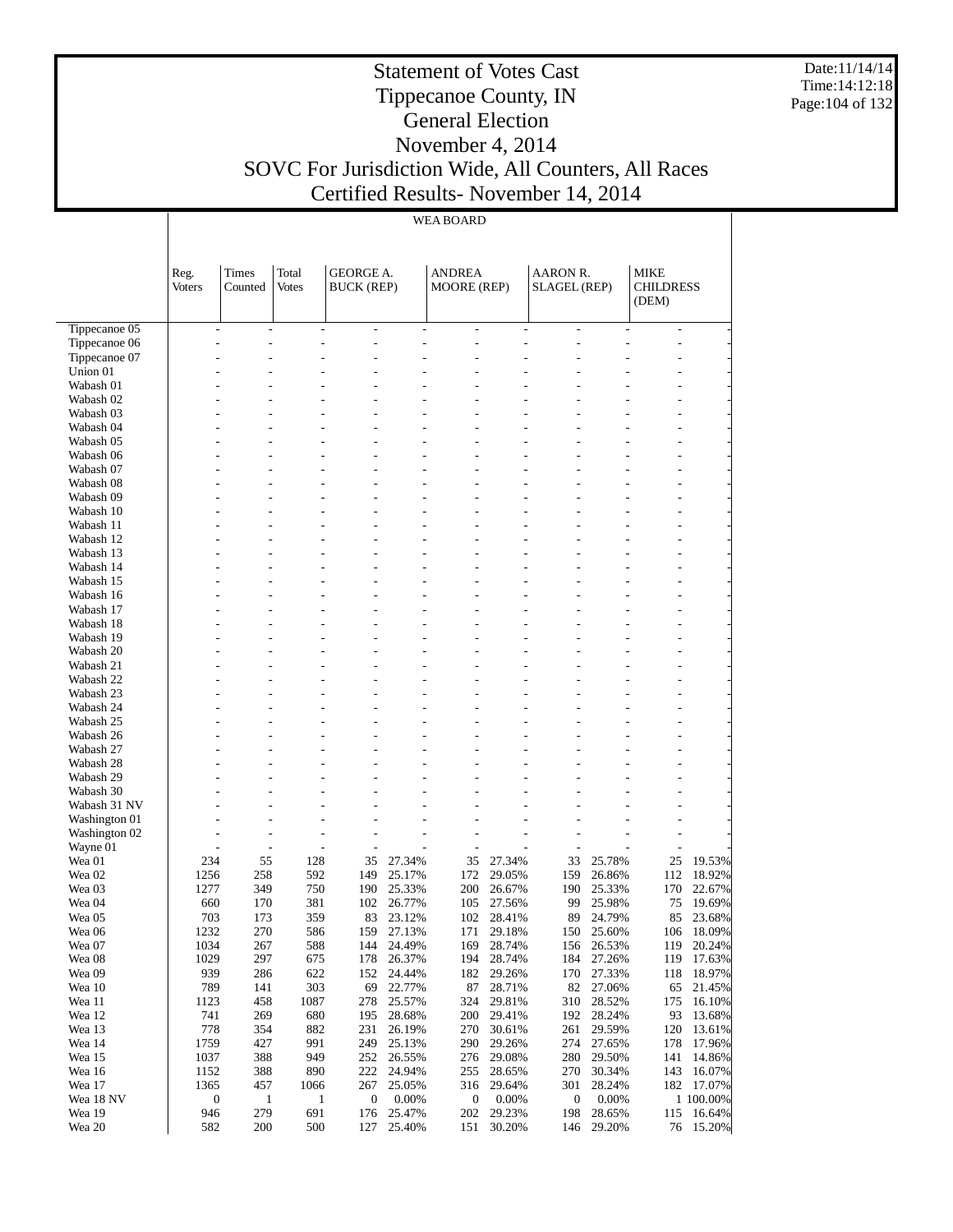# Statement of Votes Cast
# Tippecanoe County, IN
# General Election
# November 4, 2014
# SOVC For Jurisdiction Wide, All Counters, All Races
# Certified Results- November 14, 2014

Date:11/14/14
Time:14:12:18

WEA BOARD

| | Reg. Voters | Times Counted | Total Votes | GEORGE A. BUCK (REP) | | ANDREA MOORE (REP) | | AARON R. SLAGEL (REP) | | MIKE CHILDRESS (DEM) | |
|---|---|---|---|---|---|---|---|---|---|---|---|
| Tippecanoe 05 | - | - | - | - | - | - | - | - | - | - | - |
| Tippecanoe 06 | - | - | - | - | - | - | - | - | - | - | - |
| Tippecanoe 07 | - | - | - | - | - | - | - | - | - | - | - |
| Union 01 | - | - | - | - | - | - | - | - | - | - | - |
| Wabash 01 | - | - | - | - | - | - | - | - | - | - | - |
| Wabash 02 | - | - | - | - | - | - | - | - | - | - | - |
| Wabash 03 | - | - | - | - | - | - | - | - | - | - | - |
| Wabash 04 | - | - | - | - | - | - | - | - | - | - | - |
| Wabash 05 | - | - | - | - | - | - | - | - | - | - | - |
| Wabash 06 | - | - | - | - | - | - | - | - | - | - | - |
| Wabash 07 | - | - | - | - | - | - | - | - | - | - | - |
| Wabash 08 | - | - | - | - | - | - | - | - | - | - | - |
| Wabash 09 | - | - | - | - | - | - | - | - | - | - | - |
| Wabash 10 | - | - | - | - | - | - | - | - | - | - | - |
| Wabash 11 | - | - | - | - | - | - | - | - | - | - | - |
| Wabash 12 | - | - | - | - | - | - | - | - | - | - | - |
| Wabash 13 | - | - | - | - | - | - | - | - | - | - | - |
| Wabash 14 | - | - | - | - | - | - | - | - | - | - | - |
| Wabash 15 | - | - | - | - | - | - | - | - | - | - | - |
| Wabash 16 | - | - | - | - | - | - | - | - | - | - | - |
| Wabash 17 | - | - | - | - | - | - | - | - | - | - | - |
| Wabash 18 | - | - | - | - | - | - | - | - | - | - | - |
| Wabash 19 | - | - | - | - | - | - | - | - | - | - | - |
| Wabash 20 | - | - | - | - | - | - | - | - | - | - | - |
| Wabash 21 | - | - | - | - | - | - | - | - | - | - | - |
| Wabash 22 | - | - | - | - | - | - | - | - | - | - | - |
| Wabash 23 | - | - | - | - | - | - | - | - | - | - | - |
| Wabash 24 | - | - | - | - | - | - | - | - | - | - | - |
| Wabash 25 | - | - | - | - | - | - | - | - | - | - | - |
| Wabash 26 | - | - | - | - | - | - | - | - | - | - | - |
| Wabash 27 | - | - | - | - | - | - | - | - | - | - | - |
| Wabash 28 | - | - | - | - | - | - | - | - | - | - | - |
| Wabash 29 | - | - | - | - | - | - | - | - | - | - | - |
| Wabash 30 | - | - | - | - | - | - | - | - | - | - | - |
| Wabash 31 NV | - | - | - | - | - | - | - | - | - | - | - |
| Washington 01 | - | - | - | - | - | - | - | - | - | - | - |
| Washington 02 | - | - | - | - | - | - | - | - | - | - | - |
| Wayne 01 | - | - | - | - | - | - | - | - | - | - | - |
| Wea 01 | 234 | 55 | 128 | 35 | 27.34% | 35 | 27.34% | 33 | 25.78% | 25 | 19.53% |
| Wea 02 | 1256 | 258 | 592 | 149 | 25.17% | 172 | 29.05% | 159 | 26.86% | 112 | 18.92% |
| Wea 03 | 1277 | 349 | 750 | 190 | 25.33% | 200 | 26.67% | 190 | 25.33% | 170 | 22.67% |
| Wea 04 | 660 | 170 | 381 | 102 | 26.77% | 105 | 27.56% | 99 | 25.98% | 75 | 19.69% |
| Wea 05 | 703 | 173 | 359 | 83 | 23.12% | 102 | 28.41% | 89 | 24.79% | 85 | 23.68% |
| Wea 06 | 1232 | 270 | 586 | 159 | 27.13% | 171 | 29.18% | 150 | 25.60% | 106 | 18.09% |
| Wea 07 | 1034 | 267 | 588 | 144 | 24.49% | 169 | 28.74% | 156 | 26.53% | 119 | 20.24% |
| Wea 08 | 1029 | 297 | 675 | 178 | 26.37% | 194 | 28.74% | 184 | 27.26% | 119 | 17.63% |
| Wea 09 | 939 | 286 | 622 | 152 | 24.44% | 182 | 29.26% | 170 | 27.33% | 118 | 18.97% |
| Wea 10 | 789 | 141 | 303 | 69 | 22.77% | 87 | 28.71% | 82 | 27.06% | 65 | 21.45% |
| Wea 11 | 1123 | 458 | 1087 | 278 | 25.57% | 324 | 29.81% | 310 | 28.52% | 175 | 16.10% |
| Wea 12 | 741 | 269 | 680 | 195 | 28.68% | 200 | 29.41% | 192 | 28.24% | 93 | 13.68% |
| Wea 13 | 778 | 354 | 882 | 231 | 26.19% | 270 | 30.61% | 261 | 29.59% | 120 | 13.61% |
| Wea 14 | 1759 | 427 | 991 | 249 | 25.13% | 290 | 29.26% | 274 | 27.65% | 178 | 17.96% |
| Wea 15 | 1037 | 388 | 949 | 252 | 26.55% | 276 | 29.08% | 280 | 29.50% | 141 | 14.86% |
| Wea 16 | 1152 | 388 | 890 | 222 | 24.94% | 255 | 28.65% | 270 | 30.34% | 143 | 16.07% |
| Wea 17 | 1365 | 457 | 1066 | 267 | 25.05% | 316 | 29.64% | 301 | 28.24% | 182 | 17.07% |
| Wea 18 NV | 0 | 1 | 1 | 0 | 0.00% | 0 | 0.00% | 0 | 0.00% | 1 | 100.00% |
| Wea 19 | 946 | 279 | 691 | 176 | 25.47% | 202 | 29.23% | 198 | 28.65% | 115 | 16.64% |
| Wea 20 | 582 | 200 | 500 | 127 | 25.40% | 151 | 30.20% | 146 | 29.20% | 76 | 15.20% |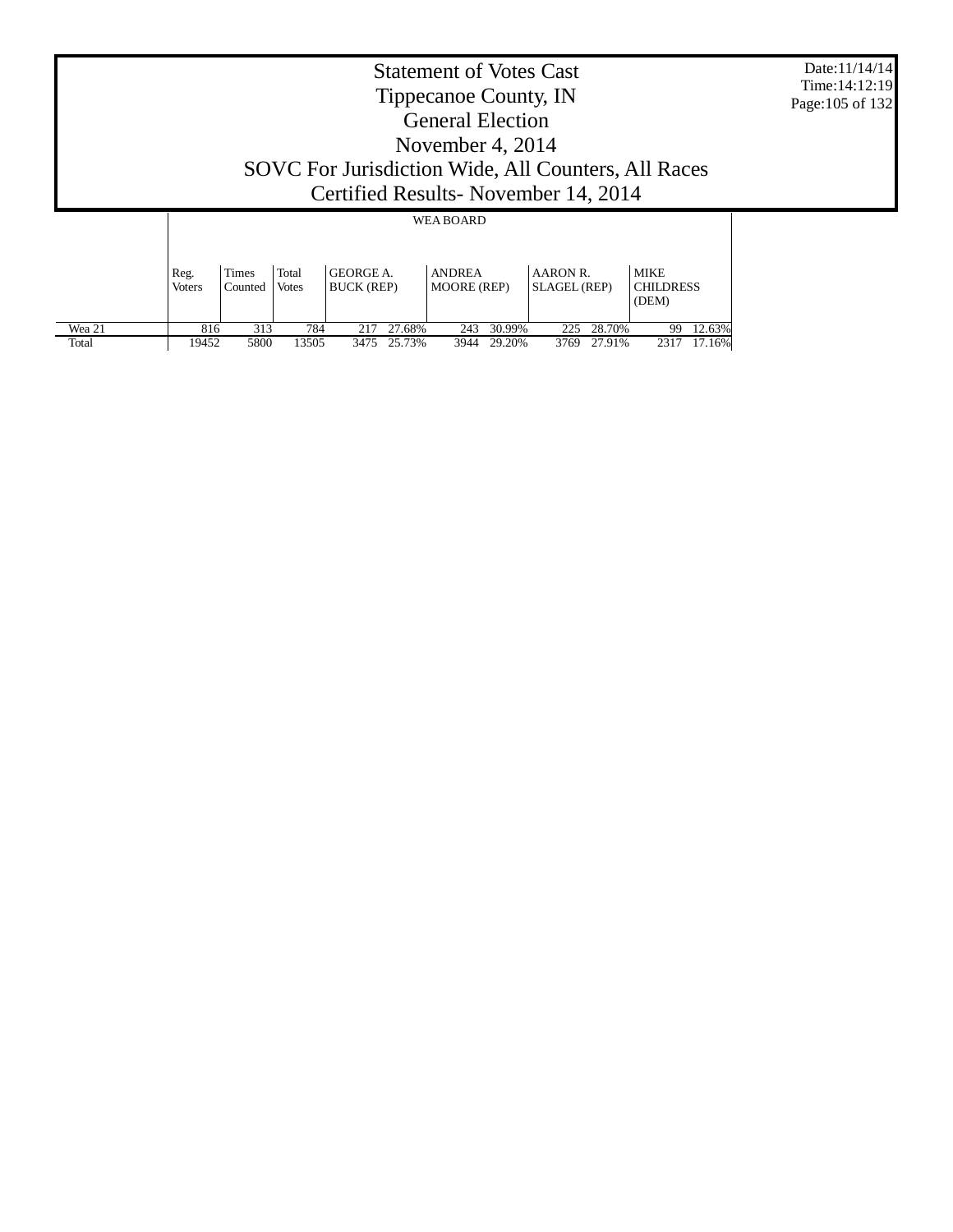# Statement of Votes Cast
# Tippecanoe County, IN
# General Election
# November 4, 2014
# SOVC For Jurisdiction Wide, All Counters, All Races
# Certified Results- November 14, 2014

Date:11/14/14
Time:14:12:19

| | WEA BOARD | | | | | | | | | | | |
|---|---|---|---|---|---|---|---|---|---|---|---|---|
| | Reg. Voters | Times Counted | Total Votes | GEORGE A. BUCK (REP) | | ANDREA MOORE (REP) | | AARON R. SLAGEL (REP) | | MIKE CHILDRESS (DEM) | |
| Wea 21 | 816 | 313 | 784 | 217 | 27.68% | 243 | 30.99% | 225 | 28.70% | 99 | 12.63% |
| Total | 19452 | 5800 | 13505 | 3475 | 25.73% | 3944 | 29.20% | 3769 | 27.91% | 2317 | 17.16% |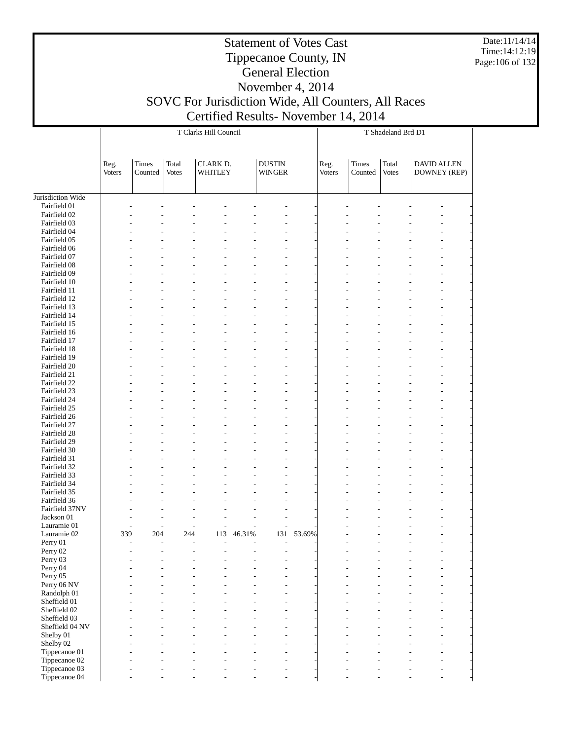# Statement of Votes Cast
# Tippecanoe County, IN
# General Election
# November 4, 2014
# SOVC For Jurisdiction Wide, All Counters, All Races
# Certified Results- November 14, 2014

Date:11/14/14
Time:14:12:19

| | T Clarks Hill Council | | | | | | | T Shadeland Brd D1 | | | | |
|---|---|---|---|---|---|---|---|---|---|---|---|---|
| | Reg. Voters | Times Counted | Total Votes | CLARK D. WHITLEY | | DUSTIN WINGER | | Reg. Voters | Times Counted | Total Votes | DAVID ALLEN DOWNEY (REP) | |
| Jurisdiction Wide | | | | | | | | | | | | |
| Fairfield 01 | - | - | - | - | - | - | - | - | - | - | - | - |
| Fairfield 02 | - | - | - | - | - | - | - | - | - | - | - | - |
| Fairfield 03 | - | - | - | - | - | - | - | - | - | - | - | - |
| Fairfield 04 | - | - | - | - | - | - | - | - | - | - | - | - |
| Fairfield 05 | - | - | - | - | - | - | - | - | - | - | - | - |
| Fairfield 06 | - | - | - | - | - | - | - | - | - | - | - | - |
| Fairfield 07 | - | - | - | - | - | - | - | - | - | - | - | - |
| Fairfield 08 | - | - | - | - | - | - | - | - | - | - | - | - |
| Fairfield 09 | - | - | - | - | - | - | - | - | - | - | - | - |
| Fairfield 10 | - | - | - | - | - | - | - | - | - | - | - | - |
| Fairfield 11 | - | - | - | - | - | - | - | - | - | - | - | - |
| Fairfield 12 | - | - | - | - | - | - | - | - | - | - | - | - |
| Fairfield 13 | - | - | - | - | - | - | - | - | - | - | - | - |
| Fairfield 14 | - | - | - | - | - | - | - | - | - | - | - | - |
| Fairfield 15 | - | - | - | - | - | - | - | - | - | - | - | - |
| Fairfield 16 | - | - | - | - | - | - | - | - | - | - | - | - |
| Fairfield 17 | - | - | - | - | - | - | - | - | - | - | - | - |
| Fairfield 18 | - | - | - | - | - | - | - | - | - | - | - | - |
| Fairfield 19 | - | - | - | - | - | - | - | - | - | - | - | - |
| Fairfield 20 | - | - | - | - | - | - | - | - | - | - | - | - |
| Fairfield 21 | - | - | - | - | - | - | - | - | - | - | - | - |
| Fairfield 22 | - | - | - | - | - | - | - | - | - | - | - | - |
| Fairfield 23 | - | - | - | - | - | - | - | - | - | - | - | - |
| Fairfield 24 | - | - | - | - | - | - | - | - | - | - | - | - |
| Fairfield 25 | - | - | - | - | - | - | - | - | - | - | - | - |
| Fairfield 26 | - | - | - | - | - | - | - | - | - | - | - | - |
| Fairfield 27 | - | - | - | - | - | - | - | - | - | - | - | - |
| Fairfield 28 | - | - | - | - | - | - | - | - | - | - | - | - |
| Fairfield 29 | - | - | - | - | - | - | - | - | - | - | - | - |
| Fairfield 30 | - | - | - | - | - | - | - | - | - | - | - | - |
| Fairfield 31 | - | - | - | - | - | - | - | - | - | - | - | - |
| Fairfield 32 | - | - | - | - | - | - | - | - | - | - | - | - |
| Fairfield 33 | - | - | - | - | - | - | - | - | - | - | - | - |
| Fairfield 34 | - | - | - | - | - | - | - | - | - | - | - | - |
| Fairfield 35 | - | - | - | - | - | - | - | - | - | - | - | - |
| Fairfield 36 | - | - | - | - | - | - | - | - | - | - | - | - |
| Fairfield 37NV | - | - | - | - | - | - | - | - | - | - | - | - |
| Jackson 01 | - | - | - | - | - | - | - | - | - | - | - | - |
| Lauramie 01 | - | - | - | - | - | - | - | - | - | - | - | - |
| Lauramie 02 | 339 | 204 | 244 | 113 | 46.31% | 131 | 53.69% | - | - | - | - | - |
| Perry 01 | - | - | - | - | - | - | - | - | - | - | - | - |
| Perry 02 | - | - | - | - | - | - | - | - | - | - | - | - |
| Perry 03 | - | - | - | - | - | - | - | - | - | - | - | - |
| Perry 04 | - | - | - | - | - | - | - | - | - | - | - | - |
| Perry 05 | - | - | - | - | - | - | - | - | - | - | - | - |
| Perry 06 NV | - | - | - | - | - | - | - | - | - | - | - | - |
| Randolph 01 | - | - | - | - | - | - | - | - | - | - | - | - |
| Sheffield 01 | - | - | - | - | - | - | - | - | - | - | - | - |
| Sheffield 02 | - | - | - | - | - | - | - | - | - | - | - | - |
| Sheffield 03 | - | - | - | - | - | - | - | - | - | - | - | - |
| Sheffield 04 NV | - | - | - | - | - | - | - | - | - | - | - | - |
| Shelby 01 | - | - | - | - | - | - | - | - | - | - | - | - |
| Shelby 02 | - | - | - | - | - | - | - | - | - | - | - | - |
| Tippecanoe 01 | - | - | - | - | - | - | - | - | - | - | - | - |
| Tippecanoe 02 | - | - | - | - | - | - | - | - | - | - | - | - |
| Tippecanoe 03 | - | - | - | - | - | - | - | - | - | - | - | - |
| Tippecanoe 04 | - | - | - | - | - | - | - | - | - | - | - | - |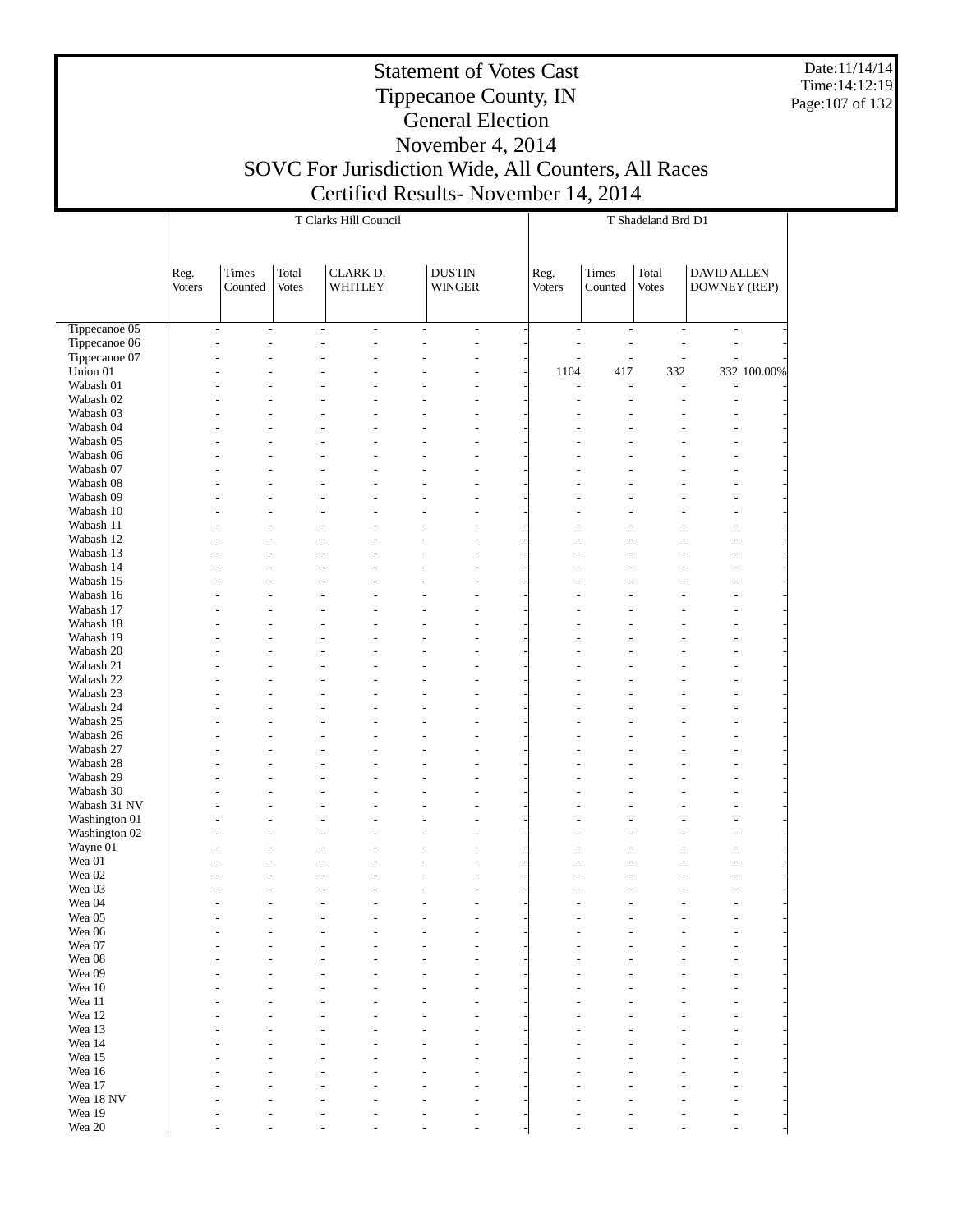# Statement of Votes Cast
# Tippecanoe County, IN
# General Election
# November 4, 2014
# SOVC For Jurisdiction Wide, All Counters, All Races
# Certified Results- November 14, 2014

Date:11/14/14
Time:14:12:19

| | T Clarks Hill Council | | | | | | | | T Shadeland Brd D1 | | | | |
|---|---|---|---|---|---|---|---|---|---|---|---|---|---|
| | Reg. Voters | Times Counted | Total Votes | CLARK D. WHITLEY | | DUSTIN WINGER | | Reg. Voters | Times Counted | Total Votes | DAVID ALLEN DOWNEY (REP) | |
| Tippecanoe 05 | - | - | - | - | - | - | - | - | - | - | - | - |
| Tippecanoe 06 | - | - | - | - | - | - | - | - | - | - | - | - |
| Tippecanoe 07 | - | - | - | - | - | - | - | - | - | - | - | - |
| Union 01 | - | - | - | - | - | - | - | 1104 | 417 | 332 | 332 | 100.00% |
| Wabash 01 | - | - | - | - | - | - | - | - | - | - | - | - |
| Wabash 02 | - | - | - | - | - | - | - | - | - | - | - | - |
| Wabash 03 | - | - | - | - | - | - | - | - | - | - | - | - |
| Wabash 04 | - | - | - | - | - | - | - | - | - | - | - | - |
| Wabash 05 | - | - | - | - | - | - | - | - | - | - | - | - |
| Wabash 06 | - | - | - | - | - | - | - | - | - | - | - | - |
| Wabash 07 | - | - | - | - | - | - | - | - | - | - | - | - |
| Wabash 08 | - | - | - | - | - | - | - | - | - | - | - | - |
| Wabash 09 | - | - | - | - | - | - | - | - | - | - | - | - |
| Wabash 10 | - | - | - | - | - | - | - | - | - | - | - | - |
| Wabash 11 | - | - | - | - | - | - | - | - | - | - | - | - |
| Wabash 12 | - | - | - | - | - | - | - | - | - | - | - | - |
| Wabash 13 | - | - | - | - | - | - | - | - | - | - | - | - |
| Wabash 14 | - | - | - | - | - | - | - | - | - | - | - | - |
| Wabash 15 | - | - | - | - | - | - | - | - | - | - | - | - |
| Wabash 16 | - | - | - | - | - | - | - | - | - | - | - | - |
| Wabash 17 | - | - | - | - | - | - | - | - | - | - | - | - |
| Wabash 18 | - | - | - | - | - | - | - | - | - | - | - | - |
| Wabash 19 | - | - | - | - | - | - | - | - | - | - | - | - |
| Wabash 20 | - | - | - | - | - | - | - | - | - | - | - | - |
| Wabash 21 | - | - | - | - | - | - | - | - | - | - | - | - |
| Wabash 22 | - | - | - | - | - | - | - | - | - | - | - | - |
| Wabash 23 | - | - | - | - | - | - | - | - | - | - | - | - |
| Wabash 24 | - | - | - | - | - | - | - | - | - | - | - | - |
| Wabash 25 | - | - | - | - | - | - | - | - | - | - | - | - |
| Wabash 26 | - | - | - | - | - | - | - | - | - | - | - | - |
| Wabash 27 | - | - | - | - | - | - | - | - | - | - | - | - |
| Wabash 28 | - | - | - | - | - | - | - | - | - | - | - | - |
| Wabash 29 | - | - | - | - | - | - | - | - | - | - | - | - |
| Wabash 30 | - | - | - | - | - | - | - | - | - | - | - | - |
| Wabash 31 NV | - | - | - | - | - | - | - | - | - | - | - | - |
| Washington 01 | - | - | - | - | - | - | - | - | - | - | - | - |
| Washington 02 | - | - | - | - | - | - | - | - | - | - | - | - |
| Wayne 01 | - | - | - | - | - | - | - | - | - | - | - | - |
| Wea 01 | - | - | - | - | - | - | - | - | - | - | - | - |
| Wea 02 | - | - | - | - | - | - | - | - | - | - | - | - |
| Wea 03 | - | - | - | - | - | - | - | - | - | - | - | - |
| Wea 04 | - | - | - | - | - | - | - | - | - | - | - | - |
| Wea 05 | - | - | - | - | - | - | - | - | - | - | - | - |
| Wea 06 | - | - | - | - | - | - | - | - | - | - | - | - |
| Wea 07 | - | - | - | - | - | - | - | - | - | - | - | - |
| Wea 08 | - | - | - | - | - | - | - | - | - | - | - | - |
| Wea 09 | - | - | - | - | - | - | - | - | - | - | - | - |
| Wea 10 | - | - | - | - | - | - | - | - | - | - | - | - |
| Wea 11 | - | - | - | - | - | - | - | - | - | - | - | - |
| Wea 12 | - | - | - | - | - | - | - | - | - | - | - | - |
| Wea 13 | - | - | - | - | - | - | - | - | - | - | - | - |
| Wea 14 | - | - | - | - | - | - | - | - | - | - | - | - |
| Wea 15 | - | - | - | - | - | - | - | - | - | - | - | - |
| Wea 16 | - | - | - | - | - | - | - | - | - | - | - | - |
| Wea 17 | - | - | - | - | - | - | - | - | - | - | - | - |
| Wea 18 NV | - | - | - | - | - | - | - | - | - | - | - | - |
| Wea 19 | - | - | - | - | - | - | - | - | - | - | - | - |
| Wea 20 | - | - | - | - | - | - | - | - | - | - | - | - |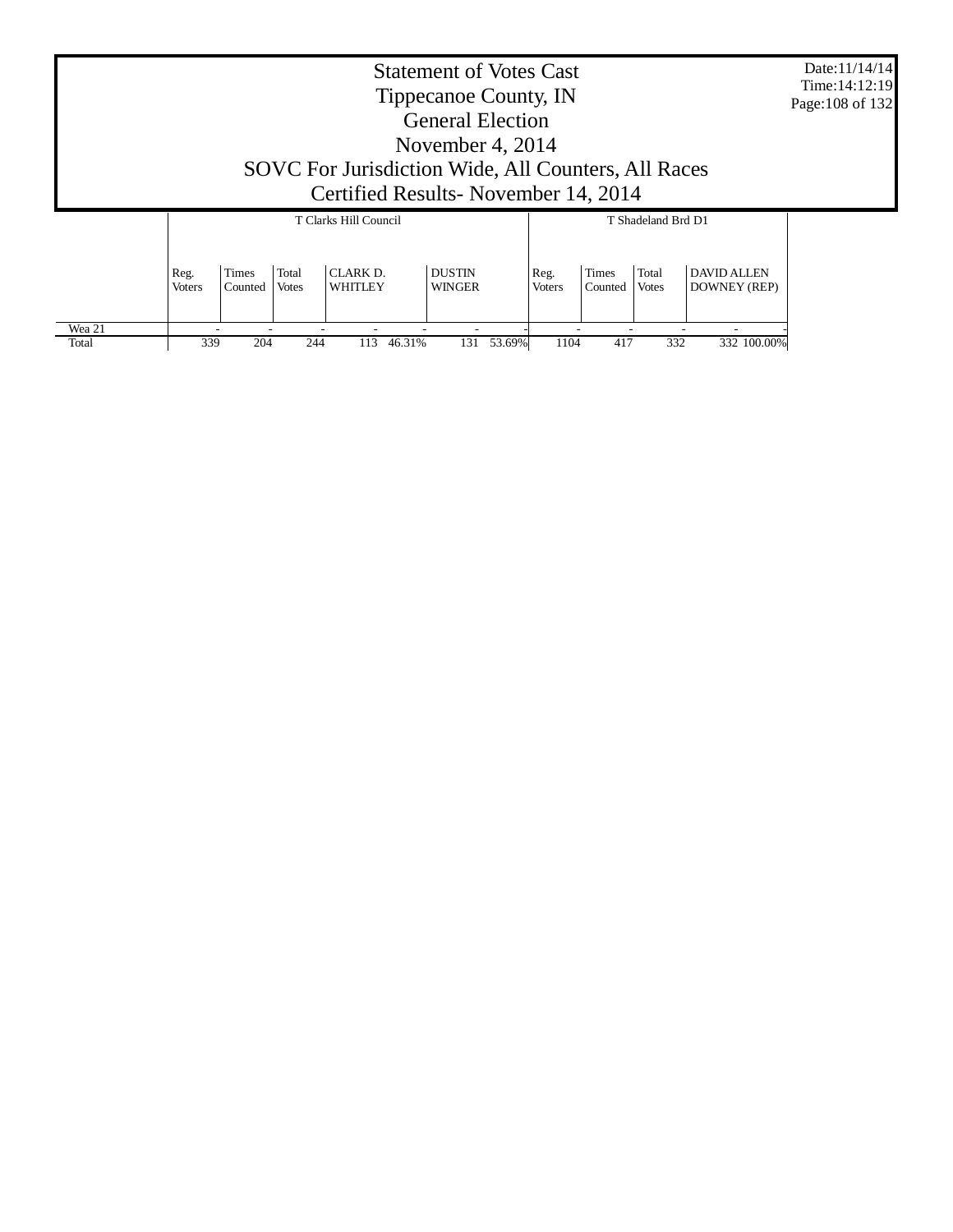# Statement of Votes Cast
# Tippecanoe County, IN
# General Election
# November 4, 2014
# SOVC For Jurisdiction Wide, All Counters, All Races
# Certified Results- November 14, 2014

Date:11/14/14
Time:14:12:19

| | T Clarks Hill Council | | | | | | | T Shadeland Brd D1 | | | | |
|---|---|---|---|---|---|---|---|---|---|---|---|---|
| | Reg. Voters | Times Counted | Total Votes | CLARK D. WHITLEY | | DUSTIN WINGER | | Reg. Voters | Times Counted | Total Votes | DAVID ALLEN DOWNEY (REP) | |
| Wea 21 | - | - | - | - | - | - | - | - | - | - | - | - |
| Total | 339 | 204 | 244 | 113 | 46.31% | 131 | 53.69% | 1104 | 417 | 332 | 332 | 100.00% |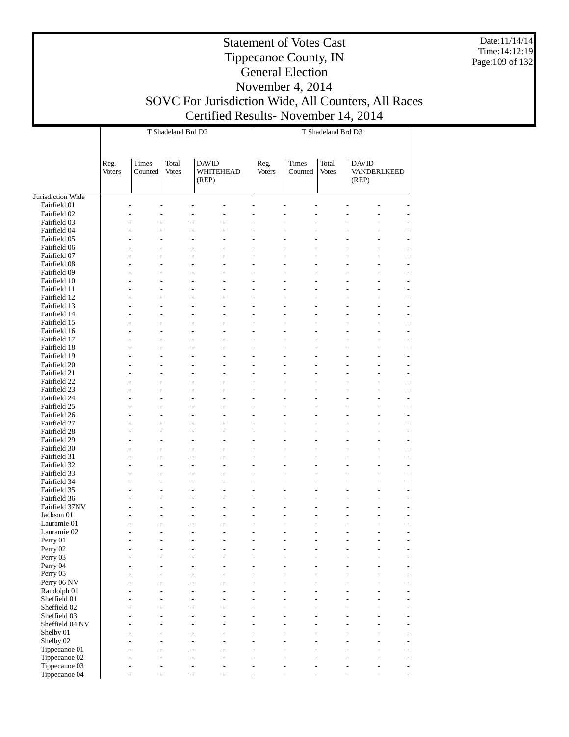# Statement of Votes Cast
# Tippecanoe County, IN
# General Election
# November 4, 2014
# SOVC For Jurisdiction Wide, All Counters, All Races
# Certified Results- November 14, 2014

Date:11/14/14
Time:14:12:19

| | T Shadeland Brd D2 | | | | T Shadeland Brd D3 | | | |
|---|---|---|---|---|---|---|---|---|
| | Reg. Voters | Times Counted | Total Votes | DAVID WHITEHEAD (REP) | Reg. Voters | Times Counted | Total Votes | DAVID VANDERLKEED (REP) |
| Jurisdiction Wide | | | | | | | | |
| Fairfield 01 | - | - | - | - | - | - | - | - |
| Fairfield 02 | - | - | - | - | - | - | - | - |
| Fairfield 03 | - | - | - | - | - | - | - | - |
| Fairfield 04 | - | - | - | - | - | - | - | - |
| Fairfield 05 | - | - | - | - | - | - | - | - |
| Fairfield 06 | - | - | - | - | - | - | - | - |
| Fairfield 07 | - | - | - | - | - | - | - | - |
| Fairfield 08 | - | - | - | - | - | - | - | - |
| Fairfield 09 | - | - | - | - | - | - | - | - |
| Fairfield 10 | - | - | - | - | - | - | - | - |
| Fairfield 11 | - | - | - | - | - | - | - | - |
| Fairfield 12 | - | - | - | - | - | - | - | - |
| Fairfield 13 | - | - | - | - | - | - | - | - |
| Fairfield 14 | - | - | - | - | - | - | - | - |
| Fairfield 15 | - | - | - | - | - | - | - | - |
| Fairfield 16 | - | - | - | - | - | - | - | - |
| Fairfield 17 | - | - | - | - | - | - | - | - |
| Fairfield 18 | - | - | - | - | - | - | - | - |
| Fairfield 19 | - | - | - | - | - | - | - | - |
| Fairfield 20 | - | - | - | - | - | - | - | - |
| Fairfield 21 | - | - | - | - | - | - | - | - |
| Fairfield 22 | - | - | - | - | - | - | - | - |
| Fairfield 23 | - | - | - | - | - | - | - | - |
| Fairfield 24 | - | - | - | - | - | - | - | - |
| Fairfield 25 | - | - | - | - | - | - | - | - |
| Fairfield 26 | - | - | - | - | - | - | - | - |
| Fairfield 27 | - | - | - | - | - | - | - | - |
| Fairfield 28 | - | - | - | - | - | - | - | - |
| Fairfield 29 | - | - | - | - | - | - | - | - |
| Fairfield 30 | - | - | - | - | - | - | - | - |
| Fairfield 31 | - | - | - | - | - | - | - | - |
| Fairfield 32 | - | - | - | - | - | - | - | - |
| Fairfield 33 | - | - | - | - | - | - | - | - |
| Fairfield 34 | - | - | - | - | - | - | - | - |
| Fairfield 35 | - | - | - | - | - | - | - | - |
| Fairfield 36 | - | - | - | - | - | - | - | - |
| Fairfield 37NV | - | - | - | - | - | - | - | - |
| Jackson 01 | - | - | - | - | - | - | - | - |
| Lauramie 01 | - | - | - | - | - | - | - | - |
| Lauramie 02 | - | - | - | - | - | - | - | - |
| Perry 01 | - | - | - | - | - | - | - | - |
| Perry 02 | - | - | - | - | - | - | - | - |
| Perry 03 | - | - | - | - | - | - | - | - |
| Perry 04 | - | - | - | - | - | - | - | - |
| Perry 05 | - | - | - | - | - | - | - | - |
| Perry 06 NV | - | - | - | - | - | - | - | - |
| Randolph 01 | - | - | - | - | - | - | - | - |
| Sheffield 01 | - | - | - | - | - | - | - | - |
| Sheffield 02 | - | - | - | - | - | - | - | - |
| Sheffield 03 | - | - | - | - | - | - | - | - |
| Sheffield 04 NV | - | - | - | - | - | - | - | - |
| Shelby 01 | - | - | - | - | - | - | - | - |
| Shelby 02 | - | - | - | - | - | - | - | - |
| Tippecanoe 01 | - | - | - | - | - | - | - | - |
| Tippecanoe 02 | - | - | - | - | - | - | - | - |
| Tippecanoe 03 | - | - | - | - | - | - | - | - |
| Tippecanoe 04 | - | - | - | - | - | - | - | - |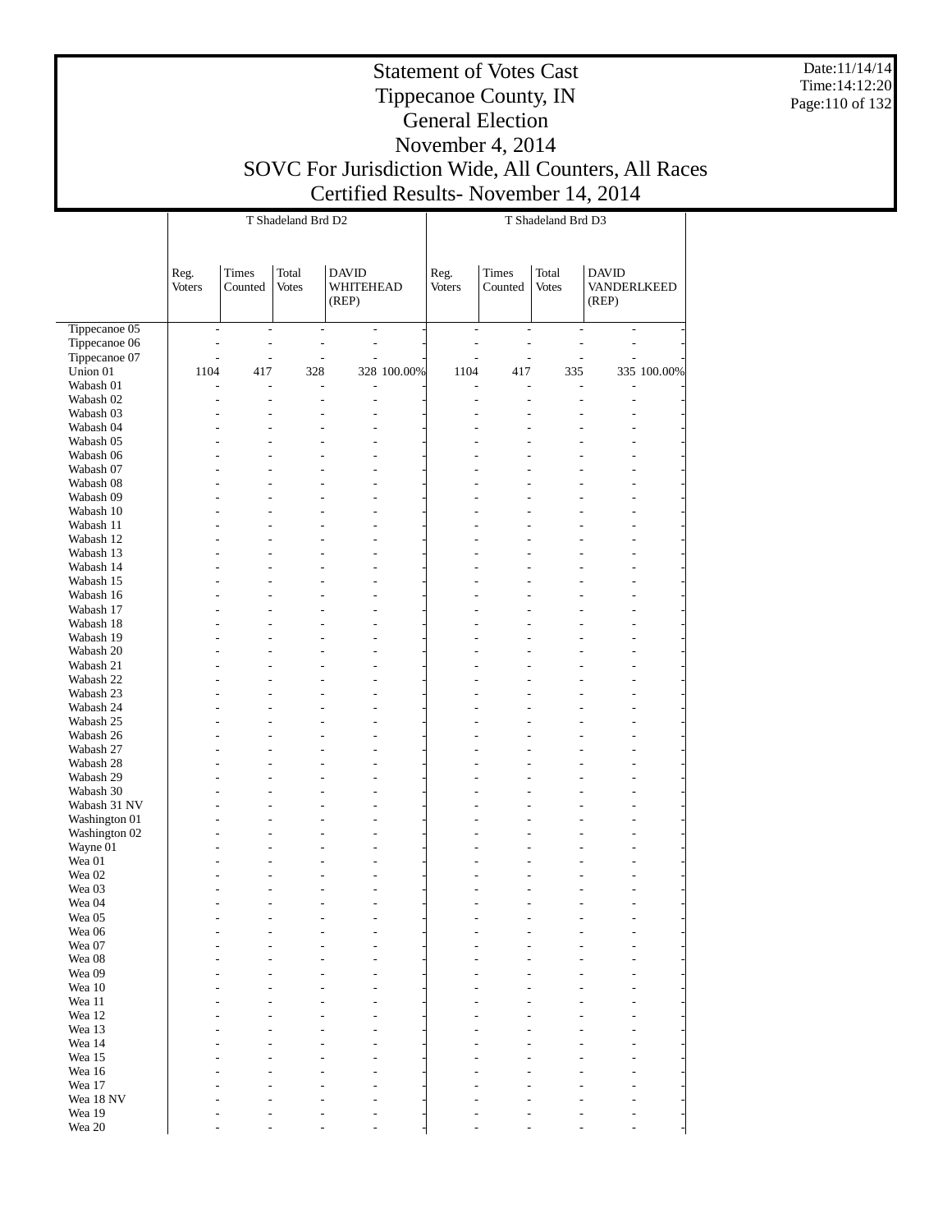# Statement of Votes Cast
# Tippecanoe County, IN
# General Election
# November 4, 2014
# SOVC For Jurisdiction Wide, All Counters, All Races
# Certified Results- November 14, 2014

Date:11/14/14
Time:14:12:20

| | T Shadeland Brd D2 | | | | | T Shadeland Brd D3 | | | | |
|---|---|---|---|---|---|---|---|---|---|---|
| | Reg. Voters | Times Counted | Total Votes | DAVID WHITEHEAD (REP) | | Reg. Voters | Times Counted | Total Votes | DAVID VANDERLKEED (REP) | |
| Tippecanoe 05 | - | - | - | - | - | - | - | - | - | - |
| Tippecanoe 06 | - | - | - | - | - | - | - | - | - | - |
| Tippecanoe 07 | - | - | - | - | - | - | - | - | - | - |
| Union 01 | 1104 | 417 | 328 | 328 | 100.00% | 1104 | 417 | 335 | 335 | 100.00% |
| Wabash 01 | - | - | - | - | - | - | - | - | - | - |
| Wabash 02 | - | - | - | - | - | - | - | - | - | - |
| Wabash 03 | - | - | - | - | - | - | - | - | - | - |
| Wabash 04 | - | - | - | - | - | - | - | - | - | - |
| Wabash 05 | - | - | - | - | - | - | - | - | - | - |
| Wabash 06 | - | - | - | - | - | - | - | - | - | - |
| Wabash 07 | - | - | - | - | - | - | - | - | - | - |
| Wabash 08 | - | - | - | - | - | - | - | - | - | - |
| Wabash 09 | - | - | - | - | - | - | - | - | - | - |
| Wabash 10 | - | - | - | - | - | - | - | - | - | - |
| Wabash 11 | - | - | - | - | - | - | - | - | - | - |
| Wabash 12 | - | - | - | - | - | - | - | - | - | - |
| Wabash 13 | - | - | - | - | - | - | - | - | - | - |
| Wabash 14 | - | - | - | - | - | - | - | - | - | - |
| Wabash 15 | - | - | - | - | - | - | - | - | - | - |
| Wabash 16 | - | - | - | - | - | - | - | - | - | - |
| Wabash 17 | - | - | - | - | - | - | - | - | - | - |
| Wabash 18 | - | - | - | - | - | - | - | - | - | - |
| Wabash 19 | - | - | - | - | - | - | - | - | - | - |
| Wabash 20 | - | - | - | - | - | - | - | - | - | - |
| Wabash 21 | - | - | - | - | - | - | - | - | - | - |
| Wabash 22 | - | - | - | - | - | - | - | - | - | - |
| Wabash 23 | - | - | - | - | - | - | - | - | - | - |
| Wabash 24 | - | - | - | - | - | - | - | - | - | - |
| Wabash 25 | - | - | - | - | - | - | - | - | - | - |
| Wabash 26 | - | - | - | - | - | - | - | - | - | - |
| Wabash 27 | - | - | - | - | - | - | - | - | - | - |
| Wabash 28 | - | - | - | - | - | - | - | - | - | - |
| Wabash 29 | - | - | - | - | - | - | - | - | - | - |
| Wabash 30 | - | - | - | - | - | - | - | - | - | - |
| Wabash 31 NV | - | - | - | - | - | - | - | - | - | - |
| Washington 01 | - | - | - | - | - | - | - | - | - | - |
| Washington 02 | - | - | - | - | - | - | - | - | - | - |
| Wayne 01 | - | - | - | - | - | - | - | - | - | - |
| Wea 01 | - | - | - | - | - | - | - | - | - | - |
| Wea 02 | - | - | - | - | - | - | - | - | - | - |
| Wea 03 | - | - | - | - | - | - | - | - | - | - |
| Wea 04 | - | - | - | - | - | - | - | - | - | - |
| Wea 05 | - | - | - | - | - | - | - | - | - | - |
| Wea 06 | - | - | - | - | - | - | - | - | - | - |
| Wea 07 | - | - | - | - | - | - | - | - | - | - |
| Wea 08 | - | - | - | - | - | - | - | - | - | - |
| Wea 09 | - | - | - | - | - | - | - | - | - | - |
| Wea 10 | - | - | - | - | - | - | - | - | - | - |
| Wea 11 | - | - | - | - | - | - | - | - | - | - |
| Wea 12 | - | - | - | - | - | - | - | - | - | - |
| Wea 13 | - | - | - | - | - | - | - | - | - | - |
| Wea 14 | - | - | - | - | - | - | - | - | - | - |
| Wea 15 | - | - | - | - | - | - | - | - | - | - |
| Wea 16 | - | - | - | - | - | - | - | - | - | - |
| Wea 17 | - | - | - | - | - | - | - | - | - | - |
| Wea 18 NV | - | - | - | - | - | - | - | - | - | - |
| Wea 19 | - | - | - | - | - | - | - | - | - | - |
| Wea 20 | - | - | - | - | - | - | - | - | - | - |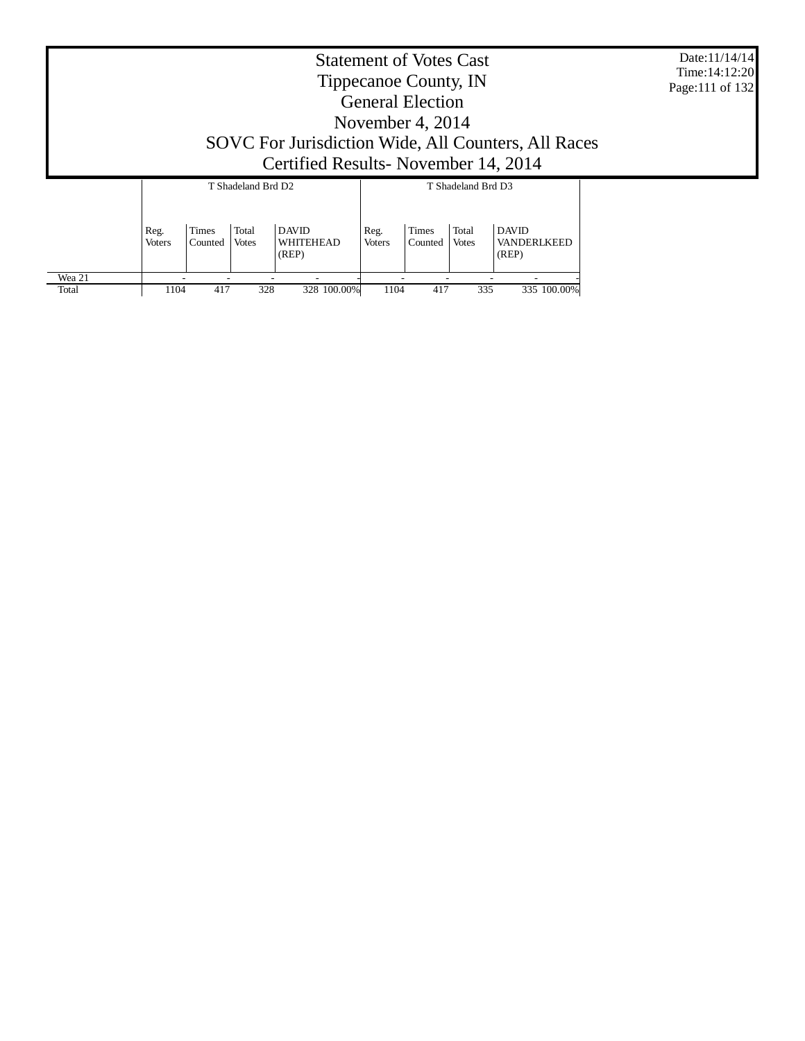# Statement of Votes Cast
# Tippecanoe County, IN
# General Election
# November 4, 2014
# SOVC For Jurisdiction Wide, All Counters, All Races
# Certified Results- November 14, 2014

Date:11/14/14
Time:14:12:20

| | T Shadeland Brd D2 | | | | | T Shadeland Brd D3 | | | | |
|---|---|---|---|---|---|---|---|---|---|---|
| | Reg. Voters | Times Counted | Total Votes | DAVID WHITEHEAD (REP) | | Reg. Voters | Times Counted | Total Votes | DAVID VANDERLKEED (REP) | |
| Wea 21 | - | - | - | - | - | - | - | - | - | - |
| Total | 1104 | 417 | 328 | 328 | 100.00% | 1104 | 417 | 335 | 335 | 100.00% |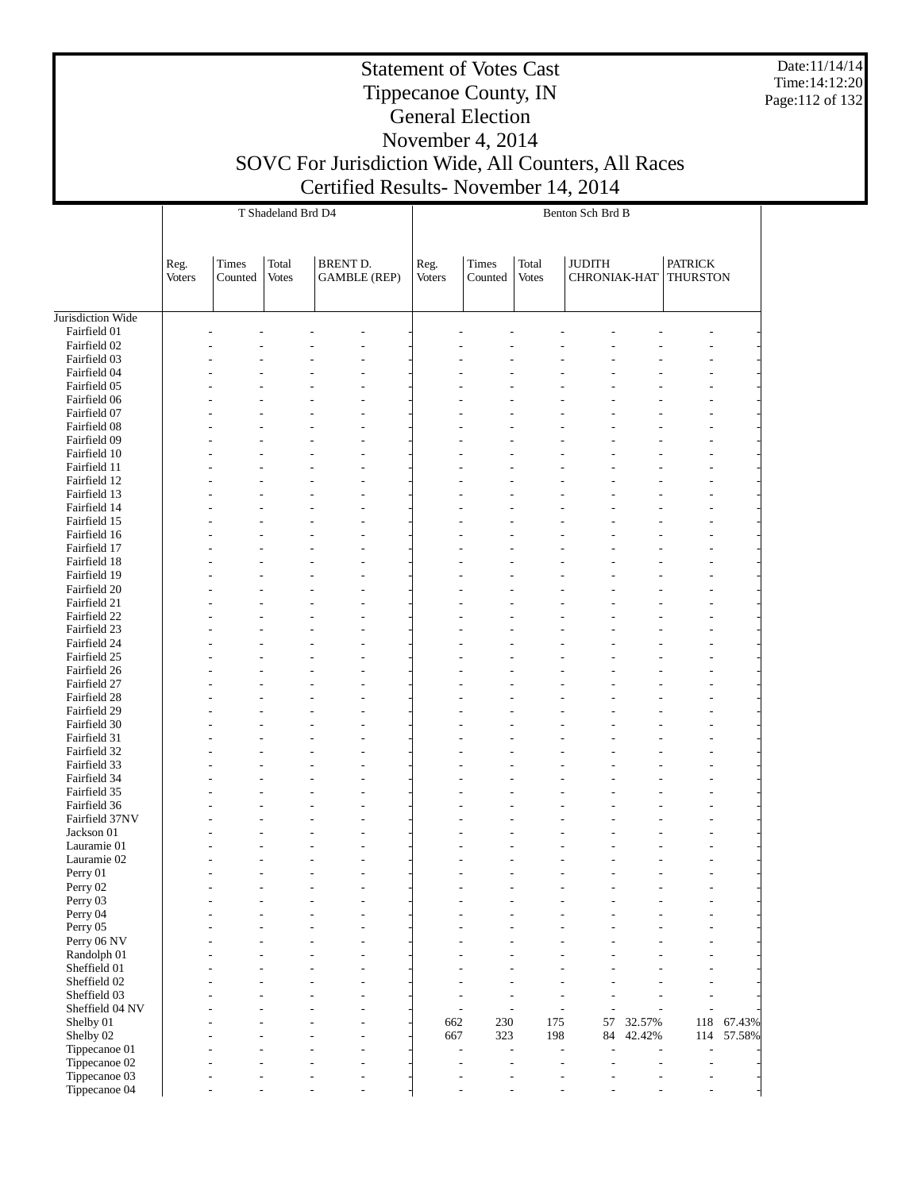# Statement of Votes Cast
# Tippecanoe County, IN
# General Election
# November 4, 2014
# SOVC For Jurisdiction Wide, All Counters, All Races
# Certified Results- November 14, 2014

Date:11/14/14
Time:14:12:20

| | T Shadeland Brd D4 | | | | Benton Sch Brd B | | | | | | |
|---|---|---|---|---|---|---|---|---|---|---|---|
| | Reg. Voters | Times Counted | Total Votes | BRENT D. GAMBLE (REP) | Reg. Voters | Times Counted | Total Votes | JUDITH CHRONIAK-HAT | | PATRICK THURSTON | |
| Jurisdiction Wide | | | | | | | | | | | |
| Fairfield 01 | - | - | - | - | - | - | - | - | - | - | - |
| Fairfield 02 | - | - | - | - | - | - | - | - | - | - | - |
| Fairfield 03 | - | - | - | - | - | - | - | - | - | - | - |
| Fairfield 04 | - | - | - | - | - | - | - | - | - | - | - |
| Fairfield 05 | - | - | - | - | - | - | - | - | - | - | - |
| Fairfield 06 | - | - | - | - | - | - | - | - | - | - | - |
| Fairfield 07 | - | - | - | - | - | - | - | - | - | - | - |
| Fairfield 08 | - | - | - | - | - | - | - | - | - | - | - |
| Fairfield 09 | - | - | - | - | - | - | - | - | - | - | - |
| Fairfield 10 | - | - | - | - | - | - | - | - | - | - | - |
| Fairfield 11 | - | - | - | - | - | - | - | - | - | - | - |
| Fairfield 12 | - | - | - | - | - | - | - | - | - | - | - |
| Fairfield 13 | - | - | - | - | - | - | - | - | - | - | - |
| Fairfield 14 | - | - | - | - | - | - | - | - | - | - | - |
| Fairfield 15 | - | - | - | - | - | - | - | - | - | - | - |
| Fairfield 16 | - | - | - | - | - | - | - | - | - | - | - |
| Fairfield 17 | - | - | - | - | - | - | - | - | - | - | - |
| Fairfield 18 | - | - | - | - | - | - | - | - | - | - | - |
| Fairfield 19 | - | - | - | - | - | - | - | - | - | - | - |
| Fairfield 20 | - | - | - | - | - | - | - | - | - | - | - |
| Fairfield 21 | - | - | - | - | - | - | - | - | - | - | - |
| Fairfield 22 | - | - | - | - | - | - | - | - | - | - | - |
| Fairfield 23 | - | - | - | - | - | - | - | - | - | - | - |
| Fairfield 24 | - | - | - | - | - | - | - | - | - | - | - |
| Fairfield 25 | - | - | - | - | - | - | - | - | - | - | - |
| Fairfield 26 | - | - | - | - | - | - | - | - | - | - | - |
| Fairfield 27 | - | - | - | - | - | - | - | - | - | - | - |
| Fairfield 28 | - | - | - | - | - | - | - | - | - | - | - |
| Fairfield 29 | - | - | - | - | - | - | - | - | - | - | - |
| Fairfield 30 | - | - | - | - | - | - | - | - | - | - | - |
| Fairfield 31 | - | - | - | - | - | - | - | - | - | - | - |
| Fairfield 32 | - | - | - | - | - | - | - | - | - | - | - |
| Fairfield 33 | - | - | - | - | - | - | - | - | - | - | - |
| Fairfield 34 | - | - | - | - | - | - | - | - | - | - | - |
| Fairfield 35 | - | - | - | - | - | - | - | - | - | - | - |
| Fairfield 36 | - | - | - | - | - | - | - | - | - | - | - |
| Fairfield 37NV | - | - | - | - | - | - | - | - | - | - | - |
| Jackson 01 | - | - | - | - | - | - | - | - | - | - | - |
| Lauramie 01 | - | - | - | - | - | - | - | - | - | - | - |
| Lauramie 02 | - | - | - | - | - | - | - | - | - | - | - |
| Perry 01 | - | - | - | - | - | - | - | - | - | - | - |
| Perry 02 | - | - | - | - | - | - | - | - | - | - | - |
| Perry 03 | - | - | - | - | - | - | - | - | - | - | - |
| Perry 04 | - | - | - | - | - | - | - | - | - | - | - |
| Perry 05 | - | - | - | - | - | - | - | - | - | - | - |
| Perry 06 NV | - | - | - | - | - | - | - | - | - | - | - |
| Randolph 01 | - | - | - | - | - | - | - | - | - | - | - |
| Sheffield 01 | - | - | - | - | - | - | - | - | - | - | - |
| Sheffield 02 | - | - | - | - | - | - | - | - | - | - | - |
| Sheffield 03 | - | - | - | - | - | - | - | - | - | - | - |
| Sheffield 04 NV | - | - | - | - | - | - | - | - | - | - | - |
| Shelby 01 | - | - | - | - | 662 | 230 | 175 | 57 | 32.57% | 118 | 67.43% |
| Shelby 02 | - | - | - | - | 667 | 323 | 198 | 84 | 42.42% | 114 | 57.58% |
| Tippecanoe 01 | - | - | - | - | - | - | - | - | - | - | - |
| Tippecanoe 02 | - | - | - | - | - | - | - | - | - | - | - |
| Tippecanoe 03 | - | - | - | - | - | - | - | - | - | - | - |
| Tippecanoe 04 | - | - | - | - | - | - | - | - | - | - | - |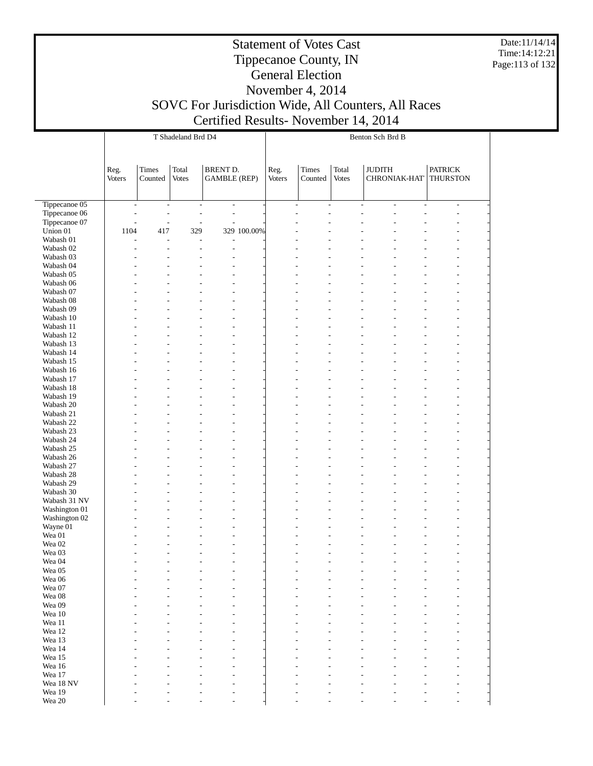# Statement of Votes Cast
# Tippecanoe County, IN
# General Election
# November 4, 2014
# SOVC For Jurisdiction Wide, All Counters, All Races
# Certified Results- November 14, 2014

Date:11/14/14
Time:14:12:21

| | T Shadeland Brd D4 | | | | | Benton Sch Brd B | | | | | | |
|---|---|---|---|---|---|---|---|---|---|---|---|---|
| | Reg. Voters | Times Counted | Total Votes | BRENT D. GAMBLE (REP) | | Reg. Voters | Times Counted | Total Votes | JUDITH CHRONIAK-HAT | | PATRICK THURSTON | |
| Tippecanoe 05 | - | - | - | - | - | - | - | - | - | - | - | - |
| Tippecanoe 06 | - | - | - | - | - | - | - | - | - | - | - | - |
| Tippecanoe 07 | - | - | - | - | - | - | - | - | - | - | - | - |
| Union 01 | 1104 | 417 | 329 | 329 | 100.00% | - | - | - | - | - | - | - |
| Wabash 01 | - | - | - | - | - | - | - | - | - | - | - | - |
| Wabash 02 | - | - | - | - | - | - | - | - | - | - | - | - |
| Wabash 03 | - | - | - | - | - | - | - | - | - | - | - | - |
| Wabash 04 | - | - | - | - | - | - | - | - | - | - | - | - |
| Wabash 05 | - | - | - | - | - | - | - | - | - | - | - | - |
| Wabash 06 | - | - | - | - | - | - | - | - | - | - | - | - |
| Wabash 07 | - | - | - | - | - | - | - | - | - | - | - | - |
| Wabash 08 | - | - | - | - | - | - | - | - | - | - | - | - |
| Wabash 09 | - | - | - | - | - | - | - | - | - | - | - | - |
| Wabash 10 | - | - | - | - | - | - | - | - | - | - | - | - |
| Wabash 11 | - | - | - | - | - | - | - | - | - | - | - | - |
| Wabash 12 | - | - | - | - | - | - | - | - | - | - | - | - |
| Wabash 13 | - | - | - | - | - | - | - | - | - | - | - | - |
| Wabash 14 | - | - | - | - | - | - | - | - | - | - | - | - |
| Wabash 15 | - | - | - | - | - | - | - | - | - | - | - | - |
| Wabash 16 | - | - | - | - | - | - | - | - | - | - | - | - |
| Wabash 17 | - | - | - | - | - | - | - | - | - | - | - | - |
| Wabash 18 | - | - | - | - | - | - | - | - | - | - | - | - |
| Wabash 19 | - | - | - | - | - | - | - | - | - | - | - | - |
| Wabash 20 | - | - | - | - | - | - | - | - | - | - | - | - |
| Wabash 21 | - | - | - | - | - | - | - | - | - | - | - | - |
| Wabash 22 | - | - | - | - | - | - | - | - | - | - | - | - |
| Wabash 23 | - | - | - | - | - | - | - | - | - | - | - | - |
| Wabash 24 | - | - | - | - | - | - | - | - | - | - | - | - |
| Wabash 25 | - | - | - | - | - | - | - | - | - | - | - | - |
| Wabash 26 | - | - | - | - | - | - | - | - | - | - | - | - |
| Wabash 27 | - | - | - | - | - | - | - | - | - | - | - | - |
| Wabash 28 | - | - | - | - | - | - | - | - | - | - | - | - |
| Wabash 29 | - | - | - | - | - | - | - | - | - | - | - | - |
| Wabash 30 | - | - | - | - | - | - | - | - | - | - | - | - |
| Wabash 31 NV | - | - | - | - | - | - | - | - | - | - | - | - |
| Washington 01 | - | - | - | - | - | - | - | - | - | - | - | - |
| Washington 02 | - | - | - | - | - | - | - | - | - | - | - | - |
| Wayne 01 | - | - | - | - | - | - | - | - | - | - | - | - |
| Wea 01 | - | - | - | - | - | - | - | - | - | - | - | - |
| Wea 02 | - | - | - | - | - | - | - | - | - | - | - | - |
| Wea 03 | - | - | - | - | - | - | - | - | - | - | - | - |
| Wea 04 | - | - | - | - | - | - | - | - | - | - | - | - |
| Wea 05 | - | - | - | - | - | - | - | - | - | - | - | - |
| Wea 06 | - | - | - | - | - | - | - | - | - | - | - | - |
| Wea 07 | - | - | - | - | - | - | - | - | - | - | - | - |
| Wea 08 | - | - | - | - | - | - | - | - | - | - | - | - |
| Wea 09 | - | - | - | - | - | - | - | - | - | - | - | - |
| Wea 10 | - | - | - | - | - | - | - | - | - | - | - | - |
| Wea 11 | - | - | - | - | - | - | - | - | - | - | - | - |
| Wea 12 | - | - | - | - | - | - | - | - | - | - | - | - |
| Wea 13 | - | - | - | - | - | - | - | - | - | - | - | - |
| Wea 14 | - | - | - | - | - | - | - | - | - | - | - | - |
| Wea 15 | - | - | - | - | - | - | - | - | - | - | - | - |
| Wea 16 | - | - | - | - | - | - | - | - | - | - | - | - |
| Wea 17 | - | - | - | - | - | - | - | - | - | - | - | - |
| Wea 18 NV | - | - | - | - | - | - | - | - | - | - | - | - |
| Wea 19 | - | - | - | - | - | - | - | - | - | - | - | - |
| Wea 20 | - | - | - | - | - | - | - | - | - | - | - | - |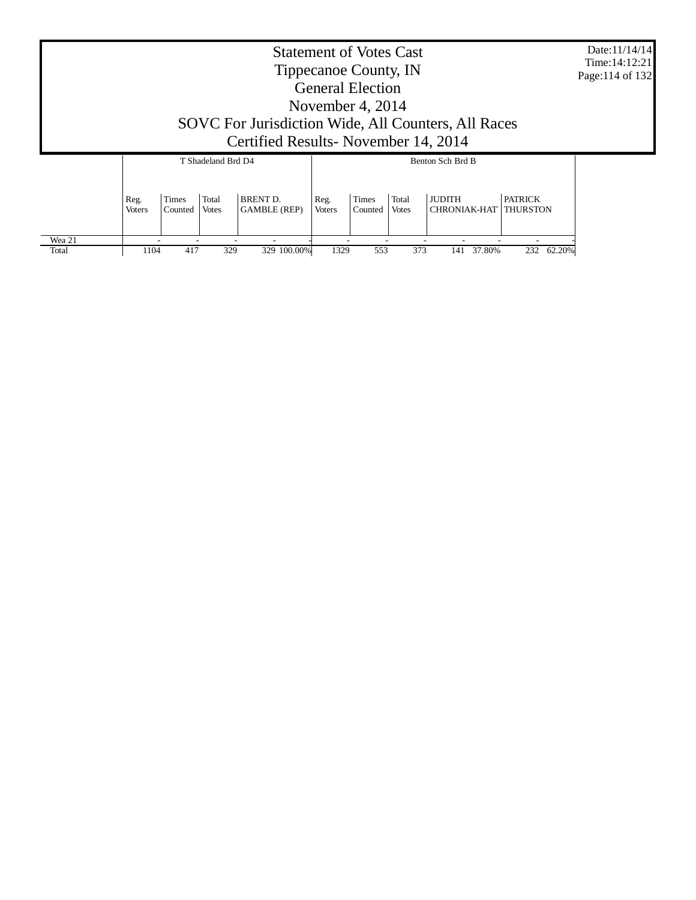# Statement of Votes Cast
## Tippecanoe County, IN
## General Election
## November 4, 2014
## SOVC For Jurisdiction Wide, All Counters, All Races
## Certified Results- November 14, 2014

Date:11/14/14
Time:14:12:21

| | T Shadeland Brd D4 | | | | | Benton Sch Brd B | | | | | | |
|---|---|---|---|---|---|---|---|---|---|---|---|---|
| | Reg. Voters | Times Counted | Total Votes | BRENT D. GAMBLE (REP) | | Reg. Voters | Times Counted | Total Votes | JUDITH CHRONIAK-HAT | | PATRICK THURSTON | |
| Wea 21 | - | - | - | - | - | - | - | - | - | - | - | - |
| Total | 1104 | 417 | 329 | 329 | 100.00% | 1329 | 553 | 373 | 141 | 37.80% | 232 | 62.20% |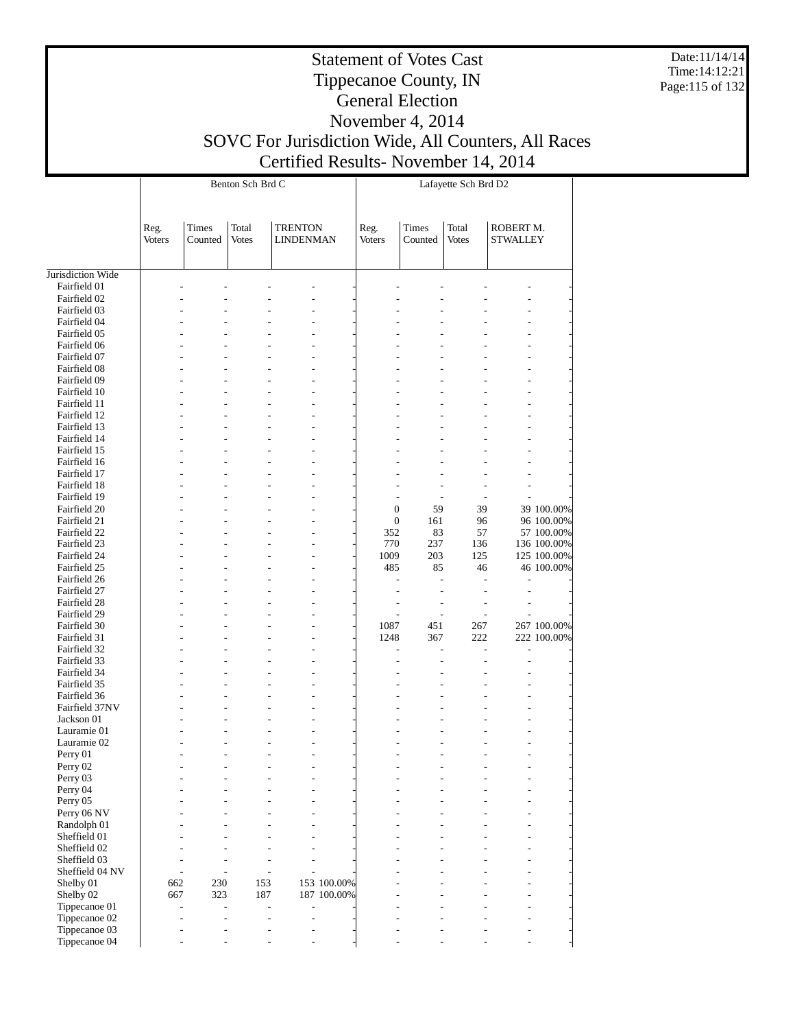# Statement of Votes Cast
# Tippecanoe County, IN
# General Election
# November 4, 2014
# SOVC For Jurisdiction Wide, All Counters, All Races
# Certified Results- November 14, 2014

Date:11/14/14
Time:14:12:21

| | Benton Sch Brd C | | | | | Lafayette Sch Brd D2 | | | | |
|---|---|---|---|---|---|---|---|---|---|---|
| | Reg. Voters | Times Counted | Total Votes | TRENTON LINDENMAN | | Reg. Voters | Times Counted | Total Votes | ROBERT M. STWALLEY | |
| Jurisdiction Wide | | | | | | | | | | |
| Fairfield 01 | - | - | - | - | - | - | - | - | - | - |
| Fairfield 02 | - | - | - | - | - | - | - | - | - | - |
| Fairfield 03 | - | - | - | - | - | - | - | - | - | - |
| Fairfield 04 | - | - | - | - | - | - | - | - | - | - |
| Fairfield 05 | - | - | - | - | - | - | - | - | - | - |
| Fairfield 06 | - | - | - | - | - | - | - | - | - | - |
| Fairfield 07 | - | - | - | - | - | - | - | - | - | - |
| Fairfield 08 | - | - | - | - | - | - | - | - | - | - |
| Fairfield 09 | - | - | - | - | - | - | - | - | - | - |
| Fairfield 10 | - | - | - | - | - | - | - | - | - | - |
| Fairfield 11 | - | - | - | - | - | - | - | - | - | - |
| Fairfield 12 | - | - | - | - | - | - | - | - | - | - |
| Fairfield 13 | - | - | - | - | - | - | - | - | - | - |
| Fairfield 14 | - | - | - | - | - | - | - | - | - | - |
| Fairfield 15 | - | - | - | - | - | - | - | - | - | - |
| Fairfield 16 | - | - | - | - | - | - | - | - | - | - |
| Fairfield 17 | - | - | - | - | - | - | - | - | - | - |
| Fairfield 18 | - | - | - | - | - | - | - | - | - | - |
| Fairfield 19 | - | - | - | - | - | - | - | - | - | - |
| Fairfield 20 | - | - | - | - | - | 0 | 59 | 39 | 39 | 100.00% |
| Fairfield 21 | - | - | - | - | - | 0 | 161 | 96 | 96 | 100.00% |
| Fairfield 22 | - | - | - | - | - | 352 | 83 | 57 | 57 | 100.00% |
| Fairfield 23 | - | - | - | - | - | 770 | 237 | 136 | 136 | 100.00% |
| Fairfield 24 | - | - | - | - | - | 1009 | 203 | 125 | 125 | 100.00% |
| Fairfield 25 | - | - | - | - | - | 485 | 85 | 46 | 46 | 100.00% |
| Fairfield 26 | - | - | - | - | - | - | - | - | - | - |
| Fairfield 27 | - | - | - | - | - | - | - | - | - | - |
| Fairfield 28 | - | - | - | - | - | - | - | - | - | - |
| Fairfield 29 | - | - | - | - | - | - | - | - | - | - |
| Fairfield 30 | - | - | - | - | - | 1087 | 451 | 267 | 267 | 100.00% |
| Fairfield 31 | - | - | - | - | - | 1248 | 367 | 222 | 222 | 100.00% |
| Fairfield 32 | - | - | - | - | - | - | - | - | - | - |
| Fairfield 33 | - | - | - | - | - | - | - | - | - | - |
| Fairfield 34 | - | - | - | - | - | - | - | - | - | - |
| Fairfield 35 | - | - | - | - | - | - | - | - | - | - |
| Fairfield 36 | - | - | - | - | - | - | - | - | - | - |
| Fairfield 37NV | - | - | - | - | - | - | - | - | - | - |
| Jackson 01 | - | - | - | - | - | - | - | - | - | - |
| Lauramie 01 | - | - | - | - | - | - | - | - | - | - |
| Lauramie 02 | - | - | - | - | - | - | - | - | - | - |
| Perry 01 | - | - | - | - | - | - | - | - | - | - |
| Perry 02 | - | - | - | - | - | - | - | - | - | - |
| Perry 03 | - | - | - | - | - | - | - | - | - | - |
| Perry 04 | - | - | - | - | - | - | - | - | - | - |
| Perry 05 | - | - | - | - | - | - | - | - | - | - |
| Perry 06 NV | - | - | - | - | - | - | - | - | - | - |
| Randolph 01 | - | - | - | - | - | - | - | - | - | - |
| Sheffield 01 | - | - | - | - | - | - | - | - | - | - |
| Sheffield 02 | - | - | - | - | - | - | - | - | - | - |
| Sheffield 03 | - | - | - | - | - | - | - | - | - | - |
| Sheffield 04 NV | - | - | - | - | - | - | - | - | - | - |
| Shelby 01 | 662 | 230 | 153 | 153 | 100.00% | - | - | - | - | - |
| Shelby 02 | 667 | 323 | 187 | 187 | 100.00% | - | - | - | - | - |
| Tippecanoe 01 | - | - | - | - | - | - | - | - | - | - |
| Tippecanoe 02 | - | - | - | - | - | - | - | - | - | - |
| Tippecanoe 03 | - | - | - | - | - | - | - | - | - | - |
| Tippecanoe 04 | - | - | - | - | - | - | - | - | - | - |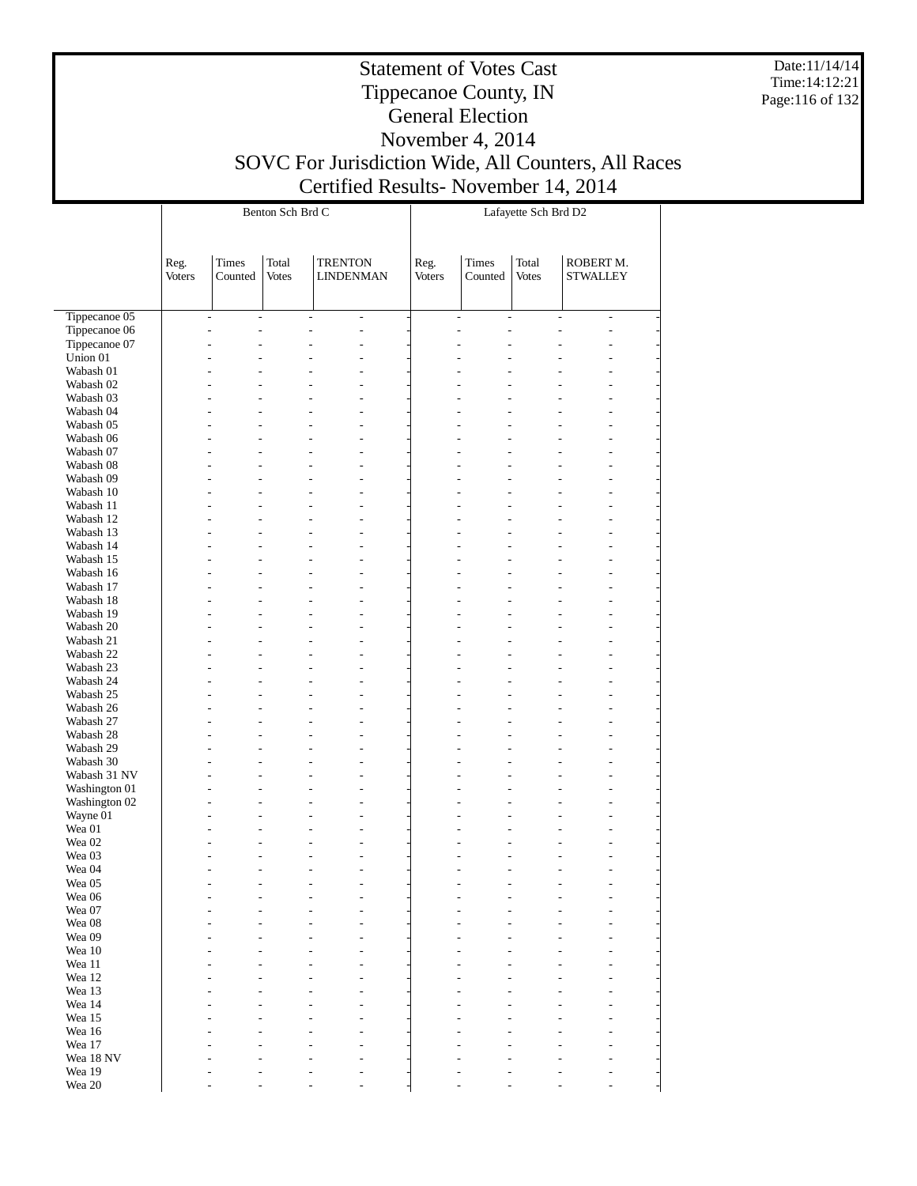| | Benton Sch Brd C | | | | | Lafayette Sch Brd D2 | | | | |
|---|---|---|---|---|---|---|---|---|---|---|
| | Reg. Voters | Times Counted | Total Votes | TRENTON LINDENMAN | | Reg. Voters | Times Counted | Total Votes | ROBERT M. STWALLEY | |
| Tippecanoe 05 | - | - | - | - | - | - | - | - | - | - |
| Tippecanoe 06 | - | - | - | - | - | - | - | - | - | - |
| Tippecanoe 07 | - | - | - | - | - | - | - | - | - | - |
| Union 01 | - | - | - | - | - | - | - | - | - | - |
| Wabash 01 | - | - | - | - | - | - | - | - | - | - |
| Wabash 02 | - | - | - | - | - | - | - | - | - | - |
| Wabash 03 | - | - | - | - | - | - | - | - | - | - |
| Wabash 04 | - | - | - | - | - | - | - | - | - | - |
| Wabash 05 | - | - | - | - | - | - | - | - | - | - |
| Wabash 06 | - | - | - | - | - | - | - | - | - | - |
| Wabash 07 | - | - | - | - | - | - | - | - | - | - |
| Wabash 08 | - | - | - | - | - | - | - | - | - | - |
| Wabash 09 | - | - | - | - | - | - | - | - | - | - |
| Wabash 10 | - | - | - | - | - | - | - | - | - | - |
| Wabash 11 | - | - | - | - | - | - | - | - | - | - |
| Wabash 12 | - | - | - | - | - | - | - | - | - | - |
| Wabash 13 | - | - | - | - | - | - | - | - | - | - |
| Wabash 14 | - | - | - | - | - | - | - | - | - | - |
| Wabash 15 | - | - | - | - | - | - | - | - | - | - |
| Wabash 16 | - | - | - | - | - | - | - | - | - | - |
| Wabash 17 | - | - | - | - | - | - | - | - | - | - |
| Wabash 18 | - | - | - | - | - | - | - | - | - | - |
| Wabash 19 | - | - | - | - | - | - | - | - | - | - |
| Wabash 20 | - | - | - | - | - | - | - | - | - | - |
| Wabash 21 | - | - | - | - | - | - | - | - | - | - |
| Wabash 22 | - | - | - | - | - | - | - | - | - | - |
| Wabash 23 | - | - | - | - | - | - | - | - | - | - |
| Wabash 24 | - | - | - | - | - | - | - | - | - | - |
| Wabash 25 | - | - | - | - | - | - | - | - | - | - |
| Wabash 26 | - | - | - | - | - | - | - | - | - | - |
| Wabash 27 | - | - | - | - | - | - | - | - | - | - |
| Wabash 28 | - | - | - | - | - | - | - | - | - | - |
| Wabash 29 | - | - | - | - | - | - | - | - | - | - |
| Wabash 30 | - | - | - | - | - | - | - | - | - | - |
| Wabash 31 NV | - | - | - | - | - | - | - | - | - | - |
| Washington 01 | - | - | - | - | - | - | - | - | - | - |
| Washington 02 | - | - | - | - | - | - | - | - | - | - |
| Wayne 01 | - | - | - | - | - | - | - | - | - | - |
| Wea 01 | - | - | - | - | - | - | - | - | - | - |
| Wea 02 | - | - | - | - | - | - | - | - | - | - |
| Wea 03 | - | - | - | - | - | - | - | - | - | - |
| Wea 04 | - | - | - | - | - | - | - | - | - | - |
| Wea 05 | - | - | - | - | - | - | - | - | - | - |
| Wea 06 | - | - | - | - | - | - | - | - | - | - |
| Wea 07 | - | - | - | - | - | - | - | - | - | - |
| Wea 08 | - | - | - | - | - | - | - | - | - | - |
| Wea 09 | - | - | - | - | - | - | - | - | - | - |
| Wea 10 | - | - | - | - | - | - | - | - | - | - |
| Wea 11 | - | - | - | - | - | - | - | - | - | - |
| Wea 12 | - | - | - | - | - | - | - | - | - | - |
| Wea 13 | - | - | - | - | - | - | - | - | - | - |
| Wea 14 | - | - | - | - | - | - | - | - | - | - |
| Wea 15 | - | - | - | - | - | - | - | - | - | - |
| Wea 16 | - | - | - | - | - | - | - | - | - | - |
| Wea 17 | - | - | - | - | - | - | - | - | - | - |
| Wea 18 NV | - | - | - | - | - | - | - | - | - | - |
| Wea 19 | - | - | - | - | - | - | - | - | - | - |
| Wea 20 | - | - | - | - | - | - | - | - | - | - |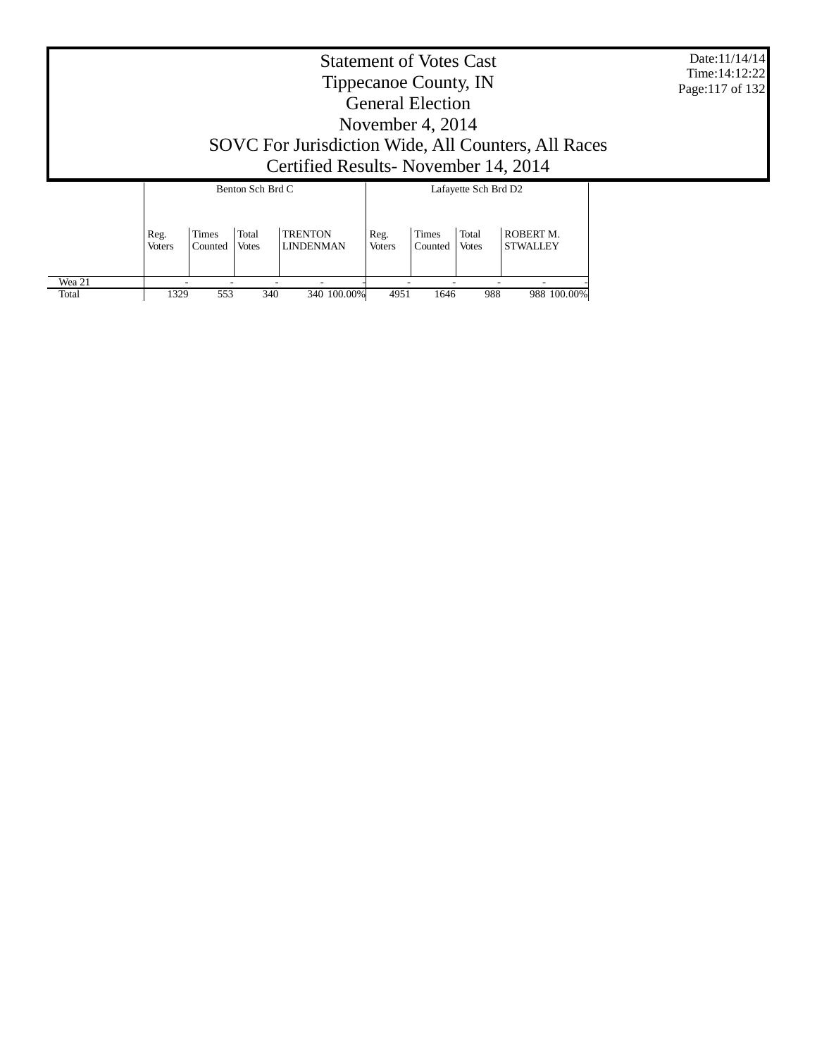# Statement of Votes Cast
# Tippecanoe County, IN
# General Election
# November 4, 2014
# SOVC For Jurisdiction Wide, All Counters, All Races
# Certified Results- November 14, 2014

Date:11/14/14
Time:14:12:22

| | Benton Sch Brd C | | | | | Lafayette Sch Brd D2 | | | | |
|---|---|---|---|---|---|---|---|---|---|---|
| | Reg. Voters | Times Counted | Total Votes | TRENTON LINDENMAN | | Reg. Voters | Times Counted | Total Votes | ROBERT M. STWALLEY | |
| Wea 21 | - | - | - | - | - | - | - | - | - | - |
| Total | 1329 | 553 | 340 | 340 | 100.00% | 4951 | 1646 | 988 | 988 | 100.00% |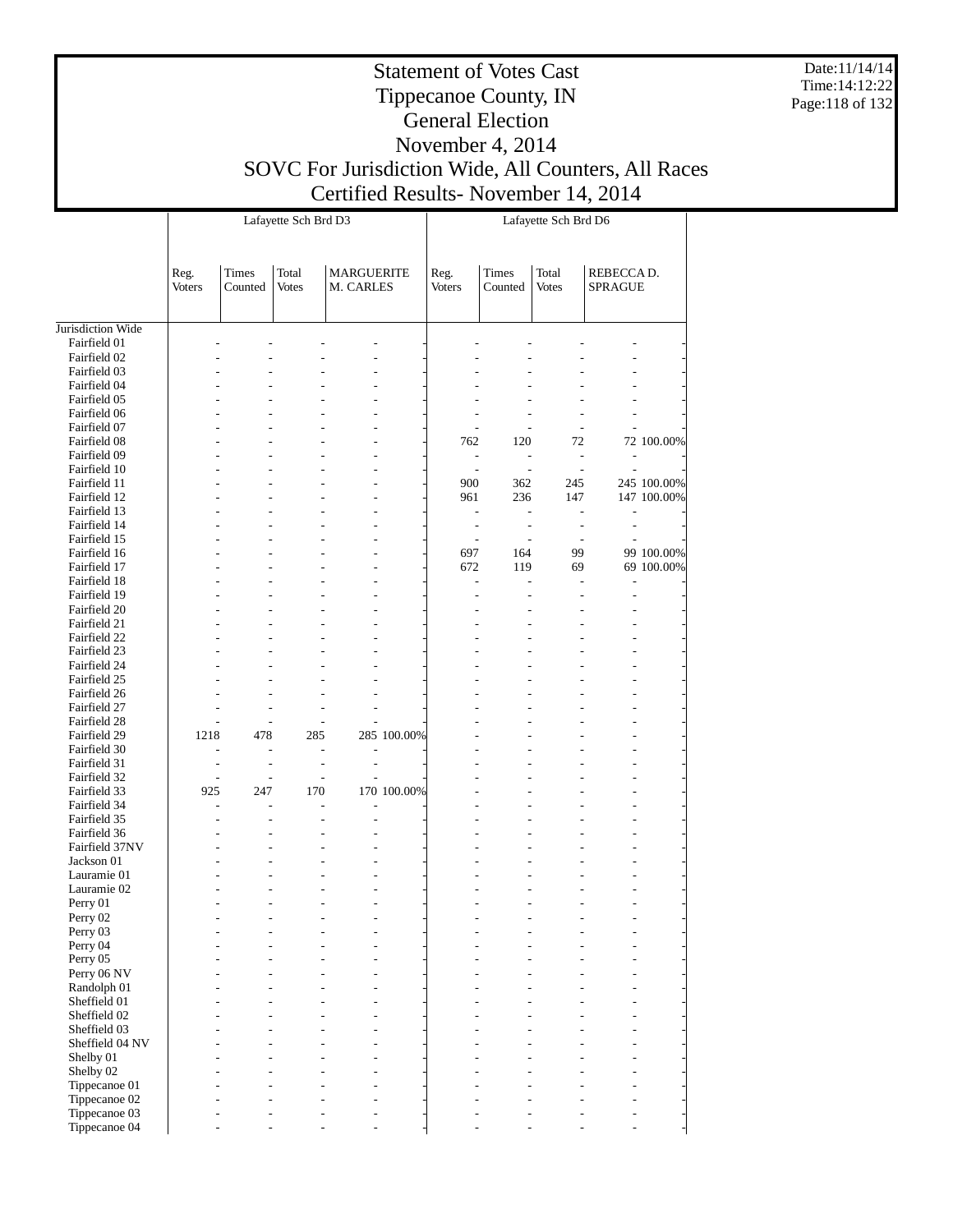# Statement of Votes Cast
# Tippecanoe County, IN
# General Election
# November 4, 2014
# SOVC For Jurisdiction Wide, All Counters, All Races
# Certified Results- November 14, 2014

Date:11/14/14
Time:14:12:22

| | Lafayette Sch Brd D3 | | | | | Lafayette Sch Brd D6 | | | | |
|---|---|---|---|---|---|---|---|---|---|---|
| | Reg. Voters | Times Counted | Total Votes | MARGUERITE M. CARLES | | Reg. Voters | Times Counted | Total Votes | REBECCA D. SPRAGUE | |
| Jurisdiction Wide | | | | | | | | | | |
| Fairfield 01 | - | - | - | - | - | - | - | - | - | - |
| Fairfield 02 | - | - | - | - | - | - | - | - | - | - |
| Fairfield 03 | - | - | - | - | - | - | - | - | - | - |
| Fairfield 04 | - | - | - | - | - | - | - | - | - | - |
| Fairfield 05 | - | - | - | - | - | - | - | - | - | - |
| Fairfield 06 | - | - | - | - | - | - | - | - | - | - |
| Fairfield 07 | - | - | - | - | - | - | - | - | - | - |
| Fairfield 08 | - | - | - | - | - | 762 | 120 | 72 | 72 | 100.00% |
| Fairfield 09 | - | - | - | - | - | - | - | - | - | - |
| Fairfield 10 | - | - | - | - | - | - | - | - | - | - |
| Fairfield 11 | - | - | - | - | - | 900 | 362 | 245 | 245 | 100.00% |
| Fairfield 12 | - | - | - | - | - | 961 | 236 | 147 | 147 | 100.00% |
| Fairfield 13 | - | - | - | - | - | - | - | - | - | - |
| Fairfield 14 | - | - | - | - | - | - | - | - | - | - |
| Fairfield 15 | - | - | - | - | - | - | - | - | - | - |
| Fairfield 16 | - | - | - | - | - | 697 | 164 | 99 | 99 | 100.00% |
| Fairfield 17 | - | - | - | - | - | 672 | 119 | 69 | 69 | 100.00% |
| Fairfield 18 | - | - | - | - | - | - | - | - | - | - |
| Fairfield 19 | - | - | - | - | - | - | - | - | - | - |
| Fairfield 20 | - | - | - | - | - | - | - | - | - | - |
| Fairfield 21 | - | - | - | - | - | - | - | - | - | - |
| Fairfield 22 | - | - | - | - | - | - | - | - | - | - |
| Fairfield 23 | - | - | - | - | - | - | - | - | - | - |
| Fairfield 24 | - | - | - | - | - | - | - | - | - | - |
| Fairfield 25 | - | - | - | - | - | - | - | - | - | - |
| Fairfield 26 | - | - | - | - | - | - | - | - | - | - |
| Fairfield 27 | - | - | - | - | - | - | - | - | - | - |
| Fairfield 28 | - | - | - | - | - | - | - | - | - | - |
| Fairfield 29 | 1218 | 478 | 285 | 285 | 100.00% | - | - | - | - | - |
| Fairfield 30 | - | - | - | - | - | - | - | - | - | - |
| Fairfield 31 | - | - | - | - | - | - | - | - | - | - |
| Fairfield 32 | - | - | - | - | - | - | - | - | - | - |
| Fairfield 33 | 925 | 247 | 170 | 170 | 100.00% | - | - | - | - | - |
| Fairfield 34 | - | - | - | - | - | - | - | - | - | - |
| Fairfield 35 | - | - | - | - | - | - | - | - | - | - |
| Fairfield 36 | - | - | - | - | - | - | - | - | - | - |
| Fairfield 37NV | - | - | - | - | - | - | - | - | - | - |
| Jackson 01 | - | - | - | - | - | - | - | - | - | - |
| Lauramie 01 | - | - | - | - | - | - | - | - | - | - |
| Lauramie 02 | - | - | - | - | - | - | - | - | - | - |
| Perry 01 | - | - | - | - | - | - | - | - | - | - |
| Perry 02 | - | - | - | - | - | - | - | - | - | - |
| Perry 03 | - | - | - | - | - | - | - | - | - | - |
| Perry 04 | - | - | - | - | - | - | - | - | - | - |
| Perry 05 | - | - | - | - | - | - | - | - | - | - |
| Perry 06 NV | - | - | - | - | - | - | - | - | - | - |
| Randolph 01 | - | - | - | - | - | - | - | - | - | - |
| Sheffield 01 | - | - | - | - | - | - | - | - | - | - |
| Sheffield 02 | - | - | - | - | - | - | - | - | - | - |
| Sheffield 03 | - | - | - | - | - | - | - | - | - | - |
| Sheffield 04 NV | - | - | - | - | - | - | - | - | - | - |
| Shelby 01 | - | - | - | - | - | - | - | - | - | - |
| Shelby 02 | - | - | - | - | - | - | - | - | - | - |
| Tippecanoe 01 | - | - | - | - | - | - | - | - | - | - |
| Tippecanoe 02 | - | - | - | - | - | - | - | - | - | - |
| Tippecanoe 03 | - | - | - | - | - | - | - | - | - | - |
| Tippecanoe 04 | - | - | - | - | - | - | - | - | - | - |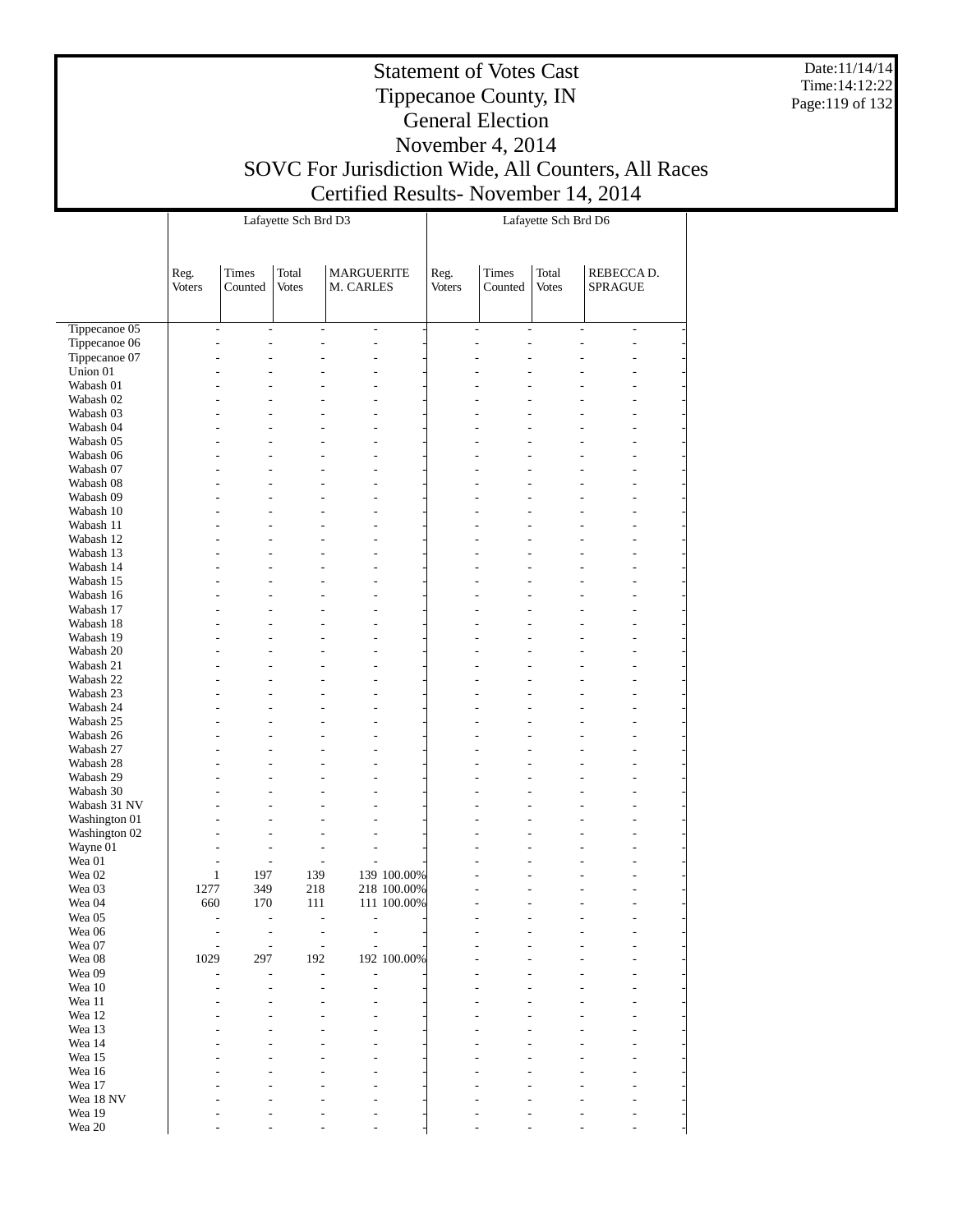# Statement of Votes Cast
# Tippecanoe County, IN
# General Election
# November 4, 2014
# SOVC For Jurisdiction Wide, All Counters, All Races
# Certified Results- November 14, 2014

Date:11/14/14
Time:14:12:22

| | Lafayette Sch Brd D3 | | | | | Lafayette Sch Brd D6 | | | | |
|---|---|---|---|---|---|---|---|---|---|---|
| | Reg. Voters | Times Counted | Total Votes | MARGUERITE M. CARLES | | Reg. Voters | Times Counted | Total Votes | REBECCA D. SPRAGUE | |
| Tippecanoe 05 | - | - | - | - | - | - | - | - | - | - |
| Tippecanoe 06 | - | - | - | - | - | - | - | - | - | - |
| Tippecanoe 07 | - | - | - | - | - | - | - | - | - | - |
| Union 01 | - | - | - | - | - | - | - | - | - | - |
| Wabash 01 | - | - | - | - | - | - | - | - | - | - |
| Wabash 02 | - | - | - | - | - | - | - | - | - | - |
| Wabash 03 | - | - | - | - | - | - | - | - | - | - |
| Wabash 04 | - | - | - | - | - | - | - | - | - | - |
| Wabash 05 | - | - | - | - | - | - | - | - | - | - |
| Wabash 06 | - | - | - | - | - | - | - | - | - | - |
| Wabash 07 | - | - | - | - | - | - | - | - | - | - |
| Wabash 08 | - | - | - | - | - | - | - | - | - | - |
| Wabash 09 | - | - | - | - | - | - | - | - | - | - |
| Wabash 10 | - | - | - | - | - | - | - | - | - | - |
| Wabash 11 | - | - | - | - | - | - | - | - | - | - |
| Wabash 12 | - | - | - | - | - | - | - | - | - | - |
| Wabash 13 | - | - | - | - | - | - | - | - | - | - |
| Wabash 14 | - | - | - | - | - | - | - | - | - | - |
| Wabash 15 | - | - | - | - | - | - | - | - | - | - |
| Wabash 16 | - | - | - | - | - | - | - | - | - | - |
| Wabash 17 | - | - | - | - | - | - | - | - | - | - |
| Wabash 18 | - | - | - | - | - | - | - | - | - | - |
| Wabash 19 | - | - | - | - | - | - | - | - | - | - |
| Wabash 20 | - | - | - | - | - | - | - | - | - | - |
| Wabash 21 | - | - | - | - | - | - | - | - | - | - |
| Wabash 22 | - | - | - | - | - | - | - | - | - | - |
| Wabash 23 | - | - | - | - | - | - | - | - | - | - |
| Wabash 24 | - | - | - | - | - | - | - | - | - | - |
| Wabash 25 | - | - | - | - | - | - | - | - | - | - |
| Wabash 26 | - | - | - | - | - | - | - | - | - | - |
| Wabash 27 | - | - | - | - | - | - | - | - | - | - |
| Wabash 28 | - | - | - | - | - | - | - | - | - | - |
| Wabash 29 | - | - | - | - | - | - | - | - | - | - |
| Wabash 30 | - | - | - | - | - | - | - | - | - | - |
| Wabash 31 NV | - | - | - | - | - | - | - | - | - | - |
| Washington 01 | - | - | - | - | - | - | - | - | - | - |
| Washington 02 | - | - | - | - | - | - | - | - | - | - |
| Wayne 01 | - | - | - | - | - | - | - | - | - | - |
| Wea 01 | - | - | - | - | - | - | - | - | - | - |
| Wea 02 | 1 | 197 | 139 | 139 | 100.00% | - | - | - | - | - |
| Wea 03 | 1277 | 349 | 218 | 218 | 100.00% | - | - | - | - | - |
| Wea 04 | 660 | 170 | 111 | 111 | 100.00% | - | - | - | - | - |
| Wea 05 | - | - | - | - | - | - | - | - | - | - |
| Wea 06 | - | - | - | - | - | - | - | - | - | - |
| Wea 07 | - | - | - | - | - | - | - | - | - | - |
| Wea 08 | 1029 | 297 | 192 | 192 | 100.00% | - | - | - | - | - |
| Wea 09 | - | - | - | - | - | - | - | - | - | - |
| Wea 10 | - | - | - | - | - | - | - | - | - | - |
| Wea 11 | - | - | - | - | - | - | - | - | - | - |
| Wea 12 | - | - | - | - | - | - | - | - | - | - |
| Wea 13 | - | - | - | - | - | - | - | - | - | - |
| Wea 14 | - | - | - | - | - | - | - | - | - | - |
| Wea 15 | - | - | - | - | - | - | - | - | - | - |
| Wea 16 | - | - | - | - | - | - | - | - | - | - |
| Wea 17 | - | - | - | - | - | - | - | - | - | - |
| Wea 18 NV | - | - | - | - | - | - | - | - | - | - |
| Wea 19 | - | - | - | - | - | - | - | - | - | - |
| Wea 20 | - | - | - | - | - | - | - | - | - | - |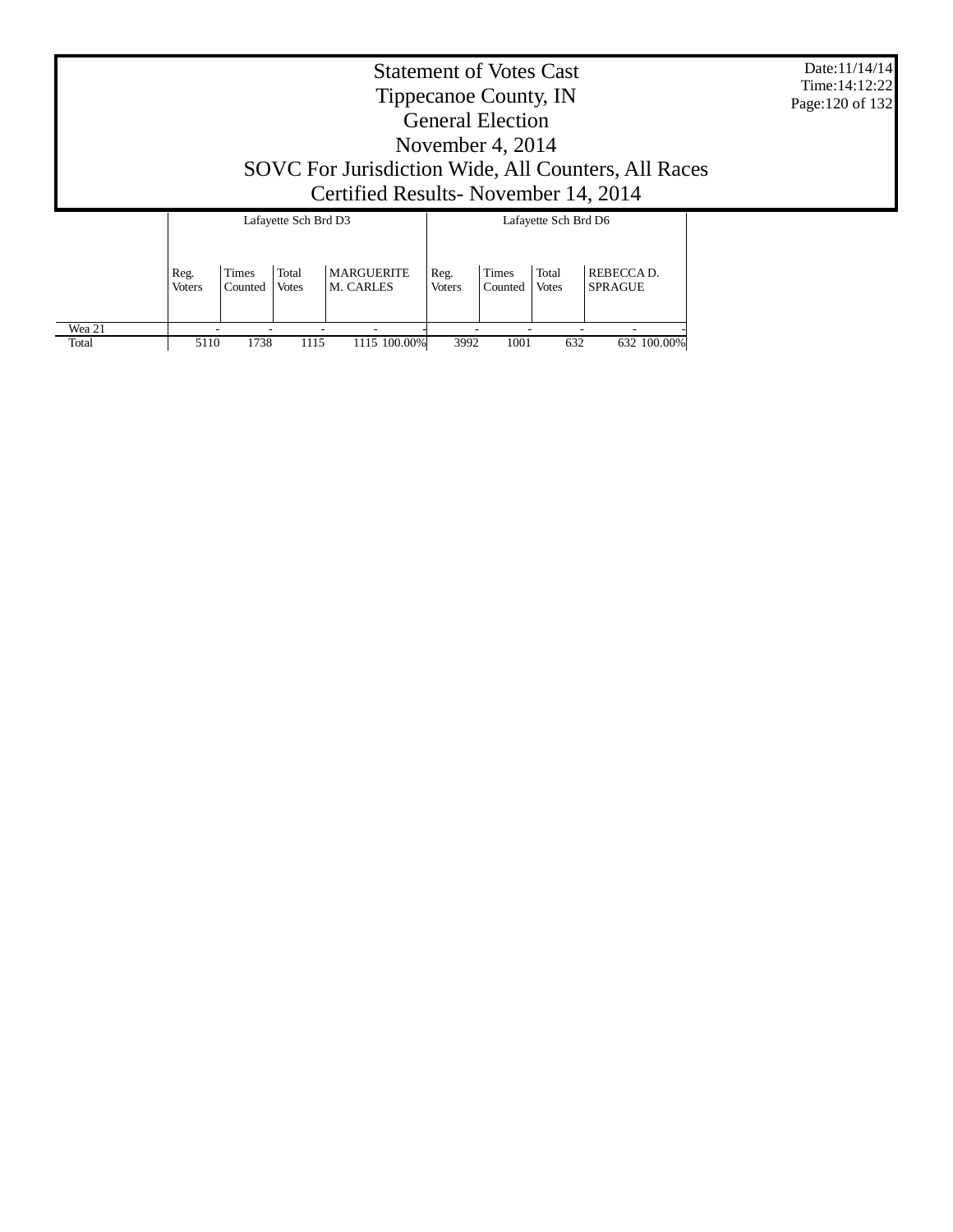# Statement of Votes Cast
## Tippecanoe County, IN
## General Election
## November 4, 2014
## SOVC For Jurisdiction Wide, All Counters, All Races
## Certified Results- November 14, 2014

Date:11/14/14
Time:14:12:22

| | Lafayette Sch Brd D3 | | | | | Lafayette Sch Brd D6 | | | | |
|---|---|---|---|---|---|---|---|---|---|---|
| | Reg. Voters | Times Counted | Total Votes | MARGUERITE M. CARLES | | Reg. Voters | Times Counted | Total Votes | REBECCA D. SPRAGUE | |
| Wea 21 | - | - | - | - | - | - | - | - | - | - |
| Total | 5110 | 1738 | 1115 | 1115 | 100.00% | 3992 | 1001 | 632 | 632 | 100.00% |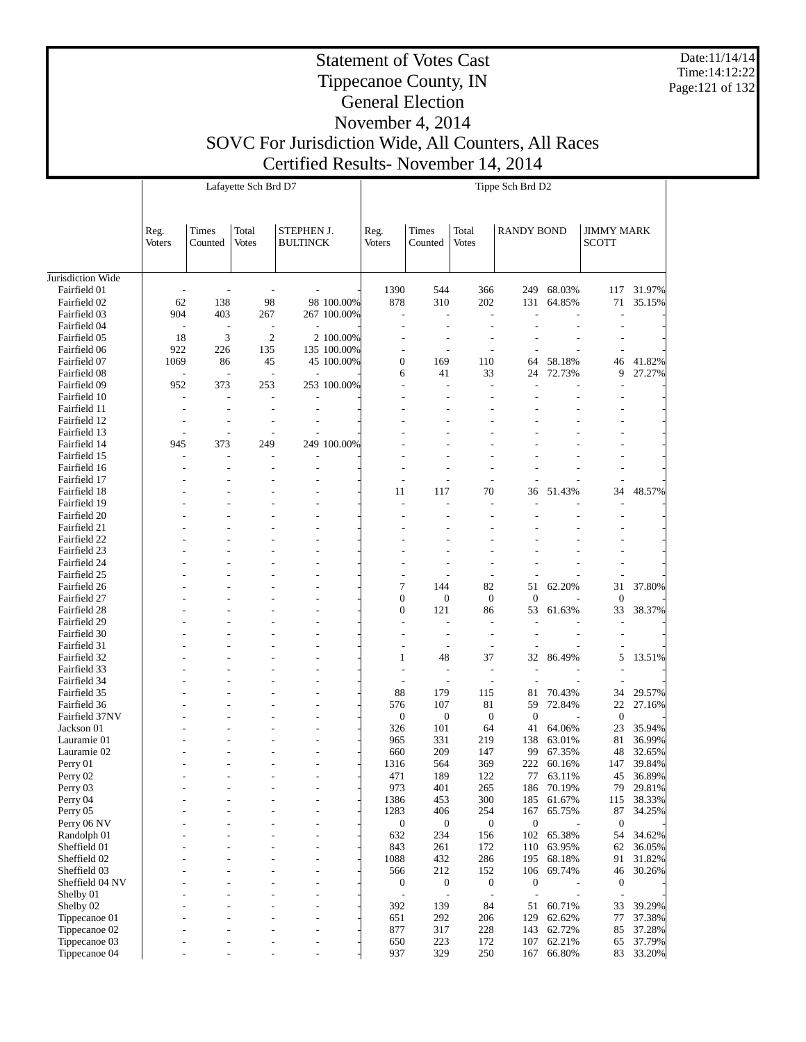# Statement of Votes Cast
# Tippecanoe County, IN
# General Election
# November 4, 2014
# SOVC For Jurisdiction Wide, All Counters, All Races
# Certified Results- November 14, 2014

Date:11/14/14
Time:14:12:22

| | Lafayette Sch Brd D7 | | | | | Tippe Sch Brd D2 | | | | | | |
|---|---|---|---|---|---|---|---|---|---|---|---|---|
| | Reg. Voters | Times Counted | Total Votes | STEPHEN J. BULTINCK | | Reg. Voters | Times Counted | Total Votes | RANDY BOND | | JIMMY MARK SCOTT | |
| Jurisdiction Wide | | | | | | | | | | | | |
| Fairfield 01 | - | - | - | - | - | 1390 | 544 | 366 | 249 | 68.03% | 117 | 31.97% |
| Fairfield 02 | 62 | 138 | 98 | 98 | 100.00% | 878 | 310 | 202 | 131 | 64.85% | 71 | 35.15% |
| Fairfield 03 | 904 | 403 | 267 | 267 | 100.00% | - | - | - | - | - | - | - |
| Fairfield 04 | - | - | - | - | - | - | - | - | - | - | - | - |
| Fairfield 05 | 18 | 3 | 2 | 2 | 100.00% | - | - | - | - | - | - | - |
| Fairfield 06 | 922 | 226 | 135 | 135 | 100.00% | - | - | - | - | - | - | - |
| Fairfield 07 | 1069 | 86 | 45 | 45 | 100.00% | 0 | 169 | 110 | 64 | 58.18% | 46 | 41.82% |
| Fairfield 08 | - | - | - | - | - | 6 | 41 | 33 | 24 | 72.73% | 9 | 27.27% |
| Fairfield 09 | 952 | 373 | 253 | 253 | 100.00% | - | - | - | - | - | - | - |
| Fairfield 10 | - | - | - | - | - | - | - | - | - | - | - | - |
| Fairfield 11 | - | - | - | - | - | - | - | - | - | - | - | - |
| Fairfield 12 | - | - | - | - | - | - | - | - | - | - | - | - |
| Fairfield 13 | - | - | - | - | - | - | - | - | - | - | - | - |
| Fairfield 14 | 945 | 373 | 249 | 249 | 100.00% | - | - | - | - | - | - | - |
| Fairfield 15 | - | - | - | - | - | - | - | - | - | - | - | - |
| Fairfield 16 | - | - | - | - | - | - | - | - | - | - | - | - |
| Fairfield 17 | - | - | - | - | - | - | - | - | - | - | - | - |
| Fairfield 18 | - | - | - | - | - | 11 | 117 | 70 | 36 | 51.43% | 34 | 48.57% |
| Fairfield 19 | - | - | - | - | - | - | - | - | - | - | - | - |
| Fairfield 20 | - | - | - | - | - | - | - | - | - | - | - | - |
| Fairfield 21 | - | - | - | - | - | - | - | - | - | - | - | - |
| Fairfield 22 | - | - | - | - | - | - | - | - | - | - | - | - |
| Fairfield 23 | - | - | - | - | - | - | - | - | - | - | - | - |
| Fairfield 24 | - | - | - | - | - | - | - | - | - | - | - | - |
| Fairfield 25 | - | - | - | - | - | - | - | - | - | - | - | - |
| Fairfield 26 | - | - | - | - | - | 7 | 144 | 82 | 51 | 62.20% | 31 | 37.80% |
| Fairfield 27 | - | - | - | - | - | 0 | 0 | 0 | 0 | - | 0 | - |
| Fairfield 28 | - | - | - | - | - | 0 | 121 | 86 | 53 | 61.63% | 33 | 38.37% |
| Fairfield 29 | - | - | - | - | - | - | - | - | - | - | - | - |
| Fairfield 30 | - | - | - | - | - | - | - | - | - | - | - | - |
| Fairfield 31 | - | - | - | - | - | - | - | - | - | - | - | - |
| Fairfield 32 | - | - | - | - | - | 1 | 48 | 37 | 32 | 86.49% | 5 | 13.51% |
| Fairfield 33 | - | - | - | - | - | - | - | - | - | - | - | - |
| Fairfield 34 | - | - | - | - | - | - | - | - | - | - | - | - |
| Fairfield 35 | - | - | - | - | - | 88 | 179 | 115 | 81 | 70.43% | 34 | 29.57% |
| Fairfield 36 | - | - | - | - | - | 576 | 107 | 81 | 59 | 72.84% | 22 | 27.16% |
| Fairfield 37NV | - | - | - | - | - | 0 | 0 | 0 | 0 | - | 0 | - |
| Jackson 01 | - | - | - | - | - | 326 | 101 | 64 | 41 | 64.06% | 23 | 35.94% |
| Lauramie 01 | - | - | - | - | - | 965 | 331 | 219 | 138 | 63.01% | 81 | 36.99% |
| Lauramie 02 | - | - | - | - | - | 660 | 209 | 147 | 99 | 67.35% | 48 | 32.65% |
| Perry 01 | - | - | - | - | - | 1316 | 564 | 369 | 222 | 60.16% | 147 | 39.84% |
| Perry 02 | - | - | - | - | - | 471 | 189 | 122 | 77 | 63.11% | 45 | 36.89% |
| Perry 03 | - | - | - | - | - | 973 | 401 | 265 | 186 | 70.19% | 79 | 29.81% |
| Perry 04 | - | - | - | - | - | 1386 | 453 | 300 | 185 | 61.67% | 115 | 38.33% |
| Perry 05 | - | - | - | - | - | 1283 | 406 | 254 | 167 | 65.75% | 87 | 34.25% |
| Perry 06 NV | - | - | - | - | - | 0 | 0 | 0 | 0 | - | 0 | - |
| Randolph 01 | - | - | - | - | - | 632 | 234 | 156 | 102 | 65.38% | 54 | 34.62% |
| Sheffield 01 | - | - | - | - | - | 843 | 261 | 172 | 110 | 63.95% | 62 | 36.05% |
| Sheffield 02 | - | - | - | - | - | 1088 | 432 | 286 | 195 | 68.18% | 91 | 31.82% |
| Sheffield 03 | - | - | - | - | - | 566 | 212 | 152 | 106 | 69.74% | 46 | 30.26% |
| Sheffield 04 NV | - | - | - | - | - | 0 | 0 | 0 | 0 | - | 0 | - |
| Shelby 01 | - | - | - | - | - | - | - | - | - | - | - | - |
| Shelby 02 | - | - | - | - | - | 392 | 139 | 84 | 51 | 60.71% | 33 | 39.29% |
| Tippecanoe 01 | - | - | - | - | - | 651 | 292 | 206 | 129 | 62.62% | 77 | 37.38% |
| Tippecanoe 02 | - | - | - | - | - | 877 | 317 | 228 | 143 | 62.72% | 85 | 37.28% |
| Tippecanoe 03 | - | - | - | - | - | 650 | 223 | 172 | 107 | 62.21% | 65 | 37.79% |
| Tippecanoe 04 | - | - | - | - | - | 937 | 329 | 250 | 167 | 66.80% | 83 | 33.20% |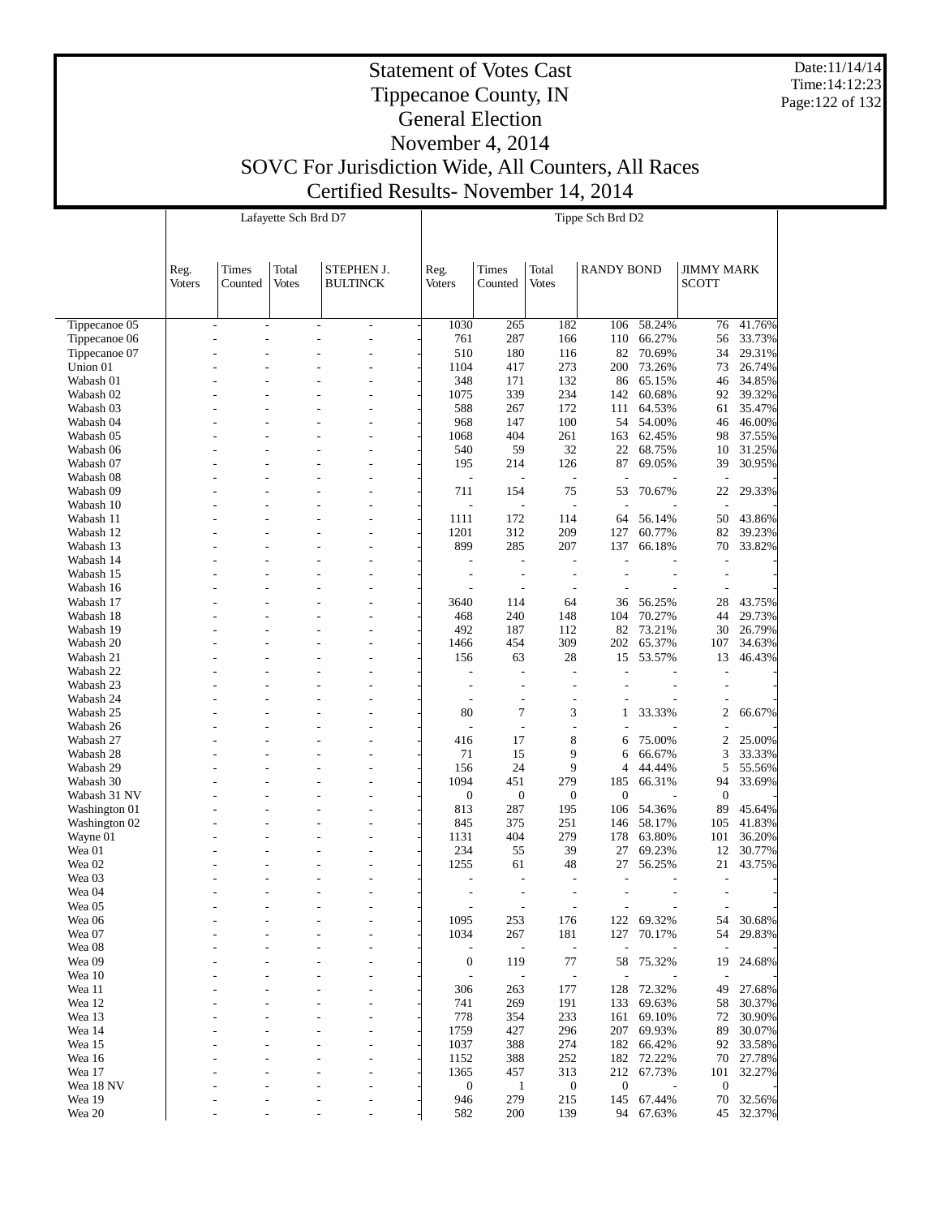# Statement of Votes Cast
# Tippecanoe County, IN
# General Election
# November 4, 2014
# SOVC For Jurisdiction Wide, All Counters, All Races
# Certified Results- November 14, 2014

Date:11/14/14
Time:14:12:23

| | Lafayette Sch Brd D7 | | | | Tippe Sch Brd D2 | | | | | | |
|---|---|---|---|---|---|---|---|---|---|---|---|
| | Reg. Voters | Times Counted | Total Votes | STEPHEN J. BULTINCK | Reg. Voters | Times Counted | Total Votes | RANDY BOND | | JIMMY MARK SCOTT | |
| Tippecanoe 05 | - | - | - | - | 1030 | 265 | 182 | 106 | 58.24% | 76 | 41.76% |
| Tippecanoe 06 | - | - | - | - | 761 | 287 | 166 | 110 | 66.27% | 56 | 33.73% |
| Tippecanoe 07 | - | - | - | - | 510 | 180 | 116 | 82 | 70.69% | 34 | 29.31% |
| Union 01 | - | - | - | - | 1104 | 417 | 273 | 200 | 73.26% | 73 | 26.74% |
| Wabash 01 | - | - | - | - | 348 | 171 | 132 | 86 | 65.15% | 46 | 34.85% |
| Wabash 02 | - | - | - | - | 1075 | 339 | 234 | 142 | 60.68% | 92 | 39.32% |
| Wabash 03 | - | - | - | - | 588 | 267 | 172 | 111 | 64.53% | 61 | 35.47% |
| Wabash 04 | - | - | - | - | 968 | 147 | 100 | 54 | 54.00% | 46 | 46.00% |
| Wabash 05 | - | - | - | - | 1068 | 404 | 261 | 163 | 62.45% | 98 | 37.55% |
| Wabash 06 | - | - | - | - | 540 | 59 | 32 | 22 | 68.75% | 10 | 31.25% |
| Wabash 07 | - | - | - | - | 195 | 214 | 126 | 87 | 69.05% | 39 | 30.95% |
| Wabash 08 | - | - | - | - | - | - | - | - | - | - | - |
| Wabash 09 | - | - | - | - | 711 | 154 | 75 | 53 | 70.67% | 22 | 29.33% |
| Wabash 10 | - | - | - | - | - | - | - | - | - | - | - |
| Wabash 11 | - | - | - | - | 1111 | 172 | 114 | 64 | 56.14% | 50 | 43.86% |
| Wabash 12 | - | - | - | - | 1201 | 312 | 209 | 127 | 60.77% | 82 | 39.23% |
| Wabash 13 | - | - | - | - | 899 | 285 | 207 | 137 | 66.18% | 70 | 33.82% |
| Wabash 14 | - | - | - | - | - | - | - | - | - | - | - |
| Wabash 15 | - | - | - | - | - | - | - | - | - | - | - |
| Wabash 16 | - | - | - | - | - | - | - | - | - | - | - |
| Wabash 17 | - | - | - | - | 3640 | 114 | 64 | 36 | 56.25% | 28 | 43.75% |
| Wabash 18 | - | - | - | - | 468 | 240 | 148 | 104 | 70.27% | 44 | 29.73% |
| Wabash 19 | - | - | - | - | 492 | 187 | 112 | 82 | 73.21% | 30 | 26.79% |
| Wabash 20 | - | - | - | - | 1466 | 454 | 309 | 202 | 65.37% | 107 | 34.63% |
| Wabash 21 | - | - | - | - | 156 | 63 | 28 | 15 | 53.57% | 13 | 46.43% |
| Wabash 22 | - | - | - | - | - | - | - | - | - | - | - |
| Wabash 23 | - | - | - | - | - | - | - | - | - | - | - |
| Wabash 24 | - | - | - | - | - | - | - | - | - | - | - |
| Wabash 25 | - | - | - | - | 80 | 7 | 3 | 1 | 33.33% | 2 | 66.67% |
| Wabash 26 | - | - | - | - | - | - | - | - | - | - | - |
| Wabash 27 | - | - | - | - | 416 | 17 | 8 | 6 | 75.00% | 2 | 25.00% |
| Wabash 28 | - | - | - | - | 71 | 15 | 9 | 6 | 66.67% | 3 | 33.33% |
| Wabash 29 | - | - | - | - | 156 | 24 | 9 | 4 | 44.44% | 5 | 55.56% |
| Wabash 30 | - | - | - | - | 1094 | 451 | 279 | 185 | 66.31% | 94 | 33.69% |
| Wabash 31 NV | - | - | - | - | 0 | 0 | 0 | 0 | - | 0 | - |
| Washington 01 | - | - | - | - | 813 | 287 | 195 | 106 | 54.36% | 89 | 45.64% |
| Washington 02 | - | - | - | - | 845 | 375 | 251 | 146 | 58.17% | 105 | 41.83% |
| Wayne 01 | - | - | - | - | 1131 | 404 | 279 | 178 | 63.80% | 101 | 36.20% |
| Wea 01 | - | - | - | - | 234 | 55 | 39 | 27 | 69.23% | 12 | 30.77% |
| Wea 02 | - | - | - | - | 1255 | 61 | 48 | 27 | 56.25% | 21 | 43.75% |
| Wea 03 | - | - | - | - | - | - | - | - | - | - | - |
| Wea 04 | - | - | - | - | - | - | - | - | - | - | - |
| Wea 05 | - | - | - | - | - | - | - | - | - | - | - |
| Wea 06 | - | - | - | - | 1095 | 253 | 176 | 122 | 69.32% | 54 | 30.68% |
| Wea 07 | - | - | - | - | 1034 | 267 | 181 | 127 | 70.17% | 54 | 29.83% |
| Wea 08 | - | - | - | - | - | - | - | - | - | - | - |
| Wea 09 | - | - | - | - | 0 | 119 | 77 | 58 | 75.32% | 19 | 24.68% |
| Wea 10 | - | - | - | - | - | - | - | - | - | - | - |
| Wea 11 | - | - | - | - | 306 | 263 | 177 | 128 | 72.32% | 49 | 27.68% |
| Wea 12 | - | - | - | - | 741 | 269 | 191 | 133 | 69.63% | 58 | 30.37% |
| Wea 13 | - | - | - | - | 778 | 354 | 233 | 161 | 69.10% | 72 | 30.90% |
| Wea 14 | - | - | - | - | 1759 | 427 | 296 | 207 | 69.93% | 89 | 30.07% |
| Wea 15 | - | - | - | - | 1037 | 388 | 274 | 182 | 66.42% | 92 | 33.58% |
| Wea 16 | - | - | - | - | 1152 | 388 | 252 | 182 | 72.22% | 70 | 27.78% |
| Wea 17 | - | - | - | - | 1365 | 457 | 313 | 212 | 67.73% | 101 | 32.27% |
| Wea 18 NV | - | - | - | - | 0 | 1 | 0 | 0 | - | 0 | - |
| Wea 19 | - | - | - | - | 946 | 279 | 215 | 145 | 67.44% | 70 | 32.56% |
| Wea 20 | - | - | - | - | 582 | 200 | 139 | 94 | 67.63% | 45 | 32.37% |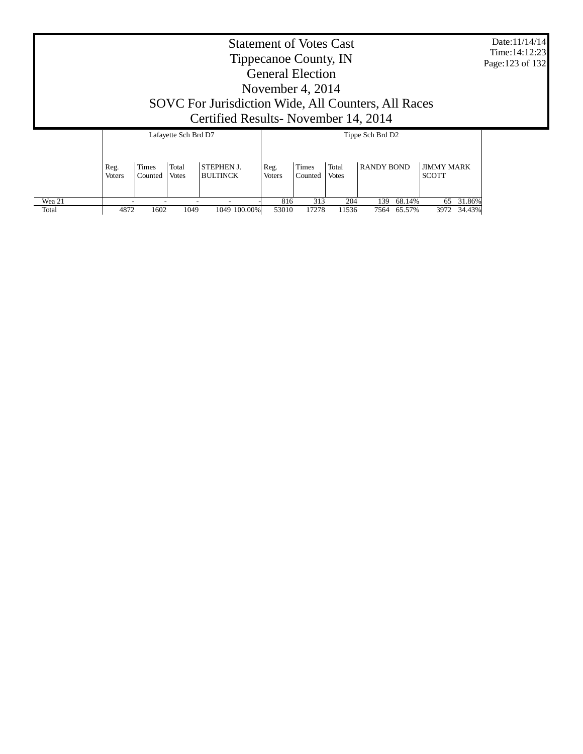# Statement of Votes Cast
## Tippecanoe County, IN
## General Election
## November 4, 2014
## SOVC For Jurisdiction Wide, All Counters, All Races
## Certified Results- November 14, 2014

Date:11/14/14
Time:14:12:23

| | Lafayette Sch Brd D7 | | | | | Tippe Sch Brd D2 | | | | | | |
|---|---|---|---|---|---|---|---|---|---|---|---|---|
| | Reg. Voters | Times Counted | Total Votes | STEPHEN J. BULTINCK | | Reg. Voters | Times Counted | Total Votes | RANDY BOND | | JIMMY MARK SCOTT | |
| Wea 21 | - | - | - | - | - | 816 | 313 | 204 | 139 | 68.14% | 65 | 31.86% |
| Total | 4872 | 1602 | 1049 | 1049 | 100.00% | 53010 | 17278 | 11536 | 7564 | 65.57% | 3972 | 34.43% |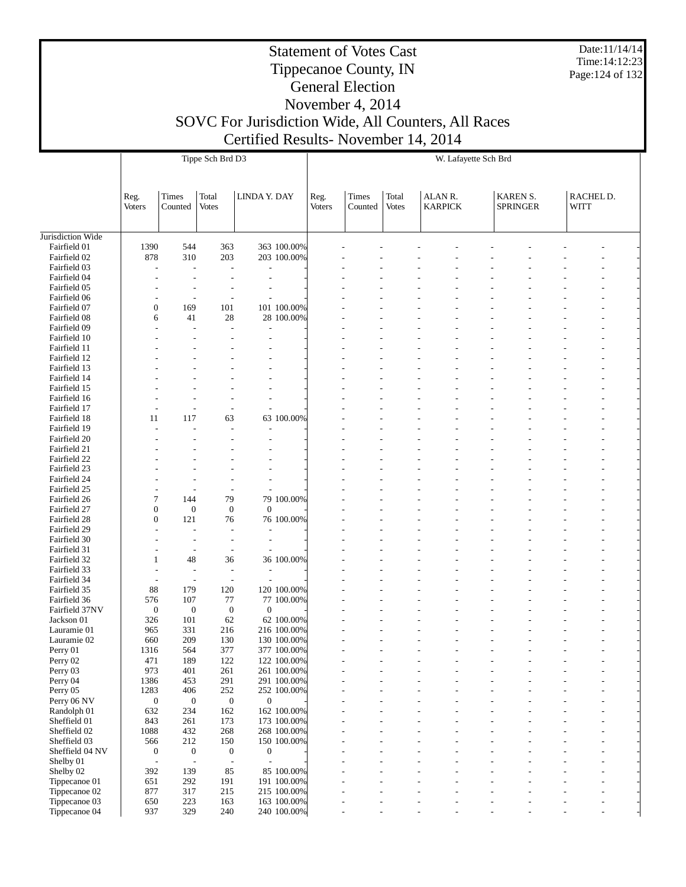# Statement of Votes Cast
# Tippecanoe County, IN
# General Election
# November 4, 2014
# SOVC For Jurisdiction Wide, All Counters, All Races
# Certified Results- November 14, 2014

Date:11/14/14
Time:14:12:23

| | Tippe Sch Brd D3 | | | | | W. Lafayette Sch Brd | | | | | | | | | |
|---|---|---|---|---|---|---|---|---|---|---|---|---|---|---|---|
| | Reg. Voters | Times Counted | Total Votes | LINDA Y. DAY | | Reg. Voters | Times Counted | Total Votes | ALAN R. KARPICK | | KAREN S. SPRINGER | | RACHEL D. WITT | | |
| Jurisdiction Wide | | | | | | | | | | | | | | | |
| Fairfield 01 | 1390 | 544 | 363 | 363 | 100.00% | - | - | - | - | - | - | - | - | - | - |
| Fairfield 02 | 878 | 310 | 203 | 203 | 100.00% | - | - | - | - | - | - | - | - | - | - |
| Fairfield 03 | - | - | - | - | - | - | - | - | - | - | - | - | - | - | - |
| Fairfield 04 | - | - | - | - | - | - | - | - | - | - | - | - | - | - | - |
| Fairfield 05 | - | - | - | - | - | - | - | - | - | - | - | - | - | - | - |
| Fairfield 06 | - | - | - | - | - | - | - | - | - | - | - | - | - | - | - |
| Fairfield 07 | 0 | 169 | 101 | 101 | 100.00% | - | - | - | - | - | - | - | - | - | - |
| Fairfield 08 | 6 | 41 | 28 | 28 | 100.00% | - | - | - | - | - | - | - | - | - | - |
| Fairfield 09 | - | - | - | - | - | - | - | - | - | - | - | - | - | - | - |
| Fairfield 10 | - | - | - | - | - | - | - | - | - | - | - | - | - | - | - |
| Fairfield 11 | - | - | - | - | - | - | - | - | - | - | - | - | - | - | - |
| Fairfield 12 | - | - | - | - | - | - | - | - | - | - | - | - | - | - | - |
| Fairfield 13 | - | - | - | - | - | - | - | - | - | - | - | - | - | - | - |
| Fairfield 14 | - | - | - | - | - | - | - | - | - | - | - | - | - | - | - |
| Fairfield 15 | - | - | - | - | - | - | - | - | - | - | - | - | - | - | - |
| Fairfield 16 | - | - | - | - | - | - | - | - | - | - | - | - | - | - | - |
| Fairfield 17 | - | - | - | - | - | - | - | - | - | - | - | - | - | - | - |
| Fairfield 18 | 11 | 117 | 63 | 63 | 100.00% | - | - | - | - | - | - | - | - | - | - |
| Fairfield 19 | - | - | - | - | - | - | - | - | - | - | - | - | - | - | - |
| Fairfield 20 | - | - | - | - | - | - | - | - | - | - | - | - | - | - | - |
| Fairfield 21 | - | - | - | - | - | - | - | - | - | - | - | - | - | - | - |
| Fairfield 22 | - | - | - | - | - | - | - | - | - | - | - | - | - | - | - |
| Fairfield 23 | - | - | - | - | - | - | - | - | - | - | - | - | - | - | - |
| Fairfield 24 | - | - | - | - | - | - | - | - | - | - | - | - | - | - | - |
| Fairfield 25 | - | - | - | - | - | - | - | - | - | - | - | - | - | - | - |
| Fairfield 26 | 7 | 144 | 79 | 79 | 100.00% | - | - | - | - | - | - | - | - | - | - |
| Fairfield 27 | 0 | 0 | 0 | 0 | - | - | - | - | - | - | - | - | - | - | - |
| Fairfield 28 | 0 | 121 | 76 | 76 | 100.00% | - | - | - | - | - | - | - | - | - | - |
| Fairfield 29 | - | - | - | - | - | - | - | - | - | - | - | - | - | - | - |
| Fairfield 30 | - | - | - | - | - | - | - | - | - | - | - | - | - | - | - |
| Fairfield 31 | - | - | - | - | - | - | - | - | - | - | - | - | - | - | - |
| Fairfield 32 | 1 | 48 | 36 | 36 | 100.00% | - | - | - | - | - | - | - | - | - | - |
| Fairfield 33 | - | - | - | - | - | - | - | - | - | - | - | - | - | - | - |
| Fairfield 34 | - | - | - | - | - | - | - | - | - | - | - | - | - | - | - |
| Fairfield 35 | 88 | 179 | 120 | 120 | 100.00% | - | - | - | - | - | - | - | - | - | - |
| Fairfield 36 | 576 | 107 | 77 | 77 | 100.00% | - | - | - | - | - | - | - | - | - | - |
| Fairfield 37NV | 0 | 0 | 0 | 0 | - | - | - | - | - | - | - | - | - | - | - |
| Jackson 01 | 326 | 101 | 62 | 62 | 100.00% | - | - | - | - | - | - | - | - | - | - |
| Lauramie 01 | 965 | 331 | 216 | 216 | 100.00% | - | - | - | - | - | - | - | - | - | - |
| Lauramie 02 | 660 | 209 | 130 | 130 | 100.00% | - | - | - | - | - | - | - | - | - | - |
| Perry 01 | 1316 | 564 | 377 | 377 | 100.00% | - | - | - | - | - | - | - | - | - | - |
| Perry 02 | 471 | 189 | 122 | 122 | 100.00% | - | - | - | - | - | - | - | - | - | - |
| Perry 03 | 973 | 401 | 261 | 261 | 100.00% | - | - | - | - | - | - | - | - | - | - |
| Perry 04 | 1386 | 453 | 291 | 291 | 100.00% | - | - | - | - | - | - | - | - | - | - |
| Perry 05 | 1283 | 406 | 252 | 252 | 100.00% | - | - | - | - | - | - | - | - | - | - |
| Perry 06 NV | 0 | 0 | 0 | 0 | - | - | - | - | - | - | - | - | - | - | - |
| Randolph 01 | 632 | 234 | 162 | 162 | 100.00% | - | - | - | - | - | - | - | - | - | - |
| Sheffield 01 | 843 | 261 | 173 | 173 | 100.00% | - | - | - | - | - | - | - | - | - | - |
| Sheffield 02 | 1088 | 432 | 268 | 268 | 100.00% | - | - | - | - | - | - | - | - | - | - |
| Sheffield 03 | 566 | 212 | 150 | 150 | 100.00% | - | - | - | - | - | - | - | - | - | - |
| Sheffield 04 NV | 0 | 0 | 0 | 0 | - | - | - | - | - | - | - | - | - | - | - |
| Shelby 01 | - | - | - | - | - | - | - | - | - | - | - | - | - | - | - |
| Shelby 02 | 392 | 139 | 85 | 85 | 100.00% | - | - | - | - | - | - | - | - | - | - |
| Tippecanoe 01 | 651 | 292 | 191 | 191 | 100.00% | - | - | - | - | - | - | - | - | - | - |
| Tippecanoe 02 | 877 | 317 | 215 | 215 | 100.00% | - | - | - | - | - | - | - | - | - | - |
| Tippecanoe 03 | 650 | 223 | 163 | 163 | 100.00% | - | - | - | - | - | - | - | - | - | - |
| Tippecanoe 04 | 937 | 329 | 240 | 240 | 100.00% | - | - | - | - | - | - | - | - | - | - |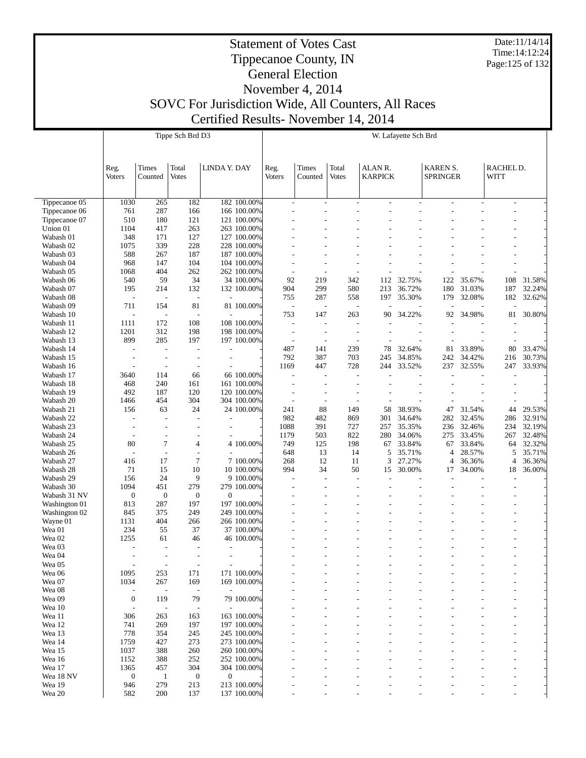# Statement of Votes Cast
# Tippecanoe County, IN
# General Election
# November 4, 2014
# SOVC For Jurisdiction Wide, All Counters, All Races
# Certified Results- November 14, 2014

Date:11/14/14
Time:14:12:24

| | Tippe Sch Brd D3 | | | | | W. Lafayette Sch Brd | | | | | | | | |
|---|---|---|---|---|---|---|---|---|---|---|---|---|---|---|
| | Reg. Voters | Times Counted | Total Votes | LINDA Y. DAY | | Reg. Voters | Times Counted | Total Votes | ALAN R. KARPICK | | KAREN S. SPRINGER | | RACHEL D. WITT | |
| Tippecanoe 05 | 1030 | 265 | 182 | 182 | 100.00% | - | - | - | - | - | - | - | - | - |
| Tippecanoe 06 | 761 | 287 | 166 | 166 | 100.00% | - | - | - | - | - | - | - | - | - |
| Tippecanoe 07 | 510 | 180 | 121 | 121 | 100.00% | - | - | - | - | - | - | - | - | - |
| Union 01 | 1104 | 417 | 263 | 263 | 100.00% | - | - | - | - | - | - | - | - | - |
| Wabash 01 | 348 | 171 | 127 | 127 | 100.00% | - | - | - | - | - | - | - | - | - |
| Wabash 02 | 1075 | 339 | 228 | 228 | 100.00% | - | - | - | - | - | - | - | - | - |
| Wabash 03 | 588 | 267 | 187 | 187 | 100.00% | - | - | - | - | - | - | - | - | - |
| Wabash 04 | 968 | 147 | 104 | 104 | 100.00% | - | - | - | - | - | - | - | - | - |
| Wabash 05 | 1068 | 404 | 262 | 262 | 100.00% | - | - | - | - | - | - | - | - | - |
| Wabash 06 | 540 | 59 | 34 | 34 | 100.00% | 92 | 219 | 342 | 112 | 32.75% | 122 | 35.67% | 108 | 31.58% |
| Wabash 07 | 195 | 214 | 132 | 132 | 100.00% | 904 | 299 | 580 | 213 | 36.72% | 180 | 31.03% | 187 | 32.24% |
| Wabash 08 | - | - | - | - | - | 755 | 287 | 558 | 197 | 35.30% | 179 | 32.08% | 182 | 32.62% |
| Wabash 09 | 711 | 154 | 81 | 81 | 100.00% | - | - | - | - | - | - | - | - | - |
| Wabash 10 | - | - | - | - | - | 753 | 147 | 263 | 90 | 34.22% | 92 | 34.98% | 81 | 30.80% |
| Wabash 11 | 1111 | 172 | 108 | 108 | 100.00% | - | - | - | - | - | - | - | - | - |
| Wabash 12 | 1201 | 312 | 198 | 198 | 100.00% | - | - | - | - | - | - | - | - | - |
| Wabash 13 | 899 | 285 | 197 | 197 | 100.00% | - | - | - | - | - | - | - | - | - |
| Wabash 14 | - | - | - | - | - | 487 | 141 | 239 | 78 | 32.64% | 81 | 33.89% | 80 | 33.47% |
| Wabash 15 | - | - | - | - | - | 792 | 387 | 703 | 245 | 34.85% | 242 | 34.42% | 216 | 30.73% |
| Wabash 16 | - | - | - | - | - | 1169 | 447 | 728 | 244 | 33.52% | 237 | 32.55% | 247 | 33.93% |
| Wabash 17 | 3640 | 114 | 66 | 66 | 100.00% | - | - | - | - | - | - | - | - | - |
| Wabash 18 | 468 | 240 | 161 | 161 | 100.00% | - | - | - | - | - | - | - | - | - |
| Wabash 19 | 492 | 187 | 120 | 120 | 100.00% | - | - | - | - | - | - | - | - | - |
| Wabash 20 | 1466 | 454 | 304 | 304 | 100.00% | - | - | - | - | - | - | - | - | - |
| Wabash 21 | 156 | 63 | 24 | 24 | 100.00% | 241 | 88 | 149 | 58 | 38.93% | 47 | 31.54% | 44 | 29.53% |
| Wabash 22 | - | - | - | - | - | 982 | 482 | 869 | 301 | 34.64% | 282 | 32.45% | 286 | 32.91% |
| Wabash 23 | - | - | - | - | - | 1088 | 391 | 727 | 257 | 35.35% | 236 | 32.46% | 234 | 32.19% |
| Wabash 24 | - | - | - | - | - | 1179 | 503 | 822 | 280 | 34.06% | 275 | 33.45% | 267 | 32.48% |
| Wabash 25 | 80 | 7 | 4 | 4 | 100.00% | 749 | 125 | 198 | 67 | 33.84% | 67 | 33.84% | 64 | 32.32% |
| Wabash 26 | - | - | - | - | - | 648 | 13 | 14 | 5 | 35.71% | 4 | 28.57% | 5 | 35.71% |
| Wabash 27 | 416 | 17 | 7 | 7 | 100.00% | 268 | 12 | 11 | 3 | 27.27% | 4 | 36.36% | 4 | 36.36% |
| Wabash 28 | 71 | 15 | 10 | 10 | 100.00% | 994 | 34 | 50 | 15 | 30.00% | 17 | 34.00% | 18 | 36.00% |
| Wabash 29 | 156 | 24 | 9 | 9 | 100.00% | - | - | - | - | - | - | - | - | - |
| Wabash 30 | 1094 | 451 | 279 | 279 | 100.00% | - | - | - | - | - | - | - | - | - |
| Wabash 31 NV | 0 | 0 | 0 | 0 | - | - | - | - | - | - | - | - | - | - |
| Washington 01 | 813 | 287 | 197 | 197 | 100.00% | - | - | - | - | - | - | - | - | - |
| Washington 02 | 845 | 375 | 249 | 249 | 100.00% | - | - | - | - | - | - | - | - | - |
| Wayne 01 | 1131 | 404 | 266 | 266 | 100.00% | - | - | - | - | - | - | - | - | - |
| Wea 01 | 234 | 55 | 37 | 37 | 100.00% | - | - | - | - | - | - | - | - | - |
| Wea 02 | 1255 | 61 | 46 | 46 | 100.00% | - | - | - | - | - | - | - | - | - |
| Wea 03 | - | - | - | - | - | - | - | - | - | - | - | - | - | - |
| Wea 04 | - | - | - | - | - | - | - | - | - | - | - | - | - | - |
| Wea 05 | - | - | - | - | - | - | - | - | - | - | - | - | - | - |
| Wea 06 | 1095 | 253 | 171 | 171 | 100.00% | - | - | - | - | - | - | - | - | - |
| Wea 07 | 1034 | 267 | 169 | 169 | 100.00% | - | - | - | - | - | - | - | - | - |
| Wea 08 | - | - | - | - | - | - | - | - | - | - | - | - | - | - |
| Wea 09 | 0 | 119 | 79 | 79 | 100.00% | - | - | - | - | - | - | - | - | - |
| Wea 10 | - | - | - | - | - | - | - | - | - | - | - | - | - | - |
| Wea 11 | 306 | 263 | 163 | 163 | 100.00% | - | - | - | - | - | - | - | - | - |
| Wea 12 | 741 | 269 | 197 | 197 | 100.00% | - | - | - | - | - | - | - | - | - |
| Wea 13 | 778 | 354 | 245 | 245 | 100.00% | - | - | - | - | - | - | - | - | - |
| Wea 14 | 1759 | 427 | 273 | 273 | 100.00% | - | - | - | - | - | - | - | - | - |
| Wea 15 | 1037 | 388 | 260 | 260 | 100.00% | - | - | - | - | - | - | - | - | - |
| Wea 16 | 1152 | 388 | 252 | 252 | 100.00% | - | - | - | - | - | - | - | - | - |
| Wea 17 | 1365 | 457 | 304 | 304 | 100.00% | - | - | - | - | - | - | - | - | - |
| Wea 18 NV | 0 | 1 | 0 | 0 | - | - | - | - | - | - | - | - | - | - |
| Wea 19 | 946 | 279 | 213 | 213 | 100.00% | - | - | - | - | - | - | - | - | - |
| Wea 20 | 582 | 200 | 137 | 137 | 100.00% | - | - | - | - | - | - | - | - | - |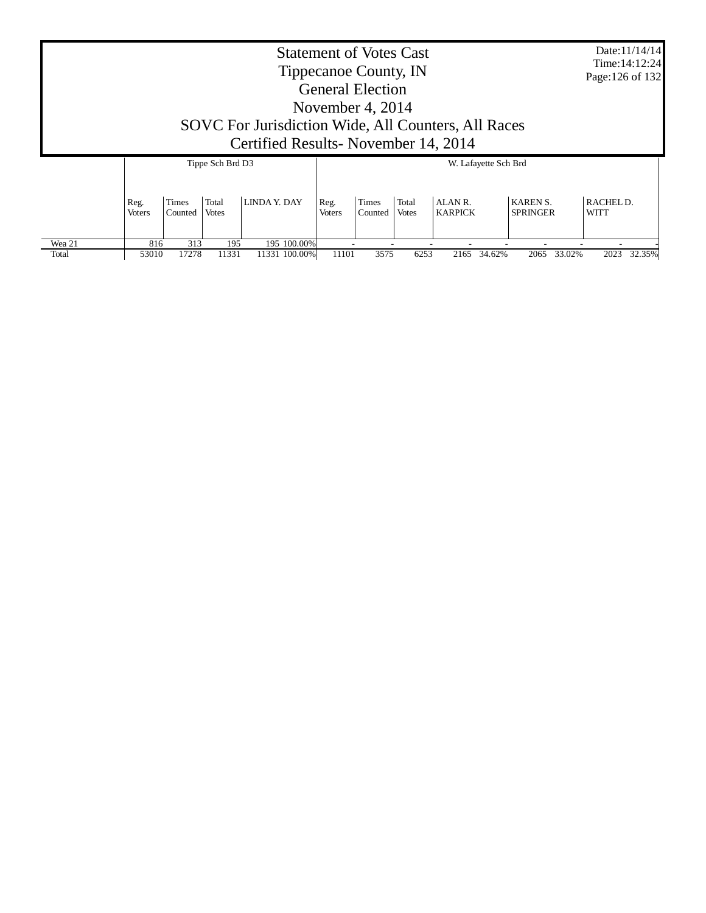# Statement of Votes Cast
## Tippecanoe County, IN
## General Election
## November 4, 2014
## SOVC For Jurisdiction Wide, All Counters, All Races
## Certified Results- November 14, 2014

Date:11/14/14
Time:14:12:24

| | Tippe Sch Brd D3 | | | | | W. Lafayette Sch Brd | | | | | | | | |
|---|---|---|---|---|---|---|---|---|---|---|---|---|---|---|
| | Reg. Voters | Times Counted | Total Votes | LINDA Y. DAY | | Reg. Voters | Times Counted | Total Votes | ALAN R. KARPICK | | KAREN S. SPRINGER | | RACHEL D. WITT | |
| Wea 21 | 816 | 313 | 195 | 195 | 100.00% | - | - | - | - | - | - | - | - | - |
| Total | 53010 | 17278 | 11331 | 11331 | 100.00% | 11101 | 3575 | 6253 | 2165 | 34.62% | 2065 | 33.02% | 2023 | 32.35% |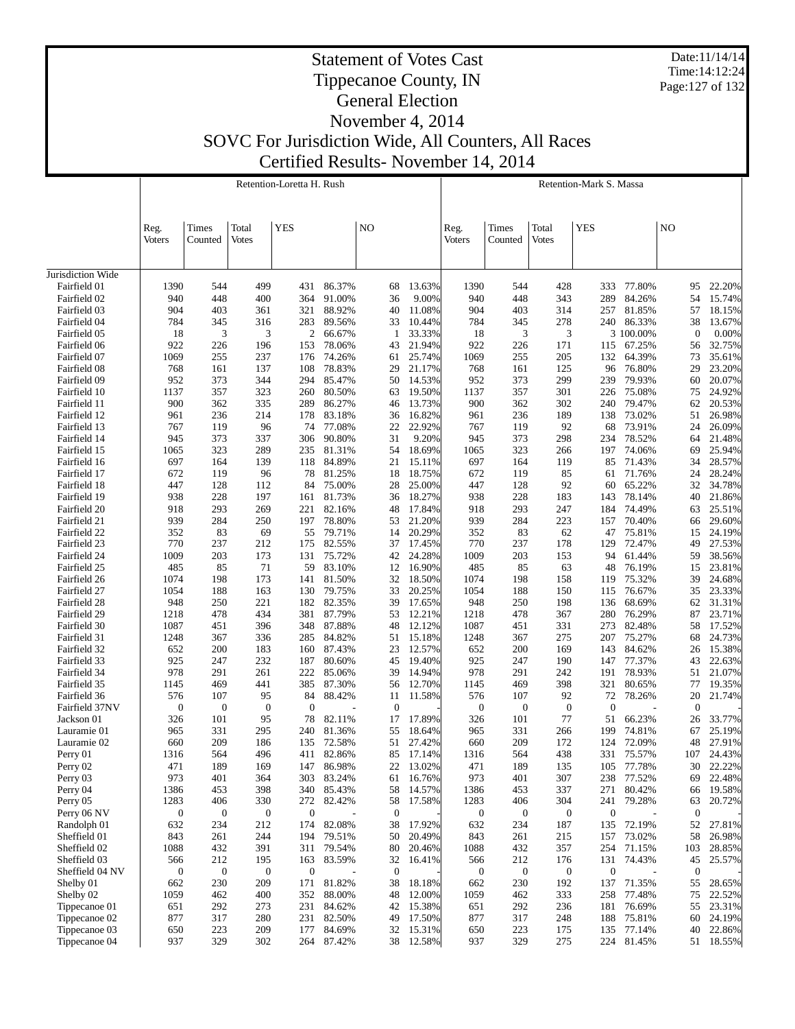# Statement of Votes Cast

# Tippecanoe County, IN

# General Election

# November 4, 2014

# SOVC For Jurisdiction Wide, All Counters, All Races

# Certified Results- November 14, 2014

Date:11/14/14
Time:14:12:24

| | Retention-Loretta H. Rush | | | | | | | Retention-Mark S. Massa | | | | | | |
|---|---|---|---|---|---|---|---|---|---|---|---|---|---|---|
| | Reg. Voters | Times Counted | Total Votes | YES | | NO | | Reg. Voters | Times Counted | Total Votes | YES | | NO | |
| Jurisdiction Wide | | | | | | | | | | | | | | |
| Fairfield 01 | 1390 | 544 | 499 | 431 | 86.37% | 68 | 13.63% | 1390 | 544 | 428 | 333 | 77.80% | 95 | 22.20% |
| Fairfield 02 | 940 | 448 | 400 | 364 | 91.00% | 36 | 9.00% | 940 | 448 | 343 | 289 | 84.26% | 54 | 15.74% |
| Fairfield 03 | 904 | 403 | 361 | 321 | 88.92% | 40 | 11.08% | 904 | 403 | 314 | 257 | 81.85% | 57 | 18.15% |
| Fairfield 04 | 784 | 345 | 316 | 283 | 89.56% | 33 | 10.44% | 784 | 345 | 278 | 240 | 86.33% | 38 | 13.67% |
| Fairfield 05 | 18 | 3 | 3 | 2 | 66.67% | 1 | 33.33% | 18 | 3 | 3 | 3 | 100.00% | 0 | 0.00% |
| Fairfield 06 | 922 | 226 | 196 | 153 | 78.06% | 43 | 21.94% | 922 | 226 | 171 | 115 | 67.25% | 56 | 32.75% |
| Fairfield 07 | 1069 | 255 | 237 | 176 | 74.26% | 61 | 25.74% | 1069 | 255 | 205 | 132 | 64.39% | 73 | 35.61% |
| Fairfield 08 | 768 | 161 | 137 | 108 | 78.83% | 29 | 21.17% | 768 | 161 | 125 | 96 | 76.80% | 29 | 23.20% |
| Fairfield 09 | 952 | 373 | 344 | 294 | 85.47% | 50 | 14.53% | 952 | 373 | 299 | 239 | 79.93% | 60 | 20.07% |
| Fairfield 10 | 1137 | 357 | 323 | 260 | 80.50% | 63 | 19.50% | 1137 | 357 | 301 | 226 | 75.08% | 75 | 24.92% |
| Fairfield 11 | 900 | 362 | 335 | 289 | 86.27% | 46 | 13.73% | 900 | 362 | 302 | 240 | 79.47% | 62 | 20.53% |
| Fairfield 12 | 961 | 236 | 214 | 178 | 83.18% | 36 | 16.82% | 961 | 236 | 189 | 138 | 73.02% | 51 | 26.98% |
| Fairfield 13 | 767 | 119 | 96 | 74 | 77.08% | 22 | 22.92% | 767 | 119 | 92 | 68 | 73.91% | 24 | 26.09% |
| Fairfield 14 | 945 | 373 | 337 | 306 | 90.80% | 31 | 9.20% | 945 | 373 | 298 | 234 | 78.52% | 64 | 21.48% |
| Fairfield 15 | 1065 | 323 | 289 | 235 | 81.31% | 54 | 18.69% | 1065 | 323 | 266 | 197 | 74.06% | 69 | 25.94% |
| Fairfield 16 | 697 | 164 | 139 | 118 | 84.89% | 21 | 15.11% | 697 | 164 | 119 | 85 | 71.43% | 34 | 28.57% |
| Fairfield 17 | 672 | 119 | 96 | 78 | 81.25% | 18 | 18.75% | 672 | 119 | 85 | 61 | 71.76% | 24 | 28.24% |
| Fairfield 18 | 447 | 128 | 112 | 84 | 75.00% | 28 | 25.00% | 447 | 128 | 92 | 60 | 65.22% | 32 | 34.78% |
| Fairfield 19 | 938 | 228 | 197 | 161 | 81.73% | 36 | 18.27% | 938 | 228 | 183 | 143 | 78.14% | 40 | 21.86% |
| Fairfield 20 | 918 | 293 | 269 | 221 | 82.16% | 48 | 17.84% | 918 | 293 | 247 | 184 | 74.49% | 63 | 25.51% |
| Fairfield 21 | 939 | 284 | 250 | 197 | 78.80% | 53 | 21.20% | 939 | 284 | 223 | 157 | 70.40% | 66 | 29.60% |
| Fairfield 22 | 352 | 83 | 69 | 55 | 79.71% | 14 | 20.29% | 352 | 83 | 62 | 47 | 75.81% | 15 | 24.19% |
| Fairfield 23 | 770 | 237 | 212 | 175 | 82.55% | 37 | 17.45% | 770 | 237 | 178 | 129 | 72.47% | 49 | 27.53% |
| Fairfield 24 | 1009 | 203 | 173 | 131 | 75.72% | 42 | 24.28% | 1009 | 203 | 153 | 94 | 61.44% | 59 | 38.56% |
| Fairfield 25 | 485 | 85 | 71 | 59 | 83.10% | 12 | 16.90% | 485 | 85 | 63 | 48 | 76.19% | 15 | 23.81% |
| Fairfield 26 | 1074 | 198 | 173 | 141 | 81.50% | 32 | 18.50% | 1074 | 198 | 158 | 119 | 75.32% | 39 | 24.68% |
| Fairfield 27 | 1054 | 188 | 163 | 130 | 79.75% | 33 | 20.25% | 1054 | 188 | 150 | 115 | 76.67% | 35 | 23.33% |
| Fairfield 28 | 948 | 250 | 221 | 182 | 82.35% | 39 | 17.65% | 948 | 250 | 198 | 136 | 68.69% | 62 | 31.31% |
| Fairfield 29 | 1218 | 478 | 434 | 381 | 87.79% | 53 | 12.21% | 1218 | 478 | 367 | 280 | 76.29% | 87 | 23.71% |
| Fairfield 30 | 1087 | 451 | 396 | 348 | 87.88% | 48 | 12.12% | 1087 | 451 | 331 | 273 | 82.48% | 58 | 17.52% |
| Fairfield 31 | 1248 | 367 | 336 | 285 | 84.82% | 51 | 15.18% | 1248 | 367 | 275 | 207 | 75.27% | 68 | 24.73% |
| Fairfield 32 | 652 | 200 | 183 | 160 | 87.43% | 23 | 12.57% | 652 | 200 | 169 | 143 | 84.62% | 26 | 15.38% |
| Fairfield 33 | 925 | 247 | 232 | 187 | 80.60% | 45 | 19.40% | 925 | 247 | 190 | 147 | 77.37% | 43 | 22.63% |
| Fairfield 34 | 978 | 291 | 261 | 222 | 85.06% | 39 | 14.94% | 978 | 291 | 242 | 191 | 78.93% | 51 | 21.07% |
| Fairfield 35 | 1145 | 469 | 441 | 385 | 87.30% | 56 | 12.70% | 1145 | 469 | 398 | 321 | 80.65% | 77 | 19.35% |
| Fairfield 36 | 576 | 107 | 95 | 84 | 88.42% | 11 | 11.58% | 576 | 107 | 92 | 72 | 78.26% | 20 | 21.74% |
| Fairfield 37NV | 0 | 0 | 0 | 0 | - | 0 | - | 0 | 0 | 0 | 0 | - | 0 | - |
| Jackson 01 | 326 | 101 | 95 | 78 | 82.11% | 17 | 17.89% | 326 | 101 | 77 | 51 | 66.23% | 26 | 33.77% |
| Lauramie 01 | 965 | 331 | 295 | 240 | 81.36% | 55 | 18.64% | 965 | 331 | 266 | 199 | 74.81% | 67 | 25.19% |
| Lauramie 02 | 660 | 209 | 186 | 135 | 72.58% | 51 | 27.42% | 660 | 209 | 172 | 124 | 72.09% | 48 | 27.91% |
| Perry 01 | 1316 | 564 | 496 | 411 | 82.86% | 85 | 17.14% | 1316 | 564 | 438 | 331 | 75.57% | 107 | 24.43% |
| Perry 02 | 471 | 189 | 169 | 147 | 86.98% | 22 | 13.02% | 471 | 189 | 135 | 105 | 77.78% | 30 | 22.22% |
| Perry 03 | 973 | 401 | 364 | 303 | 83.24% | 61 | 16.76% | 973 | 401 | 307 | 238 | 77.52% | 69 | 22.48% |
| Perry 04 | 1386 | 453 | 398 | 340 | 85.43% | 58 | 14.57% | 1386 | 453 | 337 | 271 | 80.42% | 66 | 19.58% |
| Perry 05 | 1283 | 406 | 330 | 272 | 82.42% | 58 | 17.58% | 1283 | 406 | 304 | 241 | 79.28% | 63 | 20.72% |
| Perry 06 NV | 0 | 0 | 0 | 0 | - | 0 | - | 0 | 0 | 0 | 0 | - | 0 | - |
| Randolph 01 | 632 | 234 | 212 | 174 | 82.08% | 38 | 17.92% | 632 | 234 | 187 | 135 | 72.19% | 52 | 27.81% |
| Sheffield 01 | 843 | 261 | 244 | 194 | 79.51% | 50 | 20.49% | 843 | 261 | 215 | 157 | 73.02% | 58 | 26.98% |
| Sheffield 02 | 1088 | 432 | 391 | 311 | 79.54% | 80 | 20.46% | 1088 | 432 | 357 | 254 | 71.15% | 103 | 28.85% |
| Sheffield 03 | 566 | 212 | 195 | 163 | 83.59% | 32 | 16.41% | 566 | 212 | 176 | 131 | 74.43% | 45 | 25.57% |
| Sheffield 04 NV | 0 | 0 | 0 | 0 | - | 0 | - | 0 | 0 | 0 | 0 | - | 0 | - |
| Shelby 01 | 662 | 230 | 209 | 171 | 81.82% | 38 | 18.18% | 662 | 230 | 192 | 137 | 71.35% | 55 | 28.65% |
| Shelby 02 | 1059 | 462 | 400 | 352 | 88.00% | 48 | 12.00% | 1059 | 462 | 333 | 258 | 77.48% | 75 | 22.52% |
| Tippecanoe 01 | 651 | 292 | 273 | 231 | 84.62% | 42 | 15.38% | 651 | 292 | 236 | 181 | 76.69% | 55 | 23.31% |
| Tippecanoe 02 | 877 | 317 | 280 | 231 | 82.50% | 49 | 17.50% | 877 | 317 | 248 | 188 | 75.81% | 60 | 24.19% |
| Tippecanoe 03 | 650 | 223 | 209 | 177 | 84.69% | 32 | 15.31% | 650 | 223 | 175 | 135 | 77.14% | 40 | 22.86% |
| Tippecanoe 04 | 937 | 329 | 302 | 264 | 87.42% | 38 | 12.58% | 937 | 329 | 275 | 224 | 81.45% | 51 | 18.55% |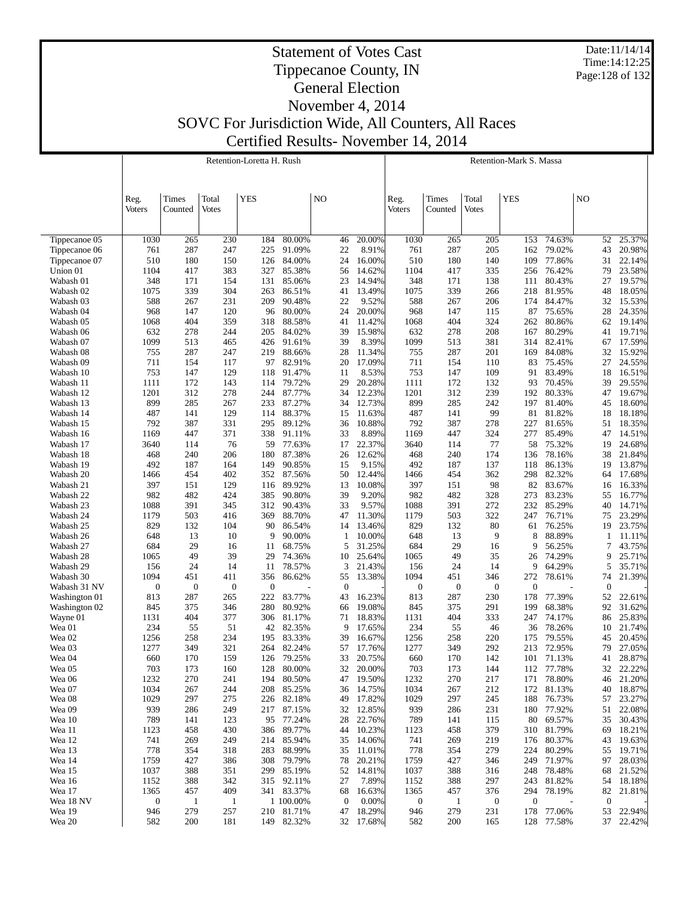# Statement of Votes Cast
# Tippecanoe County, IN
# General Election
# November 4, 2014
# SOVC For Jurisdiction Wide, All Counters, All Races
# Certified Results- November 14, 2014

Date:11/14/14
Time:14:12:25

| | Retention-Loretta H. Rush | | | | | | | Retention-Mark S. Massa | | | | | | |
|---|---|---|---|---|---|---|---|---|---|---|---|---|---|---|
| | Reg. Voters | Times Counted | Total Votes | YES | | NO | | Reg. Voters | Times Counted | Total Votes | YES | | NO | |
| Tippecanoe 05 | 1030 | 265 | 230 | 184 | 80.00% | 46 | 20.00% | 1030 | 265 | 205 | 153 | 74.63% | 52 | 25.37% |
| Tippecanoe 06 | 761 | 287 | 247 | 225 | 91.09% | 22 | 8.91% | 761 | 287 | 205 | 162 | 79.02% | 43 | 20.98% |
| Tippecanoe 07 | 510 | 180 | 150 | 126 | 84.00% | 24 | 16.00% | 510 | 180 | 140 | 109 | 77.86% | 31 | 22.14% |
| Union 01 | 1104 | 417 | 383 | 327 | 85.38% | 56 | 14.62% | 1104 | 417 | 335 | 256 | 76.42% | 79 | 23.58% |
| Wabash 01 | 348 | 171 | 154 | 131 | 85.06% | 23 | 14.94% | 348 | 171 | 138 | 111 | 80.43% | 27 | 19.57% |
| Wabash 02 | 1075 | 339 | 304 | 263 | 86.51% | 41 | 13.49% | 1075 | 339 | 266 | 218 | 81.95% | 48 | 18.05% |
| Wabash 03 | 588 | 267 | 231 | 209 | 90.48% | 22 | 9.52% | 588 | 267 | 206 | 174 | 84.47% | 32 | 15.53% |
| Wabash 04 | 968 | 147 | 120 | 96 | 80.00% | 24 | 20.00% | 968 | 147 | 115 | 87 | 75.65% | 28 | 24.35% |
| Wabash 05 | 1068 | 404 | 359 | 318 | 88.58% | 41 | 11.42% | 1068 | 404 | 324 | 262 | 80.86% | 62 | 19.14% |
| Wabash 06 | 632 | 278 | 244 | 205 | 84.02% | 39 | 15.98% | 632 | 278 | 208 | 167 | 80.29% | 41 | 19.71% |
| Wabash 07 | 1099 | 513 | 465 | 426 | 91.61% | 39 | 8.39% | 1099 | 513 | 381 | 314 | 82.41% | 67 | 17.59% |
| Wabash 08 | 755 | 287 | 247 | 219 | 88.66% | 28 | 11.34% | 755 | 287 | 201 | 169 | 84.08% | 32 | 15.92% |
| Wabash 09 | 711 | 154 | 117 | 97 | 82.91% | 20 | 17.09% | 711 | 154 | 110 | 83 | 75.45% | 27 | 24.55% |
| Wabash 10 | 753 | 147 | 129 | 118 | 91.47% | 11 | 8.53% | 753 | 147 | 109 | 91 | 83.49% | 18 | 16.51% |
| Wabash 11 | 1111 | 172 | 143 | 114 | 79.72% | 29 | 20.28% | 1111 | 172 | 132 | 93 | 70.45% | 39 | 29.55% |
| Wabash 12 | 1201 | 312 | 278 | 244 | 87.77% | 34 | 12.23% | 1201 | 312 | 239 | 192 | 80.33% | 47 | 19.67% |
| Wabash 13 | 899 | 285 | 267 | 233 | 87.27% | 34 | 12.73% | 899 | 285 | 242 | 197 | 81.40% | 45 | 18.60% |
| Wabash 14 | 487 | 141 | 129 | 114 | 88.37% | 15 | 11.63% | 487 | 141 | 99 | 81 | 81.82% | 18 | 18.18% |
| Wabash 15 | 792 | 387 | 331 | 295 | 89.12% | 36 | 10.88% | 792 | 387 | 278 | 227 | 81.65% | 51 | 18.35% |
| Wabash 16 | 1169 | 447 | 371 | 338 | 91.11% | 33 | 8.89% | 1169 | 447 | 324 | 277 | 85.49% | 47 | 14.51% |
| Wabash 17 | 3640 | 114 | 76 | 59 | 77.63% | 17 | 22.37% | 3640 | 114 | 77 | 58 | 75.32% | 19 | 24.68% |
| Wabash 18 | 468 | 240 | 206 | 180 | 87.38% | 26 | 12.62% | 468 | 240 | 174 | 136 | 78.16% | 38 | 21.84% |
| Wabash 19 | 492 | 187 | 164 | 149 | 90.85% | 15 | 9.15% | 492 | 187 | 137 | 118 | 86.13% | 19 | 13.87% |
| Wabash 20 | 1466 | 454 | 402 | 352 | 87.56% | 50 | 12.44% | 1466 | 454 | 362 | 298 | 82.32% | 64 | 17.68% |
| Wabash 21 | 397 | 151 | 129 | 116 | 89.92% | 13 | 10.08% | 397 | 151 | 98 | 82 | 83.67% | 16 | 16.33% |
| Wabash 22 | 982 | 482 | 424 | 385 | 90.80% | 39 | 9.20% | 982 | 482 | 328 | 273 | 83.23% | 55 | 16.77% |
| Wabash 23 | 1088 | 391 | 345 | 312 | 90.43% | 33 | 9.57% | 1088 | 391 | 272 | 232 | 85.29% | 40 | 14.71% |
| Wabash 24 | 1179 | 503 | 416 | 369 | 88.70% | 47 | 11.30% | 1179 | 503 | 322 | 247 | 76.71% | 75 | 23.29% |
| Wabash 25 | 829 | 132 | 104 | 90 | 86.54% | 14 | 13.46% | 829 | 132 | 80 | 61 | 76.25% | 19 | 23.75% |
| Wabash 26 | 648 | 13 | 10 | 9 | 90.00% | 1 | 10.00% | 648 | 13 | 9 | 8 | 88.89% | 1 | 11.11% |
| Wabash 27 | 684 | 29 | 16 | 11 | 68.75% | 5 | 31.25% | 684 | 29 | 16 | 9 | 56.25% | 7 | 43.75% |
| Wabash 28 | 1065 | 49 | 39 | 29 | 74.36% | 10 | 25.64% | 1065 | 49 | 35 | 26 | 74.29% | 9 | 25.71% |
| Wabash 29 | 156 | 24 | 14 | 11 | 78.57% | 3 | 21.43% | 156 | 24 | 14 | 9 | 64.29% | 5 | 35.71% |
| Wabash 30 | 1094 | 451 | 411 | 356 | 86.62% | 55 | 13.38% | 1094 | 451 | 346 | 272 | 78.61% | 74 | 21.39% |
| Wabash 31 NV | 0 | 0 | 0 | 0 | - | 0 | - | 0 | 0 | 0 | 0 | - | 0 | - |
| Washington 01 | 813 | 287 | 265 | 222 | 83.77% | 43 | 16.23% | 813 | 287 | 230 | 178 | 77.39% | 52 | 22.61% |
| Washington 02 | 845 | 375 | 346 | 280 | 80.92% | 66 | 19.08% | 845 | 375 | 291 | 199 | 68.38% | 92 | 31.62% |
| Wayne 01 | 1131 | 404 | 377 | 306 | 81.17% | 71 | 18.83% | 1131 | 404 | 333 | 247 | 74.17% | 86 | 25.83% |
| Wea 01 | 234 | 55 | 51 | 42 | 82.35% | 9 | 17.65% | 234 | 55 | 46 | 36 | 78.26% | 10 | 21.74% |
| Wea 02 | 1256 | 258 | 234 | 195 | 83.33% | 39 | 16.67% | 1256 | 258 | 220 | 175 | 79.55% | 45 | 20.45% |
| Wea 03 | 1277 | 349 | 321 | 264 | 82.24% | 57 | 17.76% | 1277 | 349 | 292 | 213 | 72.95% | 79 | 27.05% |
| Wea 04 | 660 | 170 | 159 | 126 | 79.25% | 33 | 20.75% | 660 | 170 | 142 | 101 | 71.13% | 41 | 28.87% |
| Wea 05 | 703 | 173 | 160 | 128 | 80.00% | 32 | 20.00% | 703 | 173 | 144 | 112 | 77.78% | 32 | 22.22% |
| Wea 06 | 1232 | 270 | 241 | 194 | 80.50% | 47 | 19.50% | 1232 | 270 | 217 | 171 | 78.80% | 46 | 21.20% |
| Wea 07 | 1034 | 267 | 244 | 208 | 85.25% | 36 | 14.75% | 1034 | 267 | 212 | 172 | 81.13% | 40 | 18.87% |
| Wea 08 | 1029 | 297 | 275 | 226 | 82.18% | 49 | 17.82% | 1029 | 297 | 245 | 188 | 76.73% | 57 | 23.27% |
| Wea 09 | 939 | 286 | 249 | 217 | 87.15% | 32 | 12.85% | 939 | 286 | 231 | 180 | 77.92% | 51 | 22.08% |
| Wea 10 | 789 | 141 | 123 | 95 | 77.24% | 28 | 22.76% | 789 | 141 | 115 | 80 | 69.57% | 35 | 30.43% |
| Wea 11 | 1123 | 458 | 430 | 386 | 89.77% | 44 | 10.23% | 1123 | 458 | 379 | 310 | 81.79% | 69 | 18.21% |
| Wea 12 | 741 | 269 | 249 | 214 | 85.94% | 35 | 14.06% | 741 | 269 | 219 | 176 | 80.37% | 43 | 19.63% |
| Wea 13 | 778 | 354 | 318 | 283 | 88.99% | 35 | 11.01% | 778 | 354 | 279 | 224 | 80.29% | 55 | 19.71% |
| Wea 14 | 1759 | 427 | 386 | 308 | 79.79% | 78 | 20.21% | 1759 | 427 | 346 | 249 | 71.97% | 97 | 28.03% |
| Wea 15 | 1037 | 388 | 351 | 299 | 85.19% | 52 | 14.81% | 1037 | 388 | 316 | 248 | 78.48% | 68 | 21.52% |
| Wea 16 | 1152 | 388 | 342 | 315 | 92.11% | 27 | 7.89% | 1152 | 388 | 297 | 243 | 81.82% | 54 | 18.18% |
| Wea 17 | 1365 | 457 | 409 | 341 | 83.37% | 68 | 16.63% | 1365 | 457 | 376 | 294 | 78.19% | 82 | 21.81% |
| Wea 18 NV | 0 | 1 | 1 | 1 | 100.00% | 0 | 0.00% | 0 | 1 | 0 | 0 | - | 0 | - |
| Wea 19 | 946 | 279 | 257 | 210 | 81.71% | 47 | 18.29% | 946 | 279 | 231 | 178 | 77.06% | 53 | 22.94% |
| Wea 20 | 582 | 200 | 181 | 149 | 82.32% | 32 | 17.68% | 582 | 200 | 165 | 128 | 77.58% | 37 | 22.42% |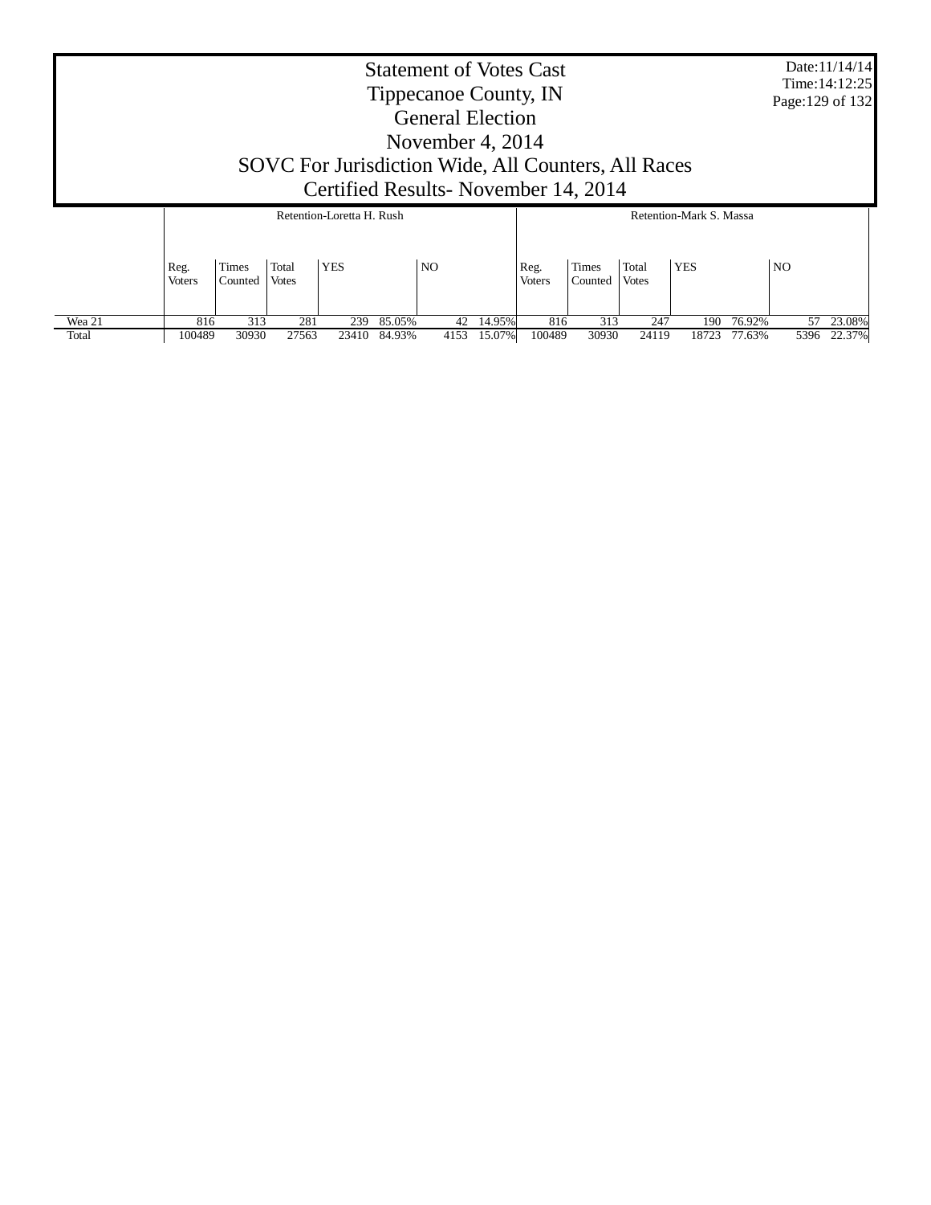# Statement of Votes Cast
# Tippecanoe County, IN
# General Election
# November 4, 2014
# SOVC For Jurisdiction Wide, All Counters, All Races
# Certified Results- November 14, 2014

Date:11/14/14
Time:14:12:25

| | Retention-Loretta H. Rush | | | | | | | Retention-Mark S. Massa | | | | | | |
|---|---|---|---|---|---|---|---|---|---|---|---|---|---|---|
| | Reg. Voters | Times Counted | Total Votes | YES | | NO | | Reg. Voters | Times Counted | Total Votes | YES | | NO | |
| Wea 21 | 816 | 313 | 281 | 239 | 85.05% | 42 | 14.95% | 816 | 313 | 247 | 190 | 76.92% | 57 | 23.08% |
| Total | 100489 | 30930 | 27563 | 23410 | 84.93% | 4153 | 15.07% | 100489 | 30930 | 24119 | 18723 | 77.63% | 5396 | 22.37% |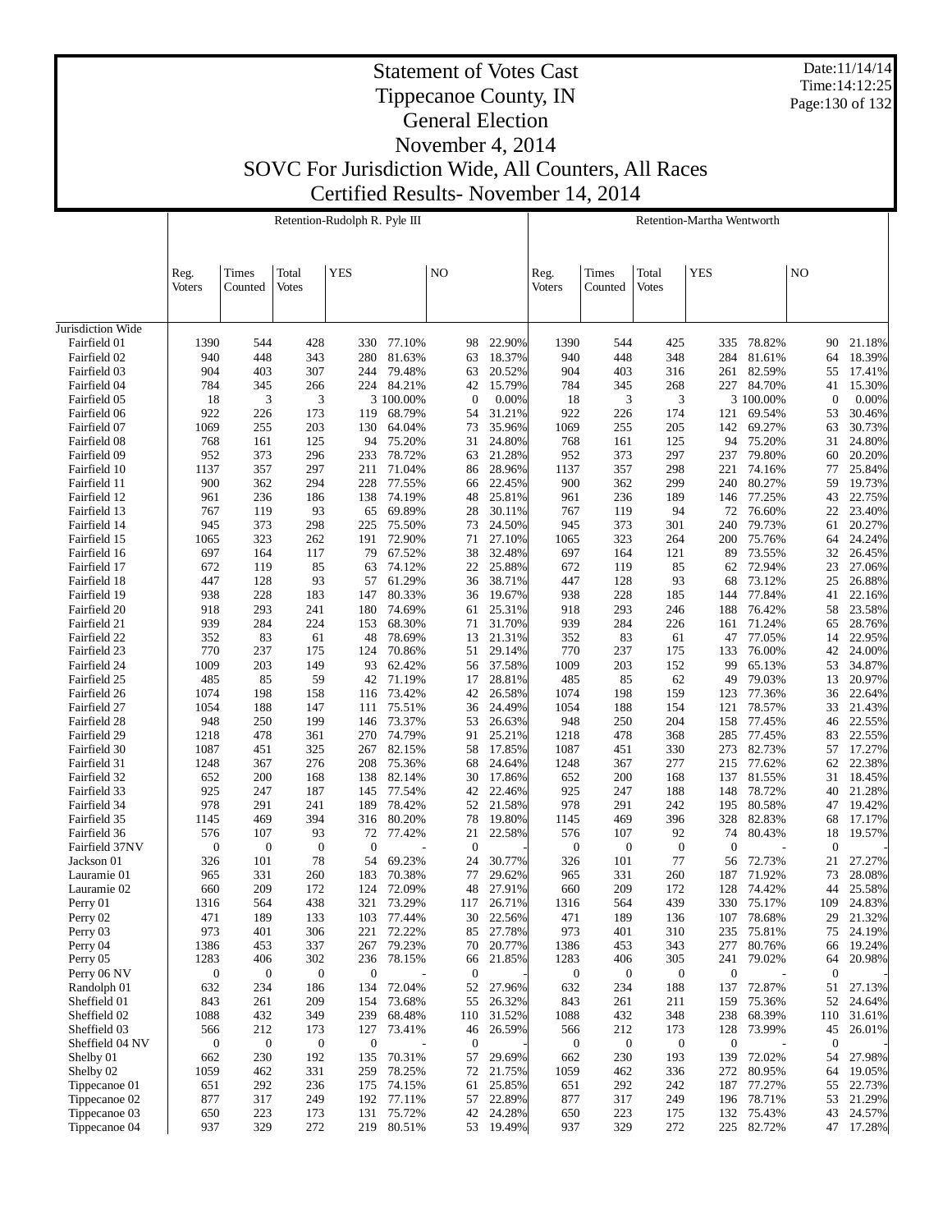# Statement of Votes Cast
# Tippecanoe County, IN
# General Election
# November 4, 2014
# SOVC For Jurisdiction Wide, All Counters, All Races
# Certified Results- November 14, 2014

Date:11/14/14
Time:14:12:25

| | Retention-Rudolph R. Pyle III | | | | | | | Retention-Martha Wentworth | | | | | | |
|---|---|---|---|---|---|---|---|---|---|---|---|---|---|---|
| | Reg. Voters | Times Counted | Total Votes | YES | | NO | | Reg. Voters | Times Counted | Total Votes | YES | | NO | |
| Jurisdiction Wide | | | | | | | | | | | | | | |
| Fairfield 01 | 1390 | 544 | 428 | 330 | 77.10% | 98 | 22.90% | 1390 | 544 | 425 | 335 | 78.82% | 90 | 21.18% |
| Fairfield 02 | 940 | 448 | 343 | 280 | 81.63% | 63 | 18.37% | 940 | 448 | 348 | 284 | 81.61% | 64 | 18.39% |
| Fairfield 03 | 904 | 403 | 307 | 244 | 79.48% | 63 | 20.52% | 904 | 403 | 316 | 261 | 82.59% | 55 | 17.41% |
| Fairfield 04 | 784 | 345 | 266 | 224 | 84.21% | 42 | 15.79% | 784 | 345 | 268 | 227 | 84.70% | 41 | 15.30% |
| Fairfield 05 | 18 | 3 | 3 | 3 | 100.00% | 0 | 0.00% | 18 | 3 | 3 | 3 | 100.00% | 0 | 0.00% |
| Fairfield 06 | 922 | 226 | 173 | 119 | 68.79% | 54 | 31.21% | 922 | 226 | 174 | 121 | 69.54% | 53 | 30.46% |
| Fairfield 07 | 1069 | 255 | 203 | 130 | 64.04% | 73 | 35.96% | 1069 | 255 | 205 | 142 | 69.27% | 63 | 30.73% |
| Fairfield 08 | 768 | 161 | 125 | 94 | 75.20% | 31 | 24.80% | 768 | 161 | 125 | 94 | 75.20% | 31 | 24.80% |
| Fairfield 09 | 952 | 373 | 296 | 233 | 78.72% | 63 | 21.28% | 952 | 373 | 297 | 237 | 79.80% | 60 | 20.20% |
| Fairfield 10 | 1137 | 357 | 297 | 211 | 71.04% | 86 | 28.96% | 1137 | 357 | 298 | 221 | 74.16% | 77 | 25.84% |
| Fairfield 11 | 900 | 362 | 294 | 228 | 77.55% | 66 | 22.45% | 900 | 362 | 299 | 240 | 80.27% | 59 | 19.73% |
| Fairfield 12 | 961 | 236 | 186 | 138 | 74.19% | 48 | 25.81% | 961 | 236 | 189 | 146 | 77.25% | 43 | 22.75% |
| Fairfield 13 | 767 | 119 | 93 | 65 | 69.89% | 28 | 30.11% | 767 | 119 | 94 | 72 | 76.60% | 22 | 23.40% |
| Fairfield 14 | 945 | 373 | 298 | 225 | 75.50% | 73 | 24.50% | 945 | 373 | 301 | 240 | 79.73% | 61 | 20.27% |
| Fairfield 15 | 1065 | 323 | 262 | 191 | 72.90% | 71 | 27.10% | 1065 | 323 | 264 | 200 | 75.76% | 64 | 24.24% |
| Fairfield 16 | 697 | 164 | 117 | 79 | 67.52% | 38 | 32.48% | 697 | 164 | 121 | 89 | 73.55% | 32 | 26.45% |
| Fairfield 17 | 672 | 119 | 85 | 63 | 74.12% | 22 | 25.88% | 672 | 119 | 85 | 62 | 72.94% | 23 | 27.06% |
| Fairfield 18 | 447 | 128 | 93 | 57 | 61.29% | 36 | 38.71% | 447 | 128 | 93 | 68 | 73.12% | 25 | 26.88% |
| Fairfield 19 | 938 | 228 | 183 | 147 | 80.33% | 36 | 19.67% | 938 | 228 | 185 | 144 | 77.84% | 41 | 22.16% |
| Fairfield 20 | 918 | 293 | 241 | 180 | 74.69% | 61 | 25.31% | 918 | 293 | 246 | 188 | 76.42% | 58 | 23.58% |
| Fairfield 21 | 939 | 284 | 224 | 153 | 68.30% | 71 | 31.70% | 939 | 284 | 226 | 161 | 71.24% | 65 | 28.76% |
| Fairfield 22 | 352 | 83 | 61 | 48 | 78.69% | 13 | 21.31% | 352 | 83 | 61 | 47 | 77.05% | 14 | 22.95% |
| Fairfield 23 | 770 | 237 | 175 | 124 | 70.86% | 51 | 29.14% | 770 | 237 | 175 | 133 | 76.00% | 42 | 24.00% |
| Fairfield 24 | 1009 | 203 | 149 | 93 | 62.42% | 56 | 37.58% | 1009 | 203 | 152 | 99 | 65.13% | 53 | 34.87% |
| Fairfield 25 | 485 | 85 | 59 | 42 | 71.19% | 17 | 28.81% | 485 | 85 | 62 | 49 | 79.03% | 13 | 20.97% |
| Fairfield 26 | 1074 | 198 | 158 | 116 | 73.42% | 42 | 26.58% | 1074 | 198 | 159 | 123 | 77.36% | 36 | 22.64% |
| Fairfield 27 | 1054 | 188 | 147 | 111 | 75.51% | 36 | 24.49% | 1054 | 188 | 154 | 121 | 78.57% | 33 | 21.43% |
| Fairfield 28 | 948 | 250 | 199 | 146 | 73.37% | 53 | 26.63% | 948 | 250 | 204 | 158 | 77.45% | 46 | 22.55% |
| Fairfield 29 | 1218 | 478 | 361 | 270 | 74.79% | 91 | 25.21% | 1218 | 478 | 368 | 285 | 77.45% | 83 | 22.55% |
| Fairfield 30 | 1087 | 451 | 325 | 267 | 82.15% | 58 | 17.85% | 1087 | 451 | 330 | 273 | 82.73% | 57 | 17.27% |
| Fairfield 31 | 1248 | 367 | 276 | 208 | 75.36% | 68 | 24.64% | 1248 | 367 | 277 | 215 | 77.62% | 62 | 22.38% |
| Fairfield 32 | 652 | 200 | 168 | 138 | 82.14% | 30 | 17.86% | 652 | 200 | 168 | 137 | 81.55% | 31 | 18.45% |
| Fairfield 33 | 925 | 247 | 187 | 145 | 77.54% | 42 | 22.46% | 925 | 247 | 188 | 148 | 78.72% | 40 | 21.28% |
| Fairfield 34 | 978 | 291 | 241 | 189 | 78.42% | 52 | 21.58% | 978 | 291 | 242 | 195 | 80.58% | 47 | 19.42% |
| Fairfield 35 | 1145 | 469 | 394 | 316 | 80.20% | 78 | 19.80% | 1145 | 469 | 396 | 328 | 82.83% | 68 | 17.17% |
| Fairfield 36 | 576 | 107 | 93 | 72 | 77.42% | 21 | 22.58% | 576 | 107 | 92 | 74 | 80.43% | 18 | 19.57% |
| Fairfield 37NV | 0 | 0 | 0 | 0 | - | 0 | - | 0 | 0 | 0 | 0 | - | 0 | - |
| Jackson 01 | 326 | 101 | 78 | 54 | 69.23% | 24 | 30.77% | 326 | 101 | 77 | 56 | 72.73% | 21 | 27.27% |
| Lauramie 01 | 965 | 331 | 260 | 183 | 70.38% | 77 | 29.62% | 965 | 331 | 260 | 187 | 71.92% | 73 | 28.08% |
| Lauramie 02 | 660 | 209 | 172 | 124 | 72.09% | 48 | 27.91% | 660 | 209 | 172 | 128 | 74.42% | 44 | 25.58% |
| Perry 01 | 1316 | 564 | 438 | 321 | 73.29% | 117 | 26.71% | 1316 | 564 | 439 | 330 | 75.17% | 109 | 24.83% |
| Perry 02 | 471 | 189 | 133 | 103 | 77.44% | 30 | 22.56% | 471 | 189 | 136 | 107 | 78.68% | 29 | 21.32% |
| Perry 03 | 973 | 401 | 306 | 221 | 72.22% | 85 | 27.78% | 973 | 401 | 310 | 235 | 75.81% | 75 | 24.19% |
| Perry 04 | 1386 | 453 | 337 | 267 | 79.23% | 70 | 20.77% | 1386 | 453 | 343 | 277 | 80.76% | 66 | 19.24% |
| Perry 05 | 1283 | 406 | 302 | 236 | 78.15% | 66 | 21.85% | 1283 | 406 | 305 | 241 | 79.02% | 64 | 20.98% |
| Perry 06 NV | 0 | 0 | 0 | 0 | - | 0 | - | 0 | 0 | 0 | 0 | - | 0 | - |
| Randolph 01 | 632 | 234 | 186 | 134 | 72.04% | 52 | 27.96% | 632 | 234 | 188 | 137 | 72.87% | 51 | 27.13% |
| Sheffield 01 | 843 | 261 | 209 | 154 | 73.68% | 55 | 26.32% | 843 | 261 | 211 | 159 | 75.36% | 52 | 24.64% |
| Sheffield 02 | 1088 | 432 | 349 | 239 | 68.48% | 110 | 31.52% | 1088 | 432 | 348 | 238 | 68.39% | 110 | 31.61% |
| Sheffield 03 | 566 | 212 | 173 | 127 | 73.41% | 46 | 26.59% | 566 | 212 | 173 | 128 | 73.99% | 45 | 26.01% |
| Sheffield 04 NV | 0 | 0 | 0 | 0 | - | 0 | - | 0 | 0 | 0 | 0 | - | 0 | - |
| Shelby 01 | 662 | 230 | 192 | 135 | 70.31% | 57 | 29.69% | 662 | 230 | 193 | 139 | 72.02% | 54 | 27.98% |
| Shelby 02 | 1059 | 462 | 331 | 259 | 78.25% | 72 | 21.75% | 1059 | 462 | 336 | 272 | 80.95% | 64 | 19.05% |
| Tippecanoe 01 | 651 | 292 | 236 | 175 | 74.15% | 61 | 25.85% | 651 | 292 | 242 | 187 | 77.27% | 55 | 22.73% |
| Tippecanoe 02 | 877 | 317 | 249 | 192 | 77.11% | 57 | 22.89% | 877 | 317 | 249 | 196 | 78.71% | 53 | 21.29% |
| Tippecanoe 03 | 650 | 223 | 173 | 131 | 75.72% | 42 | 24.28% | 650 | 223 | 175 | 132 | 75.43% | 43 | 24.57% |
| Tippecanoe 04 | 937 | 329 | 272 | 219 | 80.51% | 53 | 19.49% | 937 | 329 | 272 | 225 | 82.72% | 47 | 17.28% |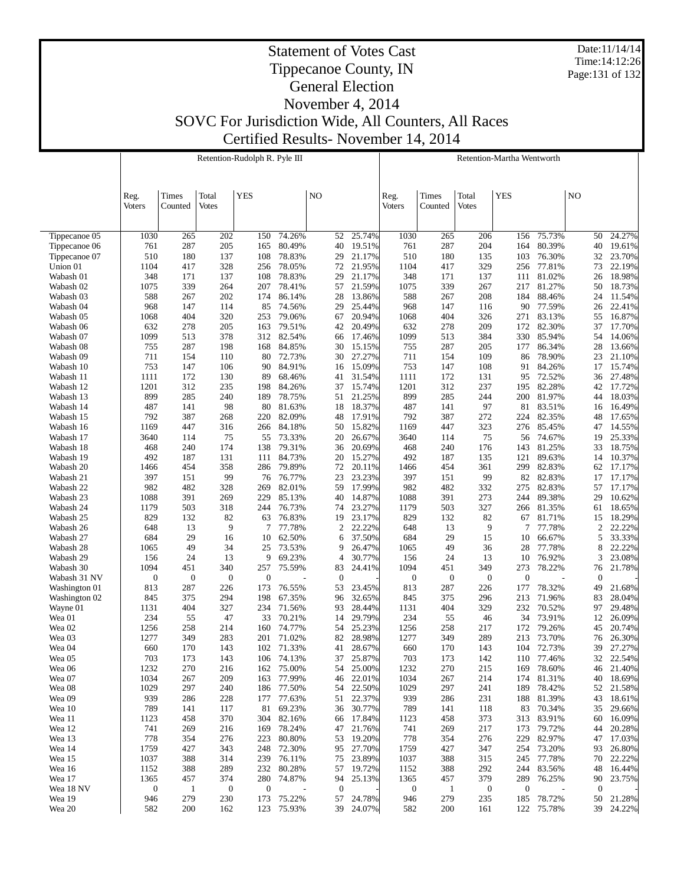# Statement of Votes Cast
# Tippecanoe County, IN
# General Election
# November 4, 2014
# SOVC For Jurisdiction Wide, All Counters, All Races
# Certified Results- November 14, 2014

Date:11/14/14
Time:14:12:26

| | Retention-Rudolph R. Pyle III | | | | | | | Retention-Martha Wentworth | | | | | | |
|---|---|---|---|---|---|---|---|---|---|---|---|---|---|---|
| | Reg. Voters | Times Counted | Total Votes | YES | | NO | | Reg. Voters | Times Counted | Total Votes | YES | | NO | |
| Tippecanoe 05 | 1030 | 265 | 202 | 150 | 74.26% | 52 | 25.74% | 1030 | 265 | 206 | 156 | 75.73% | 50 | 24.27% |
| Tippecanoe 06 | 761 | 287 | 205 | 165 | 80.49% | 40 | 19.51% | 761 | 287 | 204 | 164 | 80.39% | 40 | 19.61% |
| Tippecanoe 07 | 510 | 180 | 137 | 108 | 78.83% | 29 | 21.17% | 510 | 180 | 135 | 103 | 76.30% | 32 | 23.70% |
| Union 01 | 1104 | 417 | 328 | 256 | 78.05% | 72 | 21.95% | 1104 | 417 | 329 | 256 | 77.81% | 73 | 22.19% |
| Wabash 01 | 348 | 171 | 137 | 108 | 78.83% | 29 | 21.17% | 348 | 171 | 137 | 111 | 81.02% | 26 | 18.98% |
| Wabash 02 | 1075 | 339 | 264 | 207 | 78.41% | 57 | 21.59% | 1075 | 339 | 267 | 217 | 81.27% | 50 | 18.73% |
| Wabash 03 | 588 | 267 | 202 | 174 | 86.14% | 28 | 13.86% | 588 | 267 | 208 | 184 | 88.46% | 24 | 11.54% |
| Wabash 04 | 968 | 147 | 114 | 85 | 74.56% | 29 | 25.44% | 968 | 147 | 116 | 90 | 77.59% | 26 | 22.41% |
| Wabash 05 | 1068 | 404 | 320 | 253 | 79.06% | 67 | 20.94% | 1068 | 404 | 326 | 271 | 83.13% | 55 | 16.87% |
| Wabash 06 | 632 | 278 | 205 | 163 | 79.51% | 42 | 20.49% | 632 | 278 | 209 | 172 | 82.30% | 37 | 17.70% |
| Wabash 07 | 1099 | 513 | 378 | 312 | 82.54% | 66 | 17.46% | 1099 | 513 | 384 | 330 | 85.94% | 54 | 14.06% |
| Wabash 08 | 755 | 287 | 198 | 168 | 84.85% | 30 | 15.15% | 755 | 287 | 205 | 177 | 86.34% | 28 | 13.66% |
| Wabash 09 | 711 | 154 | 110 | 80 | 72.73% | 30 | 27.27% | 711 | 154 | 109 | 86 | 78.90% | 23 | 21.10% |
| Wabash 10 | 753 | 147 | 106 | 90 | 84.91% | 16 | 15.09% | 753 | 147 | 108 | 91 | 84.26% | 17 | 15.74% |
| Wabash 11 | 1111 | 172 | 130 | 89 | 68.46% | 41 | 31.54% | 1111 | 172 | 131 | 95 | 72.52% | 36 | 27.48% |
| Wabash 12 | 1201 | 312 | 235 | 198 | 84.26% | 37 | 15.74% | 1201 | 312 | 237 | 195 | 82.28% | 42 | 17.72% |
| Wabash 13 | 899 | 285 | 240 | 189 | 78.75% | 51 | 21.25% | 899 | 285 | 244 | 200 | 81.97% | 44 | 18.03% |
| Wabash 14 | 487 | 141 | 98 | 80 | 81.63% | 18 | 18.37% | 487 | 141 | 97 | 81 | 83.51% | 16 | 16.49% |
| Wabash 15 | 792 | 387 | 268 | 220 | 82.09% | 48 | 17.91% | 792 | 387 | 272 | 224 | 82.35% | 48 | 17.65% |
| Wabash 16 | 1169 | 447 | 316 | 266 | 84.18% | 50 | 15.82% | 1169 | 447 | 323 | 276 | 85.45% | 47 | 14.55% |
| Wabash 17 | 3640 | 114 | 75 | 55 | 73.33% | 20 | 26.67% | 3640 | 114 | 75 | 56 | 74.67% | 19 | 25.33% |
| Wabash 18 | 468 | 240 | 174 | 138 | 79.31% | 36 | 20.69% | 468 | 240 | 176 | 143 | 81.25% | 33 | 18.75% |
| Wabash 19 | 492 | 187 | 131 | 111 | 84.73% | 20 | 15.27% | 492 | 187 | 135 | 121 | 89.63% | 14 | 10.37% |
| Wabash 20 | 1466 | 454 | 358 | 286 | 79.89% | 72 | 20.11% | 1466 | 454 | 361 | 299 | 82.83% | 62 | 17.17% |
| Wabash 21 | 397 | 151 | 99 | 76 | 76.77% | 23 | 23.23% | 397 | 151 | 99 | 82 | 82.83% | 17 | 17.17% |
| Wabash 22 | 982 | 482 | 328 | 269 | 82.01% | 59 | 17.99% | 982 | 482 | 332 | 275 | 82.83% | 57 | 17.17% |
| Wabash 23 | 1088 | 391 | 269 | 229 | 85.13% | 40 | 14.87% | 1088 | 391 | 273 | 244 | 89.38% | 29 | 10.62% |
| Wabash 24 | 1179 | 503 | 318 | 244 | 76.73% | 74 | 23.27% | 1179 | 503 | 327 | 266 | 81.35% | 61 | 18.65% |
| Wabash 25 | 829 | 132 | 82 | 63 | 76.83% | 19 | 23.17% | 829 | 132 | 82 | 67 | 81.71% | 15 | 18.29% |
| Wabash 26 | 648 | 13 | 9 | 7 | 77.78% | 2 | 22.22% | 648 | 13 | 9 | 7 | 77.78% | 2 | 22.22% |
| Wabash 27 | 684 | 29 | 16 | 10 | 62.50% | 6 | 37.50% | 684 | 29 | 15 | 10 | 66.67% | 5 | 33.33% |
| Wabash 28 | 1065 | 49 | 34 | 25 | 73.53% | 9 | 26.47% | 1065 | 49 | 36 | 28 | 77.78% | 8 | 22.22% |
| Wabash 29 | 156 | 24 | 13 | 9 | 69.23% | 4 | 30.77% | 156 | 24 | 13 | 10 | 76.92% | 3 | 23.08% |
| Wabash 30 | 1094 | 451 | 340 | 257 | 75.59% | 83 | 24.41% | 1094 | 451 | 349 | 273 | 78.22% | 76 | 21.78% |
| Wabash 31 NV | 0 | 0 | 0 | 0 | - | 0 | - | 0 | 0 | 0 | 0 | - | 0 | - |
| Washington 01 | 813 | 287 | 226 | 173 | 76.55% | 53 | 23.45% | 813 | 287 | 226 | 177 | 78.32% | 49 | 21.68% |
| Washington 02 | 845 | 375 | 294 | 198 | 67.35% | 96 | 32.65% | 845 | 375 | 296 | 213 | 71.96% | 83 | 28.04% |
| Wayne 01 | 1131 | 404 | 327 | 234 | 71.56% | 93 | 28.44% | 1131 | 404 | 329 | 232 | 70.52% | 97 | 29.48% |
| Wea 01 | 234 | 55 | 47 | 33 | 70.21% | 14 | 29.79% | 234 | 55 | 46 | 34 | 73.91% | 12 | 26.09% |
| Wea 02 | 1256 | 258 | 214 | 160 | 74.77% | 54 | 25.23% | 1256 | 258 | 217 | 172 | 79.26% | 45 | 20.74% |
| Wea 03 | 1277 | 349 | 283 | 201 | 71.02% | 82 | 28.98% | 1277 | 349 | 289 | 213 | 73.70% | 76 | 26.30% |
| Wea 04 | 660 | 170 | 143 | 102 | 71.33% | 41 | 28.67% | 660 | 170 | 143 | 104 | 72.73% | 39 | 27.27% |
| Wea 05 | 703 | 173 | 143 | 106 | 74.13% | 37 | 25.87% | 703 | 173 | 142 | 110 | 77.46% | 32 | 22.54% |
| Wea 06 | 1232 | 270 | 216 | 162 | 75.00% | 54 | 25.00% | 1232 | 270 | 215 | 169 | 78.60% | 46 | 21.40% |
| Wea 07 | 1034 | 267 | 209 | 163 | 77.99% | 46 | 22.01% | 1034 | 267 | 214 | 174 | 81.31% | 40 | 18.69% |
| Wea 08 | 1029 | 297 | 240 | 186 | 77.50% | 54 | 22.50% | 1029 | 297 | 241 | 189 | 78.42% | 52 | 21.58% |
| Wea 09 | 939 | 286 | 228 | 177 | 77.63% | 51 | 22.37% | 939 | 286 | 231 | 188 | 81.39% | 43 | 18.61% |
| Wea 10 | 789 | 141 | 117 | 81 | 69.23% | 36 | 30.77% | 789 | 141 | 118 | 83 | 70.34% | 35 | 29.66% |
| Wea 11 | 1123 | 458 | 370 | 304 | 82.16% | 66 | 17.84% | 1123 | 458 | 373 | 313 | 83.91% | 60 | 16.09% |
| Wea 12 | 741 | 269 | 216 | 169 | 78.24% | 47 | 21.76% | 741 | 269 | 217 | 173 | 79.72% | 44 | 20.28% |
| Wea 13 | 778 | 354 | 276 | 223 | 80.80% | 53 | 19.20% | 778 | 354 | 276 | 229 | 82.97% | 47 | 17.03% |
| Wea 14 | 1759 | 427 | 343 | 248 | 72.30% | 95 | 27.70% | 1759 | 427 | 347 | 254 | 73.20% | 93 | 26.80% |
| Wea 15 | 1037 | 388 | 314 | 239 | 76.11% | 75 | 23.89% | 1037 | 388 | 315 | 245 | 77.78% | 70 | 22.22% |
| Wea 16 | 1152 | 388 | 289 | 232 | 80.28% | 57 | 19.72% | 1152 | 388 | 292 | 244 | 83.56% | 48 | 16.44% |
| Wea 17 | 1365 | 457 | 374 | 280 | 74.87% | 94 | 25.13% | 1365 | 457 | 379 | 289 | 76.25% | 90 | 23.75% |
| Wea 18 NV | 0 | 1 | 0 | 0 | - | 0 | - | 0 | 1 | 0 | 0 | - | 0 | - |
| Wea 19 | 946 | 279 | 230 | 173 | 75.22% | 57 | 24.78% | 946 | 279 | 235 | 185 | 78.72% | 50 | 21.28% |
| Wea 20 | 582 | 200 | 162 | 123 | 75.93% | 39 | 24.07% | 582 | 200 | 161 | 122 | 75.78% | 39 | 24.22% |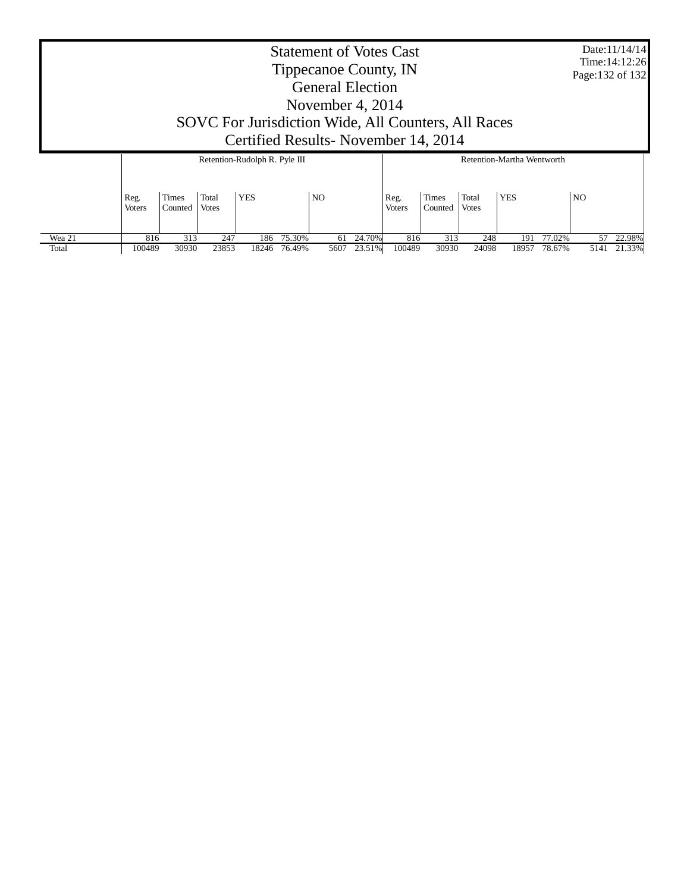# Statement of Votes Cast
# Tippecanoe County, IN
# General Election
# November 4, 2014
# SOVC For Jurisdiction Wide, All Counters, All Races
# Certified Results- November 14, 2014

Date:11/14/14
Time:14:12:26

| | Retention-Rudolph R. Pyle III | | | | | | | Retention-Martha Wentworth | | | | | | |
|---|---|---|---|---|---|---|---|---|---|---|---|---|---|---|
| | Reg. Voters | Times Counted | Total Votes | YES | | NO | | Reg. Voters | Times Counted | Total Votes | YES | | NO | |
| Wea 21 | 816 | 313 | 247 | 186 | 75.30% | 61 | 24.70% | 816 | 313 | 248 | 191 | 77.02% | 57 | 22.98% |
| Total | 100489 | 30930 | 23853 | 18246 | 76.49% | 5607 | 23.51% | 100489 | 30930 | 24098 | 18957 | 78.67% | 5141 | 21.33% |